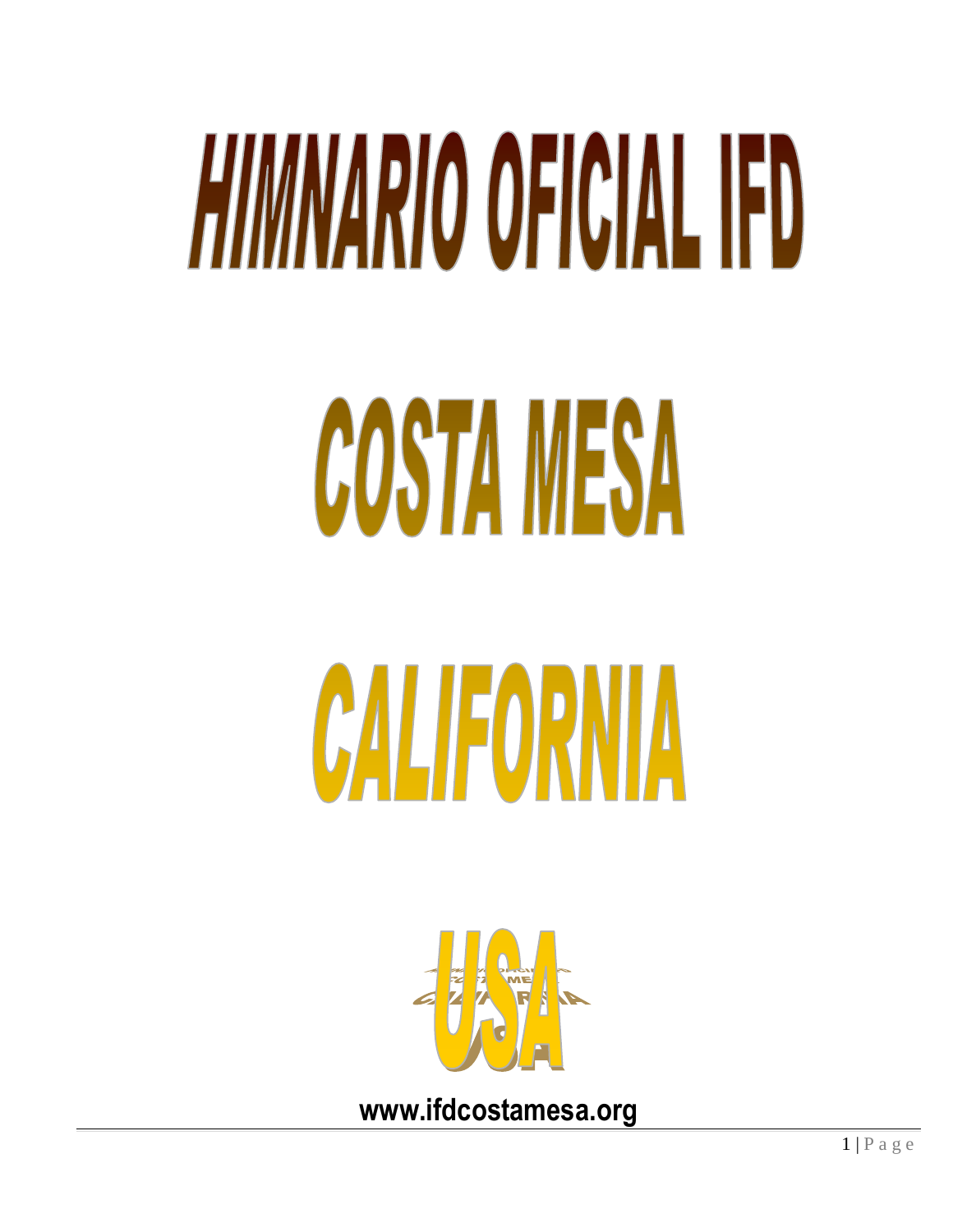# HIMNARIO OFICIAL IFD

# COSTA MESA

# CALIFORNIA

# USA

**www.ifdcostamesa.org**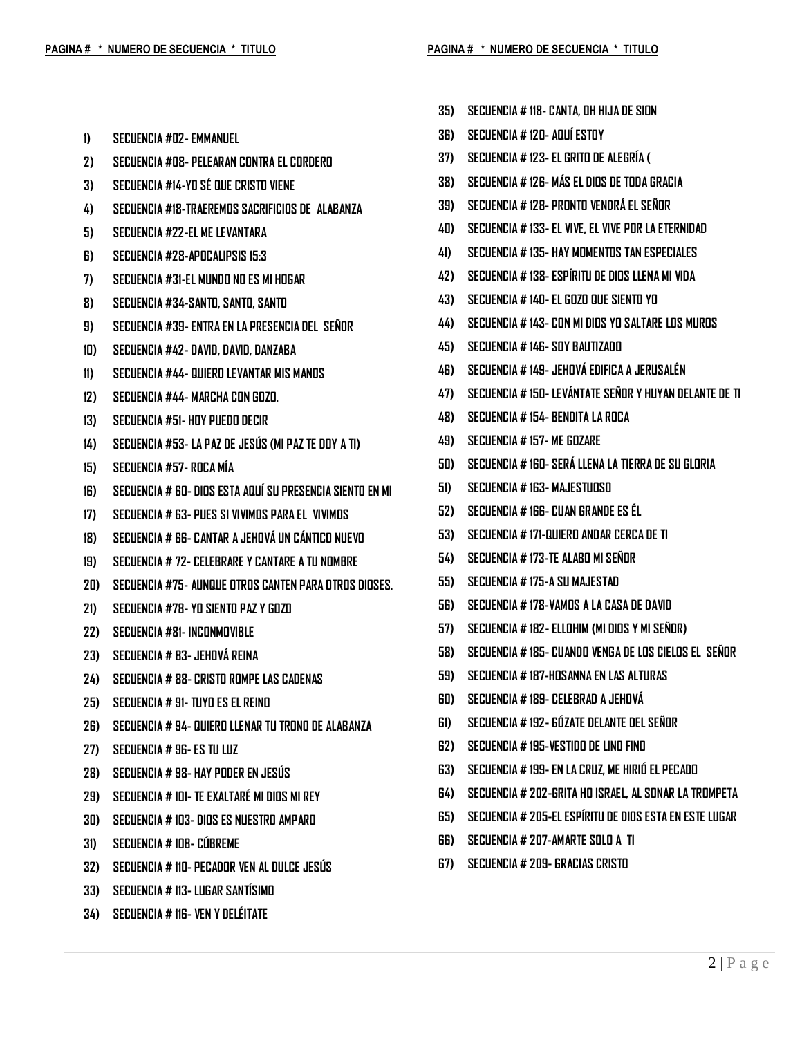PAGINA # * NUMERO DE SECUENCIA * TITULO

1) SECUENCIA #02- EMMANUEL
2) SECUENCIA #08- PELEARAN CONTRA EL CORDERO
3) SECUENCIA #14-YO SÉ QUE CRISTO VIENE
4) SECUENCIA #18-TRAEREMOS SACRIFICIOS DE ALABANZA
5) SECUENCIA #22-EL ME LEVANTARA
6) SECUENCIA #28-APOCALIPSIS 15:3
7) SECUENCIA #31-EL MUNDO NO ES MI HOGAR
8) SECUENCIA #34-SANTO, SANTO, SANTO
9) SECUENCIA #39- ENTRA EN LA PRESENCIA DEL SEÑOR
10) SECUENCIA #42- DAVID, DAVID, DANZABA
11) SECUENCIA #44- QUIERO LEVANTAR MIS MANOS
12) SECUENCIA #44- MARCHA CON GOZO.
13) SECUENCIA #51- HOY PUEDO DECIR
14) SECUENCIA #53- LA PAZ DE JESÚS (MI PAZ TE DOY A TI)
15) SECUENCIA #57- ROCA MÍA
16) SECUENCIA # 60- DIOS ESTA AQUÍ SU PRESENCIA SIENTO EN MI
17) SECUENCIA # 63- PUES SI VIVIMOS PARA EL VIVIMOS
18) SECUENCIA # 66- CANTAR A JEHOVÁ UN CÁNTICO NUEVO
19) SECUENCIA # 72- CELEBRARE Y CANTARE A TU NOMBRE
20) SECUENCIA #75- AUNQUE OTROS CANTEN PARA OTROS DIOSES.
21) SECUENCIA #78- YO SIENTO PAZ Y GOZO
22) SECUENCIA #81- INCONMOVIBLE
23) SECUENCIA # 83- JEHOVÁ REINA
24) SECUENCIA # 88- CRISTO ROMPE LAS CADENAS
25) SECUENCIA # 91- TUYO ES EL REINO
26) SECUENCIA # 94- QUIERO LLENAR TU TRONO DE ALABANZA
27) SECUENCIA # 96- ES TU LUZ
28) SECUENCIA # 98- HAY PODER EN JESÚS
29) SECUENCIA # 101- TE EXALTARÉ MI DIOS MI REY
30) SECUENCIA # 103- DIOS ES NUESTRO AMPARO
31) SECUENCIA # 108- CÚBREME
32) SECUENCIA # 110- PECADOR VEN AL DULCE JESÚS
33) SECUENCIA # 113- LUGAR SANTÍSIMO
34) SECUENCIA # 116- VEN Y DELÉITATE

PAGINA # * NUMERO DE SECUENCIA * TITULO

35) SECUENCIA # 118- CANTA, OH HIJA DE SION
36) SECUENCIA # 120- AQUÍ ESTOY
37) SECUENCIA # 123- EL GRITO DE ALEGRÍA (
38) SECUENCIA # 126- MÁS EL DIOS DE TODA GRACIA
39) SECUENCIA # 128- PRONTO VENDRÁ EL SEÑOR
40) SECUENCIA # 133- EL VIVE, EL VIVE POR LA ETERNIDAD
41) SECUENCIA # 135- HAY MOMENTOS TAN ESPECIALES
42) SECUENCIA # 138- ESPÍRITU DE DIOS LLENA MI VIDA
43) SECUENCIA # 140- EL GOZO QUE SIENTO YO
44) SECUENCIA # 143- CON MI DIOS YO SALTARE LOS MUROS
45) SECUENCIA # 146- SOY BAUTIZADO
46) SECUENCIA # 149- JEHOVÁ EDIFICA A JERUSALÉN
47) SECUENCIA # 150- LEVÁNTATE SEÑOR Y HUYAN DELANTE DE TI
48) SECUENCIA # 154- BENDITA LA ROCA
49) SECUENCIA # 157- ME GOZARE
50) SECUENCIA # 160- SERÁ LLENA LA TIERRA DE SU GLORIA
51) SECUENCIA # 163- MAJESTUOSO
52) SECUENCIA # 166- CUAN GRANDE ES ÉL
53) SECUENCIA # 171-QUIERO ANDAR CERCA DE TI
54) SECUENCIA # 173-TE ALABO MI SEÑOR
55) SECUENCIA # 175-A SU MAJESTAD
56) SECUENCIA # 178-VAMOS A LA CASA DE DAVID
57) SECUENCIA # 182- ELLOHIM (MI DIOS Y MI SEÑOR)
58) SECUENCIA # 185- CUANDO VENGA DE LOS CIELOS EL SEÑOR
59) SECUENCIA # 187-HOSANNA EN LAS ALTURAS
60) SECUENCIA # 189- CELEBRAD A JEHOVÁ
61) SECUENCIA # 192- GÓZATE DELANTE DEL SEÑOR
62) SECUENCIA # 195-VESTIDO DE LINO FINO
63) SECUENCIA # 199- EN LA CRUZ, ME HIRIÓ EL PECADO
64) SECUENCIA # 202-GRITA HO ISRAEL, AL SONAR LA TROMPETA
65) SECUENCIA # 205-EL ESPÍRITU DE DIOS ESTA EN ESTE LUGAR
66) SECUENCIA # 207-AMARTE SOLO A TI
67) SECUENCIA # 209- GRACIAS CRISTO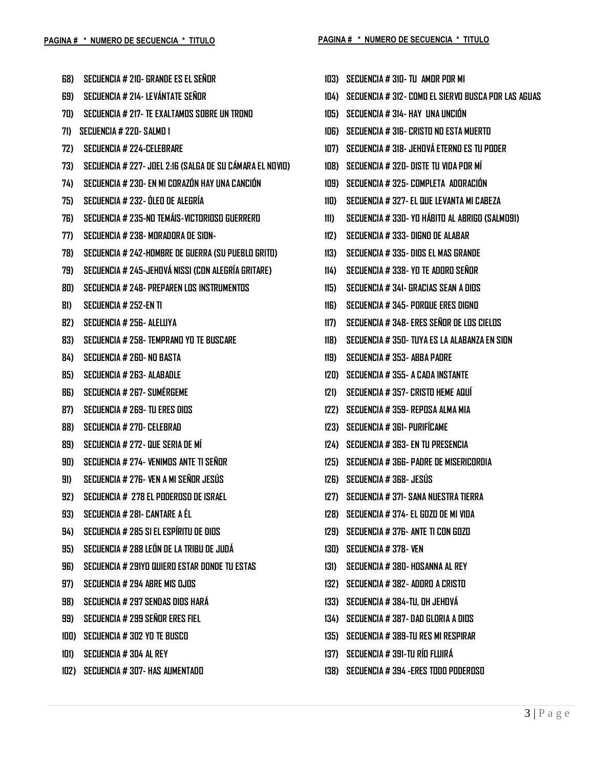**PAGINA # * NUMERO DE SECUENCIA * TITULO**

68) SECUENCIA # 210- GRANDE ES EL SEÑOR
69) SECUENCIA # 214- LEVÁNTATE SEÑOR
70) SECUENCIA # 217- TE EXALTAMOS SOBRE UN TRONO
71) SECUENCIA # 220- SALMO 1
72) SECUENCIA # 224-CELEBRARE
73) SECUENCIA # 227- JOEL 2:16 (SALGA DE SU CÁMARA EL NOVIO)
74) SECUENCIA # 230- EN MI CORAZÓN HAY UNA CANCIÓN
75) SECUENCIA # 232- ÓLEO DE ALEGRÍA
76) SECUENCIA # 235-NO TEMÁIS-VICTORIOSO GUERRERO
77) SECUENCIA # 238- MORADORA DE SION-
78) SECUENCIA # 242-HOMBRE DE GUERRA (SU PUEBLO GRITO)
79) SECUENCIA # 245-JEHOVÁ NISSI (CON ALEGRÍA GRITARE)
80) SECUENCIA # 248- PREPAREN LOS INSTRUMENTOS
81) SECUENCIA # 252-EN TI
82) SECUENCIA # 256- ALELUYA
83) SECUENCIA # 258- TEMPRANO YO TE BUSCARE
84) SECUENCIA # 260- NO BASTA
85) SECUENCIA # 263- ALABADLE
86) SECUENCIA # 267- SUMÉRGEME
87) SECUENCIA # 269- TU ERES DIOS
88) SECUENCIA # 270- CELEBRAD
89) SECUENCIA # 272- QUE SERIA DE MÍ
90) SECUENCIA # 274- VENIMOS ANTE TI SEÑOR
91) SECUENCIA # 276- VEN A MI SEÑOR JESÚS
92) SECUENCIA # 278 EL PODEROSO DE ISRAEL
93) SECUENCIA # 281- CANTARE A ÉL
94) SECUENCIA # 285 SI EL ESPÍRITU DE DIOS
95) SECUENCIA # 288 LEÓN DE LA TRIBU DE JUDÁ
96) SECUENCIA # 291YO QUIERO ESTAR DONDE TU ESTAS
97) SECUENCIA # 294 ABRE MIS OJOS
98) SECUENCIA # 297 SENDAS DIOS HARÁ
99) SECUENCIA # 299 SEÑOR ERES FIEL
100) SECUENCIA # 302 YO TE BUSCO
101) SECUENCIA # 304 AL REY
102) SECUENCIA # 307- HAS AUMENTADO
103) SECUENCIA # 310- TU AMOR POR MI
104) SECUENCIA # 312- COMO EL SIERVO BUSCA POR LAS AGUAS
105) SECUENCIA # 314- HAY UNA UNCIÓN
106) SECUENCIA # 316- CRISTO NO ESTA MUERTO
107) SECUENCIA # 318- JEHOVÁ ETERNO ES TU PODER
108) SECUENCIA # 320- DISTE TU VIDA POR MÍ
109) SECUENCIA # 325- COMPLETA ADORACIÓN
110) SECUENCIA # 327- EL QUE LEVANTA MI CABEZA
111) SECUENCIA # 330- YO HÁBITO AL ABRIGO (SALMO91)
112) SECUENCIA # 333- DIGNO DE ALABAR
113) SECUENCIA # 335- DIOS EL MAS GRANDE
114) SECUENCIA # 338- YO TE ADORO SEÑOR
115) SECUENCIA # 341- GRACIAS SEAN A DIOS
116) SECUENCIA # 345- PORQUE ERES DIGNO
117) SECUENCIA # 348- ERES SEÑOR DE LOS CIELOS
118) SECUENCIA # 350- TUYA ES LA ALABANZA EN SION
119) SECUENCIA # 353- ABBA PADRE
120) SECUENCIA # 355- A CADA INSTANTE
121) SECUENCIA # 357- CRISTO HEME AQUÍ
122) SECUENCIA # 359- REPOSA ALMA MIA
123) SECUENCIA # 361- PURIFÍCAME
124) SECUENCIA # 363- EN TU PRESENCIA
125) SECUENCIA # 366- PADRE DE MISERICORDIA
126) SECUENCIA # 368- JESÚS
127) SECUENCIA # 371- SANA NUESTRA TIERRA
128) SECUENCIA # 374- EL GOZO DE MI VIDA
129) SECUENCIA # 376- ANTE TI CON GOZO
130) SECUENCIA # 378- VEN
131) SECUENCIA # 380- HOSANNA AL REY
132) SECUENCIA # 382- ADORO A CRISTO
133) SECUENCIA # 384-TU, OH JEHOVÁ
134) SECUENCIA # 387- DAD GLORIA A DIOS
135) SECUENCIA # 389-TU RES MI RESPIRAR
137) SECUENCIA # 391-TU RÍO FLUIRÁ
138) SECUENCIA # 394 -ERES TODO PODEROSO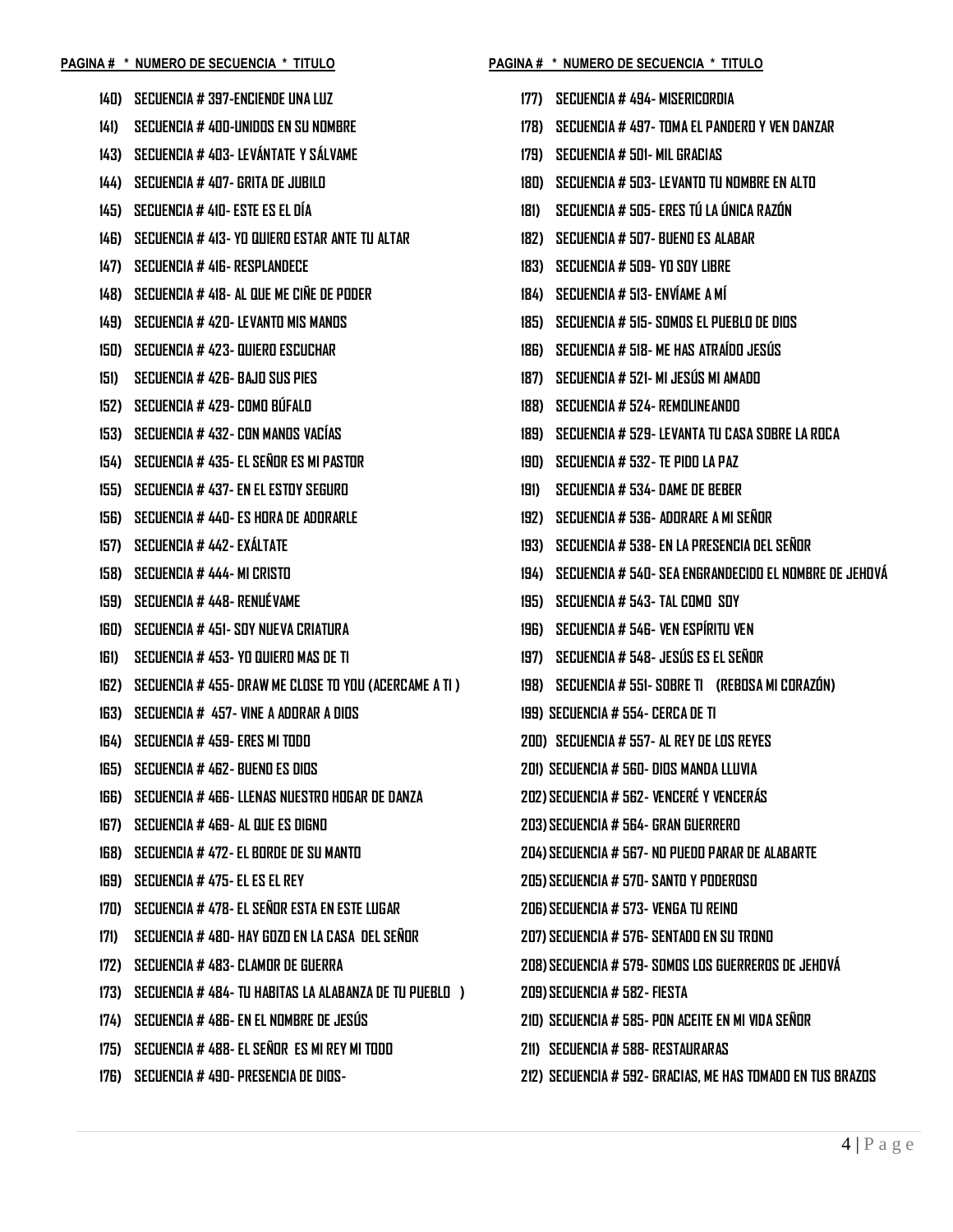**PAGINA # * NUMERO DE SECUENCIA * TITULO**

140) SECUENCIA # 397-ENCIENDE UNA LUZ
141) SECUENCIA # 400-UNIDOS EN SU NOMBRE
143) SECUENCIA # 403- LEVÁNTATE Y SÁLVAME
144) SECUENCIA # 407- GRITA DE JUBILO
145) SECUENCIA # 410- ESTE ES EL DÍA
146) SECUENCIA # 413- YO QUIERO ESTAR ANTE TU ALTAR
147) SECUENCIA # 416- RESPLANDECE
148) SECUENCIA # 418- AL QUE ME CIÑE DE PODER
149) SECUENCIA # 420- LEVANTO MIS MANOS
150) SECUENCIA # 423- QUIERO ESCUCHAR
151) SECUENCIA # 426- BAJO SUS PIES
152) SECUENCIA # 429- COMO BÚFALO
153) SECUENCIA # 432- CON MANOS VACÍAS
154) SECUENCIA # 435- EL SEÑOR ES MI PASTOR
155) SECUENCIA # 437- EN EL ESTOY SEGURO
156) SECUENCIA # 440- ES HORA DE ADORARLE
157) SECUENCIA # 442- EXÁLTATE
158) SECUENCIA # 444- MI CRISTO
159) SECUENCIA # 448- RENUÉVAME
160) SECUENCIA # 451- SOY NUEVA CRIATURA
161) SECUENCIA # 453- YO QUIERO MAS DE TI
162) SECUENCIA # 455- DRAW ME CLOSE TO YOU (ACERCAME A TI )
163) SECUENCIA # 457- VINE A ADORAR A DIOS
164) SECUENCIA # 459- ERES MI TODO
165) SECUENCIA # 462- BUENO ES DIOS
166) SECUENCIA # 466- LLENAS NUESTRO HOGAR DE DANZA
167) SECUENCIA # 469- AL QUE ES DIGNO
168) SECUENCIA # 472- EL BORDE DE SU MANTO
169) SECUENCIA # 475- EL ES EL REY
170) SECUENCIA # 478- EL SEÑOR ESTA EN ESTE LUGAR
171) SECUENCIA # 480- HAY GOZO EN LA CASA DEL SEÑOR
172) SECUENCIA # 483- CLAMOR DE GUERRA
173) SECUENCIA # 484- TU HABITAS LA ALABANZA DE TU PUEBLO )
174) SECUENCIA # 486- EN EL NOMBRE DE JESÚS
175) SECUENCIA # 488- EL SEÑOR ES MI REY MI TODO
176) SECUENCIA # 490- PRESENCIA DE DIOS-

**PAGINA # * NUMERO DE SECUENCIA * TITULO**

177) SECUENCIA # 494- MISERICORDIA
178) SECUENCIA # 497- TOMA EL PANDERO Y VEN DANZAR
179) SECUENCIA # 501- MIL GRACIAS
180) SECUENCIA # 503- LEVANTO TU NOMBRE EN ALTO
181) SECUENCIA # 505- ERES TÚ LA ÚNICA RAZÓN
182) SECUENCIA # 507- BUENO ES ALABAR
183) SECUENCIA # 509- YO SOY LIBRE
184) SECUENCIA # 513- ENVÍAME A MÍ
185) SECUENCIA # 515- SOMOS EL PUEBLO DE DIOS
186) SECUENCIA # 518- ME HAS ATRAÍDO JESÚS
187) SECUENCIA # 521- MI JESÚS MI AMADO
188) SECUENCIA # 524- REMOLINEANDO
189) SECUENCIA # 529- LEVANTA TU CASA SOBRE LA ROCA
190) SECUENCIA # 532- TE PIDO LA PAZ
191) SECUENCIA # 534- DAME DE BEBER
192) SECUENCIA # 536- ADORARE A MI SEÑOR
193) SECUENCIA # 538- EN LA PRESENCIA DEL SEÑOR
194) SECUENCIA # 540- SEA ENGRANDECIDO EL NOMBRE DE JEHOVÁ
195) SECUENCIA # 543- TAL COMO SOY
196) SECUENCIA # 546- VEN ESPÍRITU VEN
197) SECUENCIA # 548- JESÚS ES EL SEÑOR
198) SECUENCIA # 551- SOBRE TI (REBOSA MI CORAZÓN)
199) SECUENCIA # 554- CERCA DE TI
200) SECUENCIA # 557- AL REY DE LOS REYES
201) SECUENCIA # 560- DIOS MANDA LLUVIA
202) SECUENCIA # 562- VENCERÉ Y VENCERÁS
203) SECUENCIA # 564- GRAN GUERRERO
204) SECUENCIA # 567- NO PUEDO PARAR DE ALABARTE
205) SECUENCIA # 570- SANTO Y PODEROSO
206) SECUENCIA # 573- VENGA TU REINO
207) SECUENCIA # 576- SENTADO EN SU TRONO
208) SECUENCIA # 579- SOMOS LOS GUERREROS DE JEHOVÁ
209) SECUENCIA # 582- FIESTA
210) SECUENCIA # 585- PON ACEITE EN MI VIDA SEÑOR
211) SECUENCIA # 588- RESTAURARAS
212) SECUENCIA # 592- GRACIAS, ME HAS TOMADO EN TUS BRAZOS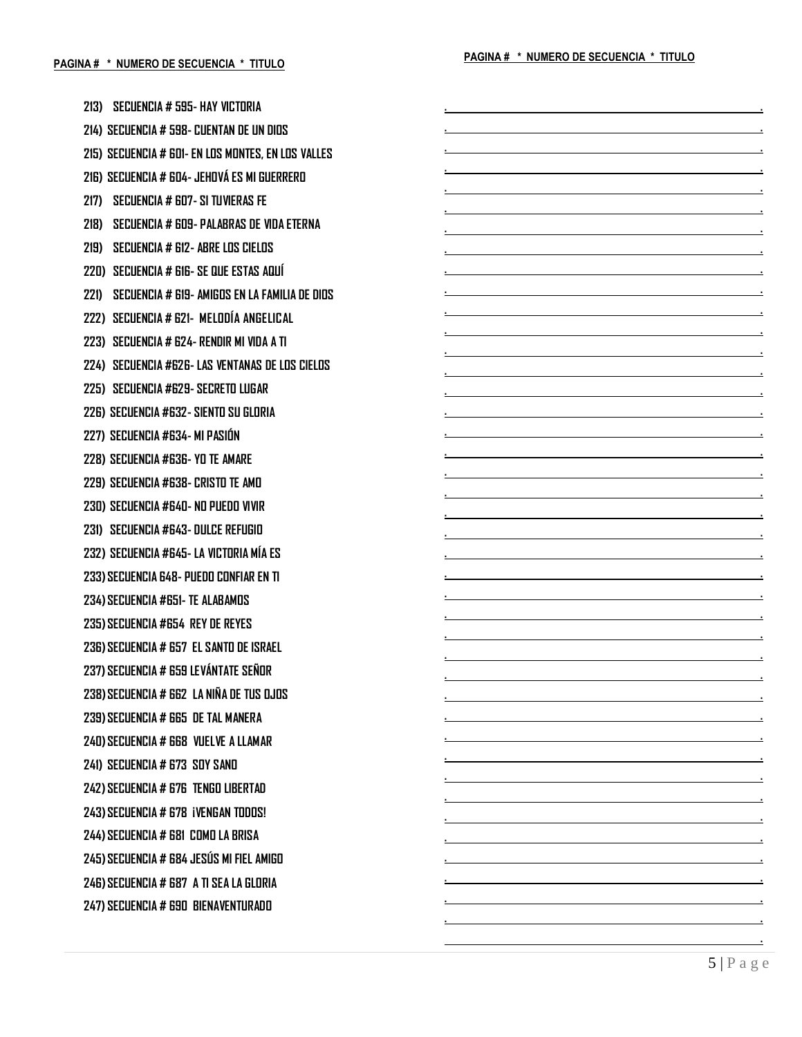**PAGINA # * NUMERO DE SECUENCIA * TITULO**

213) SECUENCIA # 595- HAY VICTORIA
214) SECUENCIA # 598- CUENTAN DE UN DIOS
215) SECUENCIA # 601- EN LOS MONTES, EN LOS VALLES
216) SECUENCIA # 604- JEHOVÁ ES MI GUERRERO
217) SECUENCIA # 607- SI TUVIERAS FE
218) SECUENCIA # 609- PALABRAS DE VIDA ETERNA
219) SECUENCIA # 612- ABRE LOS CIELOS
220) SECUENCIA # 616- SE QUE ESTAS AQUÍ
221) SECUENCIA # 619- AMIGOS EN LA FAMILIA DE DIOS
222) SECUENCIA # 621- MELODÍA ANGELICAL
223) SECUENCIA # 624- RENDIR MI VIDA A TI
224) SECUENCIA #626- LAS VENTANAS DE LOS CIELOS
225) SECUENCIA #629- SECRETO LUGAR
226) SECUENCIA #632- SIENTO SU GLORIA
227) SECUENCIA #634- MI PASIÓN
228) SECUENCIA #636- YO TE AMARE
229) SECUENCIA #638- CRISTO TE AMO
230) SECUENCIA #640- NO PUEDO VIVIR
231) SECUENCIA #643- DULCE REFUGIO
232) SECUENCIA #645- LA VICTORIA MÍA ES
233) SECUENCIA 648- PUEDO CONFIAR EN TI
234) SECUENCIA #651- TE ALABAMOS
235) SECUENCIA #654 REY DE REYES
236) SECUENCIA # 657 EL SANTO DE ISRAEL
237) SECUENCIA # 659 LEVÁNTATE SEÑOR
238) SECUENCIA # 662 LA NIÑA DE TUS OJOS
239) SECUENCIA # 665 DE TAL MANERA
240) SECUENCIA # 668 VUELVE A LLAMAR
241) SECUENCIA # 673 SOY SANO
242) SECUENCIA # 676 TENGO LIBERTAD
243) SECUENCIA # 678 ¡VENGAN TODOS!
244) SECUENCIA # 681 COMO LA BRISA
245) SECUENCIA # 684 JESÚS MI FIEL AMIGO
246) SECUENCIA # 687 A TI SEA LA GLORIA
247) SECUENCIA # 690 BIENAVENTURADO

**PAGINA # * NUMERO DE SECUENCIA * TITULO**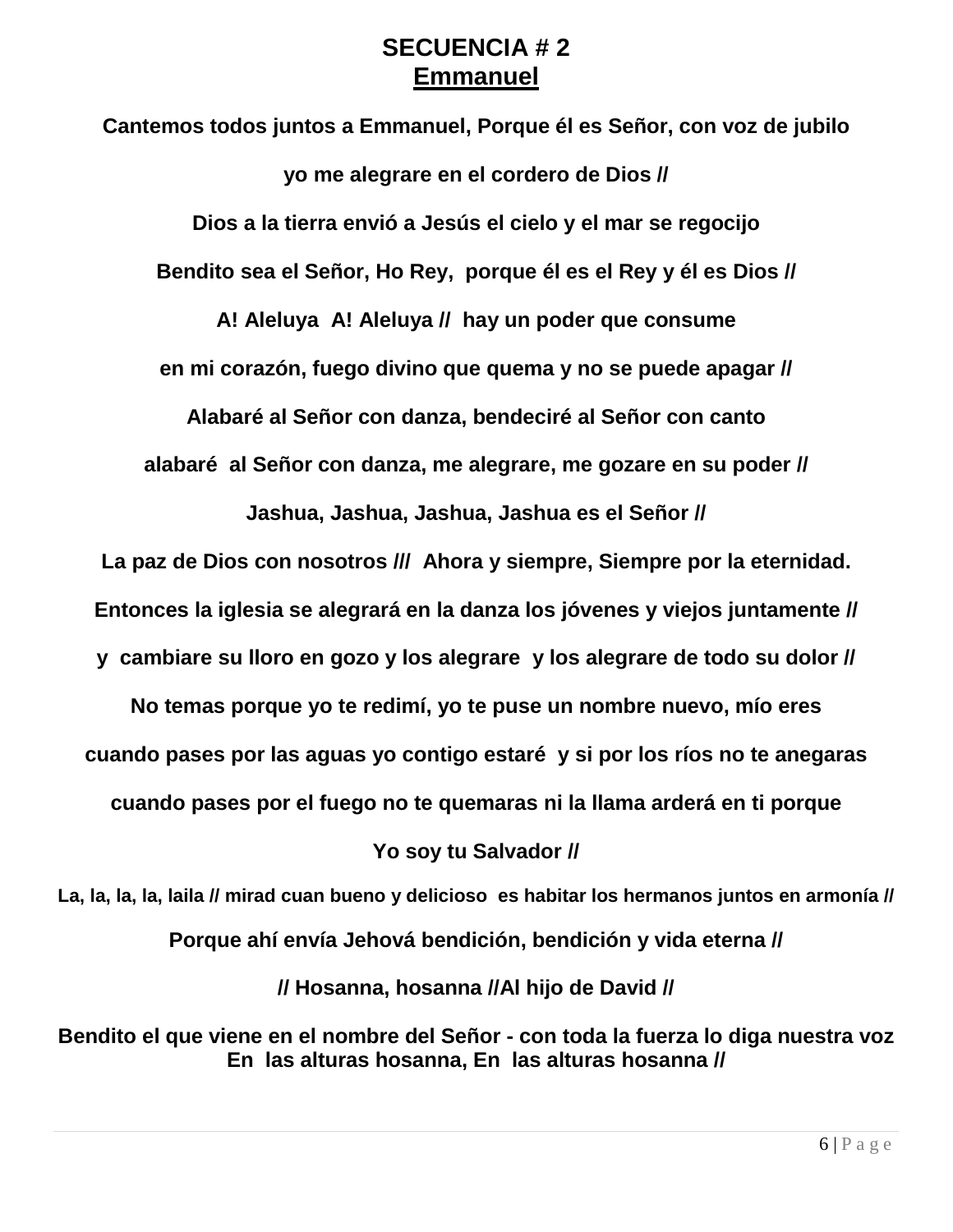# SECUENCIA # 2
## Emmanuel

**Cantemos todos juntos a Emmanuel, Porque él es Señor, con voz de jubilo**

**yo me alegrare en el cordero de Dios //**

**Dios a la tierra envió a Jesús el cielo y el mar se regocijo**

**Bendito sea el Señor, Ho Rey, porque él es el Rey y él es Dios //**

**A! Aleluya A! Aleluya // hay un poder que consume**

**en mi corazón, fuego divino que quema y no se puede apagar //**

**Alabaré al Señor con danza, bendeciré al Señor con canto**

**alabaré al Señor con danza, me alegrare, me gozare en su poder //**

**Jashua, Jashua, Jashua, Jashua es el Señor //**

**La paz de Dios con nosotros /// Ahora y siempre, Siempre por la eternidad.**

**Entonces la iglesia se alegrará en la danza los jóvenes y viejos juntamente //**

**y cambiare su lloro en gozo y los alegrare y los alegrare de todo su dolor //**

**No temas porque yo te redimí, yo te puse un nombre nuevo, mío eres**

**cuando pases por las aguas yo contigo estaré y si por los ríos no te anegaras**

**cuando pases por el fuego no te quemaras ni la llama arderá en ti porque**

**Yo soy tu Salvador //**

**La, la, la, la, laila // mirad cuan bueno y delicioso es habitar los hermanos juntos en armonía //**

**Porque ahí envía Jehová bendición, bendición y vida eterna //**

**// Hosanna, hosanna //Al hijo de David //**

**Bendito el que viene en el nombre del Señor - con toda la fuerza lo diga nuestra voz**
**En las alturas hosanna, En las alturas hosanna //**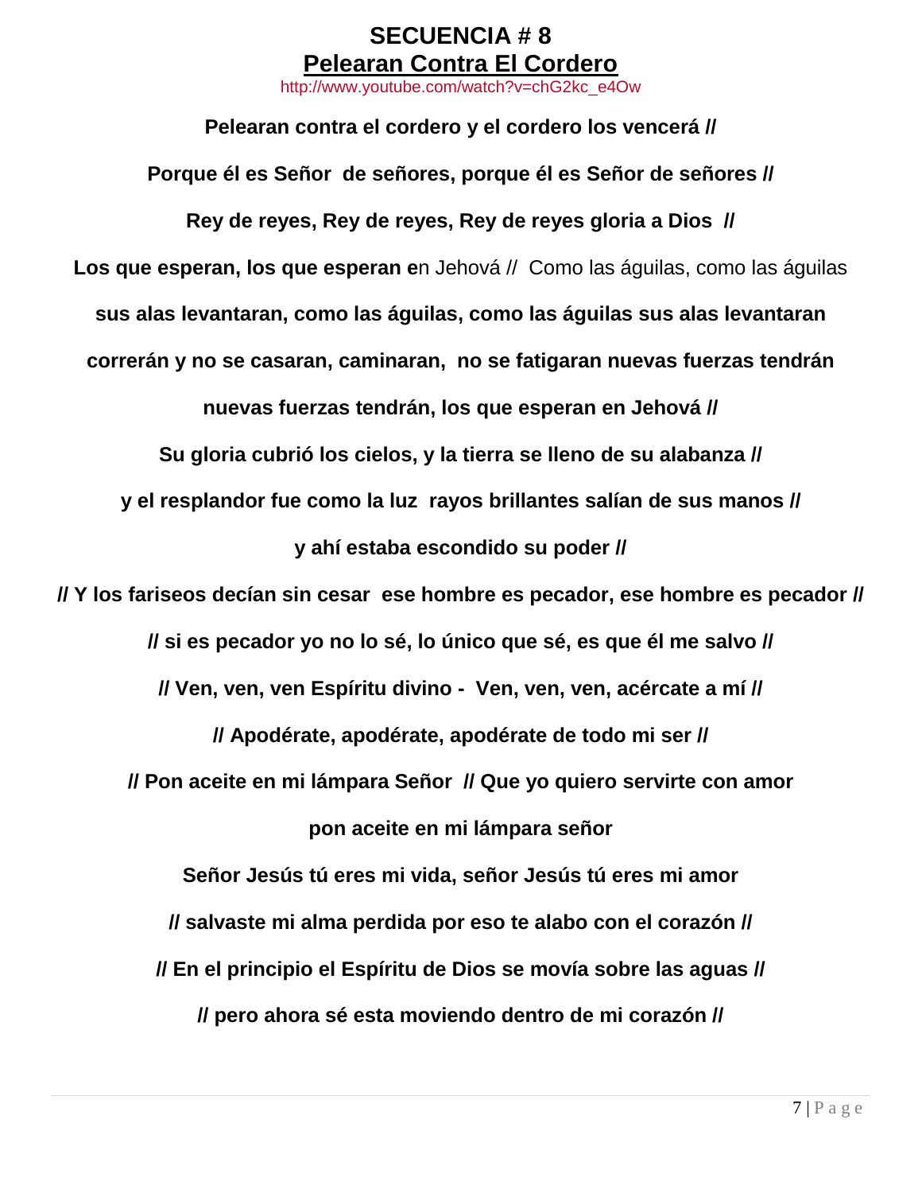# SECUENCIA # 8

## Pelearan Contra El Cordero

http://www.youtube.com/watch?v=chG2kc_e4Ow

**Pelearan contra el cordero y el cordero los vencerá //**

**Porque él es Señor de señores, porque él es Señor de señores //**

**Rey de reyes, Rey de reyes, Rey de reyes gloria a Dios //**

**Los que esperan, los que esperan e**n Jehová // Como las águilas, como las águilas

**sus alas levantaran, como las águilas, como las águilas sus alas levantaran**

**correrán y no se casaran, caminaran, no se fatigaran nuevas fuerzas tendrán**

**nuevas fuerzas tendrán, los que esperan en Jehová //**

**Su gloria cubrió los cielos, y la tierra se lleno de su alabanza //**

**y el resplandor fue como la luz rayos brillantes salían de sus manos //**

**y ahí estaba escondido su poder //**

**// Y los fariseos decían sin cesar ese hombre es pecador, ese hombre es pecador //**

**// si es pecador yo no lo sé, lo único que sé, es que él me salvo //**

**// Ven, ven, ven Espíritu divino - Ven, ven, ven, acércate a mí //**

**// Apodérate, apodérate, apodérate de todo mi ser //**

**// Pon aceite en mi lámpara Señor // Que yo quiero servirte con amor**

**pon aceite en mi lámpara señor**

**Señor Jesús tú eres mi vida, señor Jesús tú eres mi amor**

**// salvaste mi alma perdida por eso te alabo con el corazón //**

**// En el principio el Espíritu de Dios se movía sobre las aguas //**

**// pero ahora sé esta moviendo dentro de mi corazón //**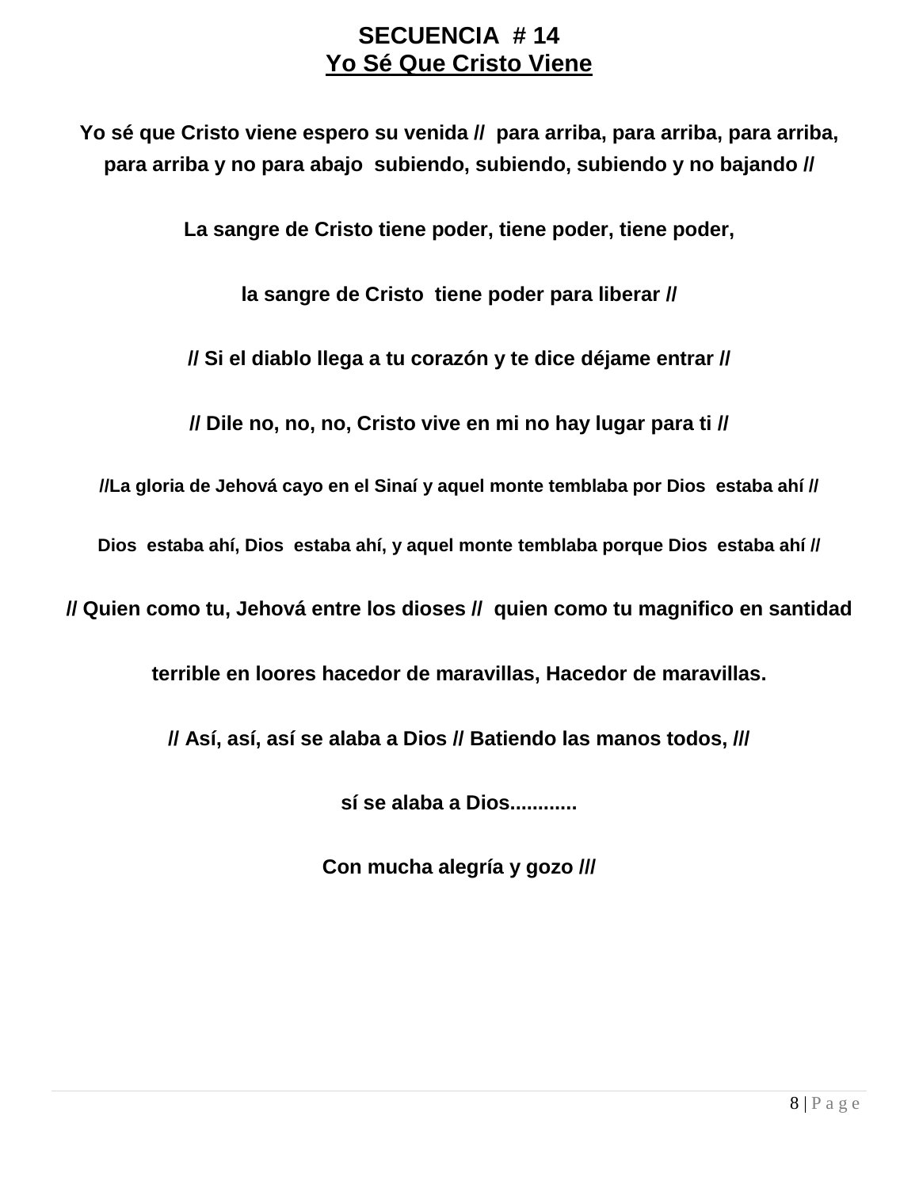# SECUENCIA # 14

## Yo Sé Que Cristo Viene

**Yo sé que Cristo viene espero su venida // para arriba, para arriba, para arriba, para arriba y no para abajo subiendo, subiendo, subiendo y no bajando //**

**La sangre de Cristo tiene poder, tiene poder, tiene poder,**

**la sangre de Cristo tiene poder para liberar //**

**// Si el diablo llega a tu corazón y te dice déjame entrar //**

**// Dile no, no, no, Cristo vive en mi no hay lugar para ti //**

**//La gloria de Jehová cayo en el Sinaí y aquel monte temblaba por Dios estaba ahí //**

**Dios estaba ahí, Dios estaba ahí, y aquel monte temblaba porque Dios estaba ahí //**

**// Quien como tu, Jehová entre los dioses // quien como tu magnifico en santidad**

**terrible en loores hacedor de maravillas, Hacedor de maravillas.**

**// Así, así, así se alaba a Dios // Batiendo las manos todos, ///**

**sí se alaba a Dios............**

**Con mucha alegría y gozo ///**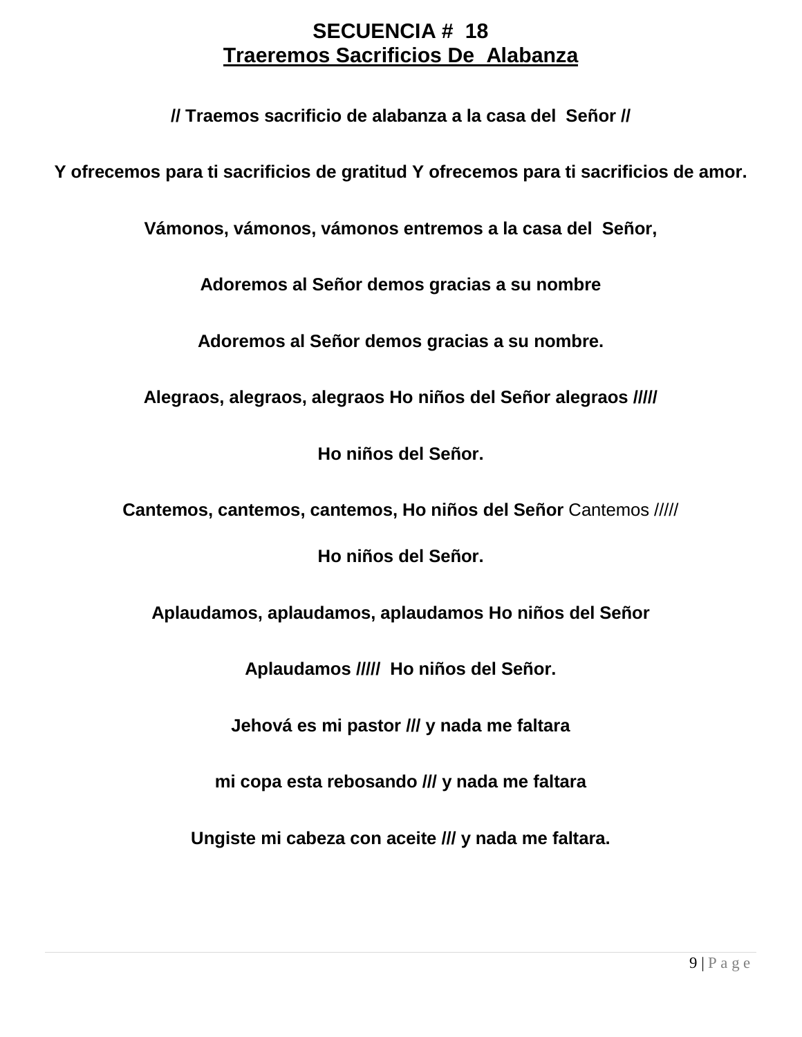# SECUENCIA # 18

## Traeremos Sacrificios De Alabanza

**// Traemos sacrificio de alabanza a la casa del Señor //**

**Y ofrecemos para ti sacrificios de gratitud Y ofrecemos para ti sacrificios de amor.**

**Vámonos, vámonos, vámonos entremos a la casa del Señor,**

**Adoremos al Señor demos gracias a su nombre**

**Adoremos al Señor demos gracias a su nombre.**

**Alegraos, alegraos, alegraos Ho niños del Señor alegraos /////**

**Ho niños del Señor.**

**Cantemos, cantemos, cantemos, Ho niños del Señor** Cantemos /////

**Ho niños del Señor.**

**Aplaudamos, aplaudamos, aplaudamos Ho niños del Señor**

**Aplaudamos ///// Ho niños del Señor.**

**Jehová es mi pastor /// y nada me faltara**

**mi copa esta rebosando /// y nada me faltara**

**Ungiste mi cabeza con aceite /// y nada me faltara.**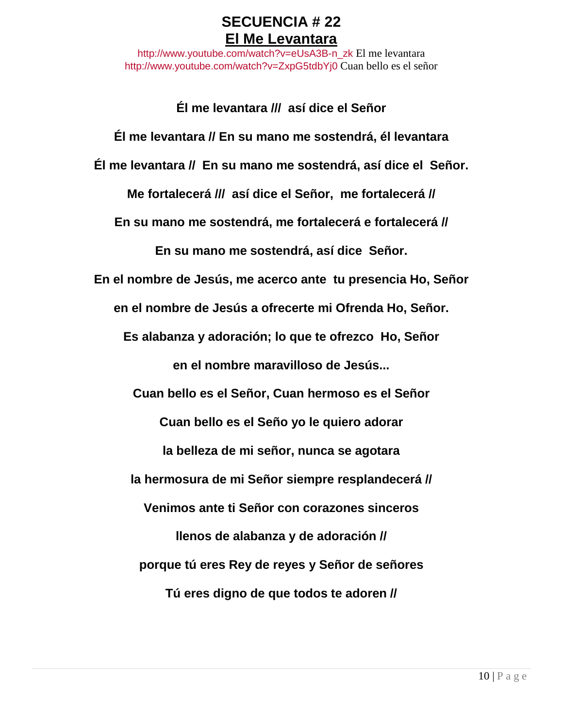# SECUENCIA # 22

## El Me Levantara

http://www.youtube.com/watch?v=eUsA3B-n_zk El me levantara
http://www.youtube.com/watch?v=ZxpG5tdbYj0 Cuan bello es el señor

**Él me levantara /// así dice el Señor**

**Él me levantara // En su mano me sostendrá, él levantara**

**Él me levantara // En su mano me sostendrá, así dice el Señor.**

**Me fortalecerá /// así dice el Señor, me fortalecerá //**

**En su mano me sostendrá, me fortalecerá e fortalecerá //**

**En su mano me sostendrá, así dice Señor.**

**En el nombre de Jesús, me acerco ante tu presencia Ho, Señor**

**en el nombre de Jesús a ofrecerte mi Ofrenda Ho, Señor.**

**Es alabanza y adoración; lo que te ofrezco Ho, Señor**

**en el nombre maravilloso de Jesús...**

**Cuan bello es el Señor, Cuan hermoso es el Señor**

**Cuan bello es el Seño yo le quiero adorar**

**la belleza de mi señor, nunca se agotara**

**la hermosura de mi Señor siempre resplandecerá //**

**Venimos ante ti Señor con corazones sinceros**

**llenos de alabanza y de adoración //**

**porque tú eres Rey de reyes y Señor de señores**

**Tú eres digno de que todos te adoren //**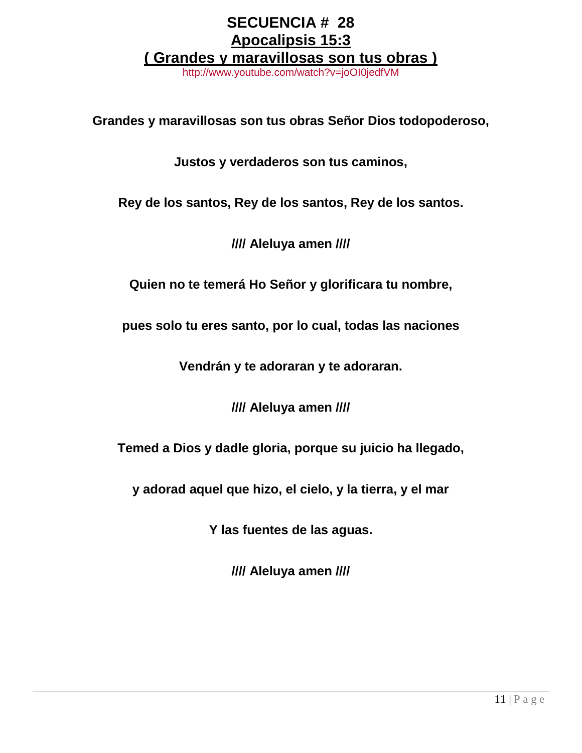# SECUENCIA # 28

## Apocalipsis 15:3

## ( Grandes y maravillosas son tus obras )

http://www.youtube.com/watch?v=joOI0jedfVM

**Grandes y maravillosas son tus obras Señor Dios todopoderoso,**

**Justos y verdaderos son tus caminos,**

**Rey de los santos, Rey de los santos, Rey de los santos.**

**//// Aleluya amen ////**

**Quien no te temerá Ho Señor y glorificara tu nombre,**

**pues solo tu eres santo, por lo cual, todas las naciones**

**Vendrán y te adoraran y te adoraran.**

**//// Aleluya amen ////**

**Temed a Dios y dadle gloria, porque su juicio ha llegado,**

**y adorad aquel que hizo, el cielo, y la tierra, y el mar**

**Y las fuentes de las aguas.**

**//// Aleluya amen ////**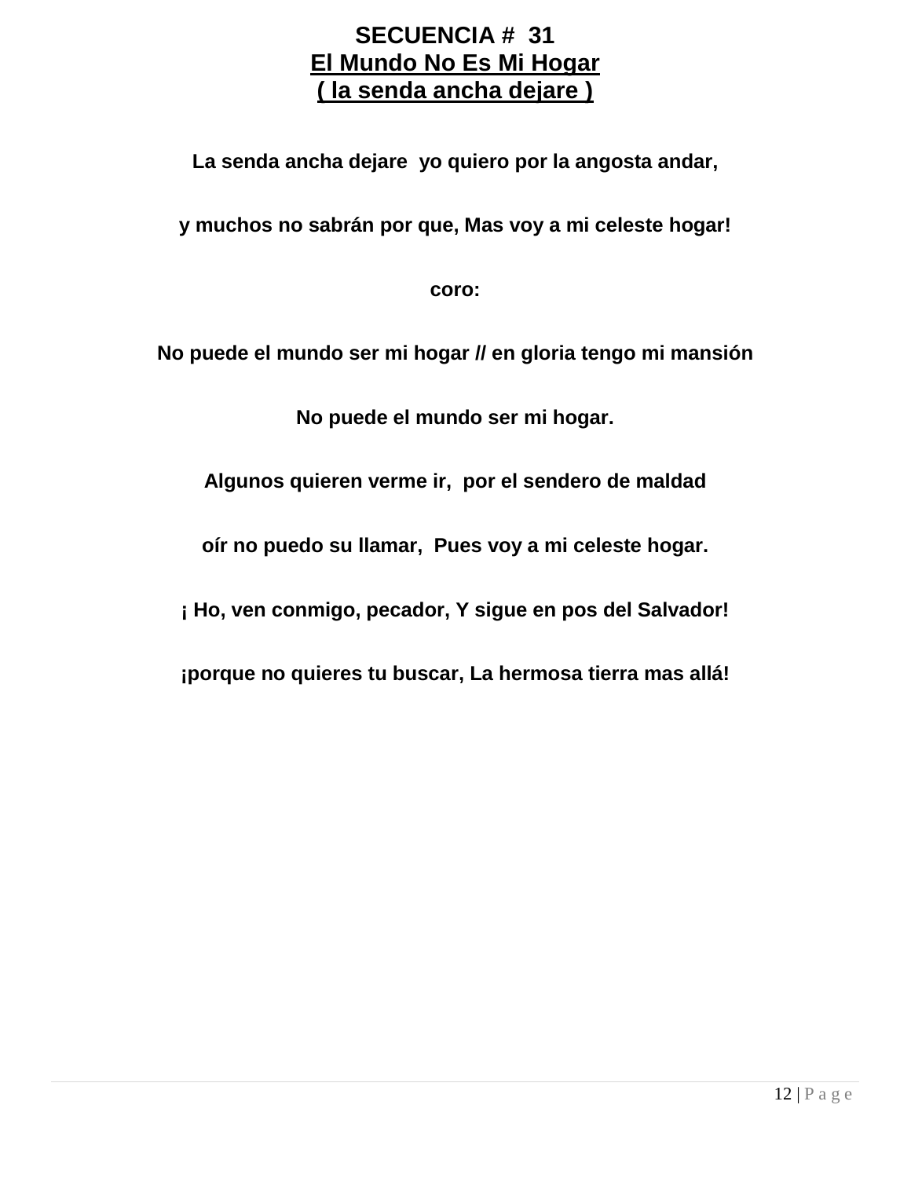# SECUENCIA # 31

## El Mundo No Es Mi Hogar

## ( la senda ancha dejare )

**La senda ancha dejare yo quiero por la angosta andar,**

**y muchos no sabrán por que, Mas voy a mi celeste hogar!**

**coro:**

**No puede el mundo ser mi hogar // en gloria tengo mi mansión**

**No puede el mundo ser mi hogar.**

**Algunos quieren verme ir, por el sendero de maldad**

**oír no puedo su llamar, Pues voy a mi celeste hogar.**

**¡ Ho, ven conmigo, pecador, Y sigue en pos del Salvador!**

**¡porque no quieres tu buscar, La hermosa tierra mas allá!**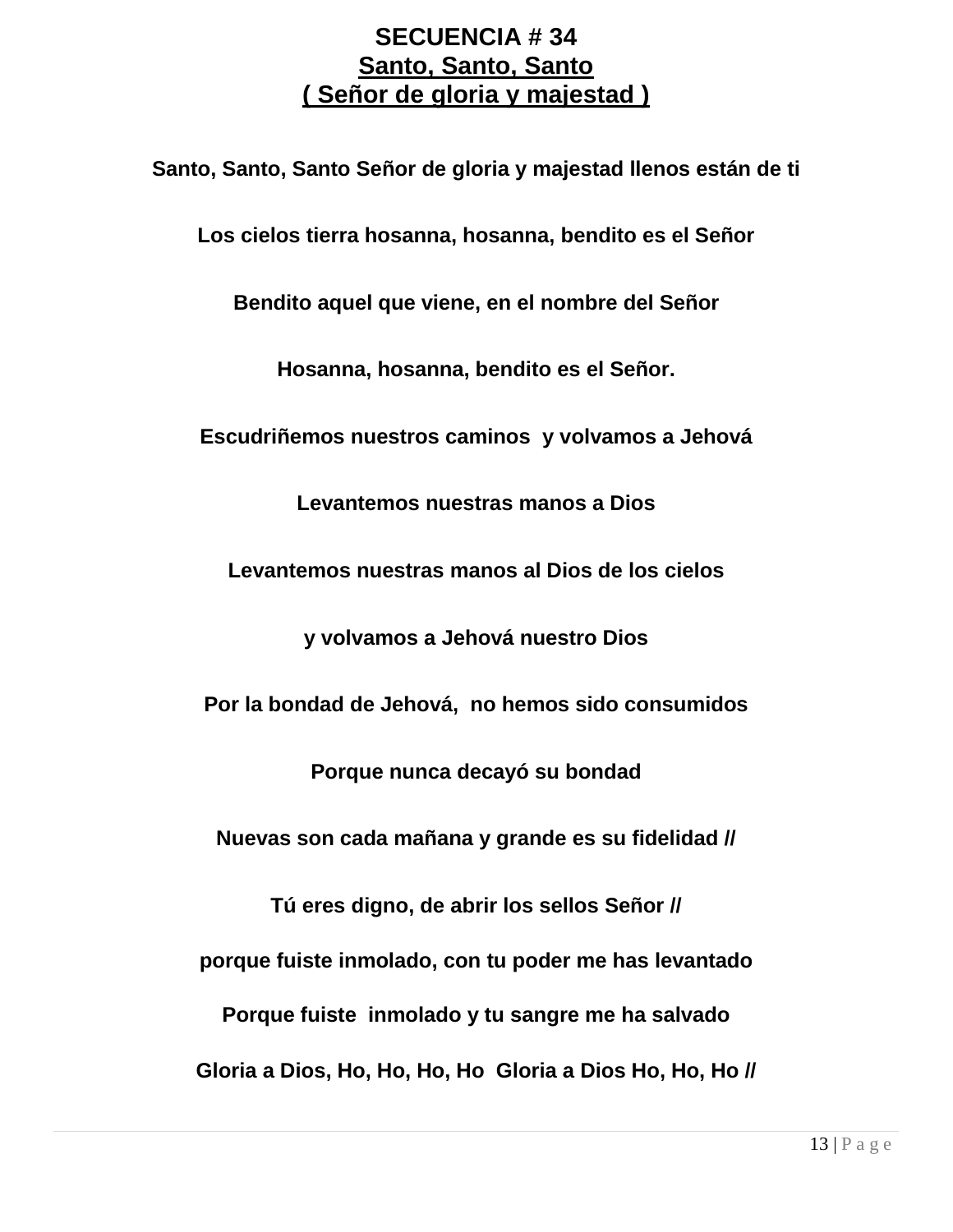# SECUENCIA # 34

## Santo, Santo, Santo

## ( Señor de gloria y majestad )

**Santo, Santo, Santo Señor de gloria y majestad llenos están de ti**

**Los cielos tierra hosanna, hosanna, bendito es el Señor**

**Bendito aquel que viene, en el nombre del Señor**

**Hosanna, hosanna, bendito es el Señor.**

**Escudriñemos nuestros caminos y volvamos a Jehová**

**Levantemos nuestras manos a Dios**

**Levantemos nuestras manos al Dios de los cielos**

**y volvamos a Jehová nuestro Dios**

**Por la bondad de Jehová, no hemos sido consumidos**

**Porque nunca decayó su bondad**

**Nuevas son cada mañana y grande es su fidelidad //**

**Tú eres digno, de abrir los sellos Señor //**

**porque fuiste inmolado, con tu poder me has levantado**

**Porque fuiste inmolado y tu sangre me ha salvado**

**Gloria a Dios, Ho, Ho, Ho, Ho Gloria a Dios Ho, Ho, Ho //**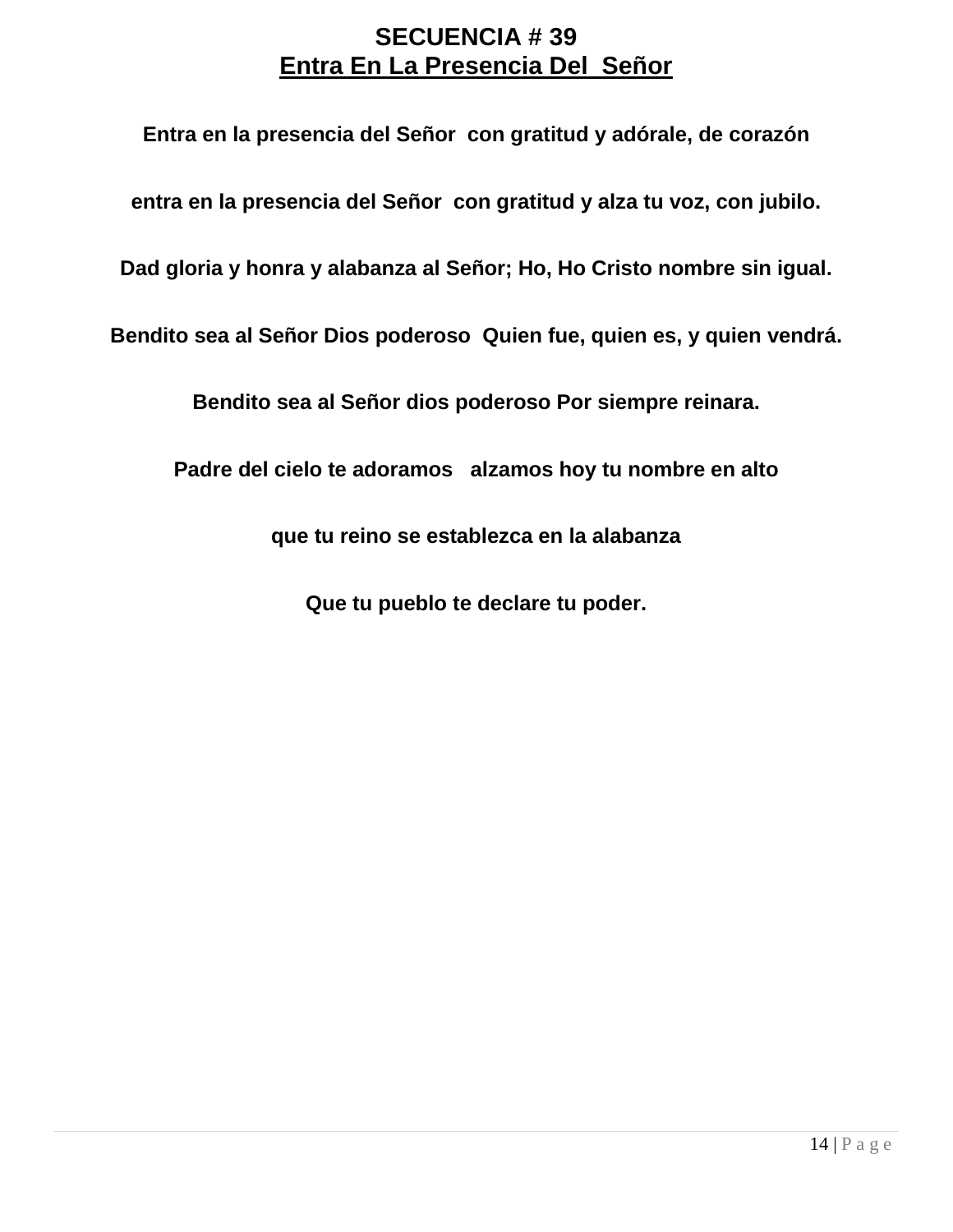# SECUENCIA # 39

## Entra En La Presencia Del  Señor

**Entra en la presencia del Señor  con gratitud y adórale, de corazón**

**entra en la presencia del Señor  con gratitud y alza tu voz, con jubilo.**

**Dad gloria y honra y alabanza al Señor; Ho, Ho Cristo nombre sin igual.**

**Bendito sea al Señor Dios poderoso  Quien fue, quien es, y quien vendrá.**

**Bendito sea al Señor dios poderoso Por siempre reinara.**

**Padre del cielo te adoramos   alzamos hoy tu nombre en alto**

**que tu reino se establezca en la alabanza**

**Que tu pueblo te declare tu poder.**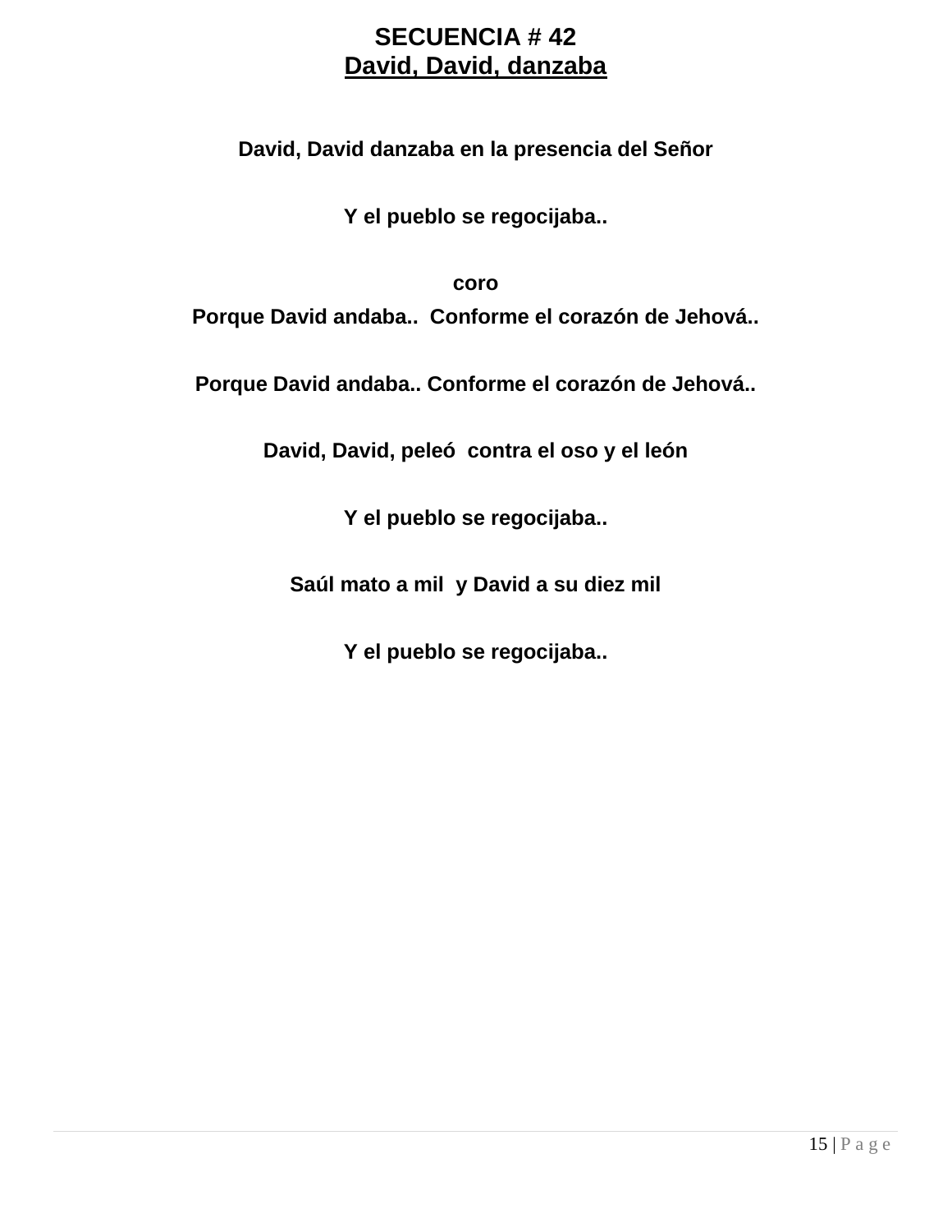# SECUENCIA # 42

## David, David, danzaba

**David, David danzaba en la presencia del Señor**

**Y el pueblo se regocijaba..**

**coro**

**Porque David andaba.. Conforme el corazón de Jehová..**

**Porque David andaba.. Conforme el corazón de Jehová..**

**David, David, peleó contra el oso y el león**

**Y el pueblo se regocijaba..**

**Saúl mato a mil y David a su diez mil**

**Y el pueblo se regocijaba..**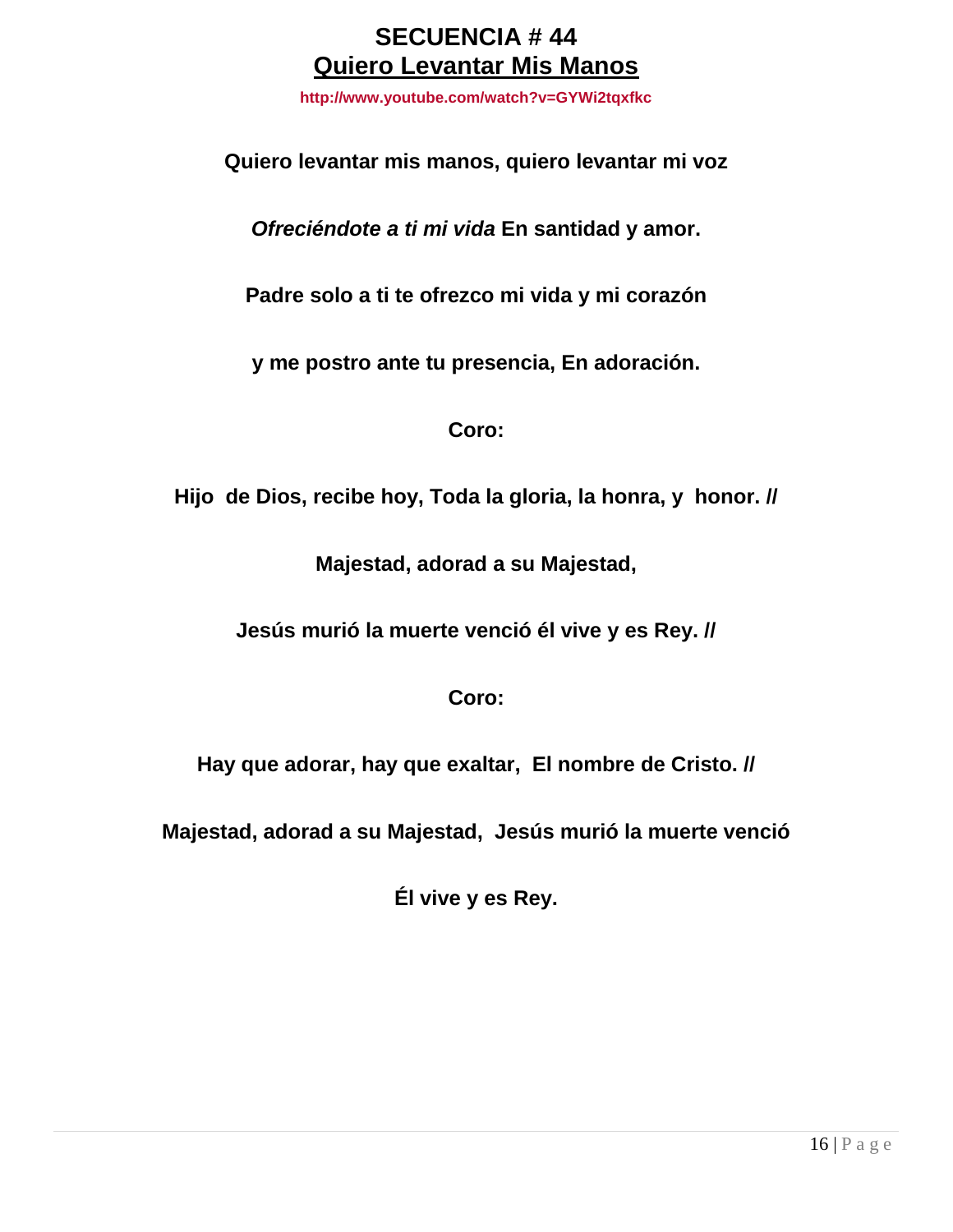# SECUENCIA # 44

## Quiero Levantar Mis Manos

**http://www.youtube.com/watch?v=GYWi2tqxfkc**

**Quiero levantar mis manos, quiero levantar mi voz**

***Ofreciéndote a ti mi vida* En santidad y amor.**

**Padre solo a ti te ofrezco mi vida y mi corazón**

**y me postro ante tu presencia, En adoración.**

**Coro:**

**Hijo de Dios, recibe hoy, Toda la gloria, la honra, y honor. //**

**Majestad, adorad a su Majestad,**

**Jesús murió la muerte venció él vive y es Rey. //**

**Coro:**

**Hay que adorar, hay que exaltar, El nombre de Cristo. //**

**Majestad, adorad a su Majestad, Jesús murió la muerte venció**

**Él vive y es Rey.**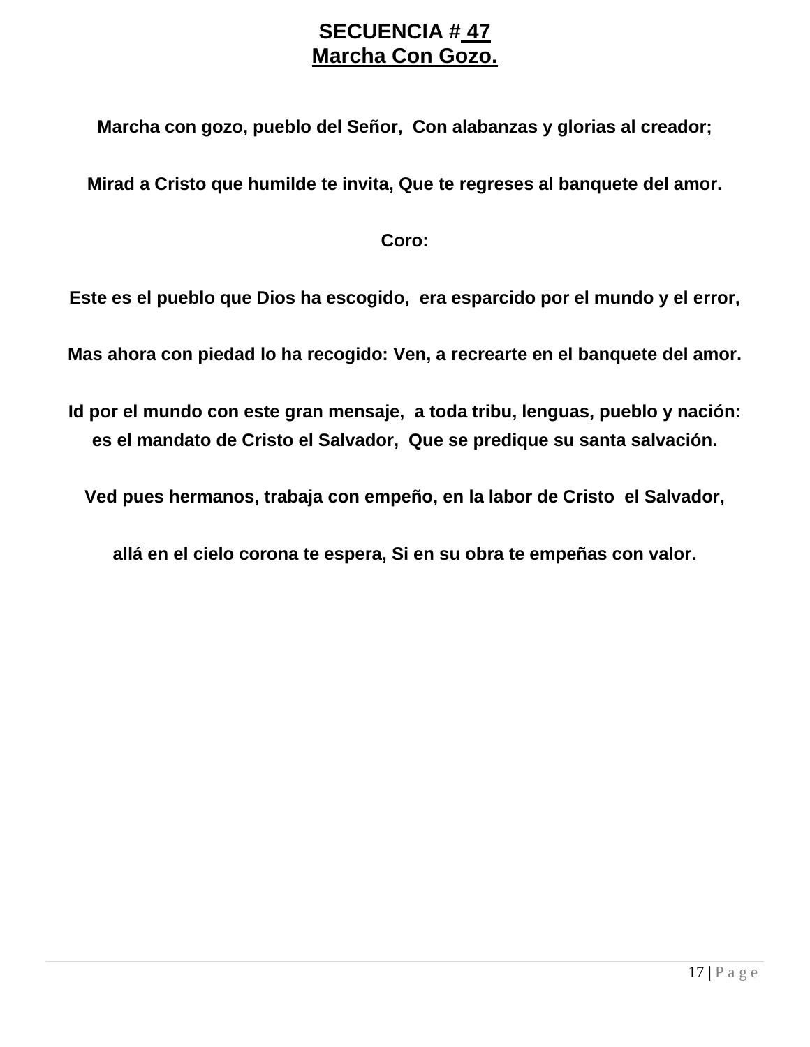# SECUENCIA # 47
## Marcha Con Gozo.

**Marcha con gozo, pueblo del Señor, Con alabanzas y glorias al creador;**

**Mirad a Cristo que humilde te invita, Que te regreses al banquete del amor.**

**Coro:**

**Este es el pueblo que Dios ha escogido, era esparcido por el mundo y el error,**

**Mas ahora con piedad lo ha recogido: Ven, a recrearte en el banquete del amor.**

**Id por el mundo con este gran mensaje, a toda tribu, lenguas, pueblo y nación:**
**es el mandato de Cristo el Salvador, Que se predique su santa salvación.**

**Ved pues hermanos, trabaja con empeño, en la labor de Cristo el Salvador,**

**allá en el cielo corona te espera, Si en su obra te empeñas con valor.**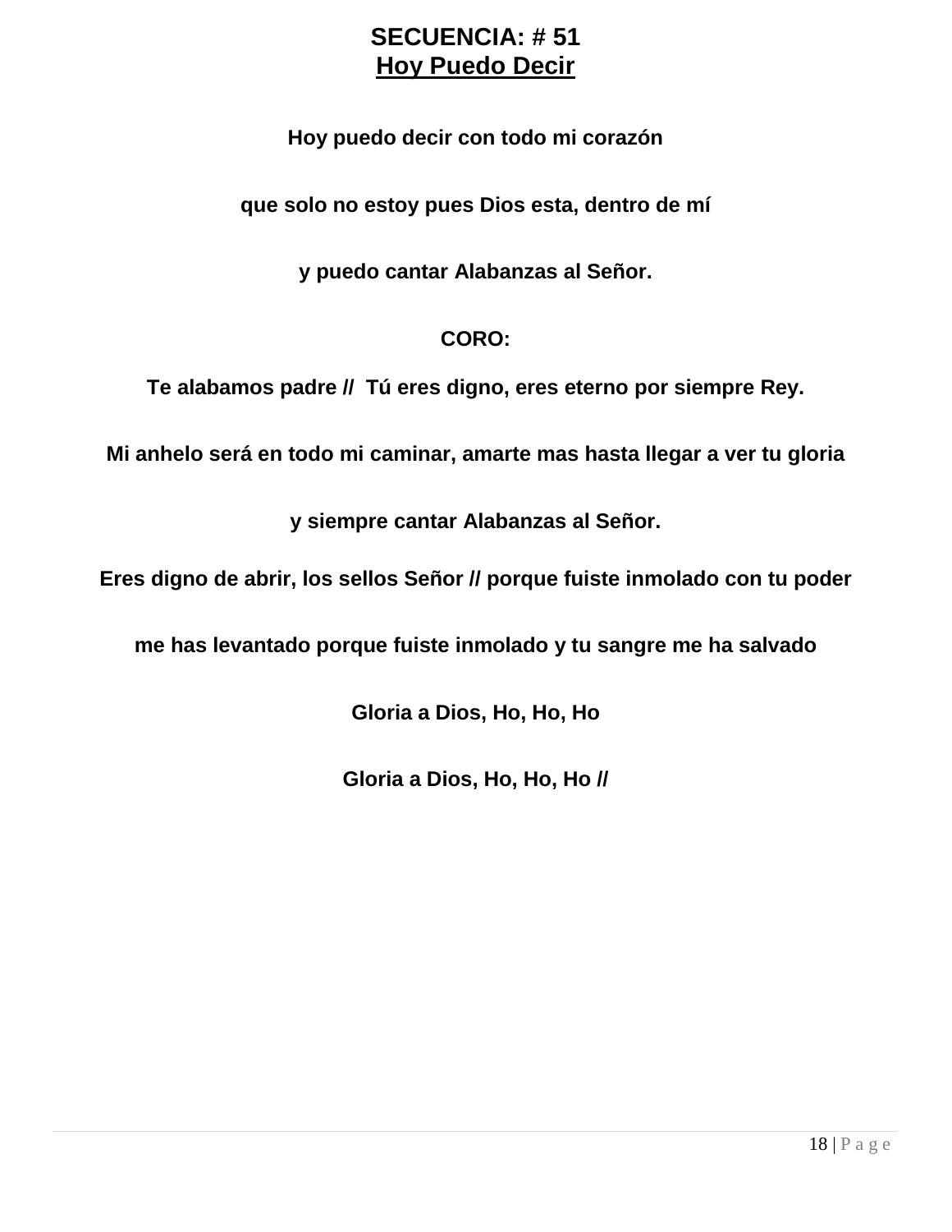# SECUENCIA: # 51

## Hoy Puedo Decir

**Hoy puedo decir con todo mi corazón**

**que solo no estoy pues Dios esta, dentro de mí**

**y puedo cantar Alabanzas al Señor.**

**CORO:**

**Te alabamos padre // Tú eres digno, eres eterno por siempre Rey.**

**Mi anhelo será en todo mi caminar, amarte mas hasta llegar a ver tu gloria**

**y siempre cantar Alabanzas al Señor.**

**Eres digno de abrir, los sellos Señor // porque fuiste inmolado con tu poder**

**me has levantado porque fuiste inmolado y tu sangre me ha salvado**

**Gloria a Dios, Ho, Ho, Ho**

**Gloria a Dios, Ho, Ho, Ho //**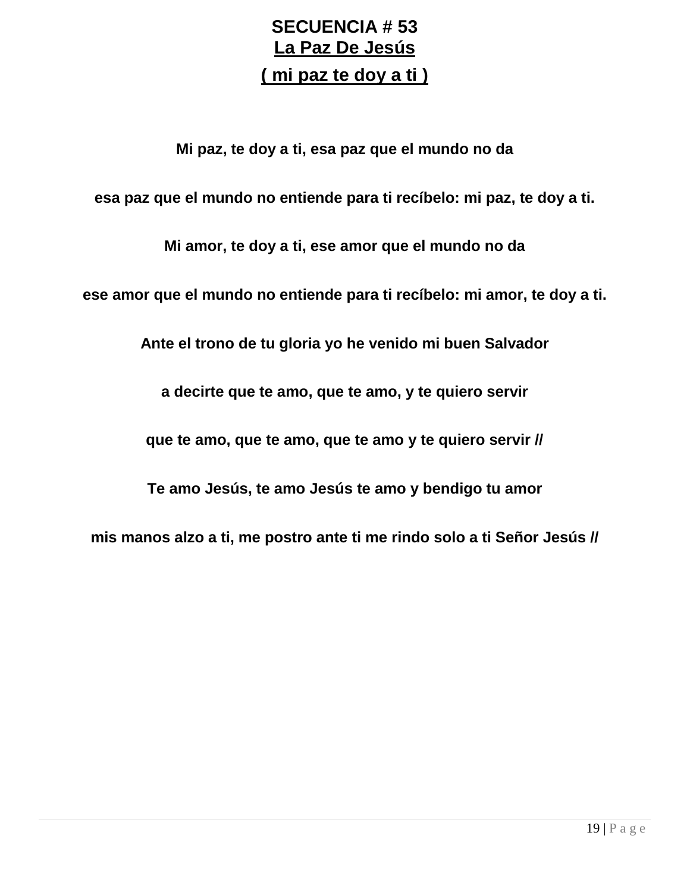# SECUENCIA # 53

## La Paz De Jesús

## ( mi paz te doy a ti )

**Mi paz, te doy a ti, esa paz que el mundo no da**

**esa paz que el mundo no entiende para ti recíbelo: mi paz, te doy a ti.**

**Mi amor, te doy a ti, ese amor que el mundo no da**

**ese amor que el mundo no entiende para ti recíbelo: mi amor, te doy a ti.**

**Ante el trono de tu gloria yo he venido mi buen Salvador**

**a decirte que te amo, que te amo, y te quiero servir**

**que te amo, que te amo, que te amo y te quiero servir //**

**Te amo Jesús, te amo Jesús te amo y bendigo tu amor**

**mis manos alzo a ti, me postro ante ti me rindo solo a ti Señor Jesús //**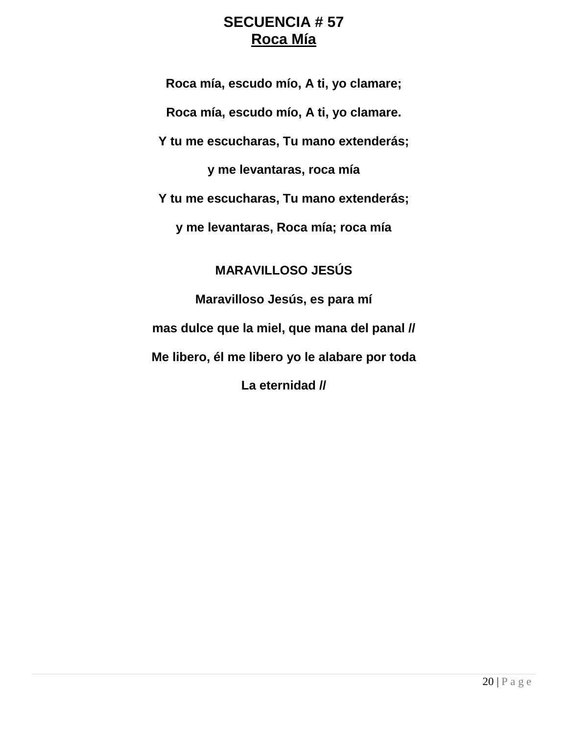# SECUENCIA # 57

## Roca Mía

**Roca mía, escudo mío, A ti, yo clamare;**

**Roca mía, escudo mío, A ti, yo clamare.**

**Y tu me escucharas, Tu mano extenderás;**

**y me levantaras, roca mía**

**Y tu me escucharas, Tu mano extenderás;**

**y me levantaras, Roca mía; roca mía**

## MARAVILLOSO JESÚS

**Maravilloso Jesús, es para mí**

**mas dulce que la miel, que mana del panal //**

**Me libero, él me libero yo le alabare por toda**

**La eternidad //**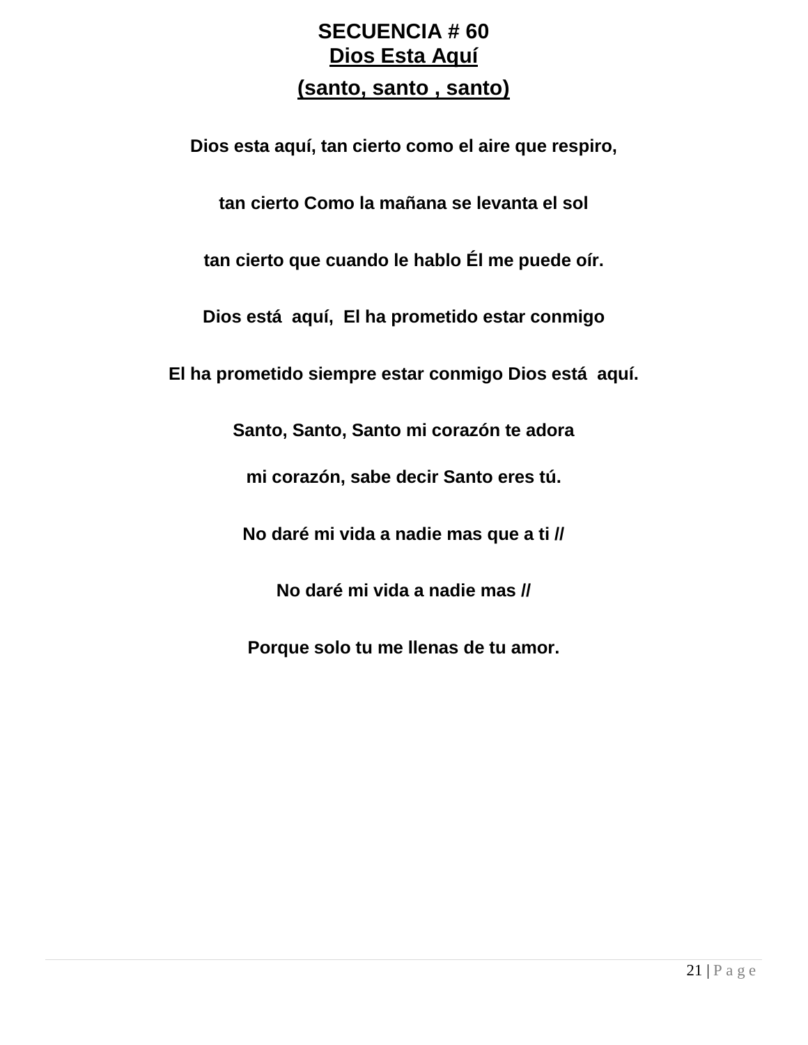## SECUENCIA # 60

## Dios Esta Aquí

**(santo, santo , santo)**

**Dios esta aquí, tan cierto como el aire que respiro,**

**tan cierto Como la mañana se levanta el sol**

**tan cierto que cuando le hablo Él me puede oír.**

**Dios está aquí, El ha prometido estar conmigo**

**El ha prometido siempre estar conmigo Dios está aquí.**

**Santo, Santo, Santo mi corazón te adora**

**mi corazón, sabe decir Santo eres tú.**

**No daré mi vida a nadie mas que a ti //**

**No daré mi vida a nadie mas //**

**Porque solo tu me llenas de tu amor.**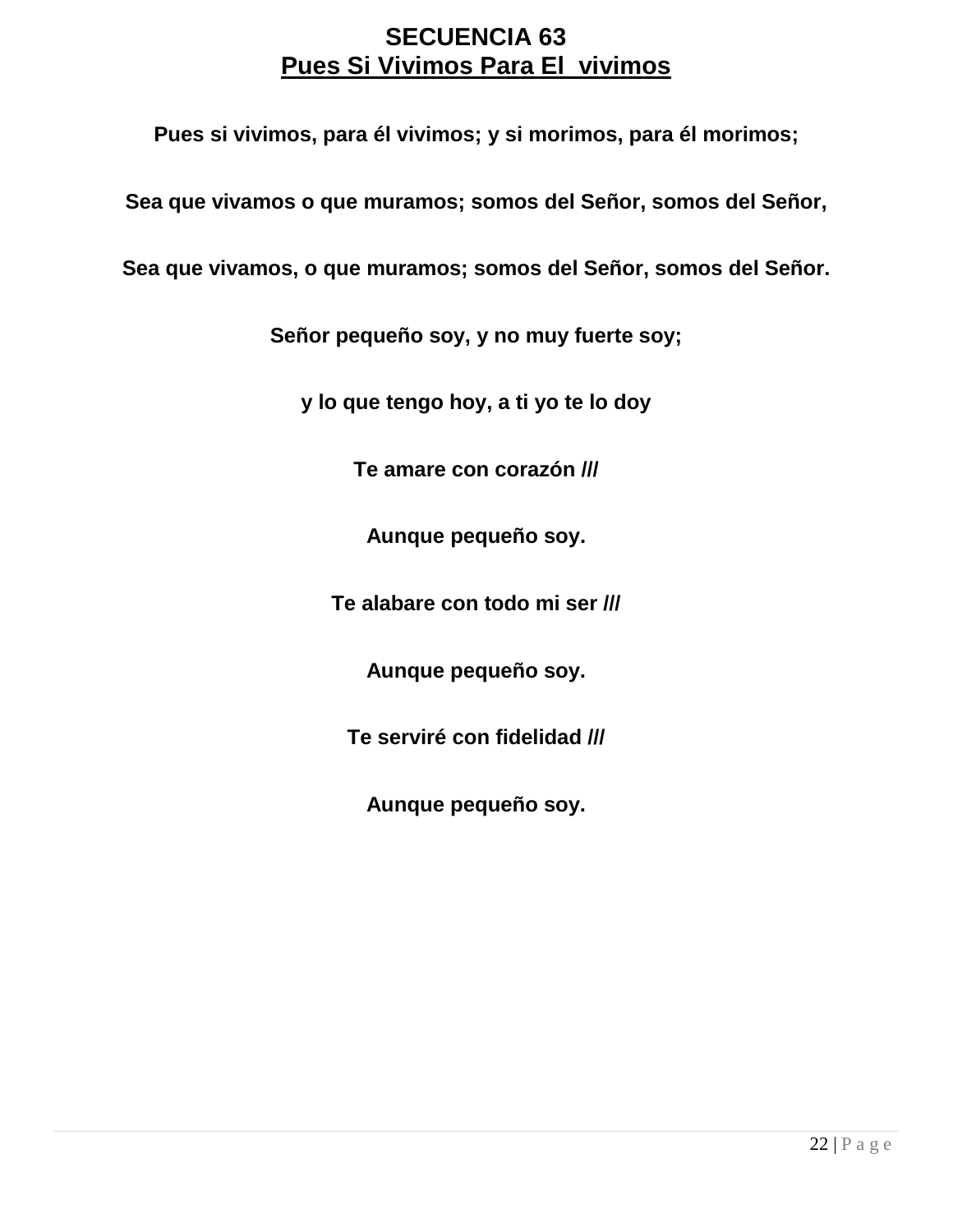# SECUENCIA 63

## Pues Si Vivimos Para El  vivimos

**Pues si vivimos, para él vivimos; y si morimos, para él morimos;**

**Sea que vivamos o que muramos; somos del Señor, somos del Señor,**

**Sea que vivamos, o que muramos; somos del Señor, somos del Señor.**

**Señor pequeño soy, y no muy fuerte soy;**

**y lo que tengo hoy, a ti yo te lo doy**

**Te amare con corazón ///**

**Aunque pequeño soy.**

**Te alabare con todo mi ser ///**

**Aunque pequeño soy.**

**Te serviré con fidelidad ///**

**Aunque pequeño soy.**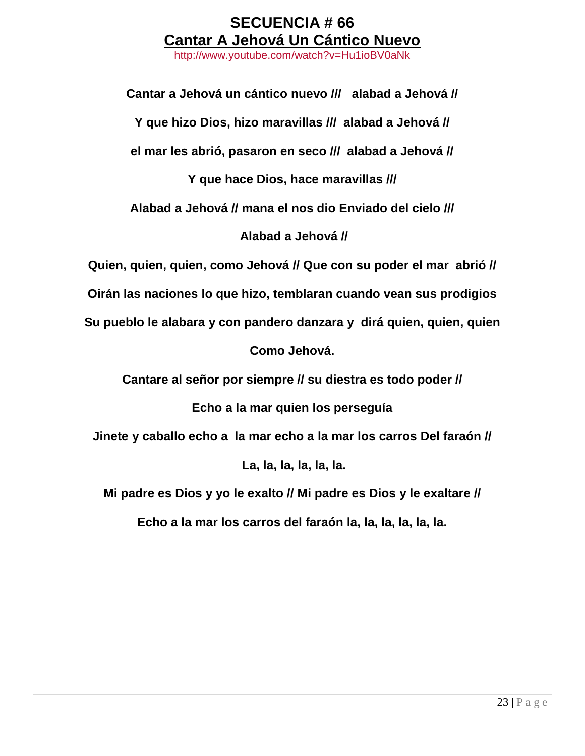# SECUENCIA # 66

## Cantar A Jehová Un Cántico Nuevo

http://www.youtube.com/watch?v=Hu1ioBV0aNk

**Cantar a Jehová un cántico nuevo /// alabad a Jehová //**

**Y que hizo Dios, hizo maravillas /// alabad a Jehová //**

**el mar les abrió, pasaron en seco /// alabad a Jehová //**

**Y que hace Dios, hace maravillas ///**

**Alabad a Jehová // mana el nos dio Enviado del cielo ///**

**Alabad a Jehová //**

**Quien, quien, quien, como Jehová // Que con su poder el mar abrió //**

**Oirán las naciones lo que hizo, temblaran cuando vean sus prodigios**

**Su pueblo le alabara y con pandero danzara y dirá quien, quien, quien**

**Como Jehová.**

**Cantare al señor por siempre // su diestra es todo poder //**

**Echo a la mar quien los perseguía**

**Jinete y caballo echo a la mar echo a la mar los carros Del faraón //**

**La, la, la, la, la, la.**

**Mi padre es Dios y yo le exalto // Mi padre es Dios y le exaltare //**

**Echo a la mar los carros del faraón la, la, la, la, la, la.**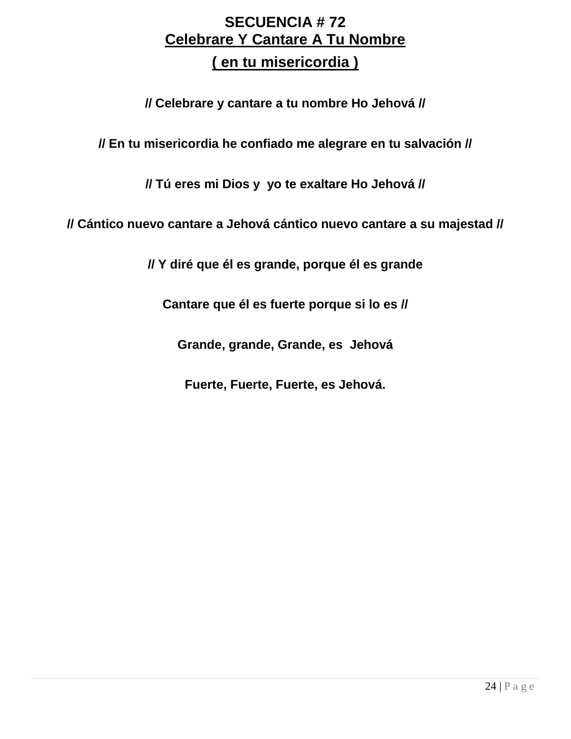## SECUENCIA # 72

## Celebrare Y Cantare A Tu Nombre

## ( en tu misericordia )

**// Celebrare y cantare a tu nombre Ho Jehová //**

**// En tu misericordia he confiado me alegrare en tu salvación //**

**// Tú eres mi Dios y yo te exaltare Ho Jehová //**

**// Cántico nuevo cantare a Jehová cántico nuevo cantare a su majestad //**

**// Y diré que él es grande, porque él es grande**

**Cantare que él es fuerte porque si lo es //**

**Grande, grande, Grande, es Jehová**

**Fuerte, Fuerte, Fuerte, es Jehová.**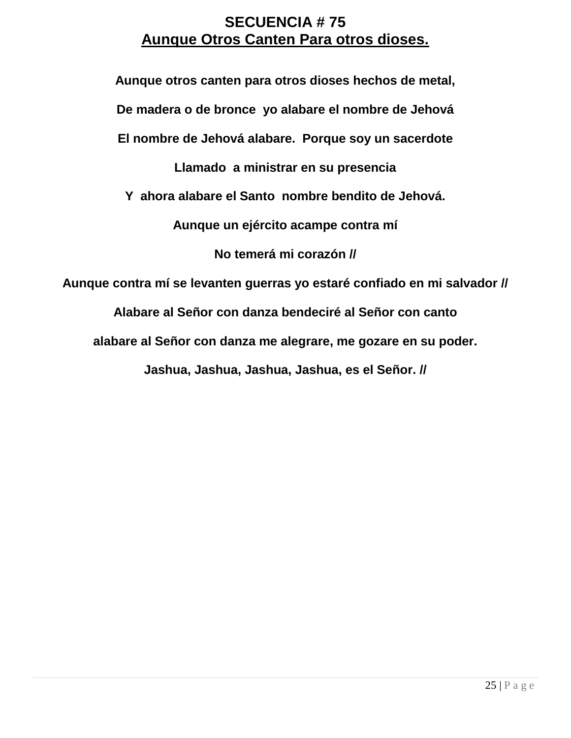# SECUENCIA # 75

## Aunque Otros Canten Para otros dioses.

**Aunque otros canten para otros dioses hechos de metal,**

**De madera o de bronce yo alabare el nombre de Jehová**

**El nombre de Jehová alabare. Porque soy un sacerdote**

**Llamado a ministrar en su presencia**

**Y ahora alabare el Santo nombre bendito de Jehová.**

**Aunque un ejército acampe contra mí**

**No temerá mi corazón //**

**Aunque contra mí se levanten guerras yo estaré confiado en mi salvador //**

**Alabare al Señor con danza bendeciré al Señor con canto**

**alabare al Señor con danza me alegrare, me gozare en su poder.**

**Jashua, Jashua, Jashua, Jashua, es el Señor. //**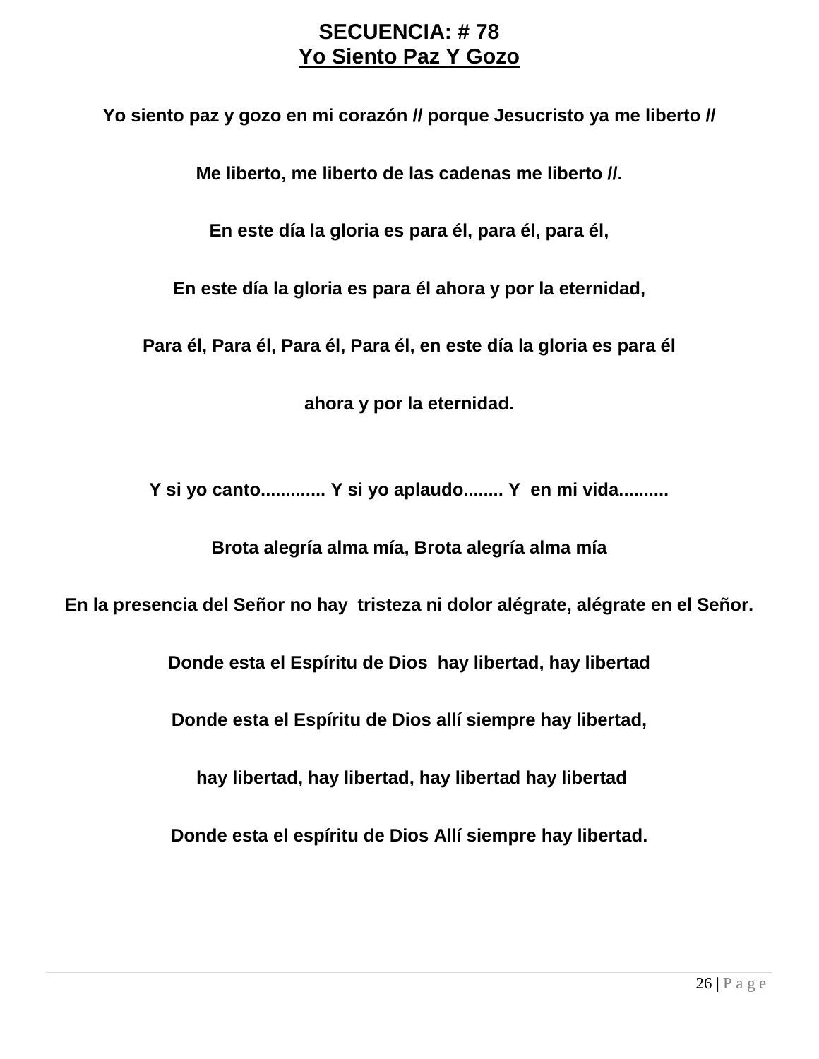## SECUENCIA: # 78
## Yo Siento Paz Y Gozo

**Yo siento paz y gozo en mi corazón // porque Jesucristo ya me liberto //**

**Me liberto, me liberto de las cadenas me liberto //.**

**En este día la gloria es para él, para él, para él,**

**En este día la gloria es para él ahora y por la eternidad,**

**Para él, Para él, Para él, Para él, en este día la gloria es para él**

**ahora y por la eternidad.**

**Y si yo canto............. Y si yo aplaudo........ Y en mi vida..........**

**Brota alegría alma mía, Brota alegría alma mía**

**En la presencia del Señor no hay tristeza ni dolor alégrate, alégrate en el Señor.**

**Donde esta el Espíritu de Dios hay libertad, hay libertad**

**Donde esta el Espíritu de Dios allí siempre hay libertad,**

**hay libertad, hay libertad, hay libertad hay libertad**

**Donde esta el espíritu de Dios Allí siempre hay libertad.**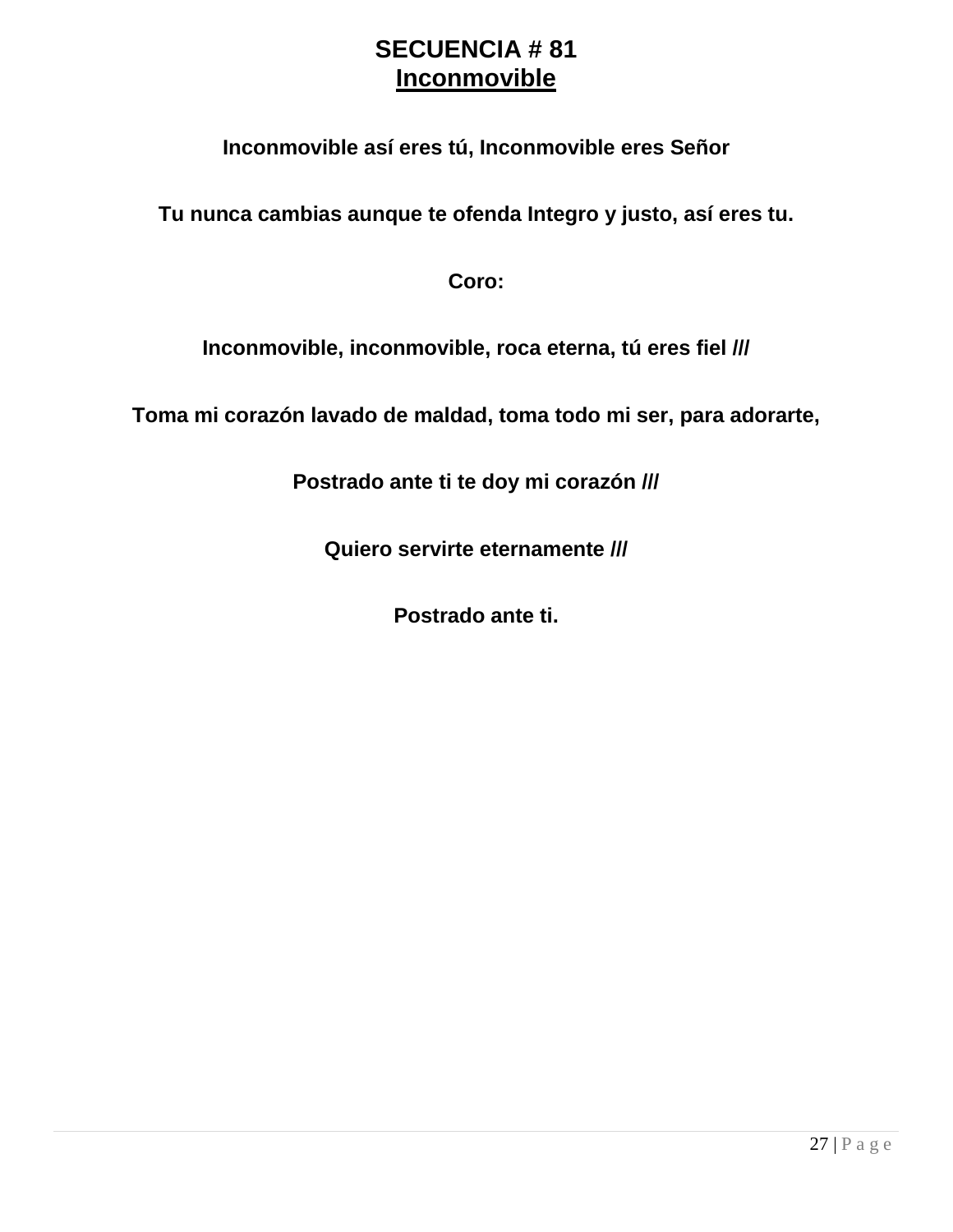# SECUENCIA # 81
## Inconmovible

**Inconmovible así eres tú, Inconmovible eres Señor**

**Tu nunca cambias aunque te ofenda Integro y justo, así eres tu.**

**Coro:**

**Inconmovible, inconmovible, roca eterna, tú eres fiel ///**

**Toma mi corazón lavado de maldad, toma todo mi ser, para adorarte,**

**Postrado ante ti te doy mi corazón ///**

**Quiero servirte eternamente ///**

**Postrado ante ti.**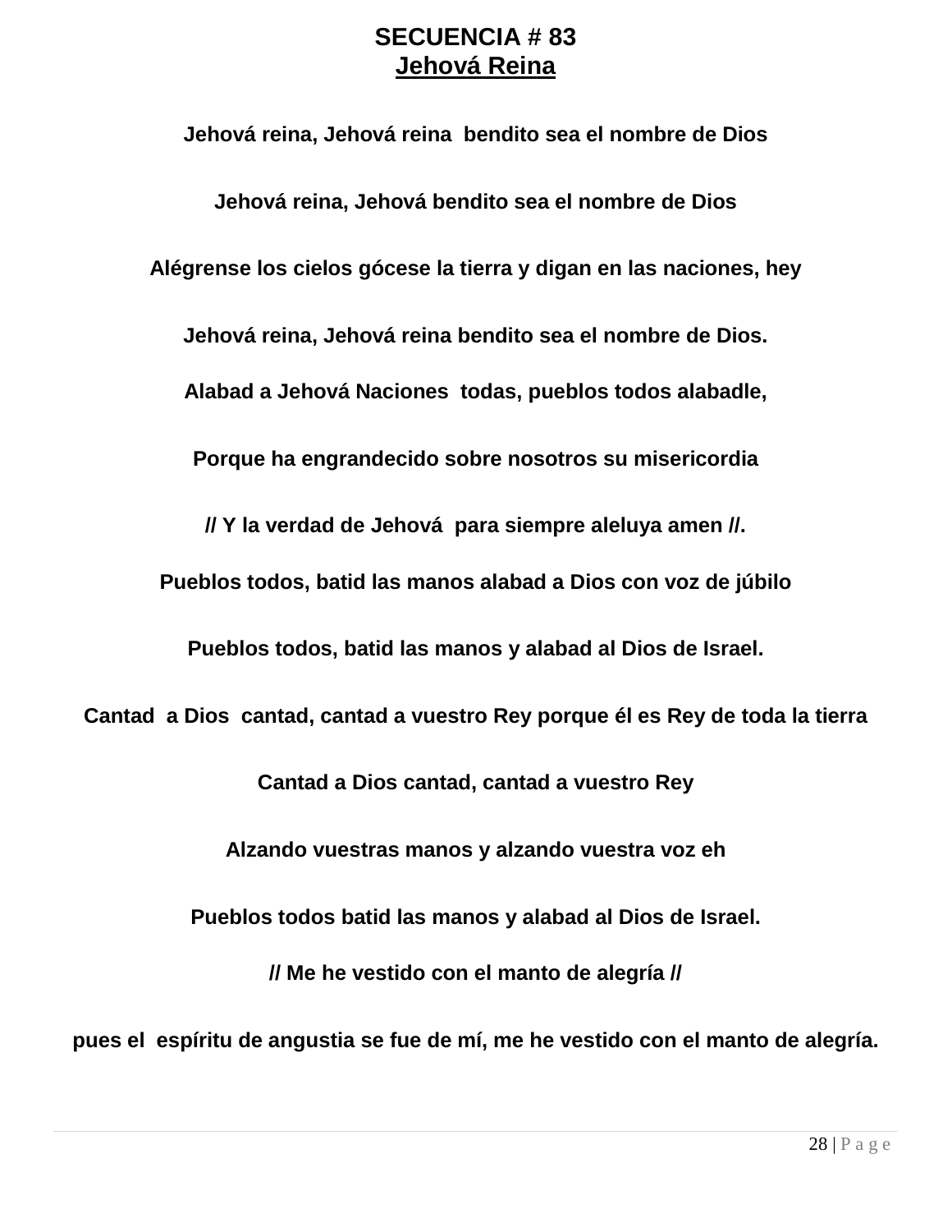# SECUENCIA # 83

## Jehová Reina

**Jehová reina, Jehová reina bendito sea el nombre de Dios**

**Jehová reina, Jehová bendito sea el nombre de Dios**

**Alégrense los cielos gócese la tierra y digan en las naciones, hey**

**Jehová reina, Jehová reina bendito sea el nombre de Dios.**

**Alabad a Jehová Naciones todas, pueblos todos alabadle,**

**Porque ha engrandecido sobre nosotros su misericordia**

**// Y la verdad de Jehová para siempre aleluya amen //.**

**Pueblos todos, batid las manos alabad a Dios con voz de júbilo**

**Pueblos todos, batid las manos y alabad al Dios de Israel.**

**Cantad a Dios cantad, cantad a vuestro Rey porque él es Rey de toda la tierra**

**Cantad a Dios cantad, cantad a vuestro Rey**

**Alzando vuestras manos y alzando vuestra voz eh**

**Pueblos todos batid las manos y alabad al Dios de Israel.**

**// Me he vestido con el manto de alegría //**

**pues el espíritu de angustia se fue de mí, me he vestido con el manto de alegría.**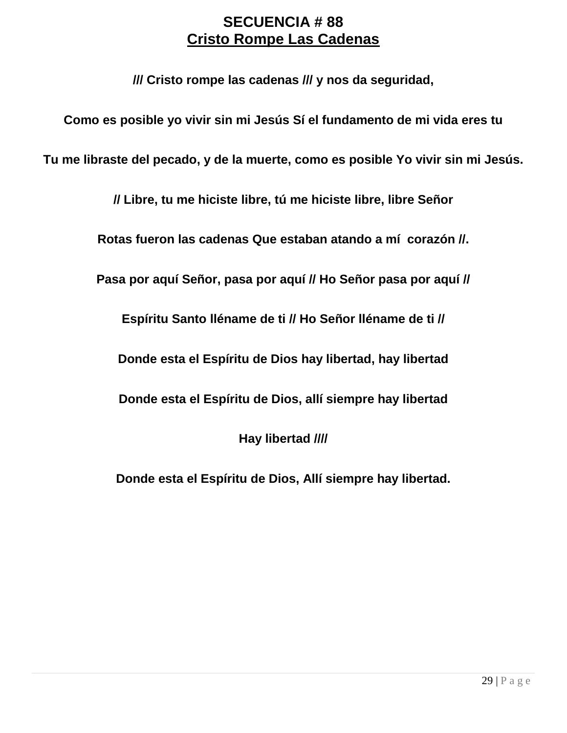# SECUENCIA # 88
## Cristo Rompe Las Cadenas

**/// Cristo rompe las cadenas /// y nos da seguridad,**

**Como es posible yo vivir sin mi Jesús Sí el fundamento de mi vida eres tu**

**Tu me libraste del pecado, y de la muerte, como es posible Yo vivir sin mi Jesús.**

**// Libre, tu me hiciste libre, tú me hiciste libre, libre Señor**

**Rotas fueron las cadenas Que estaban atando a mí corazón //.**

**Pasa por aquí Señor, pasa por aquí // Ho Señor pasa por aquí //**

**Espíritu Santo lléname de ti // Ho Señor lléname de ti //**

**Donde esta el Espíritu de Dios hay libertad, hay libertad**

**Donde esta el Espíritu de Dios, allí siempre hay libertad**

**Hay libertad ////**

**Donde esta el Espíritu de Dios, Allí siempre hay libertad.**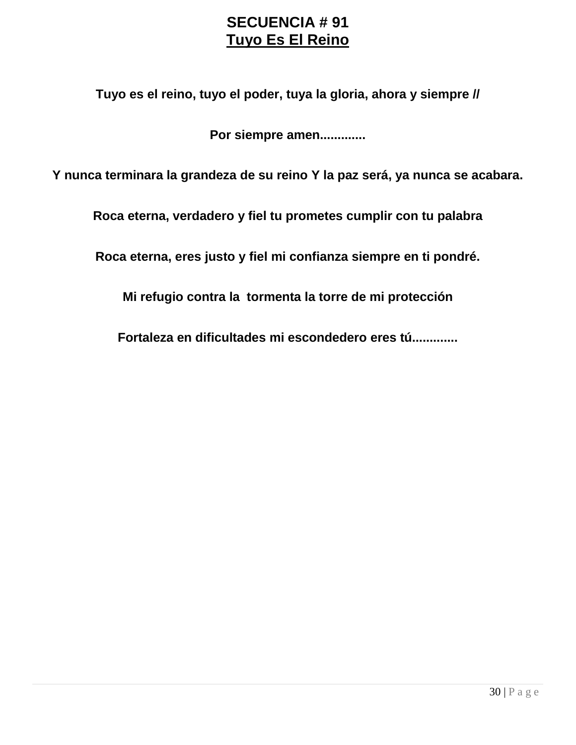# SECUENCIA # 91

## Tuyo Es El Reino

**Tuyo es el reino, tuyo el poder, tuya la gloria, ahora y siempre //**

**Por siempre amen.............**

**Y nunca terminara la grandeza de su reino Y la paz será, ya nunca se acabara.**

**Roca eterna, verdadero y fiel tu prometes cumplir con tu palabra**

**Roca eterna, eres justo y fiel mi confianza siempre en ti pondré.**

**Mi refugio contra la tormenta la torre de mi protección**

**Fortaleza en dificultades mi escondedero eres tú.............**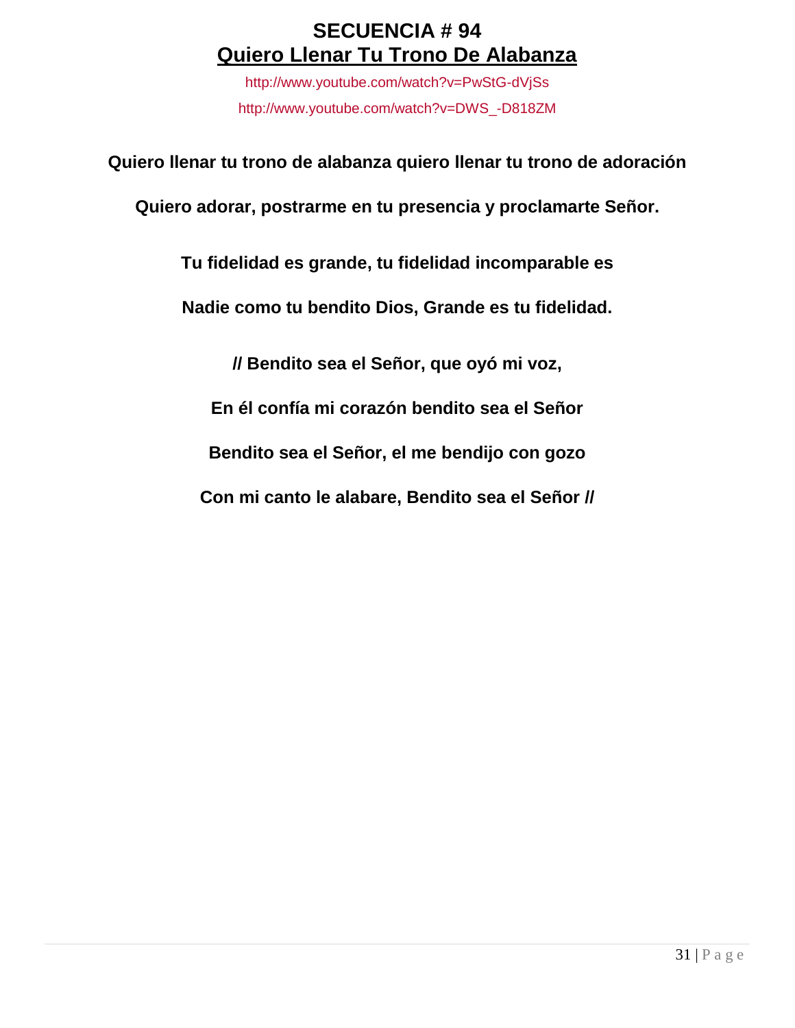# SECUENCIA # 94

## Quiero Llenar Tu Trono De Alabanza

http://www.youtube.com/watch?v=PwStG-dVjSs

http://www.youtube.com/watch?v=DWS_-D818ZM

**Quiero llenar tu trono de alabanza quiero llenar tu trono de adoración**

**Quiero adorar, postrarme en tu presencia y proclamarte Señor.**

**Tu fidelidad es grande, tu fidelidad incomparable es**

**Nadie como tu bendito Dios, Grande es tu fidelidad.**

**// Bendito sea el Señor, que oyó mi voz,**

**En él confía mi corazón bendito sea el Señor**

**Bendito sea el Señor, el me bendijo con gozo**

**Con mi canto le alabare, Bendito sea el Señor //**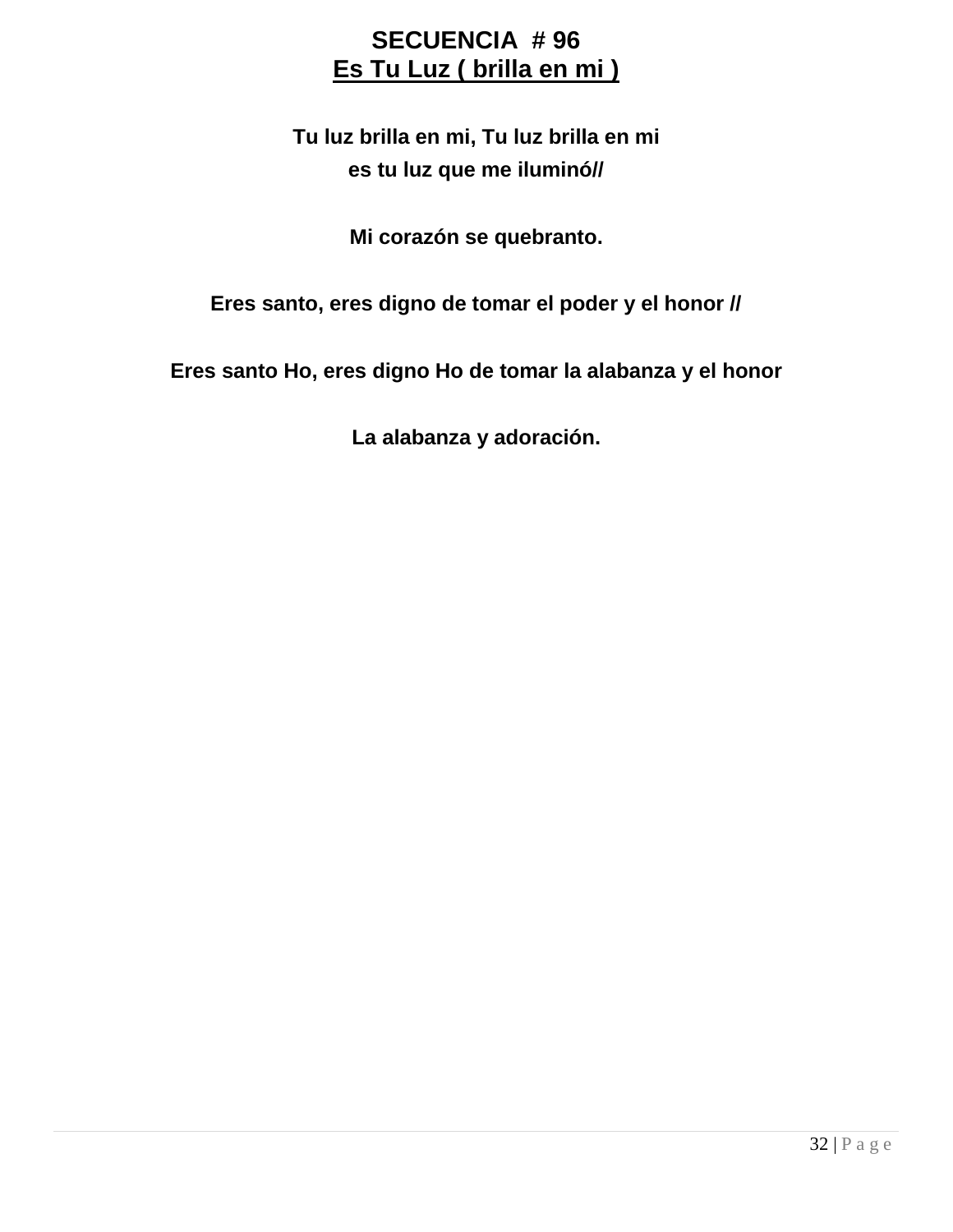# SECUENCIA # 96

## Es Tu Luz ( brilla en mi )

**Tu luz brilla en mi, Tu luz brilla en mi**
**es tu luz que me iluminó//**

**Mi corazón se quebranto.**

**Eres santo, eres digno de tomar el poder y el honor //**

**Eres santo Ho, eres digno Ho de tomar la alabanza y el honor**

**La alabanza y adoración.**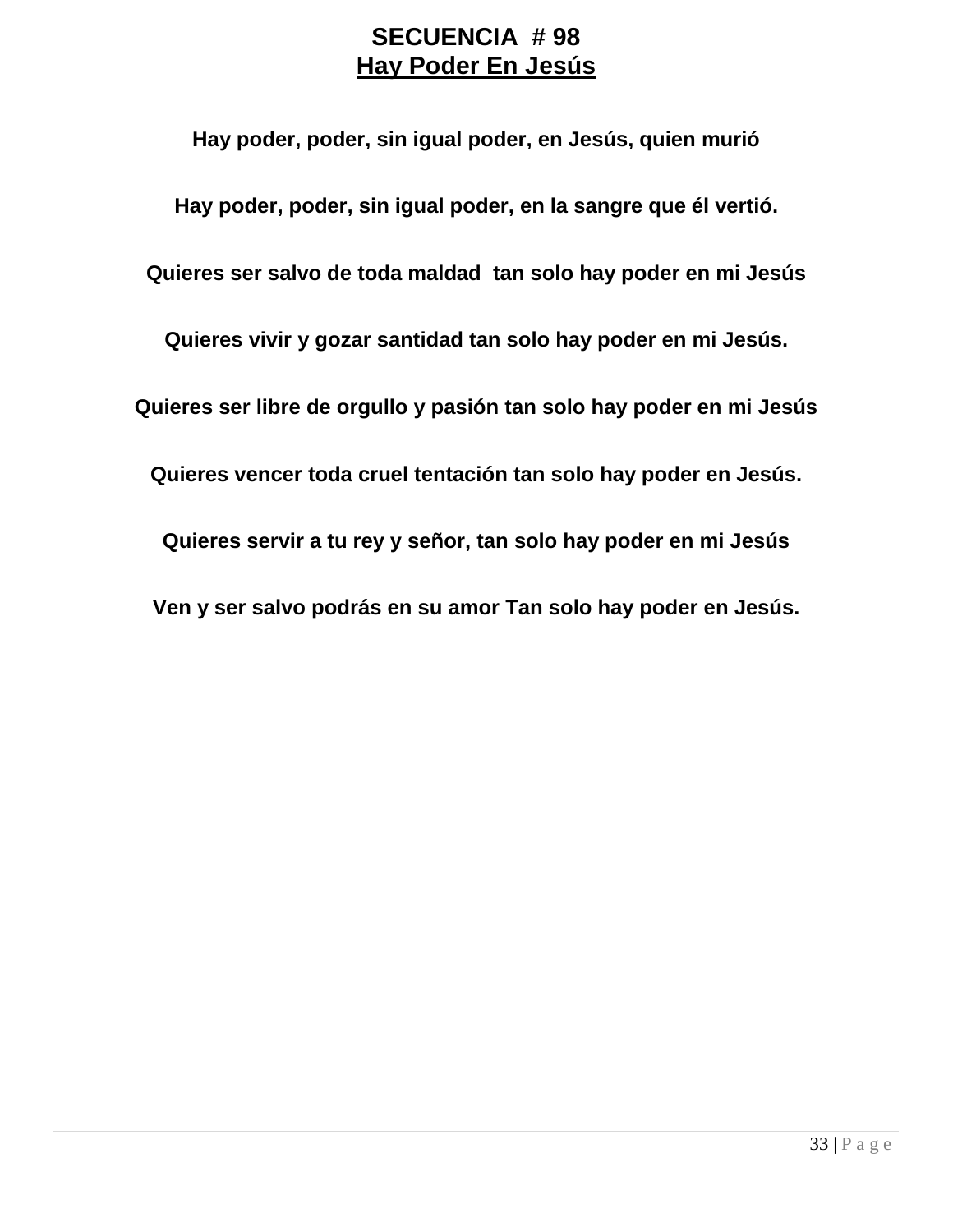# SECUENCIA # 98
## Hay Poder En Jesús

**Hay poder, poder, sin igual poder, en Jesús, quien murió**

**Hay poder, poder, sin igual poder, en la sangre que él vertió.**

**Quieres ser salvo de toda maldad tan solo hay poder en mi Jesús**

**Quieres vivir y gozar santidad tan solo hay poder en mi Jesús.**

**Quieres ser libre de orgullo y pasión tan solo hay poder en mi Jesús**

**Quieres vencer toda cruel tentación tan solo hay poder en Jesús.**

**Quieres servir a tu rey y señor, tan solo hay poder en mi Jesús**

**Ven y ser salvo podrás en su amor Tan solo hay poder en Jesús.**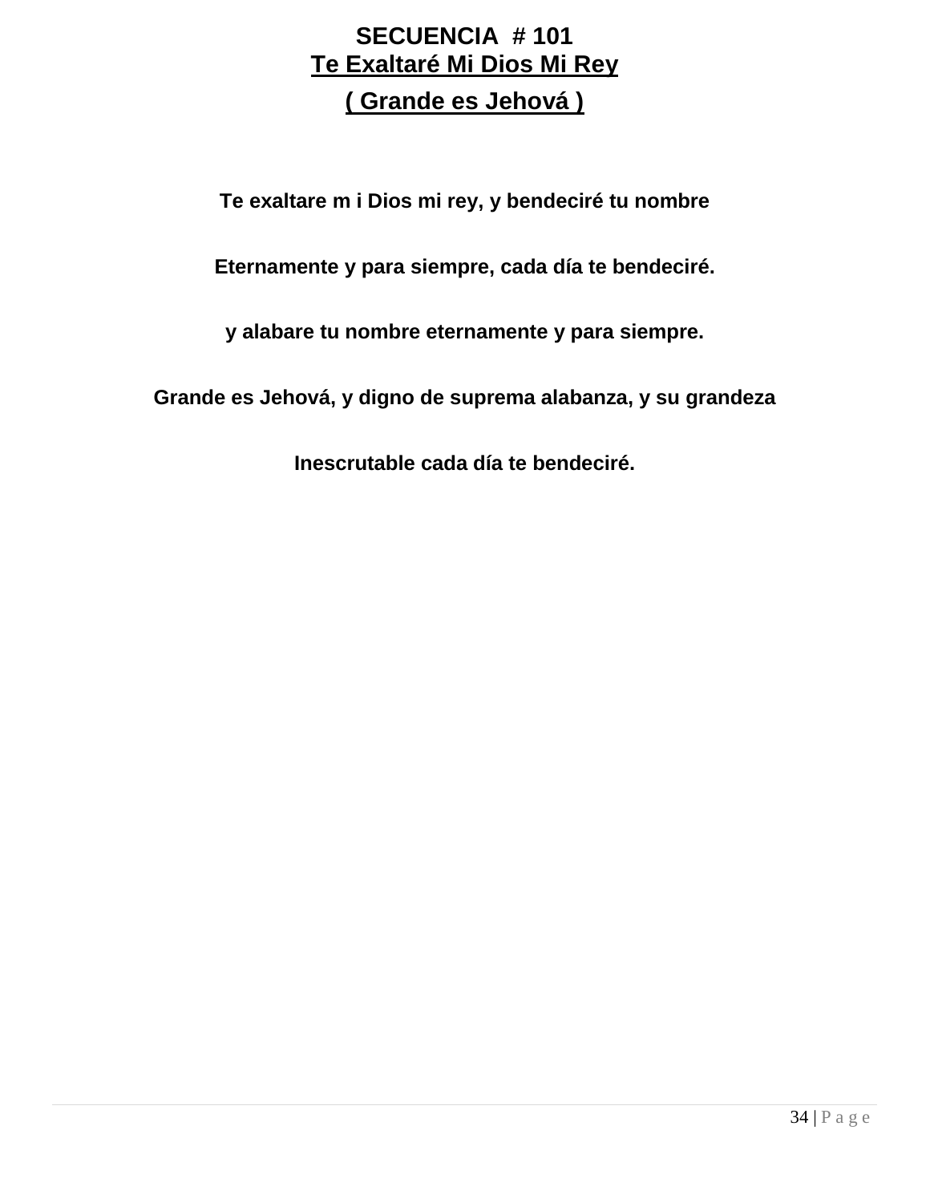**SECUENCIA # 101**

**Te Exaltaré Mi Dios Mi Rey**

**( Grande es Jehová )**

**Te exaltare m i Dios mi rey, y bendeciré tu nombre**

**Eternamente y para siempre, cada día te bendeciré.**

**y alabare tu nombre eternamente y para siempre.**

**Grande es Jehová, y digno de suprema alabanza, y su grandeza**

**Inescrutable cada día te bendeciré.**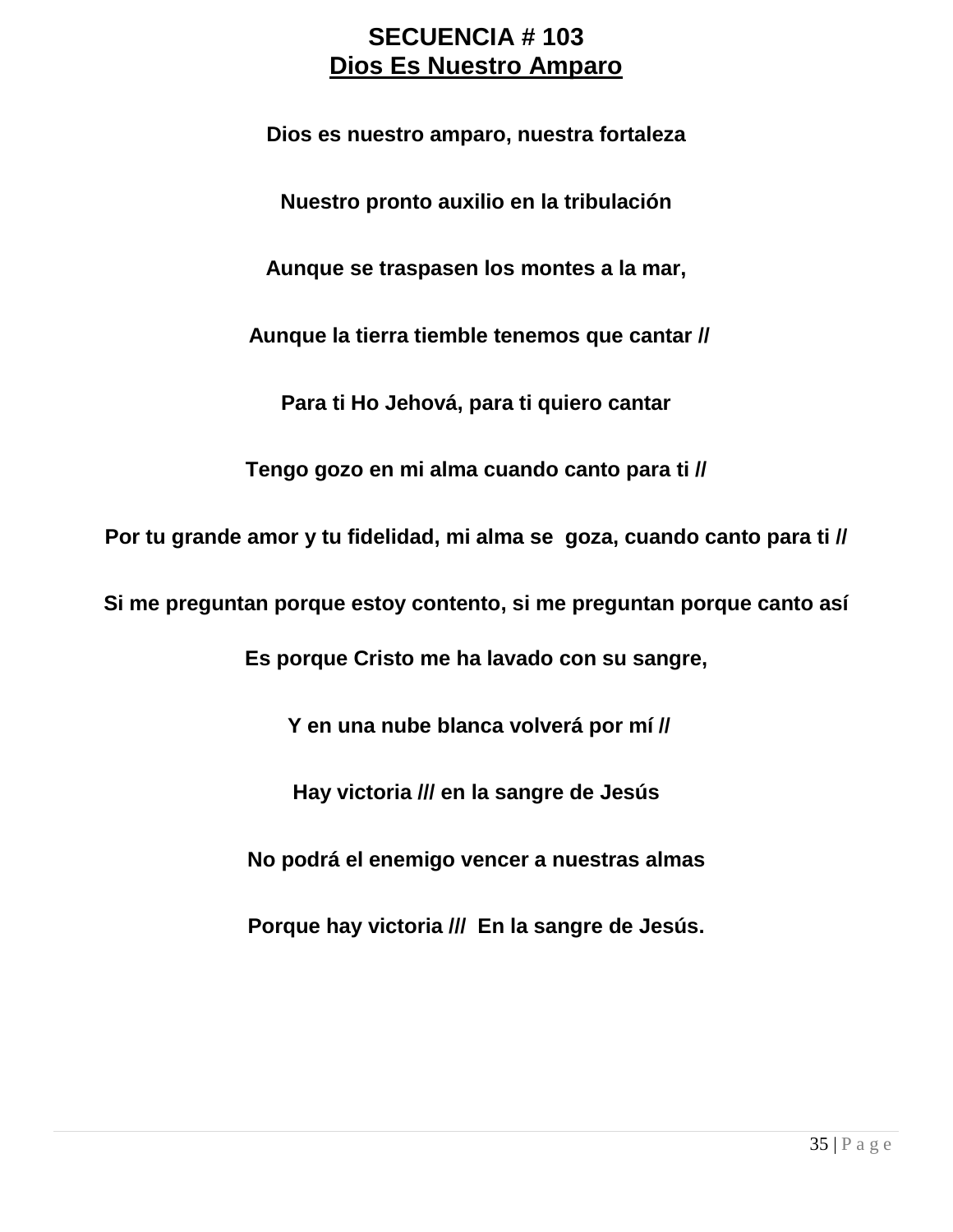# SECUENCIA # 103

## Dios Es Nuestro Amparo

**Dios es nuestro amparo, nuestra fortaleza**

**Nuestro pronto auxilio en la tribulación**

**Aunque se traspasen los montes a la mar,**

**Aunque la tierra tiemble tenemos que cantar //**

**Para ti Ho Jehová, para ti quiero cantar**

**Tengo gozo en mi alma cuando canto para ti //**

**Por tu grande amor y tu fidelidad, mi alma se goza, cuando canto para ti //**

**Si me preguntan porque estoy contento, si me preguntan porque canto así**

**Es porque Cristo me ha lavado con su sangre,**

**Y en una nube blanca volverá por mí //**

**Hay victoria /// en la sangre de Jesús**

**No podrá el enemigo vencer a nuestras almas**

**Porque hay victoria /// En la sangre de Jesús.**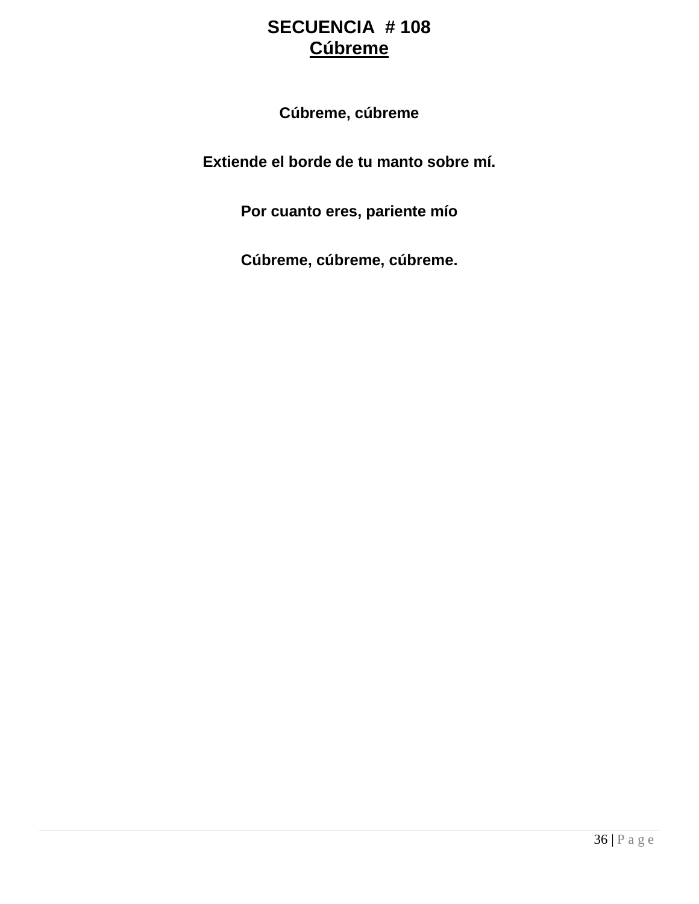# SECUENCIA # 108
## Cúbreme

**Cúbreme, cúbreme**

**Extiende el borde de tu manto sobre mí.**

**Por cuanto eres, pariente mío**

**Cúbreme, cúbreme, cúbreme.**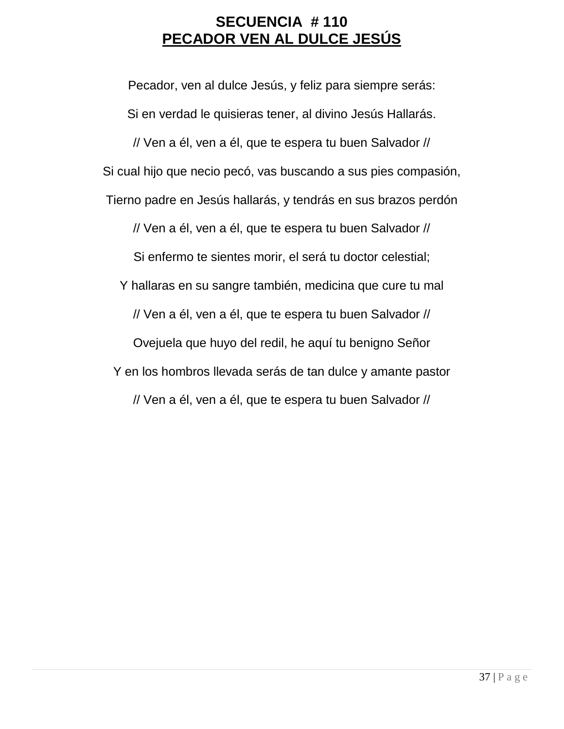# SECUENCIA # 110

## PECADOR VEN AL DULCE JESÚS

Pecador, ven al dulce Jesús, y feliz para siempre serás:

Si en verdad le quisieras tener, al divino Jesús Hallarás.

// Ven a él, ven a él, que te espera tu buen Salvador //

Si cual hijo que necio pecó, vas buscando a sus pies compasión,

Tierno padre en Jesús hallarás, y tendrás en sus brazos perdón

// Ven a él, ven a él, que te espera tu buen Salvador //

Si enfermo te sientes morir, el será tu doctor celestial;

Y hallaras en su sangre también, medicina que cure tu mal

// Ven a él, ven a él, que te espera tu buen Salvador //

Ovejuela que huyo del redil, he aquí tu benigno Señor

Y en los hombros llevada serás de tan dulce y amante pastor

// Ven a él, ven a él, que te espera tu buen Salvador //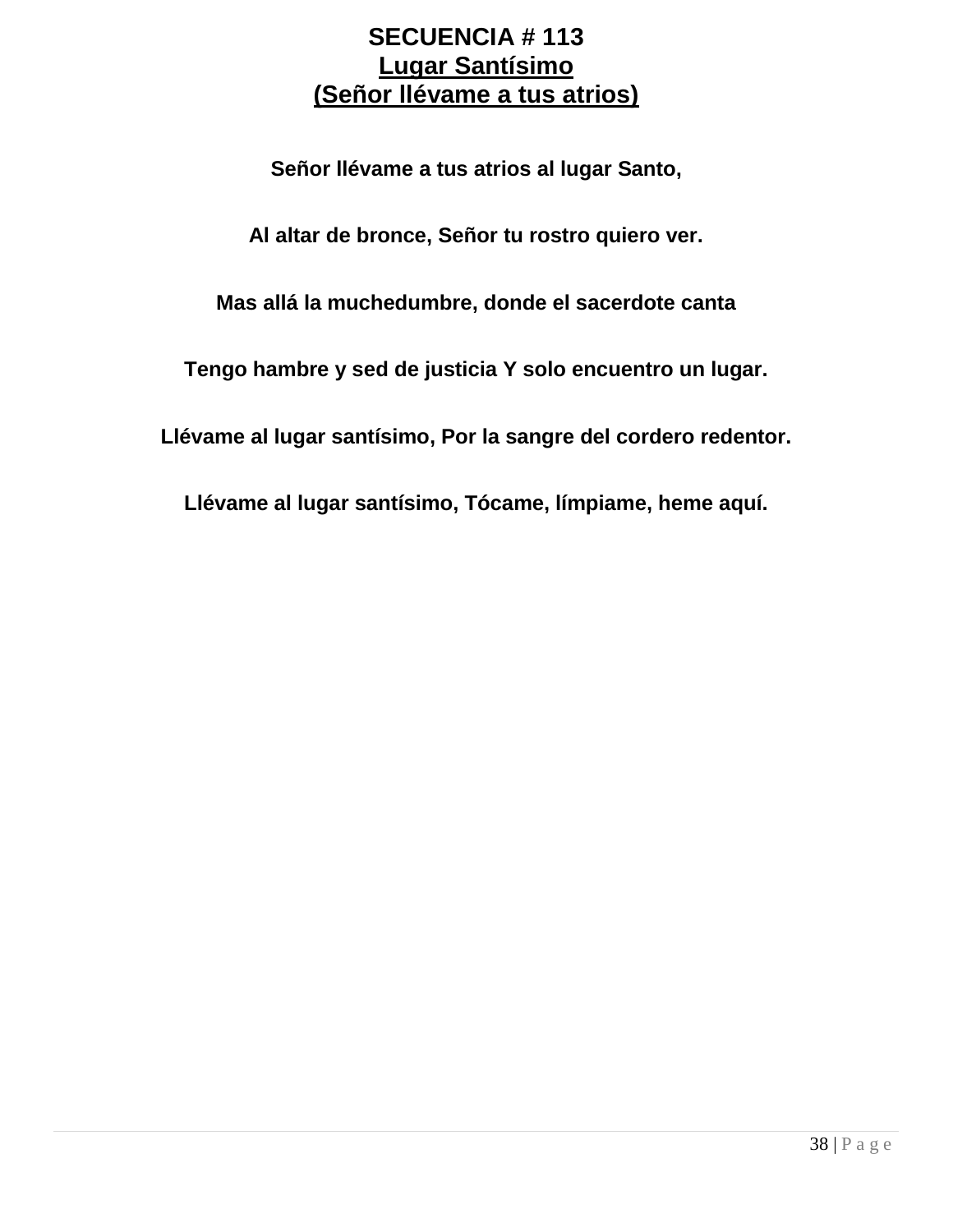# SECUENCIA # 113

## Lugar Santísimo

## (Señor llévame a tus atrios)

**Señor llévame a tus atrios al lugar Santo,**

**Al altar de bronce, Señor tu rostro quiero ver.**

**Mas allá la muchedumbre, donde el sacerdote canta**

**Tengo hambre y sed de justicia Y solo encuentro un lugar.**

**Llévame al lugar santísimo, Por la sangre del cordero redentor.**

**Llévame al lugar santísimo, Tócame, límpiame, heme aquí.**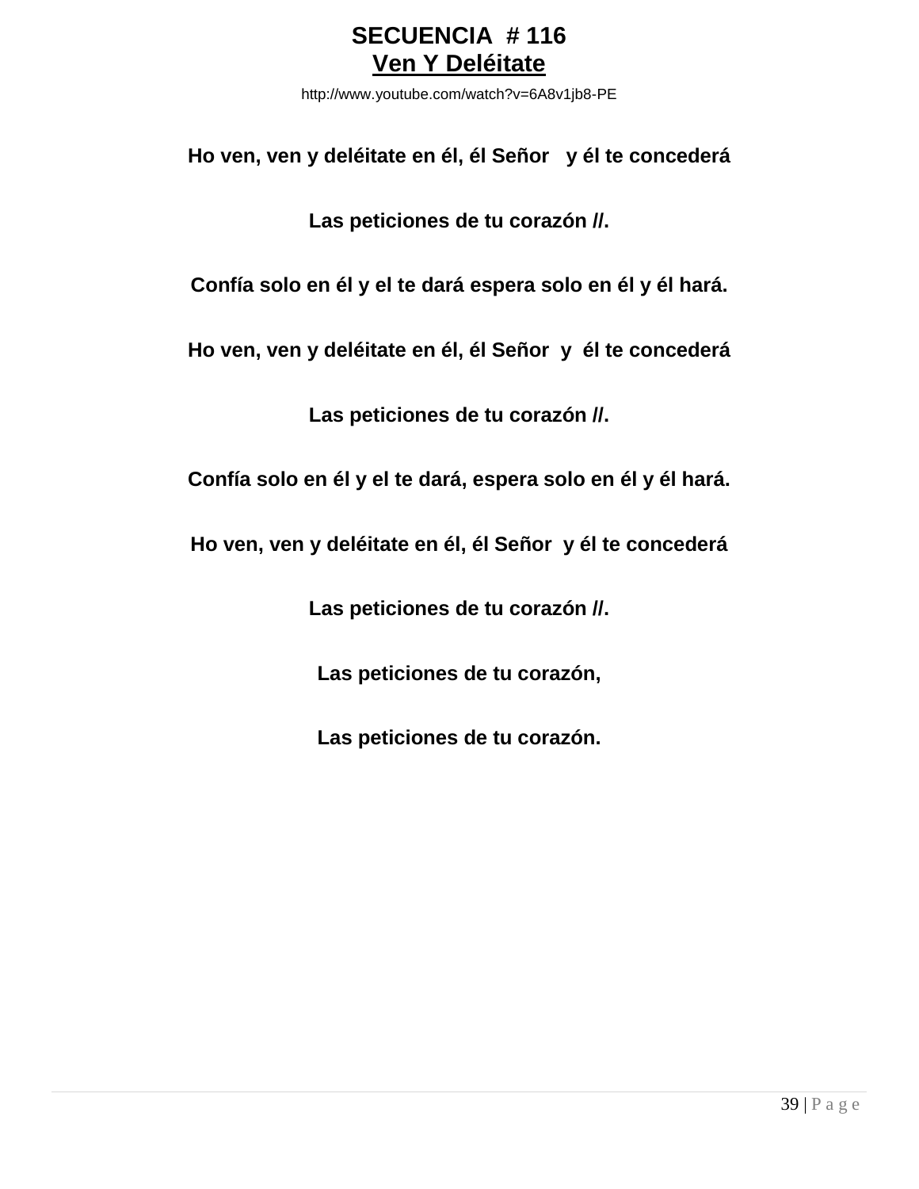# SECUENCIA # 116

## Ven Y Deléitate

http://www.youtube.com/watch?v=6A8v1jb8-PE

**Ho ven, ven y deléitate en él, él Señor y él te concederá**

**Las peticiones de tu corazón //.**

**Confía solo en él y el te dará espera solo en él y él hará.**

**Ho ven, ven y deléitate en él, él Señor y él te concederá**

**Las peticiones de tu corazón //.**

**Confía solo en él y el te dará, espera solo en él y él hará.**

**Ho ven, ven y deléitate en él, él Señor y él te concederá**

**Las peticiones de tu corazón //.**

**Las peticiones de tu corazón,**

**Las peticiones de tu corazón.**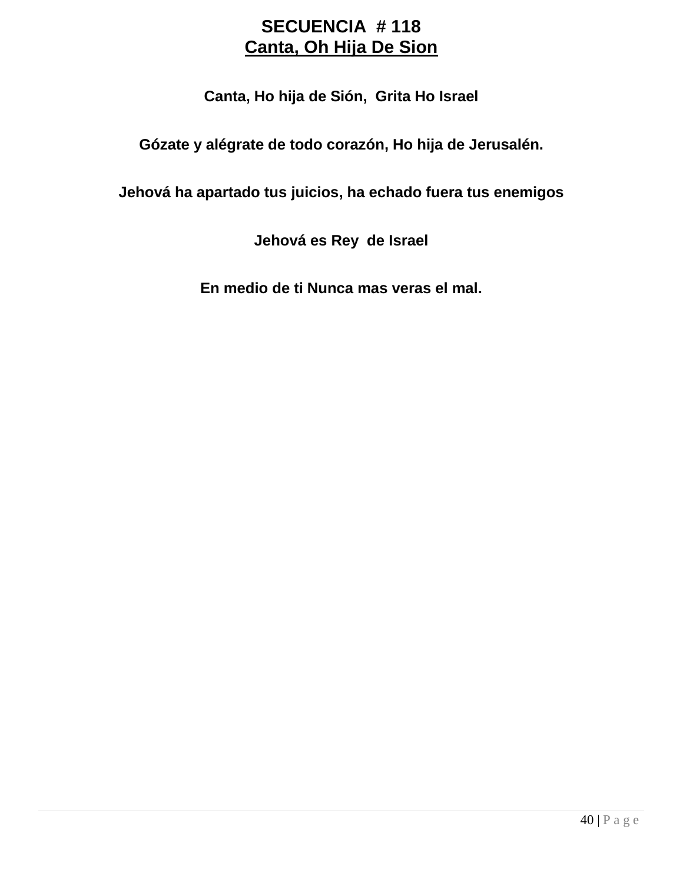# SECUENCIA # 118

## Canta, Oh Hija De Sion

**Canta, Ho hija de Sión, Grita Ho Israel**

**Gózate y alégrate de todo corazón, Ho hija de Jerusalén.**

**Jehová ha apartado tus juicios, ha echado fuera tus enemigos**

**Jehová es Rey de Israel**

**En medio de ti Nunca mas veras el mal.**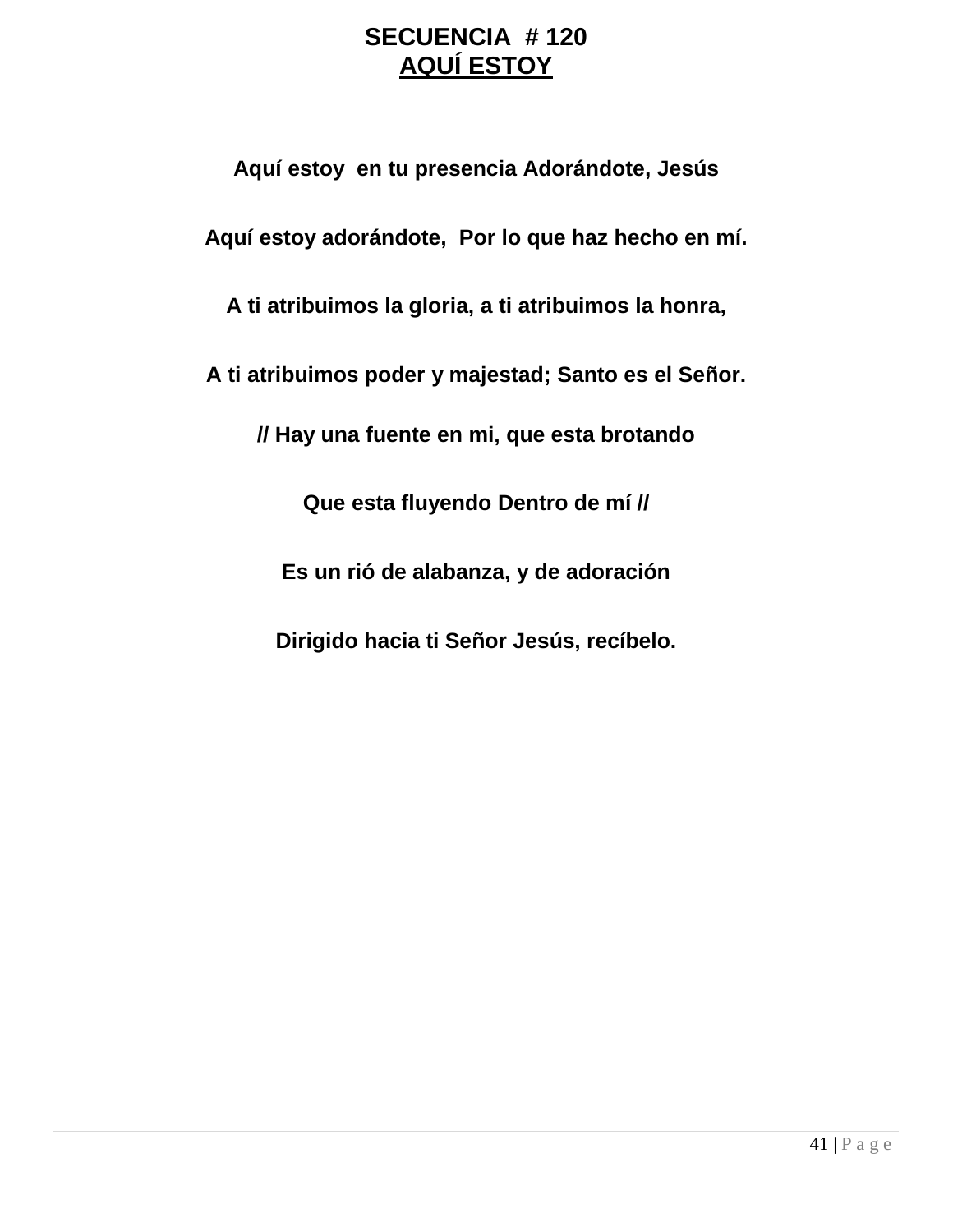# SECUENCIA # 120

## AQUÍ ESTOY

**Aquí estoy en tu presencia Adorándote, Jesús**

**Aquí estoy adorándote, Por lo que haz hecho en mí.**

**A ti atribuimos la gloria, a ti atribuimos la honra,**

**A ti atribuimos poder y majestad; Santo es el Señor.**

**// Hay una fuente en mi, que esta brotando**

**Que esta fluyendo Dentro de mí //**

**Es un rió de alabanza, y de adoración**

**Dirigido hacia ti Señor Jesús, recíbelo.**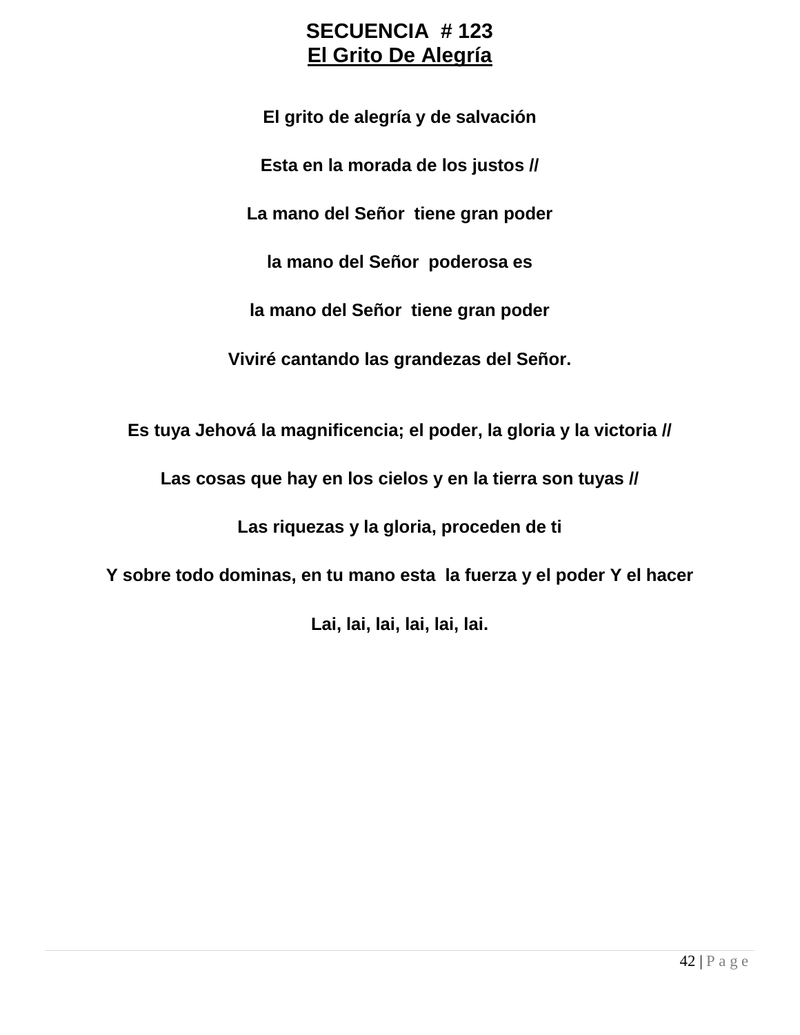# SECUENCIA # 123

## El Grito De Alegría

**El grito de alegría y de salvación**

**Esta en la morada de los justos //**

**La mano del Señor tiene gran poder**

**la mano del Señor poderosa es**

**la mano del Señor tiene gran poder**

**Viviré cantando las grandezas del Señor.**

**Es tuya Jehová la magnificencia; el poder, la gloria y la victoria //**

**Las cosas que hay en los cielos y en la tierra son tuyas //**

**Las riquezas y la gloria, proceden de ti**

**Y sobre todo dominas, en tu mano esta la fuerza y el poder Y el hacer**

**Lai, lai, lai, lai, lai, lai.**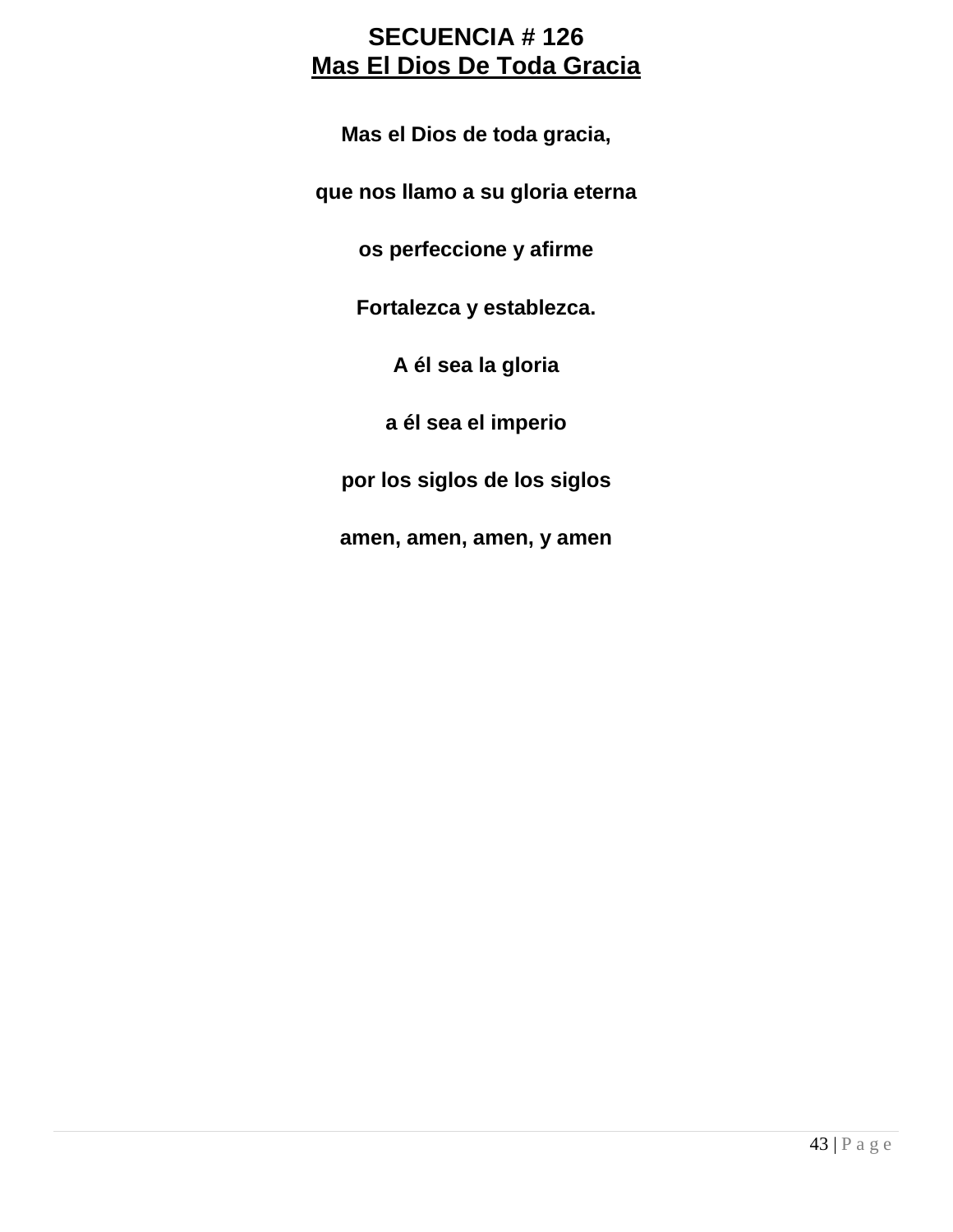# SECUENCIA # 126

## Mas El Dios De Toda Gracia

**Mas el Dios de toda gracia,**

**que nos llamo a su gloria eterna**

**os perfeccione y afirme**

**Fortalezca y establezca.**

**A él sea la gloria**

**a él sea el imperio**

**por los siglos de los siglos**

**amen, amen, amen, y amen**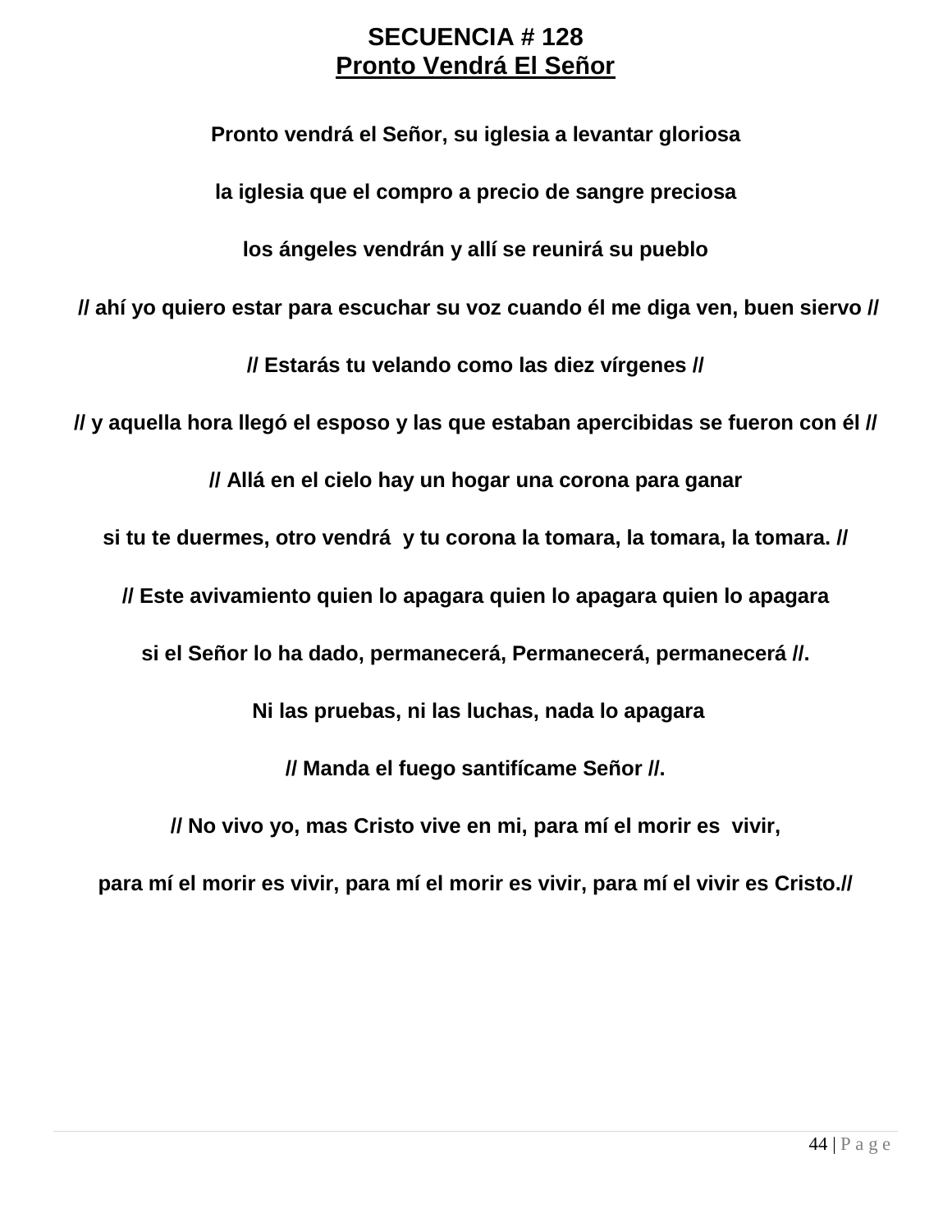# SECUENCIA # 128

## Pronto Vendrá El Señor

**Pronto vendrá el Señor, su iglesia a levantar gloriosa**

**la iglesia que el compro a precio de sangre preciosa**

**los ángeles vendrán y allí se reunirá su pueblo**

**// ahí yo quiero estar para escuchar su voz cuando él me diga ven, buen siervo //**

**// Estarás tu velando como las diez vírgenes //**

**// y aquella hora llegó el esposo y las que estaban apercibidas se fueron con él //**

**// Allá en el cielo hay un hogar una corona para ganar**

**si tu te duermes, otro vendrá y tu corona la tomara, la tomara, la tomara. //**

**// Este avivamiento quien lo apagara quien lo apagara quien lo apagara**

**si el Señor lo ha dado, permanecerá, Permanecerá, permanecerá //.**

**Ni las pruebas, ni las luchas, nada lo apagara**

**// Manda el fuego santifícame Señor //.**

**// No vivo yo, mas Cristo vive en mi, para mí el morir es vivir,**

**para mí el morir es vivir, para mí el morir es vivir, para mí el vivir es Cristo.//**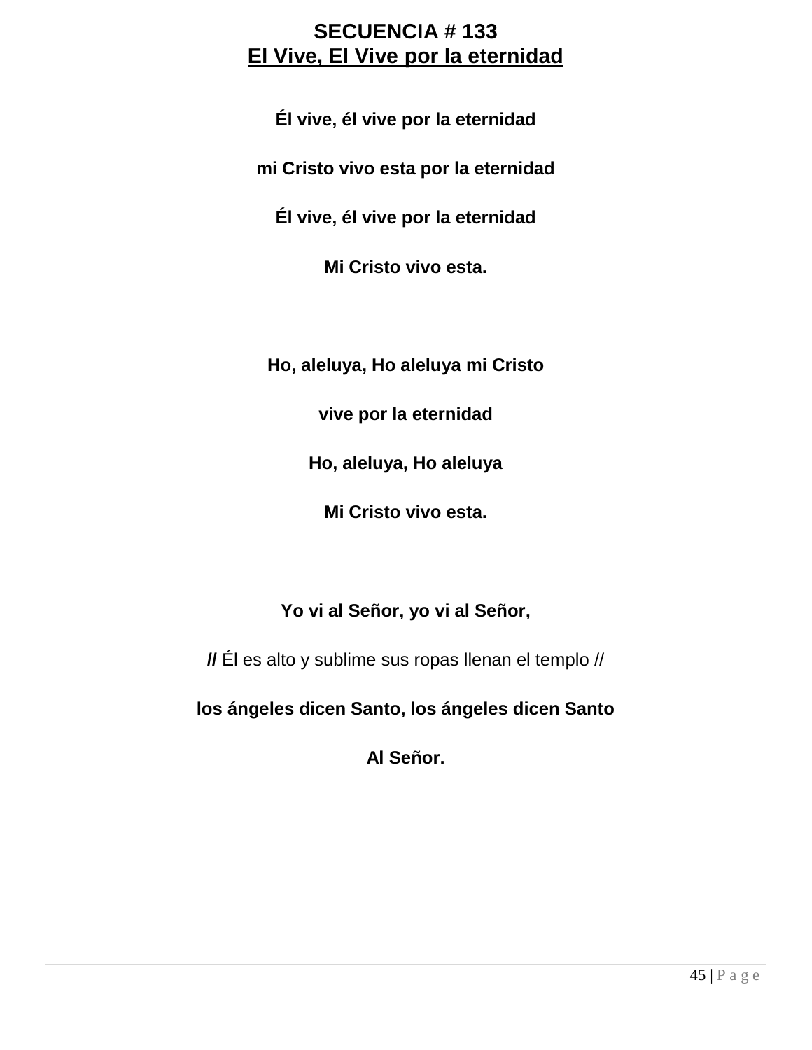**SECUENCIA # 133**
**El Vive, El Vive por la eternidad**

**Él vive, él vive por la eternidad**

**mi Cristo vivo esta por la eternidad**

**Él vive, él vive por la eternidad**

**Mi Cristo vivo esta.**

**Ho, aleluya, Ho aleluya mi Cristo**

**vive por la eternidad**

**Ho, aleluya, Ho aleluya**

**Mi Cristo vivo esta.**

**Yo vi al Señor, yo vi al Señor,**

**//** Él es alto y sublime sus ropas llenan el templo //

**los ángeles dicen Santo, los ángeles dicen Santo**

**Al Señor.**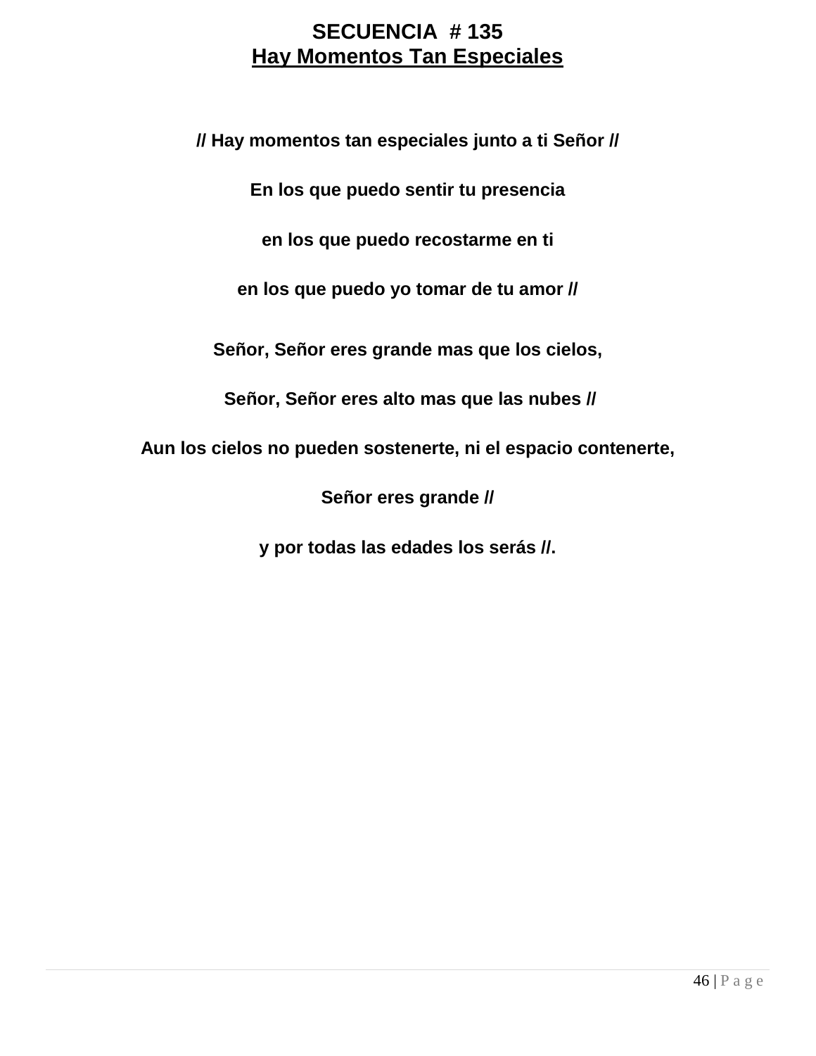# SECUENCIA # 135

## Hay Momentos Tan Especiales

**// Hay momentos tan especiales junto a ti Señor //**

**En los que puedo sentir tu presencia**

**en los que puedo recostarme en ti**

**en los que puedo yo tomar de tu amor //**

**Señor, Señor eres grande mas que los cielos,**

**Señor, Señor eres alto mas que las nubes //**

**Aun los cielos no pueden sostenerte, ni el espacio contenerte,**

**Señor eres grande //**

**y por todas las edades los serás //.**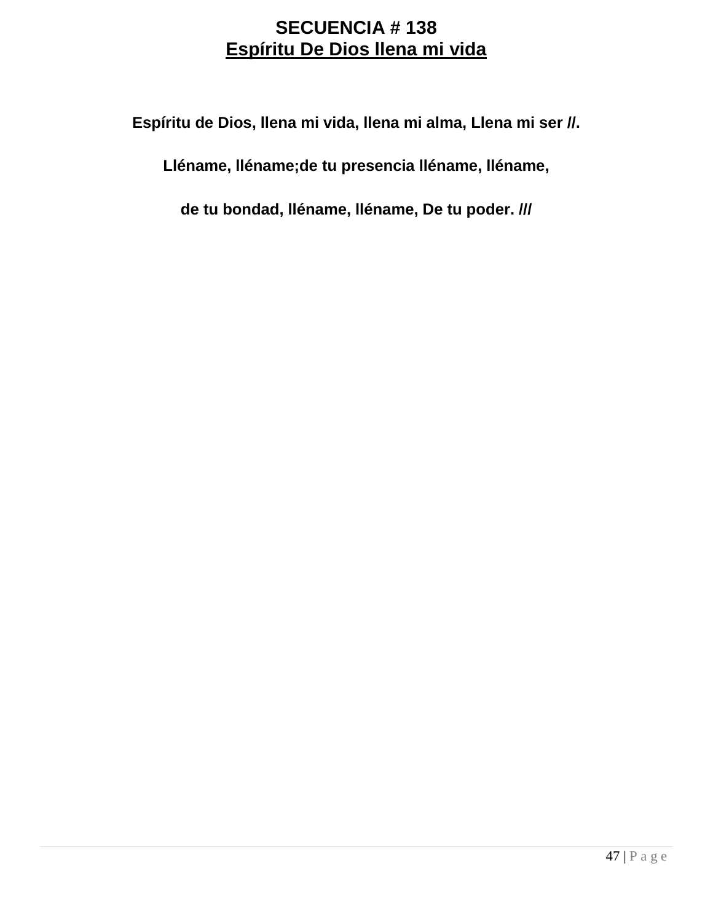**SECUENCIA # 138**

**<u>Espíritu De Dios llena mi vida</u>**

**Espíritu de Dios, llena mi vida, llena mi alma, Llena mi ser //.**

**Lléname, lléname;de tu presencia lléname, lléname,**

**de tu bondad, lléname, lléname, De tu poder. ///**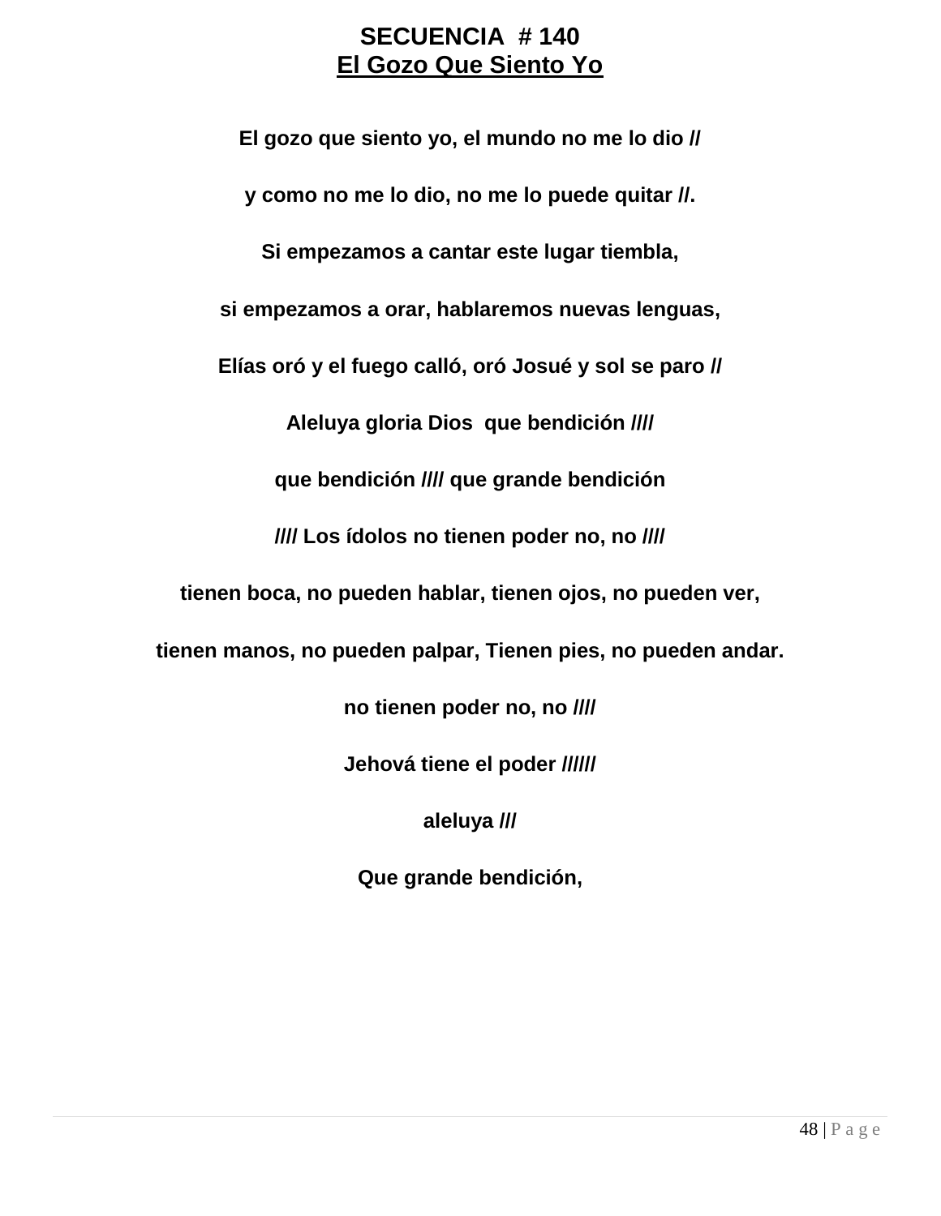# SECUENCIA # 140

## El Gozo Que Siento Yo

**El gozo que siento yo, el mundo no me lo dio //**

**y como no me lo dio, no me lo puede quitar //.**

**Si empezamos a cantar este lugar tiembla,**

**si empezamos a orar, hablaremos nuevas lenguas,**

**Elías oró y el fuego calló, oró Josué y sol se paro //**

**Aleluya gloria Dios que bendición ////**

**que bendición //// que grande bendición**

**//// Los ídolos no tienen poder no, no ////**

**tienen boca, no pueden hablar, tienen ojos, no pueden ver,**

**tienen manos, no pueden palpar, Tienen pies, no pueden andar.**

**no tienen poder no, no ////**

**Jehová tiene el poder //////**

**aleluya ///**

**Que grande bendición,**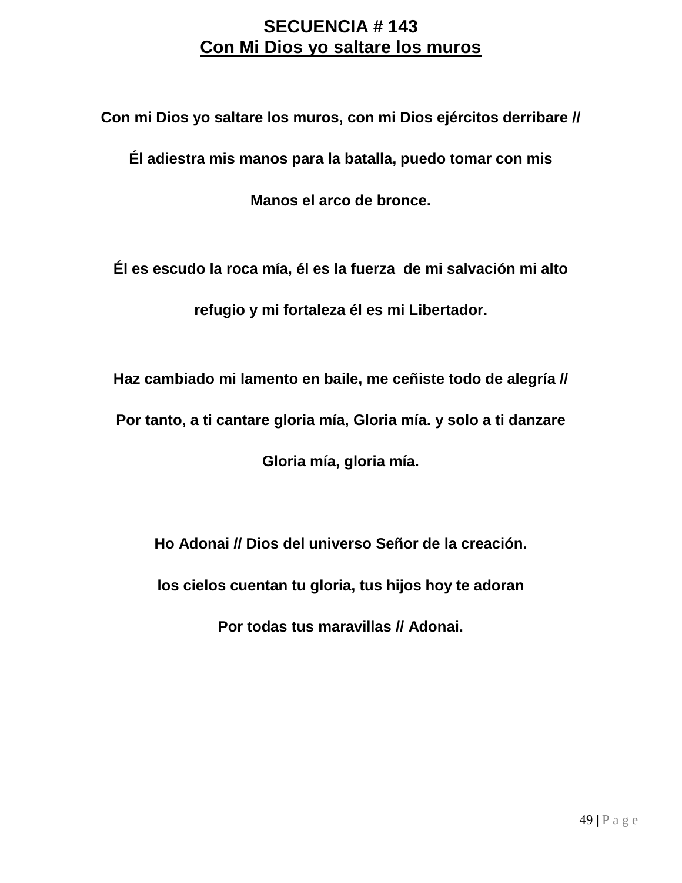**SECUENCIA # 143**

**Con Mi Dios yo saltare los muros**

**Con mi Dios yo saltare los muros, con mi Dios ejércitos derribare //**

**Él adiestra mis manos para la batalla, puedo tomar con mis**

**Manos el arco de bronce.**

**Él es escudo la roca mía, él es la fuerza de mi salvación mi alto**

**refugio y mi fortaleza él es mi Libertador.**

**Haz cambiado mi lamento en baile, me ceñiste todo de alegría //**

**Por tanto, a ti cantare gloria mía, Gloria mía. y solo a ti danzare**

**Gloria mía, gloria mía.**

**Ho Adonai // Dios del universo Señor de la creación.**

**los cielos cuentan tu gloria, tus hijos hoy te adoran**

**Por todas tus maravillas // Adonai.**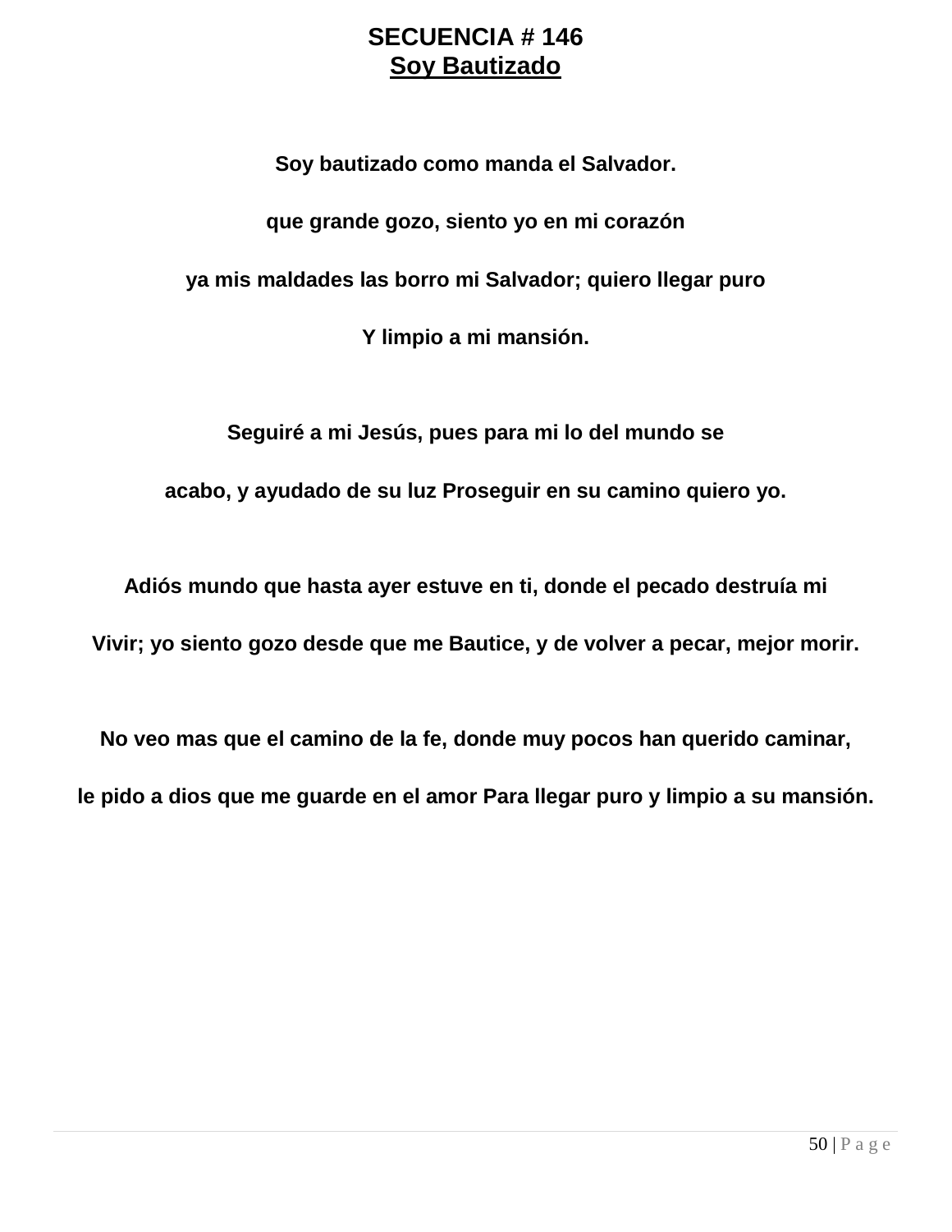# SECUENCIA # 146

## Soy Bautizado

**Soy bautizado como manda el Salvador.**

**que grande gozo, siento yo en mi corazón**

**ya mis maldades las borro mi Salvador; quiero llegar puro**

**Y limpio a mi mansión.**

**Seguiré a mi Jesús, pues para mi lo del mundo se**

**acabo, y ayudado de su luz Proseguir en su camino quiero yo.**

**Adiós mundo que hasta ayer estuve en ti, donde el pecado destruía mi**

**Vivir; yo siento gozo desde que me Bautice, y de volver a pecar, mejor morir.**

**No veo mas que el camino de la fe, donde muy pocos han querido caminar,**

**le pido a dios que me guarde en el amor Para llegar puro y limpio a su mansión.**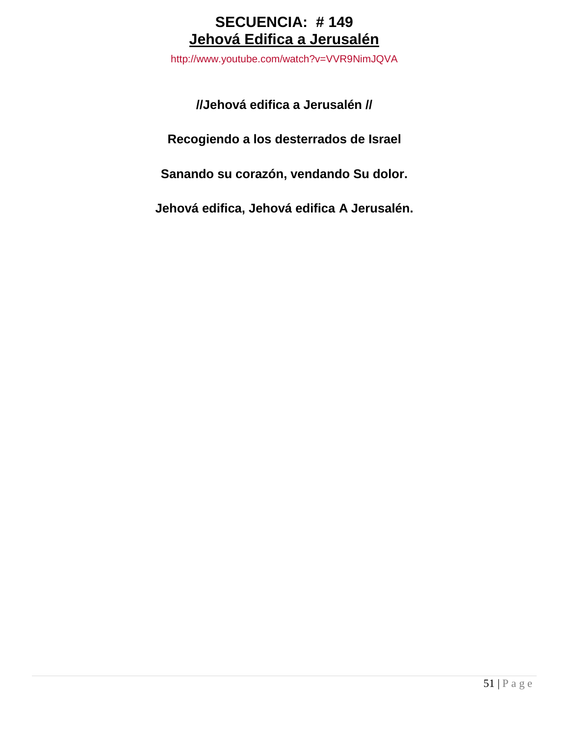# SECUENCIA: # 149

## Jehová Edifica a Jerusalén

http://www.youtube.com/watch?v=VVR9NimJQVA

**//Jehová edifica a Jerusalén //**

**Recogiendo a los desterrados de Israel**

**Sanando su corazón, vendando Su dolor.**

**Jehová edifica, Jehová edifica A Jerusalén.**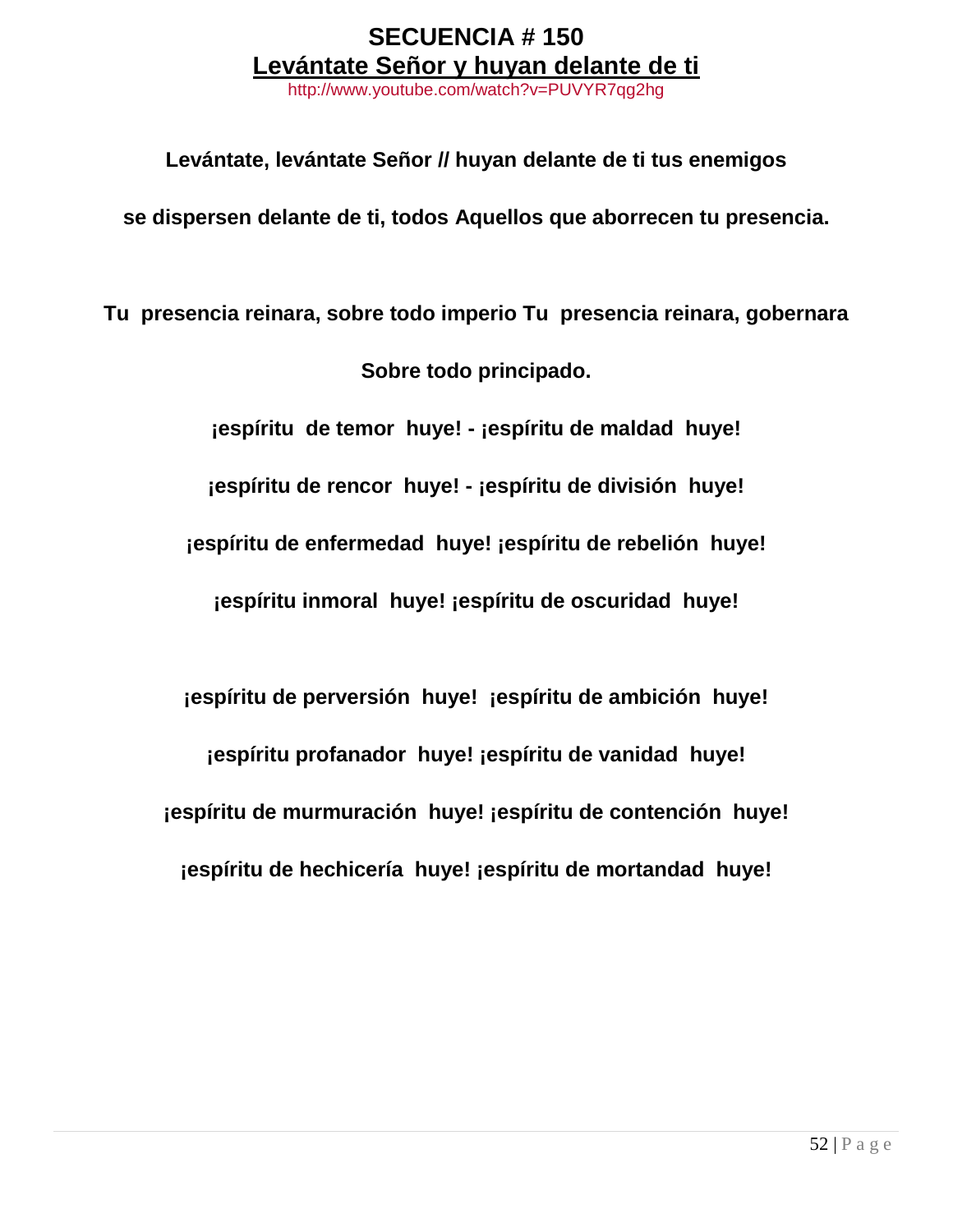# SECUENCIA # 150

## Levántate Señor y huyan delante de ti

http://www.youtube.com/watch?v=PUVYR7qg2hg

**Levántate, levántate Señor // huyan delante de ti tus enemigos**

**se dispersen delante de ti, todos Aquellos que aborrecen tu presencia.**

**Tu presencia reinara, sobre todo imperio Tu presencia reinara, gobernara**

**Sobre todo principado.**

**¡espíritu de temor huye! - ¡espíritu de maldad huye!**

**¡espíritu de rencor huye! - ¡espíritu de división huye!**

**¡espíritu de enfermedad huye! ¡espíritu de rebelión huye!**

**¡espíritu inmoral huye! ¡espíritu de oscuridad huye!**

**¡espíritu de perversión huye! ¡espíritu de ambición huye!**

**¡espíritu profanador huye! ¡espíritu de vanidad huye!**

**¡espíritu de murmuración huye! ¡espíritu de contención huye!**

**¡espíritu de hechicería huye! ¡espíritu de mortandad huye!**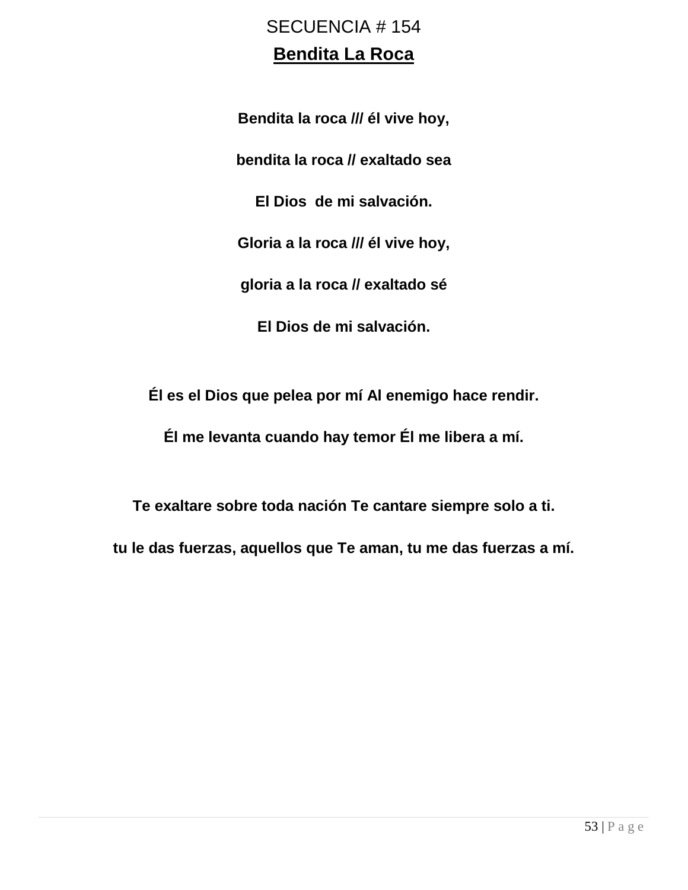SECUENCIA # 154

## Bendita La Roca

**Bendita la roca /// él vive hoy,**

**bendita la roca // exaltado sea**

**El Dios  de mi salvación.**

**Gloria a la roca /// él vive hoy,**

**gloria a la roca // exaltado sé**

**El Dios de mi salvación.**

**Él es el Dios que pelea por mí Al enemigo hace rendir.**

**Él me levanta cuando hay temor Él me libera a mí.**

**Te exaltare sobre toda nación Te cantare siempre solo a ti.**

**tu le das fuerzas, aquellos que Te aman, tu me das fuerzas a mí.**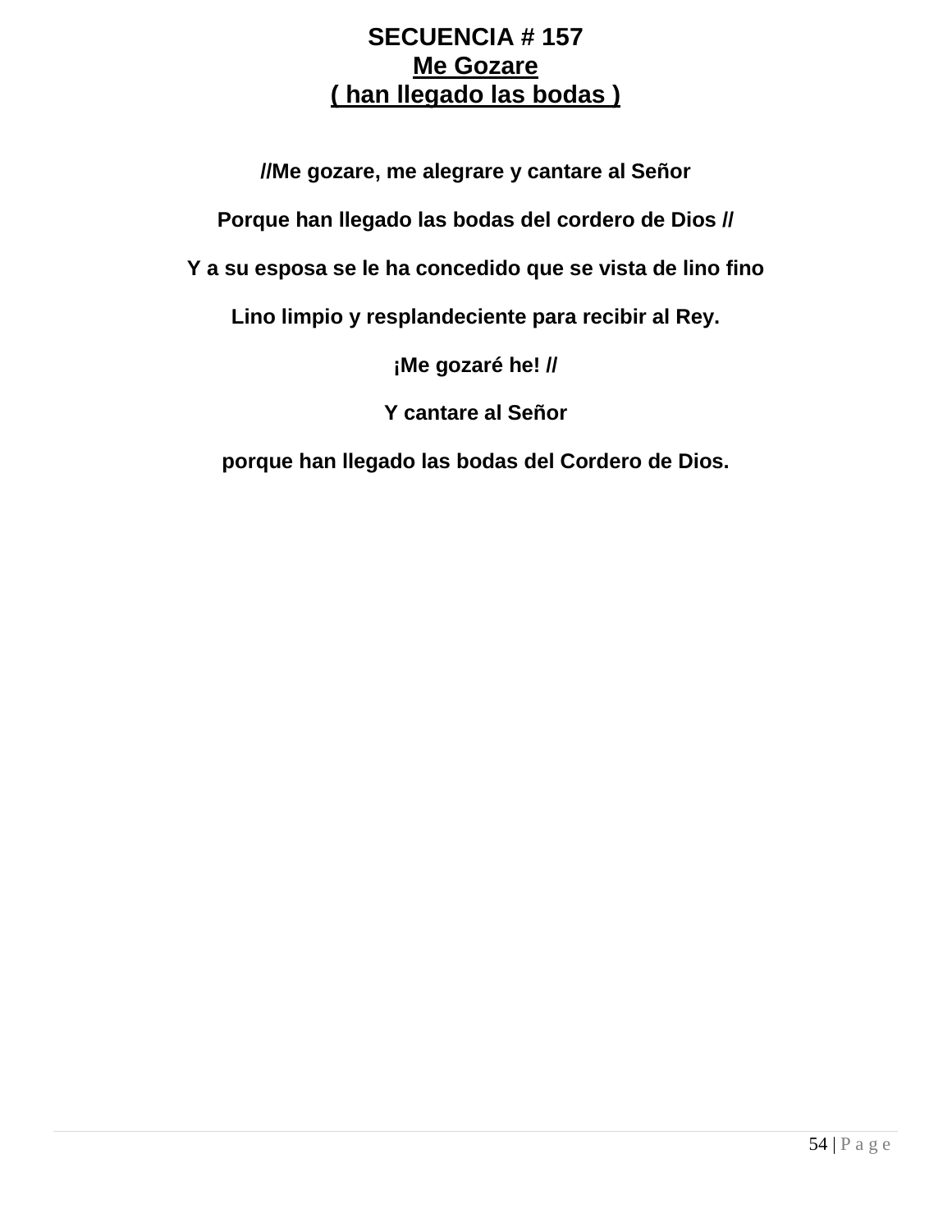**SECUENCIA # 157**

**Me Gozare**

**( han llegado las bodas )**

**//Me gozare, me alegrare y cantare al Señor**

**Porque han llegado las bodas del cordero de Dios //**

**Y a su esposa se le ha concedido que se vista de lino fino**

**Lino limpio y resplandeciente para recibir al Rey.**

**¡Me gozaré he! //**

**Y cantare al Señor**

**porque han llegado las bodas del Cordero de Dios.**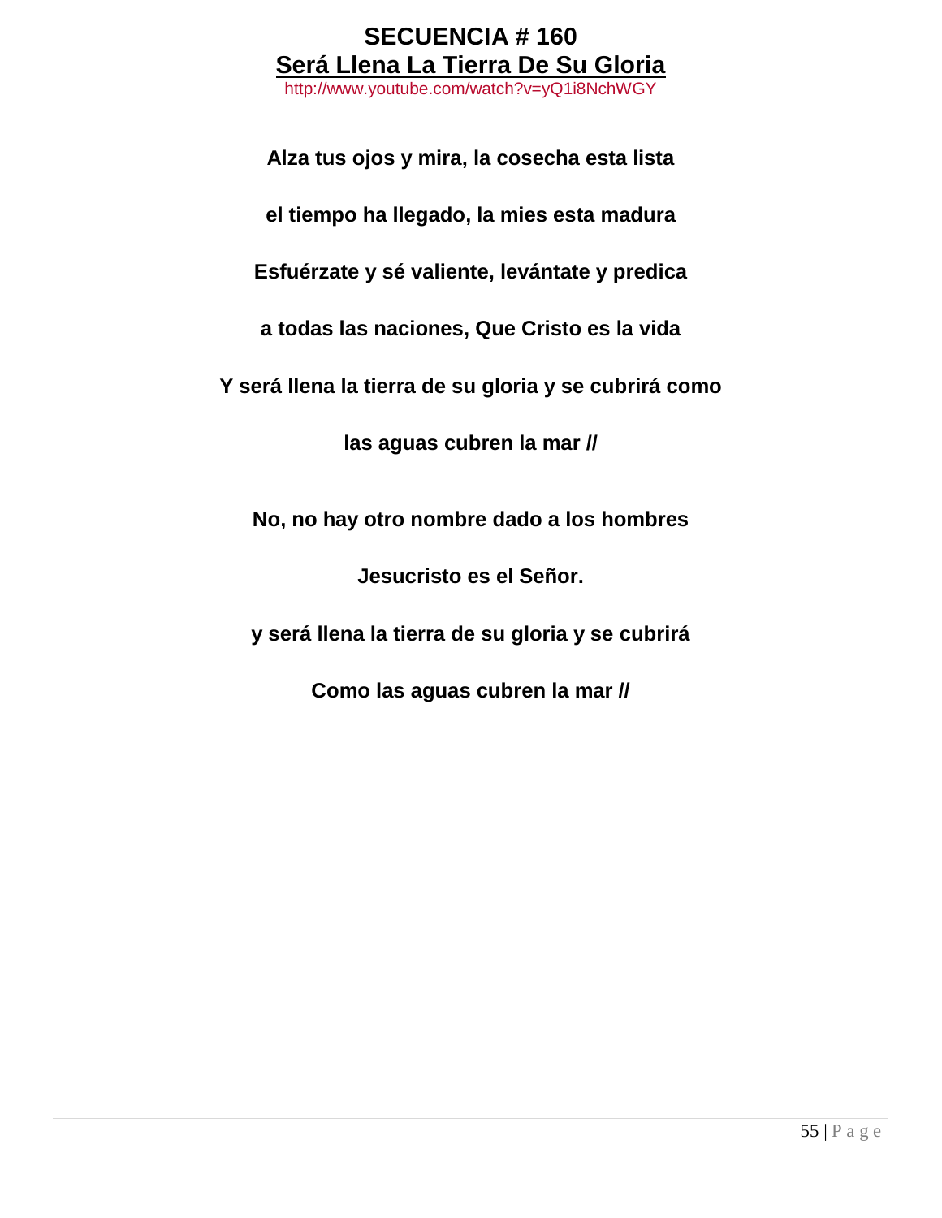# SECUENCIA # 160

## Será Llena La Tierra De Su Gloria

http://www.youtube.com/watch?v=yQ1i8NchWGY

**Alza tus ojos y mira, la cosecha esta lista**

**el tiempo ha llegado, la mies esta madura**

**Esfuérzate y sé valiente, levántate y predica**

**a todas las naciones, Que Cristo es la vida**

**Y será llena la tierra de su gloria y se cubrirá como**

**las aguas cubren la mar //**

**No, no hay otro nombre dado a los hombres**

**Jesucristo es el Señor.**

**y será llena la tierra de su gloria y se cubrirá**

**Como las aguas cubren la mar //**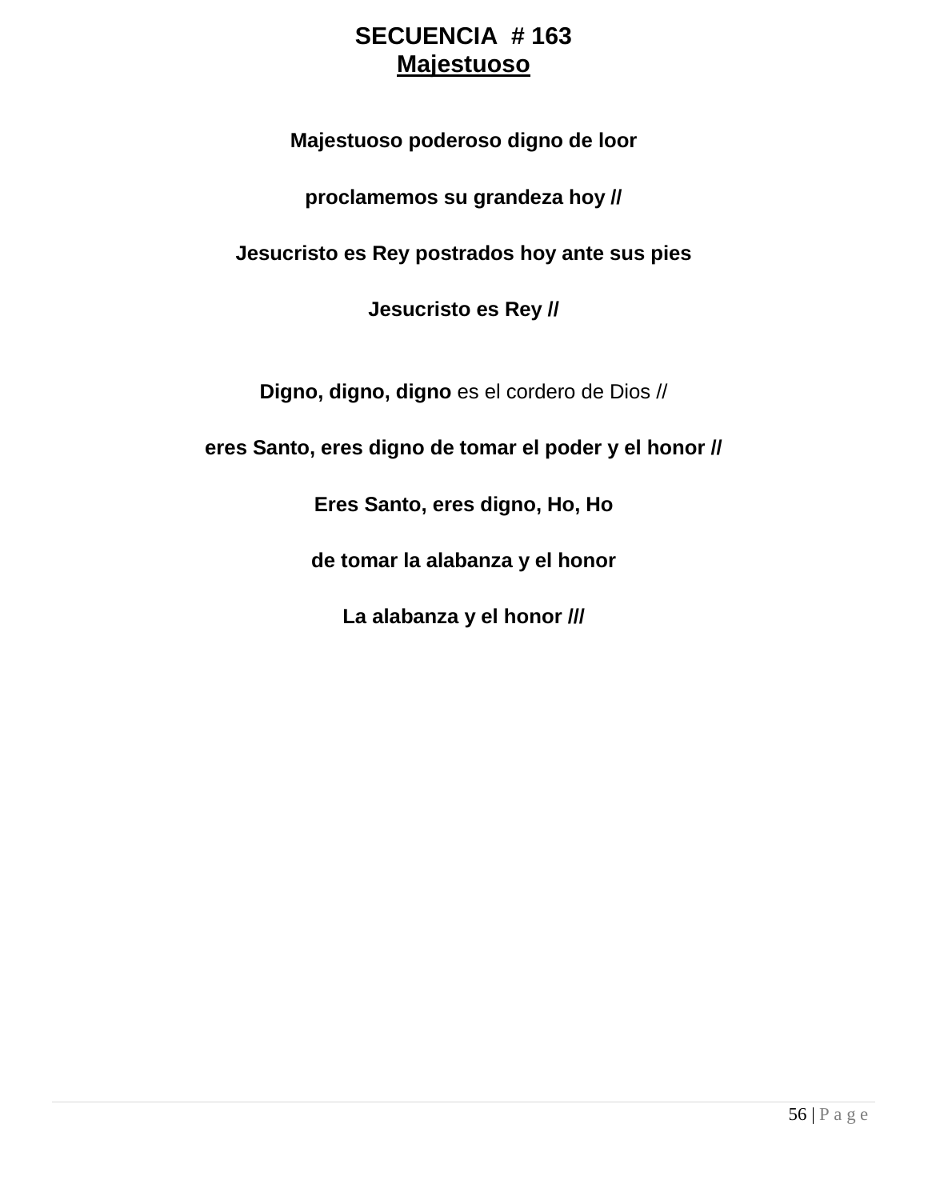# SECUENCIA # 163
## Majestuoso

**Majestuoso poderoso digno de loor**

**proclamemos su grandeza hoy //**

**Jesucristo es Rey postrados hoy ante sus pies**

**Jesucristo es Rey //**

**Digno, digno, digno** es el cordero de Dios //

**eres Santo, eres digno de tomar el poder y el honor //**

**Eres Santo, eres digno, Ho, Ho**

**de tomar la alabanza y el honor**

**La alabanza y el honor ///**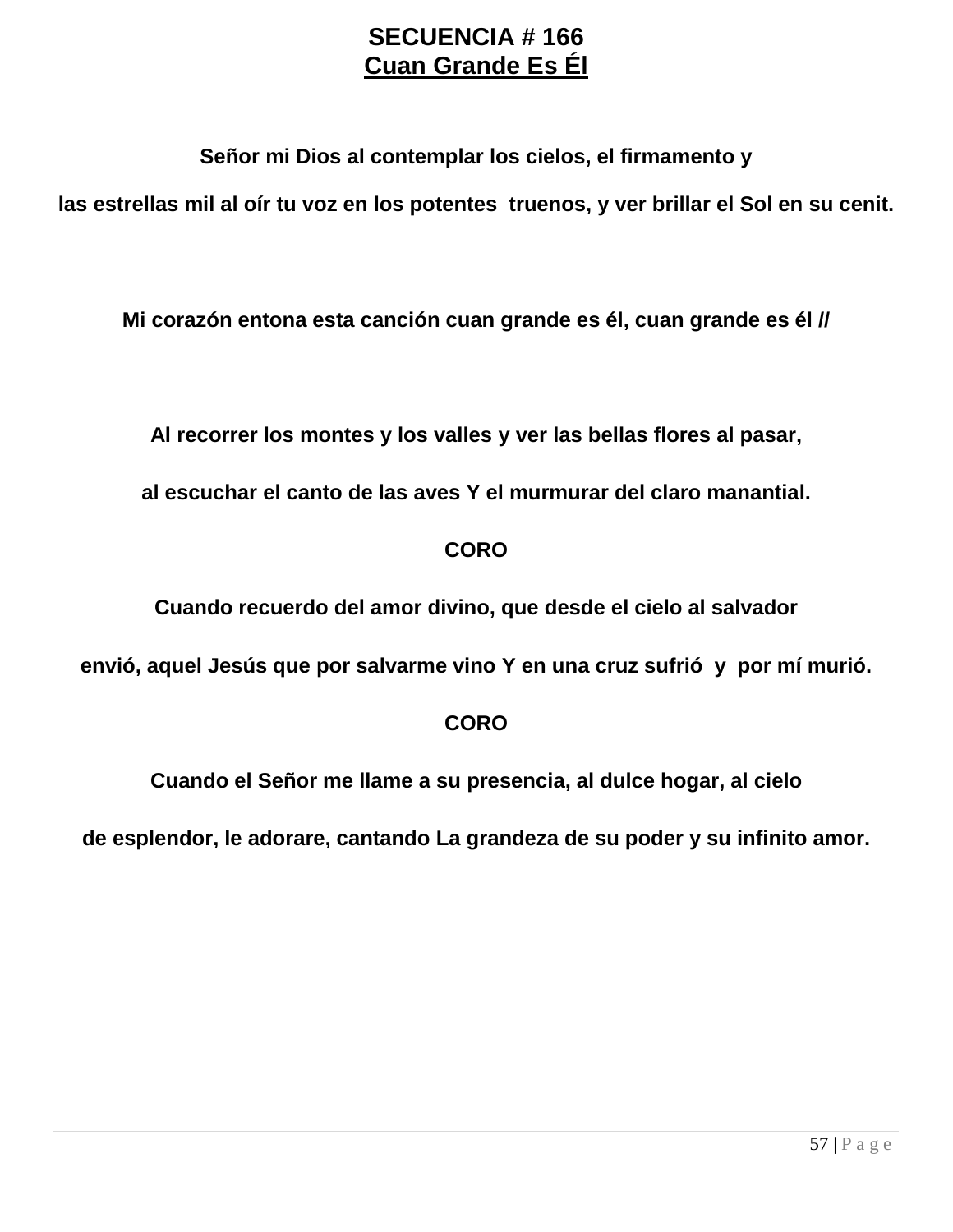# SECUENCIA # 166
## Cuan Grande Es Él

**Señor mi Dios al contemplar los cielos, el firmamento y**

**las estrellas mil al oír tu voz en los potentes truenos, y ver brillar el Sol en su cenit.**

**Mi corazón entona esta canción cuan grande es él, cuan grande es él //**

**Al recorrer los montes y los valles y ver las bellas flores al pasar,**

**al escuchar el canto de las aves Y el murmurar del claro manantial.**

**CORO**

**Cuando recuerdo del amor divino, que desde el cielo al salvador**

**envió, aquel Jesús que por salvarme vino Y en una cruz sufrió y por mí murió.**

**CORO**

**Cuando el Señor me llame a su presencia, al dulce hogar, al cielo**

**de esplendor, le adorare, cantando La grandeza de su poder y su infinito amor.**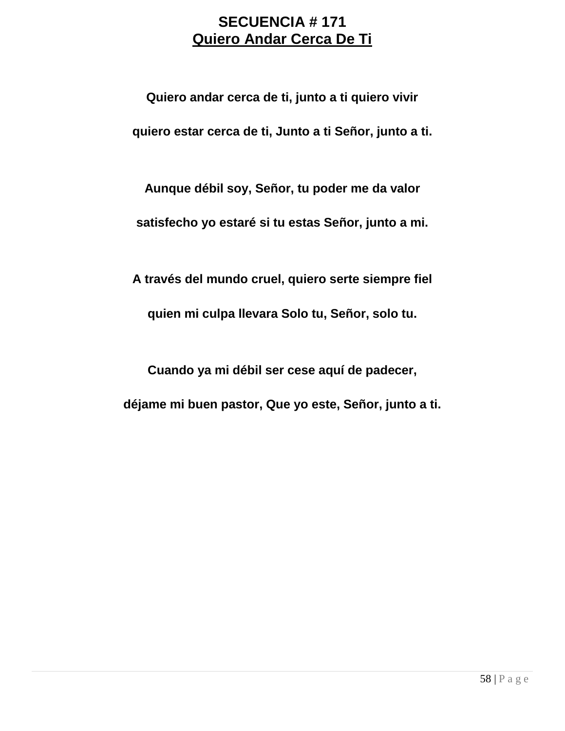# SECUENCIA # 171

## Quiero Andar Cerca De Ti

**Quiero andar cerca de ti, junto a ti quiero vivir**

**quiero estar cerca de ti, Junto a ti Señor, junto a ti.**

**Aunque débil soy, Señor, tu poder me da valor**

**satisfecho yo estaré si tu estas Señor, junto a mi.**

**A través del mundo cruel, quiero serte siempre fiel**

**quien mi culpa llevara Solo tu, Señor, solo tu.**

**Cuando ya mi débil ser cese aquí de padecer,**

**déjame mi buen pastor, Que yo este, Señor, junto a ti.**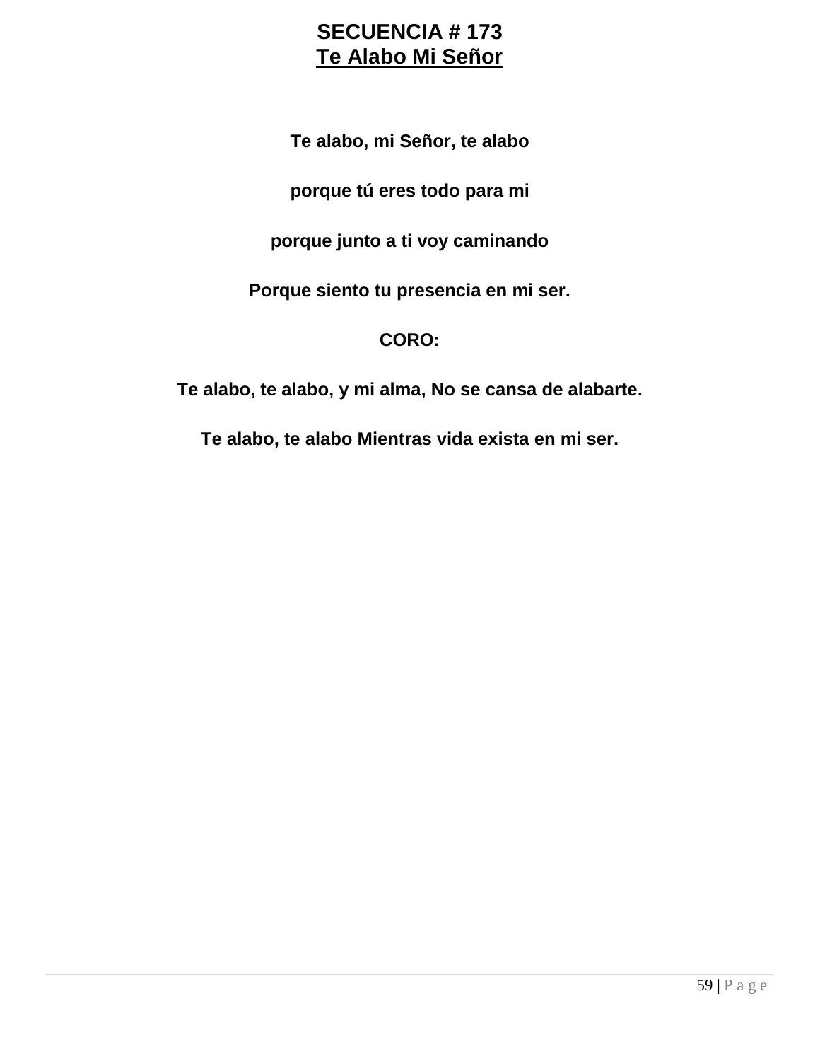# SECUENCIA # 173
## Te Alabo Mi Señor

**Te alabo, mi Señor, te alabo**

**porque tú eres todo para mi**

**porque junto a ti voy caminando**

**Porque siento tu presencia en mi ser.**

**CORO:**

**Te alabo, te alabo, y mi alma, No se cansa de alabarte.**

**Te alabo, te alabo Mientras vida exista en mi ser.**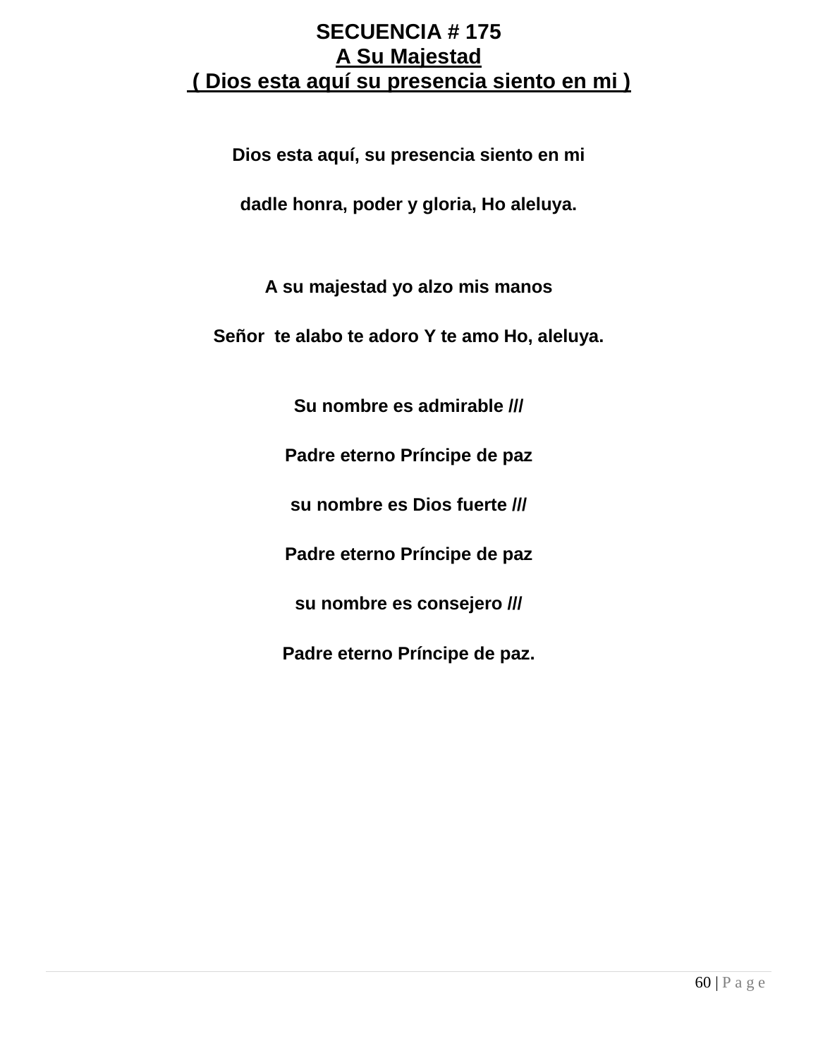**SECUENCIA # 175**

**A Su Majestad**

**( Dios esta aquí su presencia siento en mi )**

**Dios esta aquí, su presencia siento en mi**

**dadle honra, poder y gloria, Ho aleluya.**

**A su majestad yo alzo mis manos**

**Señor te alabo te adoro Y te amo Ho, aleluya.**

**Su nombre es admirable ///**

**Padre eterno Príncipe de paz**

**su nombre es Dios fuerte ///**

**Padre eterno Príncipe de paz**

**su nombre es consejero ///**

**Padre eterno Príncipe de paz.**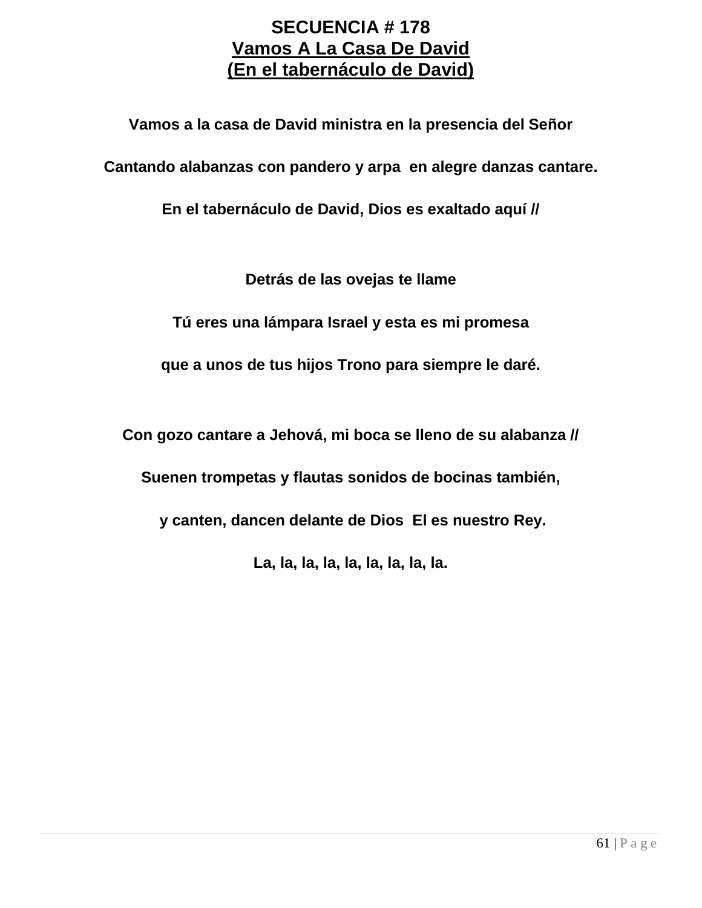# **SECUENCIA # 178**

## **Vamos A La Casa De David**
## **(En el tabernáculo de David)**

**Vamos a la casa de David ministra en la presencia del Señor**

**Cantando alabanzas con pandero y arpa en alegre danzas cantare.**

**En el tabernáculo de David, Dios es exaltado aquí //**

**Detrás de las ovejas te llame**

**Tú eres una lámpara Israel y esta es mi promesa**

**que a unos de tus hijos Trono para siempre le daré.**

**Con gozo cantare a Jehová, mi boca se lleno de su alabanza //**

**Suenen trompetas y flautas sonidos de bocinas también,**

**y canten, dancen delante de Dios El es nuestro Rey.**

**La, la, la, la, la, la, la, la, la.**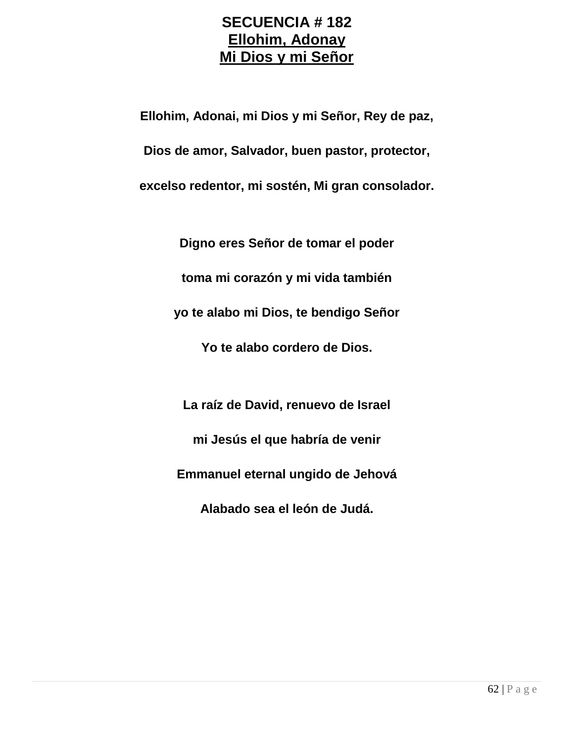# SECUENCIA # 182

## Ellohim, Adonay
## Mi Dios y mi Señor

**Ellohim, Adonai, mi Dios y mi Señor, Rey de paz,**

**Dios de amor, Salvador, buen pastor, protector,**

**excelso redentor, mi sostén, Mi gran consolador.**

**Digno eres Señor de tomar el poder**

**toma mi corazón y mi vida también**

**yo te alabo mi Dios, te bendigo Señor**

**Yo te alabo cordero de Dios.**

**La raíz de David, renuevo de Israel**

**mi Jesús el que habría de venir**

**Emmanuel eternal ungido de Jehová**

**Alabado sea el león de Judá.**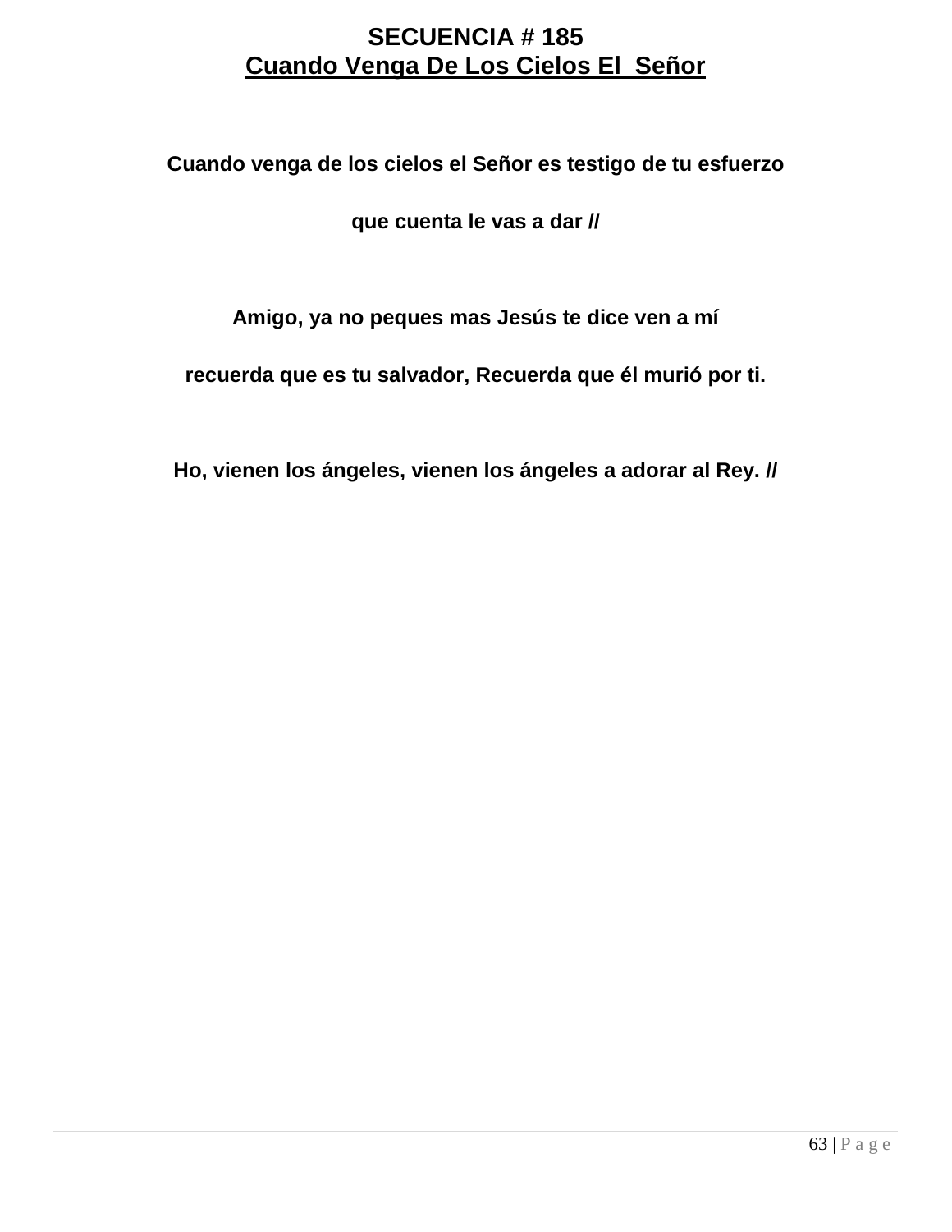# SECUENCIA # 185

## Cuando Venga De Los Cielos El Señor

**Cuando venga de los cielos el Señor es testigo de tu esfuerzo**

**que cuenta le vas a dar //**

**Amigo, ya no peques mas Jesús te dice ven a mí**

**recuerda que es tu salvador, Recuerda que él murió por ti.**

**Ho, vienen los ángeles, vienen los ángeles a adorar al Rey. //**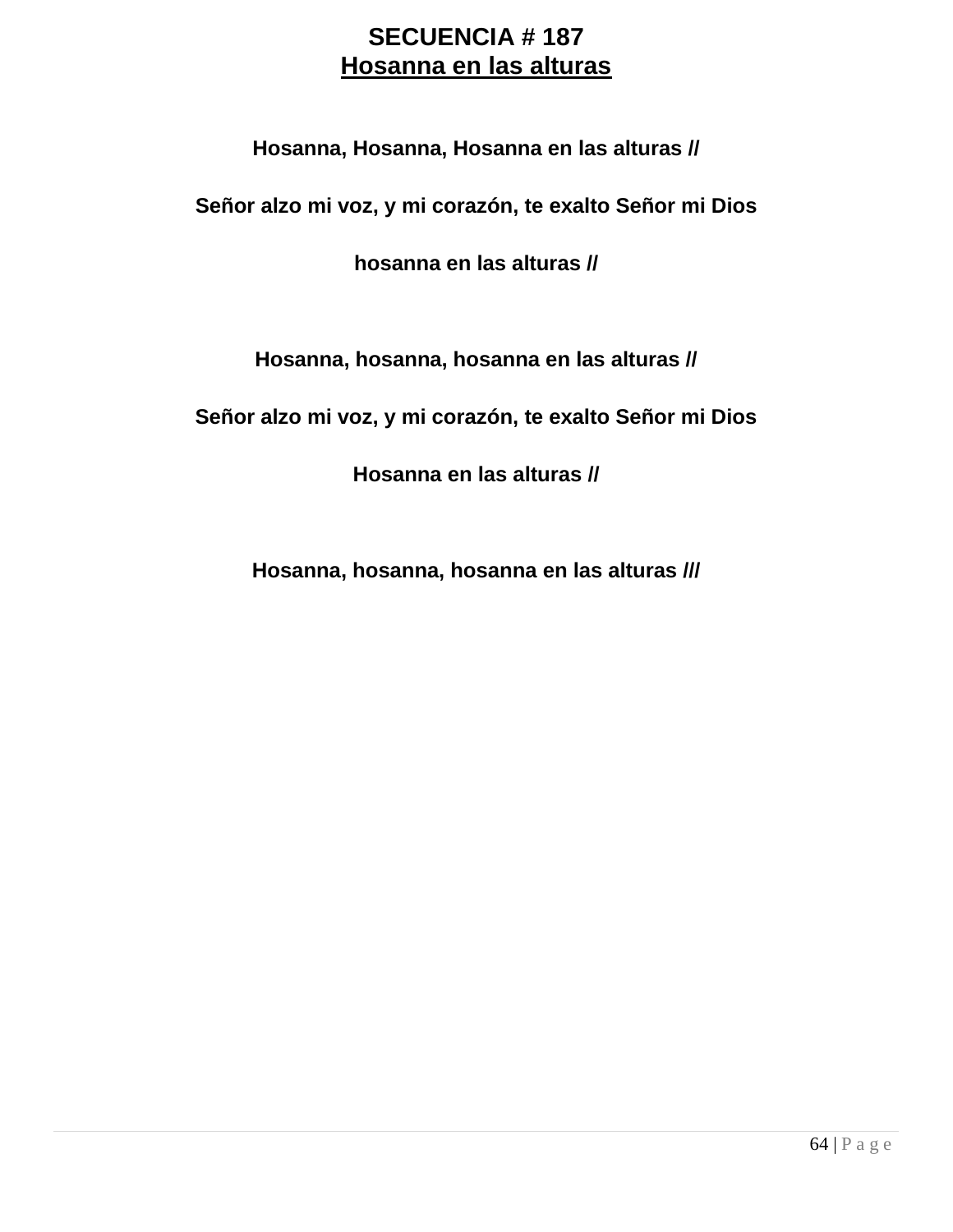# SECUENCIA # 187
## Hosanna en las alturas

**Hosanna, Hosanna, Hosanna en las alturas //**

**Señor alzo mi voz, y mi corazón, te exalto Señor mi Dios**

**hosanna en las alturas //**

**Hosanna, hosanna, hosanna en las alturas //**

**Señor alzo mi voz, y mi corazón, te exalto Señor mi Dios**

**Hosanna en las alturas //**

**Hosanna, hosanna, hosanna en las alturas ///**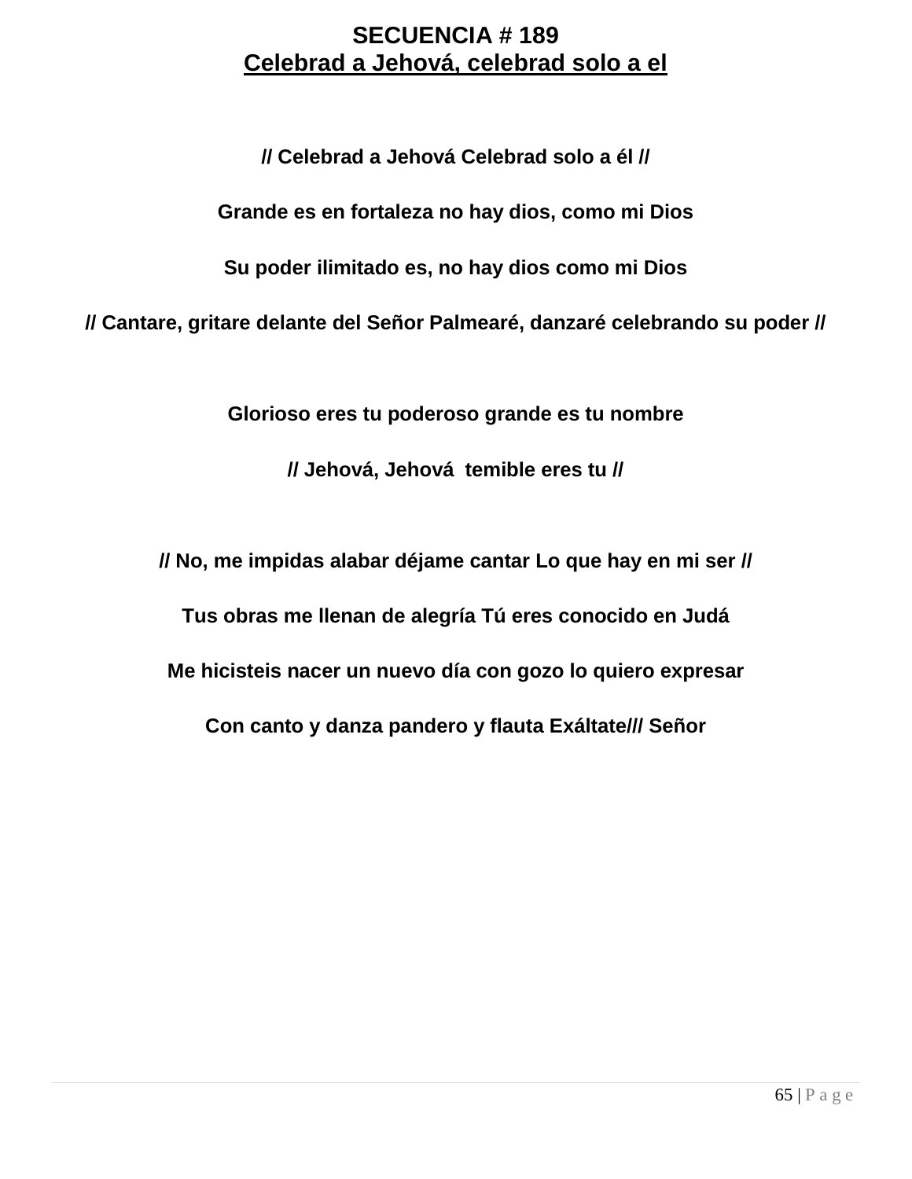**SECENCIA # 189**

<u>**Celebrad a Jehová, celebrad solo a el**</u>

**// Celebrad a Jehová Celebrad solo a él //**

**Grande es en fortaleza no hay dios, como mi Dios**

**Su poder ilimitado es, no hay dios como mi Dios**

**// Cantare, gritare delante del Señor Palmearé, danzaré celebrando su poder //**

**Glorioso eres tu poderoso grande es tu nombre**

**// Jehová, Jehová temible eres tu //**

**// No, me impidas alabar déjame cantar Lo que hay en mi ser //**

**Tus obras me llenan de alegría Tú eres conocido en Judá**

**Me hicisteis nacer un nuevo día con gozo lo quiero expresar**

**Con canto y danza pandero y flauta Exáltate/// Señor**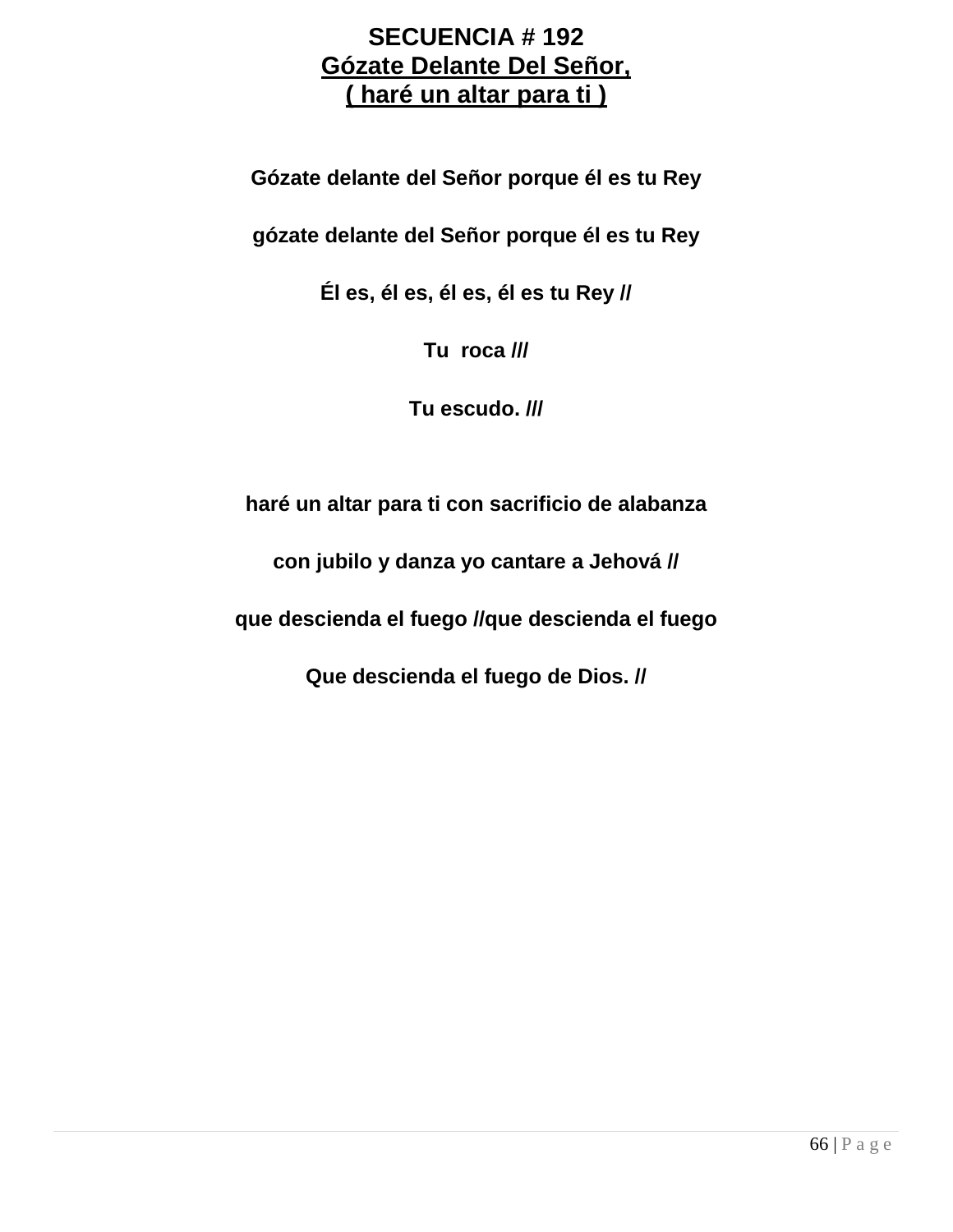# SECUENCIA # 192

## Gózate Delante Del Señor, ( haré un altar para ti )

**Gózate delante del Señor porque él es tu Rey**

**gózate delante del Señor porque él es tu Rey**

**Él es, él es, él es, él es tu Rey //**

**Tu roca ///**

**Tu escudo. ///**

**haré un altar para ti con sacrificio de alabanza**

**con jubilo y danza yo cantare a Jehová //**

**que descienda el fuego //que descienda el fuego**

**Que descienda el fuego de Dios. //**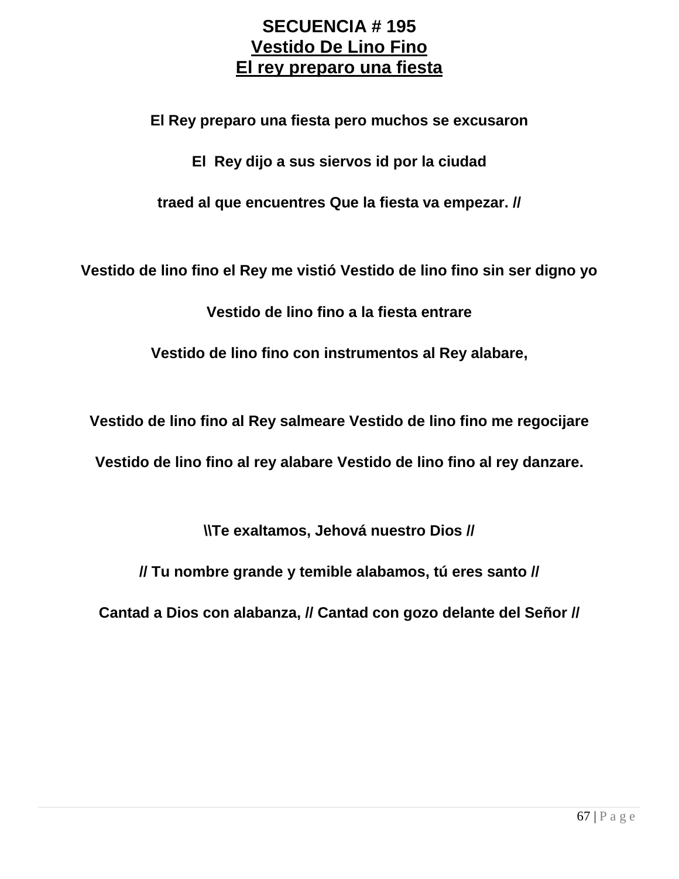# SECUENCIA # 195

## Vestido De Lino Fino

## El rey preparo una fiesta

**El Rey preparo una fiesta pero muchos se excusaron**

**El Rey dijo a sus siervos id por la ciudad**

**traed al que encuentres Que la fiesta va empezar. //**

**Vestido de lino fino el Rey me vistió Vestido de lino fino sin ser digno yo**

**Vestido de lino fino a la fiesta entrare**

**Vestido de lino fino con instrumentos al Rey alabare,**

**Vestido de lino fino al Rey salmeare Vestido de lino fino me regocijare**

**Vestido de lino fino al rey alabare Vestido de lino fino al rey danzare.**

**\\Te exaltamos, Jehová nuestro Dios //**

**// Tu nombre grande y temible alabamos, tú eres santo //**

**Cantad a Dios con alabanza, // Cantad con gozo delante del Señor //**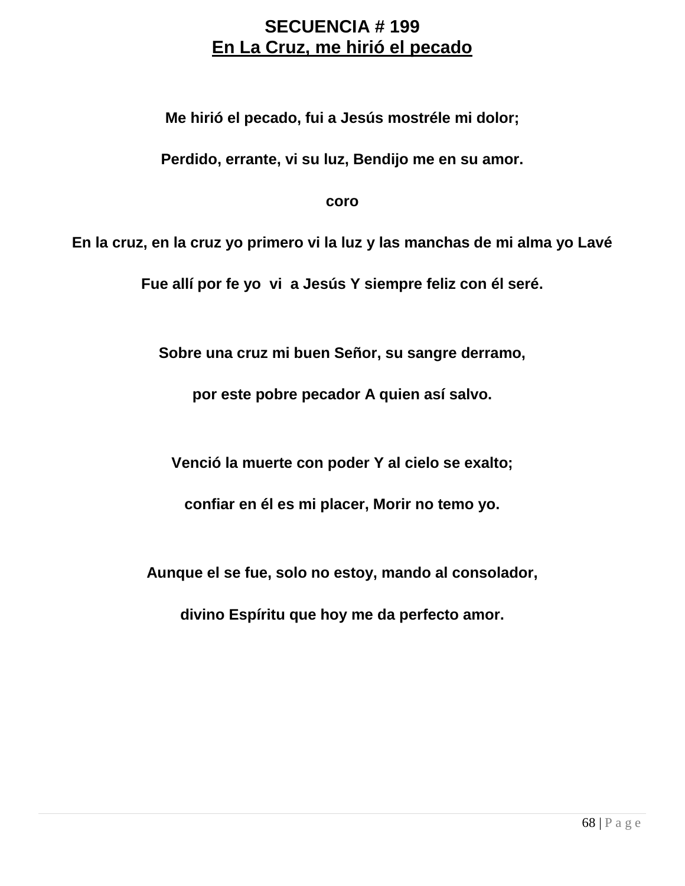# SECUENCIA # 199

## En La Cruz, me hirió el pecado

**Me hirió el pecado, fui a Jesús mostréle mi dolor;**

**Perdido, errante, vi su luz, Bendijo me en su amor.**

**coro**

**En la cruz, en la cruz yo primero vi la luz y las manchas de mi alma yo Lavé**

**Fue allí por fe yo vi a Jesús Y siempre feliz con él seré.**

**Sobre una cruz mi buen Señor, su sangre derramo,**

**por este pobre pecador A quien así salvo.**

**Venció la muerte con poder Y al cielo se exalto;**

**confiar en él es mi placer, Morir no temo yo.**

**Aunque el se fue, solo no estoy, mando al consolador,**

**divino Espíritu que hoy me da perfecto amor.**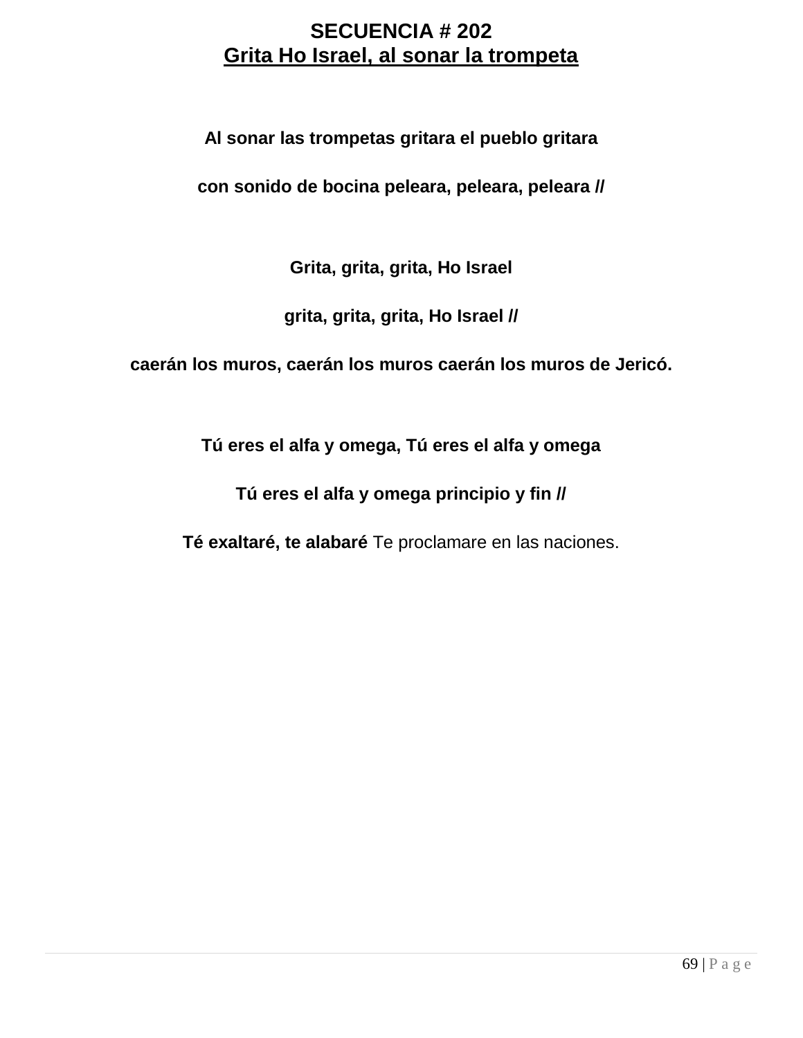# SECUENCIA # 202

## Grita Ho Israel, al sonar la trompeta

**Al sonar las trompetas gritara el pueblo gritara**

**con sonido de bocina peleara, peleara, peleara //**

**Grita, grita, grita, Ho Israel**

**grita, grita, grita, Ho Israel //**

**caerán los muros, caerán los muros caerán los muros de Jericó.**

**Tú eres el alfa y omega, Tú eres el alfa y omega**

**Tú eres el alfa y omega principio y fin //**

**Té exaltaré, te alabaré** Te proclamare en las naciones.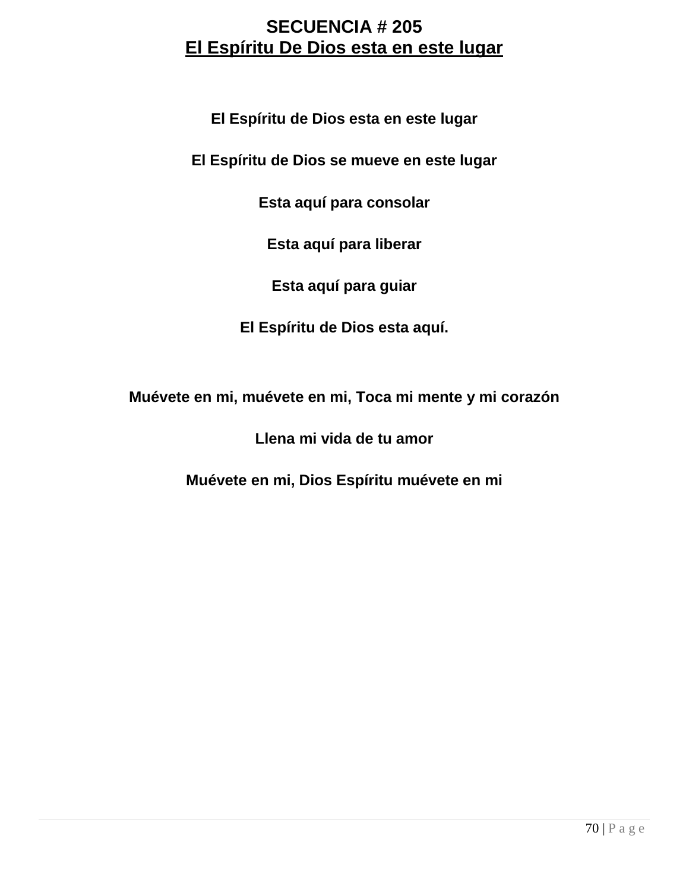# SECUENCIA # 205

## El Espíritu De Dios esta en este lugar

**El Espíritu de Dios esta en este lugar**

**El Espíritu de Dios se mueve en este lugar**

**Esta aquí para consolar**

**Esta aquí para liberar**

**Esta aquí para guiar**

**El Espíritu de Dios esta aquí.**

**Muévete en mi, muévete en mi, Toca mi mente y mi corazón**

**Llena mi vida de tu amor**

**Muévete en mi, Dios Espíritu muévete en mi**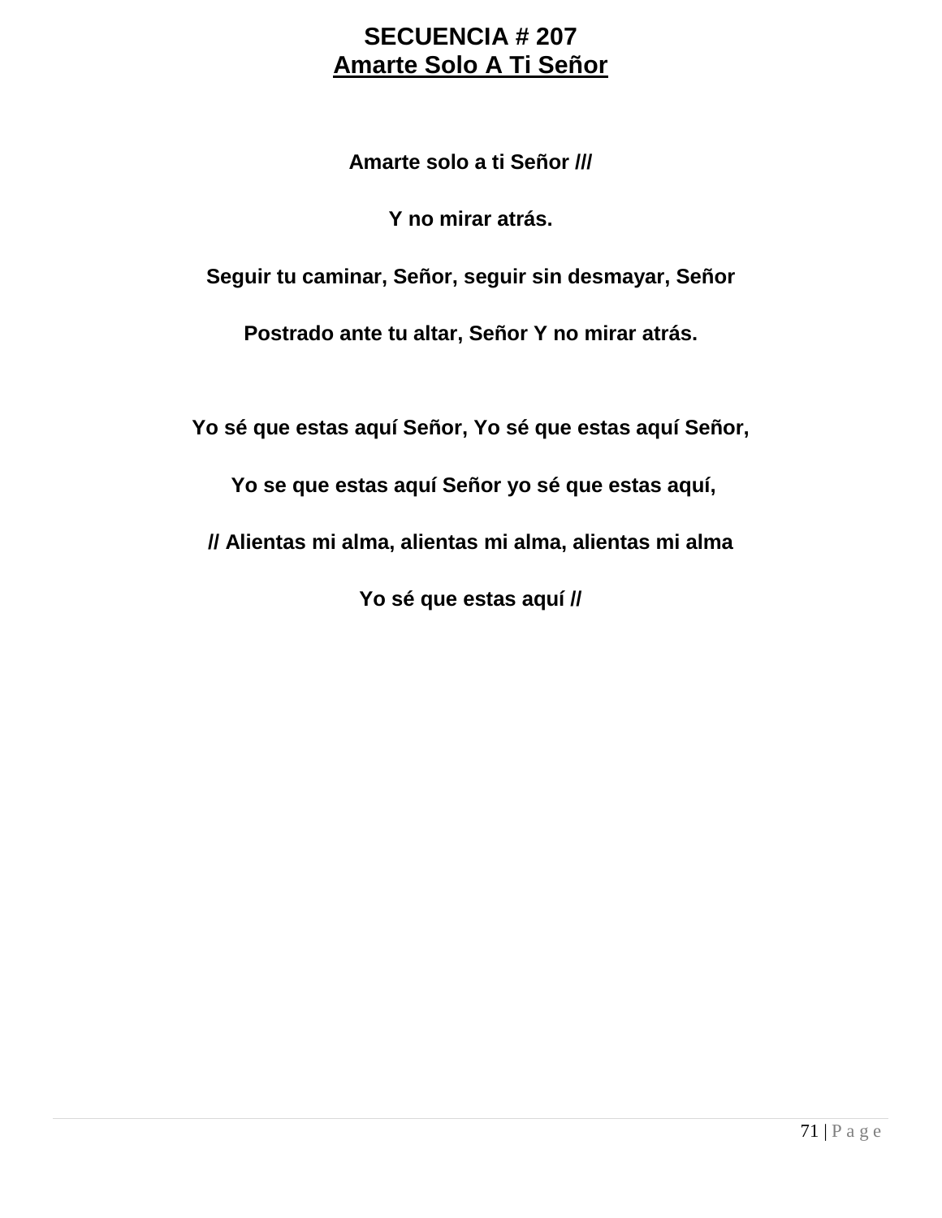# SECUENCIA # 207

## Amarte Solo A Ti Señor

**Amarte solo a ti Señor ///**

**Y no mirar atrás.**

**Seguir tu caminar, Señor, seguir sin desmayar, Señor**

**Postrado ante tu altar, Señor Y no mirar atrás.**

**Yo sé que estas aquí Señor, Yo sé que estas aquí Señor,**

**Yo se que estas aquí Señor yo sé que estas aquí,**

**// Alientas mi alma, alientas mi alma, alientas mi alma**

**Yo sé que estas aquí //**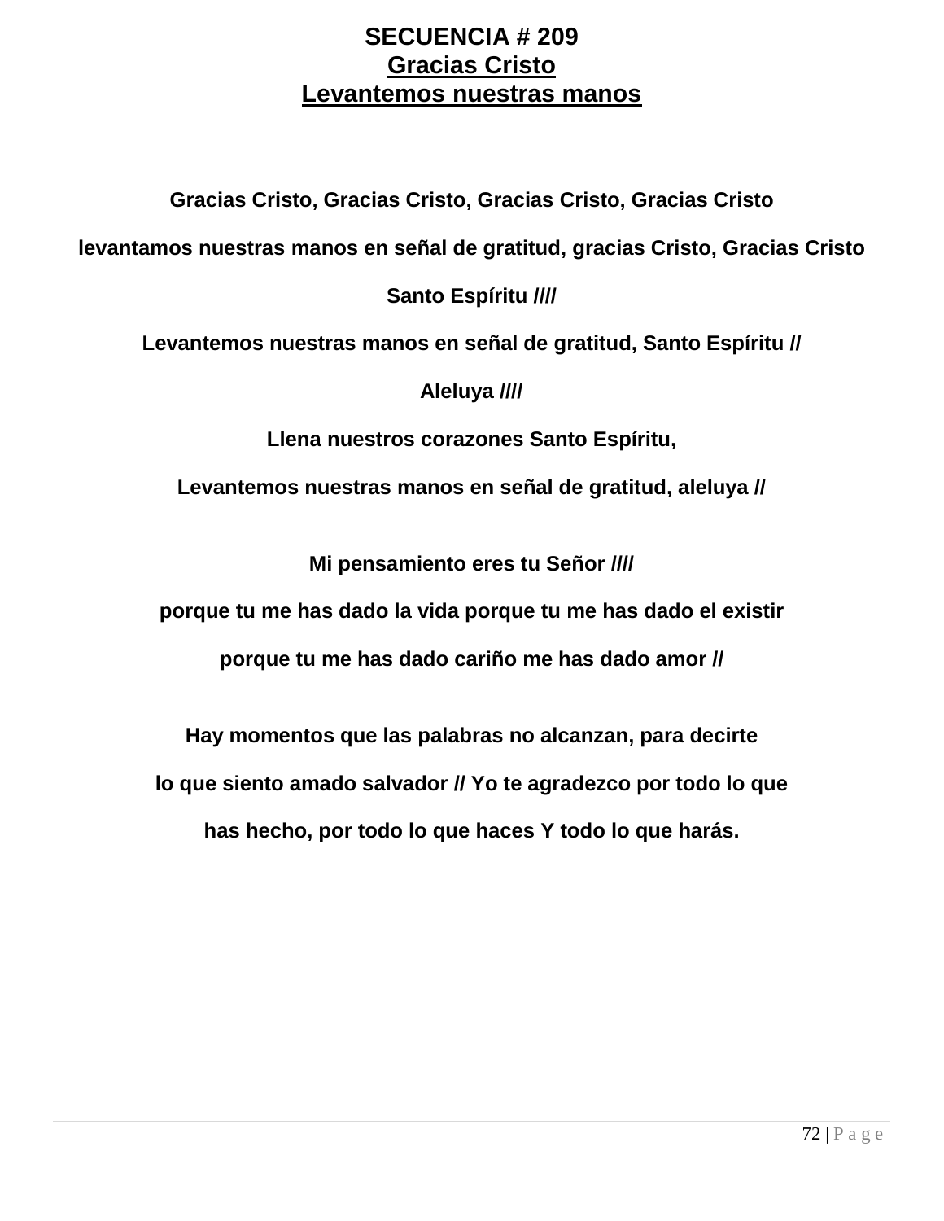# SECUENCIA # 209
## Gracias Cristo
## Levantemos nuestras manos

**Gracias Cristo, Gracias Cristo, Gracias Cristo, Gracias Cristo**

**levantamos nuestras manos en señal de gratitud, gracias Cristo, Gracias Cristo**

**Santo Espíritu ////**

**Levantemos nuestras manos en señal de gratitud, Santo Espíritu //**

**Aleluya ////**

**Llena nuestros corazones Santo Espíritu,**

**Levantemos nuestras manos en señal de gratitud, aleluya //**

**Mi pensamiento eres tu Señor ////**

**porque tu me has dado la vida porque tu me has dado el existir**

**porque tu me has dado cariño me has dado amor //**

**Hay momentos que las palabras no alcanzan, para decirte**

**lo que siento amado salvador // Yo te agradezco por todo lo que**

**has hecho, por todo lo que haces Y todo lo que harás.**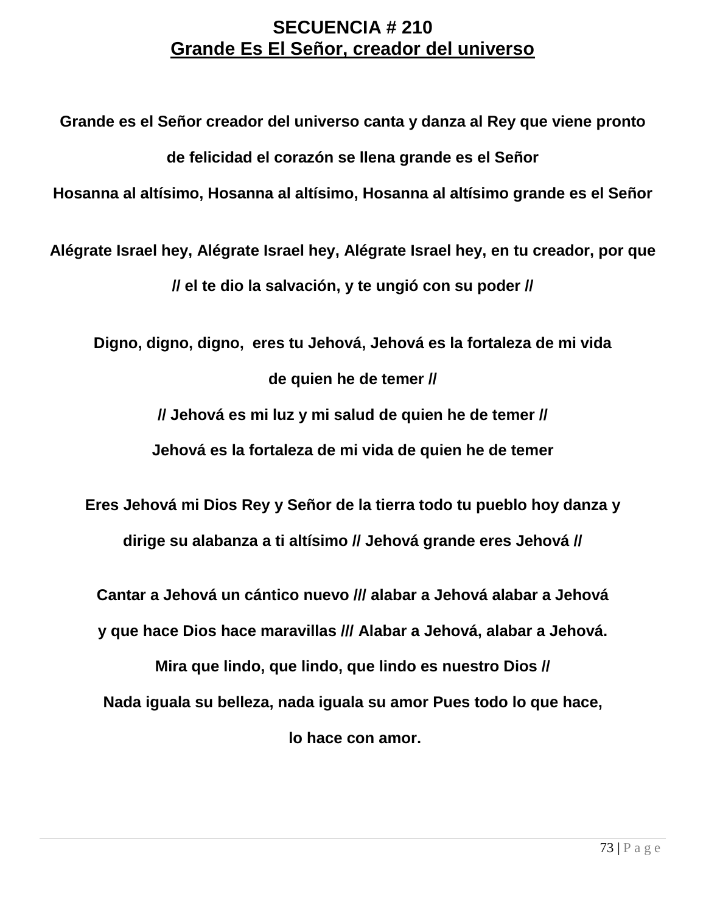# SECUENCIA # 210

## Grande Es El Señor, creador del universo

**Grande es el Señor creador del universo canta y danza al Rey que viene pronto**

**de felicidad el corazón se llena grande es el Señor**

**Hosanna al altísimo, Hosanna al altísimo, Hosanna al altísimo grande es el Señor**

**Alégrate Israel hey, Alégrate Israel hey, Alégrate Israel hey, en tu creador, por que**

**// el te dio la salvación, y te ungió con su poder //**

**Digno, digno, digno, eres tu Jehová, Jehová es la fortaleza de mi vida**

**de quien he de temer //**

**// Jehová es mi luz y mi salud de quien he de temer //**

**Jehová es la fortaleza de mi vida de quien he de temer**

**Eres Jehová mi Dios Rey y Señor de la tierra todo tu pueblo hoy danza y**

**dirige su alabanza a ti altísimo // Jehová grande eres Jehová //**

**Cantar a Jehová un cántico nuevo /// alabar a Jehová alabar a Jehová**

**y que hace Dios hace maravillas /// Alabar a Jehová, alabar a Jehová.**

**Mira que lindo, que lindo, que lindo es nuestro Dios //**

**Nada iguala su belleza, nada iguala su amor Pues todo lo que hace,**

**lo hace con amor.**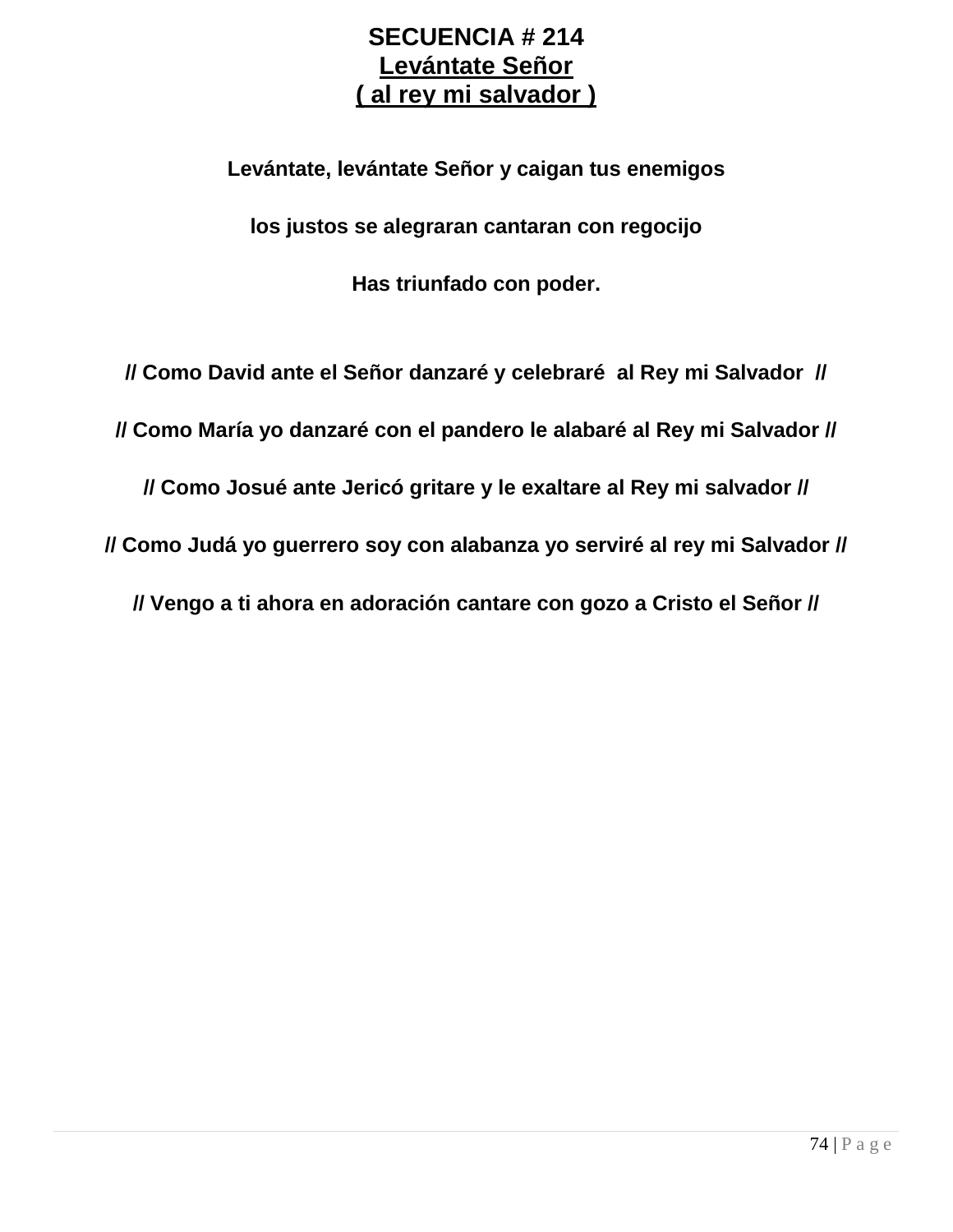# SECUENCIA # 214

## Levántate Señor

## ( al rey mi salvador )

**Levántate, levántate Señor y caigan tus enemigos**

**los justos se alegraran cantaran con regocijo**

**Has triunfado con poder.**

**// Como David ante el Señor danzaré y celebraré al Rey mi Salvador //**

**// Como María yo danzaré con el pandero le alabaré al Rey mi Salvador //**

**// Como Josué ante Jericó gritare y le exaltare al Rey mi salvador //**

**// Como Judá yo guerrero soy con alabanza yo serviré al rey mi Salvador //**

**// Vengo a ti ahora en adoración cantare con gozo a Cristo el Señor //**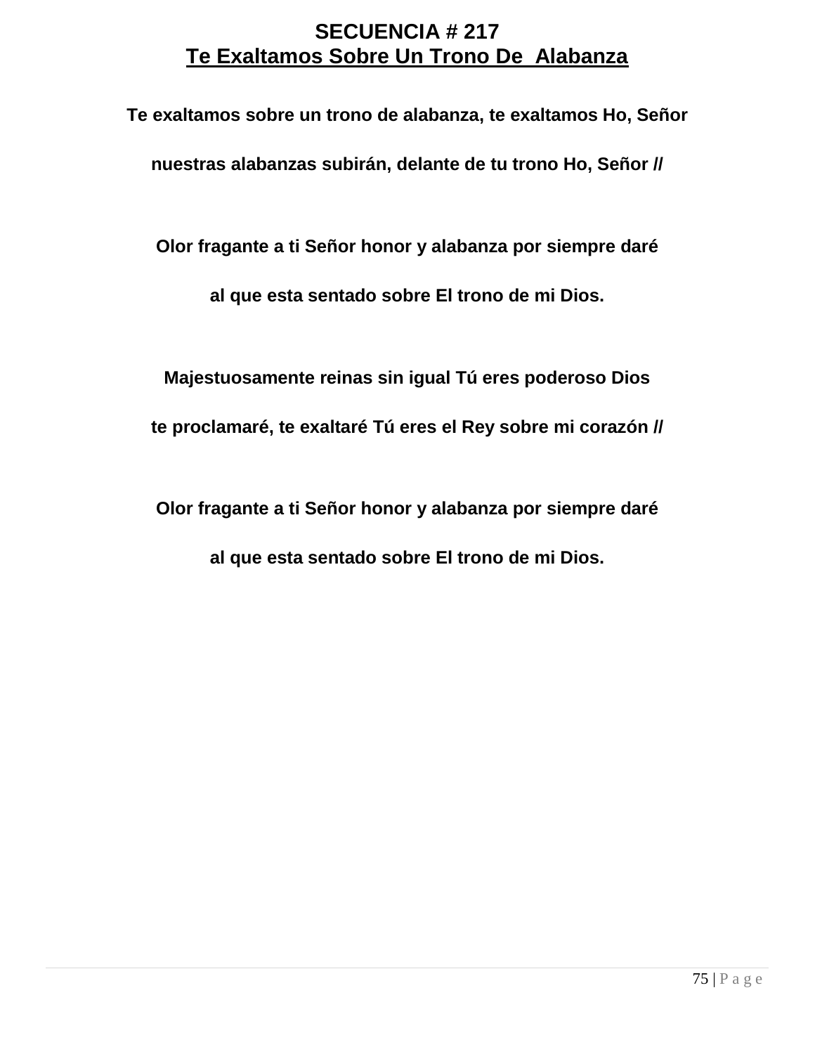# SECUENCIA # 217

## Te Exaltamos Sobre Un Trono De Alabanza

**Te exaltamos sobre un trono de alabanza, te exaltamos Ho, Señor**

**nuestras alabanzas subirán, delante de tu trono Ho, Señor //**

**Olor fragante a ti Señor honor y alabanza por siempre daré**

**al que esta sentado sobre El trono de mi Dios.**

**Majestuosamente reinas sin igual Tú eres poderoso Dios**

**te proclamaré, te exaltaré Tú eres el Rey sobre mi corazón //**

**Olor fragante a ti Señor honor y alabanza por siempre daré**

**al que esta sentado sobre El trono de mi Dios.**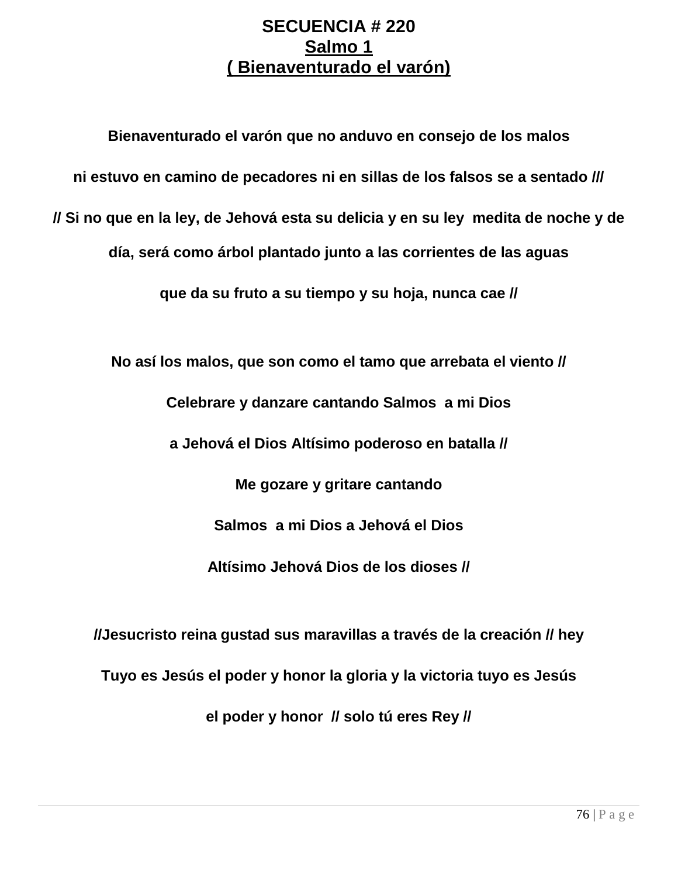# SECUENCIA # 220

## Salmo 1

## ( Bienaventurado el varón)

**Bienaventurado el varón que no anduvo en consejo de los malos**

**ni estuvo en camino de pecadores ni en sillas de los falsos se a sentado ///**

**// Si no que en la ley, de Jehová esta su delicia y en su ley medita de noche y de día, será como árbol plantado junto a las corrientes de las aguas**

**que da su fruto a su tiempo y su hoja, nunca cae //**

**No así los malos, que son como el tamo que arrebata el viento //**

**Celebrare y danzare cantando Salmos a mi Dios**

**a Jehová el Dios Altísimo poderoso en batalla //**

**Me gozare y gritare cantando**

**Salmos a mi Dios a Jehová el Dios**

**Altísimo Jehová Dios de los dioses //**

**//Jesucristo reina gustad sus maravillas a través de la creación // hey**

**Tuyo es Jesús el poder y honor la gloria y la victoria tuyo es Jesús**

**el poder y honor // solo tú eres Rey //**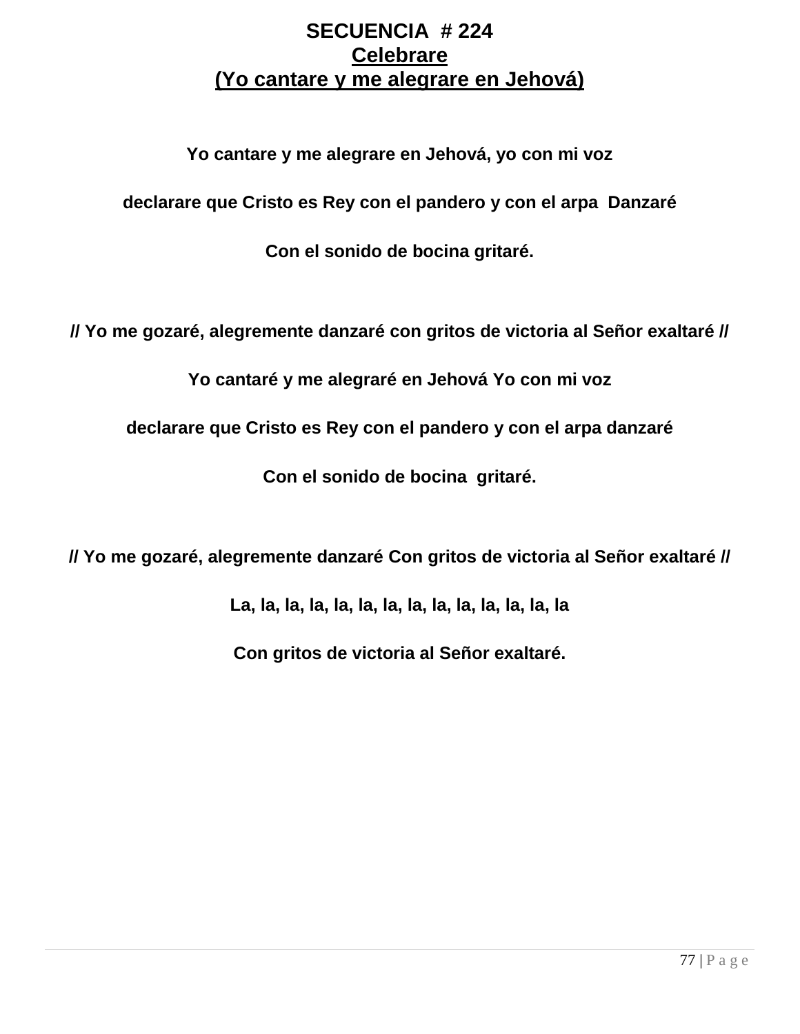# SECUENCIA # 224

## Celebrare

## (Yo cantare y me alegrare en Jehová)

**Yo cantare y me alegrare en Jehová, yo con mi voz**

**declarare que Cristo es Rey con el pandero y con el arpa Danzaré**

**Con el sonido de bocina gritaré.**

**// Yo me gozaré, alegremente danzaré con gritos de victoria al Señor exaltaré //**

**Yo cantaré y me alegraré en Jehová Yo con mi voz**

**declarare que Cristo es Rey con el pandero y con el arpa danzaré**

**Con el sonido de bocina gritaré.**

**// Yo me gozaré, alegremente danzaré Con gritos de victoria al Señor exaltaré //**

**La, la, la, la, la, la, la, la, la, la, la, la, la, la**

**Con gritos de victoria al Señor exaltaré.**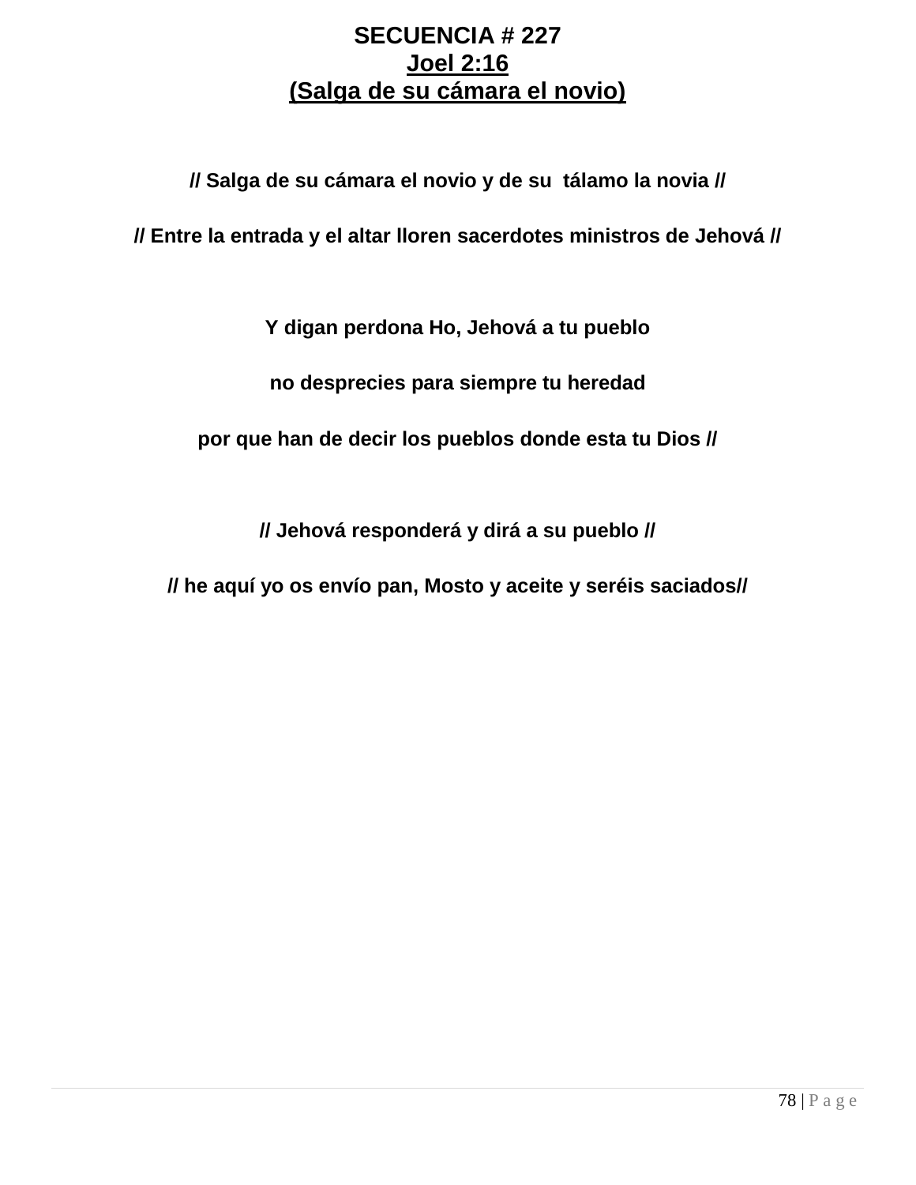**SECUENCIA # 227**

**Joel 2:16**

**(Salga de su cámara el novio)**

**// Salga de su cámara el novio y de su tálamo la novia //**

**// Entre la entrada y el altar lloren sacerdotes ministros de Jehová //**

**Y digan perdona Ho, Jehová a tu pueblo**

**no desprecies para siempre tu heredad**

**por que han de decir los pueblos donde esta tu Dios //**

**// Jehová responderá y dirá a su pueblo //**

**// he aquí yo os envío pan, Mosto y aceite y seréis saciados//**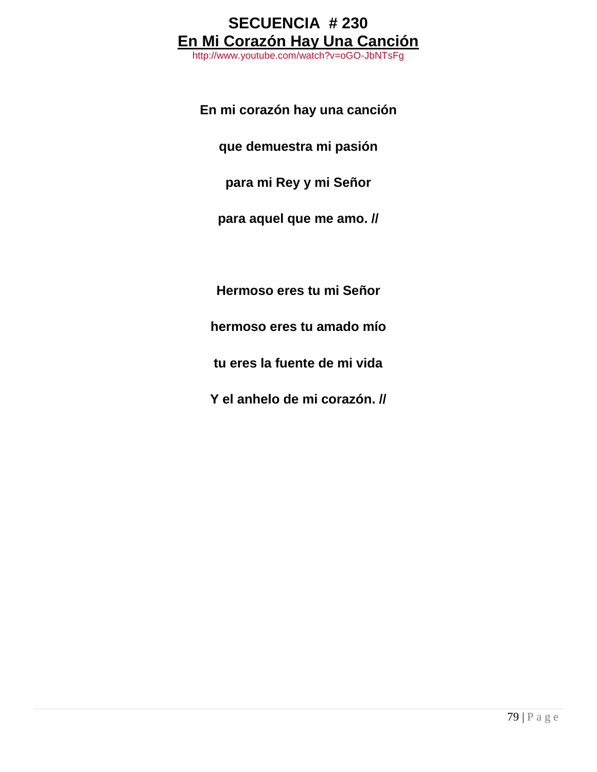# SECUENCIA # 230

## En Mi Corazón Hay Una Canción

http://www.youtube.com/watch?v=oGO-JbNTsFg

**En mi corazón hay una canción**

**que demuestra mi pasión**

**para mi Rey y mi Señor**

**para aquel que me amo. //**

**Hermoso eres tu mi Señor**

**hermoso eres tu amado mío**

**tu eres la fuente de mi vida**

**Y el anhelo de mi corazón. //**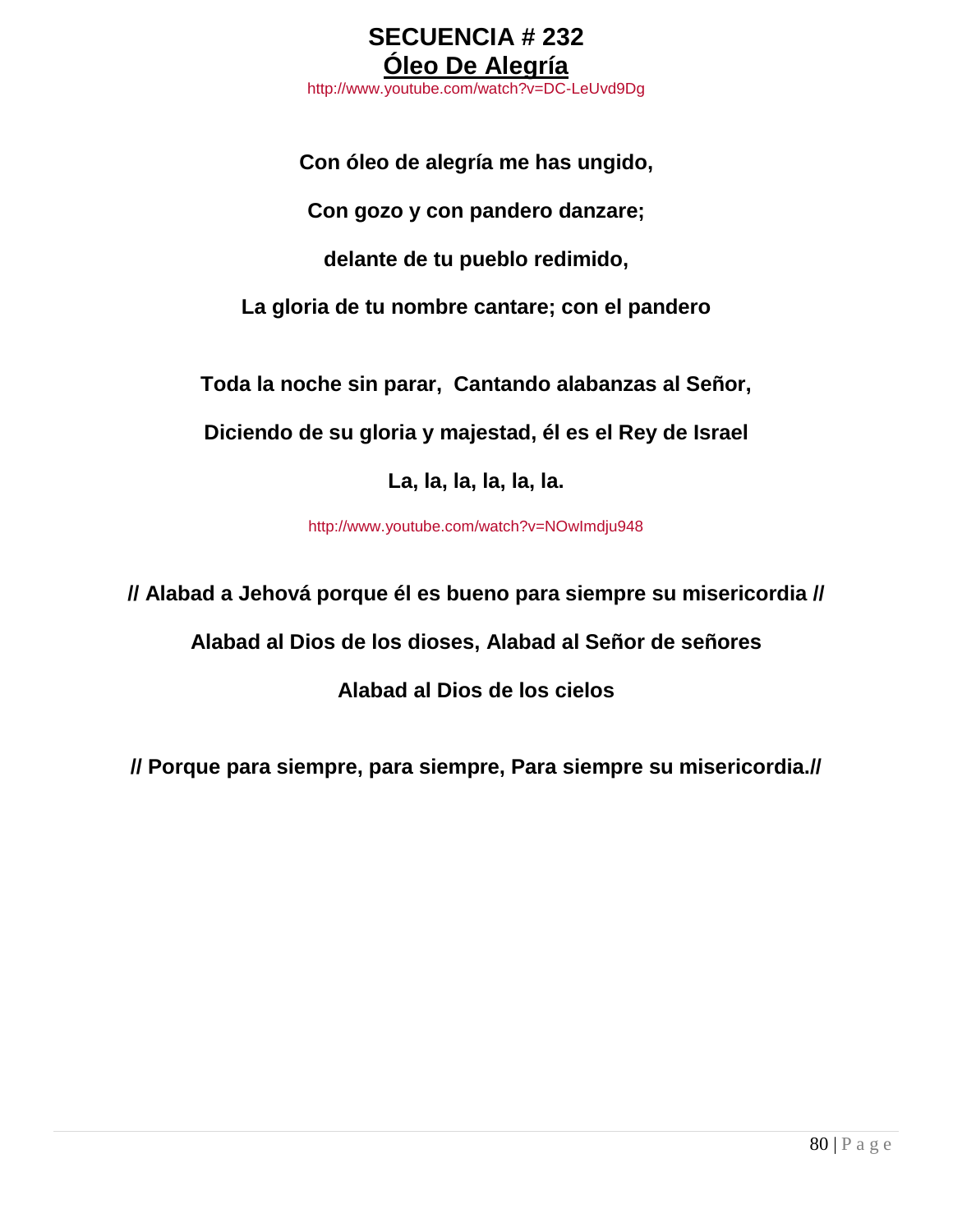# SECUENCIA # 232

## Óleo De Alegría

http://www.youtube.com/watch?v=DC-LeUvd9Dg

**Con óleo de alegría me has ungido,**

**Con gozo y con pandero danzare;**

**delante de tu pueblo redimido,**

**La gloria de tu nombre cantare; con el pandero**

**Toda la noche sin parar,  Cantando alabanzas al Señor,**

**Diciendo de su gloria y majestad, él es el Rey de Israel**

**La, la, la, la, la, la.**

http://www.youtube.com/watch?v=NOwImdju948

**// Alabad a Jehová porque él es bueno para siempre su misericordia //**

**Alabad al Dios de los dioses, Alabad al Señor de señores**

**Alabad al Dios de los cielos**

**// Porque para siempre, para siempre, Para siempre su misericordia.//**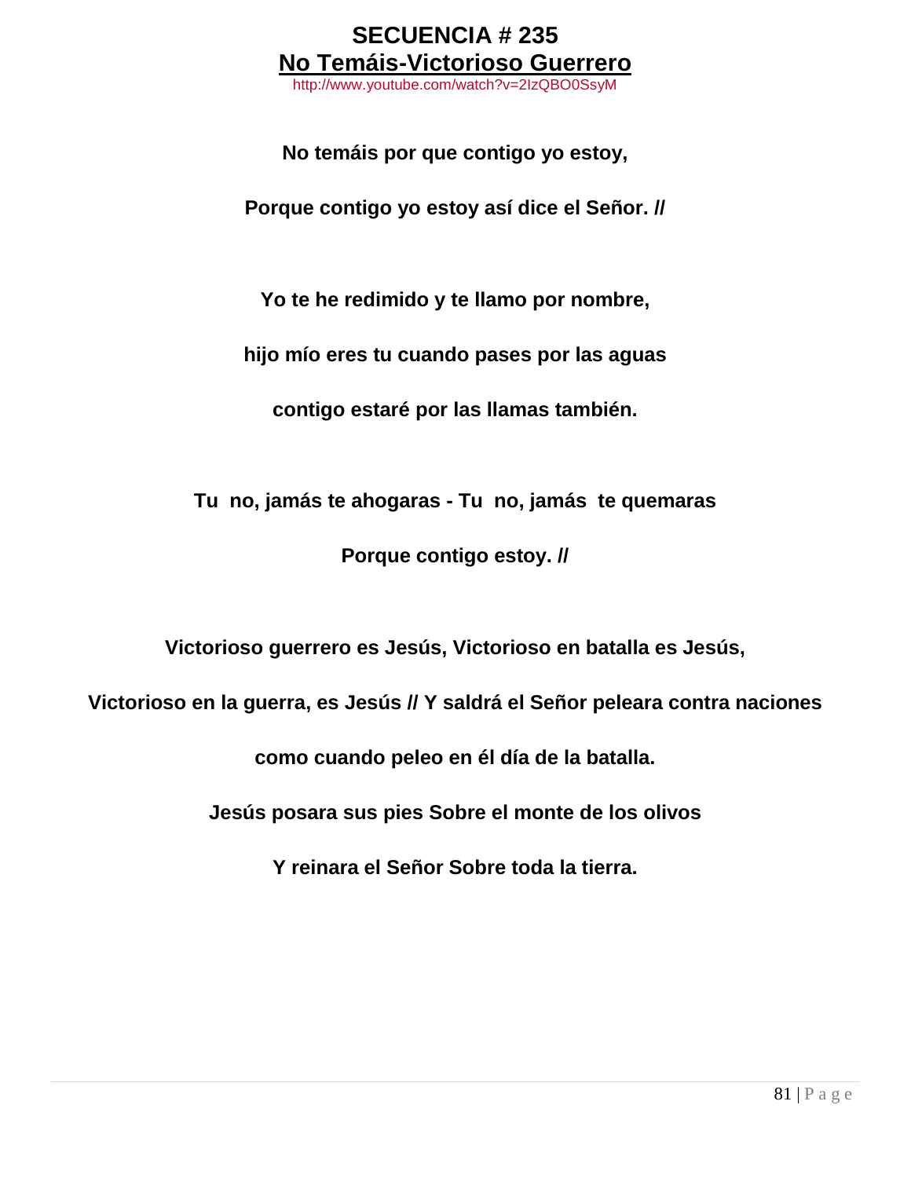# SECUENCIA # 235

## No Temáis-Victorioso Guerrero

http://www.youtube.com/watch?v=2IzQBO0SsyM

**No temáis por que contigo yo estoy,**

**Porque contigo yo estoy así dice el Señor. //**

**Yo te he redimido y te llamo por nombre,**

**hijo mío eres tu cuando pases por las aguas**

**contigo estaré por las llamas también.**

**Tu no, jamás te ahogaras - Tu no, jamás te quemaras**

**Porque contigo estoy. //**

**Victorioso guerrero es Jesús, Victorioso en batalla es Jesús,**

**Victorioso en la guerra, es Jesús // Y saldrá el Señor peleara contra naciones**

**como cuando peleo en él día de la batalla.**

**Jesús posara sus pies Sobre el monte de los olivos**

**Y reinara el Señor Sobre toda la tierra.**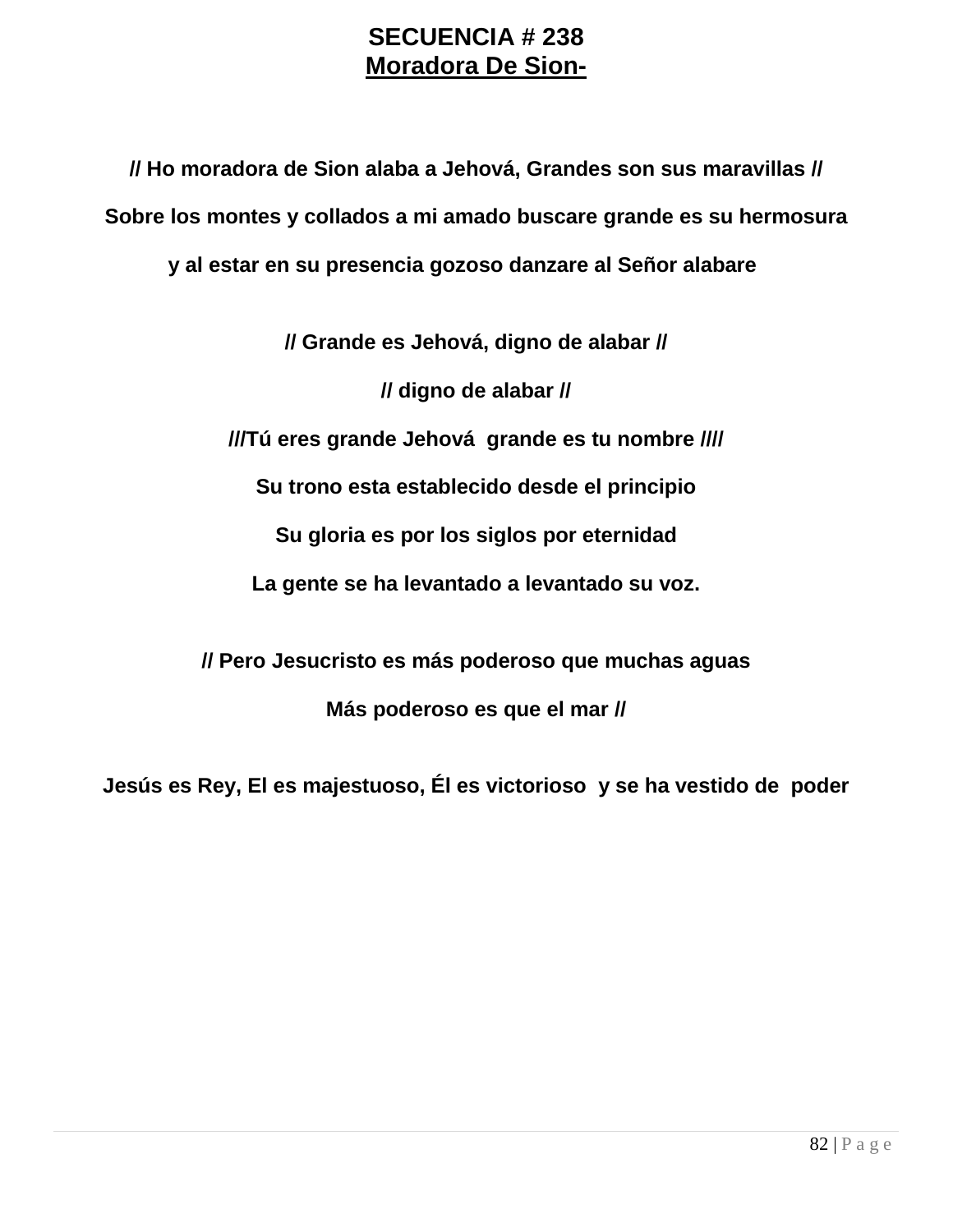# SECUENCIA # 238

## Moradora De Sion-

**// Ho moradora de Sion alaba a Jehová, Grandes son sus maravillas //**

**Sobre los montes y collados a mi amado buscare grande es su hermosura**

**y al estar en su presencia gozoso danzare al Señor alabare**

**// Grande es Jehová, digno de alabar //**

**// digno de alabar //**

**///Tú eres grande Jehová grande es tu nombre ////**

**Su trono esta establecido desde el principio**

**Su gloria es por los siglos por eternidad**

**La gente se ha levantado a levantado su voz.**

**// Pero Jesucristo es más poderoso que muchas aguas**

**Más poderoso es que el mar //**

**Jesús es Rey, El es majestuoso, Él es victorioso y se ha vestido de poder**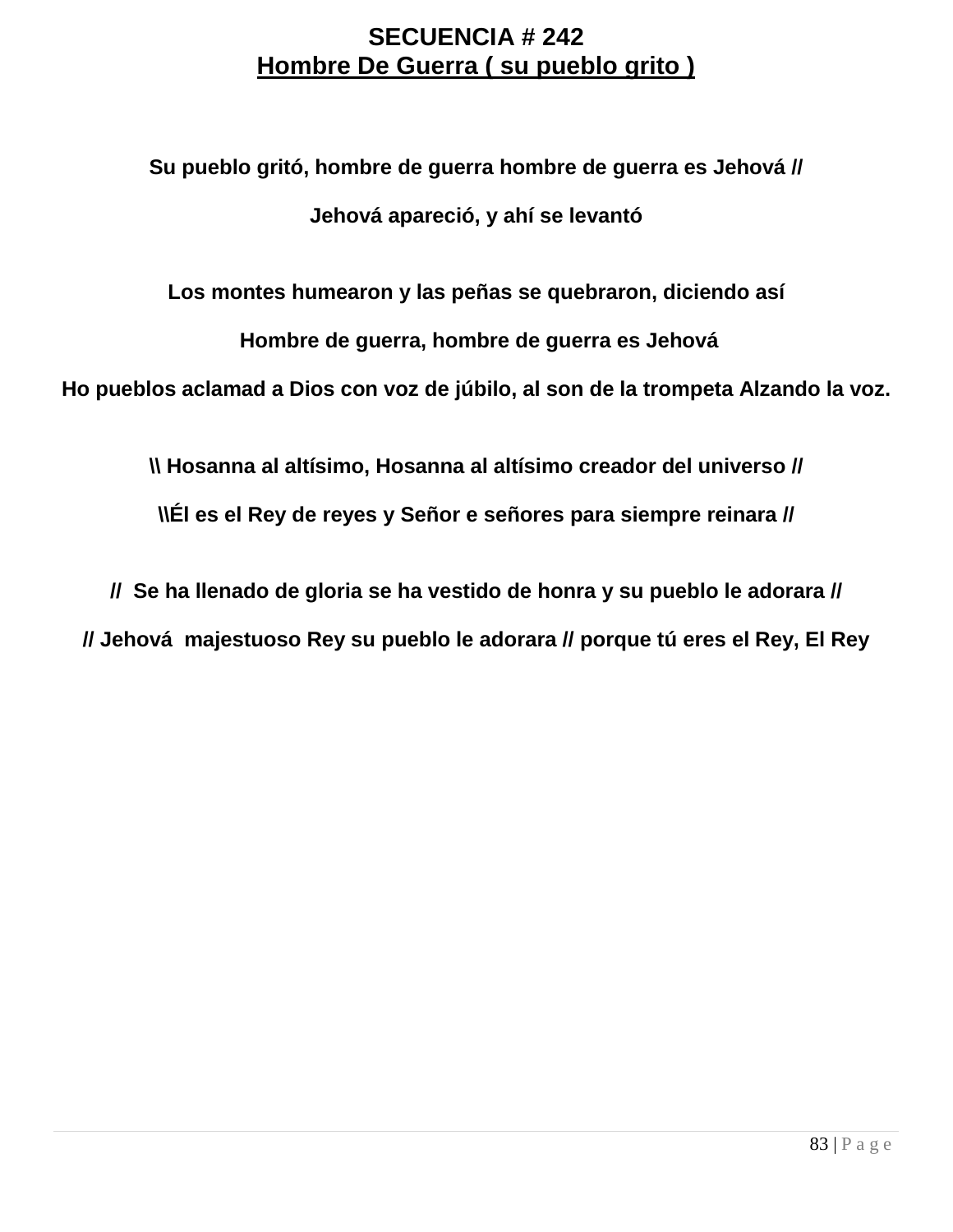# SECUENCIA # 242

## Hombre De Guerra ( su pueblo grito )

**Su pueblo gritó, hombre de guerra hombre de guerra es Jehová //**

**Jehová apareció, y ahí se levantó**

**Los montes humearon y las peñas se quebraron, diciendo así**

**Hombre de guerra, hombre de guerra es Jehová**

**Ho pueblos aclamad a Dios con voz de júbilo, al son de la trompeta Alzando la voz.**

**\\ Hosanna al altísimo, Hosanna al altísimo creador del universo //**

**\\Él es el Rey de reyes y Señor e señores para siempre reinara //**

**// Se ha llenado de gloria se ha vestido de honra y su pueblo le adorara //**

**// Jehová majestuoso Rey su pueblo le adorara // porque tú eres el Rey, El Rey**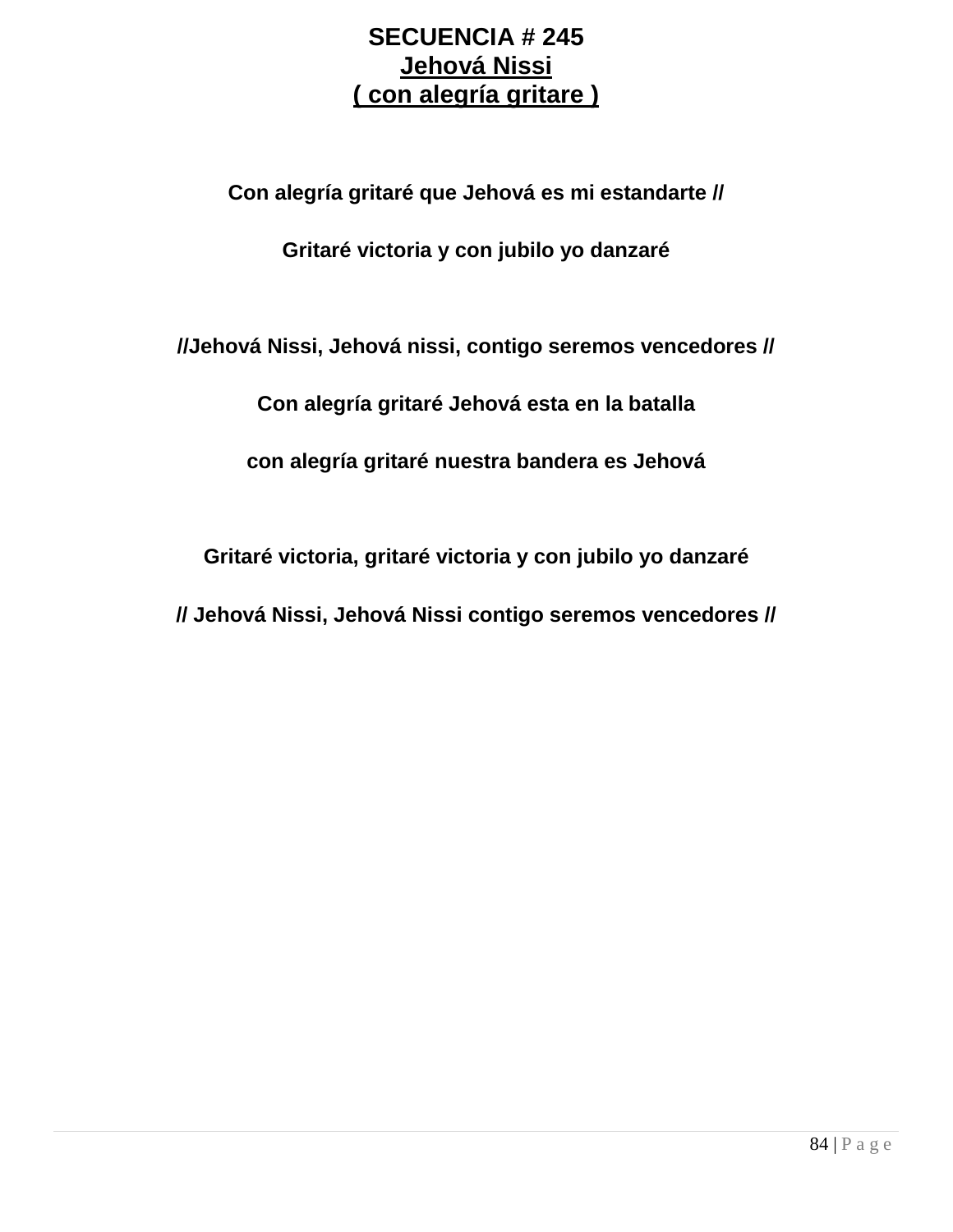**SECUENCIA # 245**
**Jehová Nissi**
**( con alegría gritare )**

**Con alegría gritaré que Jehová es mi estandarte //**

**Gritaré victoria y con jubilo yo danzaré**

**//Jehová Nissi, Jehová nissi, contigo seremos vencedores //**

**Con alegría gritaré Jehová esta en la batalla**

**con alegría gritaré nuestra bandera es Jehová**

**Gritaré victoria, gritaré victoria y con jubilo yo danzaré**

**// Jehová Nissi, Jehová Nissi contigo seremos vencedores //**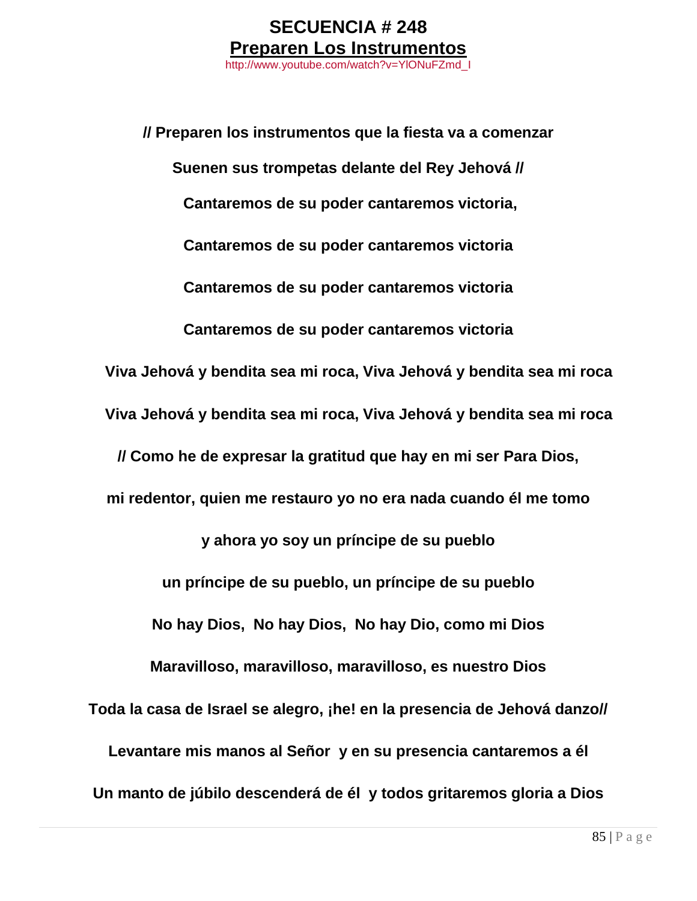# SECUENCIA # 248

## Preparen Los Instrumentos

http://www.youtube.com/watch?v=YlONuFZmd_I

**// Preparen los instrumentos que la fiesta va a comenzar**

**Suenen sus trompetas delante del Rey Jehová //**

**Cantaremos de su poder cantaremos victoria,**

**Cantaremos de su poder cantaremos victoria**

**Cantaremos de su poder cantaremos victoria**

**Cantaremos de su poder cantaremos victoria**

**Viva Jehová y bendita sea mi roca, Viva Jehová y bendita sea mi roca**

**Viva Jehová y bendita sea mi roca, Viva Jehová y bendita sea mi roca**

**// Como he de expresar la gratitud que hay en mi ser Para Dios,**

**mi redentor, quien me restauro yo no era nada cuando él me tomo**

**y ahora yo soy un príncipe de su pueblo**

**un príncipe de su pueblo, un príncipe de su pueblo**

**No hay Dios, No hay Dios, No hay Dio, como mi Dios**

**Maravilloso, maravilloso, maravilloso, es nuestro Dios**

**Toda la casa de Israel se alegro, ¡he! en la presencia de Jehová danzo//**

**Levantare mis manos al Señor y en su presencia cantaremos a él**

**Un manto de júbilo descenderá de él y todos gritaremos gloria a Dios**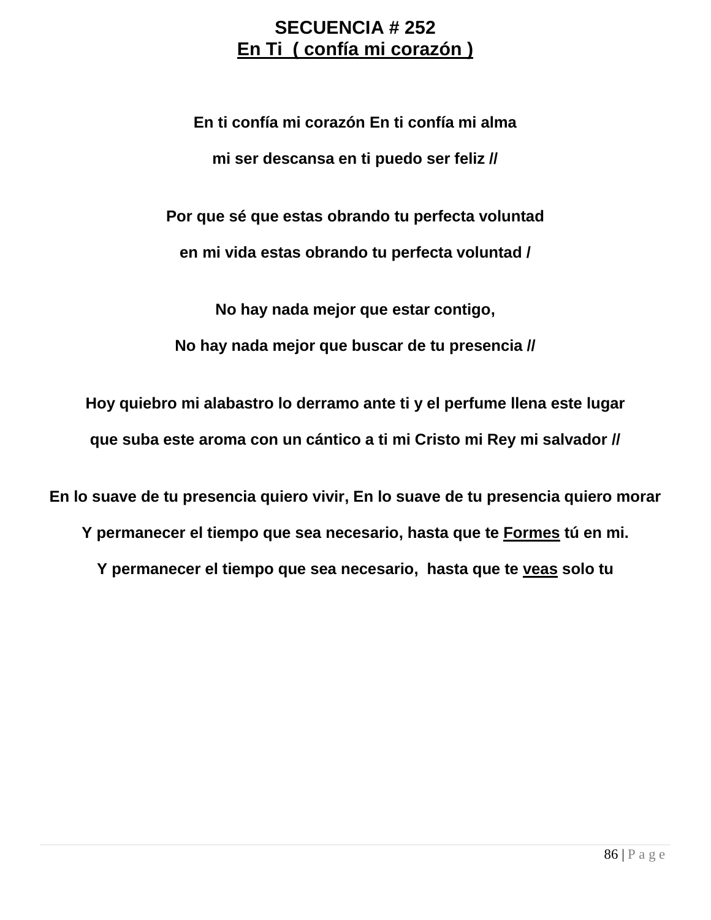**SECUENCIA # 252**

**En Ti ( confía mi corazón )**

**En ti confía mi corazón En ti confía mi alma**

**mi ser descansa en ti puedo ser feliz //**

**Por que sé que estas obrando tu perfecta voluntad**

**en mi vida estas obrando tu perfecta voluntad /**

**No hay nada mejor que estar contigo,**

**No hay nada mejor que buscar de tu presencia //**

**Hoy quiebro mi alabastro lo derramo ante ti y el perfume llena este lugar**

**que suba este aroma con un cántico a ti mi Cristo mi Rey mi salvador //**

**En lo suave de tu presencia quiero vivir, En lo suave de tu presencia quiero morar**

**Y permanecer el tiempo que sea necesario, hasta que te Formes tú en mi.**

**Y permanecer el tiempo que sea necesario, hasta que te veas solo tu**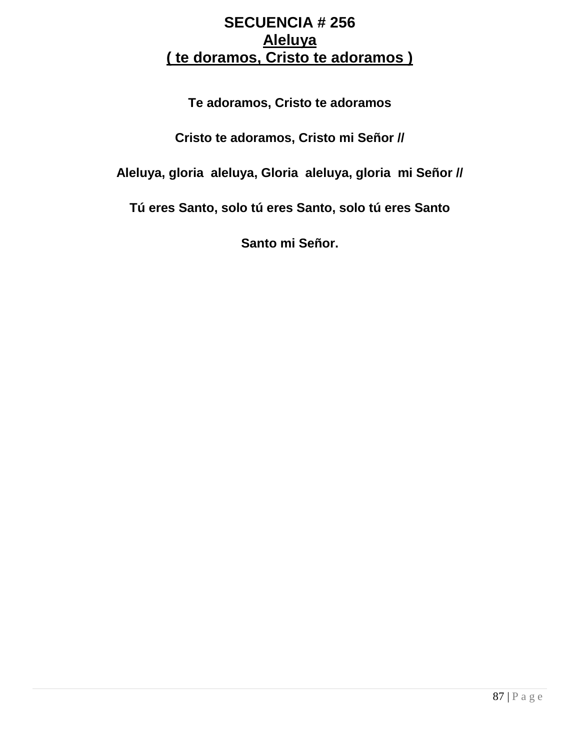# SECUENCIA # 256

## Aleluya

## ( te doramos, Cristo te adoramos )

**Te adoramos, Cristo te adoramos**

**Cristo te adoramos, Cristo mi Señor //**

**Aleluya, gloria aleluya, Gloria aleluya, gloria mi Señor //**

**Tú eres Santo, solo tú eres Santo, solo tú eres Santo**

**Santo mi Señor.**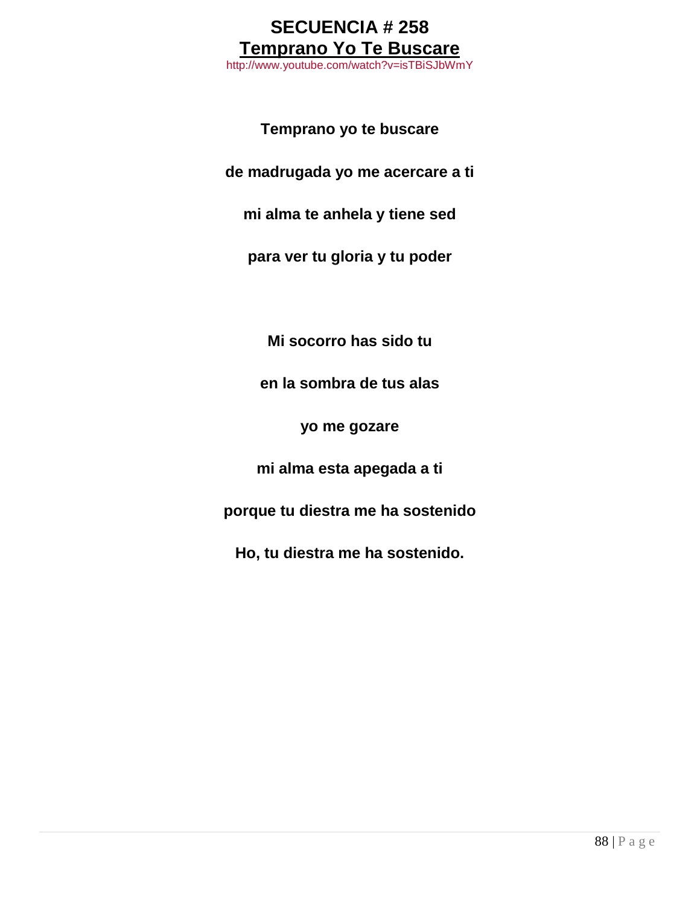# SECUENCIA # 258

## Temprano Yo Te Buscare

http://www.youtube.com/watch?v=isTBiSJbWmY

**Temprano yo te buscare**

**de madrugada yo me acercare a ti**

**mi alma te anhela y tiene sed**

**para ver tu gloria y tu poder**

**Mi socorro has sido tu**

**en la sombra de tus alas**

**yo me gozare**

**mi alma esta apegada a ti**

**porque tu diestra me ha sostenido**

**Ho, tu diestra me ha sostenido.**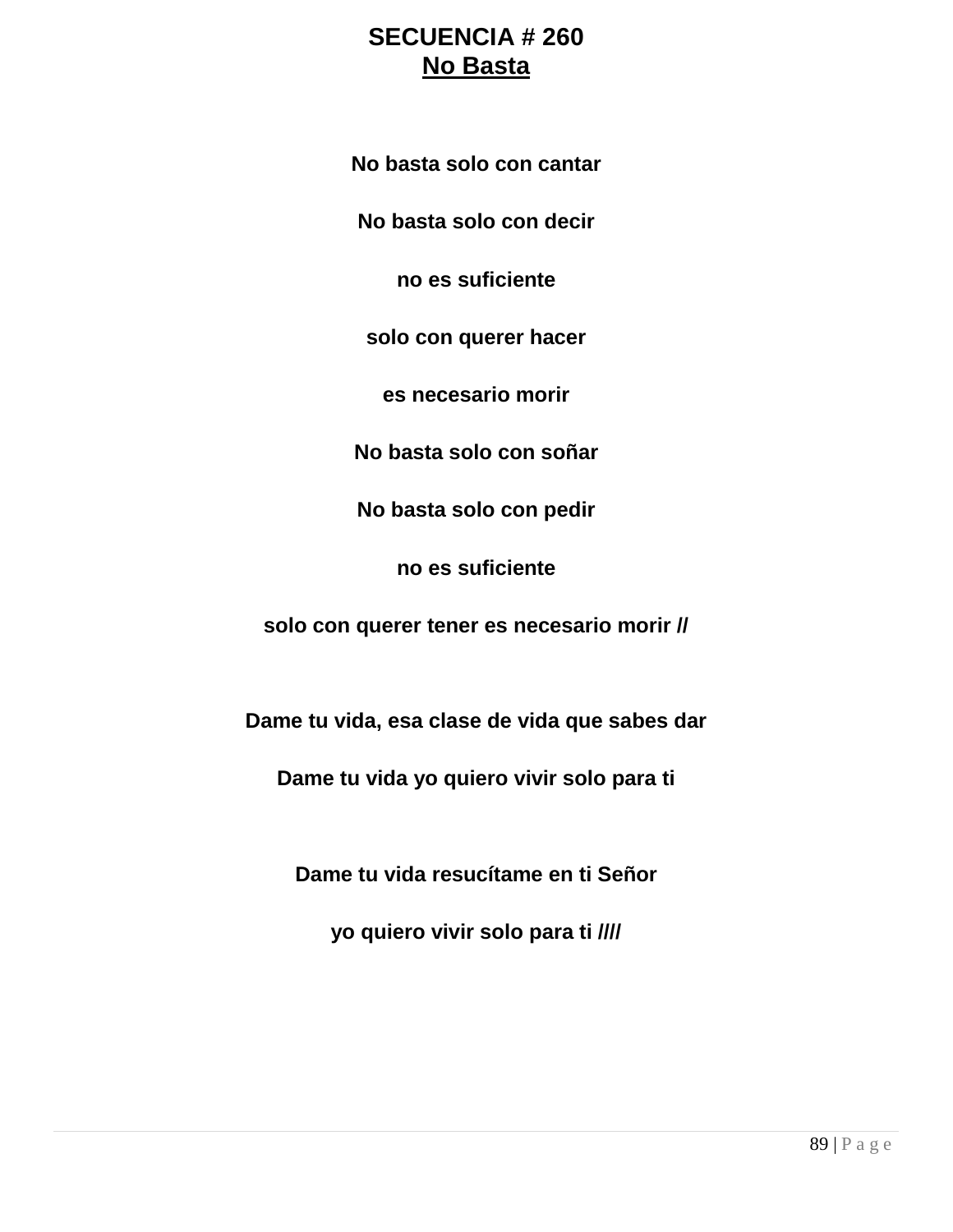# SECUENCIA # 260

## No Basta

**No basta solo con cantar**

**No basta solo con decir**

**no es suficiente**

**solo con querer hacer**

**es necesario morir**

**No basta solo con soñar**

**No basta solo con pedir**

**no es suficiente**

**solo con querer tener es necesario morir //**

**Dame tu vida, esa clase de vida que sabes dar**

**Dame tu vida yo quiero vivir solo para ti**

**Dame tu vida resucítame en ti Señor**

**yo quiero vivir solo para ti ////**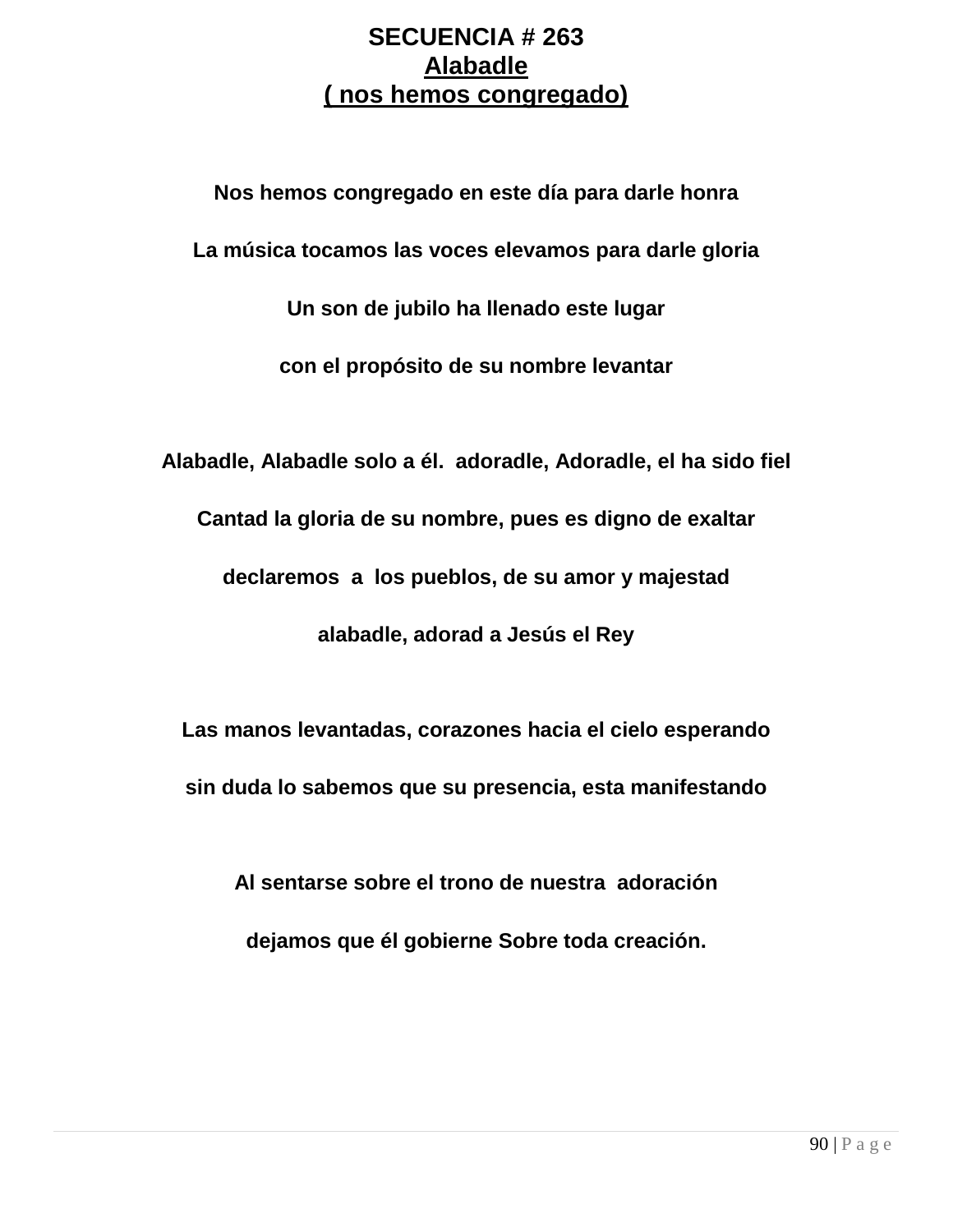# SECUENCIA # 263

## Alabadle

## ( nos hemos congregado)

**Nos hemos congregado en este día para darle honra**

**La música tocamos las voces elevamos para darle gloria**

**Un son de jubilo ha llenado este lugar**

**con el propósito de su nombre levantar**

**Alabadle, Alabadle solo a él. adoradle, Adoradle, el ha sido fiel**

**Cantad la gloria de su nombre, pues es digno de exaltar**

**declaremos a los pueblos, de su amor y majestad**

**alabadle, adorad a Jesús el Rey**

**Las manos levantadas, corazones hacia el cielo esperando**

**sin duda lo sabemos que su presencia, esta manifestando**

**Al sentarse sobre el trono de nuestra adoración**

**dejamos que él gobierne Sobre toda creación.**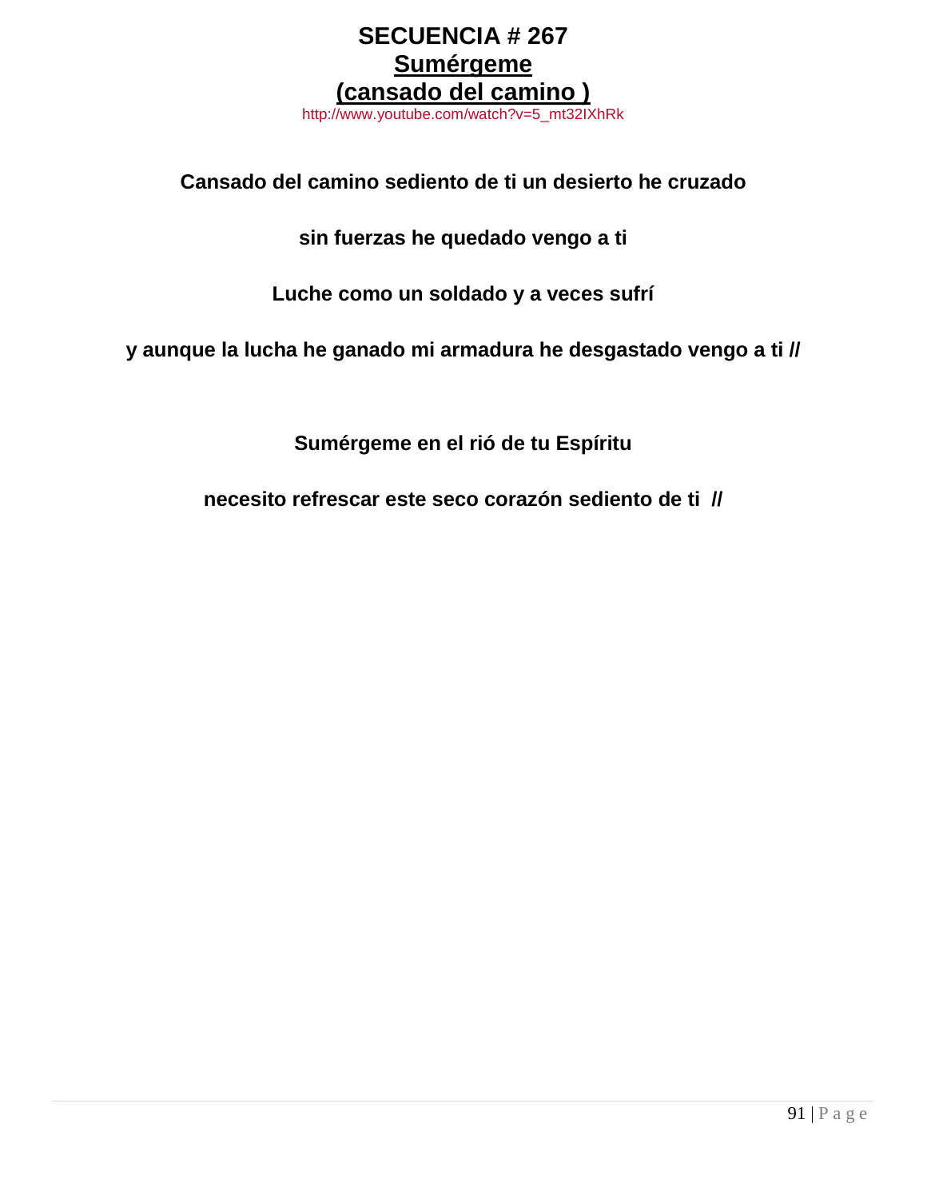# SECUENCIA # 267

## Sumérgeme

## (cansado del camino )

http://www.youtube.com/watch?v=5_mt32IXhRk

**Cansado del camino sediento de ti un desierto he cruzado**

**sin fuerzas he quedado vengo a ti**

**Luche como un soldado y a veces sufrí**

**y aunque la lucha he ganado mi armadura he desgastado vengo a ti //**

**Sumérgeme en el rió de tu Espíritu**

**necesito refrescar este seco corazón sediento de ti //**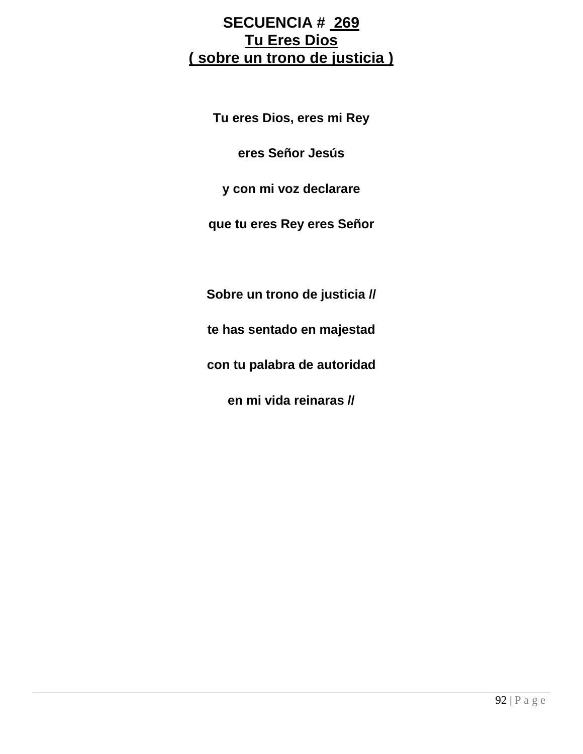# SECUENCIA # 269
## Tu Eres Dios
## ( sobre un trono de justicia )

**Tu eres Dios, eres mi Rey**

**eres Señor Jesús**

**y con mi voz declarare**

**que tu eres Rey eres Señor**

**Sobre un trono de justicia //**

**te has sentado en majestad**

**con tu palabra de autoridad**

**en mi vida reinaras //**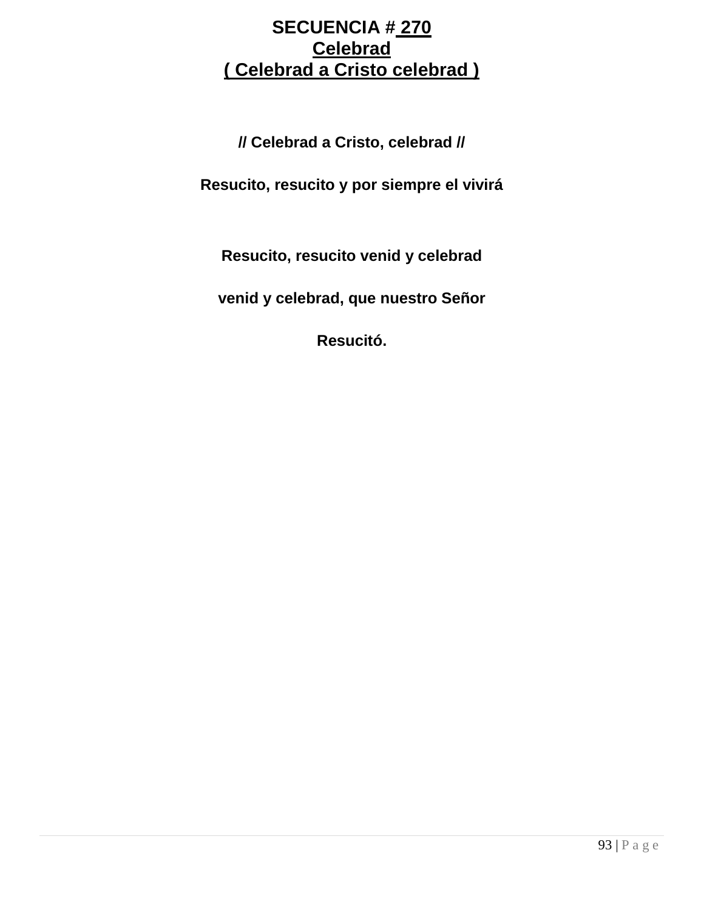# SECUENCIA # 270
## Celebrad
## ( Celebrad a Cristo celebrad )

**// Celebrad a Cristo, celebrad //**

**Resucito, resucito y por siempre el vivirá**

**Resucito, resucito venid y celebrad**

**venid y celebrad, que nuestro Señor**

**Resucitó.**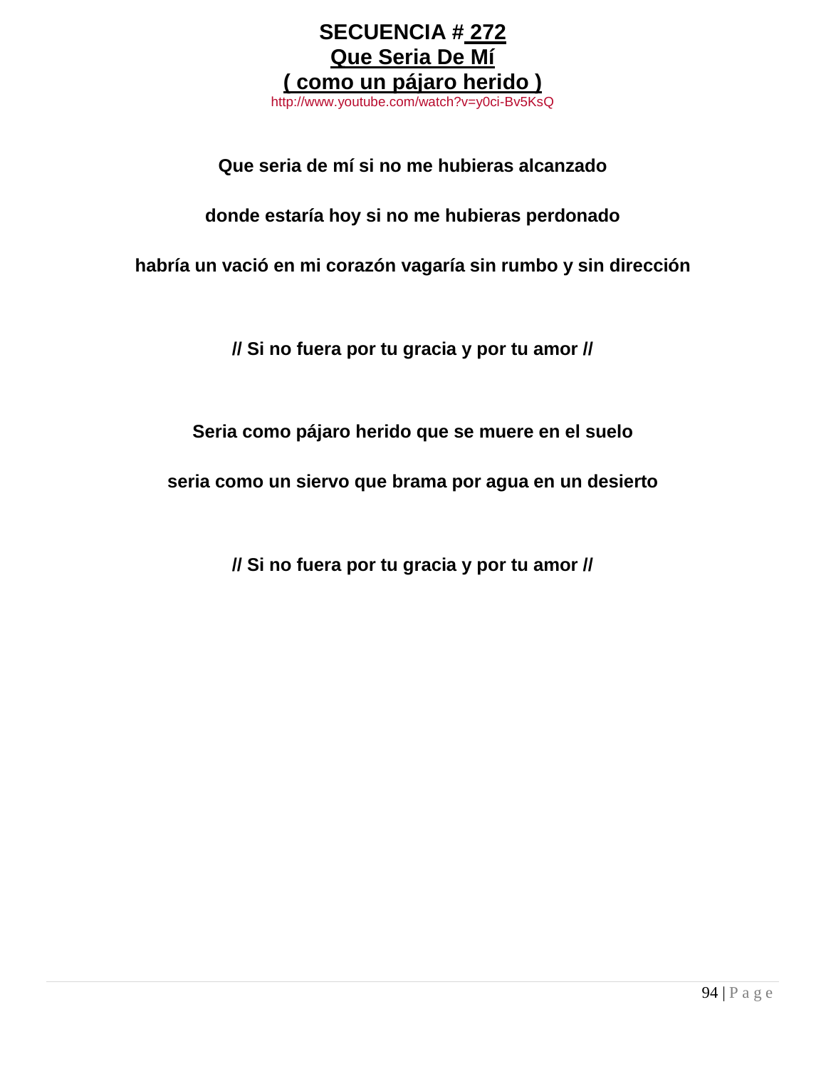# SECUENCIA # 272

## Que Seria De Mí

## ( como un pájaro herido )

http://www.youtube.com/watch?v=y0ci-Bv5KsQ

**Que seria de mí si no me hubieras alcanzado**

**donde estaría hoy si no me hubieras perdonado**

**habría un vació en mi corazón vagaría sin rumbo y sin dirección**

**// Si no fuera por tu gracia y por tu amor //**

**Seria como pájaro herido que se muere en el suelo**

**seria como un siervo que brama por agua en un desierto**

**// Si no fuera por tu gracia y por tu amor //**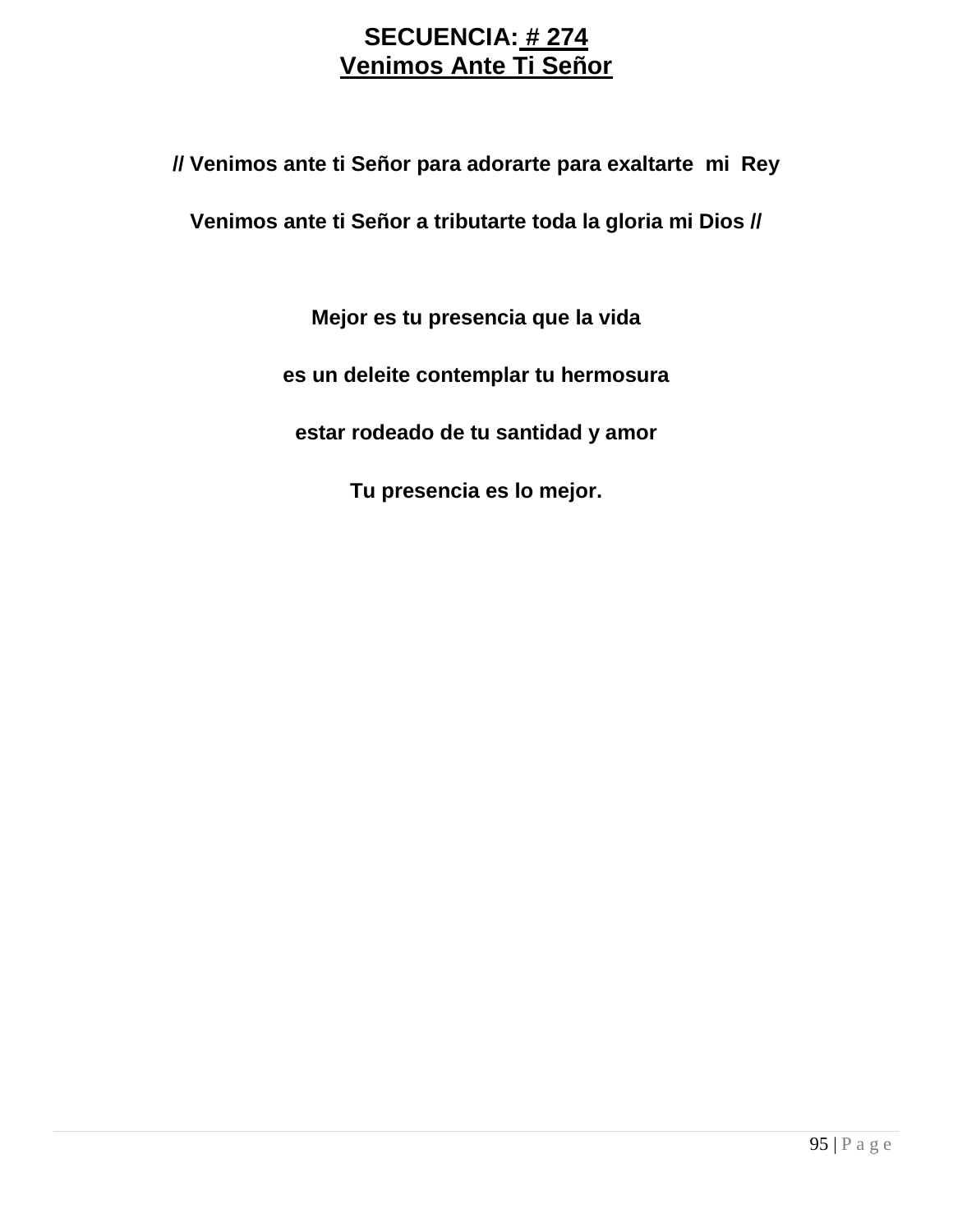**SECUENCIA: # 274**
**Venimos Ante Ti Señor**

**// Venimos ante ti Señor para adorarte para exaltarte mi Rey**

**Venimos ante ti Señor a tributarte toda la gloria mi Dios //**

**Mejor es tu presencia que la vida**

**es un deleite contemplar tu hermosura**

**estar rodeado de tu santidad y amor**

**Tu presencia es lo mejor.**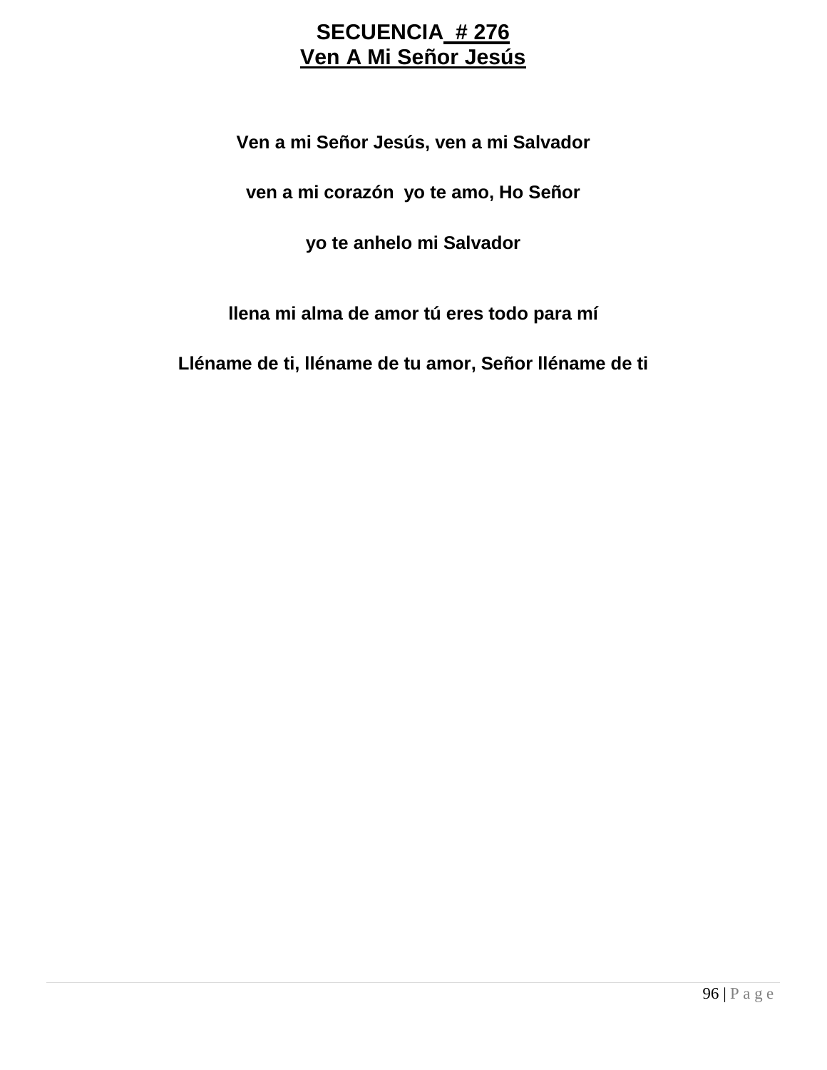# SECUENCIA # 276
# Ven A Mi Señor Jesús

**Ven a mi Señor Jesús, ven a mi Salvador**

**ven a mi corazón yo te amo, Ho Señor**

**yo te anhelo mi Salvador**

**llena mi alma de amor tú eres todo para mí**

**Lléname de ti, lléname de tu amor, Señor lléname de ti**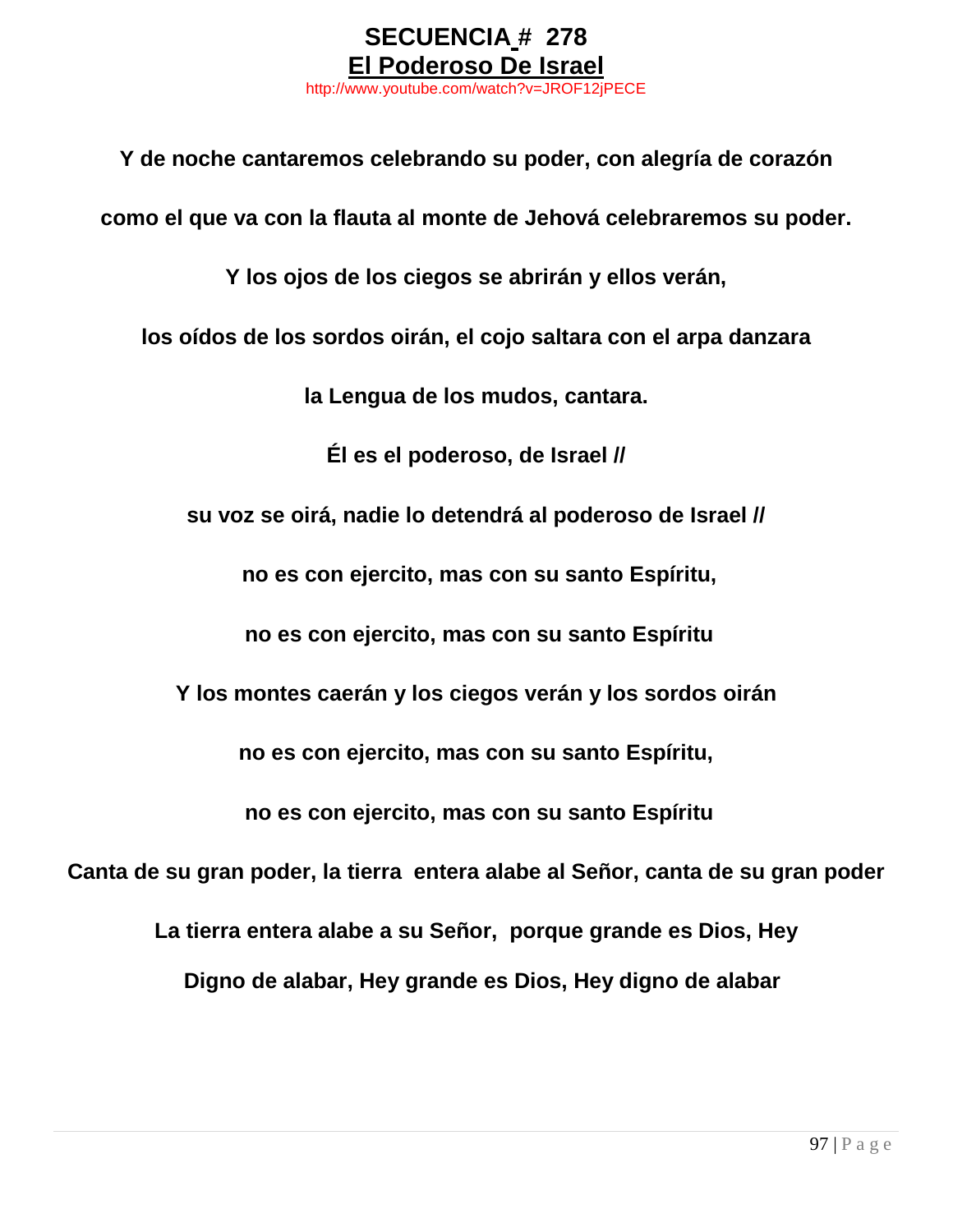# SECUENCIA # 278

## El Poderoso De Israel

http://www.youtube.com/watch?v=JROF12jPECE

**Y de noche cantaremos celebrando su poder, con alegría de corazón**

**como el que va con la flauta al monte de Jehová celebraremos su poder.**

**Y los ojos de los ciegos se abrirán y ellos verán,**

**los oídos de los sordos oirán, el cojo saltara con el arpa danzara**

**la Lengua de los mudos, cantara.**

**Él es el poderoso, de Israel //**

**su voz se oirá, nadie lo detendrá al poderoso de Israel //**

**no es con ejercito, mas con su santo Espíritu,**

**no es con ejercito, mas con su santo Espíritu**

**Y los montes caerán y los ciegos verán y los sordos oirán**

**no es con ejercito, mas con su santo Espíritu,**

**no es con ejercito, mas con su santo Espíritu**

**Canta de su gran poder, la tierra entera alabe al Señor, canta de su gran poder**

**La tierra entera alabe a su Señor, porque grande es Dios, Hey**

**Digno de alabar, Hey grande es Dios, Hey digno de alabar**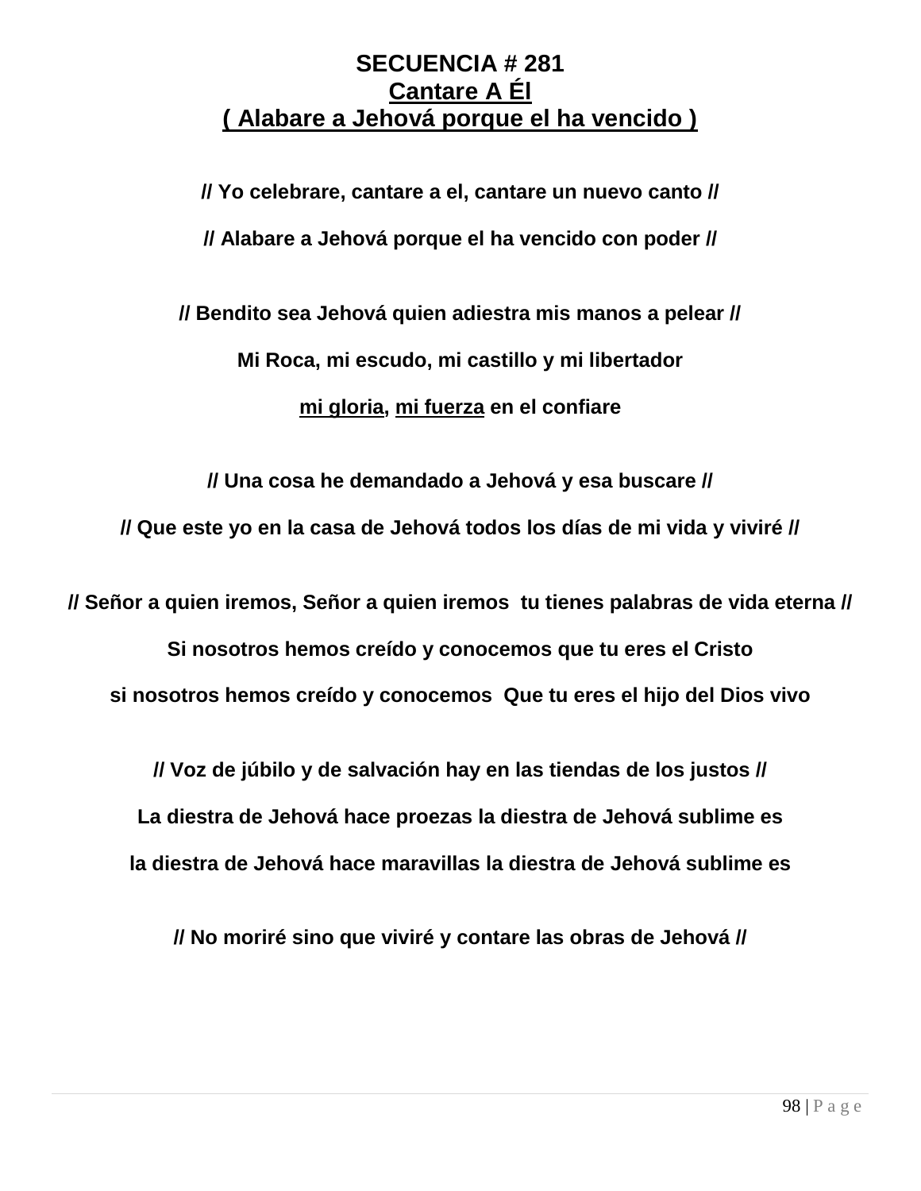**SECUENCIA # 281**

**Cantare A Él**

**( Alabare a Jehová porque el ha vencido )**

**// Yo celebrare, cantare a el, cantare un nuevo canto //**

**// Alabare a Jehová porque el ha vencido con poder //**

**// Bendito sea Jehová quien adiestra mis manos a pelear //**

**Mi Roca, mi escudo, mi castillo y mi libertador**

**mi gloria, mi fuerza en el confiare**

**// Una cosa he demandado a Jehová y esa buscare //**

**// Que este yo en la casa de Jehová todos los días de mi vida y viviré //**

**// Señor a quien iremos, Señor a quien iremos tu tienes palabras de vida eterna //**

**Si nosotros hemos creído y conocemos que tu eres el Cristo**

**si nosotros hemos creído y conocemos Que tu eres el hijo del Dios vivo**

**// Voz de júbilo y de salvación hay en las tiendas de los justos //**

**La diestra de Jehová hace proezas la diestra de Jehová sublime es**

**la diestra de Jehová hace maravillas la diestra de Jehová sublime es**

**// No moriré sino que viviré y contare las obras de Jehová //**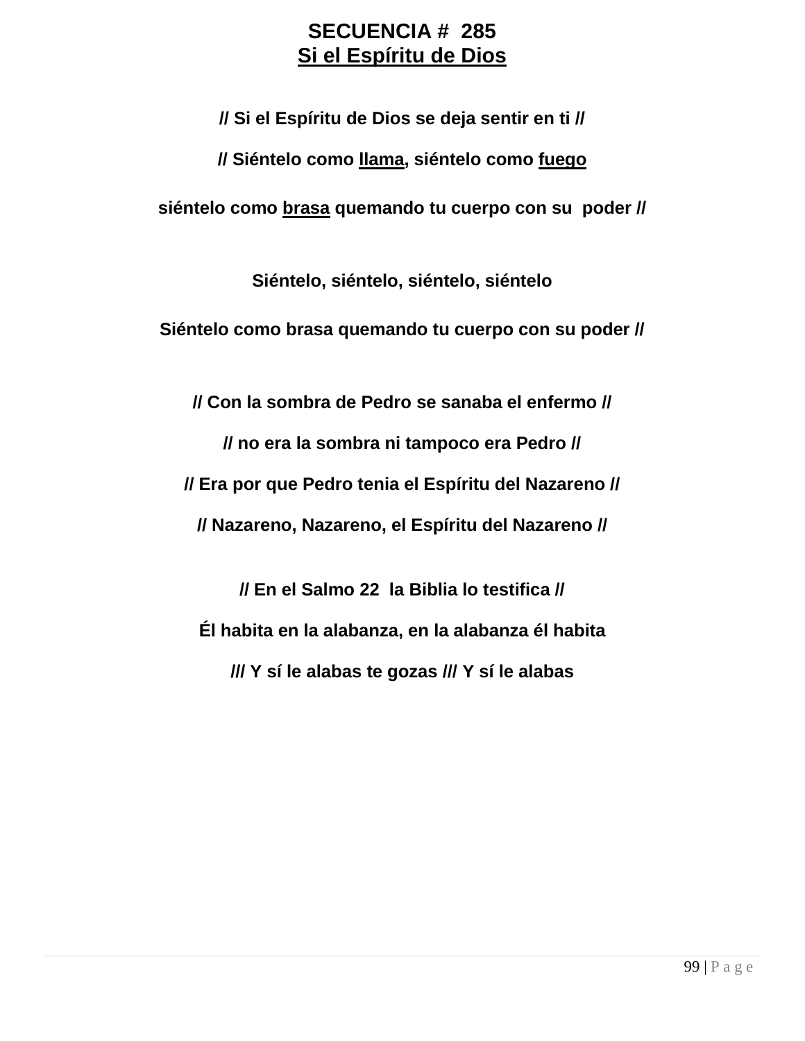# SECUENCIA # 285
## Si el Espíritu de Dios

**// Si el Espíritu de Dios se deja sentir en ti //**

**// Siéntelo como llama, siéntelo como fuego**

**siéntelo como brasa quemando tu cuerpo con su poder //**

**Siéntelo, siéntelo, siéntelo, siéntelo**

**Siéntelo como brasa quemando tu cuerpo con su poder //**

**// Con la sombra de Pedro se sanaba el enfermo //**

**// no era la sombra ni tampoco era Pedro //**

**// Era por que Pedro tenia el Espíritu del Nazareno //**

**// Nazareno, Nazareno, el Espíritu del Nazareno //**

**// En el Salmo 22 la Biblia lo testifica //**

**Él habita en la alabanza, en la alabanza él habita**

**/// Y sí le alabas te gozas /// Y sí le alabas**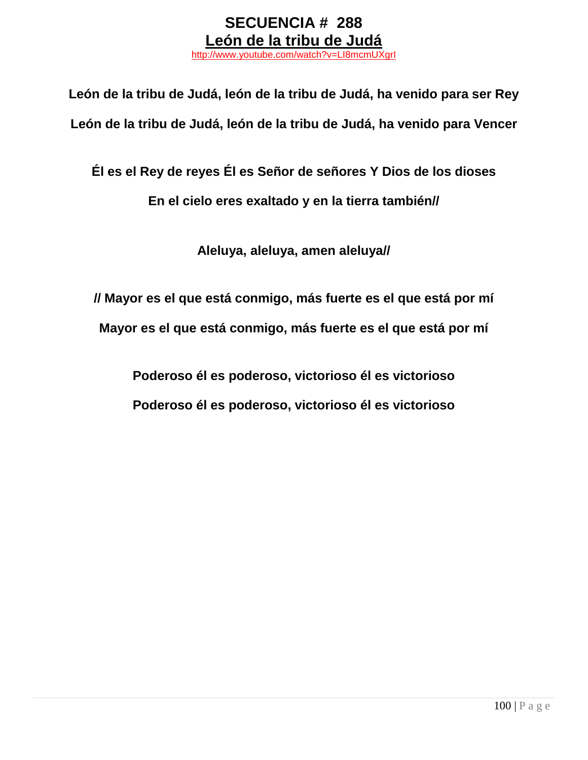# SECUENCIA # 288

## León de la tribu de Judá

http://www.youtube.com/watch?v=LI8mcmUXgrI

**León de la tribu de Judá, león de la tribu de Judá, ha venido para ser Rey**

**León de la tribu de Judá, león de la tribu de Judá, ha venido para Vencer**

**Él es el Rey de reyes Él es Señor de señores Y Dios de los dioses**

**En el cielo eres exaltado y en la tierra también//**

**Aleluya, aleluya, amen aleluya//**

**// Mayor es el que está conmigo, más fuerte es el que está por mí**

**Mayor es el que está conmigo, más fuerte es el que está por mí**

**Poderoso él es poderoso, victorioso él es victorioso**

**Poderoso él es poderoso, victorioso él es victorioso**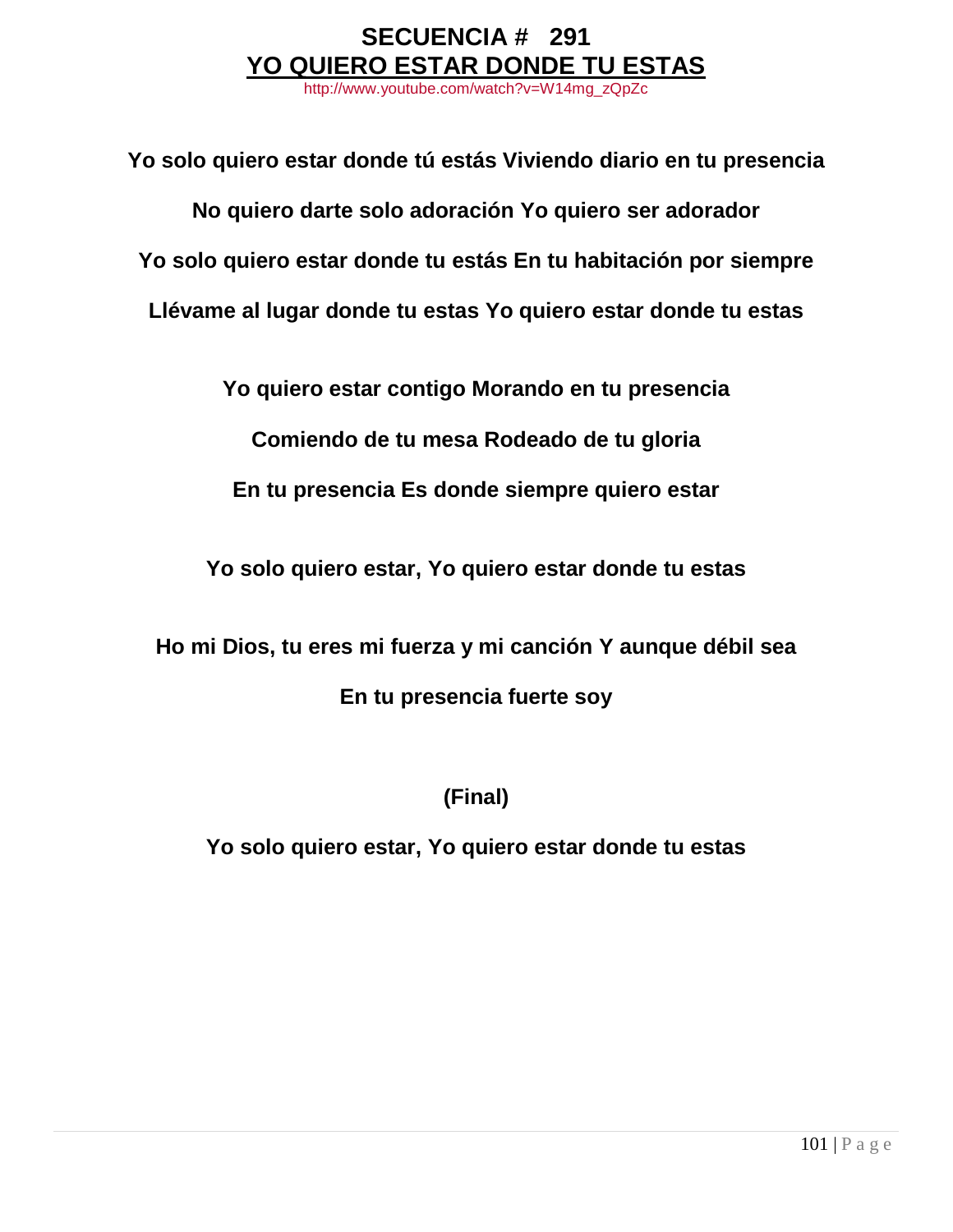# SECUENCIA # 291

## YO QUIERO ESTAR DONDE TU ESTAS

http://www.youtube.com/watch?v=W14mg_zQpZc

**Yo solo quiero estar donde tú estás Viviendo diario en tu presencia**

**No quiero darte solo adoración Yo quiero ser adorador**

**Yo solo quiero estar donde tu estás En tu habitación por siempre**

**Llévame al lugar donde tu estas Yo quiero estar donde tu estas**

**Yo quiero estar contigo Morando en tu presencia**

**Comiendo de tu mesa Rodeado de tu gloria**

**En tu presencia Es donde siempre quiero estar**

**Yo solo quiero estar, Yo quiero estar donde tu estas**

**Ho mi Dios, tu eres mi fuerza y mi canción Y aunque débil sea**

**En tu presencia fuerte soy**

**(Final)**

**Yo solo quiero estar, Yo quiero estar donde tu estas**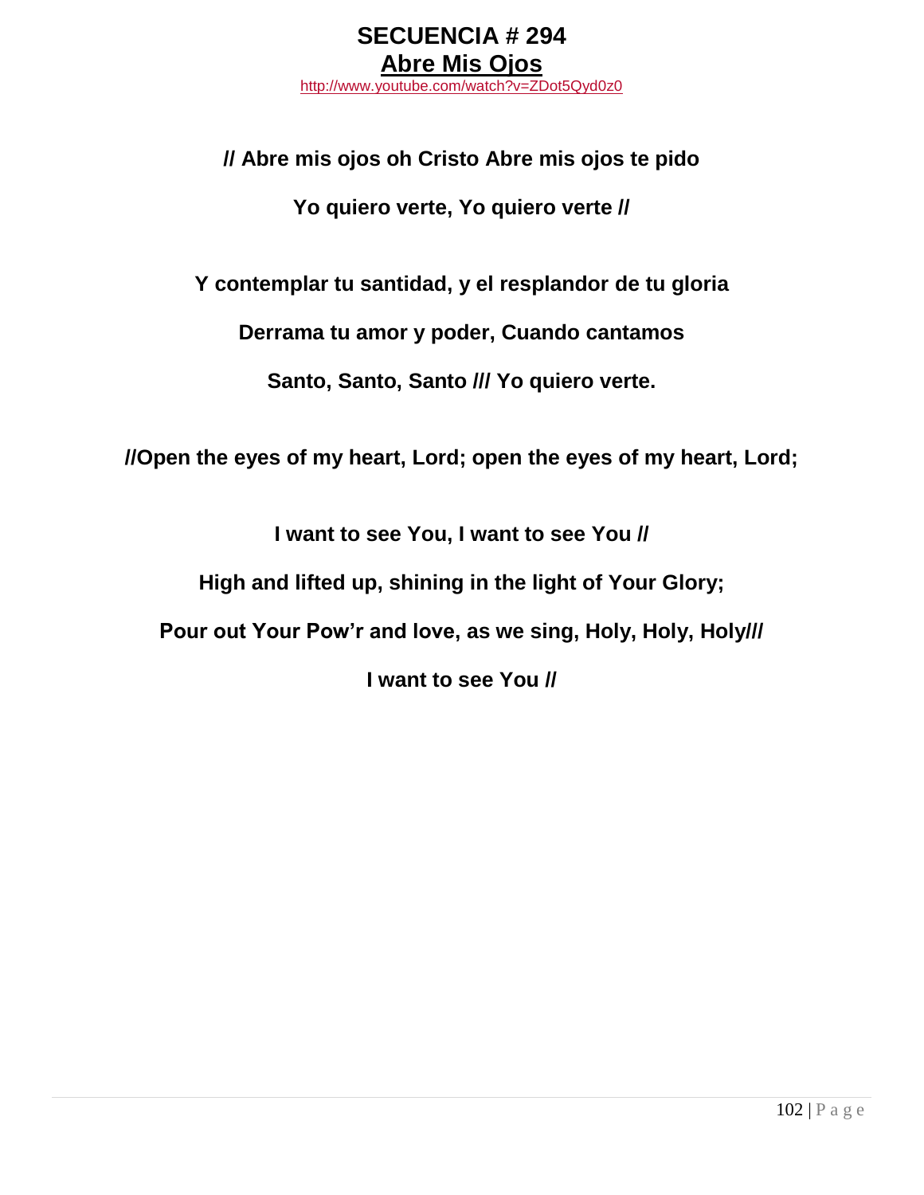# SECUENCIA # 294

## Abre Mis Ojos

http://www.youtube.com/watch?v=ZDot5Qyd0z0

**// Abre mis ojos oh Cristo Abre mis ojos te pido**

**Yo quiero verte, Yo quiero verte //**

**Y contemplar tu santidad, y el resplandor de tu gloria**

**Derrama tu amor y poder, Cuando cantamos**

**Santo, Santo, Santo /// Yo quiero verte.**

**//Open the eyes of my heart, Lord; open the eyes of my heart, Lord;**

**I want to see You, I want to see You //**

**High and lifted up, shining in the light of Your Glory;**

**Pour out Your Pow'r and love, as we sing, Holy, Holy, Holy///**

**I want to see You //**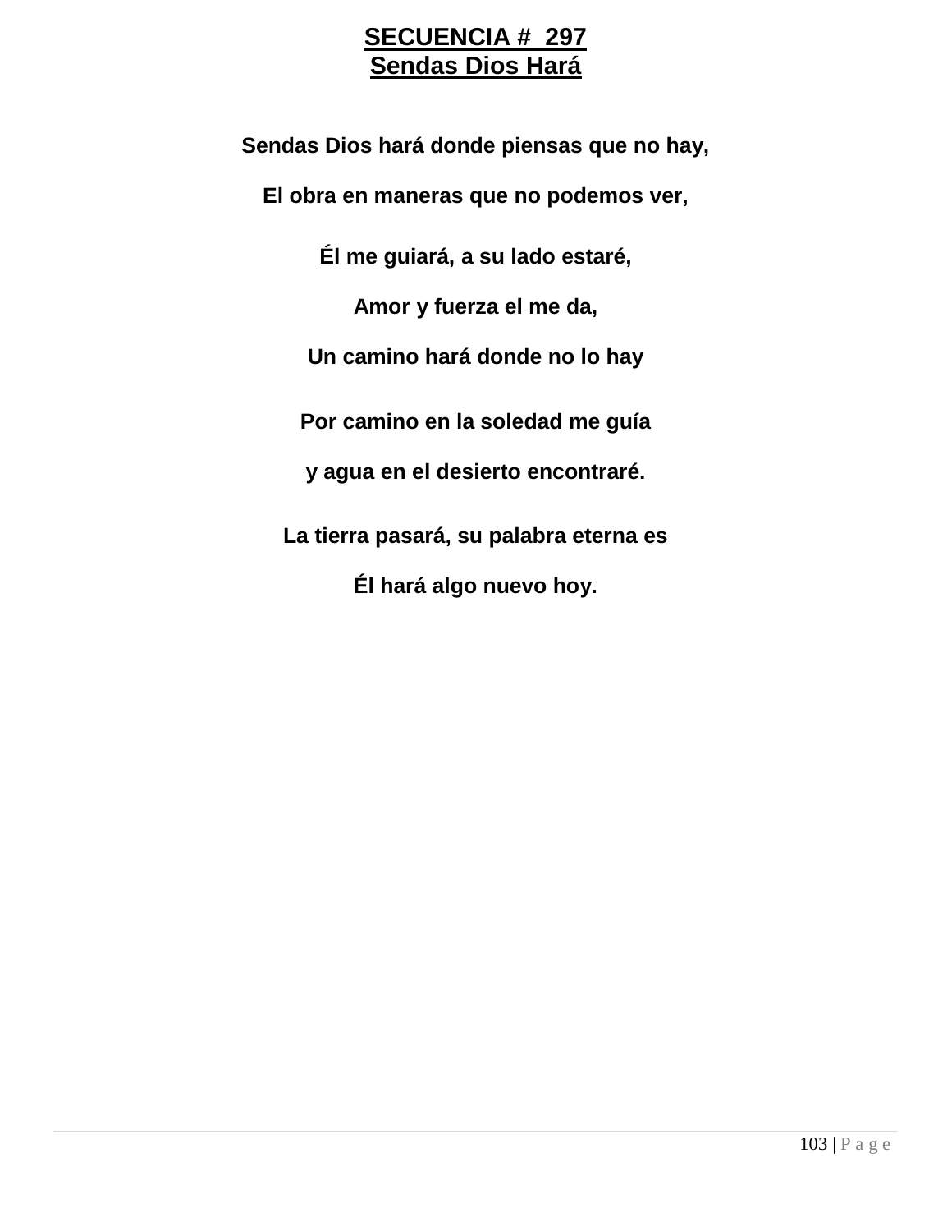# SECUENCIA # 297
## Sendas Dios Hará

**Sendas Dios hará donde piensas que no hay,**

**El obra en maneras que no podemos ver,**

**Él me guiará, a su lado estaré,**

**Amor y fuerza el me da,**

**Un camino hará donde no lo hay**

**Por camino en la soledad me guía**

**y agua en el desierto encontraré.**

**La tierra pasará, su palabra eterna es**

**Él hará algo nuevo hoy.**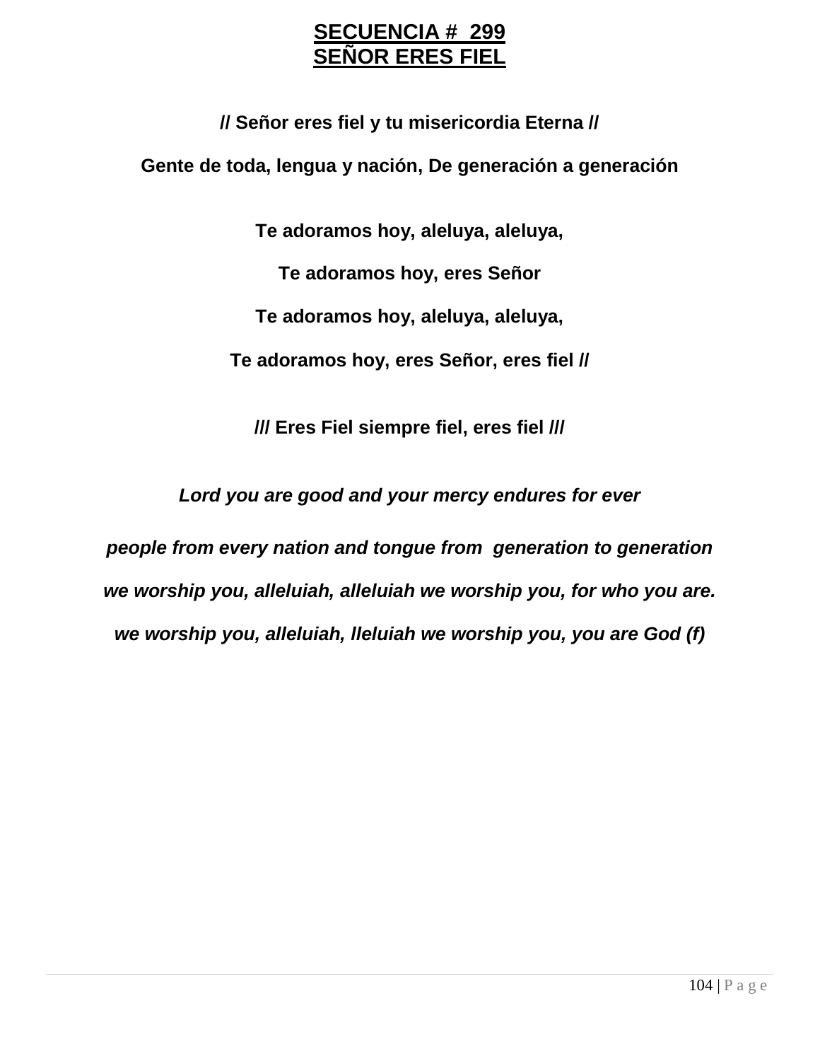# SECUENCIA # 299
# SEÑOR ERES FIEL

**// Señor eres fiel y tu misericordia Eterna //**

**Gente de toda, lengua y nación, De generación a generación**

**Te adoramos hoy, aleluya, aleluya,**

**Te adoramos hoy, eres Señor**

**Te adoramos hoy, aleluya, aleluya,**

**Te adoramos hoy, eres Señor, eres fiel //**

**/// Eres Fiel siempre fiel, eres fiel ///**

***Lord you are good and your mercy endures for ever***

***people from every nation and tongue from generation to generation***

***we worship you, alleluiah, alleluiah we worship you, for who you are.***

***we worship you, alleluiah, lleluiah we worship you, you are God (f)***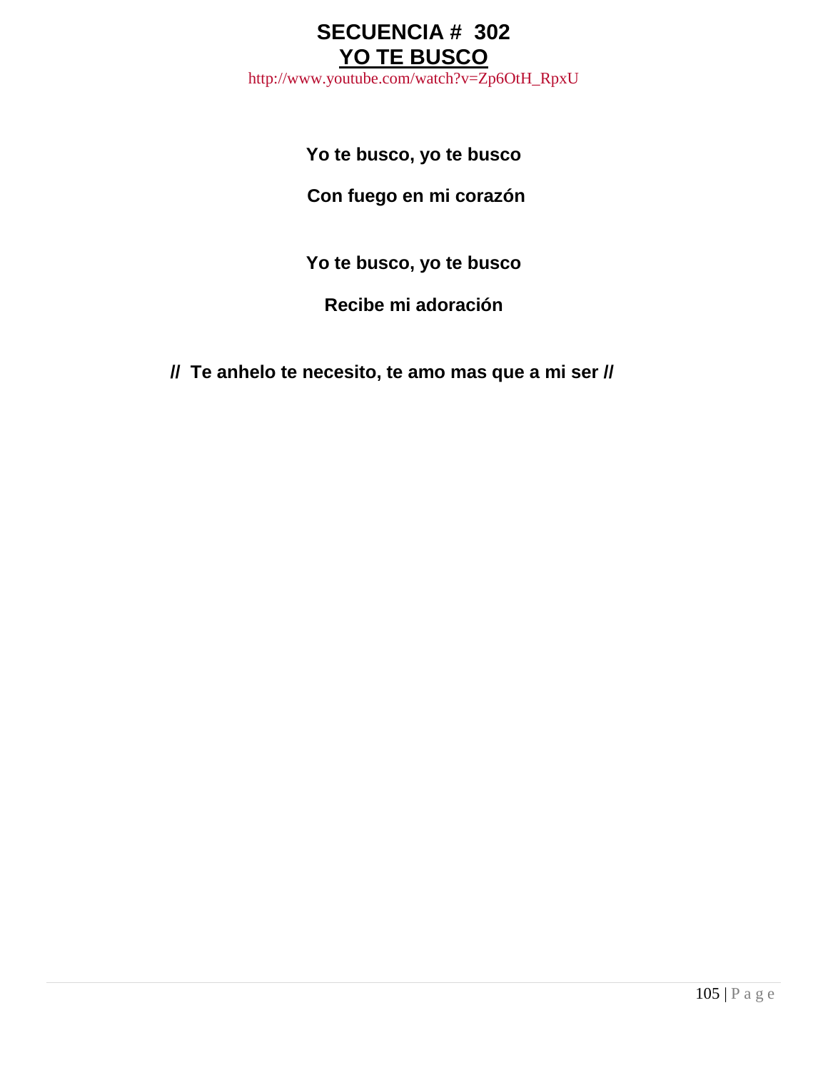# SECUENCIA # 302
## YO TE BUSCO

http://www.youtube.com/watch?v=Zp6OtH_RpxU

**Yo te busco, yo te busco**

**Con fuego en mi corazón**

**Yo te busco, yo te busco**

**Recibe mi adoración**

**// Te anhelo te necesito, te amo mas que a mi ser //**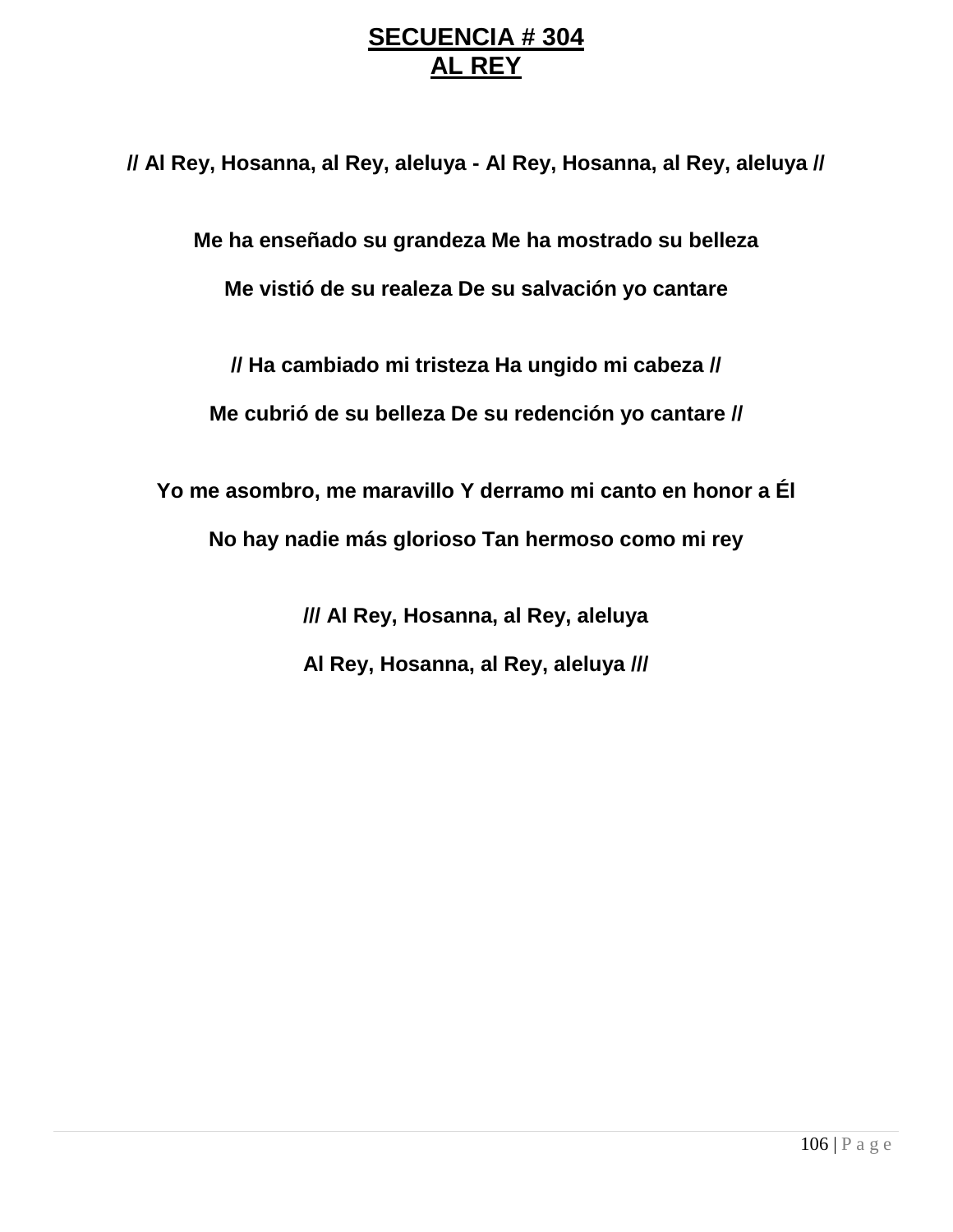# **SECUENCIA # 304**
# **AL REY**

**// Al Rey, Hosanna, al Rey, aleluya - Al Rey, Hosanna, al Rey, aleluya //**

**Me ha enseñado su grandeza Me ha mostrado su belleza**

**Me vistió de su realeza De su salvación yo cantare**

**// Ha cambiado mi tristeza Ha ungido mi cabeza //**

**Me cubrió de su belleza De su redención yo cantare //**

**Yo me asombro, me maravillo Y derramo mi canto en honor a Él**

**No hay nadie más glorioso Tan hermoso como mi rey**

**/// Al Rey, Hosanna, al Rey, aleluya**

**Al Rey, Hosanna, al Rey, aleluya ///**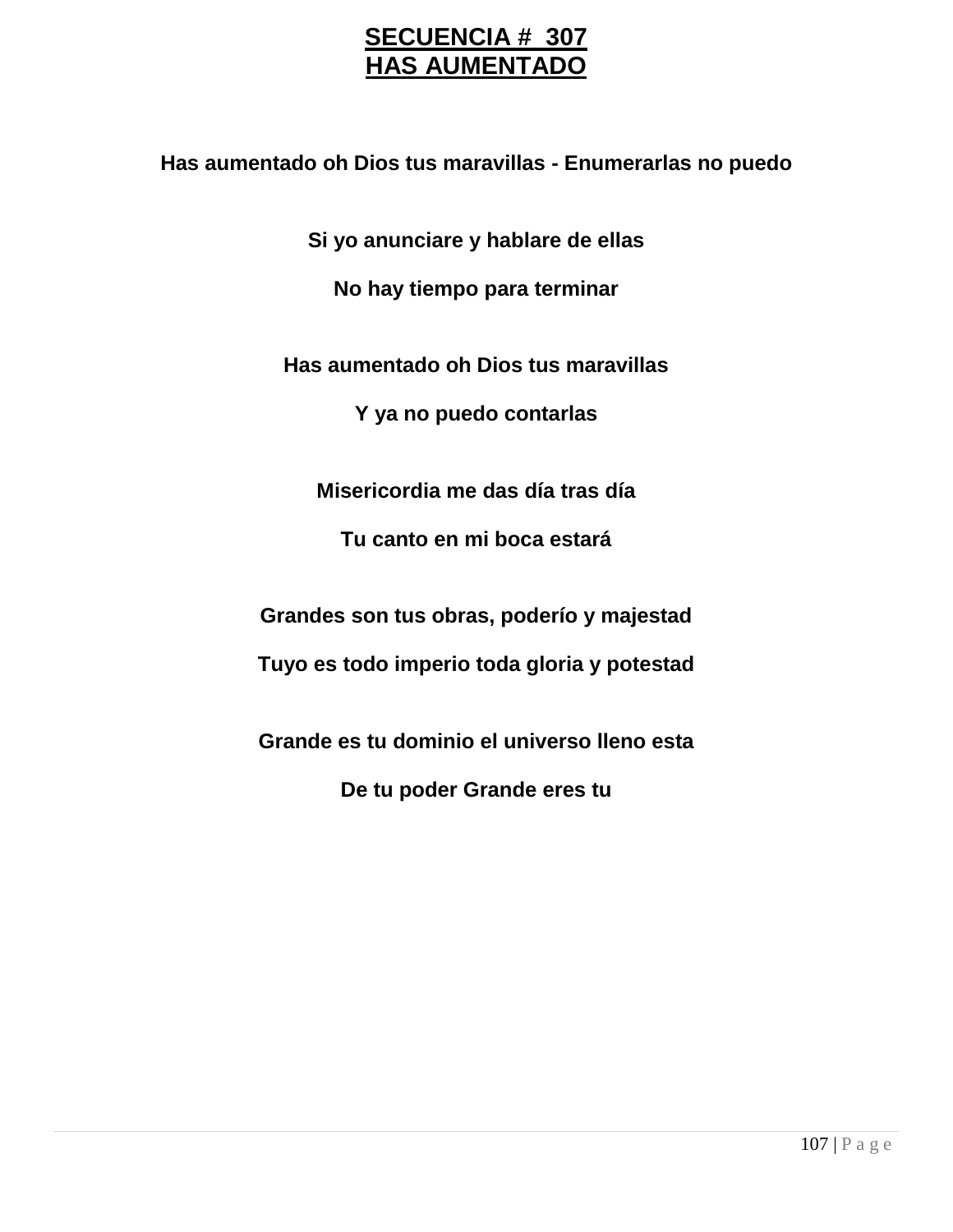# SECUENCIA # 307
# HAS AUMENTADO

**Has aumentado oh Dios tus maravillas - Enumerarlas no puedo**

**Si yo anunciare y hablare de ellas**

**No hay tiempo para terminar**

**Has aumentado oh Dios tus maravillas**

**Y ya no puedo contarlas**

**Misericordia me das día tras día**

**Tu canto en mi boca estará**

**Grandes son tus obras, poderío y majestad**

**Tuyo es todo imperio toda gloria y potestad**

**Grande es tu dominio el universo lleno esta**

**De tu poder Grande eres tu**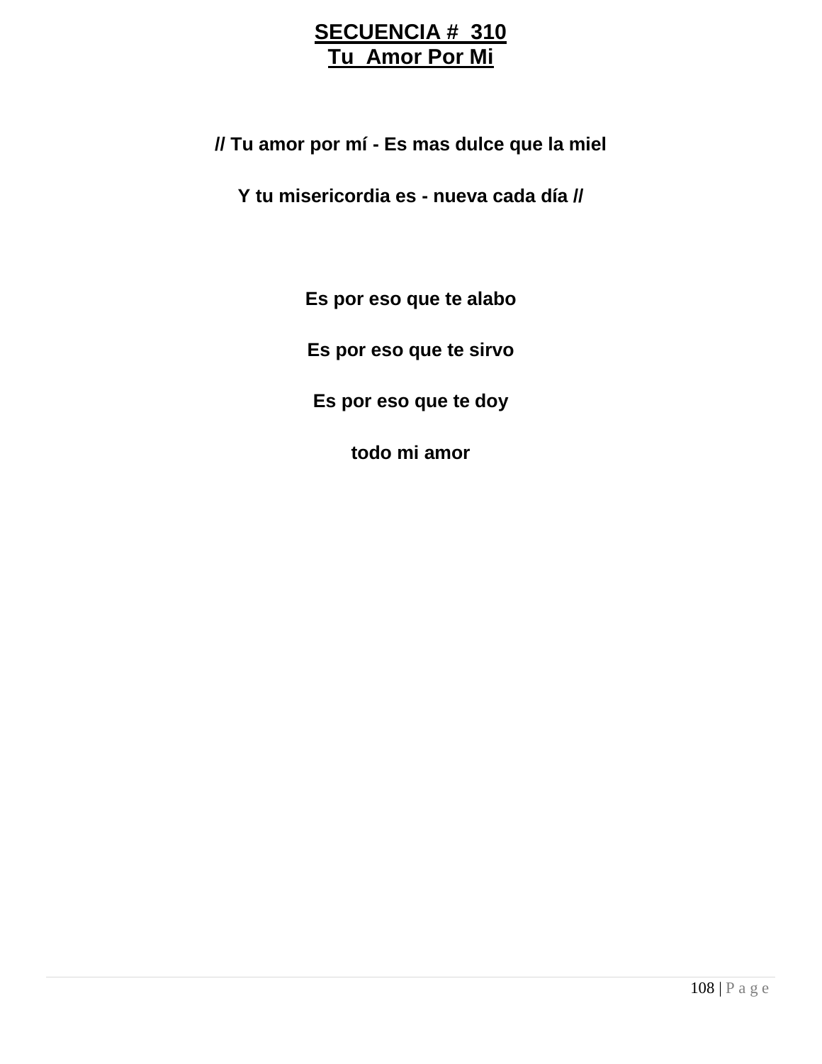# SECUENCIA # 310
## Tu Amor Por Mi

**// Tu amor por mí - Es mas dulce que la miel**

**Y tu misericordia es - nueva cada día //**

**Es por eso que te alabo**

**Es por eso que te sirvo**

**Es por eso que te doy**

**todo mi amor**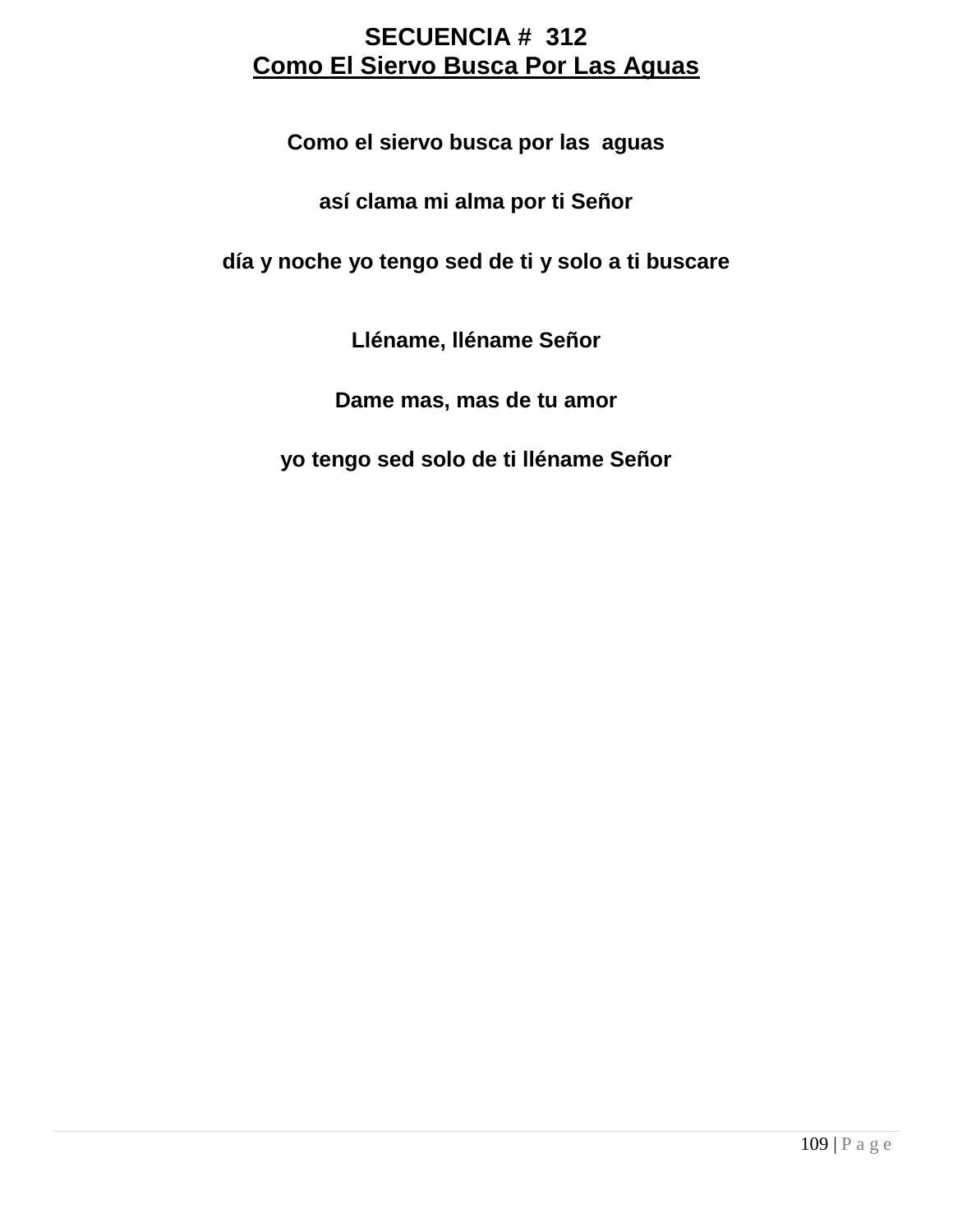**SECUENCIA # 312**

**Como El Siervo Busca Por Las Aguas**

**Como el siervo busca por las aguas**

**así clama mi alma por ti Señor**

**día y noche yo tengo sed de ti y solo a ti buscare**

**Lléname, lléname Señor**

**Dame mas, mas de tu amor**

**yo tengo sed solo de ti lléname Señor**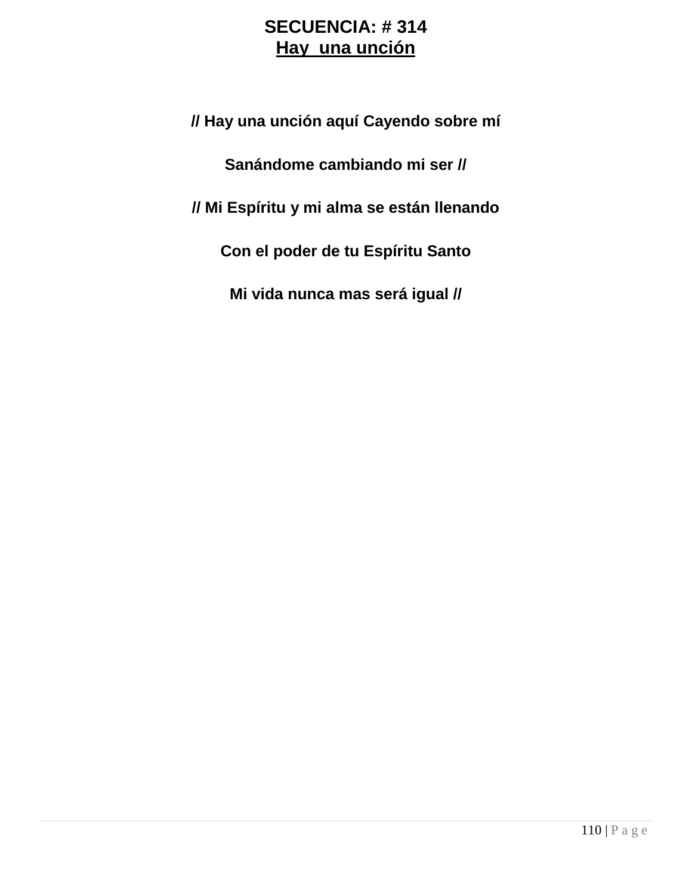**SECUENCIA: # 314**

**Hay  una unción**

**// Hay una unción aquí Cayendo sobre mí**

**Sanándome cambiando mi ser //**

**// Mi Espíritu y mi alma se están llenando**

**Con el poder de tu Espíritu Santo**

**Mi vida nunca mas será igual //**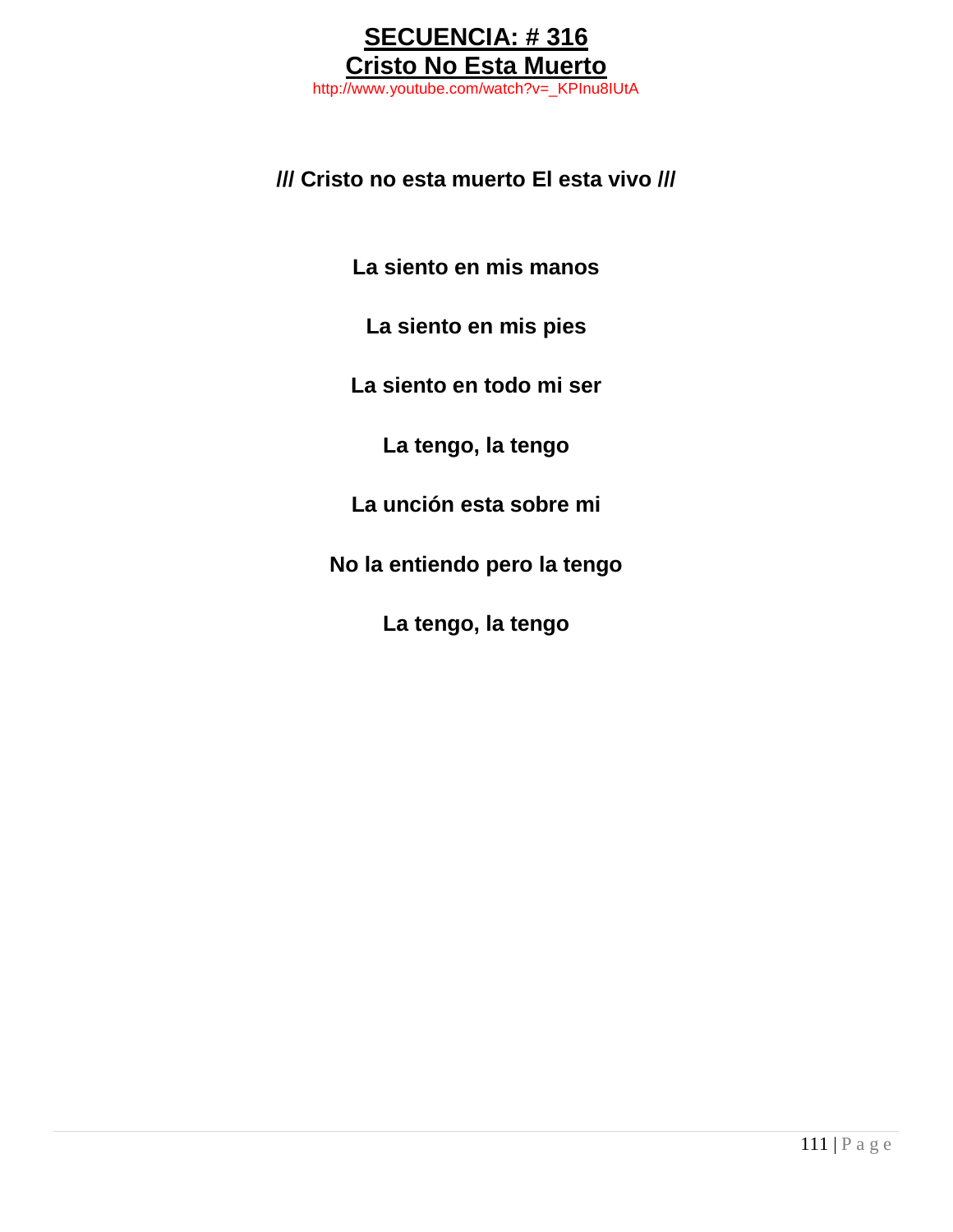# SECUENCIA: # 316
# Cristo No Esta Muerto

http://www.youtube.com/watch?v=_KPInu8IUtA

**/// Cristo no esta muerto El esta vivo ///**

**La siento en mis manos**

**La siento en mis pies**

**La siento en todo mi ser**

**La tengo, la tengo**

**La unción esta sobre mi**

**No la entiendo pero la tengo**

**La tengo, la tengo**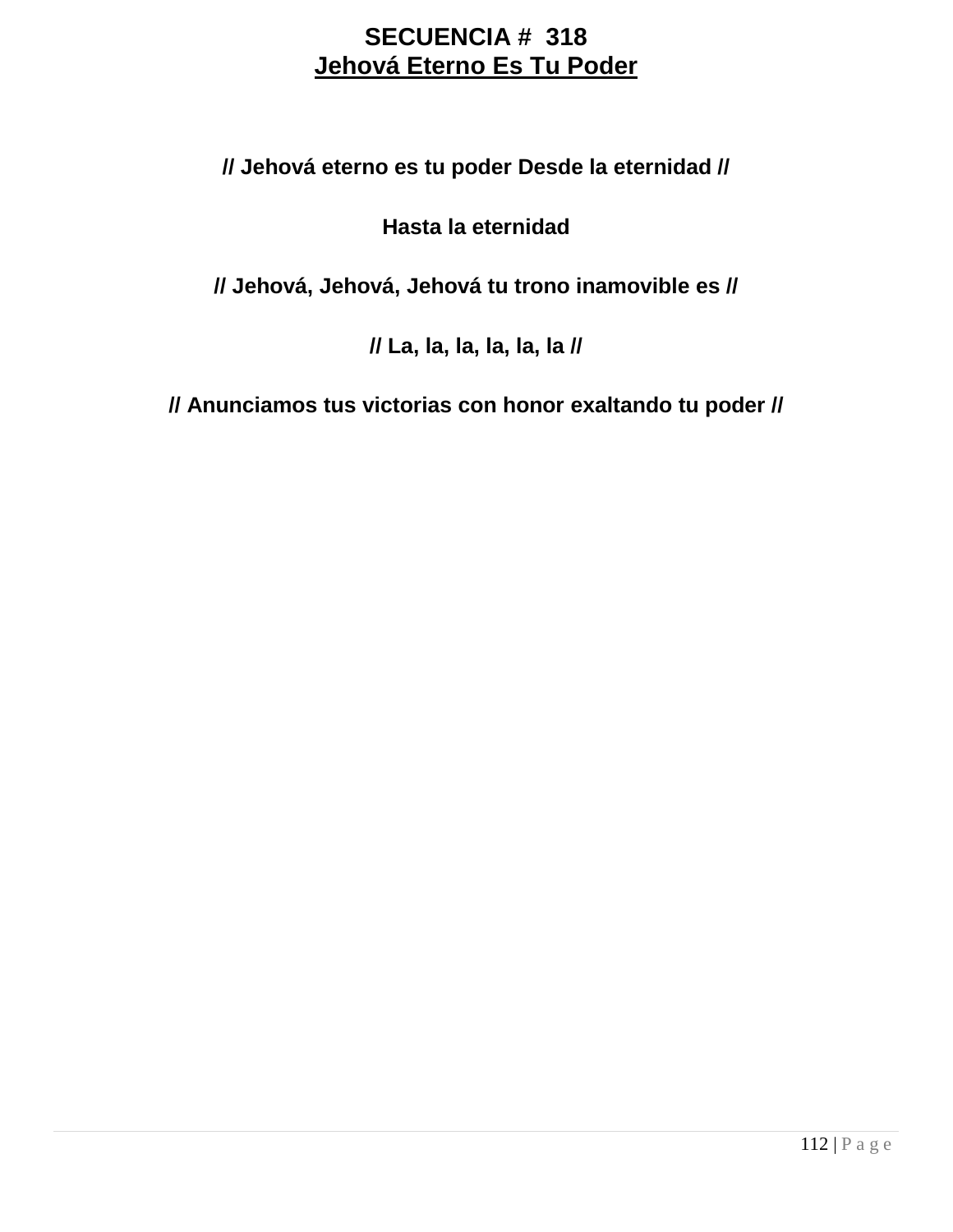# SECUENCIA # 318

## Jehová Eterno Es Tu Poder

**// Jehová eterno es tu poder Desde la eternidad //**

**Hasta la eternidad**

**// Jehová, Jehová, Jehová tu trono inamovible es //**

**// La, la, la, la, la, la //**

**// Anunciamos tus victorias con honor exaltando tu poder //**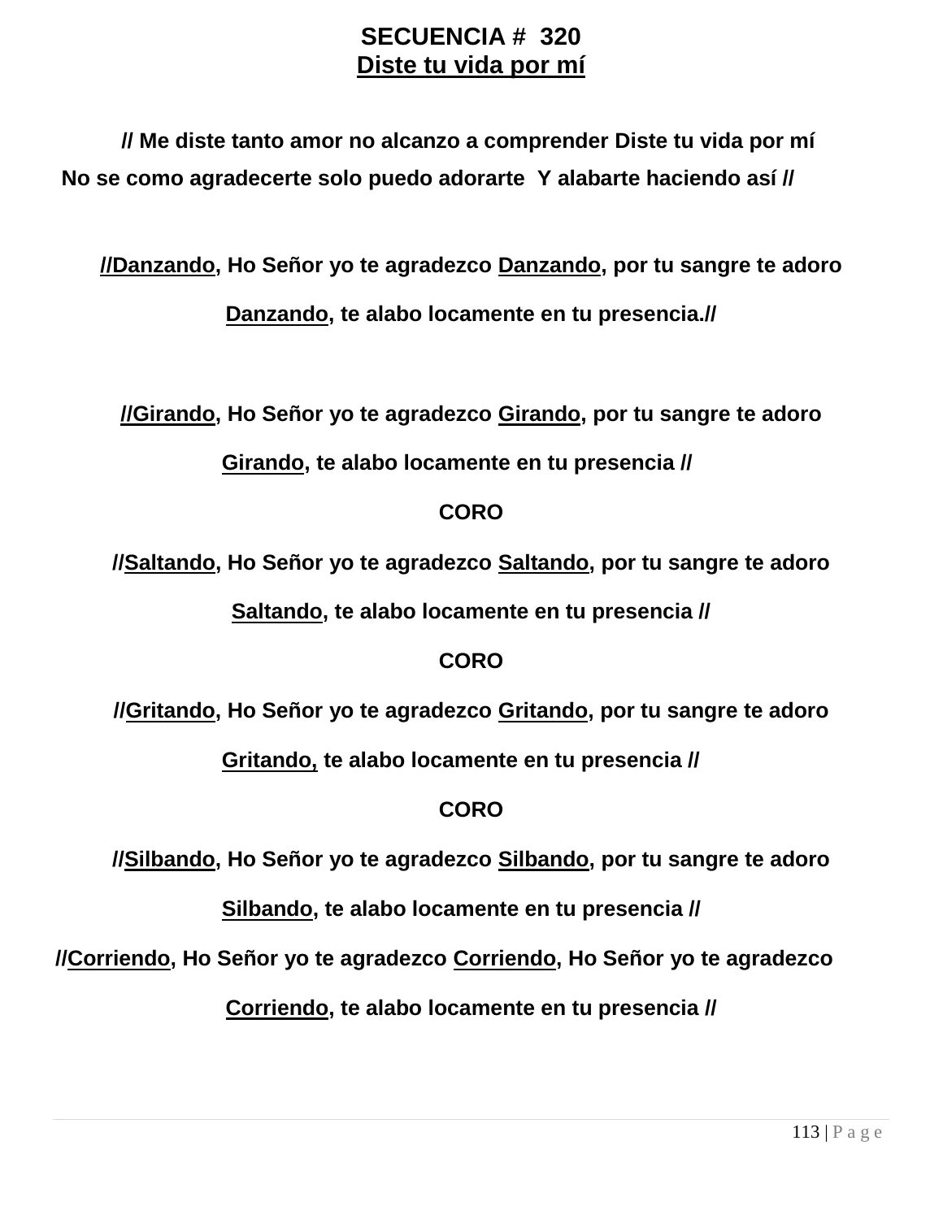**SECUENCIA # 320**
**Diste tu vida por mí**

**// Me diste tanto amor no alcanzo a comprender Diste tu vida por mí**
**No se como agradecerte solo puedo adorarte Y alabarte haciendo así //**

**//Danzando, Ho Señor yo te agradezco Danzando, por tu sangre te adoro**

**Danzando, te alabo locamente en tu presencia.//**

**//Girando, Ho Señor yo te agradezco Girando, por tu sangre te adoro**

**Girando, te alabo locamente en tu presencia //**

**CORO**

**//Saltando, Ho Señor yo te agradezco Saltando, por tu sangre te adoro**

**Saltando, te alabo locamente en tu presencia //**

**CORO**

**//Gritando, Ho Señor yo te agradezco Gritando, por tu sangre te adoro**

**Gritando, te alabo locamente en tu presencia //**

**CORO**

**//Silbando, Ho Señor yo te agradezco Silbando, por tu sangre te adoro**

**Silbando, te alabo locamente en tu presencia //**

**//Corriendo, Ho Señor yo te agradezco Corriendo, Ho Señor yo te agradezco**

**Corriendo, te alabo locamente en tu presencia //**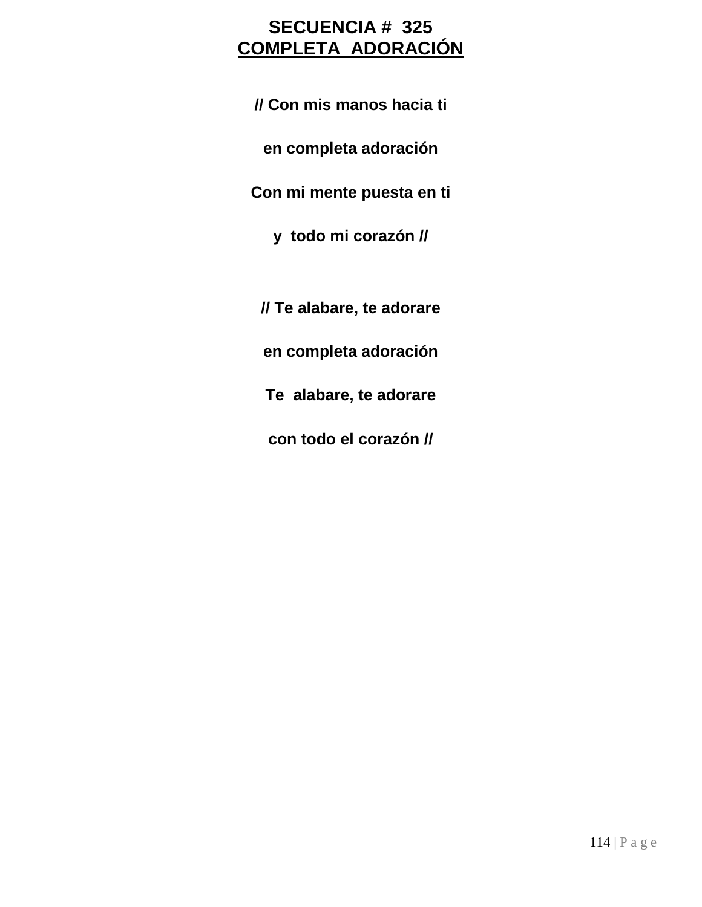# SECUENCIA # 325

## COMPLETA ADORACIÓN

**// Con mis manos hacia ti**

**en completa adoración**

**Con mi mente puesta en ti**

**y todo mi corazón //**

**// Te alabare, te adorare**

**en completa adoración**

**Te alabare, te adorare**

**con todo el corazón //**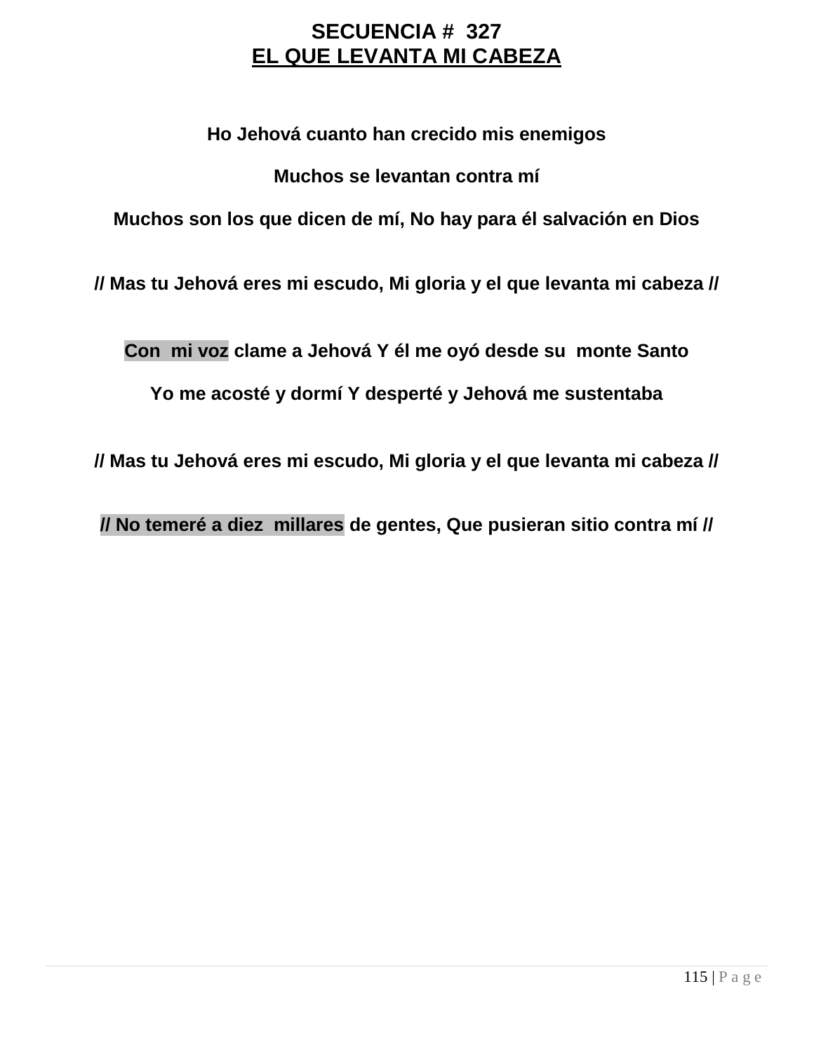# SECUENCIA # 327
## EL QUE LEVANTA MI CABEZA

**Ho Jehová cuanto han crecido mis enemigos**

**Muchos se levantan contra mí**

**Muchos son los que dicen de mí, No hay para él salvación en Dios**

**// Mas tu Jehová eres mi escudo, Mi gloria y el que levanta mi cabeza //**

**Con mi voz clame a Jehová Y él me oyó desde su monte Santo**

**Yo me acosté y dormí Y desperté y Jehová me sustentaba**

**// Mas tu Jehová eres mi escudo, Mi gloria y el que levanta mi cabeza //**

**// No temeré a diez millares de gentes, Que pusieran sitio contra mí //**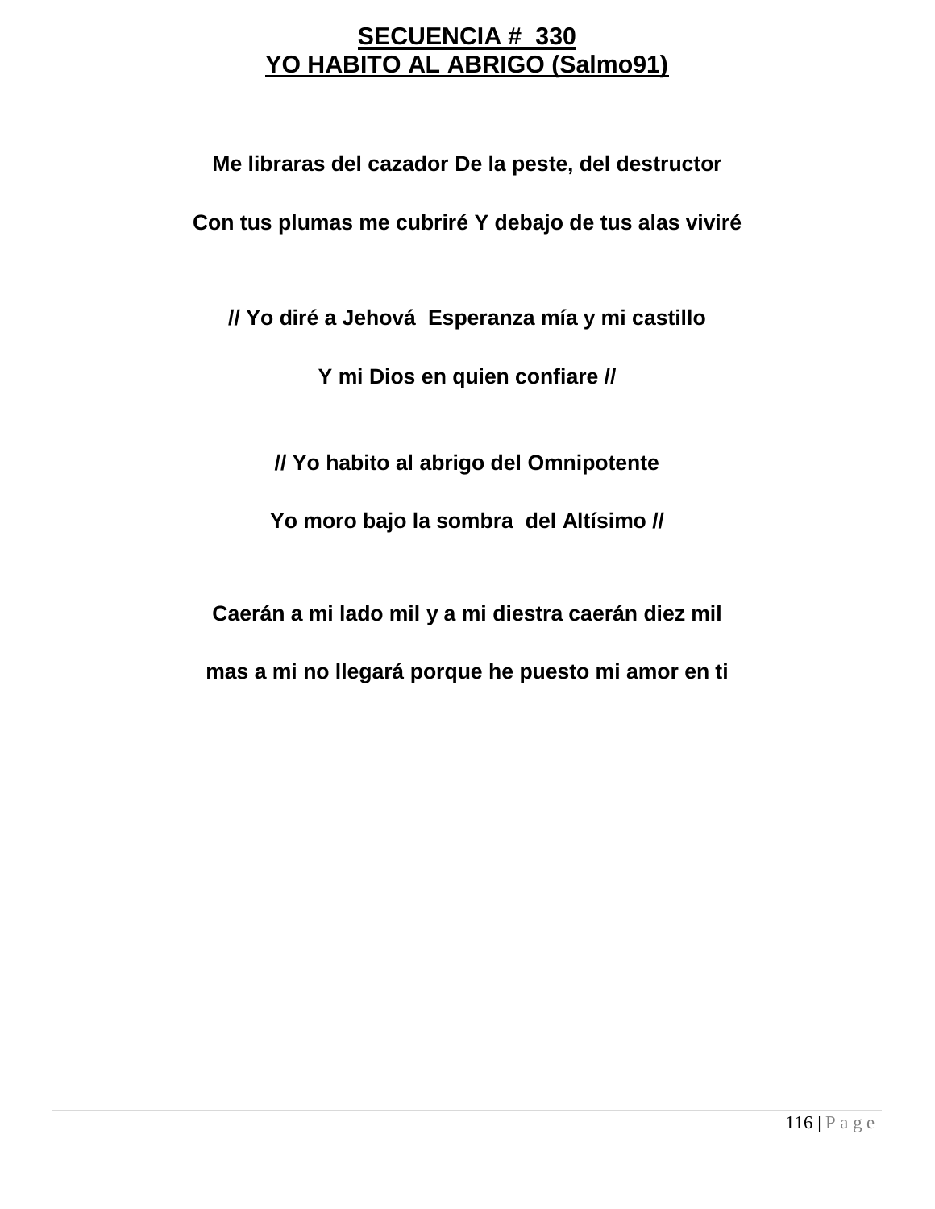# SECUENCIA # 330
# YO HABITO AL ABRIGO (Salmo91)

**Me libraras del cazador De la peste, del destructor**

**Con tus plumas me cubriré Y debajo de tus alas viviré**

**// Yo diré a Jehová Esperanza mía y mi castillo**

**Y mi Dios en quien confiare //**

**// Yo habito al abrigo del Omnipotente**

**Yo moro bajo la sombra del Altísimo //**

**Caerán a mi lado mil y a mi diestra caerán diez mil**

**mas a mi no llegará porque he puesto mi amor en ti**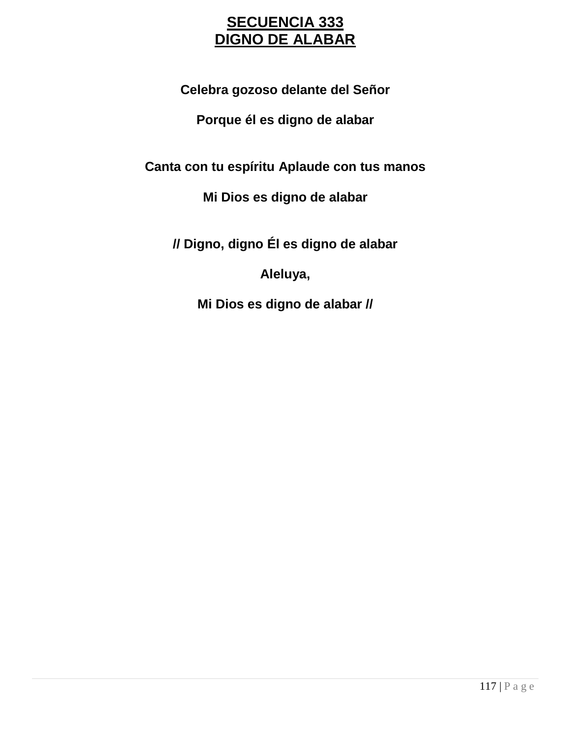# SECUENCIA 333
# DIGNO DE ALABAR

**Celebra gozoso delante del Señor**

**Porque él es digno de alabar**

**Canta con tu espíritu Aplaude con tus manos**

**Mi Dios es digno de alabar**

**// Digno, digno Él es digno de alabar**

**Aleluya,**

**Mi Dios es digno de alabar //**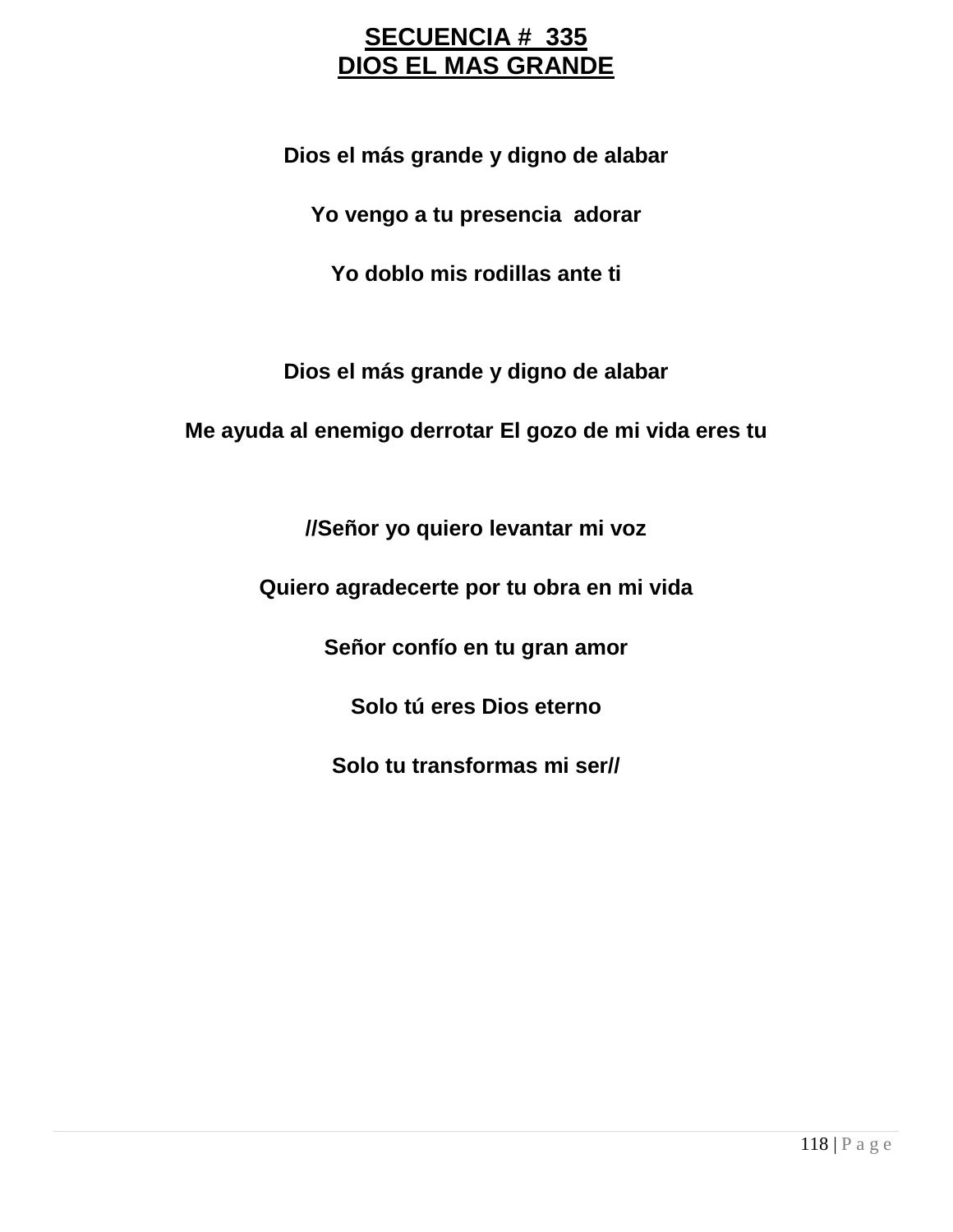# SECUENCIA # 335
# DIOS EL MAS GRANDE

**Dios el más grande y digno de alabar**

**Yo vengo a tu presencia adorar**

**Yo doblo mis rodillas ante ti**

**Dios el más grande y digno de alabar**

**Me ayuda al enemigo derrotar El gozo de mi vida eres tu**

**//Señor yo quiero levantar mi voz**

**Quiero agradecerte por tu obra en mi vida**

**Señor confío en tu gran amor**

**Solo tú eres Dios eterno**

**Solo tu transformas mi ser//**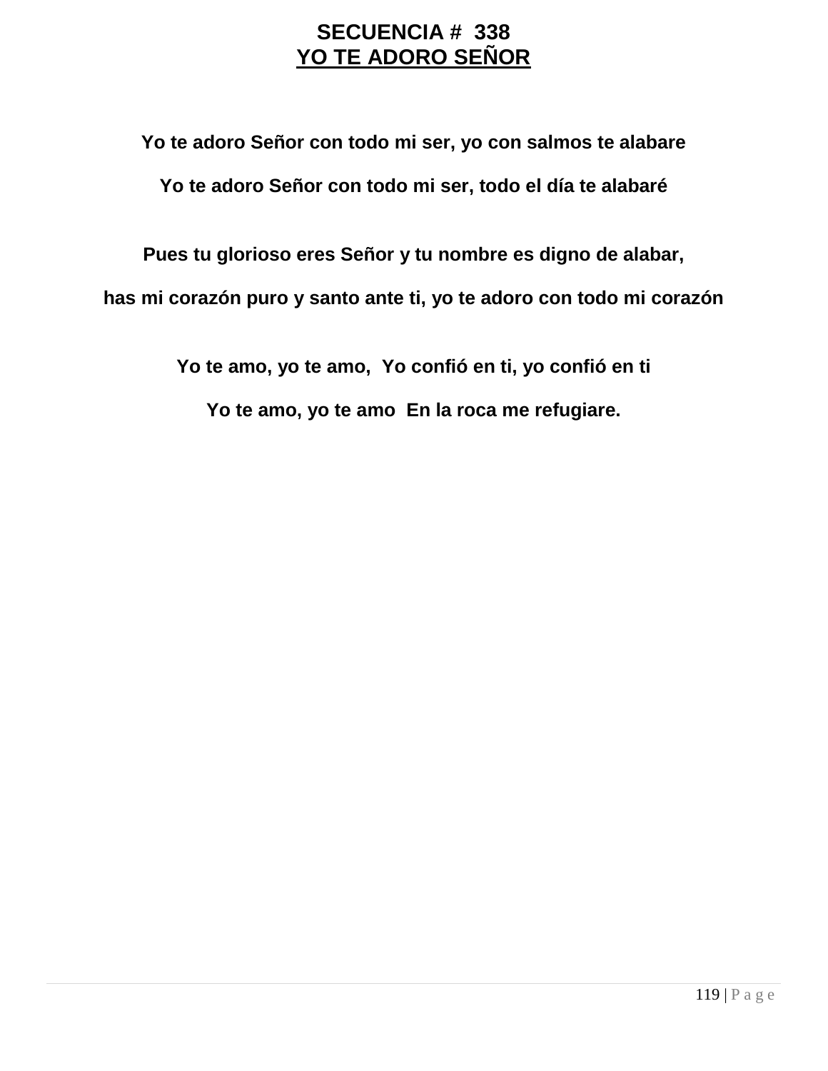**SECUENCIA # 338**

**YO TE ADORO SEÑOR**

**Yo te adoro Señor con todo mi ser, yo con salmos te alabare**

**Yo te adoro Señor con todo mi ser, todo el día te alabaré**

**Pues tu glorioso eres Señor y tu nombre es digno de alabar,**

**has mi corazón puro y santo ante ti, yo te adoro con todo mi corazón**

**Yo te amo, yo te amo, Yo confió en ti, yo confió en ti**

**Yo te amo, yo te amo En la roca me refugiare.**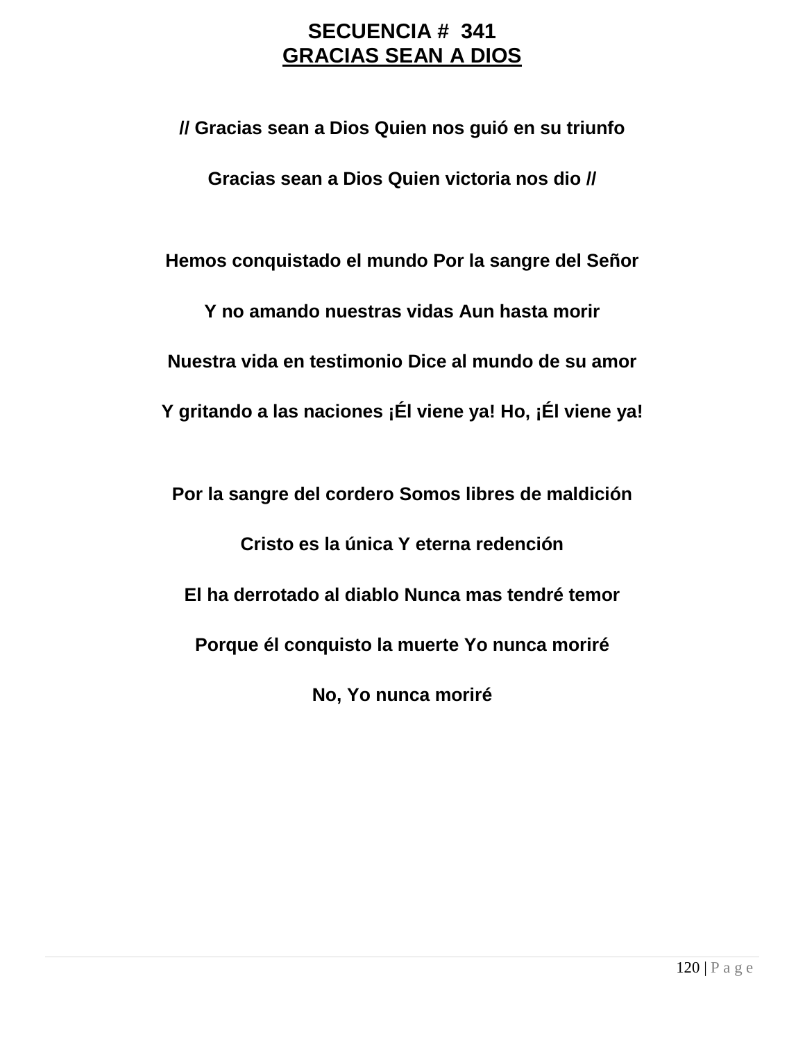# SECUENCIA # 341

## GRACIAS SEAN A DIOS

**// Gracias sean a Dios Quien nos guió en su triunfo**

**Gracias sean a Dios Quien victoria nos dio //**

**Hemos conquistado el mundo Por la sangre del Señor**

**Y no amando nuestras vidas Aun hasta morir**

**Nuestra vida en testimonio Dice al mundo de su amor**

**Y gritando a las naciones ¡Él viene ya! Ho, ¡Él viene ya!**

**Por la sangre del cordero Somos libres de maldición**

**Cristo es la única Y eterna redención**

**El ha derrotado al diablo Nunca mas tendré temor**

**Porque él conquisto la muerte Yo nunca moriré**

**No, Yo nunca moriré**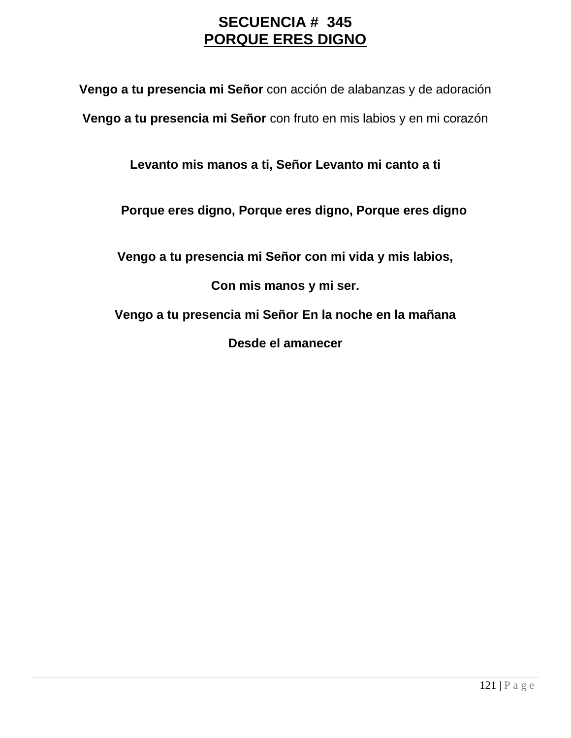**SECUENCIA # 345**

**PORQUE ERES DIGNO**

**Vengo a tu presencia mi Señor** con acción de alabanzas y de adoración

**Vengo a tu presencia mi Señor** con fruto en mis labios y en mi corazón

**Levanto mis manos a ti, Señor Levanto mi canto a ti**

**Porque eres digno, Porque eres digno, Porque eres digno**

**Vengo a tu presencia mi Señor con mi vida y mis labios,**

**Con mis manos y mi ser.**

**Vengo a tu presencia mi Señor En la noche en la mañana**

**Desde el amanecer**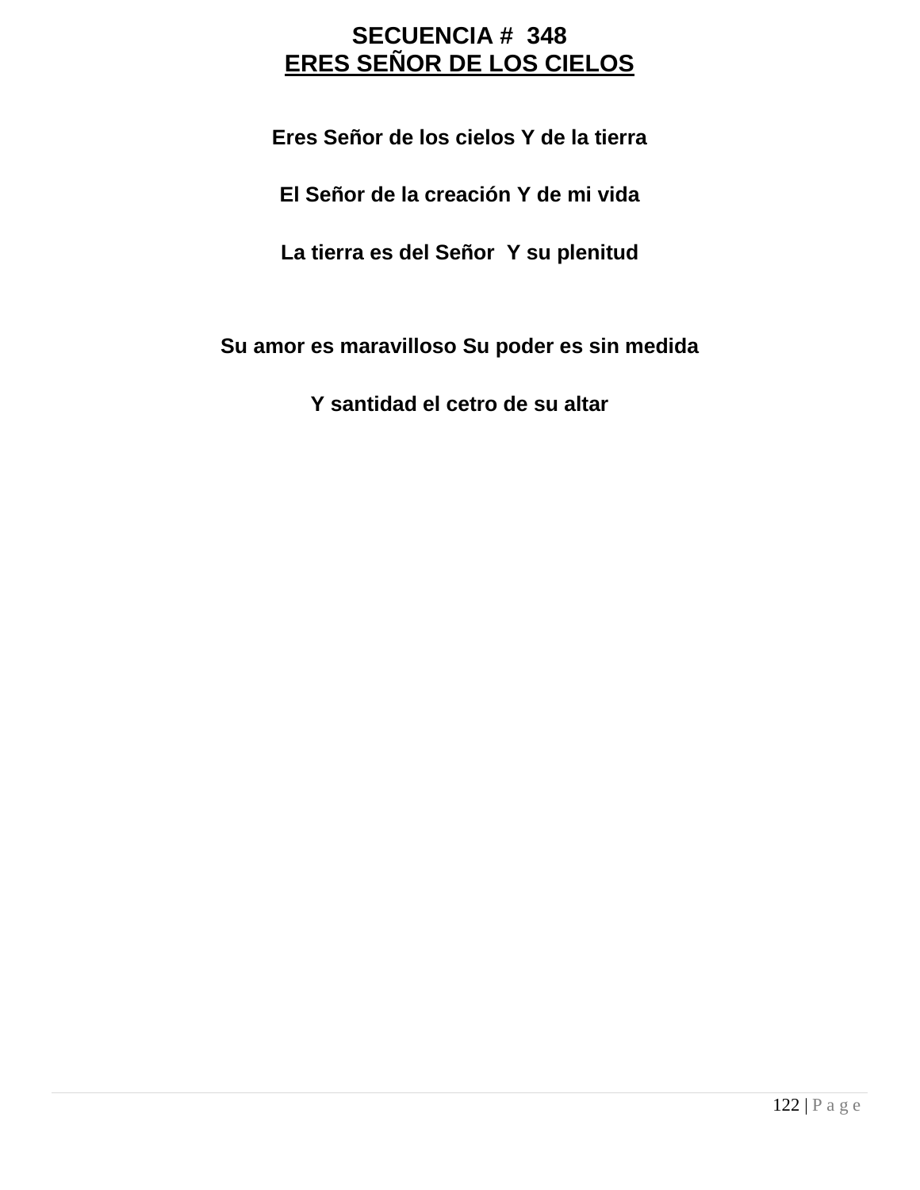# SECUENCIA # 348

## ERES SEÑOR DE LOS CIELOS

**Eres Señor de los cielos Y de la tierra**

**El Señor de la creación Y de mi vida**

**La tierra es del Señor Y su plenitud**

**Su amor es maravilloso Su poder es sin medida**

**Y santidad el cetro de su altar**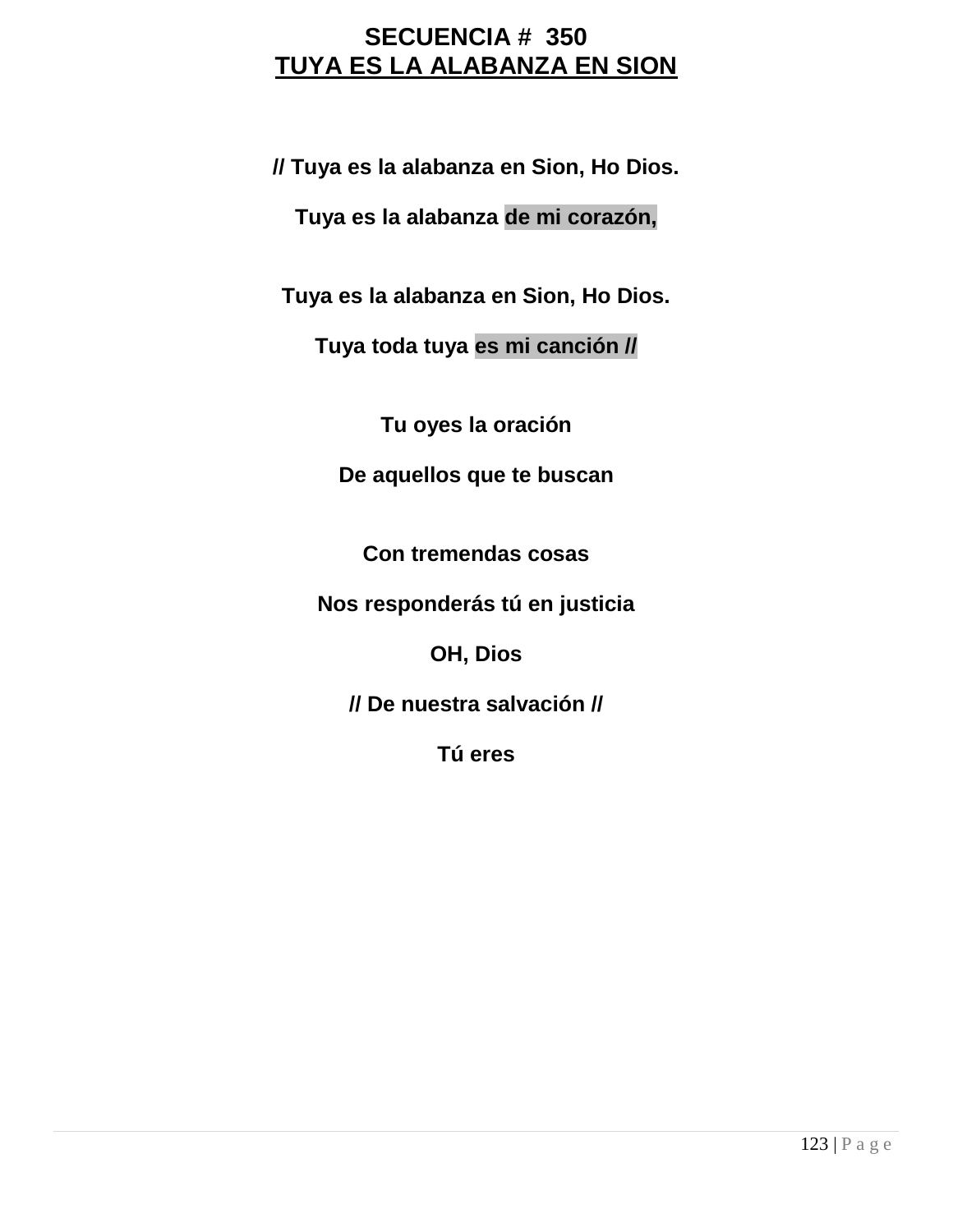# SECUENCIA # 350
## TUYA ES LA ALABANZA EN SION

**// Tuya es la alabanza en Sion, Ho Dios.**

**Tuya es la alabanza de mi corazón,**

**Tuya es la alabanza en Sion, Ho Dios.**

**Tuya toda tuya es mi canción //**

**Tu oyes la oración**

**De aquellos que te buscan**

**Con tremendas cosas**

**Nos responderás tú en justicia**

**OH, Dios**

**// De nuestra salvación //**

**Tú eres**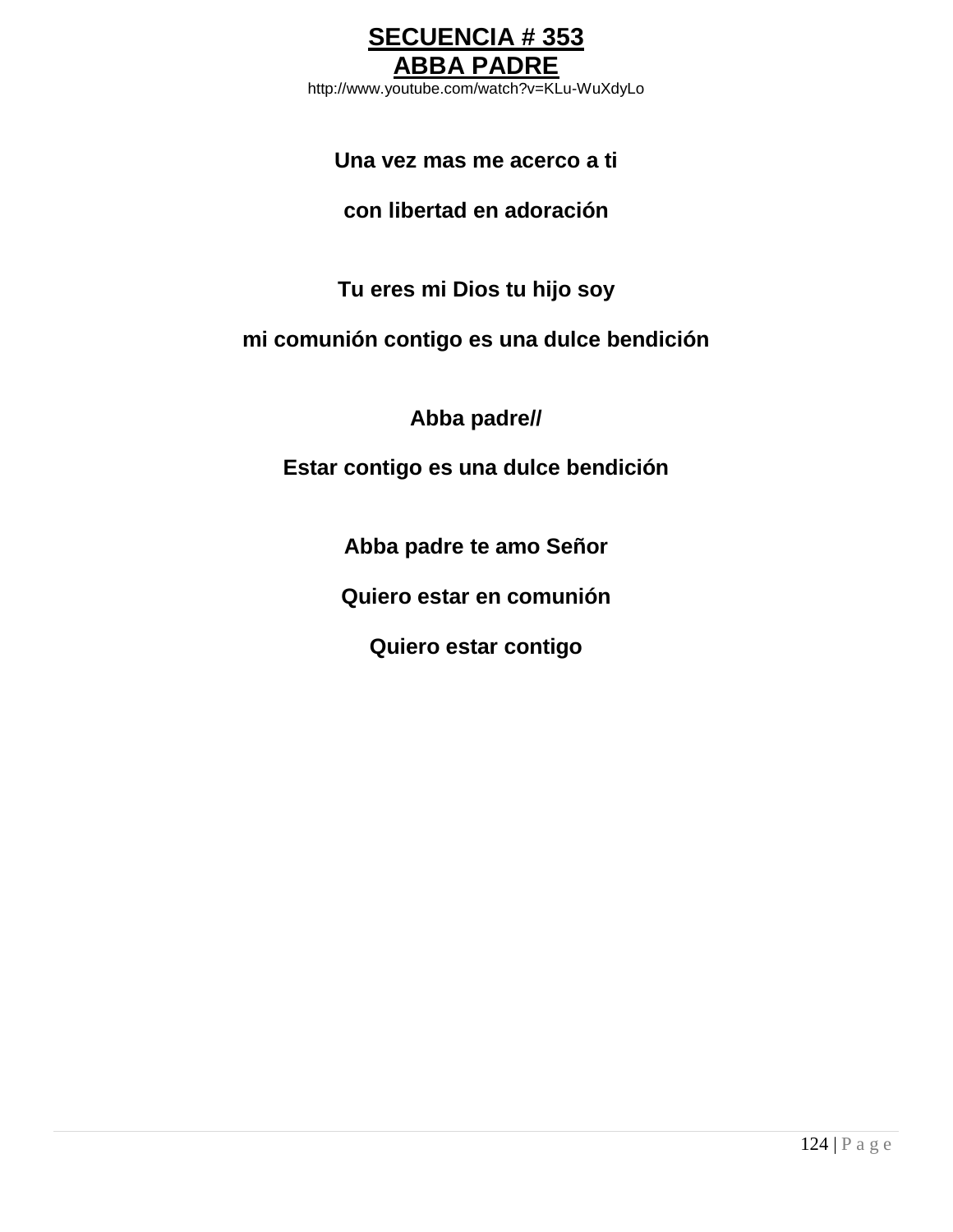# SECUENCIA # 353

## ABBA PADRE

http://www.youtube.com/watch?v=KLu-WuXdyLo

**Una vez mas me acerco a ti**

**con libertad en adoración**

**Tu eres mi Dios tu hijo soy**

**mi comunión contigo es una dulce bendición**

**Abba padre//**

**Estar contigo es una dulce bendición**

**Abba padre te amo Señor**

**Quiero estar en comunión**

**Quiero estar contigo**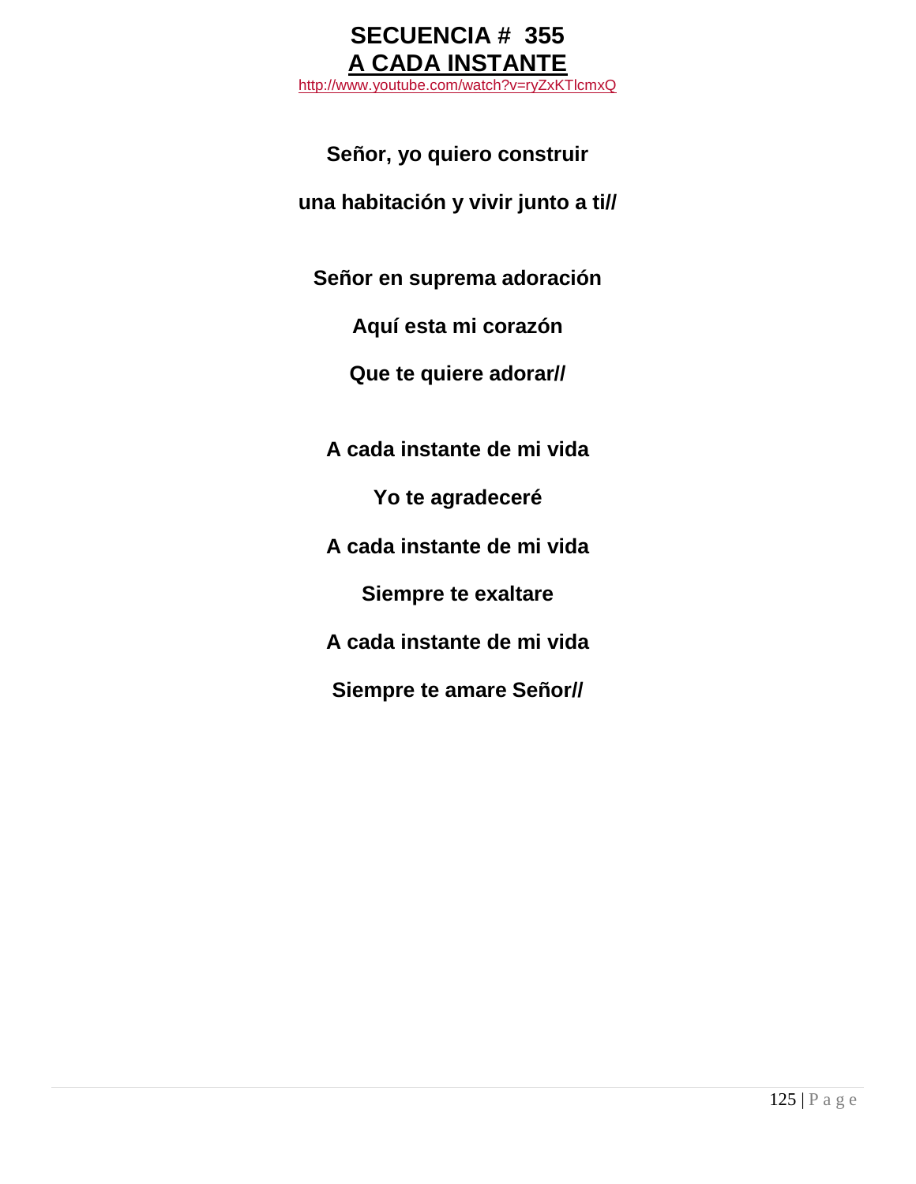# SECUENCIA # 355

## A CADA INSTANTE

http://www.youtube.com/watch?v=ryZxKTlcmxQ

**Señor, yo quiero construir**

**una habitación y vivir junto a ti//**

**Señor en suprema adoración**

**Aquí esta mi corazón**

**Que te quiere adorar//**

**A cada instante de mi vida**

**Yo te agradeceré**

**A cada instante de mi vida**

**Siempre te exaltare**

**A cada instante de mi vida**

**Siempre te amare Señor//**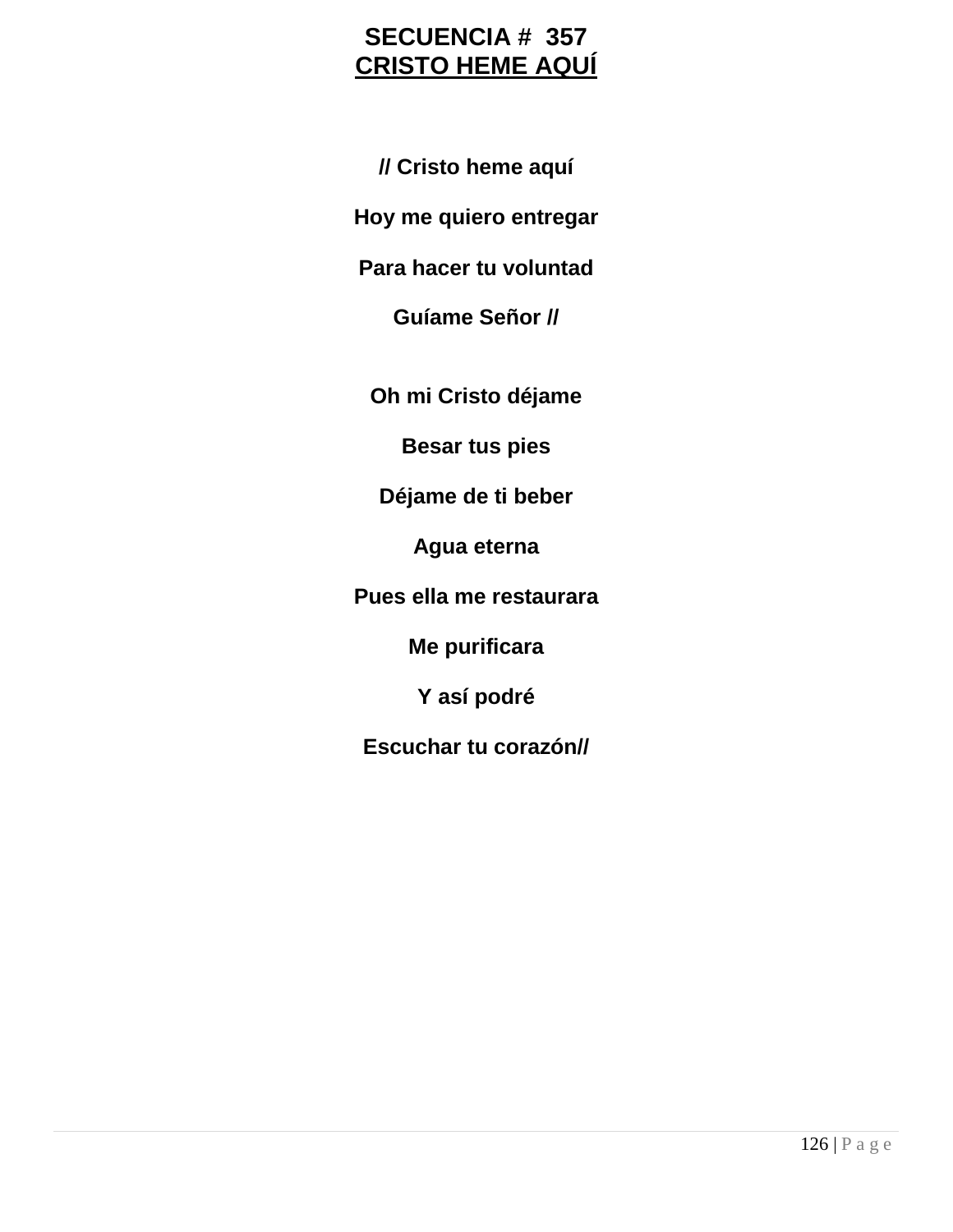# SECUENCIA # 357

## CRISTO HEME AQUÍ

**// Cristo heme aquí**

**Hoy me quiero entregar**

**Para hacer tu voluntad**

**Guíame Señor //**

**Oh mi Cristo déjame**

**Besar tus pies**

**Déjame de ti beber**

**Agua eterna**

**Pues ella me restaurara**

**Me purificara**

**Y así podré**

**Escuchar tu corazón//**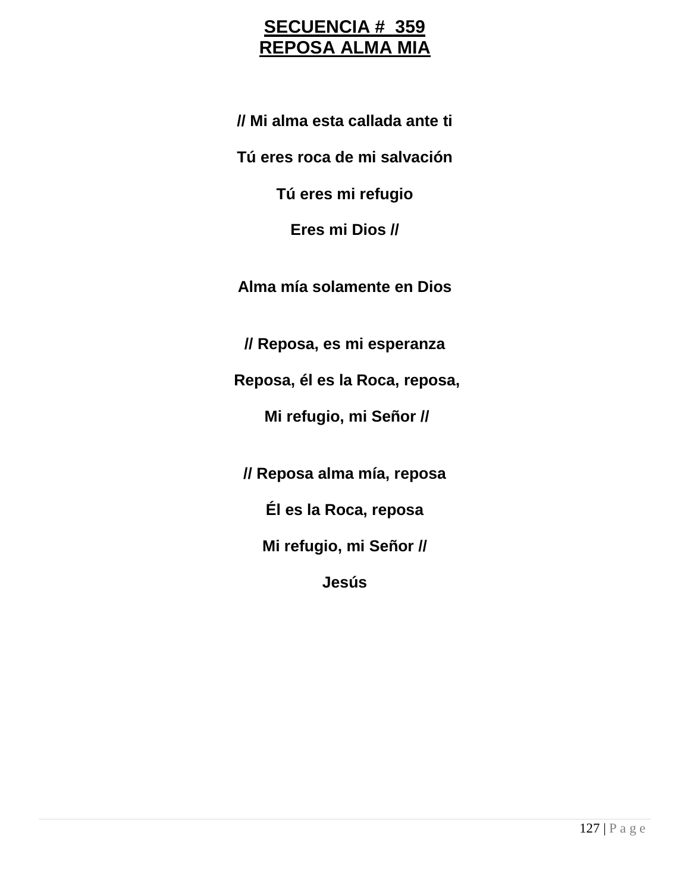# SECUENCIA # 359
# REPOSA ALMA MIA

**// Mi alma esta callada ante ti**

**Tú eres roca de mi salvación**

**Tú eres mi refugio**

**Eres mi Dios //**

**Alma mía solamente en Dios**

**// Reposa, es mi esperanza**

**Reposa, él es la Roca, reposa,**

**Mi refugio, mi Señor //**

**// Reposa alma mía, reposa**

**Él es la Roca, reposa**

**Mi refugio, mi Señor //**

**Jesús**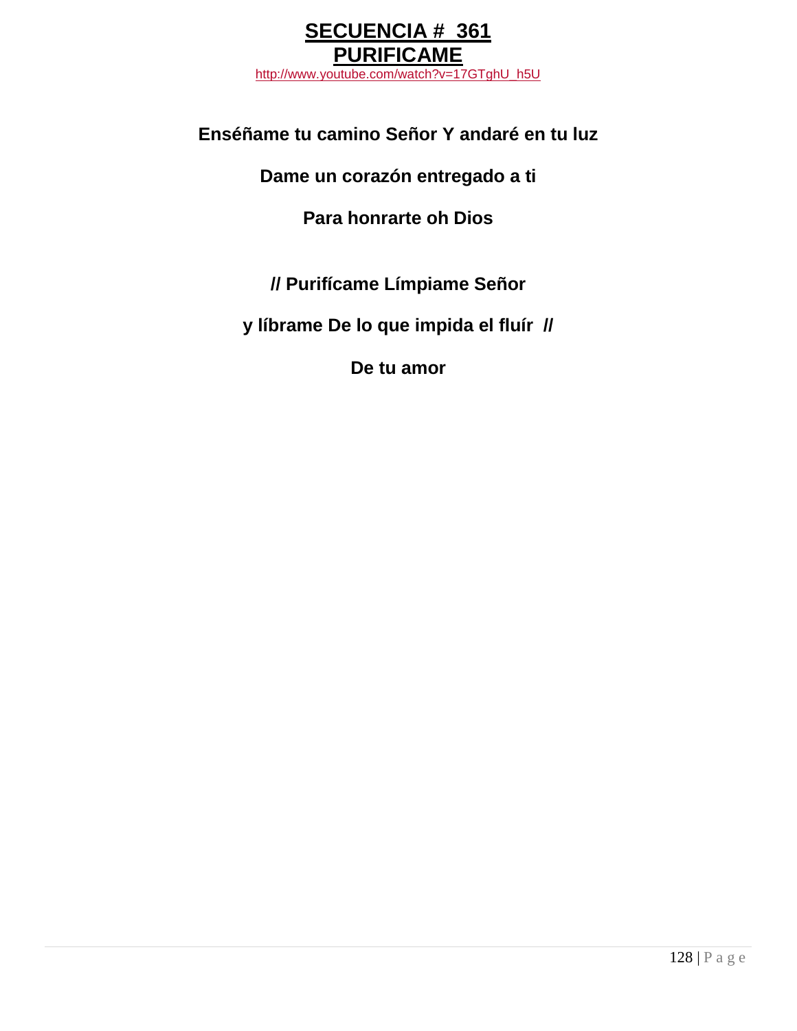# SECUENCIA # 361
# PURIFICAME

http://www.youtube.com/watch?v=17GTghU_h5U

**Enséñame tu camino Señor Y andaré en tu luz**

**Dame un corazón entregado a ti**

**Para honrarte oh Dios**

**// Purifícame Límpiame Señor**

**y líbrame De lo que impida el fluír //**

**De tu amor**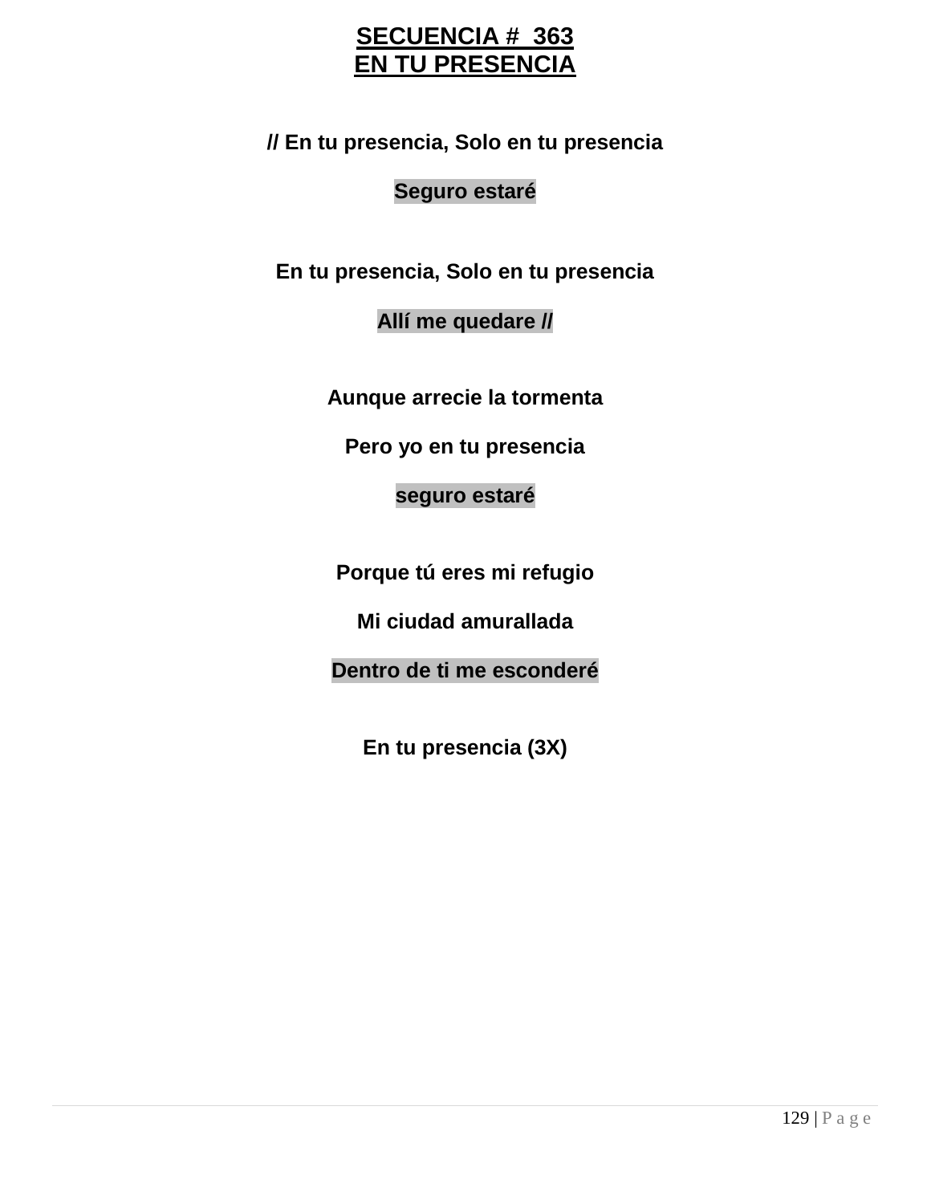# SECUENCIA # 363
# EN TU PRESENCIA

**// En tu presencia, Solo en tu presencia**

**Seguro estaré**

**En tu presencia, Solo en tu presencia**

**Allí me quedare //**

**Aunque arrecie la tormenta**

**Pero yo en tu presencia**

**seguro estaré**

**Porque tú eres mi refugio**

**Mi ciudad amurallada**

**Dentro de ti me esconderé**

**En tu presencia (3X)**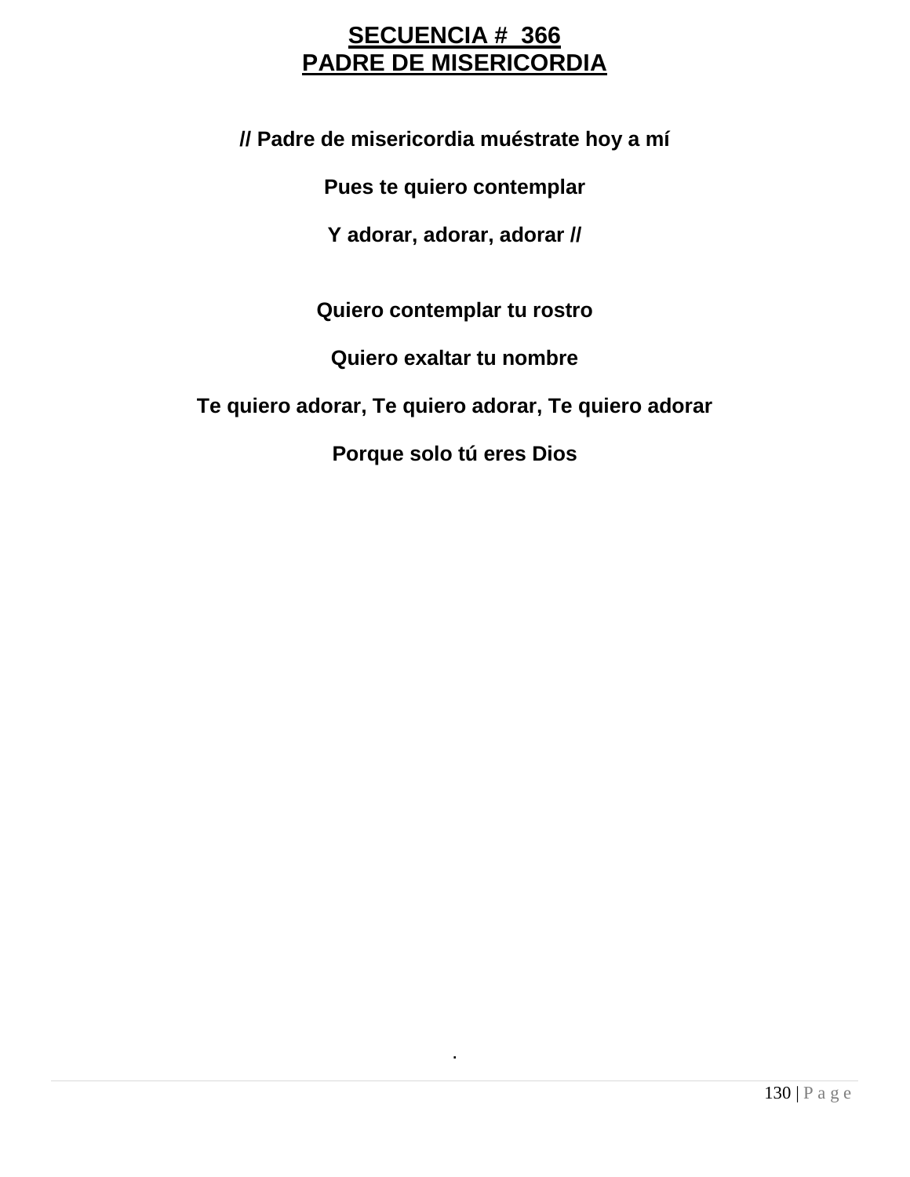# SECUENCIA # 366
# PADRE DE MISERICORDIA

**// Padre de misericordia muéstrate hoy a mí**

**Pues te quiero contemplar**

**Y adorar, adorar, adorar //**

**Quiero contemplar tu rostro**

**Quiero exaltar tu nombre**

**Te quiero adorar, Te quiero adorar, Te quiero adorar**

**Porque solo tú eres Dios**

.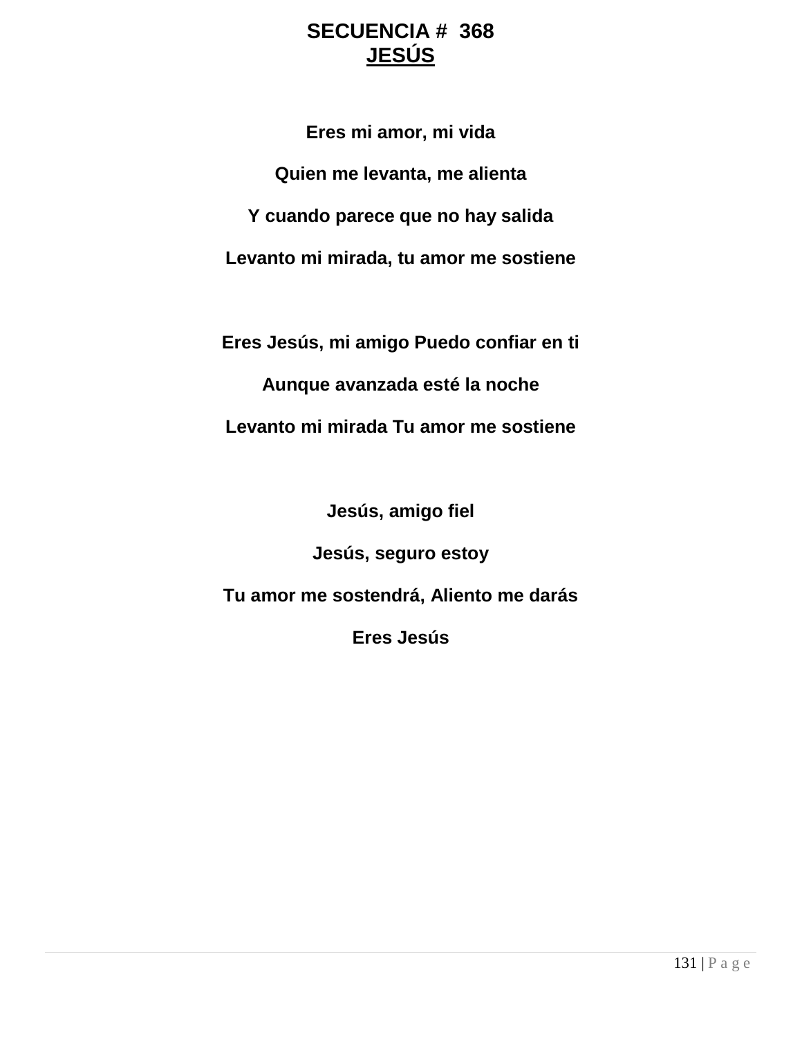# SECUENCIA # 368

## JESÚS

**Eres mi amor, mi vida**

**Quien me levanta, me alienta**

**Y cuando parece que no hay salida**

**Levanto mi mirada, tu amor me sostiene**

**Eres Jesús, mi amigo Puedo confiar en ti**

**Aunque avanzada esté la noche**

**Levanto mi mirada Tu amor me sostiene**

**Jesús, amigo fiel**

**Jesús, seguro estoy**

**Tu amor me sostendrá, Aliento me darás**

**Eres Jesús**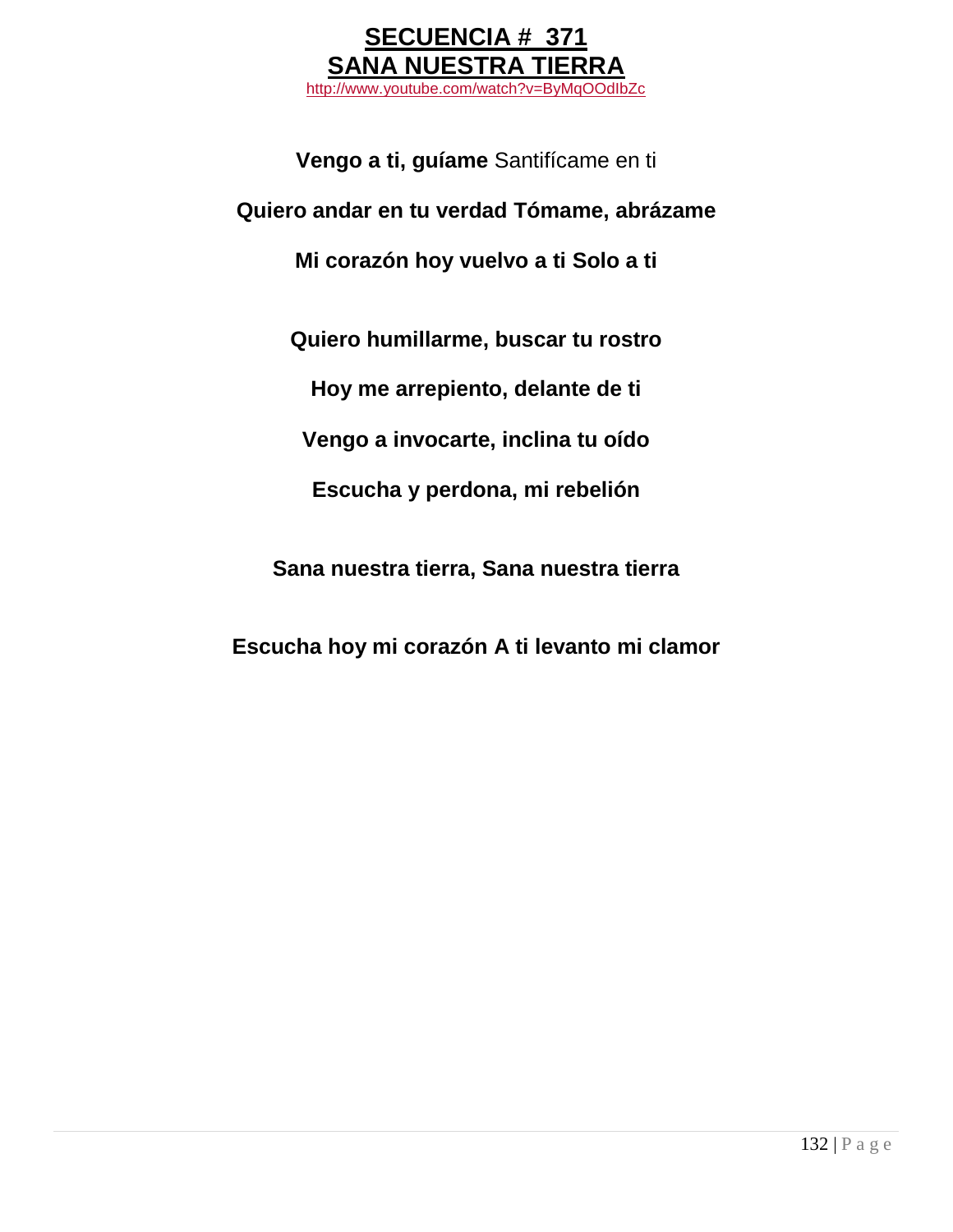# SECUENCIA # 371
# SANA NUESTRA TIERRA

http://www.youtube.com/watch?v=ByMqOOdIbZc

**Vengo a ti, guíame** Santifícame en ti

**Quiero andar en tu verdad Tómame, abrázame**

**Mi corazón hoy vuelvo a ti Solo a ti**

**Quiero humillarme, buscar tu rostro**

**Hoy me arrepiento, delante de ti**

**Vengo a invocarte, inclina tu oído**

**Escucha y perdona, mi rebelión**

**Sana nuestra tierra, Sana nuestra tierra**

**Escucha hoy mi corazón A ti levanto mi clamor**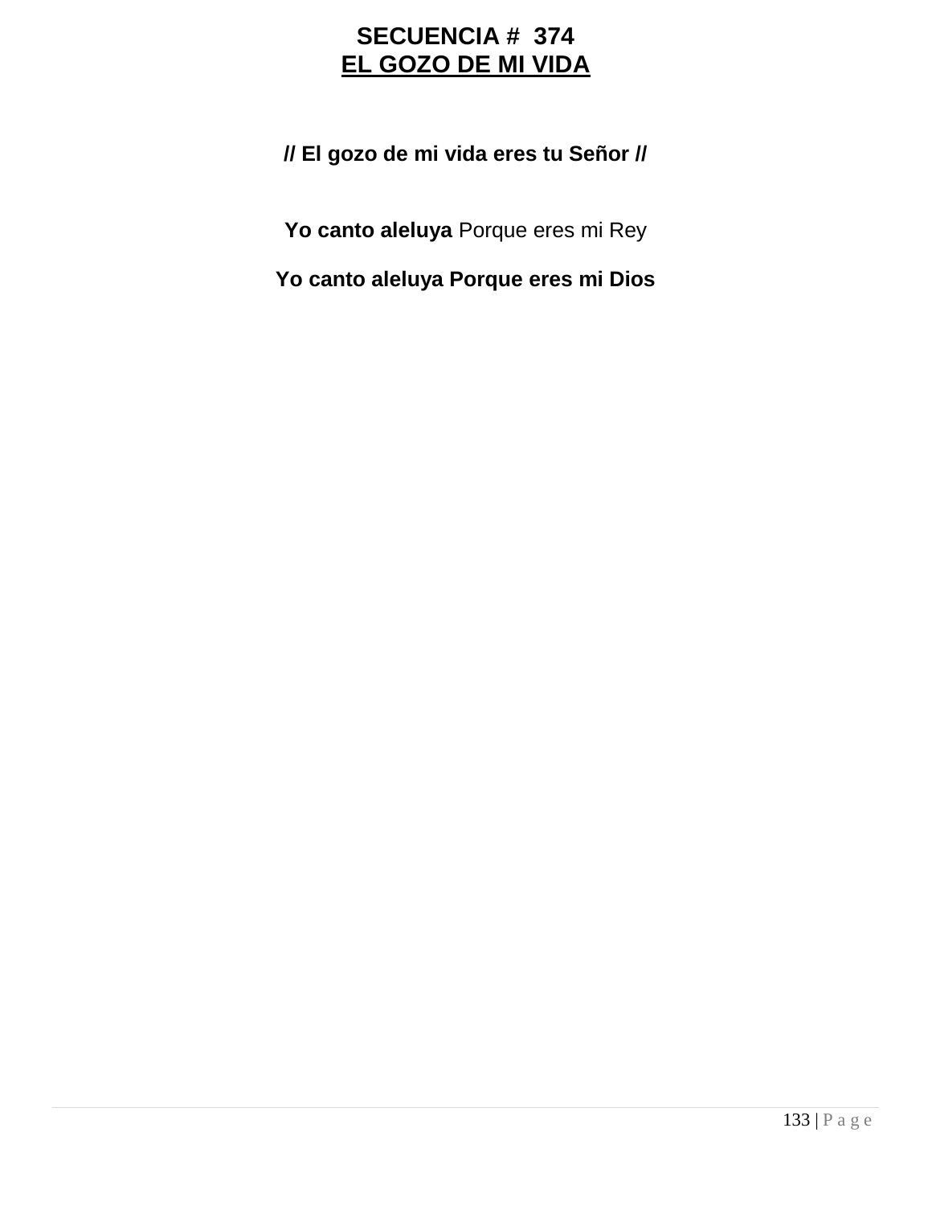# SECUENCIA # 374
## EL GOZO DE MI VIDA

**// El gozo de mi vida eres tu Señor //**

**Yo canto aleluya** Porque eres mi Rey

**Yo canto aleluya Porque eres mi Dios**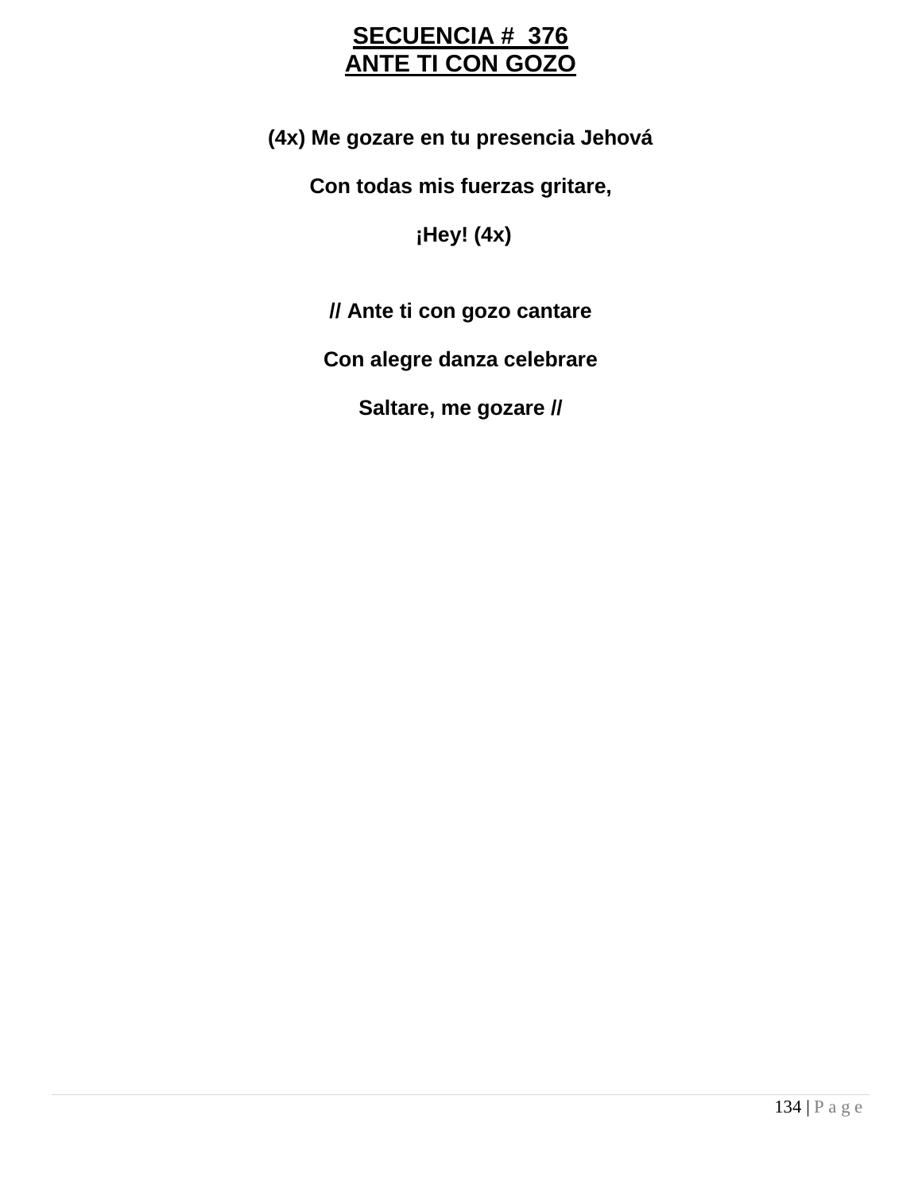# SECUENCIA # 376
# ANTE TI CON GOZO

**(4x) Me gozare en tu presencia Jehová**

**Con todas mis fuerzas gritare,**

**¡Hey! (4x)**

**// Ante ti con gozo cantare**

**Con alegre danza celebrare**

**Saltare, me gozare //**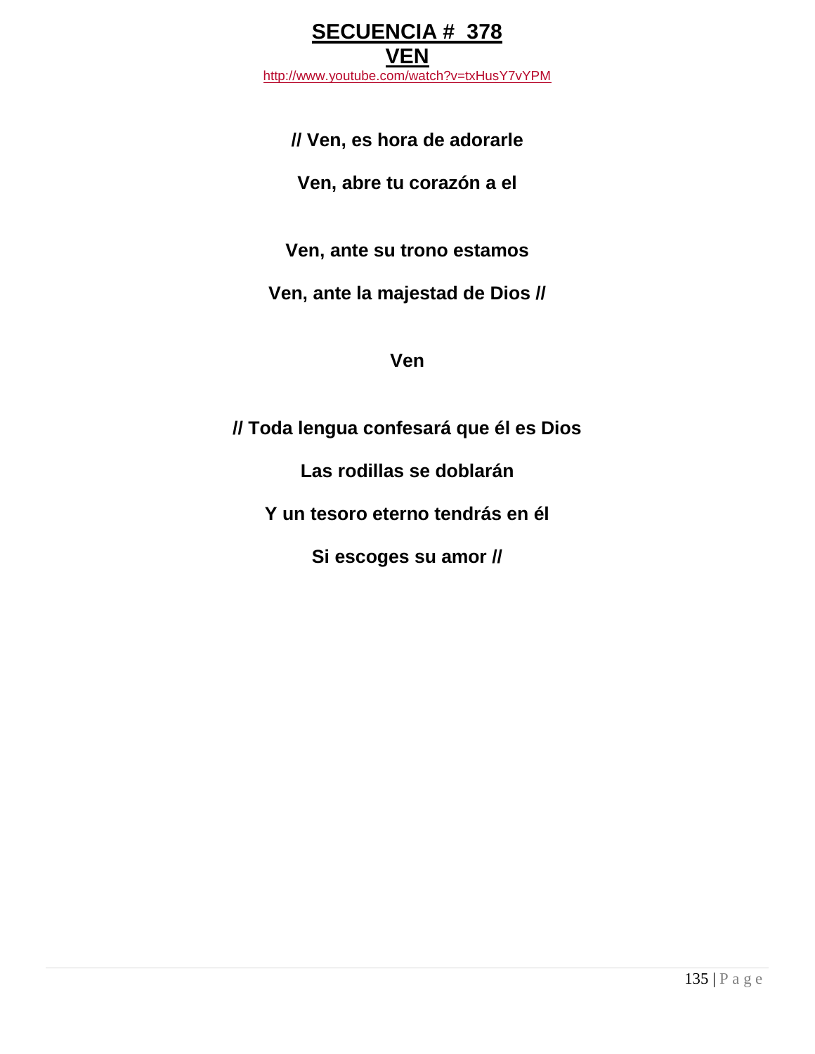# SECUENCIA # 378
# VEN

http://www.youtube.com/watch?v=txHusY7vYPM

**// Ven, es hora de adorarle**

**Ven, abre tu corazón a el**

**Ven, ante su trono estamos**

**Ven, ante la majestad de Dios //**

**Ven**

**// Toda lengua confesará que él es Dios**

**Las rodillas se doblarán**

**Y un tesoro eterno tendrás en él**

**Si escoges su amor //**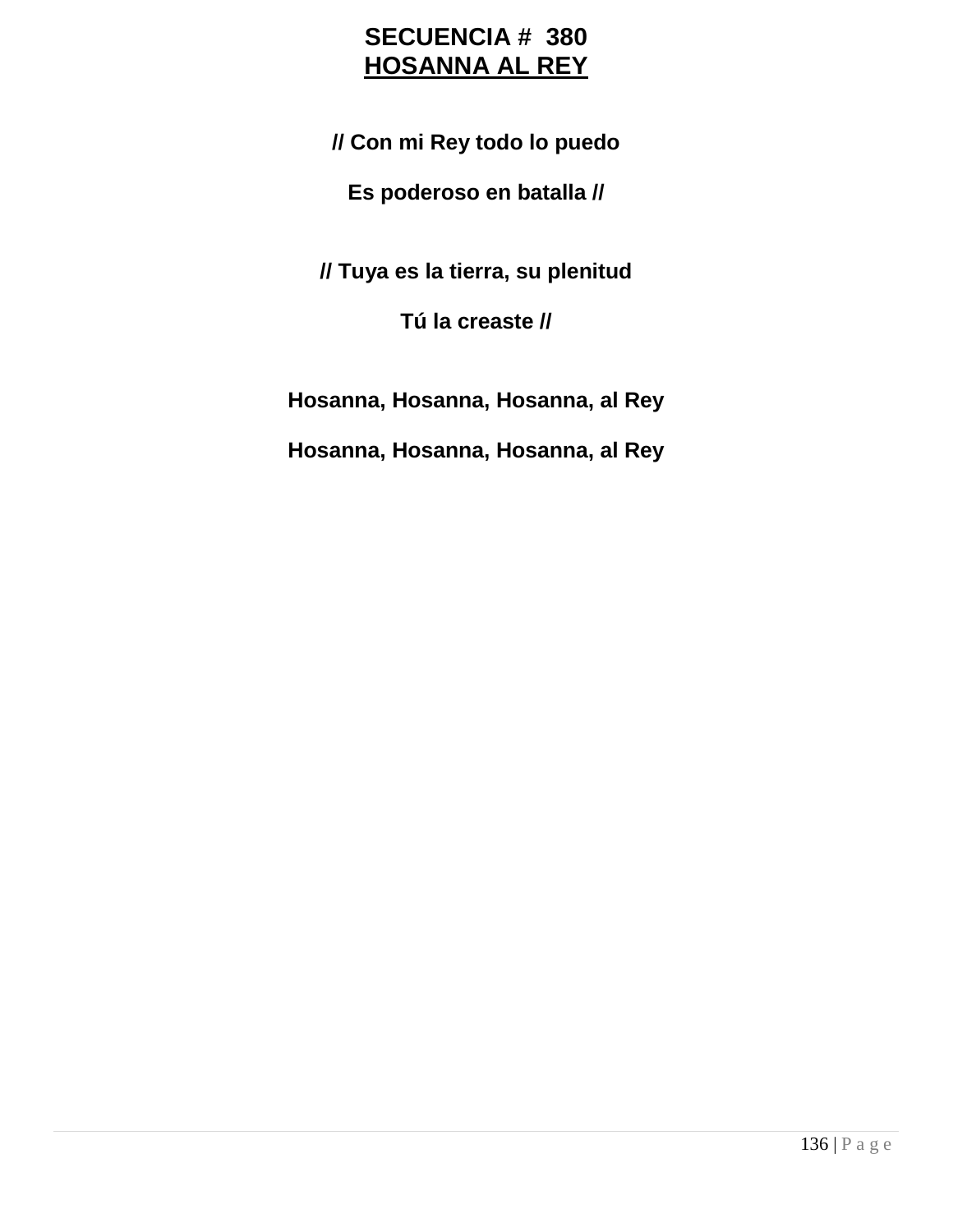# SECUENCIA # 380
## HOSANNA AL REY

**// Con mi Rey todo lo puedo**

**Es poderoso en batalla //**

**// Tuya es la tierra, su plenitud**

**Tú la creaste //**

**Hosanna, Hosanna, Hosanna, al Rey**

**Hosanna, Hosanna, Hosanna, al Rey**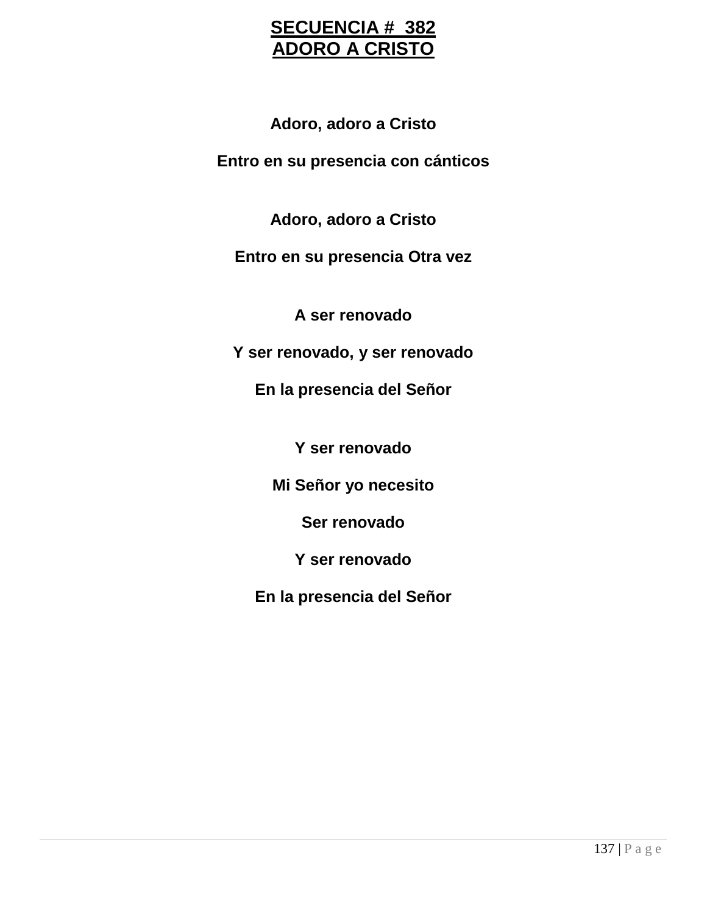# SECUENCIA # 382
# ADORO A CRISTO

**Adoro, adoro a Cristo**

**Entro en su presencia con cánticos**

**Adoro, adoro a Cristo**

**Entro en su presencia Otra vez**

**A ser renovado**

**Y ser renovado, y ser renovado**

**En la presencia del Señor**

**Y ser renovado**

**Mi Señor yo necesito**

**Ser renovado**

**Y ser renovado**

**En la presencia del Señor**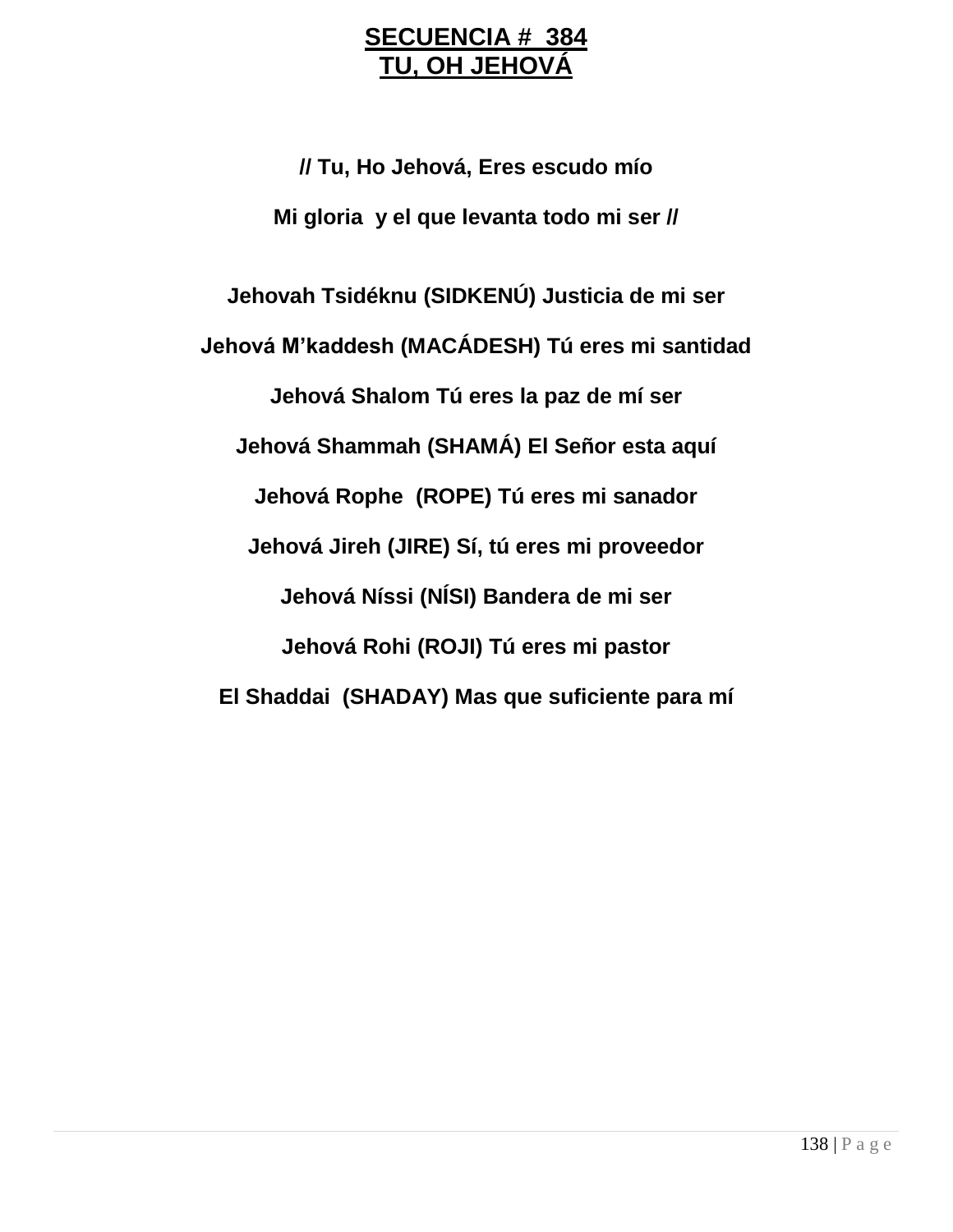# SECUENCIA # 384
# TU, OH JEHOVÁ

**// Tu, Ho Jehová, Eres escudo mío**

**Mi gloria y el que levanta todo mi ser //**

**Jehovah Tsidéknu (SIDKENÚ) Justicia de mi ser**

**Jehová M'kaddesh (MACÁDESH) Tú eres mi santidad**

**Jehová Shalom Tú eres la paz de mí ser**

**Jehová Shammah (SHAMÁ) El Señor esta aquí**

**Jehová Rophe (ROPE) Tú eres mi sanador**

**Jehová Jireh (JIRE) Sí, tú eres mi proveedor**

**Jehová Níssi (NÍSI) Bandera de mi ser**

**Jehová Rohi (ROJI) Tú eres mi pastor**

**El Shaddai (SHADAY) Mas que suficiente para mí**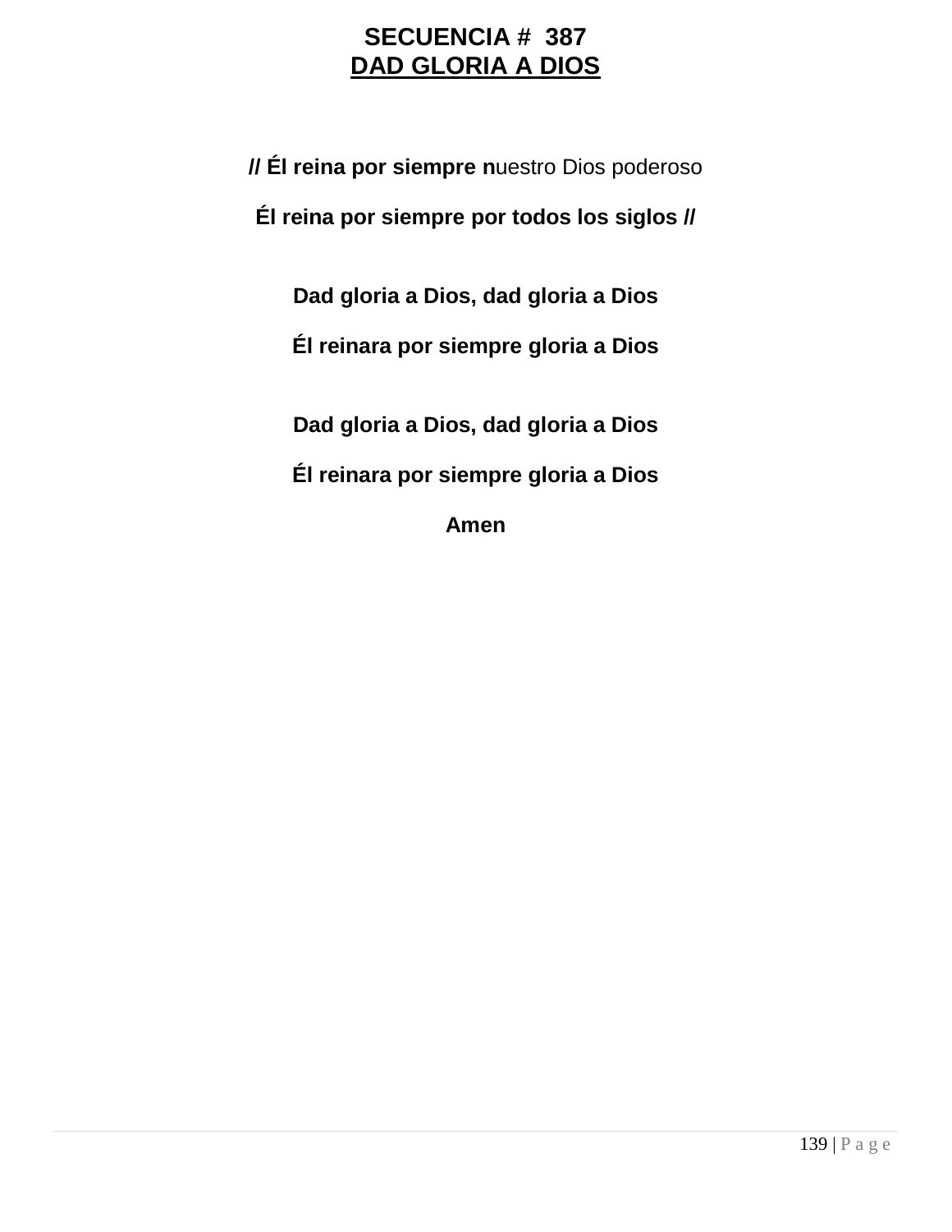**SECUENCIA # 387**

**DAD GLORIA A DIOS**

**// Él reina por siempre n**uestro Dios poderoso

**Él reina por siempre por todos los siglos //**

**Dad gloria a Dios, dad gloria a Dios**

**Él reinara por siempre gloria a Dios**

**Dad gloria a Dios, dad gloria a Dios**

**Él reinara por siempre gloria a Dios**

**Amen**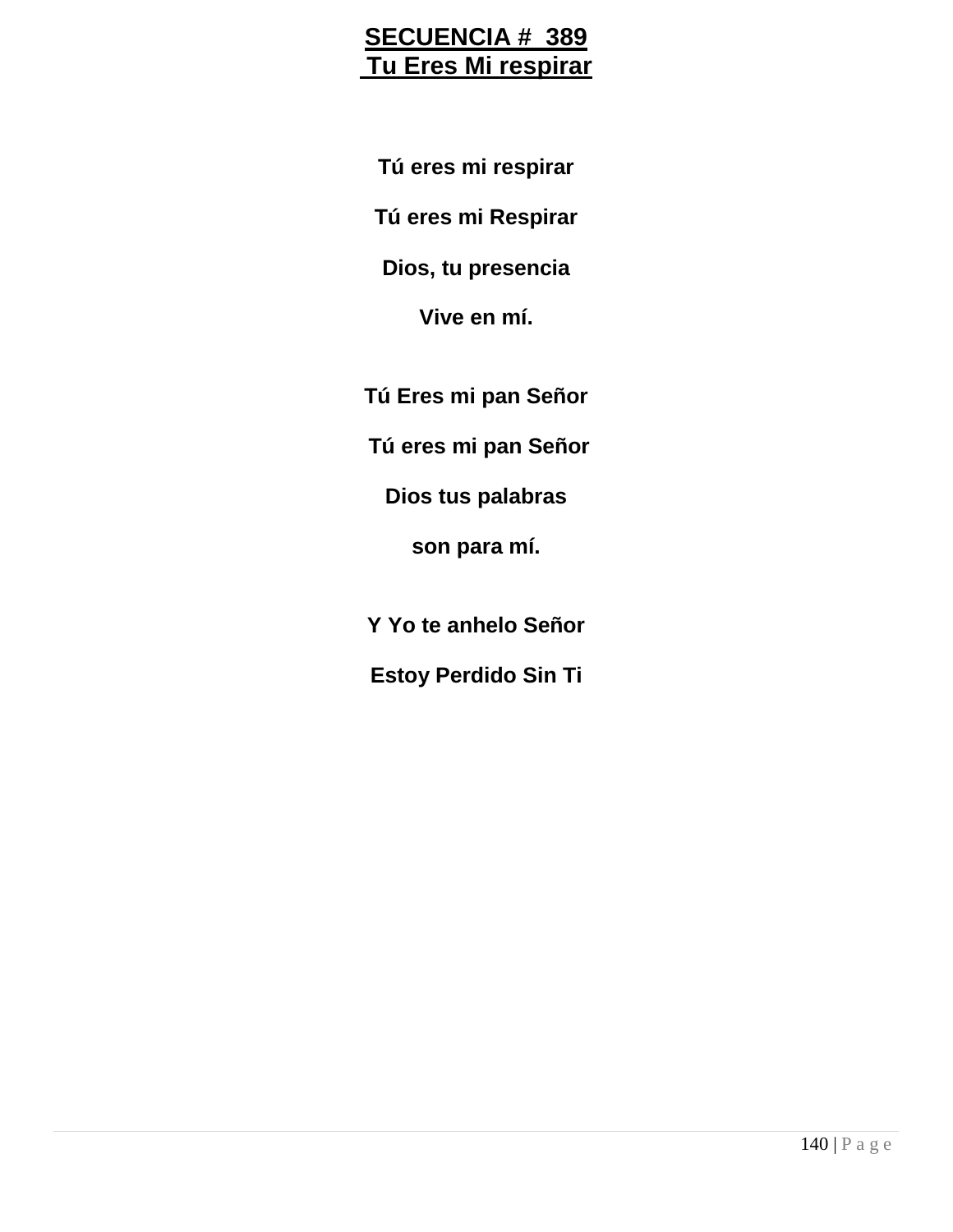# SECUENCIA # 389
## Tu Eres Mi respirar

**Tú eres mi respirar**

**Tú eres mi Respirar**

**Dios, tu presencia**

**Vive en mí.**

**Tú Eres mi pan Señor**

**Tú eres mi pan Señor**

**Dios tus palabras**

**son para mí.**

**Y Yo te anhelo Señor**

**Estoy Perdido Sin Ti**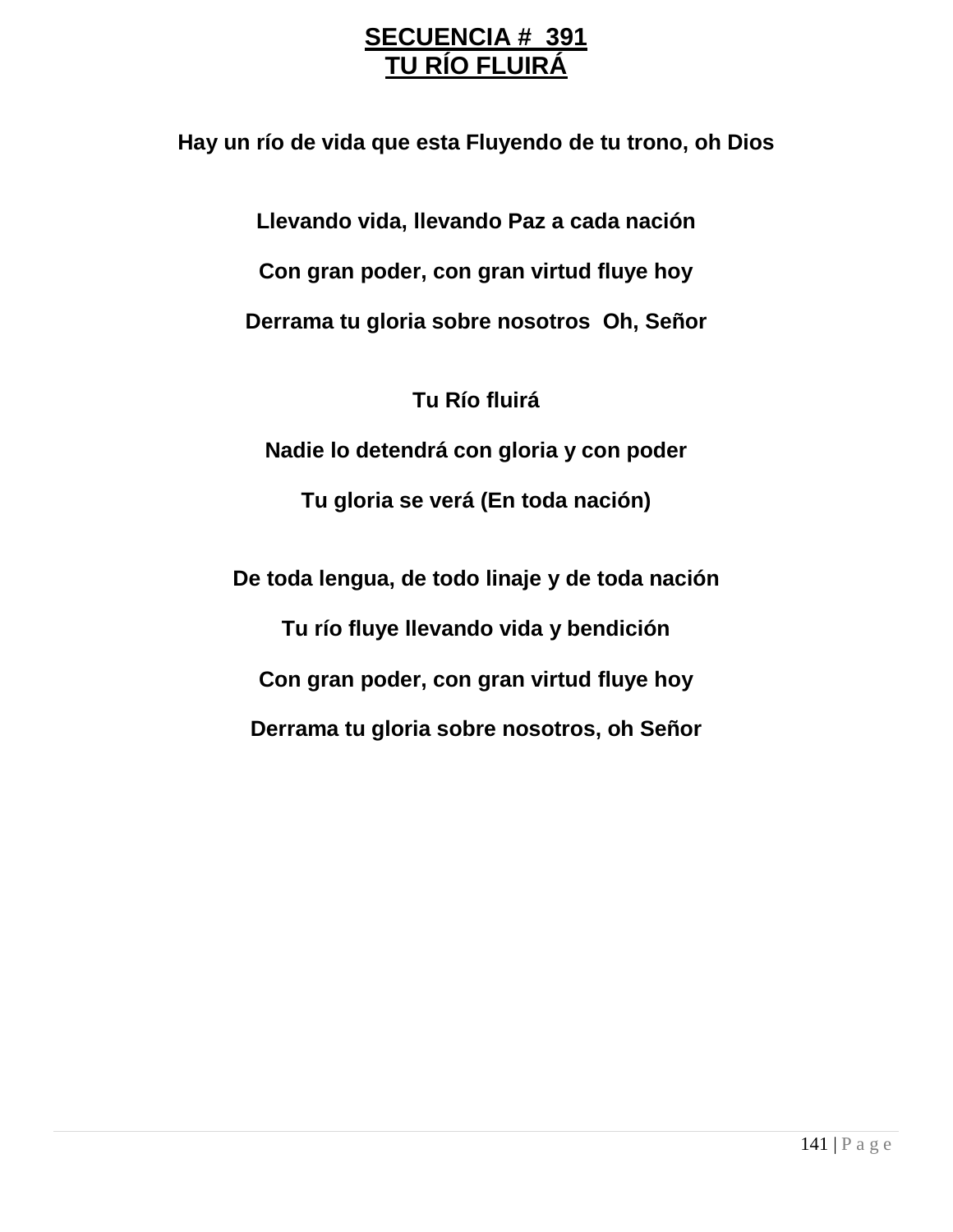# SECUENCIA # 391
# TU RÍO FLUIRÁ

**Hay un río de vida que esta Fluyendo de tu trono, oh Dios**

**Llevando vida, llevando Paz a cada nación**

**Con gran poder, con gran virtud fluye hoy**

**Derrama tu gloria sobre nosotros Oh, Señor**

**Tu Río fluirá**

**Nadie lo detendrá con gloria y con poder**

**Tu gloria se verá (En toda nación)**

**De toda lengua, de todo linaje y de toda nación**

**Tu río fluye llevando vida y bendición**

**Con gran poder, con gran virtud fluye hoy**

**Derrama tu gloria sobre nosotros, oh Señor**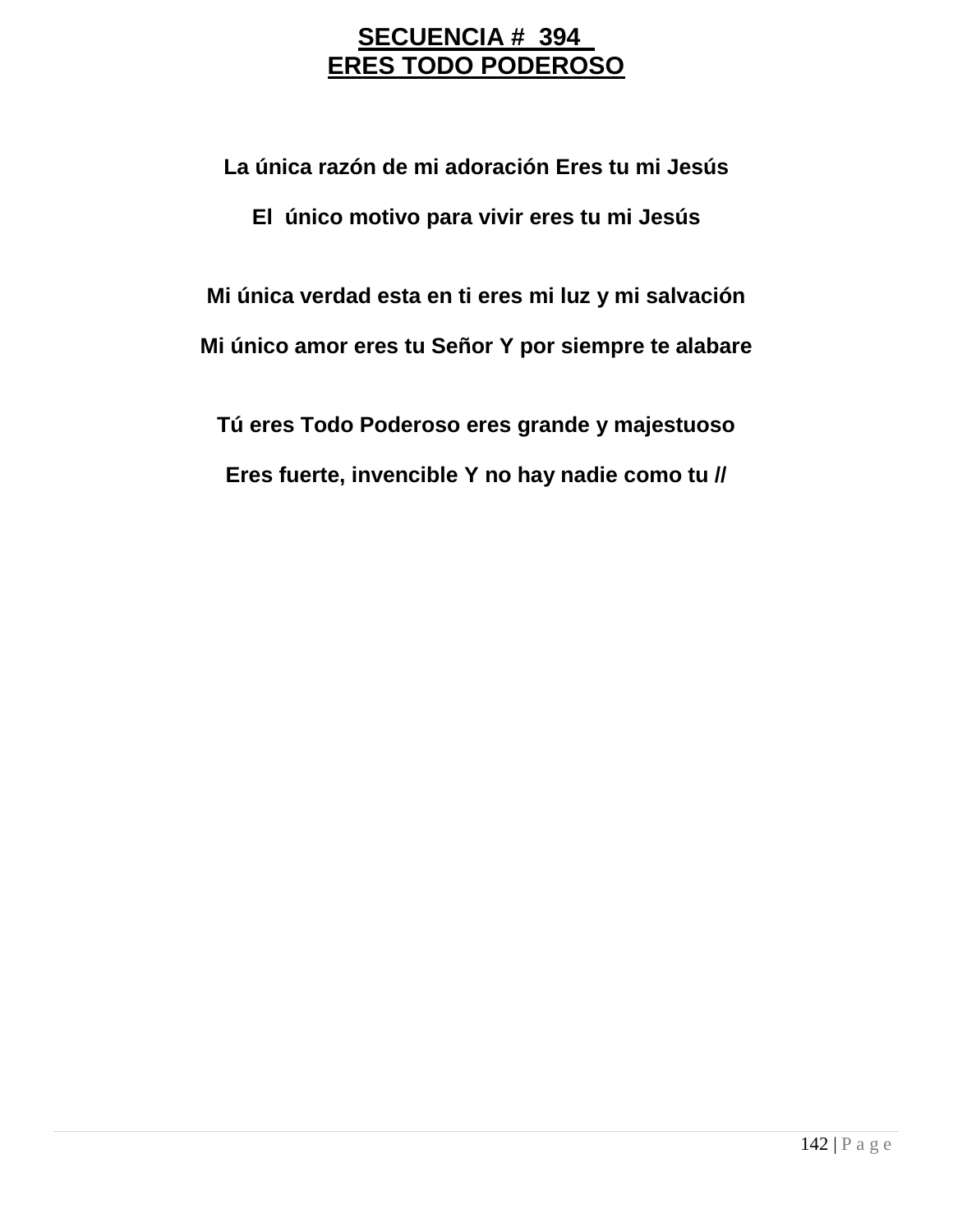# SECUENCIA # 394
# ERES TODO PODEROSO

**La única razón de mi adoración Eres tu mi Jesús**

**El único motivo para vivir eres tu mi Jesús**

**Mi única verdad esta en ti eres mi luz y mi salvación**

**Mi único amor eres tu Señor Y por siempre te alabare**

**Tú eres Todo Poderoso eres grande y majestuoso**

**Eres fuerte, invencible Y no hay nadie como tu //**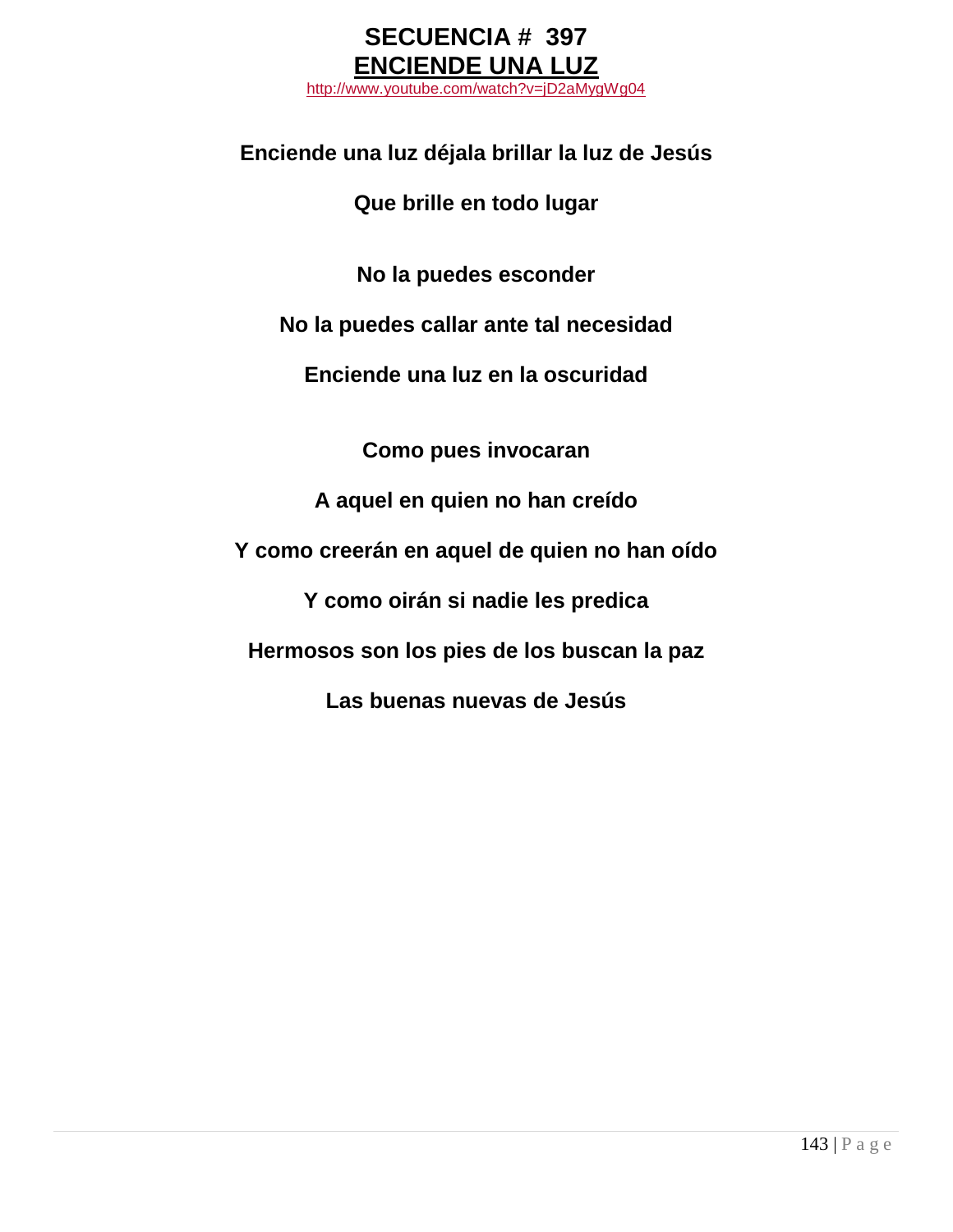# SECUENCIA # 397
## ENCIENDE UNA LUZ

http://www.youtube.com/watch?v=jD2aMygWg04

**Enciende una luz déjala brillar la luz de Jesús**

**Que brille en todo lugar**

**No la puedes esconder**

**No la puedes callar ante tal necesidad**

**Enciende una luz en la oscuridad**

**Como pues invocaran**

**A aquel en quien no han creído**

**Y como creerán en aquel de quien no han oído**

**Y como oirán si nadie les predica**

**Hermosos son los pies de los buscan la paz**

**Las buenas nuevas de Jesús**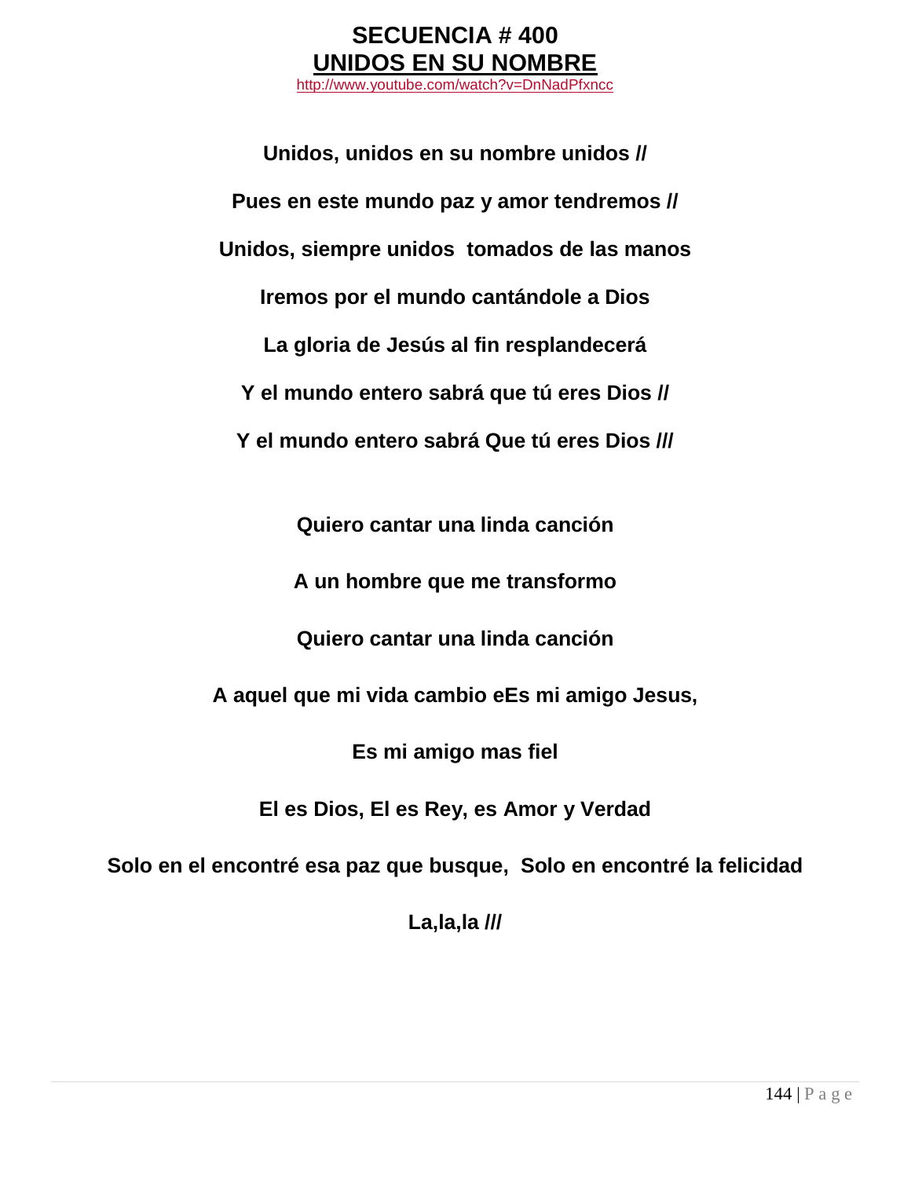# SECUENCIA # 400

## UNIDOS EN SU NOMBRE

http://www.youtube.com/watch?v=DnNadPfxncc

**Unidos, unidos en su nombre unidos //**

**Pues en este mundo paz y amor tendremos //**

**Unidos, siempre unidos tomados de las manos**

**Iremos por el mundo cantándole a Dios**

**La gloria de Jesús al fin resplandecerá**

**Y el mundo entero sabrá que tú eres Dios //**

**Y el mundo entero sabrá Que tú eres Dios ///**

**Quiero cantar una linda canción**

**A un hombre que me transformo**

**Quiero cantar una linda canción**

**A aquel que mi vida cambio eEs mi amigo Jesus,**

**Es mi amigo mas fiel**

**El es Dios, El es Rey, es Amor y Verdad**

**Solo en el encontré esa paz que busque, Solo en encontré la felicidad**

**La,la,la ///**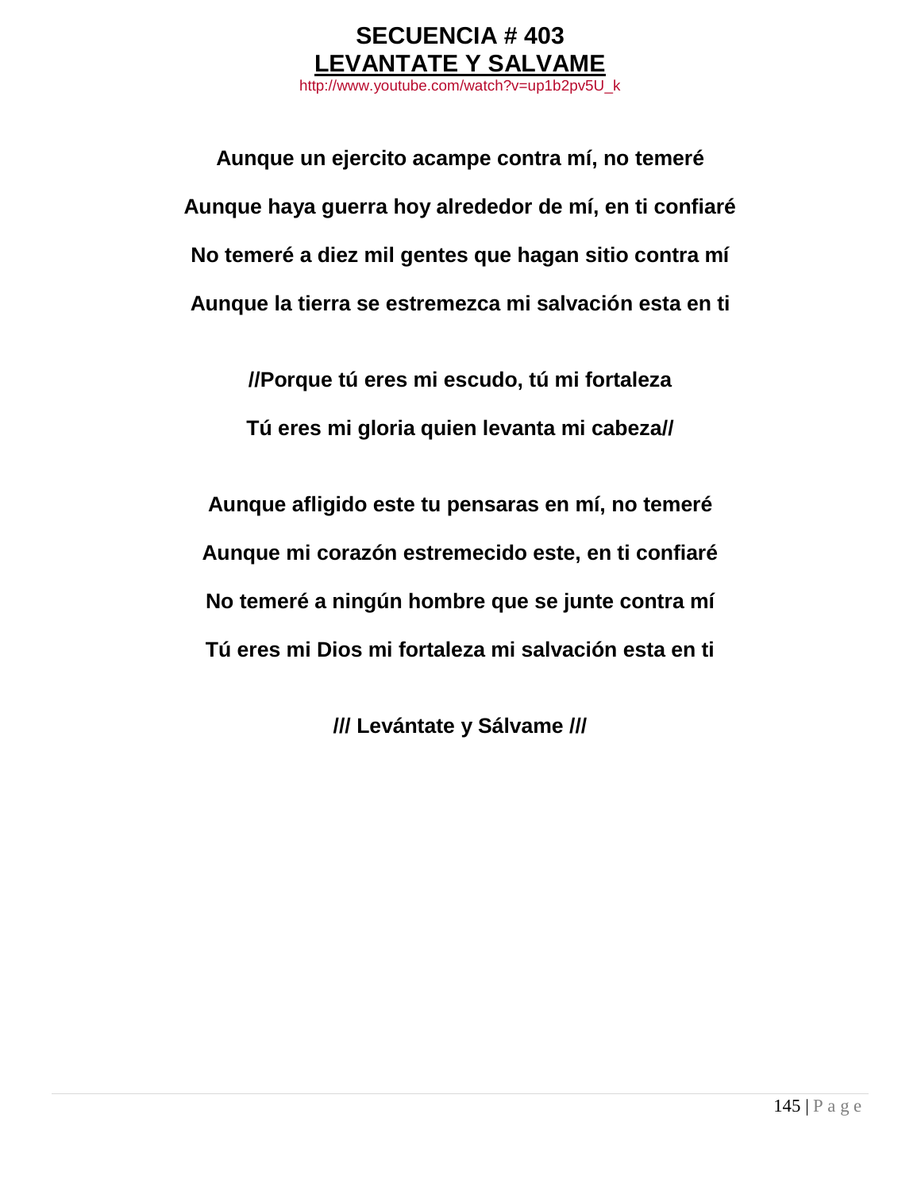# SECUENCIA # 403

## LEVANTATE Y SALVAME

http://www.youtube.com/watch?v=up1b2pv5U_k

**Aunque un ejercito acampe contra mí, no temeré**

**Aunque haya guerra hoy alrededor de mí, en ti confiaré**

**No temeré a diez mil gentes que hagan sitio contra mí**

**Aunque la tierra se estremezca mi salvación esta en ti**

**//Porque tú eres mi escudo, tú mi fortaleza**

**Tú eres mi gloria quien levanta mi cabeza//**

**Aunque afligido este tu pensaras en mí, no temeré**

**Aunque mi corazón estremecido este, en ti confiaré**

**No temeré a ningún hombre que se junte contra mí**

**Tú eres mi Dios mi fortaleza mi salvación esta en ti**

**/// Levántate y Sálvame ///**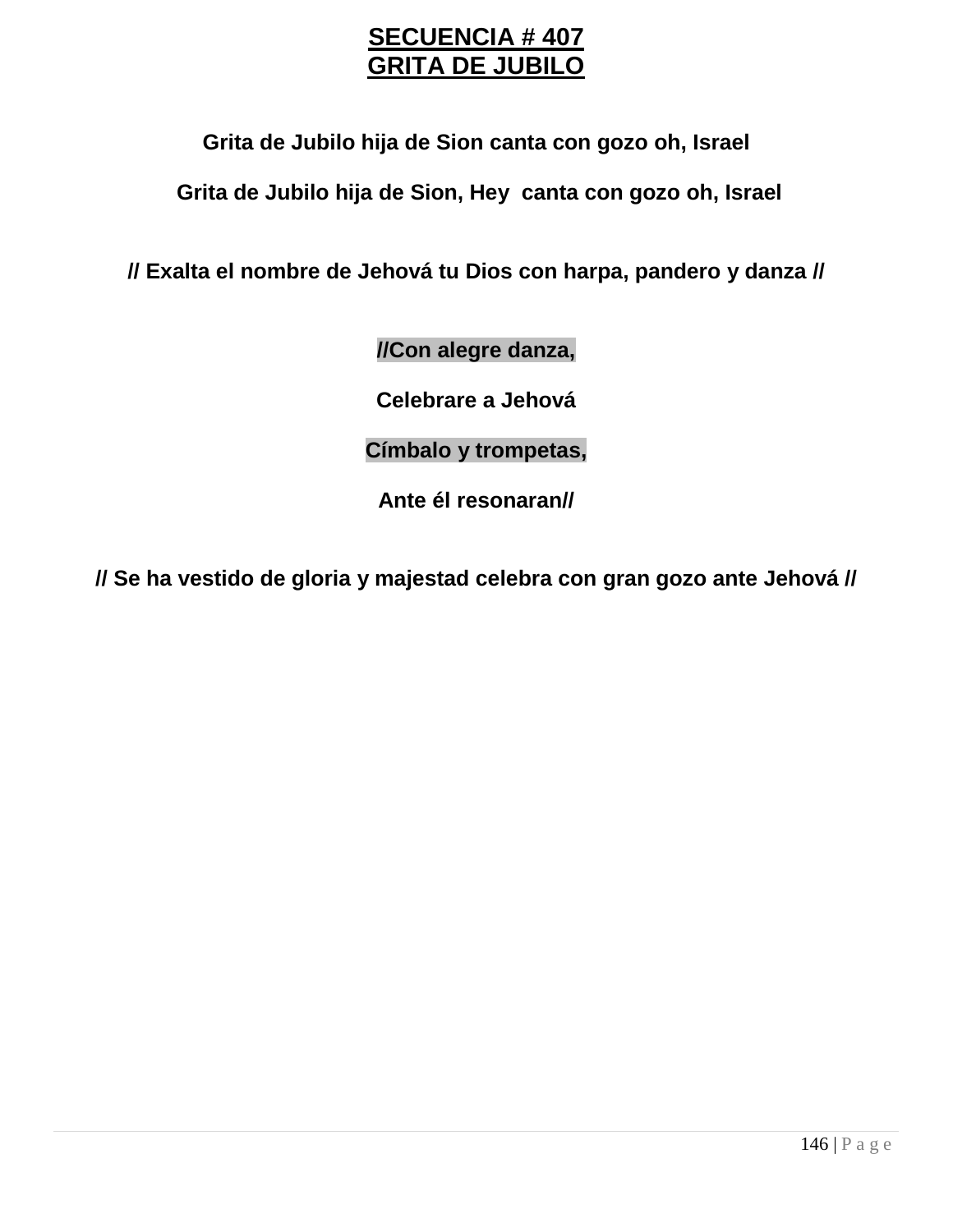# SECUENCIA # 407
# GRITA DE JUBILO

**Grita de Jubilo hija de Sion canta con gozo oh, Israel**

**Grita de Jubilo hija de Sion, Hey  canta con gozo oh, Israel**

**// Exalta el nombre de Jehová tu Dios con harpa, pandero y danza //**

**//Con alegre danza,**

**Celebrare a Jehová**

**Címbalo y trompetas,**

**Ante él resonaran//**

**// Se ha vestido de gloria y majestad celebra con gran gozo ante Jehová //**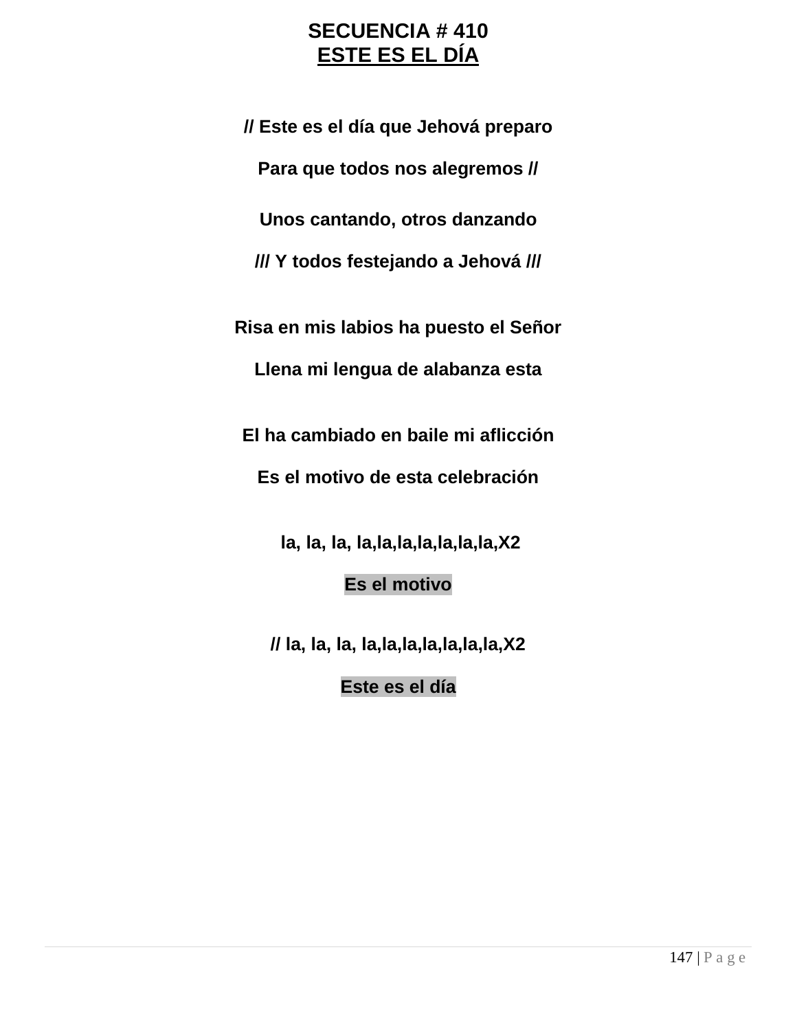# SECUENCIA # 410

## ESTE ES EL DÍA

**// Este es el día que Jehová preparo**

**Para que todos nos alegremos //**

**Unos cantando, otros danzando**

**/// Y todos festejando a Jehová ///**

**Risa en mis labios ha puesto el Señor**

**Llena mi lengua de alabanza esta**

**El ha cambiado en baile mi aflicción**

**Es el motivo de esta celebración**

**la, la, la, la,la,la,la,la,la,la,X2**

**Es el motivo**

**// la, la, la, la,la,la,la,la,la,la,X2**

**Este es el día**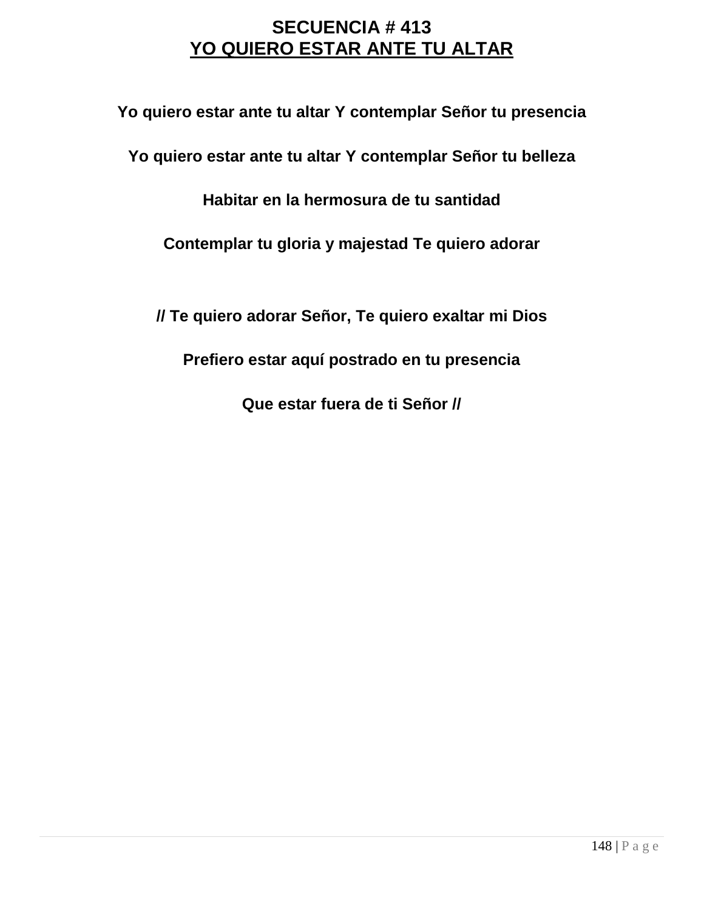# SECUENCIA # 413

## YO QUIERO ESTAR ANTE TU ALTAR

**Yo quiero estar ante tu altar Y contemplar Señor tu presencia**

**Yo quiero estar ante tu altar Y contemplar Señor tu belleza**

**Habitar en la hermosura de tu santidad**

**Contemplar tu gloria y majestad Te quiero adorar**

**// Te quiero adorar Señor, Te quiero exaltar mi Dios**

**Prefiero estar aquí postrado en tu presencia**

**Que estar fuera de ti Señor //**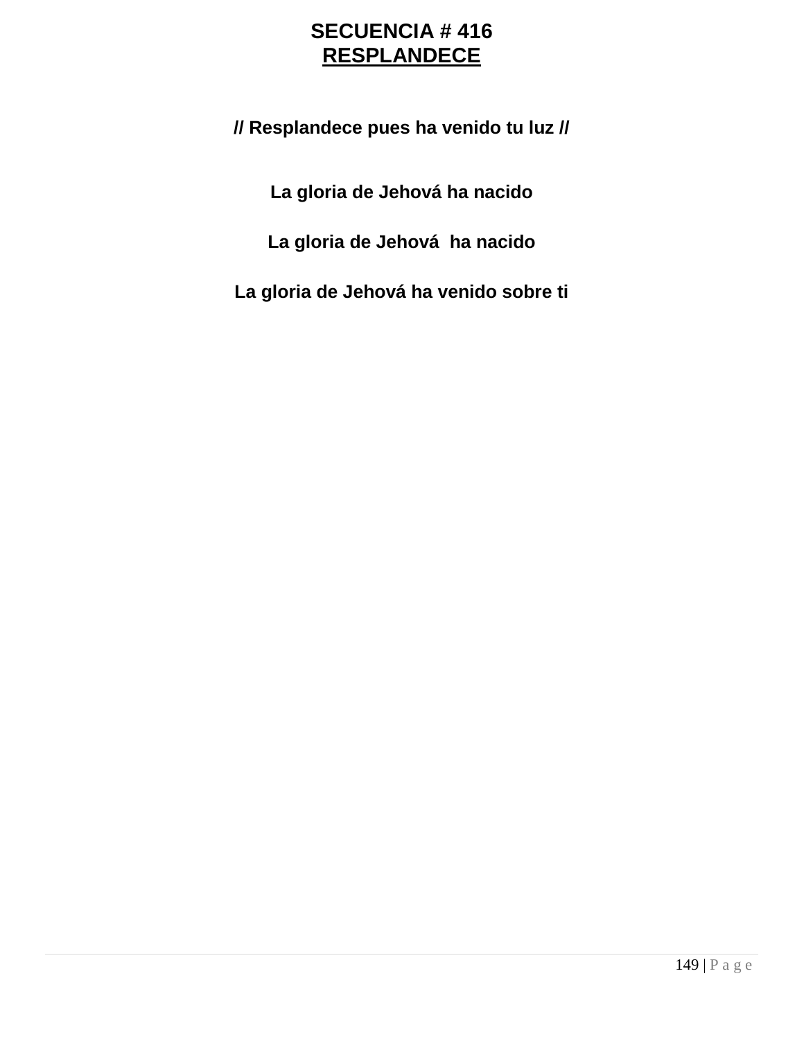# SECUENCIA # 416

## RESPLANDECE

**// Resplandece pues ha venido tu luz //**

**La gloria de Jehová ha nacido**

**La gloria de Jehová ha nacido**

**La gloria de Jehová ha venido sobre ti**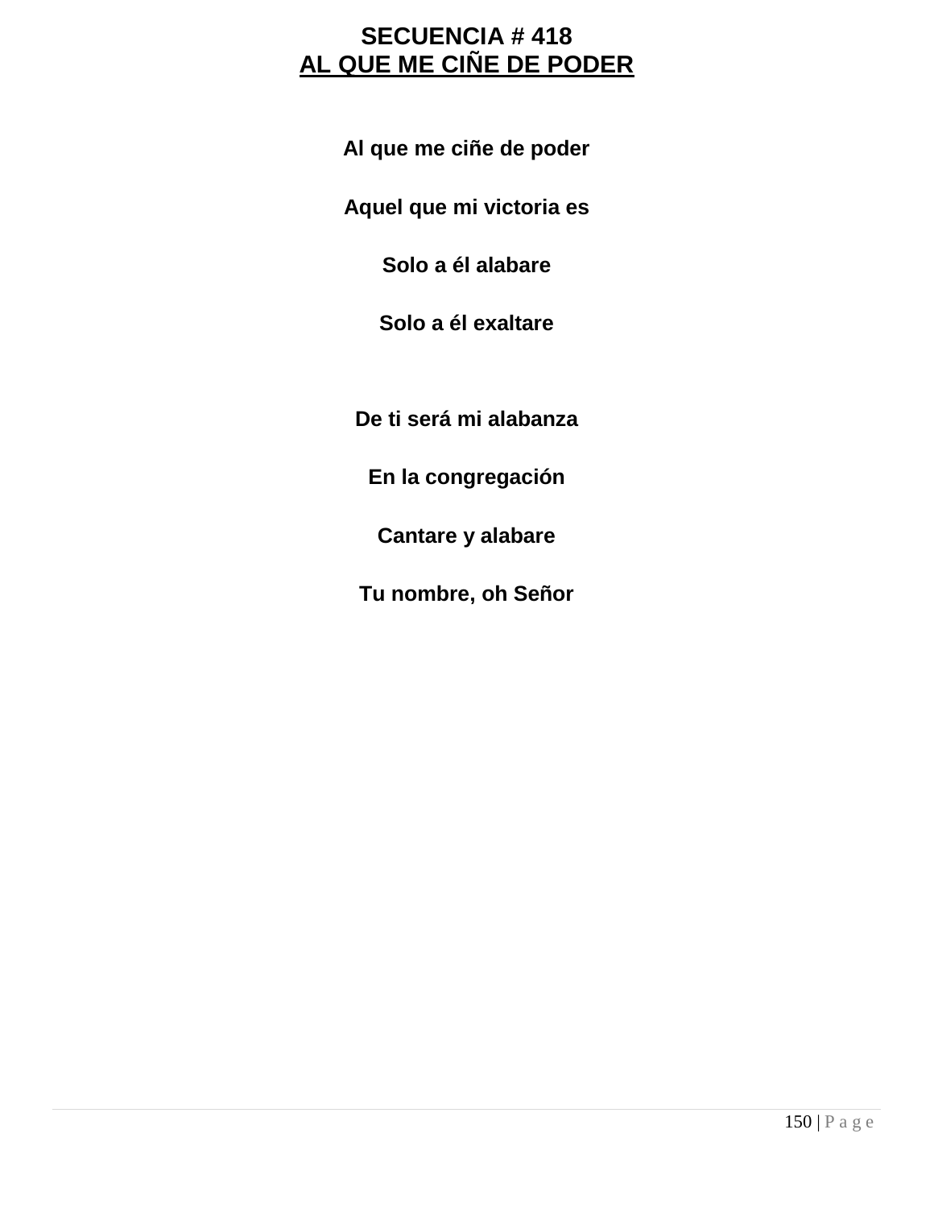# SECUENCIA # 418
## AL QUE ME CIÑE DE PODER

**Al que me ciñe de poder**

**Aquel que mi victoria es**

**Solo a él alabare**

**Solo a él exaltare**

**De ti será mi alabanza**

**En la congregación**

**Cantare y alabare**

**Tu nombre, oh Señor**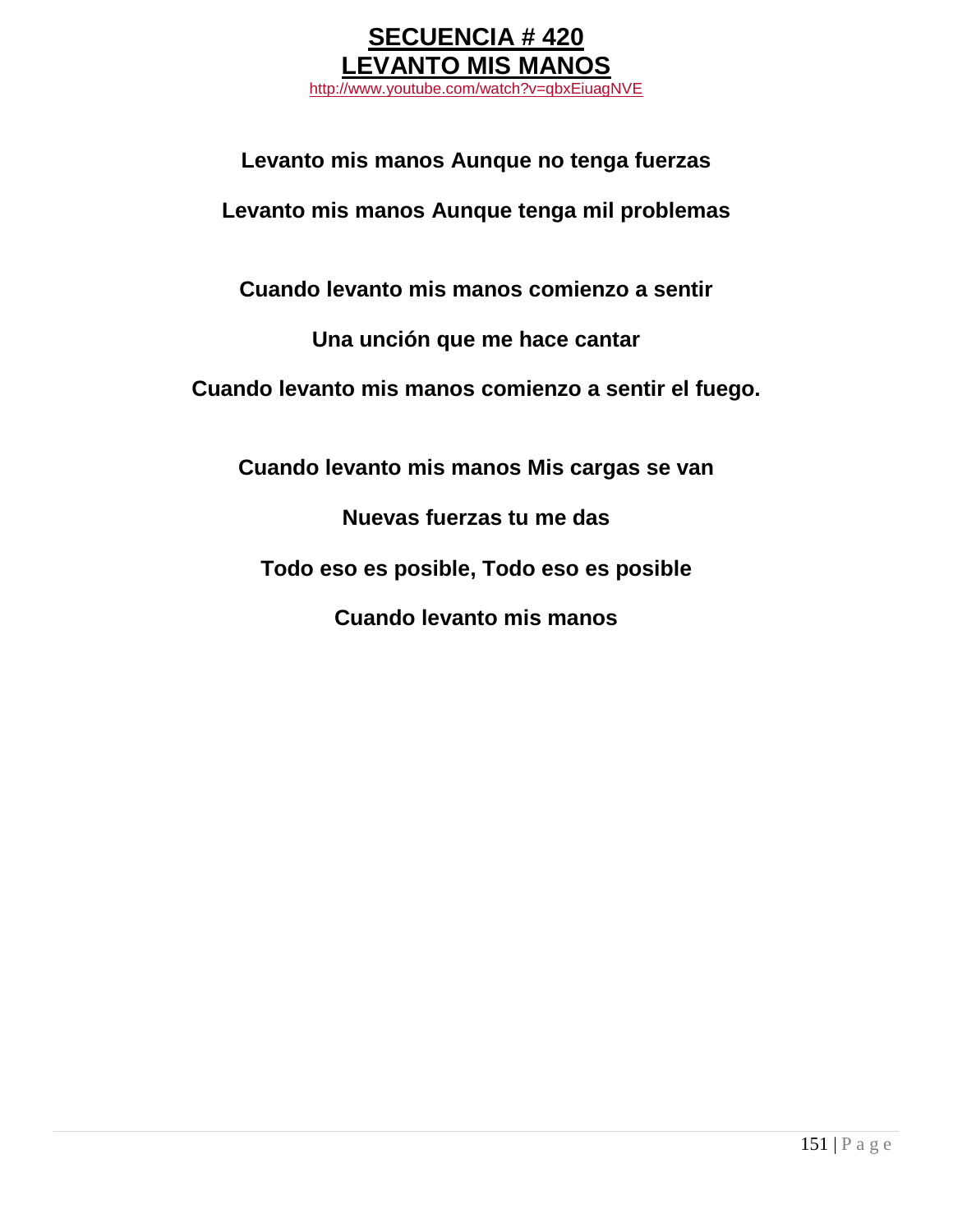# SECUENCIA # 420
# LEVANTO MIS MANOS

http://www.youtube.com/watch?v=qbxEiuagNVE

**Levanto mis manos Aunque no tenga fuerzas**

**Levanto mis manos Aunque tenga mil problemas**

**Cuando levanto mis manos comienzo a sentir**

**Una unción que me hace cantar**

**Cuando levanto mis manos comienzo a sentir el fuego.**

**Cuando levanto mis manos Mis cargas se van**

**Nuevas fuerzas tu me das**

**Todo eso es posible, Todo eso es posible**

**Cuando levanto mis manos**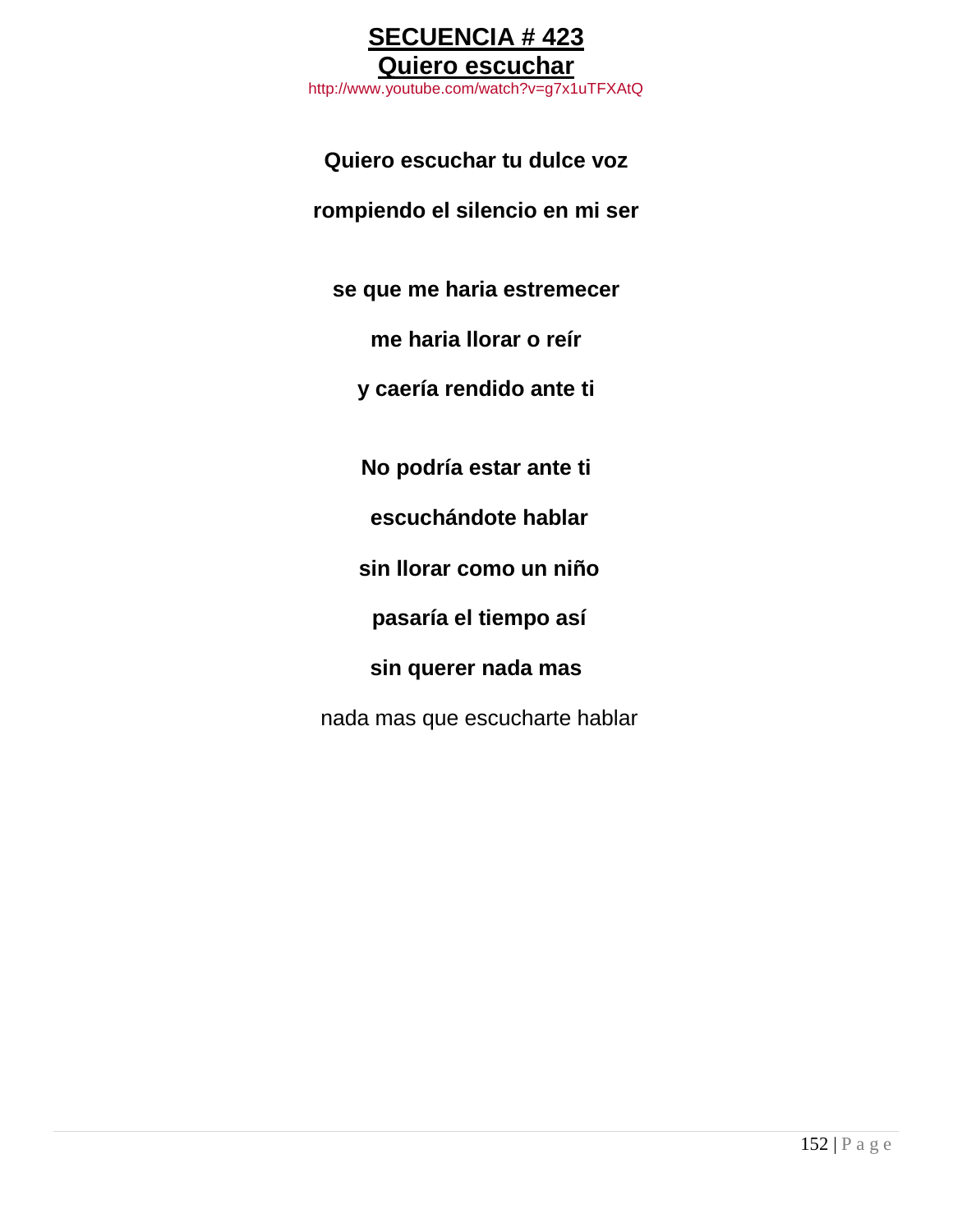# **SECUENCIA # 423**
## **Quiero escuchar**

http://www.youtube.com/watch?v=g7x1uTFXAtQ

**Quiero escuchar tu dulce voz**

**rompiendo el silencio en mi ser**

**se que me haria estremecer**

**me haria llorar o reír**

**y caería rendido ante ti**

**No podría estar ante ti**

**escuchándote hablar**

**sin llorar como un niño**

**pasaría el tiempo así**

**sin querer nada mas**

nada mas que escucharte hablar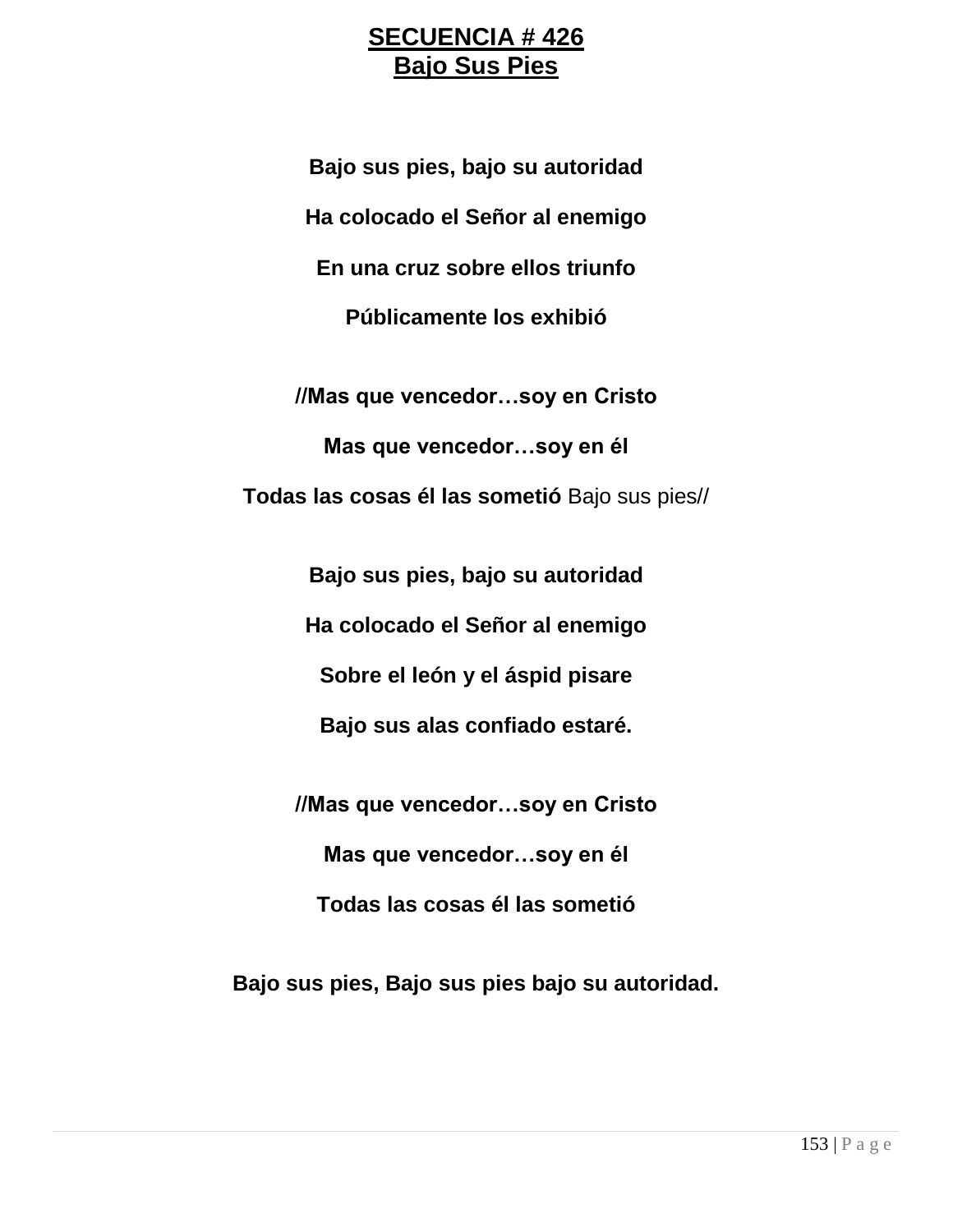# SECUENCIA # 426
## Bajo Sus Pies

**Bajo sus pies, bajo su autoridad**

**Ha colocado el Señor al enemigo**

**En una cruz sobre ellos triunfo**

**Públicamente los exhibió**

**//Mas que vencedor…soy en Cristo**

**Mas que vencedor…soy en él**

**Todas las cosas él las sometió** Bajo sus pies//

**Bajo sus pies, bajo su autoridad**

**Ha colocado el Señor al enemigo**

**Sobre el león y el áspid pisare**

**Bajo sus alas confiado estaré.**

**//Mas que vencedor…soy en Cristo**

**Mas que vencedor…soy en él**

**Todas las cosas él las sometió**

**Bajo sus pies, Bajo sus pies bajo su autoridad.**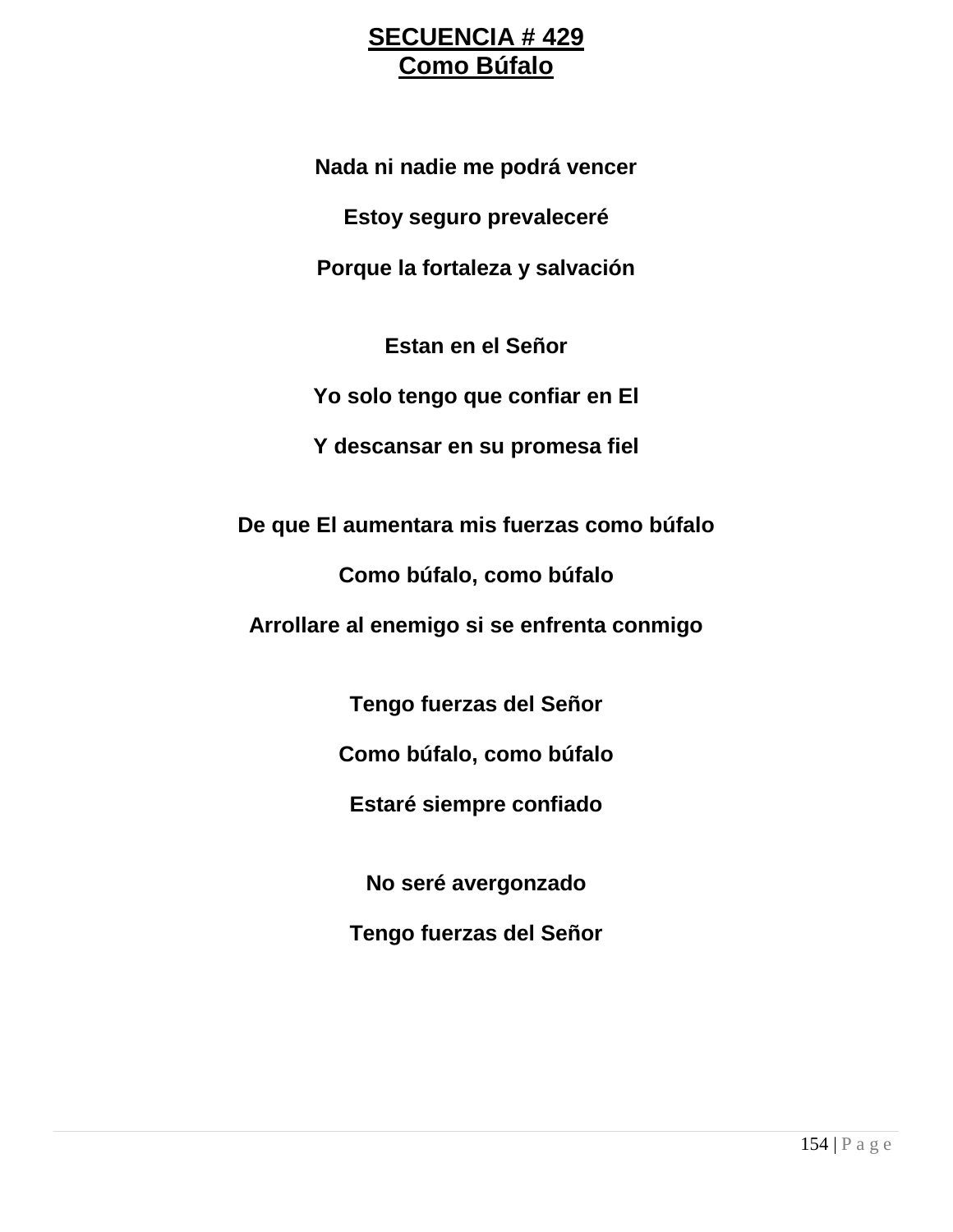# SECUENCIA # 429
## Como Búfalo

**Nada ni nadie me podrá vencer**

**Estoy seguro prevaleceré**

**Porque la fortaleza y salvación**

**Estan en el Señor**

**Yo solo tengo que confiar en El**

**Y descansar en su promesa fiel**

**De que El aumentara mis fuerzas como búfalo**

**Como búfalo, como búfalo**

**Arrollare al enemigo si se enfrenta conmigo**

**Tengo fuerzas del Señor**

**Como búfalo, como búfalo**

**Estaré siempre confiado**

**No seré avergonzado**

**Tengo fuerzas del Señor**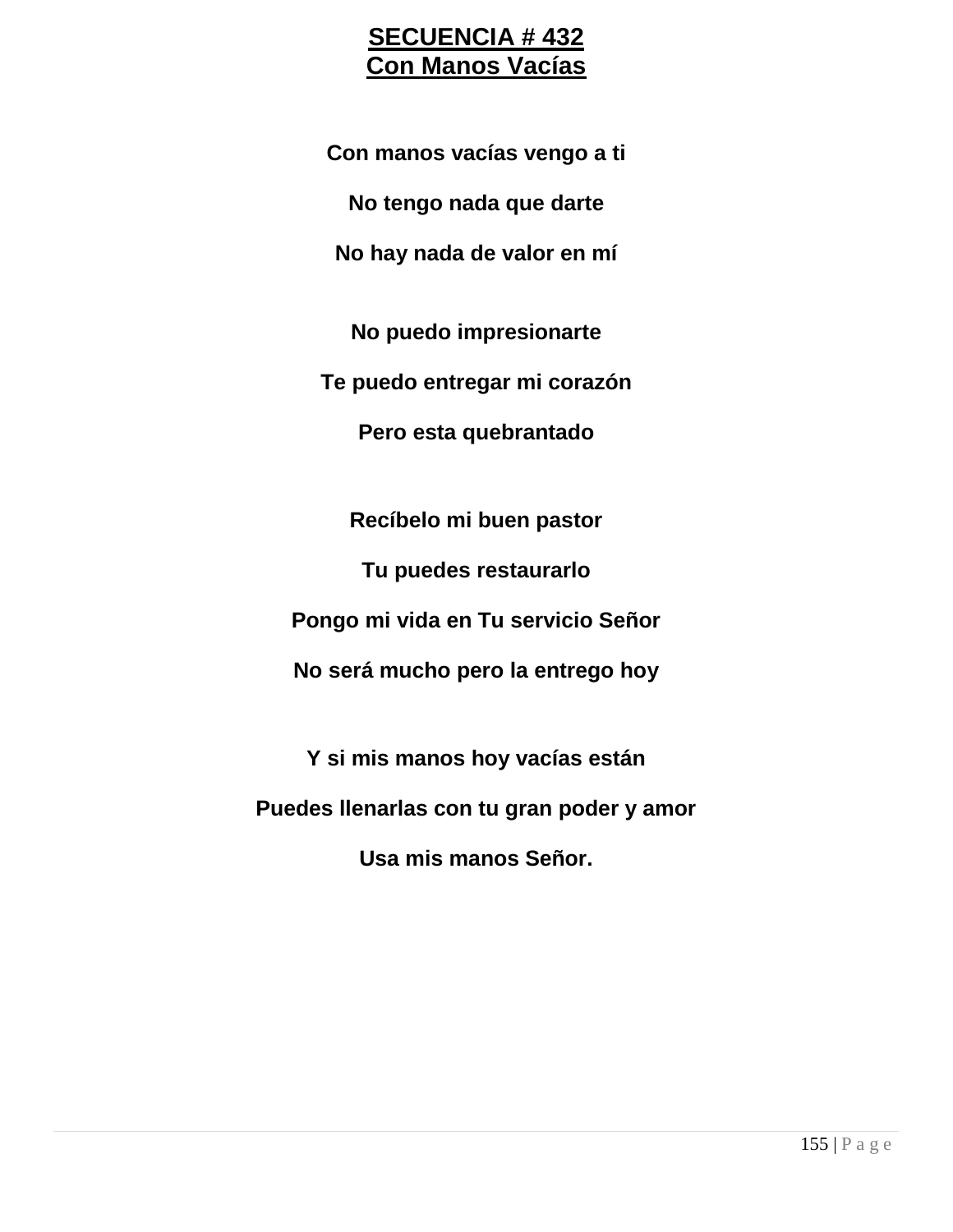# SECUENCIA # 432
## Con Manos Vacías

**Con manos vacías vengo a ti**

**No tengo nada que darte**

**No hay nada de valor en mí**

**No puedo impresionarte**

**Te puedo entregar mi corazón**

**Pero esta quebrantado**

**Recíbelo mi buen pastor**

**Tu puedes restaurarlo**

**Pongo mi vida en Tu servicio Señor**

**No será mucho pero la entrego hoy**

**Y si mis manos hoy vacías están**

**Puedes llenarlas con tu gran poder y amor**

**Usa mis manos Señor.**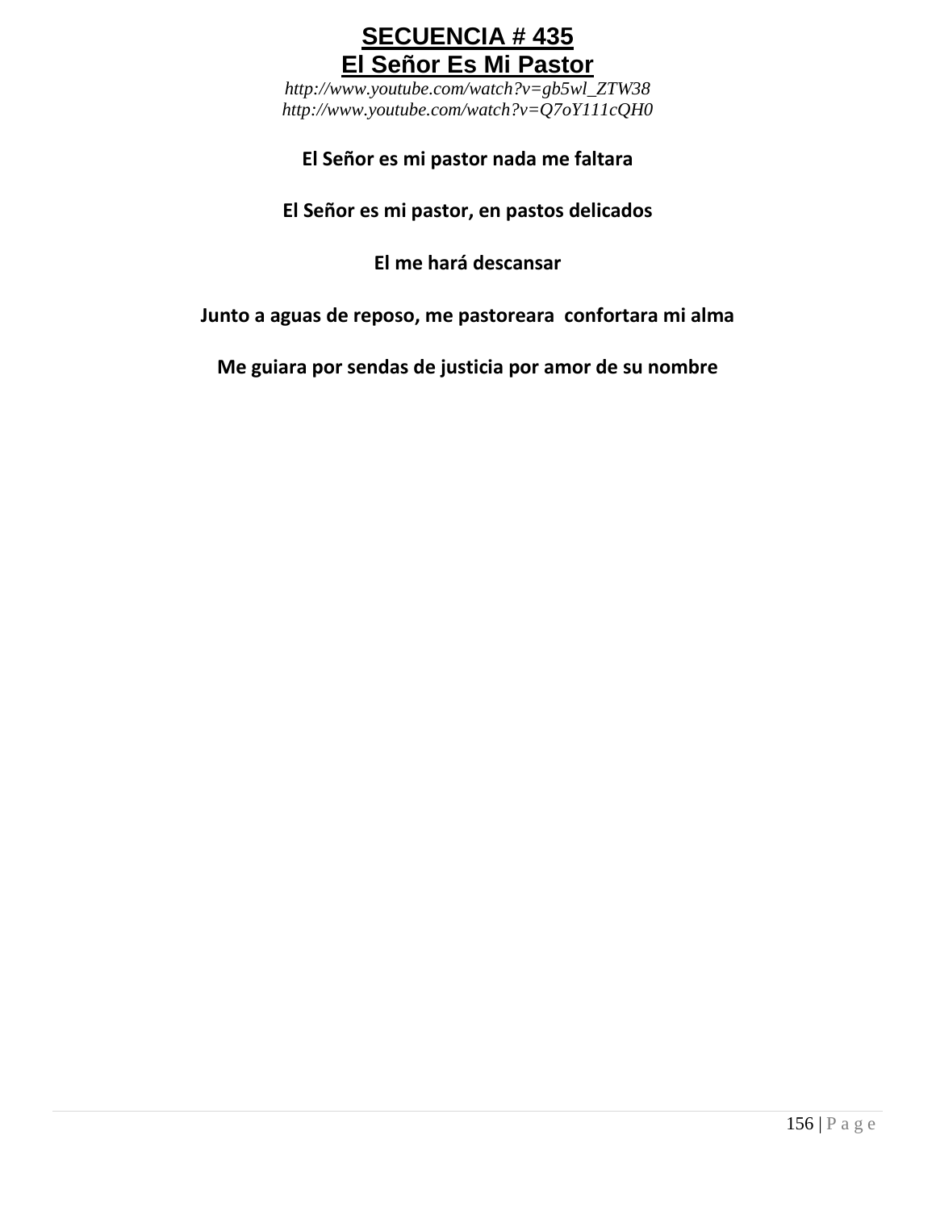# SECUENCIA # 435
# El Señor Es Mi Pastor

*http://www.youtube.com/watch?v=gb5wl_ZTW38*
*http://www.youtube.com/watch?v=Q7oY111cQH0*

**El Señor es mi pastor nada me faltara**

**El Señor es mi pastor, en pastos delicados**

**El me hará descansar**

**Junto a aguas de reposo, me pastoreara  confortara mi alma**

**Me guiara por sendas de justicia por amor de su nombre**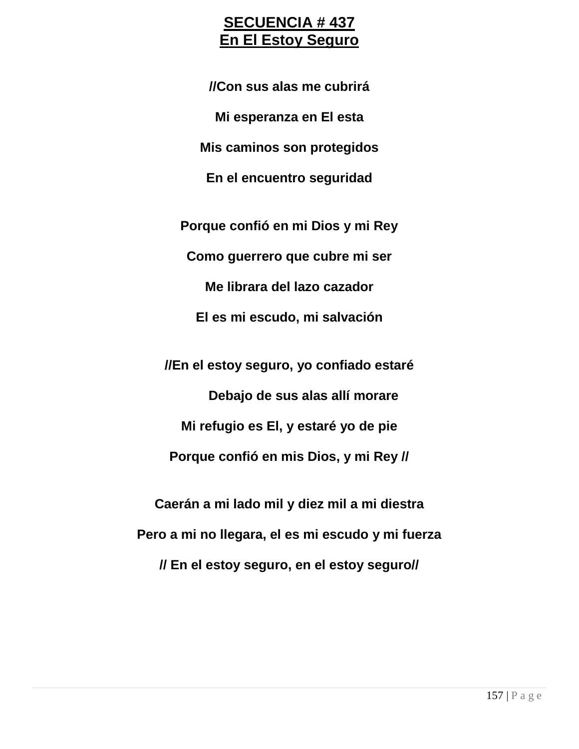# SECUENCIA # 437
## En El Estoy Seguro

//Con sus alas me cubrirá

Mi esperanza en El esta

Mis caminos son protegidos

En el encuentro seguridad

Porque confió en mi Dios y mi Rey

Como guerrero que cubre mi ser

Me librara del lazo cazador

El es mi escudo, mi salvación

//En el estoy seguro, yo confiado estaré

Debajo de sus alas allí morare

Mi refugio es El, y estaré yo de pie

Porque confió en mis Dios, y mi Rey //

Caerán a mi lado mil y diez mil a mi diestra

Pero a mi no llegara, el es mi escudo y mi fuerza

// En el estoy seguro, en el estoy seguro//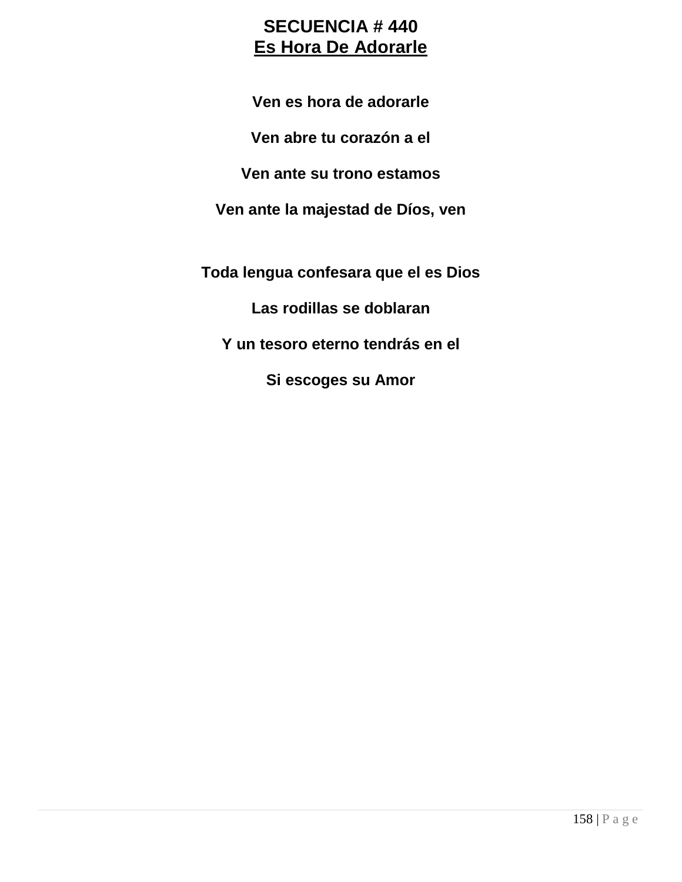**SECUENCIA # 440**
**Es Hora De Adorarle**

**Ven es hora de adorarle**

**Ven abre tu corazón a el**

**Ven ante su trono estamos**

**Ven ante la majestad de Díos, ven**

**Toda lengua confesara que el es Dios**

**Las rodillas se doblaran**

**Y un tesoro eterno tendrás en el**

**Si escoges su Amor**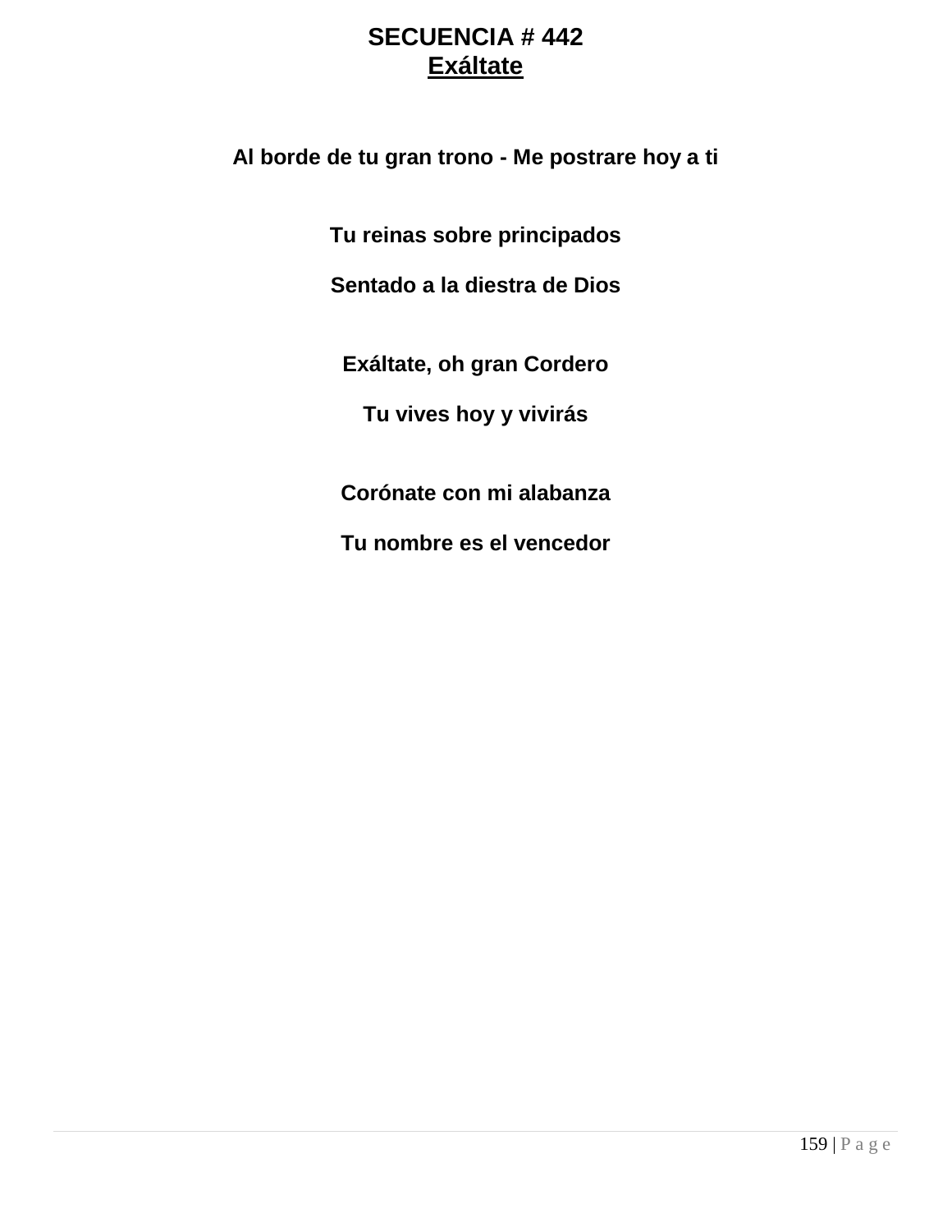# SECUENCIA # 442

## Exáltate

**Al borde de tu gran trono - Me postrare hoy a ti**

**Tu reinas sobre principados**

**Sentado a la diestra de Dios**

**Exáltate, oh gran Cordero**

**Tu vives hoy y vivirás**

**Corónate con mi alabanza**

**Tu nombre es el vencedor**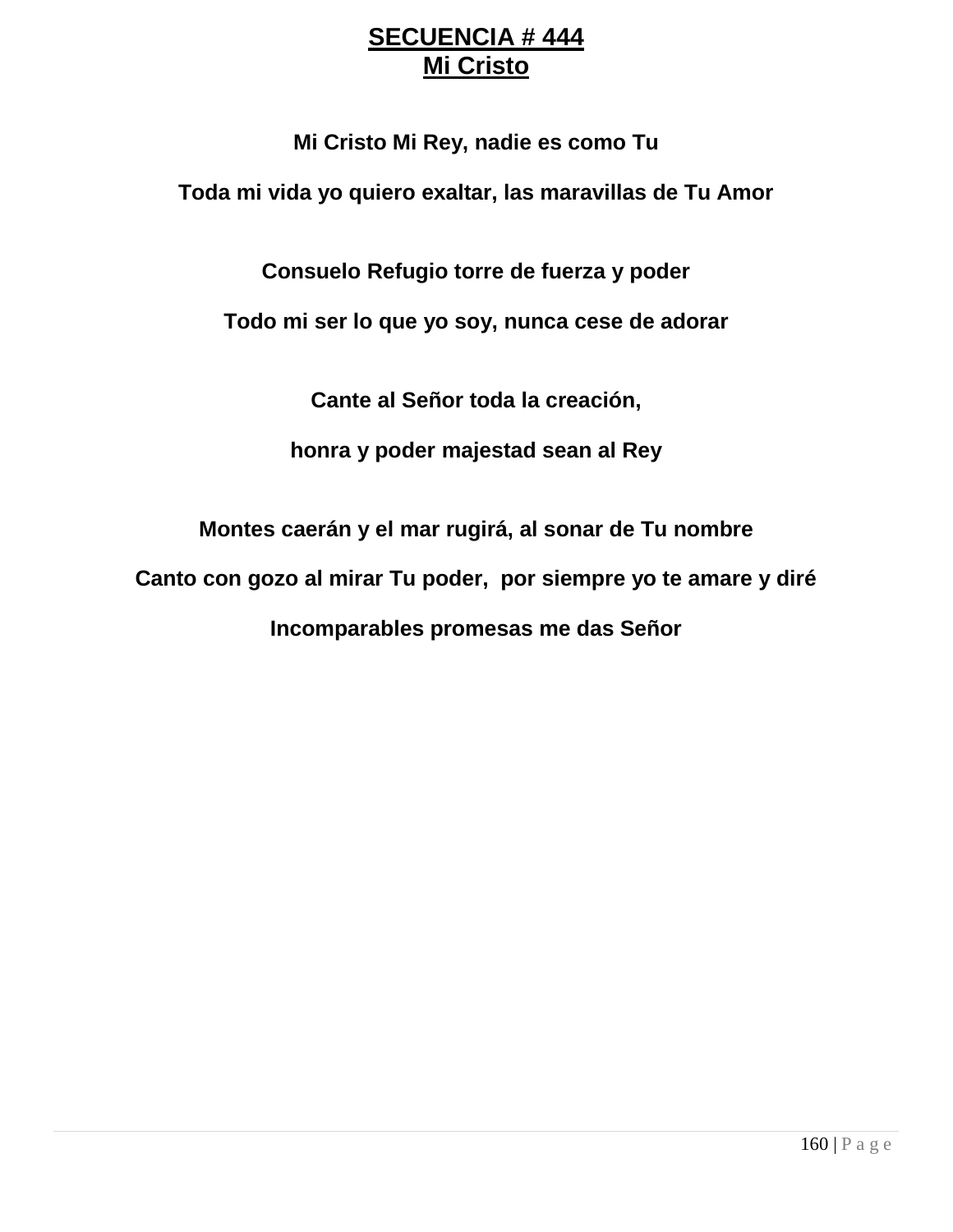# SECUENCIA # 444
# Mi Cristo

**Mi Cristo Mi Rey, nadie es como Tu**

**Toda mi vida yo quiero exaltar, las maravillas de Tu Amor**

**Consuelo Refugio torre de fuerza y poder**

**Todo mi ser lo que yo soy, nunca cese de adorar**

**Cante al Señor toda la creación,**

**honra y poder majestad sean al Rey**

**Montes caerán y el mar rugirá, al sonar de Tu nombre**

**Canto con gozo al mirar Tu poder, por siempre yo te amare y diré**

**Incomparables promesas me das Señor**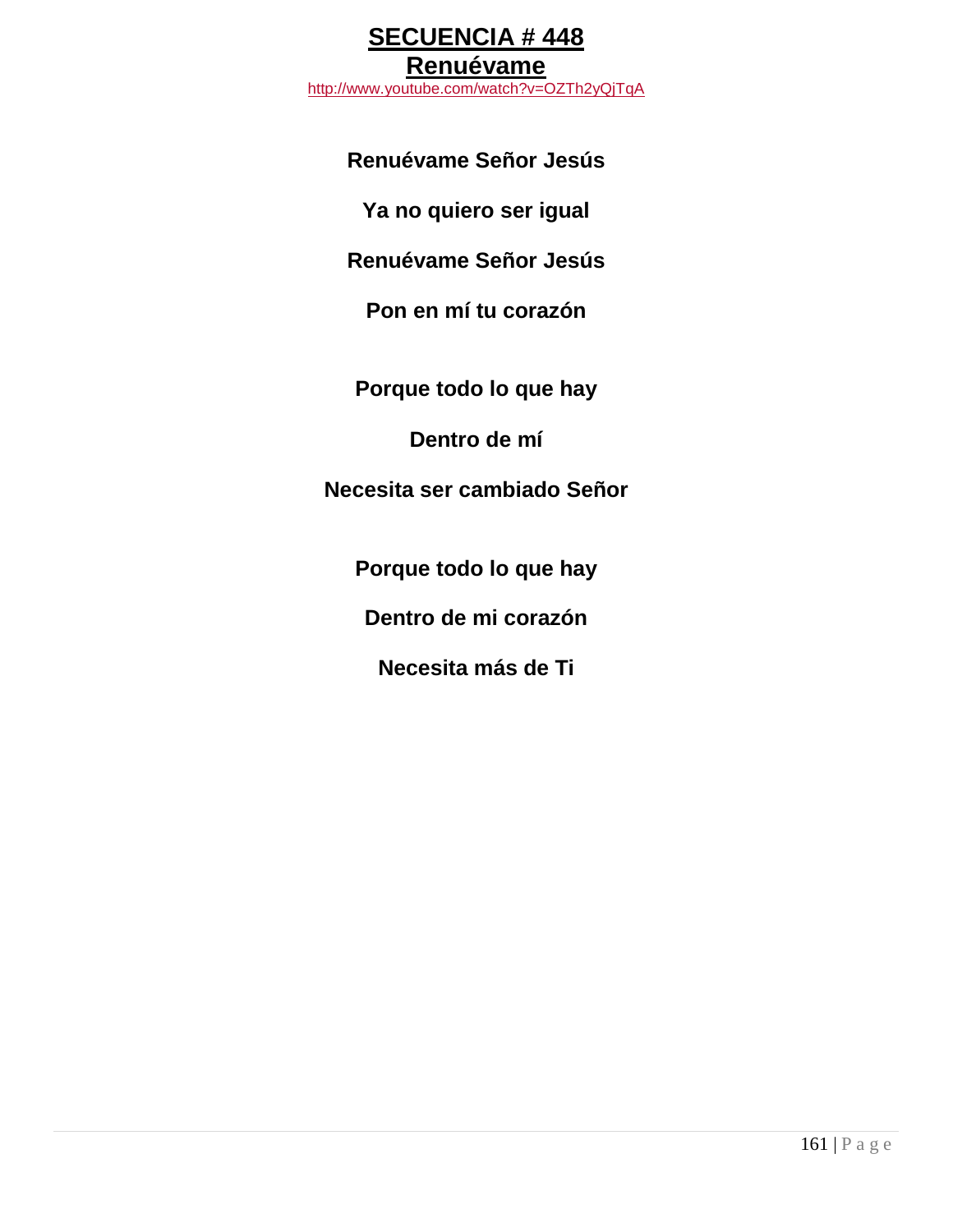# SECUENCIA # 448

## Renuévame

http://www.youtube.com/watch?v=OZTh2yQjTqA

**Renuévame Señor Jesús**

**Ya no quiero ser igual**

**Renuévame Señor Jesús**

**Pon en mí tu corazón**

**Porque todo lo que hay**

**Dentro de mí**

**Necesita ser cambiado Señor**

**Porque todo lo que hay**

**Dentro de mi corazón**

**Necesita más de Ti**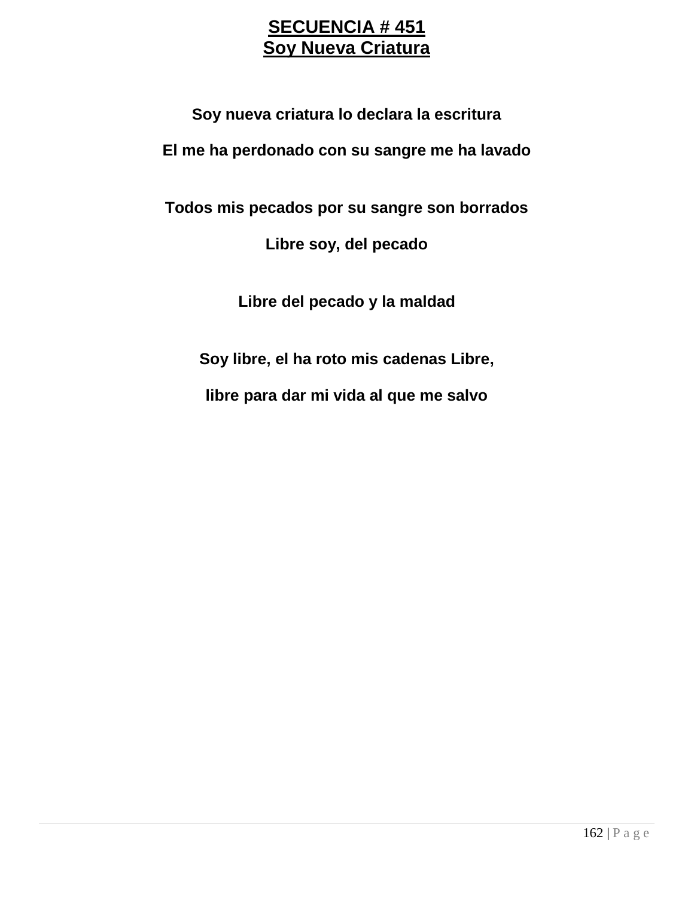# SECUENCIA # 451
## Soy Nueva Criatura

**Soy nueva criatura lo declara la escritura**

**El me ha perdonado con su sangre me ha lavado**

**Todos mis pecados por su sangre son borrados**

**Libre soy, del pecado**

**Libre del pecado y la maldad**

**Soy libre, el ha roto mis cadenas Libre,**

**libre para dar mi vida al que me salvo**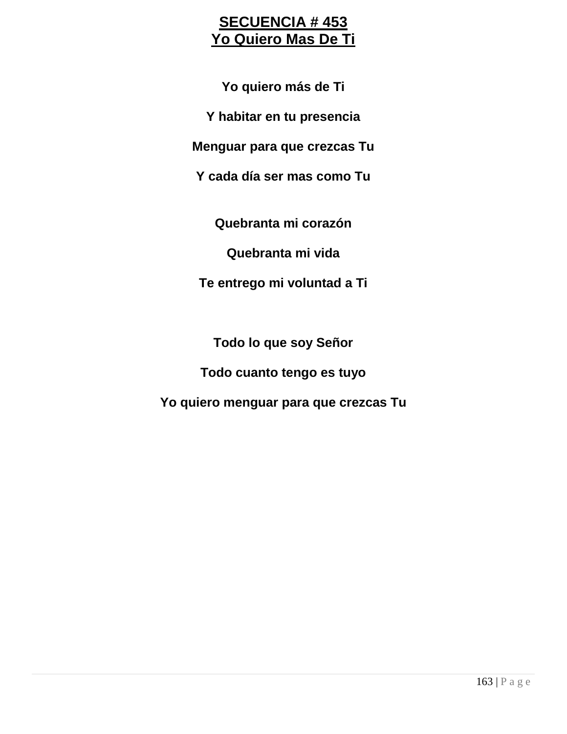# SECUENCIA # 453
## Yo Quiero Mas De Ti

**Yo quiero más de Ti**

**Y habitar en tu presencia**

**Menguar para que crezcas Tu**

**Y cada día ser mas como Tu**

**Quebranta mi corazón**

**Quebranta mi vida**

**Te entrego mi voluntad a Ti**

**Todo lo que soy Señor**

**Todo cuanto tengo es tuyo**

**Yo quiero menguar para que crezcas Tu**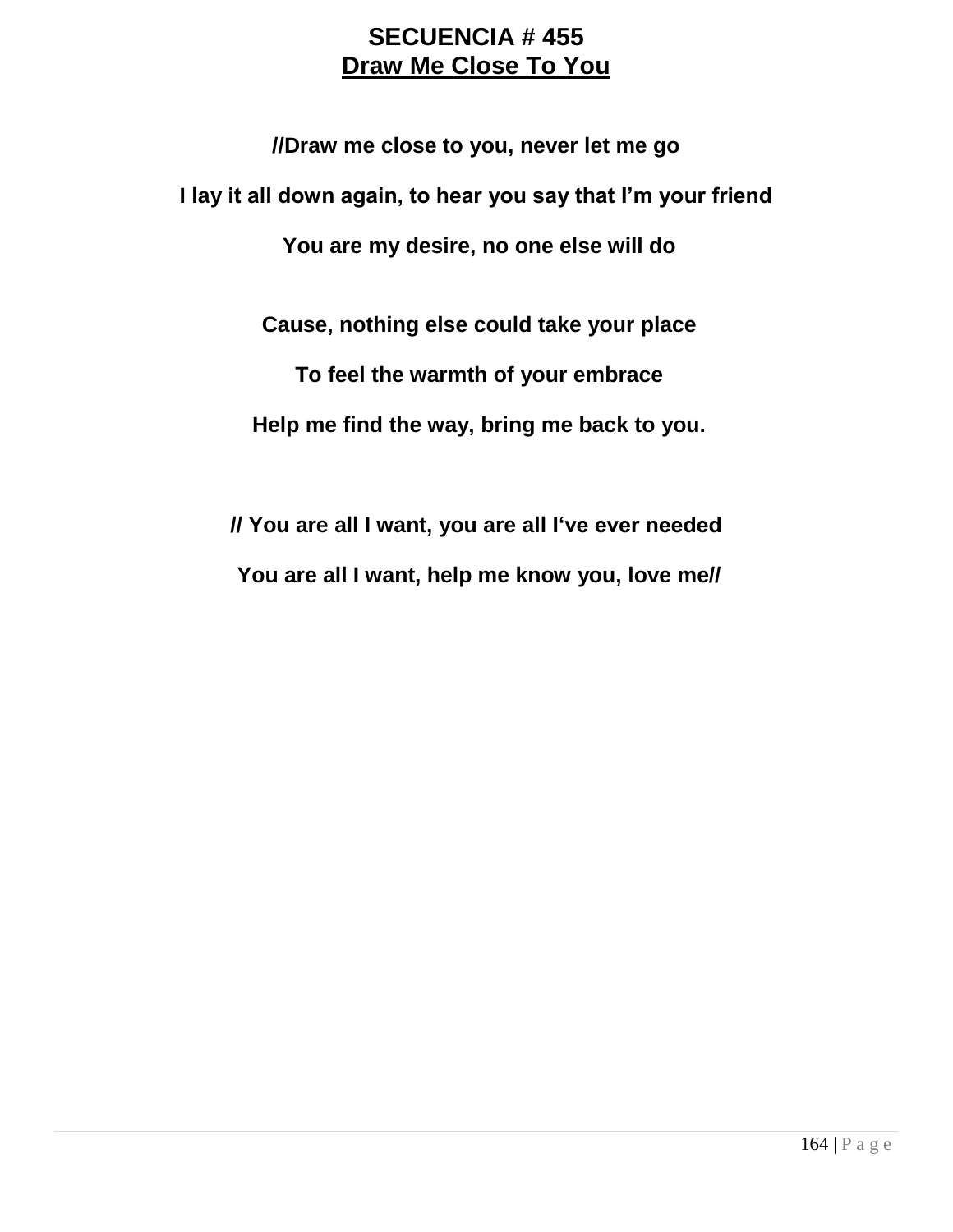# SECUENCIA # 455

## Draw Me Close To You

**//Draw me close to you, never let me go**

**I lay it all down again, to hear you say that I'm your friend**

**You are my desire, no one else will do**

**Cause, nothing else could take your place**

**To feel the warmth of your embrace**

**Help me find the way, bring me back to you.**

**// You are all I want, you are all I've ever needed**

**You are all I want, help me know you, love me//**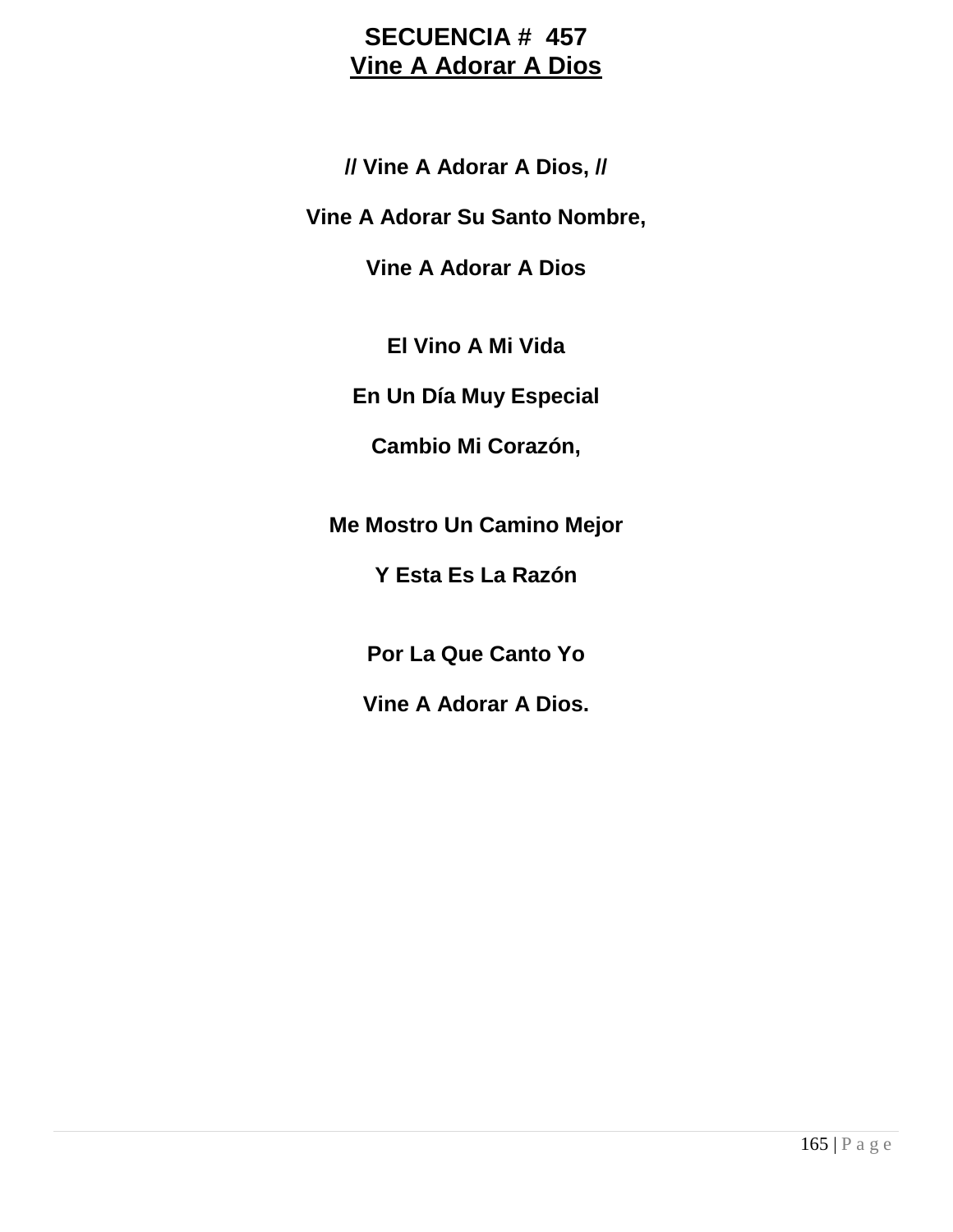# SECUENCIA # 457

## Vine A Adorar A Dios

**// Vine A Adorar A Dios, //**

**Vine A Adorar Su Santo Nombre,**

**Vine A Adorar A Dios**

**El Vino A Mi Vida**

**En Un Día Muy Especial**

**Cambio Mi Corazón,**

**Me Mostro Un Camino Mejor**

**Y Esta Es La Razón**

**Por La Que Canto Yo**

**Vine A Adorar A Dios.**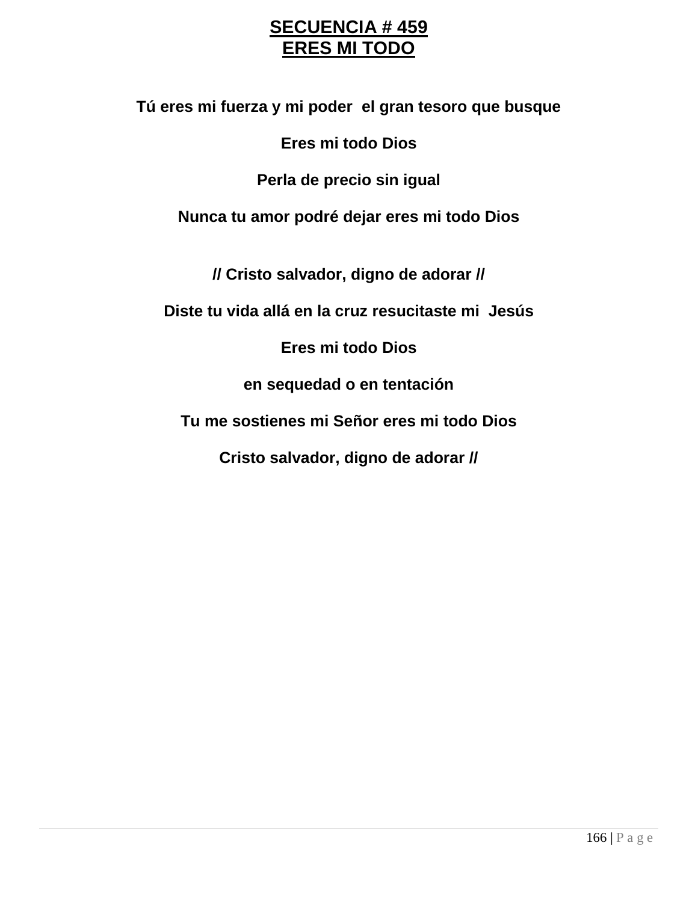# SECUENCIA # 459
# ERES MI TODO

**Tú eres mi fuerza y mi poder el gran tesoro que busque**

**Eres mi todo Dios**

**Perla de precio sin igual**

**Nunca tu amor podré dejar eres mi todo Dios**

**// Cristo salvador, digno de adorar //**

**Diste tu vida allá en la cruz resucitaste mi Jesús**

**Eres mi todo Dios**

**en sequedad o en tentación**

**Tu me sostienes mi Señor eres mi todo Dios**

**Cristo salvador, digno de adorar //**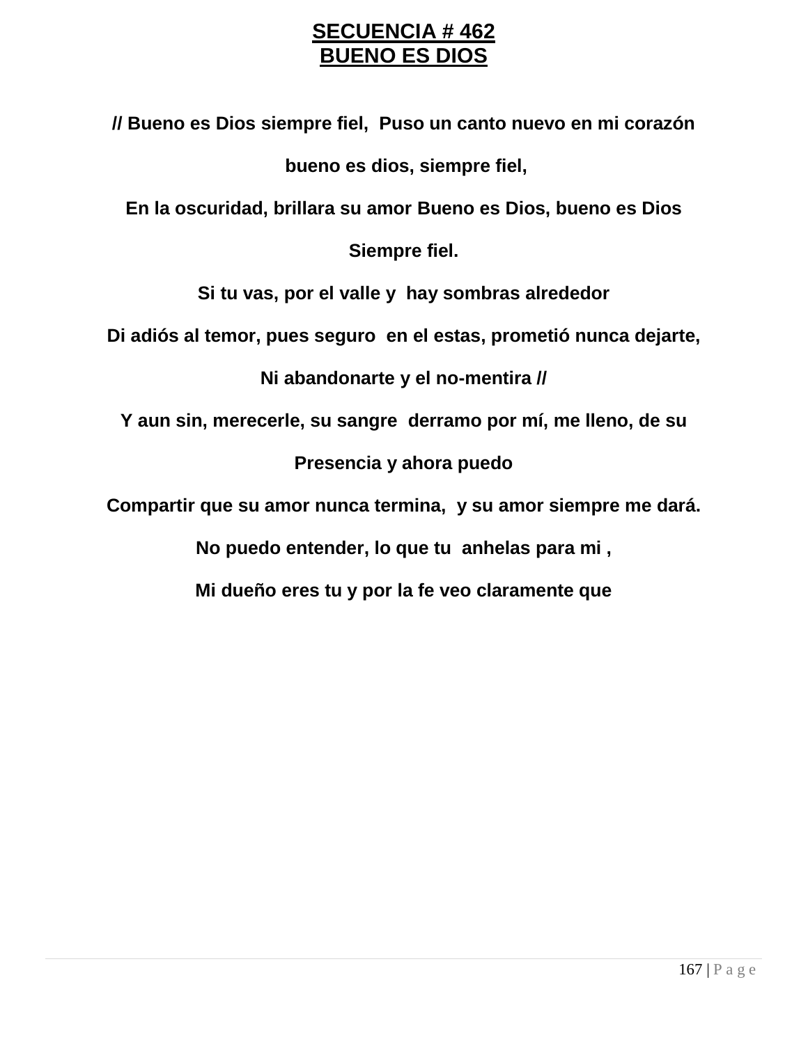# SECUENCIA # 462
# BUENO ES DIOS

**// Bueno es Dios siempre fiel, Puso un canto nuevo en mi corazón**

**bueno es dios, siempre fiel,**

**En la oscuridad, brillara su amor Bueno es Dios, bueno es Dios**

**Siempre fiel.**

**Si tu vas, por el valle y hay sombras alrededor**

**Di adiós al temor, pues seguro en el estas, prometió nunca dejarte,**

**Ni abandonarte y el no-mentira //**

**Y aun sin, merecerle, su sangre derramo por mí, me lleno, de su**

**Presencia y ahora puedo**

**Compartir que su amor nunca termina, y su amor siempre me dará.**

**No puedo entender, lo que tu anhelas para mi ,**

**Mi dueño eres tu y por la fe veo claramente que**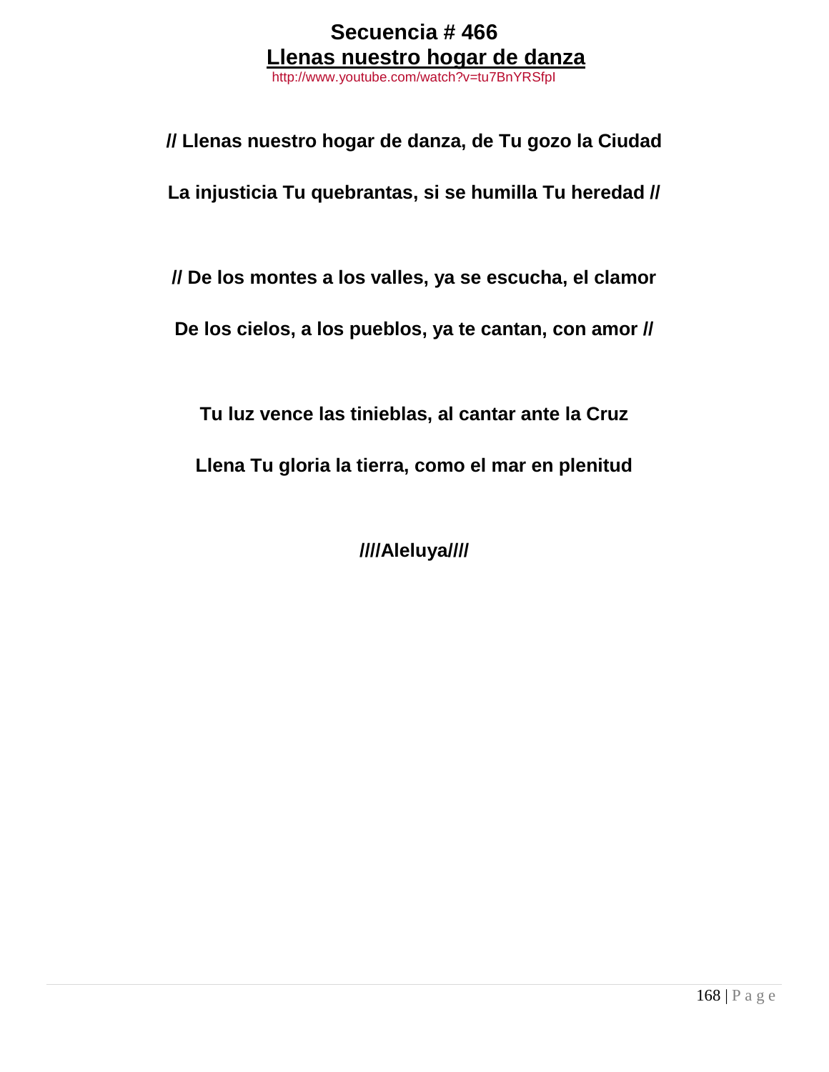# Secuencia # 466

## Llenas nuestro hogar de danza

http://www.youtube.com/watch?v=tu7BnYRSfpI

**// Llenas nuestro hogar de danza, de Tu gozo la Ciudad**

**La injusticia Tu quebrantas, si se humilla Tu heredad //**

**// De los montes a los valles, ya se escucha, el clamor**

**De los cielos, a los pueblos, ya te cantan, con amor //**

**Tu luz vence las tinieblas, al cantar ante la Cruz**

**Llena Tu gloria la tierra, como el mar en plenitud**

**////Aleluya////**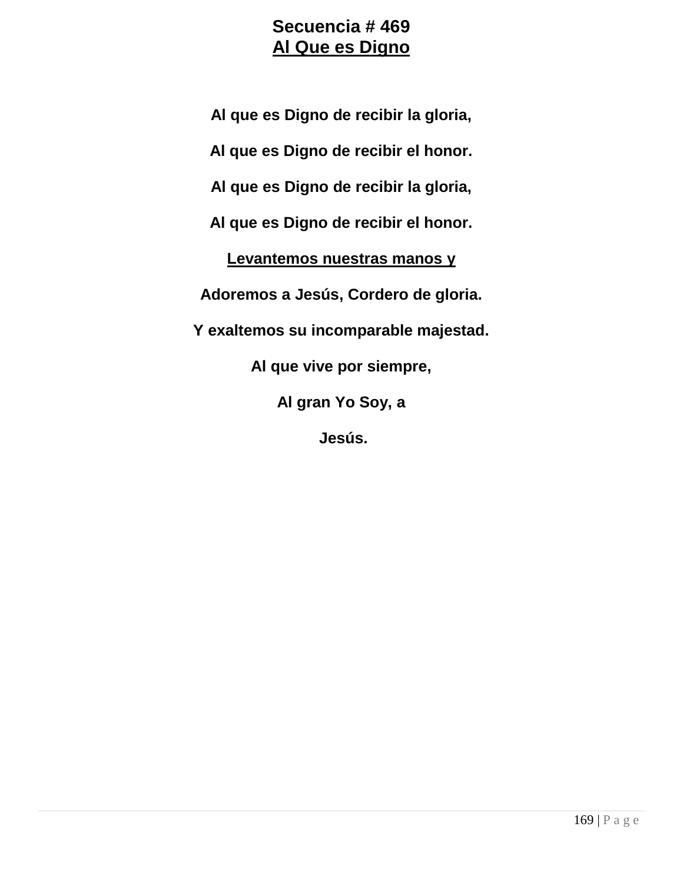# Secuencia # 469
## <u>Al Que es Digno</u>

**Al que es Digno de recibir la gloria,**

**Al que es Digno de recibir el honor.**

**Al que es Digno de recibir la gloria,**

**Al que es Digno de recibir el honor.**

**<u>Levantemos nuestras manos y</u>**

**Adoremos a Jesús, Cordero de gloria.**

**Y exaltemos su incomparable majestad.**

**Al que vive por siempre,**

**Al gran Yo Soy, a**

**Jesús.**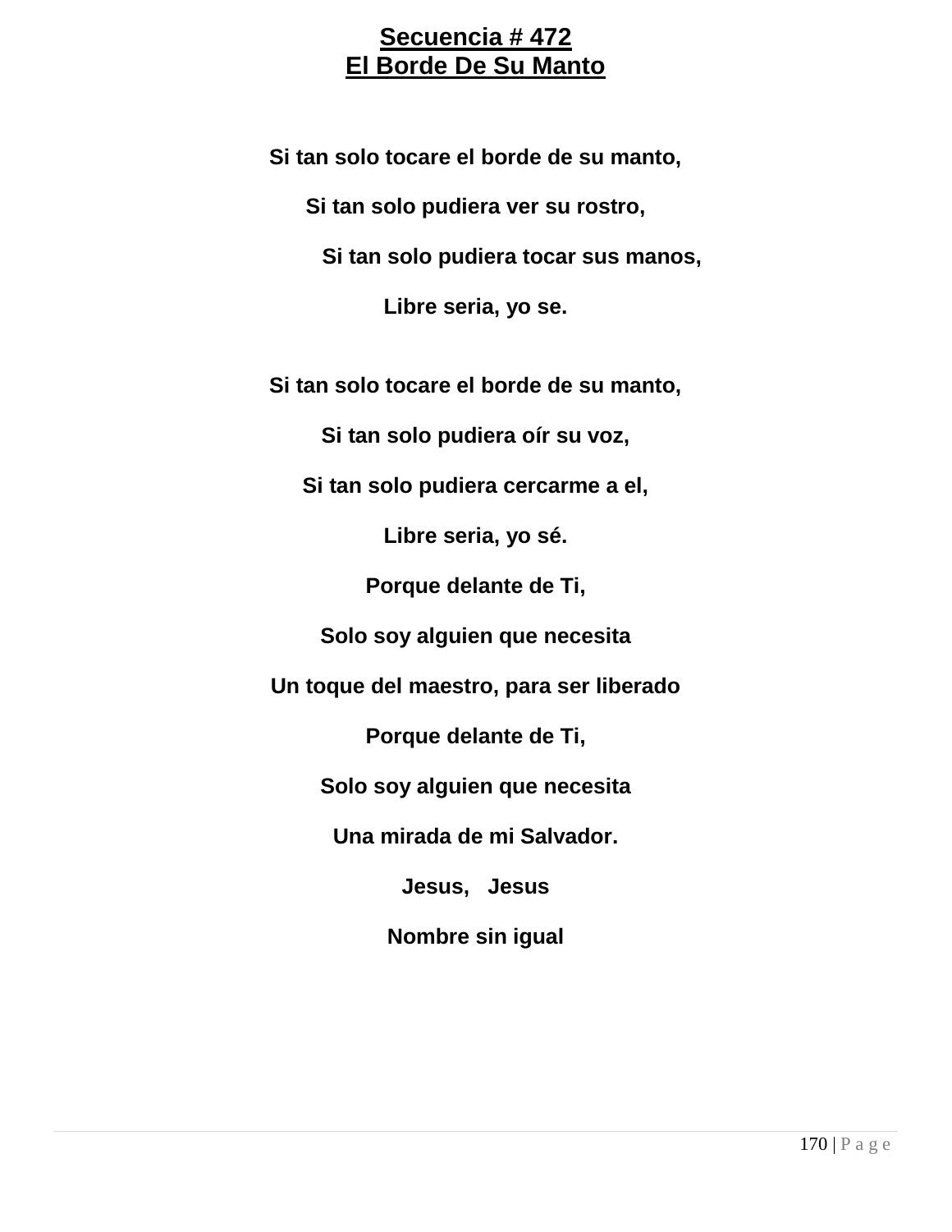# Secuencia # 472
# El Borde De Su Manto

**Si tan solo tocare el borde de su manto,**

**Si tan solo pudiera ver su rostro,**

**Si tan solo pudiera tocar sus manos,**

**Libre seria, yo se.**

**Si tan solo tocare el borde de su manto,**

**Si tan solo pudiera oír su voz,**

**Si tan solo pudiera cercarme a el,**

**Libre seria, yo sé.**

**Porque delante de Ti,**

**Solo soy alguien que necesita**

**Un toque del maestro, para ser liberado**

**Porque delante de Ti,**

**Solo soy alguien que necesita**

**Una mirada de mi Salvador.**

**Jesus, Jesus**

**Nombre sin igual**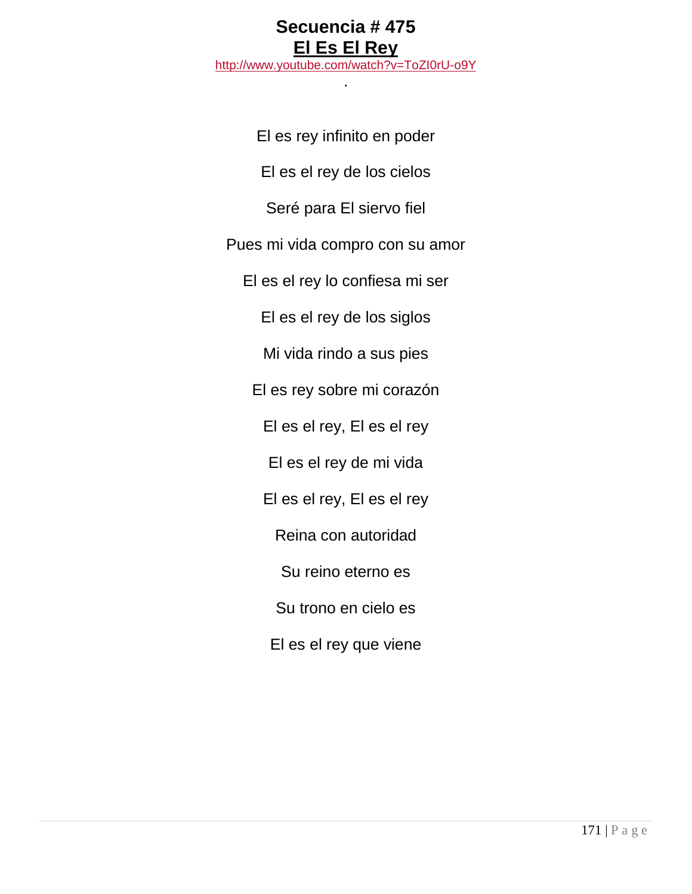**Secuencia # 475**

**El Es El Rey**

http://www.youtube.com/watch?v=ToZI0rU-o9Y

.

El es rey infinito en poder

El es el rey de los cielos

Seré para El siervo fiel

Pues mi vida compro con su amor

El es el rey lo confiesa mi ser

El es el rey de los siglos

Mi vida rindo a sus pies

El es rey sobre mi corazón

El es el rey, El es el rey

El es el rey de mi vida

El es el rey, El es el rey

Reina con autoridad

Su reino eterno es

Su trono en cielo es

El es el rey que viene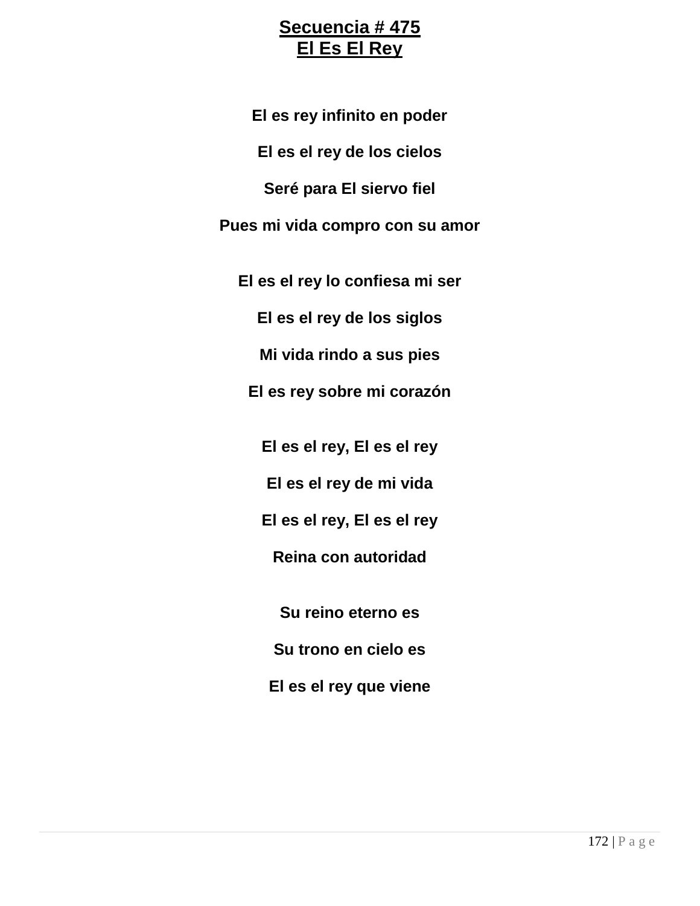# Secuencia # 475
# El Es El Rey

**El es rey infinito en poder**

**El es el rey de los cielos**

**Seré para El siervo fiel**

**Pues mi vida compro con su amor**

**El es el rey lo confiesa mi ser**

**El es el rey de los siglos**

**Mi vida rindo a sus pies**

**El es rey sobre mi corazón**

**El es el rey, El es el rey**

**El es el rey de mi vida**

**El es el rey, El es el rey**

**Reina con autoridad**

**Su reino eterno es**

**Su trono en cielo es**

**El es el rey que viene**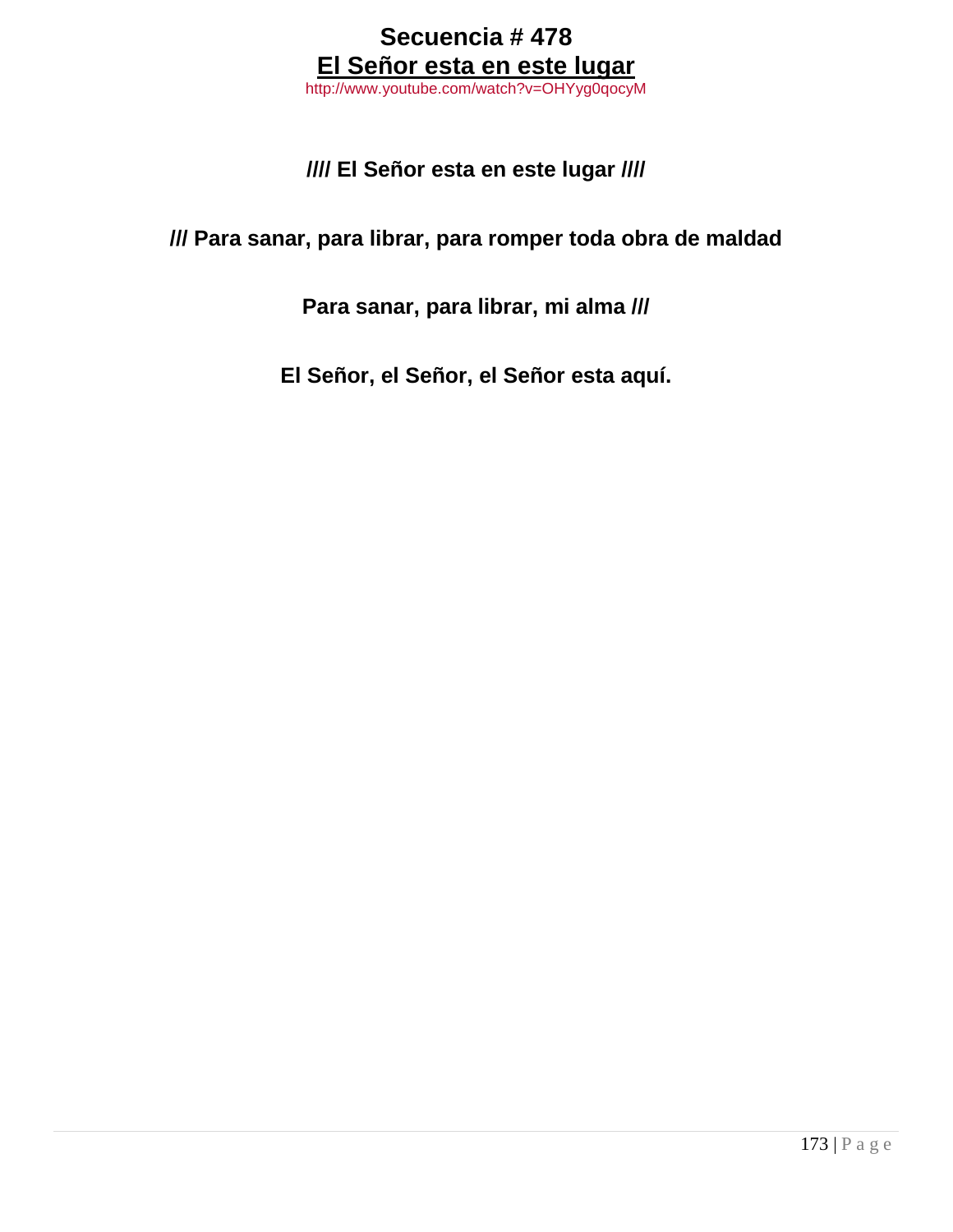# Secuencia # 478

## El Señor esta en este lugar

http://www.youtube.com/watch?v=OHYyg0qocyM

**//// El Señor esta en este lugar ////**

**/// Para sanar, para librar, para romper toda obra de maldad**

**Para sanar, para librar, mi alma ///**

**El Señor, el Señor, el Señor esta aquí.**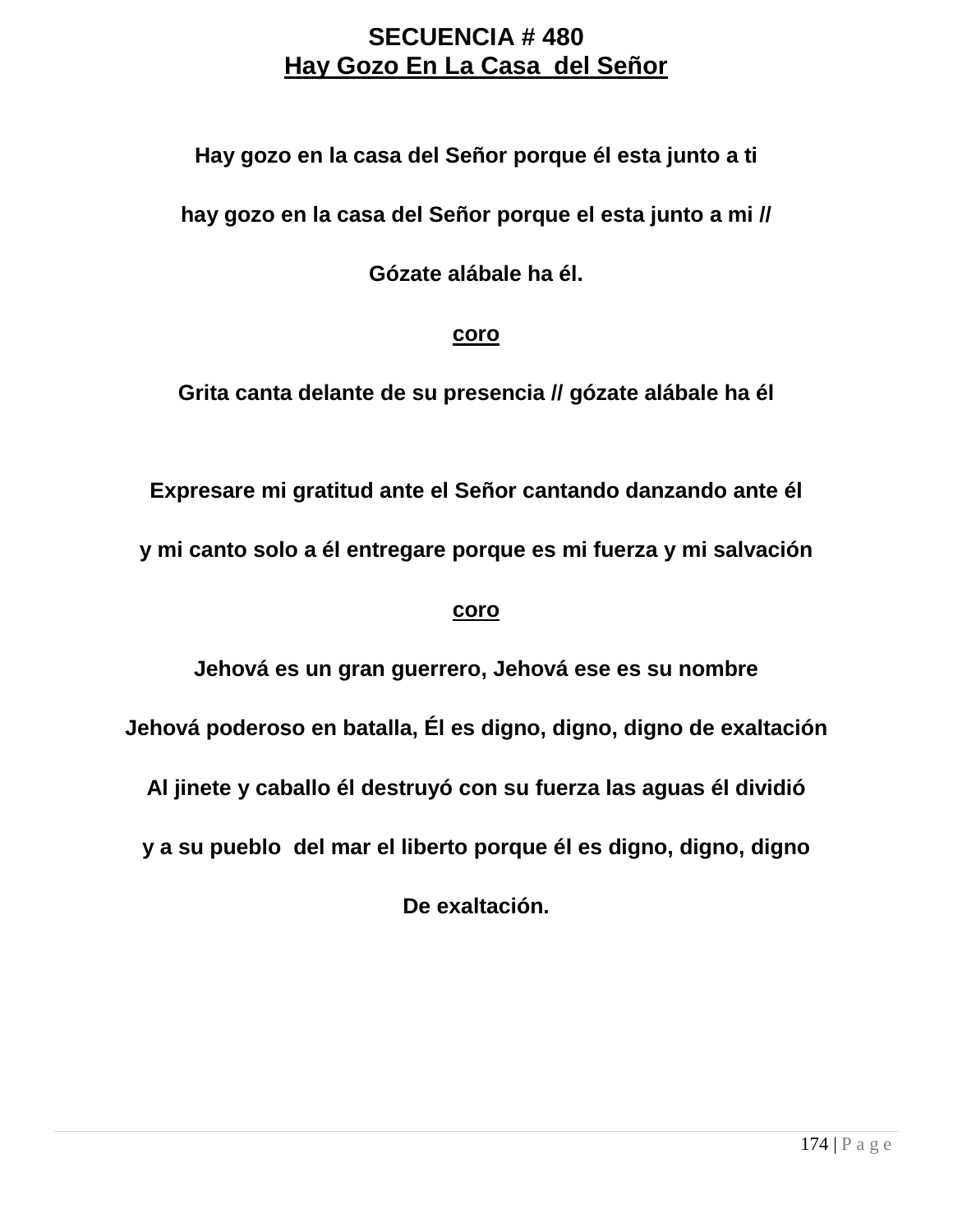# SECUENCIA # 480
## Hay Gozo En La Casa del Señor

**Hay gozo en la casa del Señor porque él esta junto a ti**

**hay gozo en la casa del Señor porque el esta junto a mi //**

**Gózate alábale ha él.**

**coro**

**Grita canta delante de su presencia // gózate alábale ha él**

**Expresare mi gratitud ante el Señor cantando danzando ante él**

**y mi canto solo a él entregare porque es mi fuerza y mi salvación**

**coro**

**Jehová es un gran guerrero, Jehová ese es su nombre**

**Jehová poderoso en batalla, Él es digno, digno, digno de exaltación**

**Al jinete y caballo él destruyó con su fuerza las aguas él dividió**

**y a su pueblo del mar el liberto porque él es digno, digno, digno**

**De exaltación.**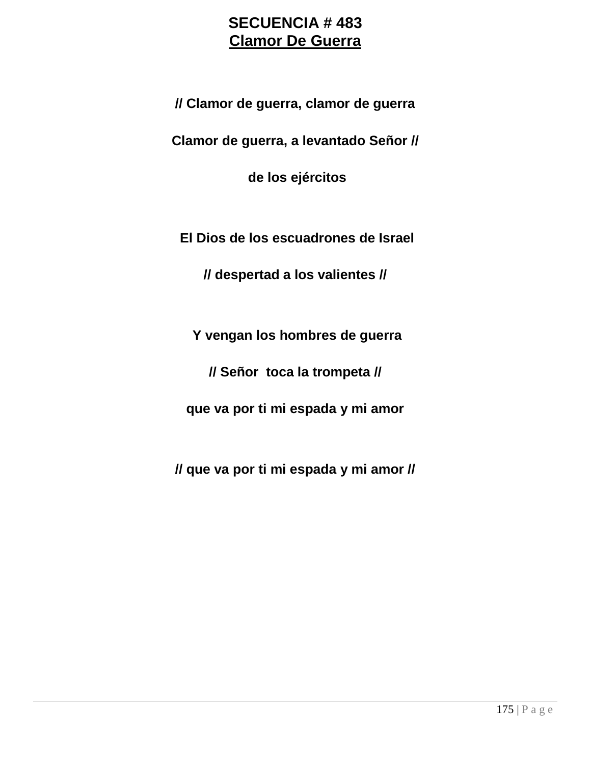**SECUENCIA # 483**

**Clamor De Guerra**

**// Clamor de guerra, clamor de guerra**

**Clamor de guerra, a levantado Señor //**

**de los ejércitos**

**El Dios de los escuadrones de Israel**

**// despertad a los valientes //**

**Y vengan los hombres de guerra**

**// Señor toca la trompeta //**

**que va por ti mi espada y mi amor**

**// que va por ti mi espada y mi amor //**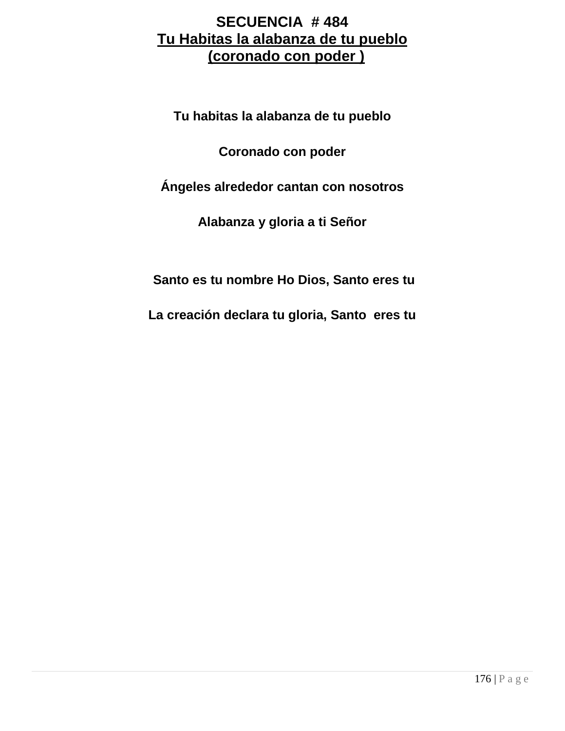# SECUENCIA # 484

## Tu Habitas la alabanza de tu pueblo (coronado con poder )

**Tu habitas la alabanza de tu pueblo**

**Coronado con poder**

**Ángeles alrededor cantan con nosotros**

**Alabanza y gloria a ti Señor**

**Santo es tu nombre Ho Dios, Santo eres tu**

**La creación declara tu gloria, Santo eres tu**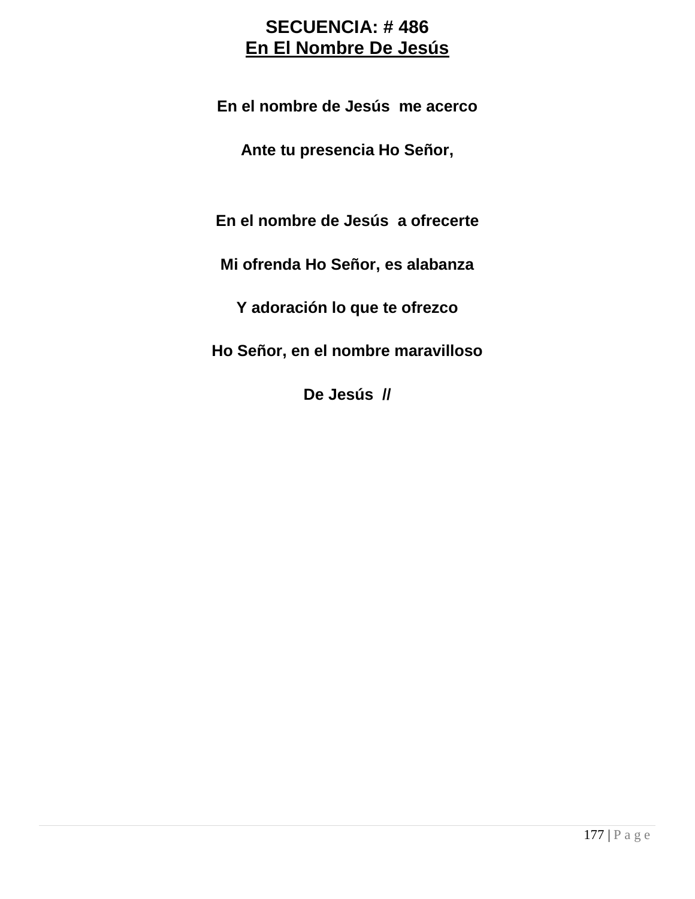# SECUENCIA: # 486

## En El Nombre De Jesús

**En el nombre de Jesús  me acerco**

**Ante tu presencia Ho Señor,**

**En el nombre de Jesús  a ofrecerte**

**Mi ofrenda Ho Señor, es alabanza**

**Y adoración lo que te ofrezco**

**Ho Señor, en el nombre maravilloso**

**De Jesús  //**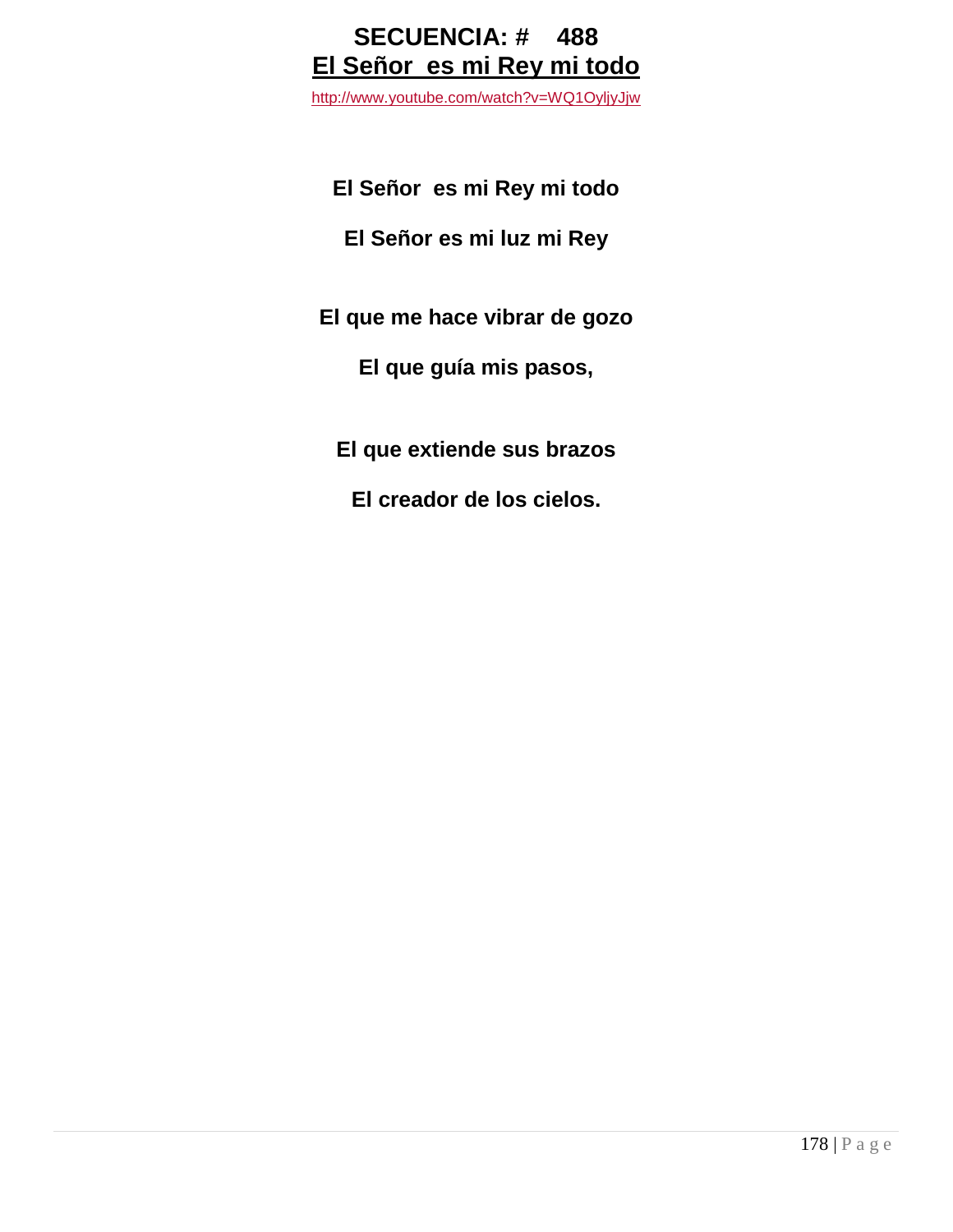# SECUENCIA: # 488

## El Señor es mi Rey mi todo

http://www.youtube.com/watch?v=WQ1OyljyJjw

**El Señor es mi Rey mi todo**

**El Señor es mi luz mi Rey**

**El que me hace vibrar de gozo**

**El que guía mis pasos,**

**El que extiende sus brazos**

**El creador de los cielos.**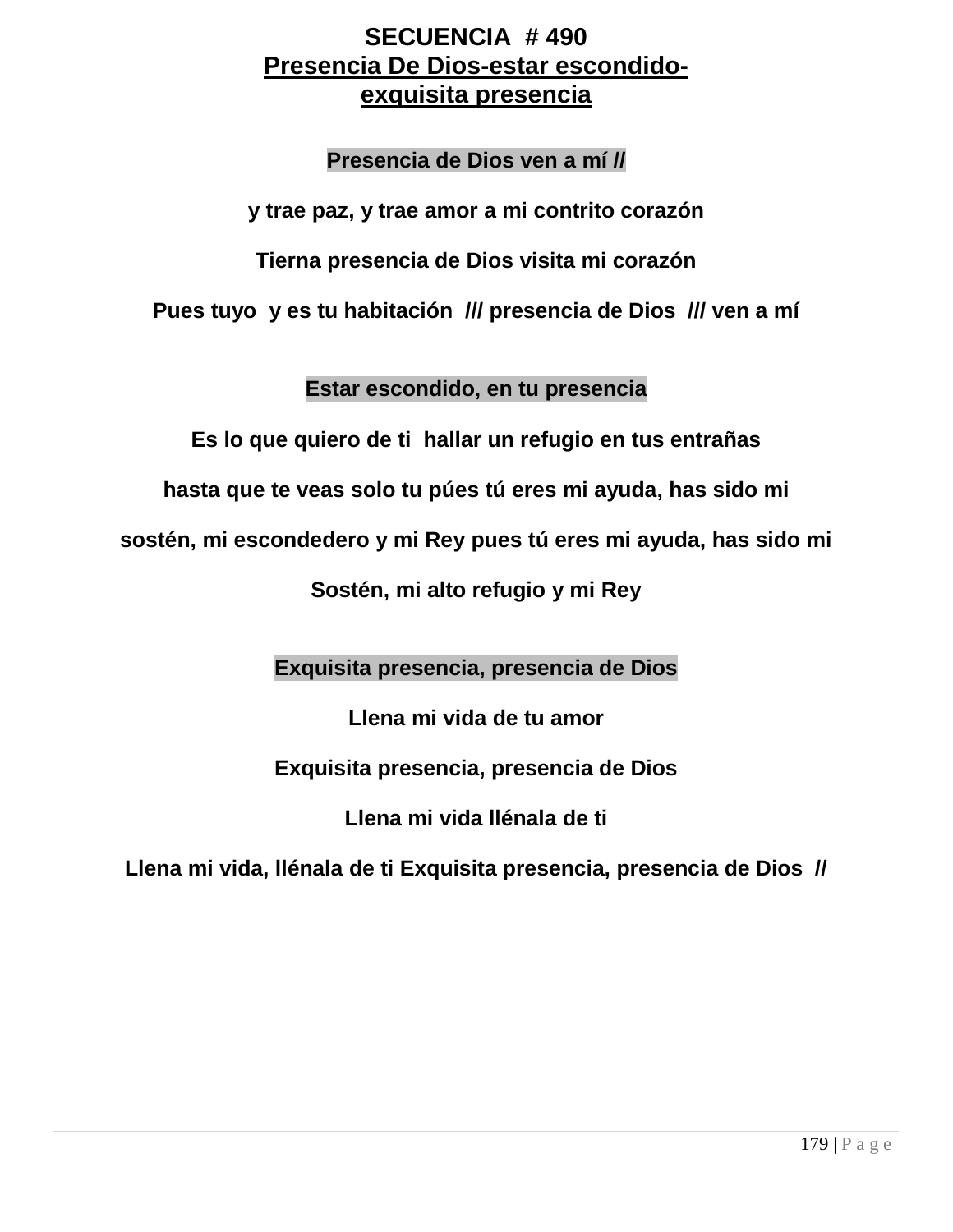# SECUENCIA # 490

## Presencia De Dios-estar escondido-exquisita presencia

**Presencia de Dios ven a mí //**

**y trae paz, y trae amor a mi contrito corazón**

**Tierna presencia de Dios visita mi corazón**

**Pues tuyo y es tu habitación /// presencia de Dios /// ven a mí**

**Estar escondido, en tu presencia**

**Es lo que quiero de ti hallar un refugio en tus entrañas**

**hasta que te veas solo tu púes tú eres mi ayuda, has sido mi**

**sostén, mi escondedero y mi Rey pues tú eres mi ayuda, has sido mi**

**Sostén, mi alto refugio y mi Rey**

**Exquisita presencia, presencia de Dios**

**Llena mi vida de tu amor**

**Exquisita presencia, presencia de Dios**

**Llena mi vida llénala de ti**

**Llena mi vida, llénala de ti Exquisita presencia, presencia de Dios //**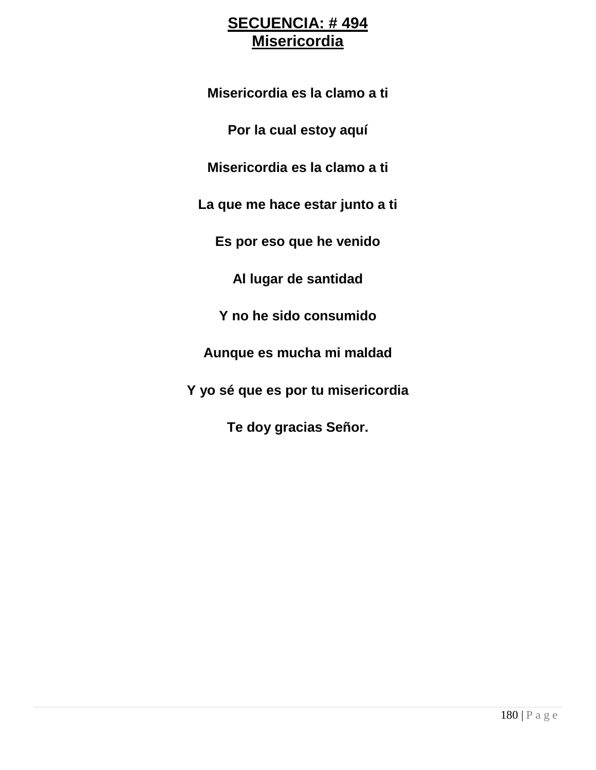# **SECUENCIA: # 494**
# **Misericordia**

**Misericordia es la clamo a ti**

**Por la cual estoy aquí**

**Misericordia es la clamo a ti**

**La que me hace estar junto a ti**

**Es por eso que he venido**

**Al lugar de santidad**

**Y no he sido consumido**

**Aunque es mucha mi maldad**

**Y yo sé que es por tu misericordia**

**Te doy gracias Señor.**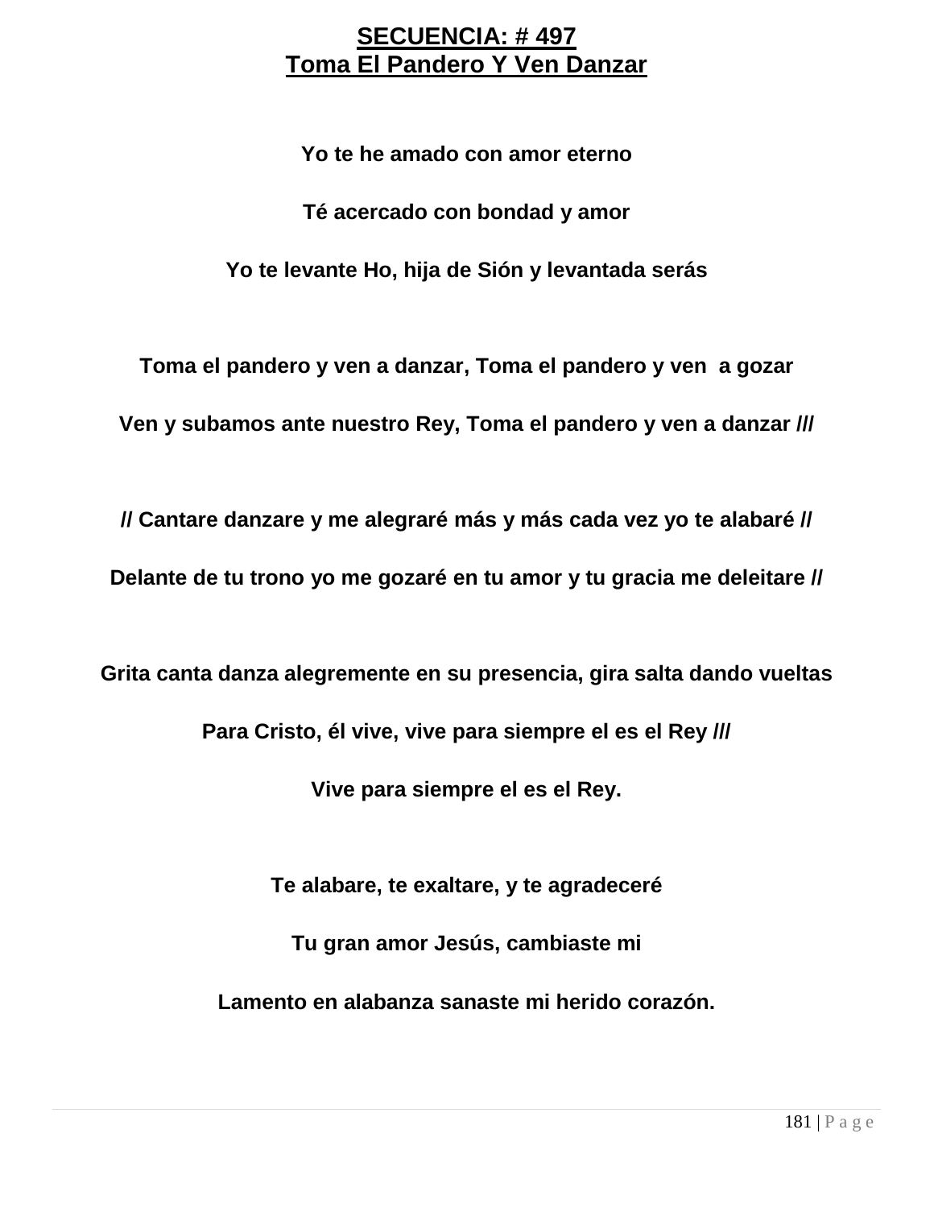# SECUENCIA: # 497
## Toma El Pandero Y Ven Danzar

**Yo te he amado con amor eterno**

**Té acercado con bondad y amor**

**Yo te levante Ho, hija de Sión y levantada serás**

**Toma el pandero y ven a danzar, Toma el pandero y ven a gozar**

**Ven y subamos ante nuestro Rey, Toma el pandero y ven a danzar ///**

**// Cantare danzare y me alegraré más y más cada vez yo te alabaré //**

**Delante de tu trono yo me gozaré en tu amor y tu gracia me deleitare //**

**Grita canta danza alegremente en su presencia, gira salta dando vueltas**

**Para Cristo, él vive, vive para siempre el es el Rey ///**

**Vive para siempre el es el Rey.**

**Te alabare, te exaltare, y te agradeceré**

**Tu gran amor Jesús, cambiaste mi**

**Lamento en alabanza sanaste mi herido corazón.**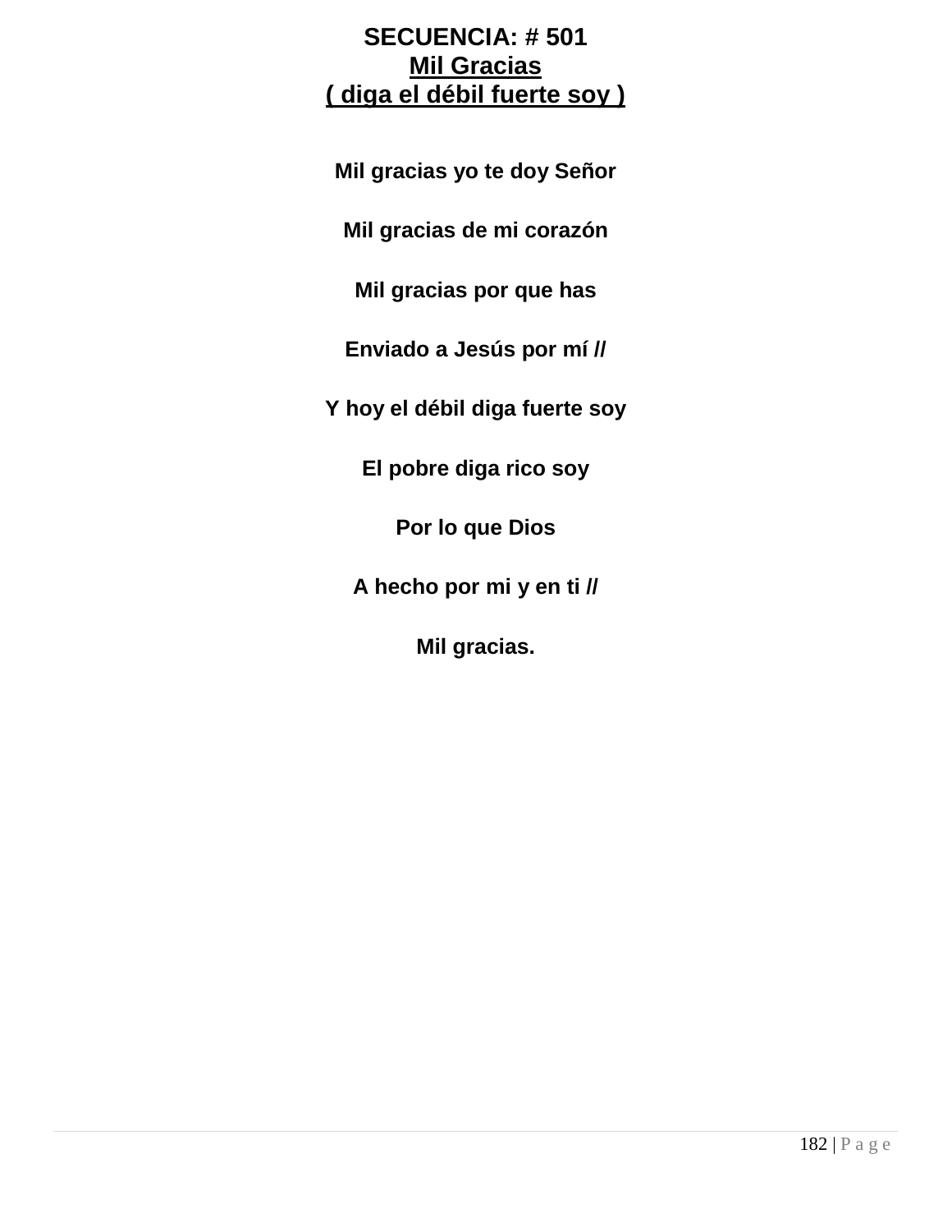# SECUENCIA: # 501

## Mil Gracias

## ( diga el débil fuerte soy )

**Mil gracias yo te doy Señor**

**Mil gracias de mi corazón**

**Mil gracias por que has**

**Enviado a Jesús por mí //**

**Y hoy el débil diga fuerte soy**

**El pobre diga rico soy**

**Por lo que Dios**

**A hecho por mi y en ti //**

**Mil gracias.**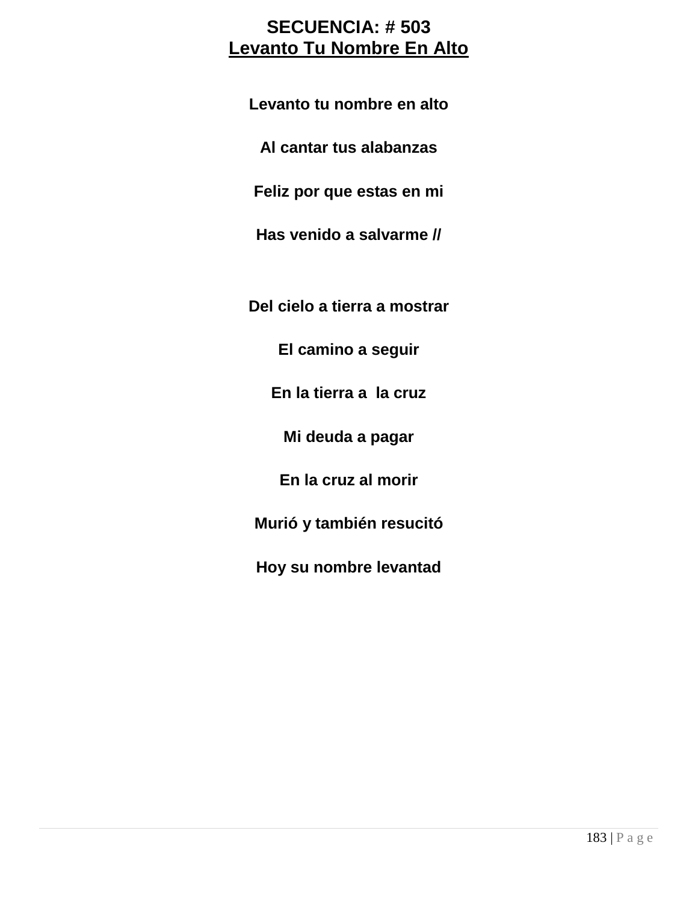**SECUENCIA: # 503**

**Levanto Tu Nombre En Alto**

**Levanto tu nombre en alto**

**Al cantar tus alabanzas**

**Feliz por que estas en mi**

**Has venido a salvarme //**

**Del cielo a tierra a mostrar**

**El camino a seguir**

**En la tierra a la cruz**

**Mi deuda a pagar**

**En la cruz al morir**

**Murió y también resucitó**

**Hoy su nombre levantad**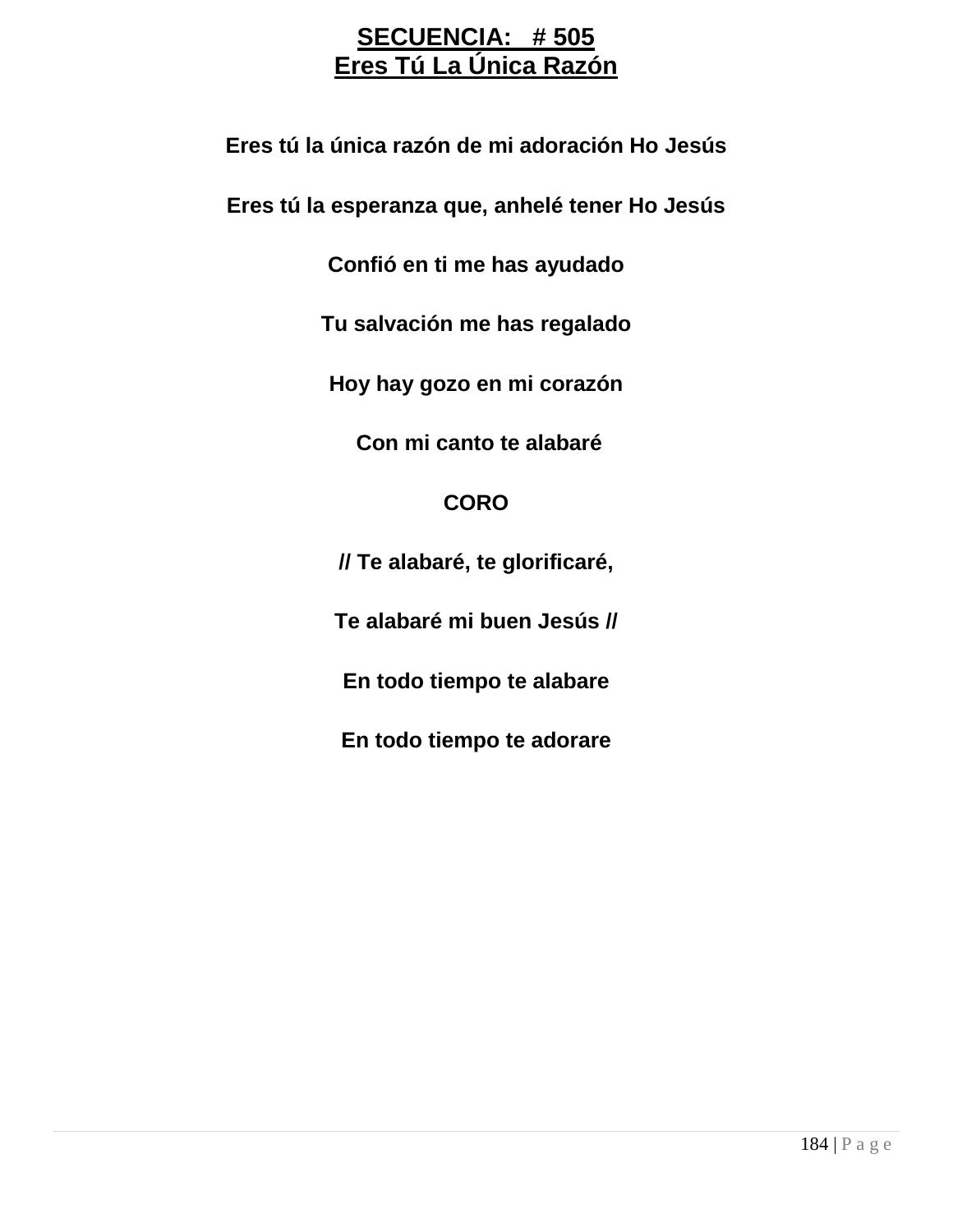# SECUENCIA: # 505
# Eres Tú La Única Razón

**Eres tú la única razón de mi adoración Ho Jesús**

**Eres tú la esperanza que, anhelé tener Ho Jesús**

**Confió en ti me has ayudado**

**Tu salvación me has regalado**

**Hoy hay gozo en mi corazón**

**Con mi canto te alabaré**

**CORO**

**// Te alabaré, te glorificaré,**

**Te alabaré mi buen Jesús //**

**En todo tiempo te alabare**

**En todo tiempo te adorare**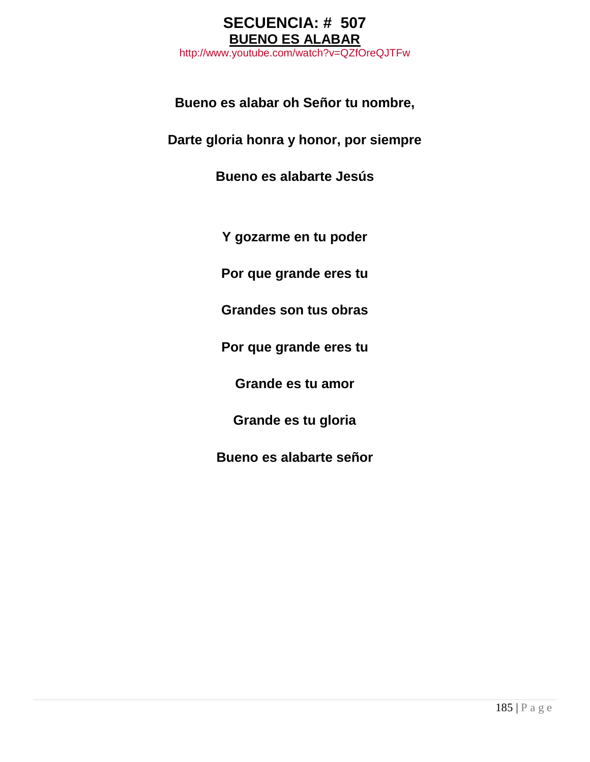# SECUENCIA: # 507

## BUENO ES ALABAR

http://www.youtube.com/watch?v=QZfOreQJTFw

**Bueno es alabar oh Señor tu nombre,**

**Darte gloria honra y honor, por siempre**

**Bueno es alabarte Jesús**

**Y gozarme en tu poder**

**Por que grande eres tu**

**Grandes son tus obras**

**Por que grande eres tu**

**Grande es tu amor**

**Grande es tu gloria**

**Bueno es alabarte señor**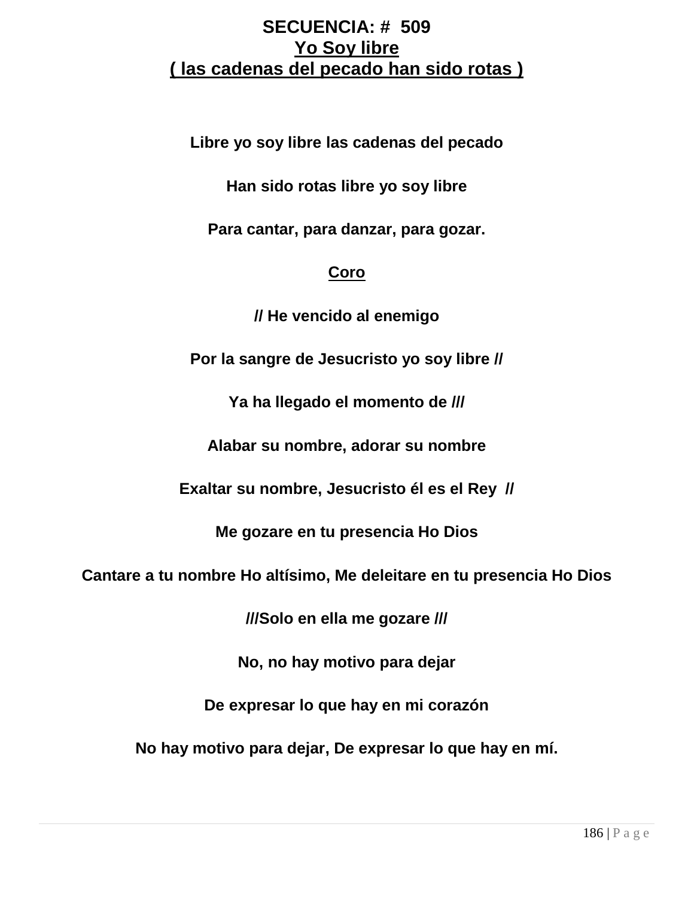**SECUENCIA: # 509**
**Yo Soy libre**
**( las cadenas del pecado han sido rotas )**

**Libre yo soy libre las cadenas del pecado**

**Han sido rotas libre yo soy libre**

**Para cantar, para danzar, para gozar.**

**Coro**

**// He vencido al enemigo**

**Por la sangre de Jesucristo yo soy libre //**

**Ya ha llegado el momento de ///**

**Alabar su nombre, adorar su nombre**

**Exaltar su nombre, Jesucristo él es el Rey //**

**Me gozare en tu presencia Ho Dios**

**Cantare a tu nombre Ho altísimo, Me deleitare en tu presencia Ho Dios**

**///Solo en ella me gozare ///**

**No, no hay motivo para dejar**

**De expresar lo que hay en mi corazón**

**No hay motivo para dejar, De expresar lo que hay en mí.**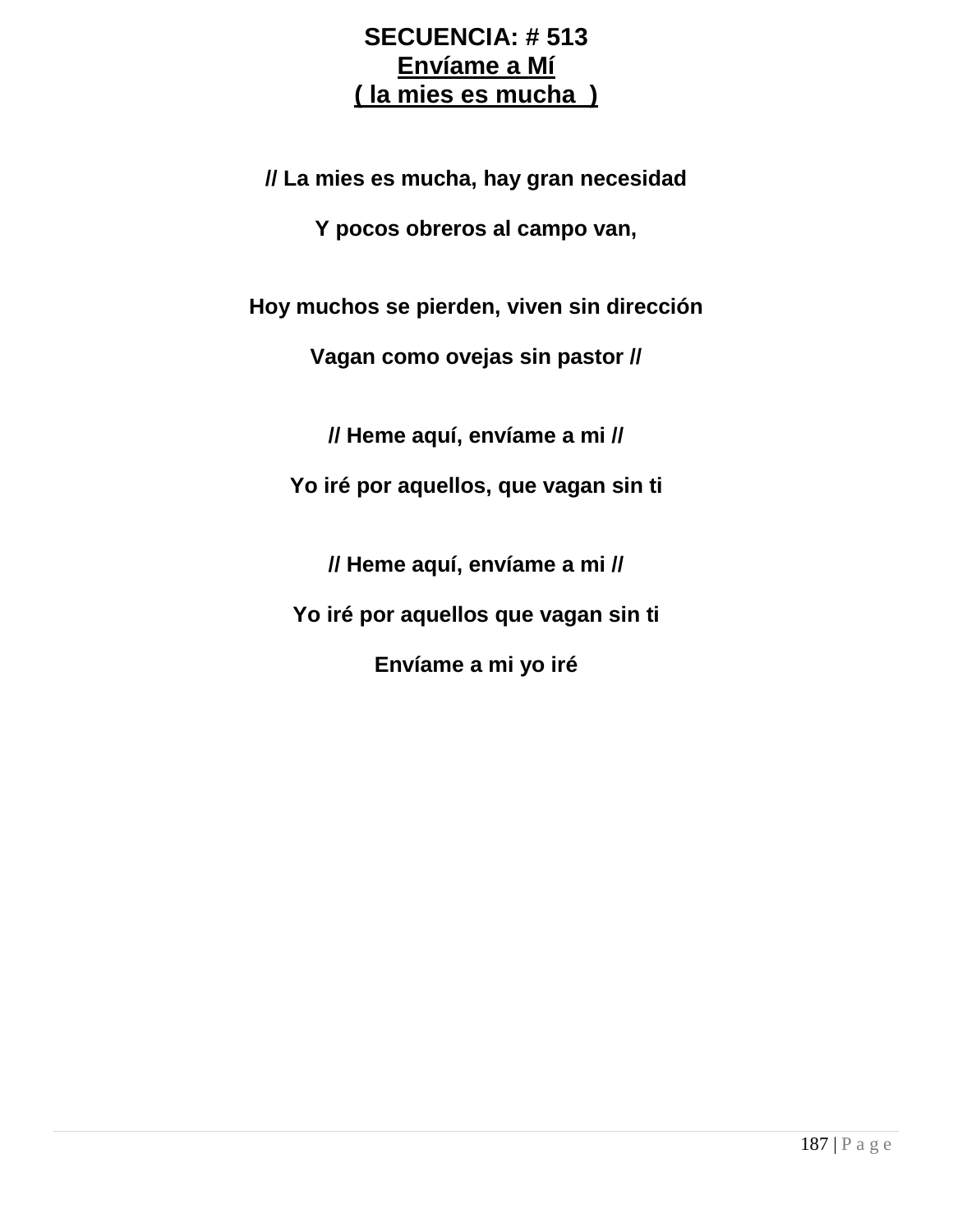**SECUENCIA: # 513**
**Envíame a Mí**
**( la mies es mucha )**

**// La mies es mucha, hay gran necesidad**

**Y pocos obreros al campo van,**

**Hoy muchos se pierden, viven sin dirección**

**Vagan como ovejas sin pastor //**

**// Heme aquí, envíame a mi //**

**Yo iré por aquellos, que vagan sin ti**

**// Heme aquí, envíame a mi //**

**Yo iré por aquellos que vagan sin ti**

**Envíame a mi yo iré**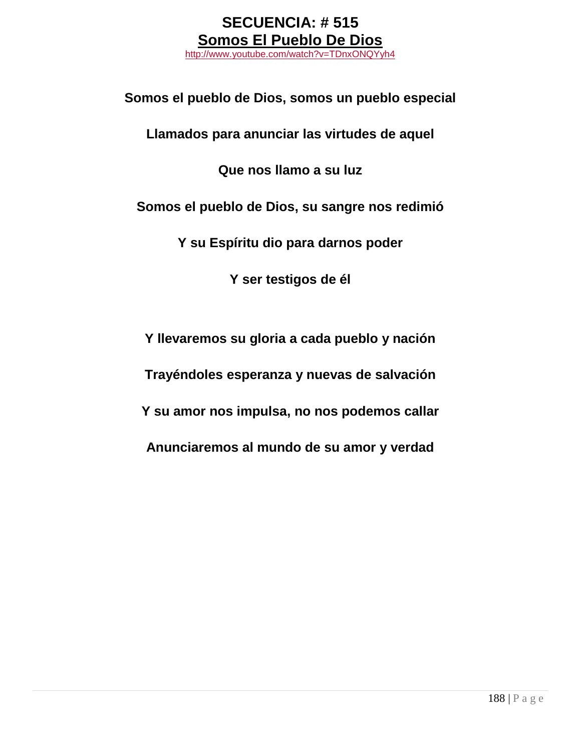# SECUENCIA: # 515

## Somos El Pueblo De Dios

http://www.youtube.com/watch?v=TDnxONQYyh4

**Somos el pueblo de Dios, somos un pueblo especial**

**Llamados para anunciar las virtudes de aquel**

**Que nos llamo a su luz**

**Somos el pueblo de Dios, su sangre nos redimió**

**Y su Espíritu dio para darnos poder**

**Y ser testigos de él**

**Y llevaremos su gloria a cada pueblo y nación**

**Trayéndoles esperanza y nuevas de salvación**

**Y su amor nos impulsa, no nos podemos callar**

**Anunciaremos al mundo de su amor y verdad**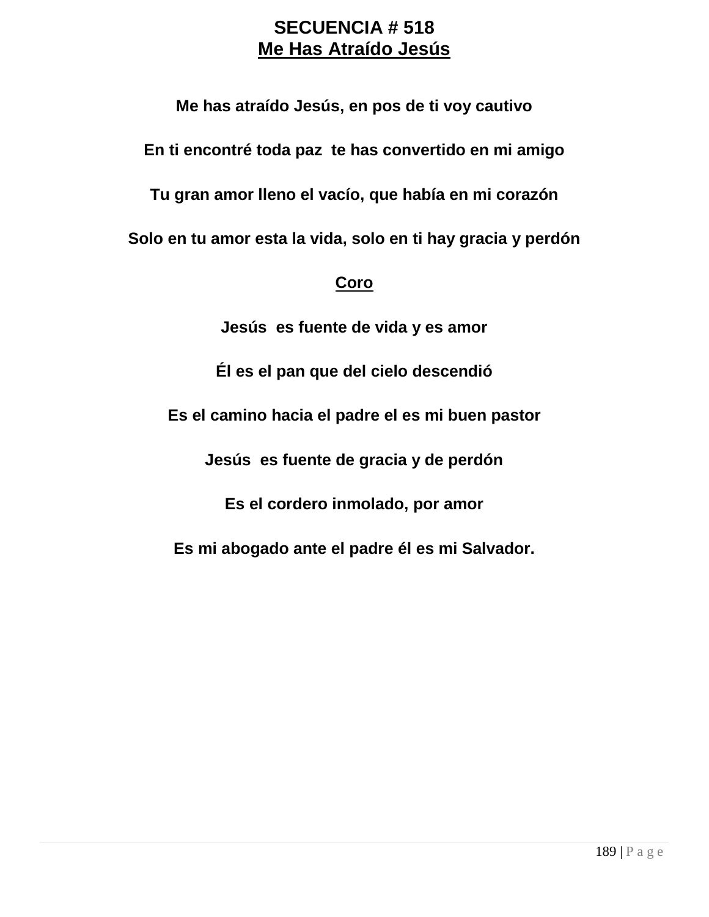# SECUENCIA # 518

## Me Has Atraído Jesús

**Me has atraído Jesús, en pos de ti voy cautivo**

**En ti encontré toda paz te has convertido en mi amigo**

**Tu gran amor lleno el vacío, que había en mi corazón**

**Solo en tu amor esta la vida, solo en ti hay gracia y perdón**

**Coro**

**Jesús es fuente de vida y es amor**

**Él es el pan que del cielo descendió**

**Es el camino hacia el padre el es mi buen pastor**

**Jesús es fuente de gracia y de perdón**

**Es el cordero inmolado, por amor**

**Es mi abogado ante el padre él es mi Salvador.**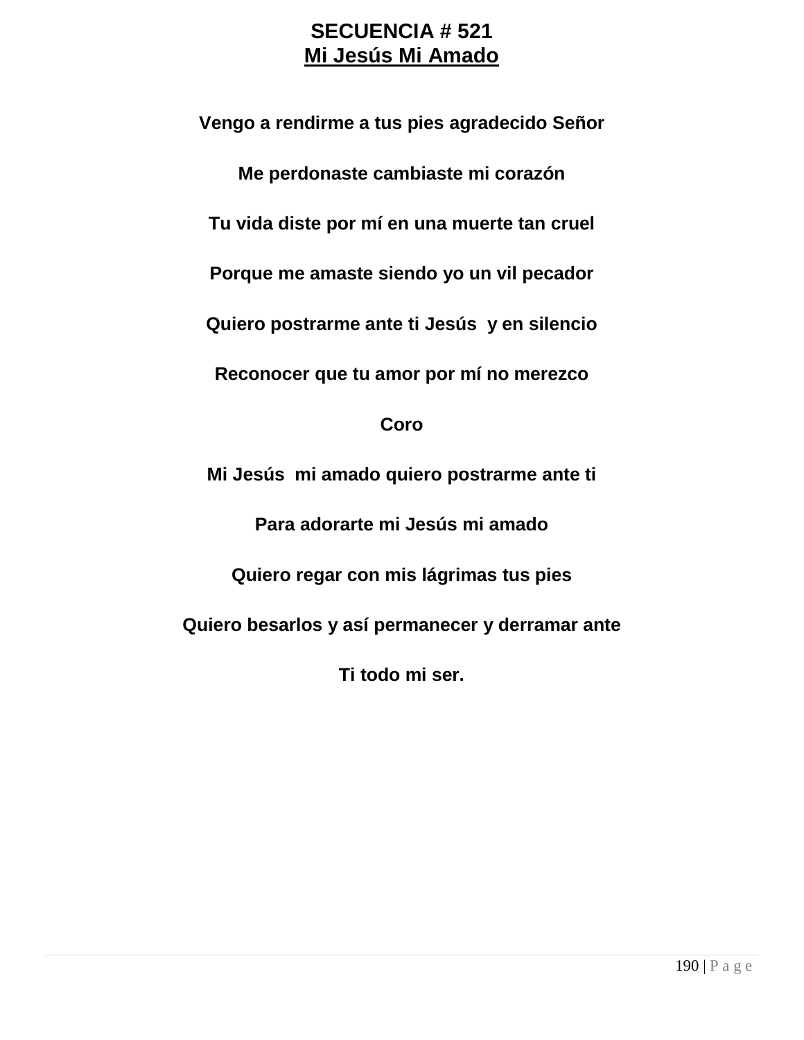# SECUENCIA # 521

## Mi Jesús Mi Amado

**Vengo a rendirme a tus pies agradecido Señor**

**Me perdonaste cambiaste mi corazón**

**Tu vida diste por mí en una muerte tan cruel**

**Porque me amaste siendo yo un vil pecador**

**Quiero postrarme ante ti Jesús y en silencio**

**Reconocer que tu amor por mí no merezco**

**Coro**

**Mi Jesús mi amado quiero postrarme ante ti**

**Para adorarte mi Jesús mi amado**

**Quiero regar con mis lágrimas tus pies**

**Quiero besarlos y así permanecer y derramar ante**

**Ti todo mi ser.**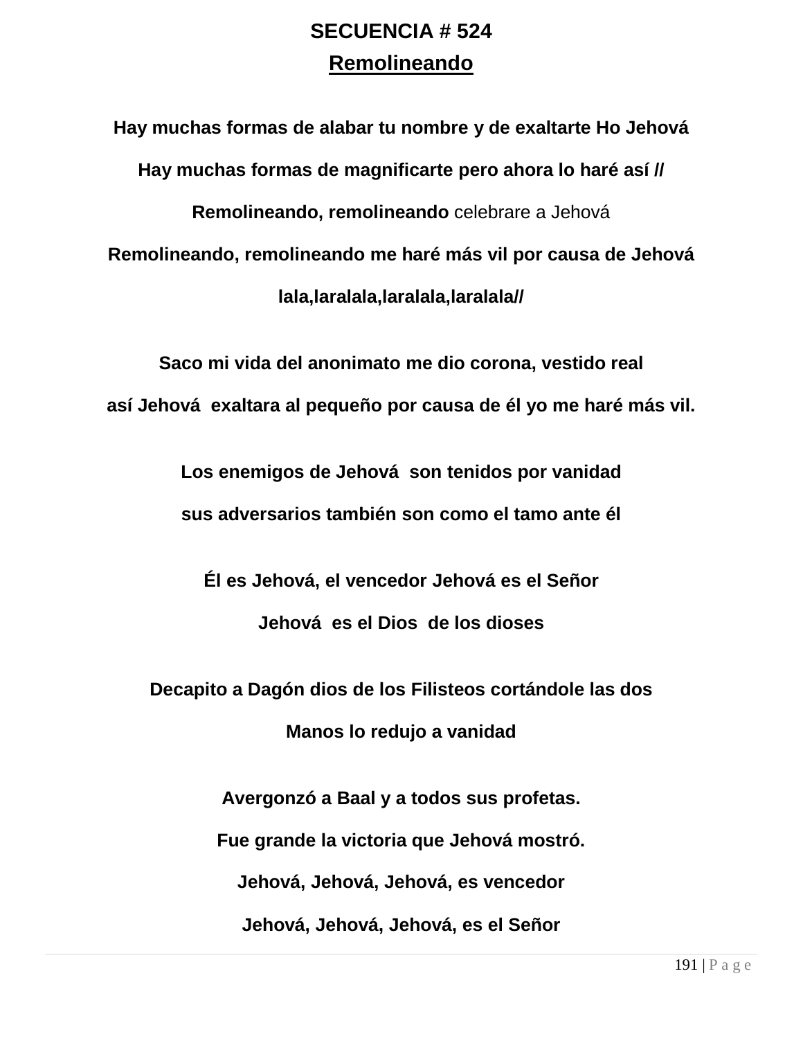**SECUENCIA # 524**

**Remolineando**

**Hay muchas formas de alabar tu nombre y de exaltarte Ho Jehová**

**Hay muchas formas de magnificarte pero ahora lo haré así //**

**Remolineando, remolineando** celebrare a Jehová

**Remolineando, remolineando me haré más vil por causa de Jehová**

**lala,laralala,laralala,laralala//**

**Saco mi vida del anonimato me dio corona, vestido real**

**así Jehová exaltara al pequeño por causa de él yo me haré más vil.**

**Los enemigos de Jehová son tenidos por vanidad**

**sus adversarios también son como el tamo ante él**

**Él es Jehová, el vencedor Jehová es el Señor**

**Jehová es el Dios de los dioses**

**Decapito a Dagón dios de los Filisteos cortándole las dos**

**Manos lo redujo a vanidad**

**Avergonzó a Baal y a todos sus profetas.**

**Fue grande la victoria que Jehová mostró.**

**Jehová, Jehová, Jehová, es vencedor**

**Jehová, Jehová, Jehová, es el Señor**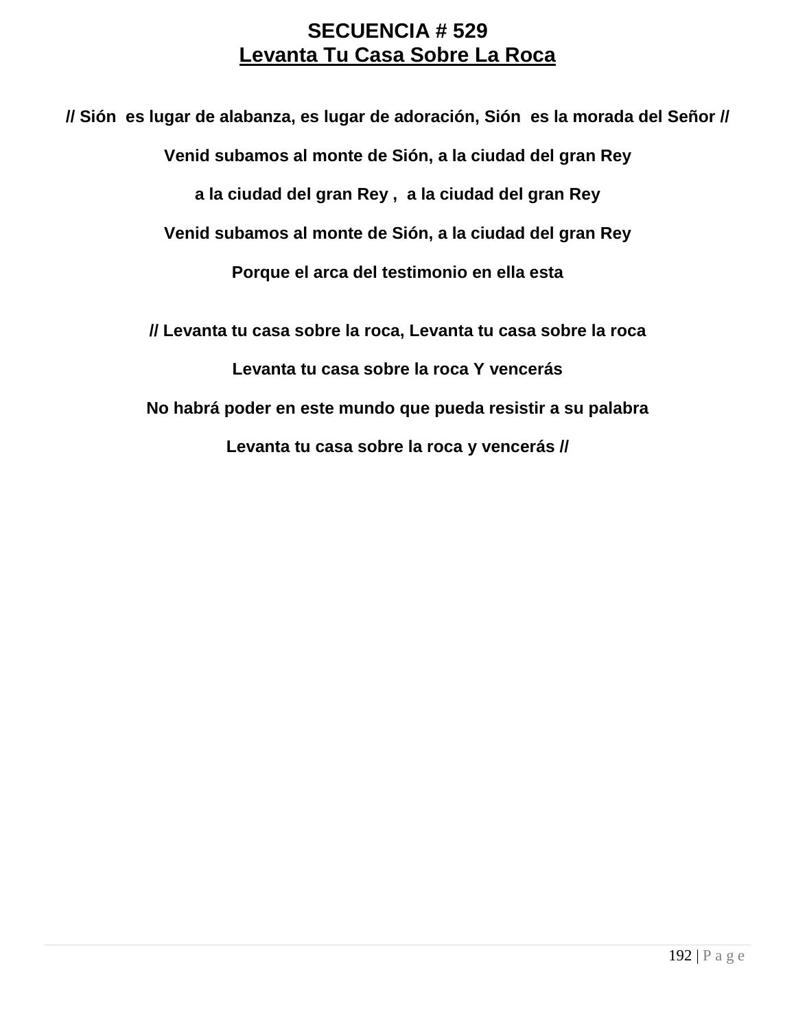# SECUENCIA # 529

## Levanta Tu Casa Sobre La Roca

**// Sión es lugar de alabanza, es lugar de adoración, Sión es la morada del Señor //**

**Venid subamos al monte de Sión, a la ciudad del gran Rey**

**a la ciudad del gran Rey , a la ciudad del gran Rey**

**Venid subamos al monte de Sión, a la ciudad del gran Rey**

**Porque el arca del testimonio en ella esta**

**// Levanta tu casa sobre la roca, Levanta tu casa sobre la roca**

**Levanta tu casa sobre la roca Y vencerás**

**No habrá poder en este mundo que pueda resistir a su palabra**

**Levanta tu casa sobre la roca y vencerás //**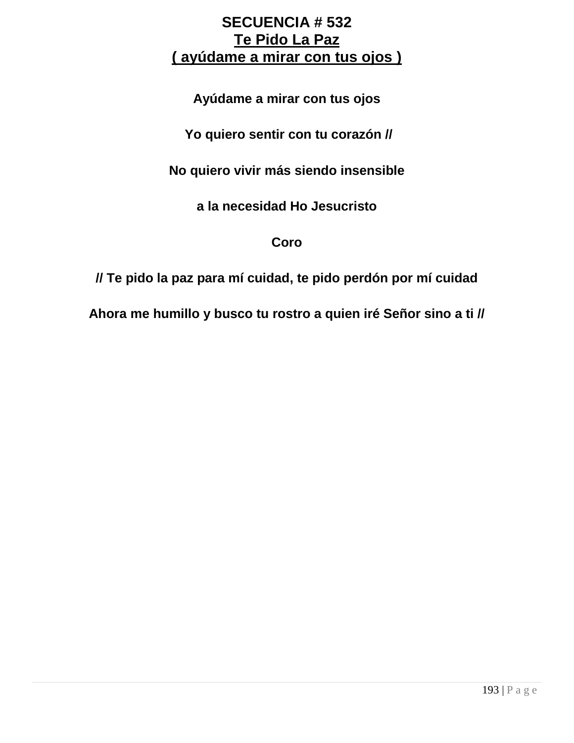# SECUENCIA # 532

## Te Pido La Paz

## ( ayúdame a mirar con tus ojos )

**Ayúdame a mirar con tus ojos**

**Yo quiero sentir con tu corazón //**

**No quiero vivir más siendo insensible**

**a la necesidad Ho Jesucristo**

**Coro**

**// Te pido la paz para mí cuidad, te pido perdón por mí cuidad**

**Ahora me humillo y busco tu rostro a quien iré Señor sino a ti //**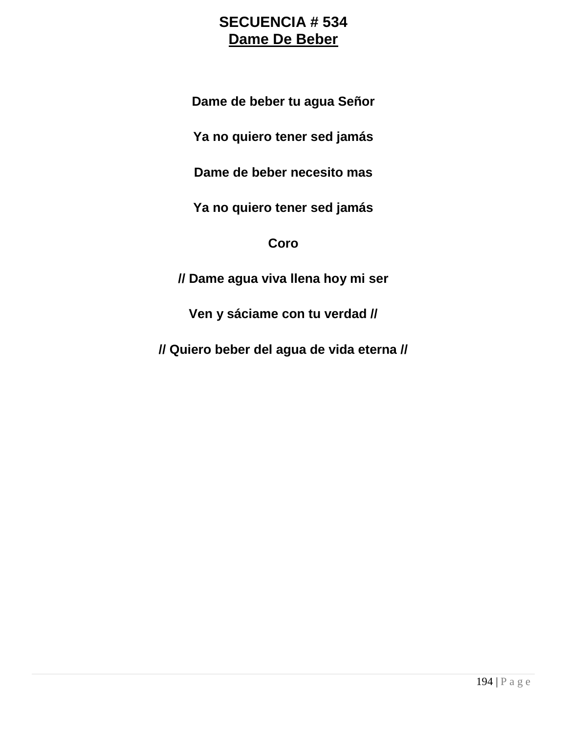# SECUENCIA # 534

## Dame De Beber

**Dame de beber tu agua Señor**

**Ya no quiero tener sed jamás**

**Dame de beber necesito mas**

**Ya no quiero tener sed jamás**

**Coro**

**// Dame agua viva llena hoy mi ser**

**Ven y sáciame con tu verdad //**

**// Quiero beber del agua de vida eterna //**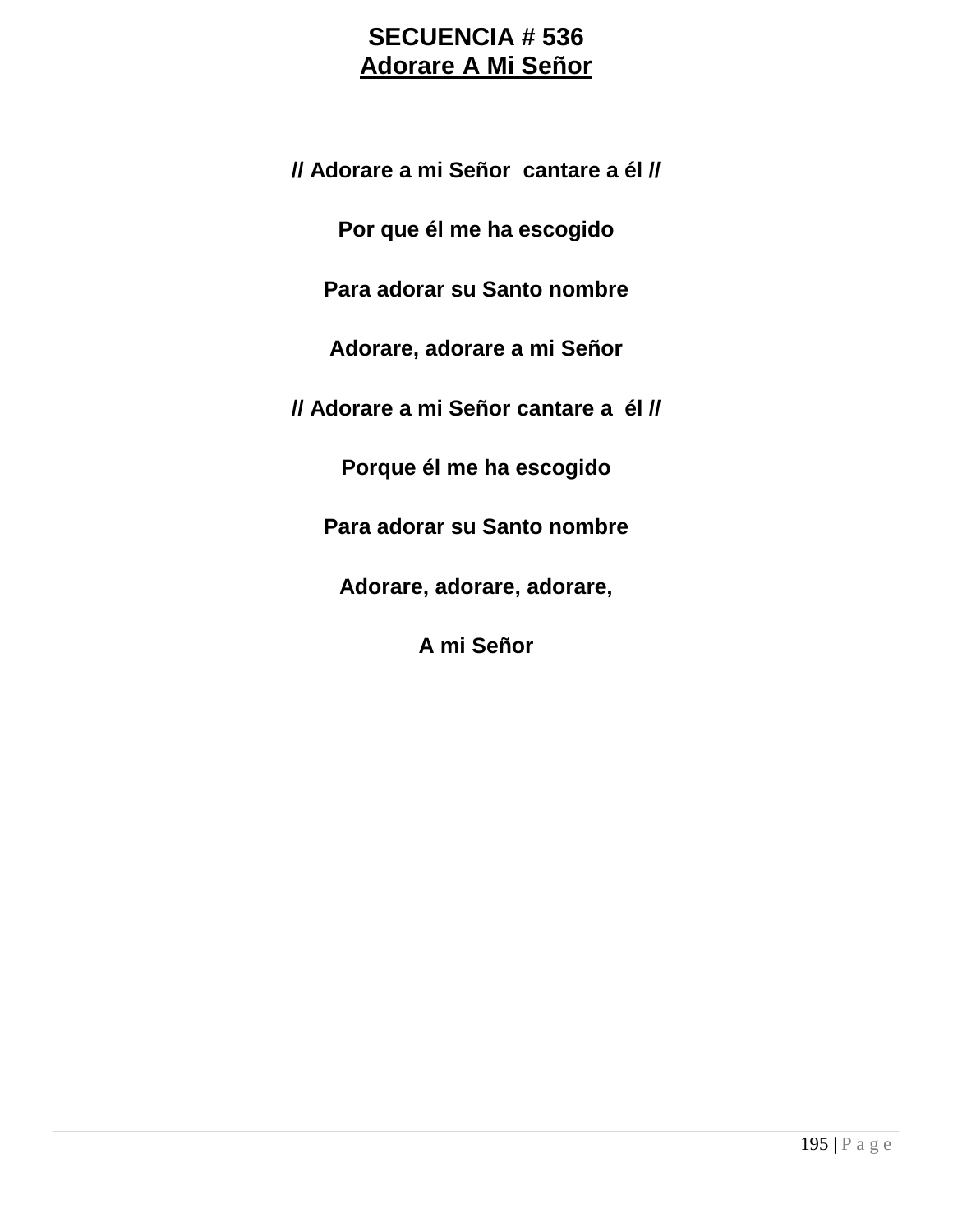# SECUENCIA # 536
## Adorare A Mi Señor

**// Adorare a mi Señor cantare a él //**

**Por que él me ha escogido**

**Para adorar su Santo nombre**

**Adorare, adorare a mi Señor**

**// Adorare a mi Señor cantare a él //**

**Porque él me ha escogido**

**Para adorar su Santo nombre**

**Adorare, adorare, adorare,**

**A mi Señor**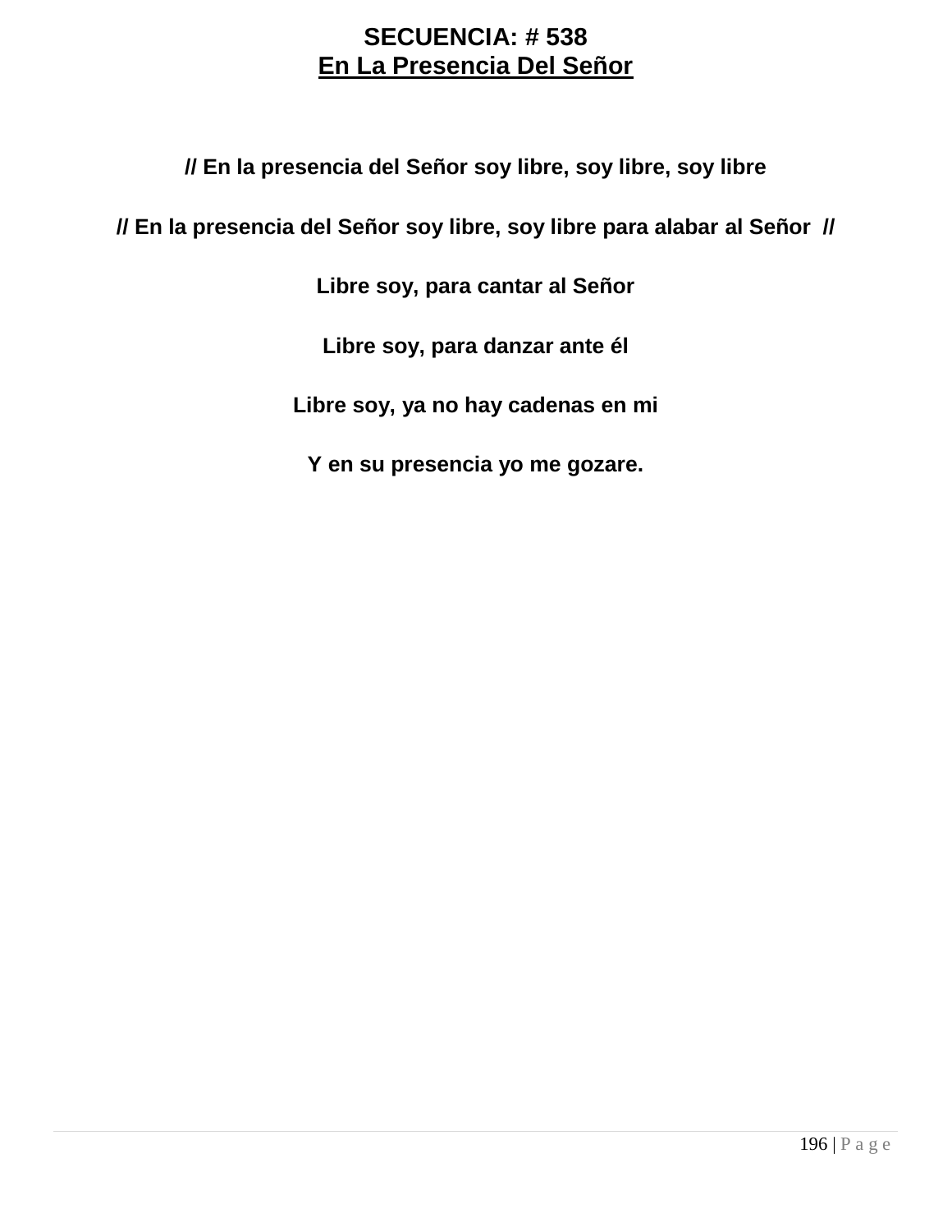**SECUENCIA: # 538**
**En La Presencia Del Señor**

**// En la presencia del Señor soy libre, soy libre, soy libre**

**// En la presencia del Señor soy libre, soy libre para alabar al Señor //**

**Libre soy, para cantar al Señor**

**Libre soy, para danzar ante él**

**Libre soy, ya no hay cadenas en mi**

**Y en su presencia yo me gozare.**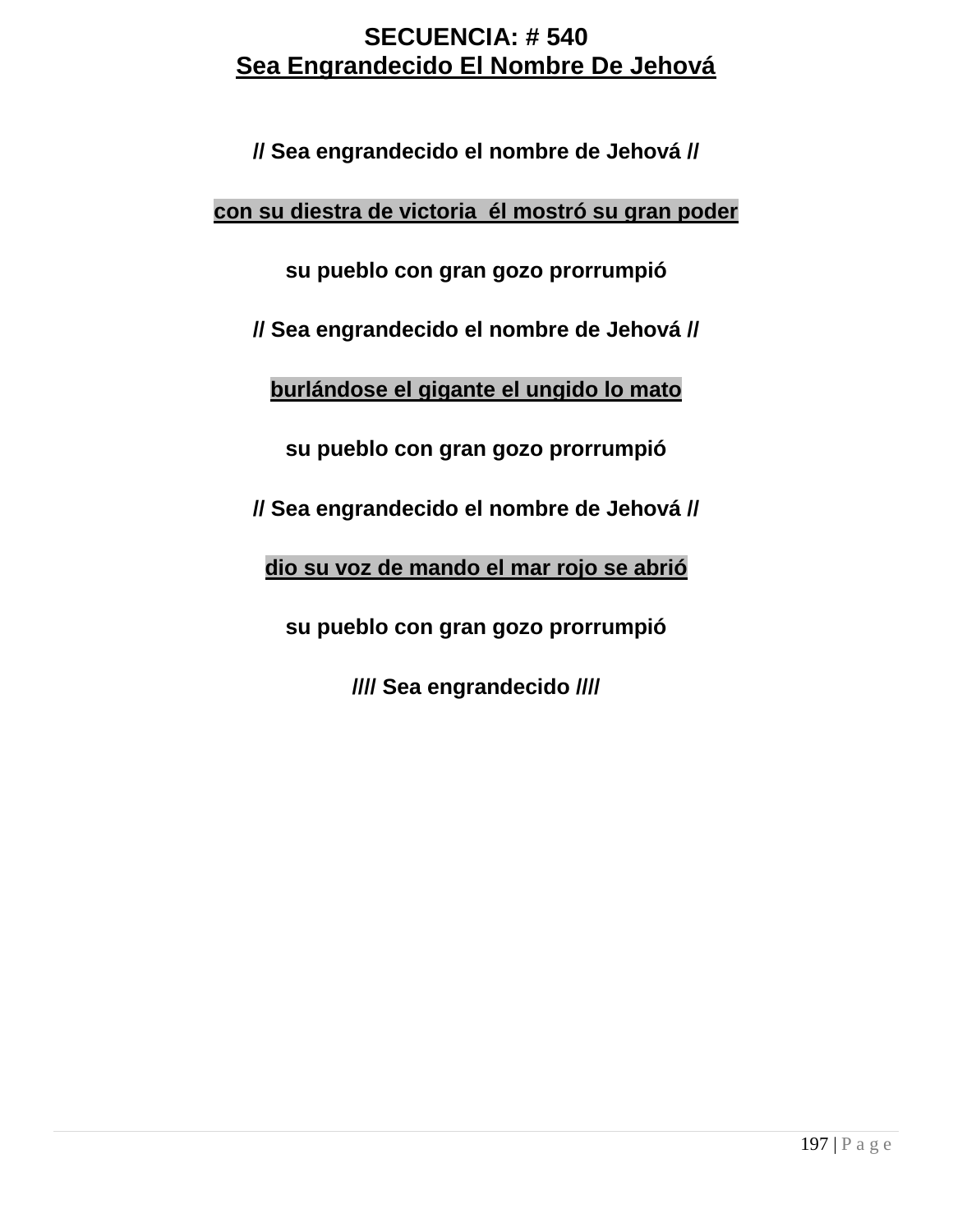# SECUENCIA: # 540
## Sea Engrandecido El Nombre De Jehová

**// Sea engrandecido el nombre de Jehová //**

**con su diestra de victoria  él mostró su gran poder**

**su pueblo con gran gozo prorrumpió**

**// Sea engrandecido el nombre de Jehová //**

**burlándose el gigante el ungido lo mato**

**su pueblo con gran gozo prorrumpió**

**// Sea engrandecido el nombre de Jehová //**

**dio su voz de mando el mar rojo se abrió**

**su pueblo con gran gozo prorrumpió**

**//// Sea engrandecido ////**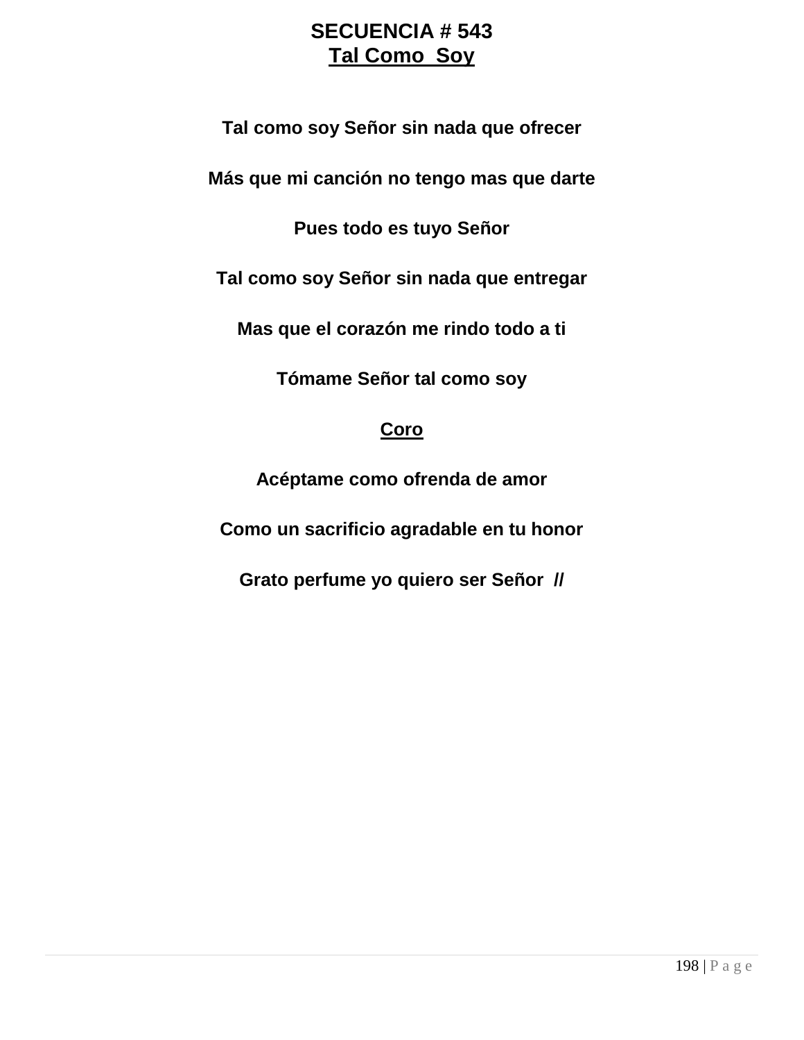# SECUENCIA # 543

## Tal Como Soy

**Tal como soy Señor sin nada que ofrecer**

**Más que mi canción no tengo mas que darte**

**Pues todo es tuyo Señor**

**Tal como soy Señor sin nada que entregar**

**Mas que el corazón me rindo todo a ti**

**Tómame Señor tal como soy**

**Coro**

**Acéptame como ofrenda de amor**

**Como un sacrificio agradable en tu honor**

**Grato perfume yo quiero ser Señor //**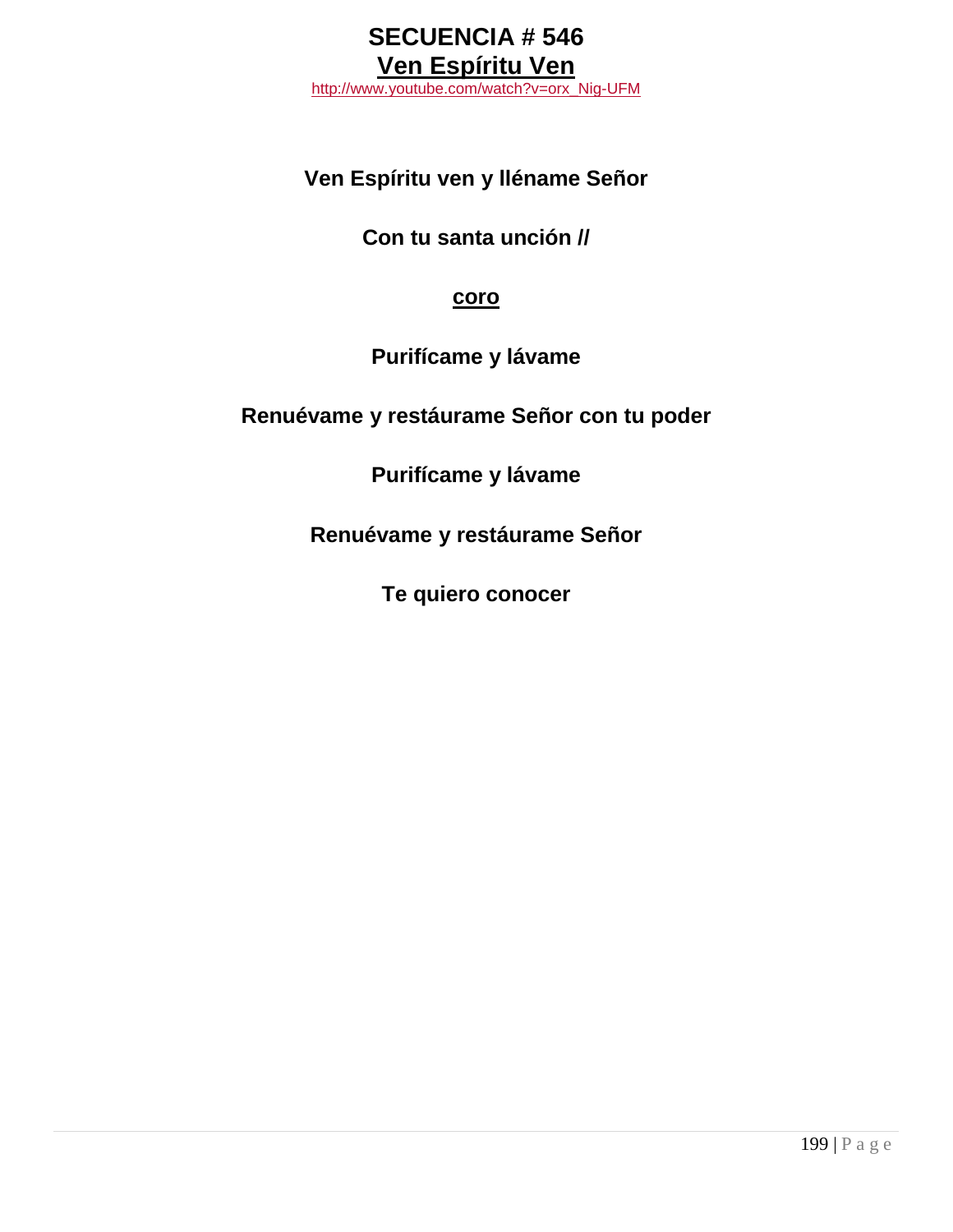# SECUENCIA # 546

## Ven Espíritu Ven

http://www.youtube.com/watch?v=orx_Nig-UFM

**Ven Espíritu ven y lléname Señor**

**Con tu santa unción //**

**coro**

**Purifícame y lávame**

**Renuévame y restáurame Señor con tu poder**

**Purifícame y lávame**

**Renuévame y restáurame Señor**

**Te quiero conocer**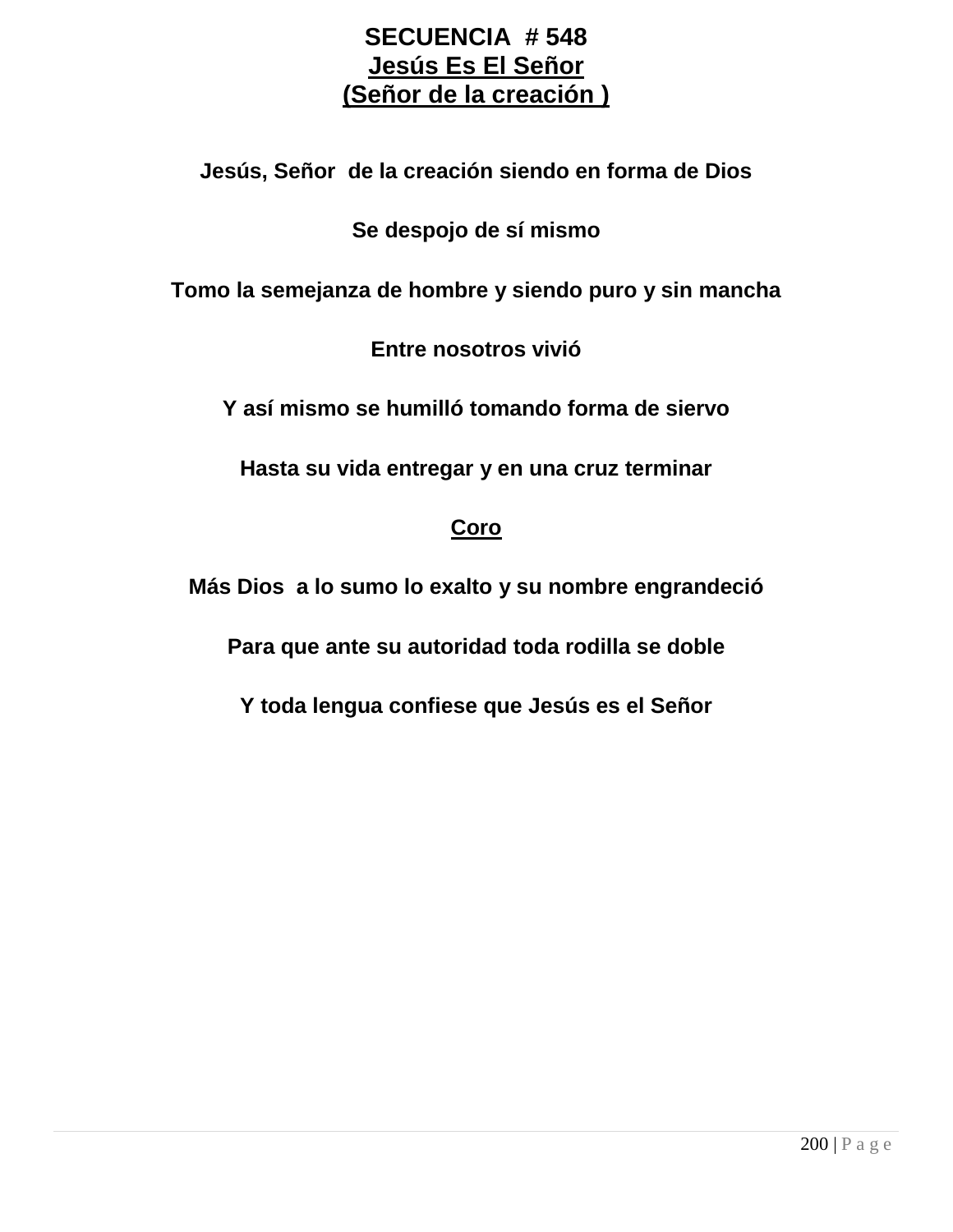# SECUENCIA # 548
## Jesús Es El Señor
## (Señor de la creación )

**Jesús, Señor de la creación siendo en forma de Dios**

**Se despojo de sí mismo**

**Tomo la semejanza de hombre y siendo puro y sin mancha**

**Entre nosotros vivió**

**Y así mismo se humilló tomando forma de siervo**

**Hasta su vida entregar y en una cruz terminar**

**Coro**

**Más Dios a lo sumo lo exalto y su nombre engrandeció**

**Para que ante su autoridad toda rodilla se doble**

**Y toda lengua confiese que Jesús es el Señor**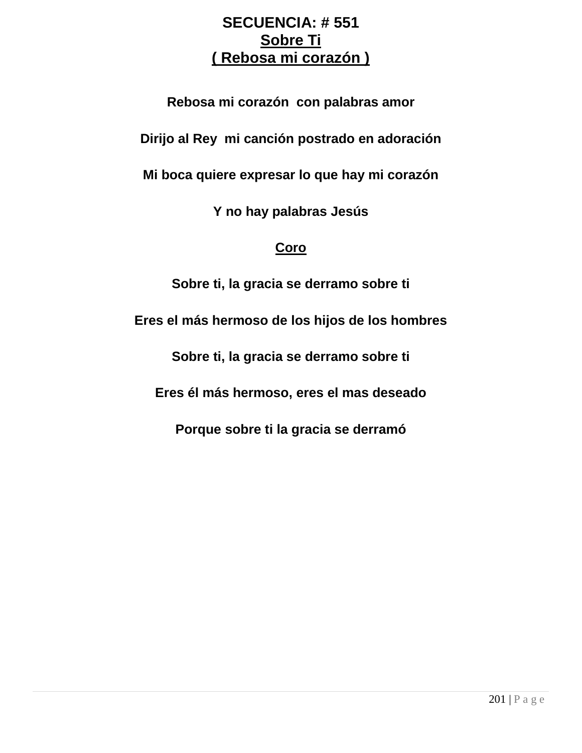# SECUENCIA: # 551

## Sobre Ti

## ( Rebosa mi corazón )

**Rebosa mi corazón  con palabras amor**

**Dirijo al Rey  mi canción postrado en adoración**

**Mi boca quiere expresar lo que hay mi corazón**

**Y no hay palabras Jesús**

**Coro**

**Sobre ti, la gracia se derramo sobre ti**

**Eres el más hermoso de los hijos de los hombres**

**Sobre ti, la gracia se derramo sobre ti**

**Eres él más hermoso, eres el mas deseado**

**Porque sobre ti la gracia se derramó**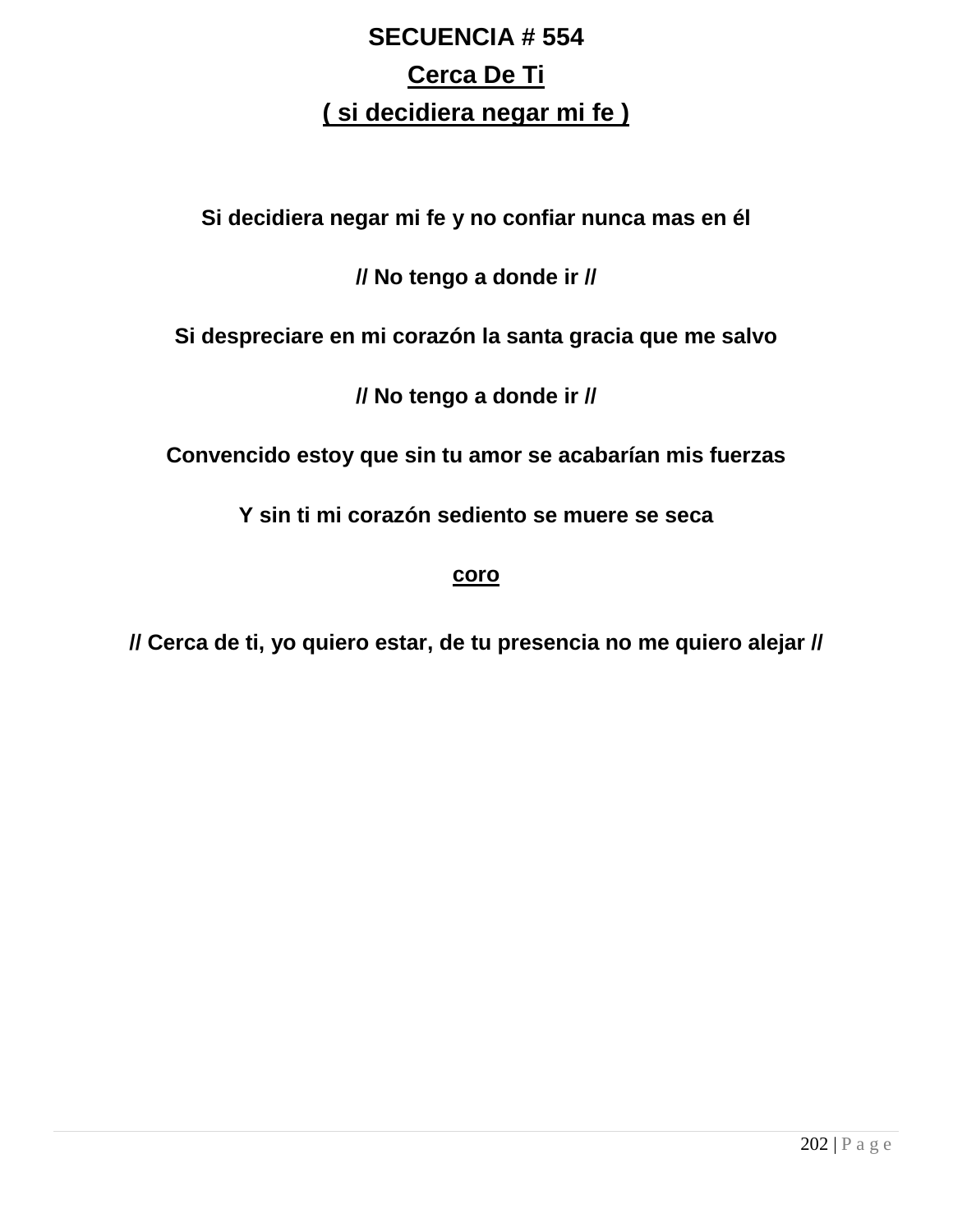# SECUENCIA # 554

## Cerca De Ti

## ( si decidiera negar mi fe )

**Si decidiera negar mi fe y no confiar nunca mas en él**

**// No tengo a donde ir //**

**Si despreciare en mi corazón la santa gracia que me salvo**

**// No tengo a donde ir //**

**Convencido estoy que sin tu amor se acabarían mis fuerzas**

**Y sin ti mi corazón sediento se muere se seca**

**coro**

**// Cerca de ti, yo quiero estar, de tu presencia no me quiero alejar //**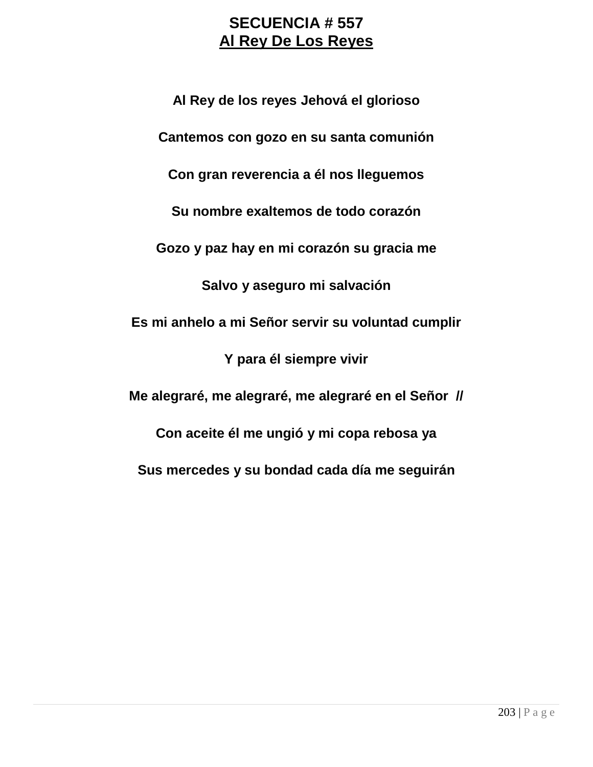# SECUENCIA # 557

## Al Rey De Los Reyes

**Al Rey de los reyes Jehová el glorioso**

**Cantemos con gozo en su santa comunión**

**Con gran reverencia a él nos lleguemos**

**Su nombre exaltemos de todo corazón**

**Gozo y paz hay en mi corazón su gracia me**

**Salvo y aseguro mi salvación**

**Es mi anhelo a mi Señor servir su voluntad cumplir**

**Y para él siempre vivir**

**Me alegraré, me alegraré, me alegraré en el Señor //**

**Con aceite él me ungió y mi copa rebosa ya**

**Sus mercedes y su bondad cada día me seguirán**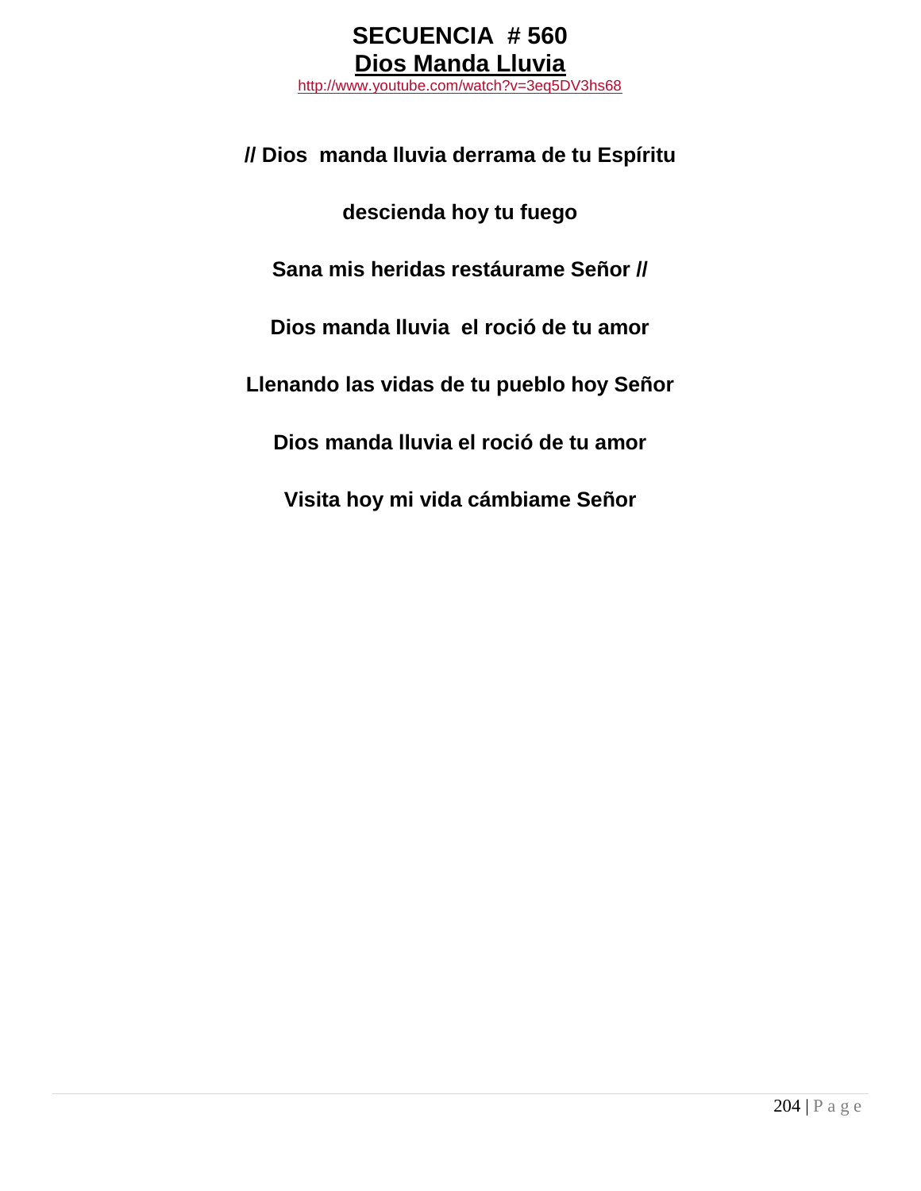# SECUENCIA # 560

## Dios Manda Lluvia

http://www.youtube.com/watch?v=3eq5DV3hs68

**// Dios manda lluvia derrama de tu Espíritu**

**descienda hoy tu fuego**

**Sana mis heridas restáurame Señor //**

**Dios manda lluvia el roció de tu amor**

**Llenando las vidas de tu pueblo hoy Señor**

**Dios manda lluvia el roció de tu amor**

**Visita hoy mi vida cámbiame Señor**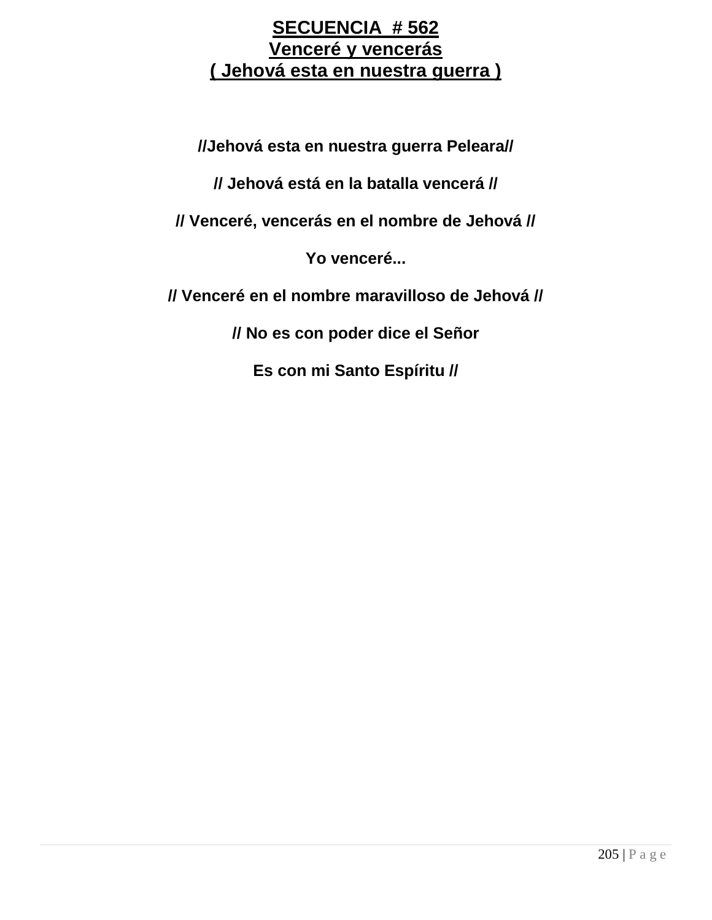# SECUENCIA # 562
## Venceré y vencerás
## ( Jehová esta en nuestra guerra )

**//Jehová esta en nuestra guerra Peleara//**

**// Jehová está en la batalla vencerá //**

**// Venceré, vencerás en el nombre de Jehová //**

**Yo venceré...**

**// Venceré en el nombre maravilloso de Jehová //**

**// No es con poder dice el Señor**

**Es con mi Santo Espíritu //**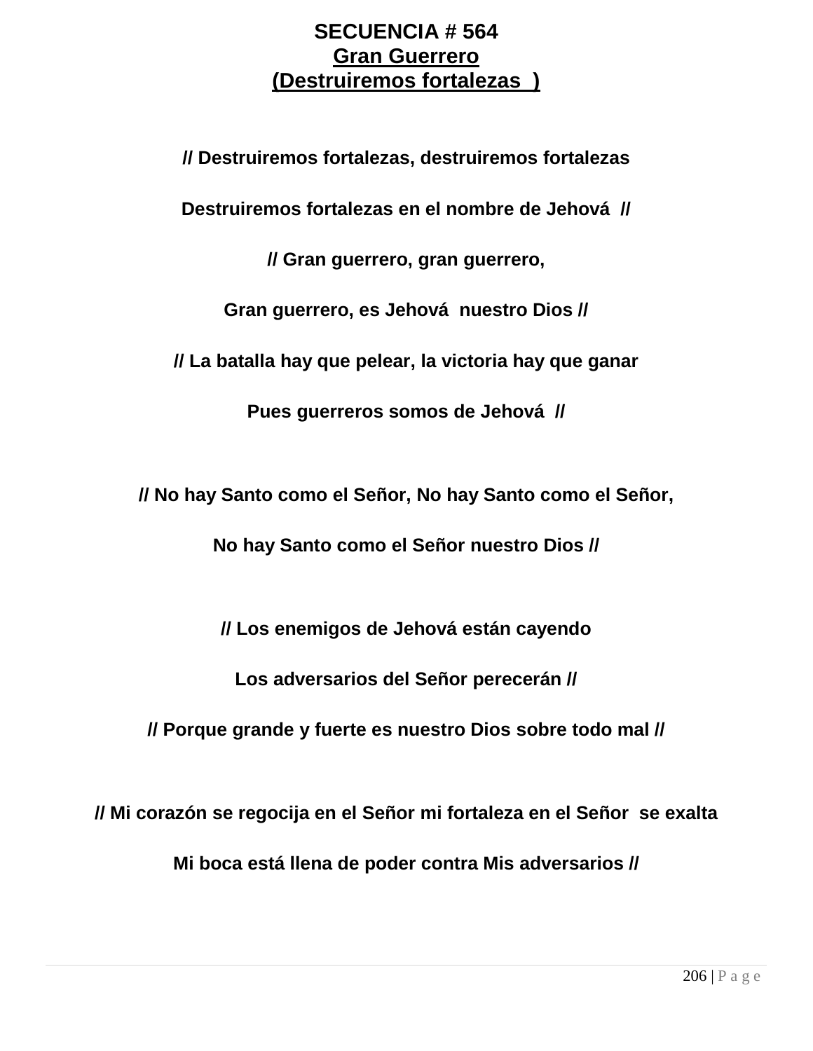# SECUENCIA # 564

## Gran Guerrero

## (Destruiremos fortalezas )

**// Destruiremos fortalezas, destruiremos fortalezas**

**Destruiremos fortalezas en el nombre de Jehová //**

**// Gran guerrero, gran guerrero,**

**Gran guerrero, es Jehová nuestro Dios //**

**// La batalla hay que pelear, la victoria hay que ganar**

**Pues guerreros somos de Jehová //**

**// No hay Santo como el Señor, No hay Santo como el Señor,**

**No hay Santo como el Señor nuestro Dios //**

**// Los enemigos de Jehová están cayendo**

**Los adversarios del Señor perecerán //**

**// Porque grande y fuerte es nuestro Dios sobre todo mal //**

**// Mi corazón se regocija en el Señor mi fortaleza en el Señor se exalta**

**Mi boca está llena de poder contra Mis adversarios //**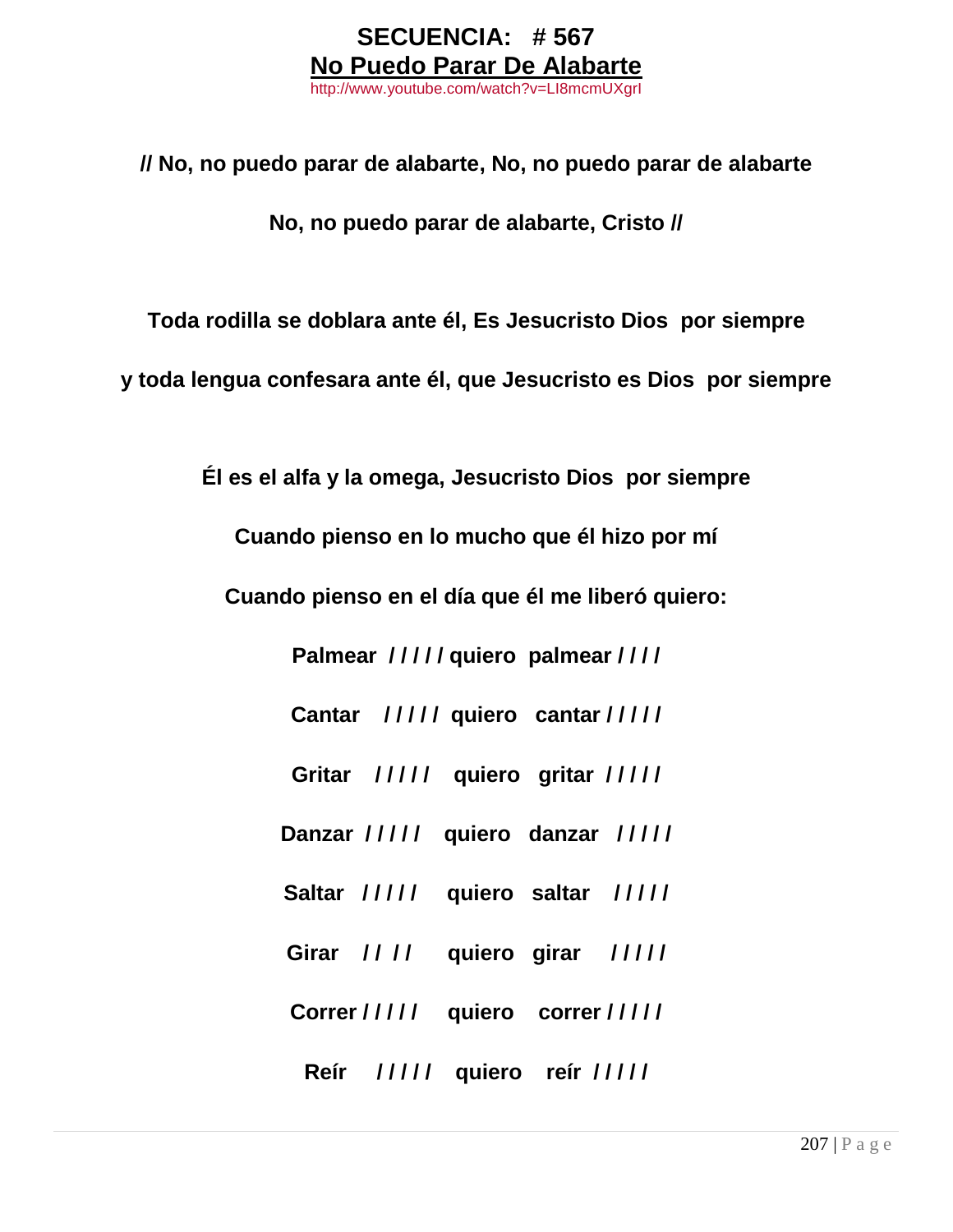**SECUENCIA: # 567**

**No Puedo Parar De Alabarte**

http://www.youtube.com/watch?v=LI8mcmUXgrI

**// No, no puedo parar de alabarte, No, no puedo parar de alabarte**

**No, no puedo parar de alabarte, Cristo //**

**Toda rodilla se doblara ante él, Es Jesucristo Dios por siempre**

**y toda lengua confesara ante él, que Jesucristo es Dios por siempre**

**Él es el alfa y la omega, Jesucristo Dios por siempre**

**Cuando pienso en lo mucho que él hizo por mí**

**Cuando pienso en el día que él me liberó quiero:**

**Palmear / / / / / quiero palmear / / / /**

**Cantar / / / / / quiero cantar / / / / /**

**Gritar / / / / / quiero gritar / / / / /**

**Danzar / / / / / quiero danzar / / / / /**

**Saltar / / / / / quiero saltar / / / / /**

**Girar / / / / quiero girar / / / / /**

**Correr / / / / / quiero correr / / / / /**

**Reír / / / / / quiero reír / / / / /**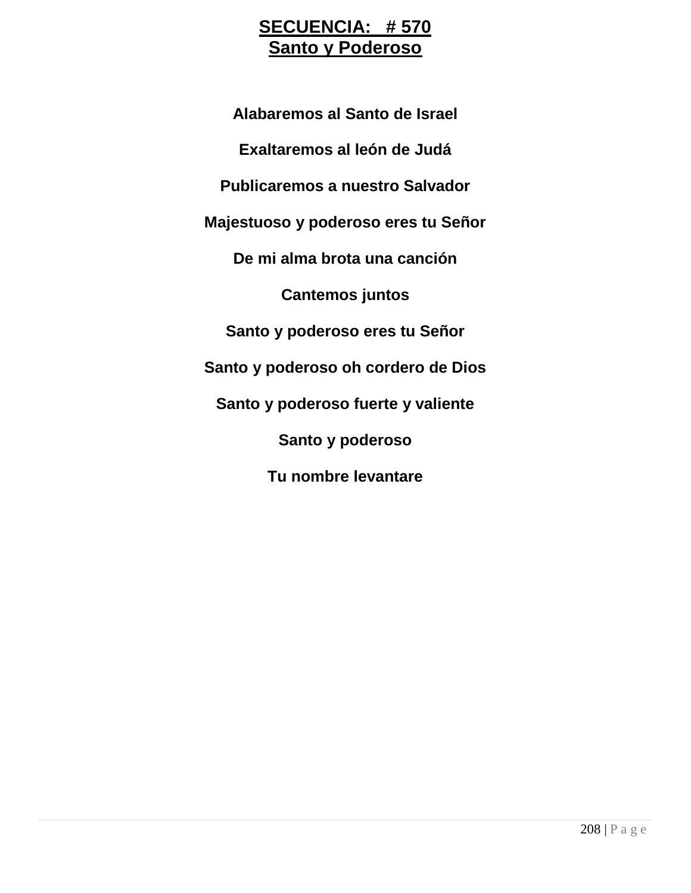# SECUENCIA: # 570
# Santo y Poderoso

**Alabaremos al Santo de Israel**

**Exaltaremos al león de Judá**

**Publicaremos a nuestro Salvador**

**Majestuoso y poderoso eres tu Señor**

**De mi alma brota una canción**

**Cantemos juntos**

**Santo y poderoso eres tu Señor**

**Santo y poderoso oh cordero de Dios**

**Santo y poderoso fuerte y valiente**

**Santo y poderoso**

**Tu nombre levantare**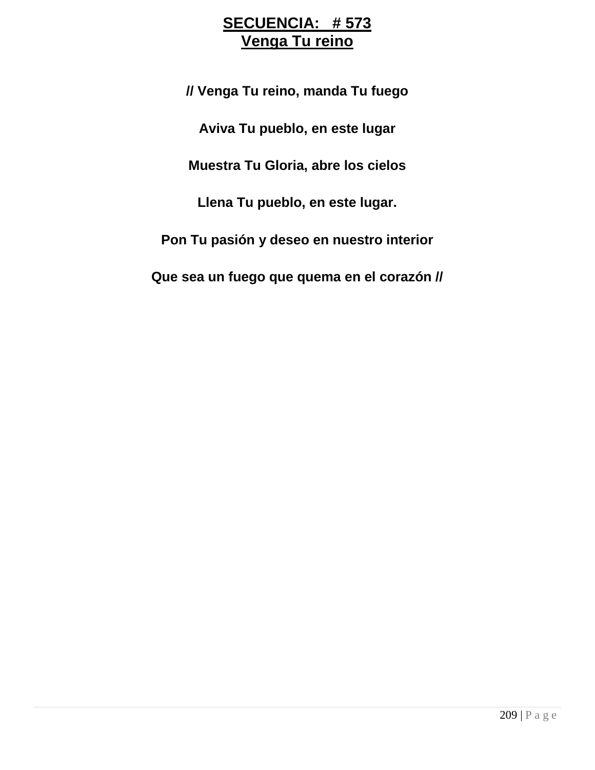# SECUENCIA: # 573
## Venga Tu reino

**// Venga Tu reino, manda Tu fuego**

**Aviva Tu pueblo, en este lugar**

**Muestra Tu Gloria, abre los cielos**

**Llena Tu pueblo, en este lugar.**

**Pon Tu pasión y deseo en nuestro interior**

**Que sea un fuego que quema en el corazón //**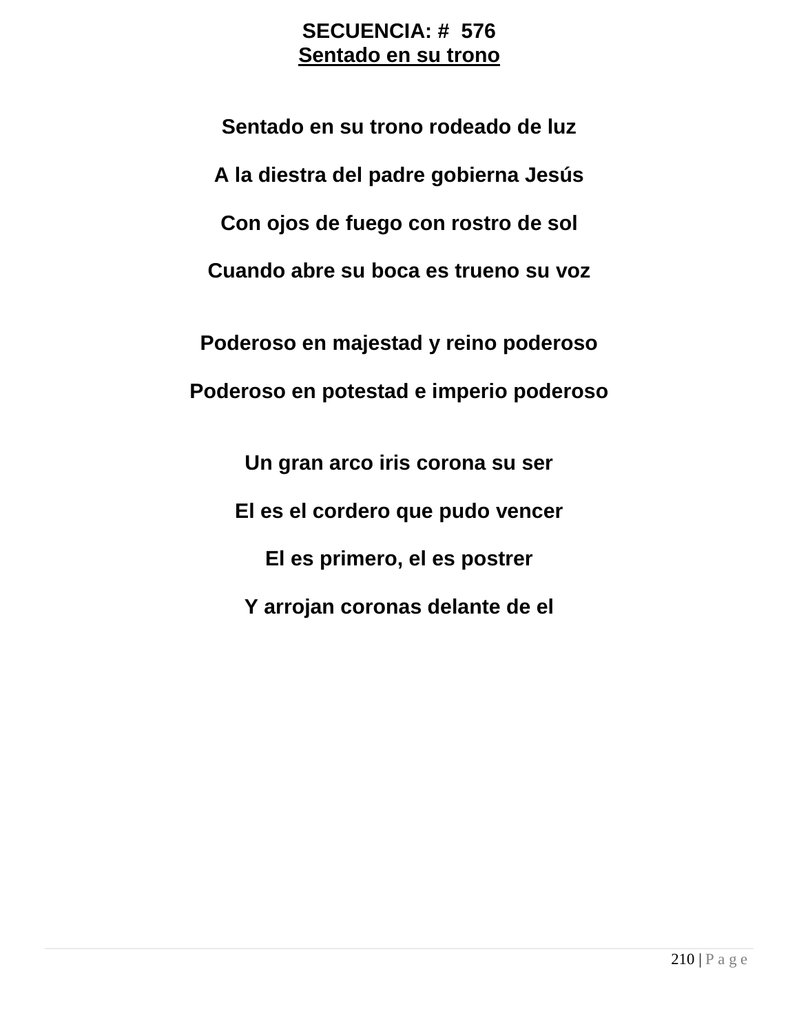# SECUENCIA: # 576

## Sentado en su trono

**Sentado en su trono rodeado de luz**

**A la diestra del padre gobierna Jesús**

**Con ojos de fuego con rostro de sol**

**Cuando abre su boca es trueno su voz**

**Poderoso en majestad y reino poderoso**

**Poderoso en potestad e imperio poderoso**

**Un gran arco iris corona su ser**

**El es el cordero que pudo vencer**

**El es primero, el es postrer**

**Y arrojan coronas delante de el**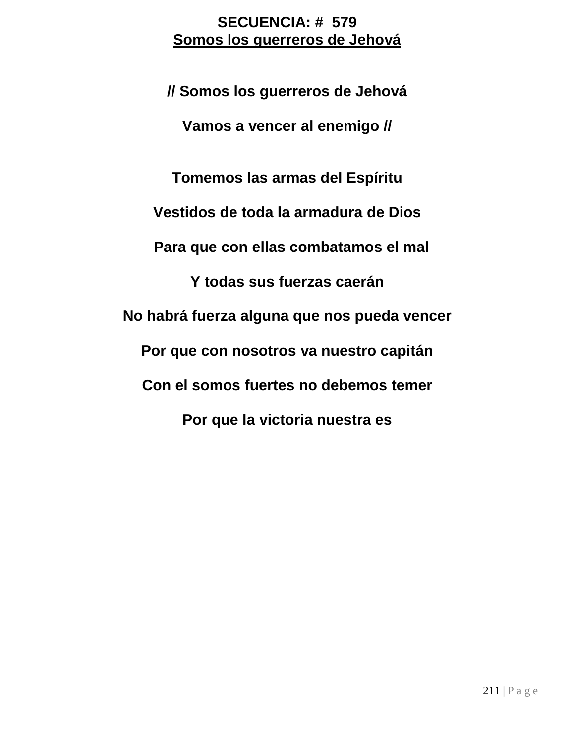**SECUENCIA: # 579**
**Somos los guerreros de Jehová**

**// Somos los guerreros de Jehová**

**Vamos a vencer al enemigo //**

**Tomemos las armas del Espíritu**

**Vestidos de toda la armadura de Dios**

**Para que con ellas combatamos el mal**

**Y todas sus fuerzas caerán**

**No habrá fuerza alguna que nos pueda vencer**

**Por que con nosotros va nuestro capitán**

**Con el somos fuertes no debemos temer**

**Por que la victoria nuestra es**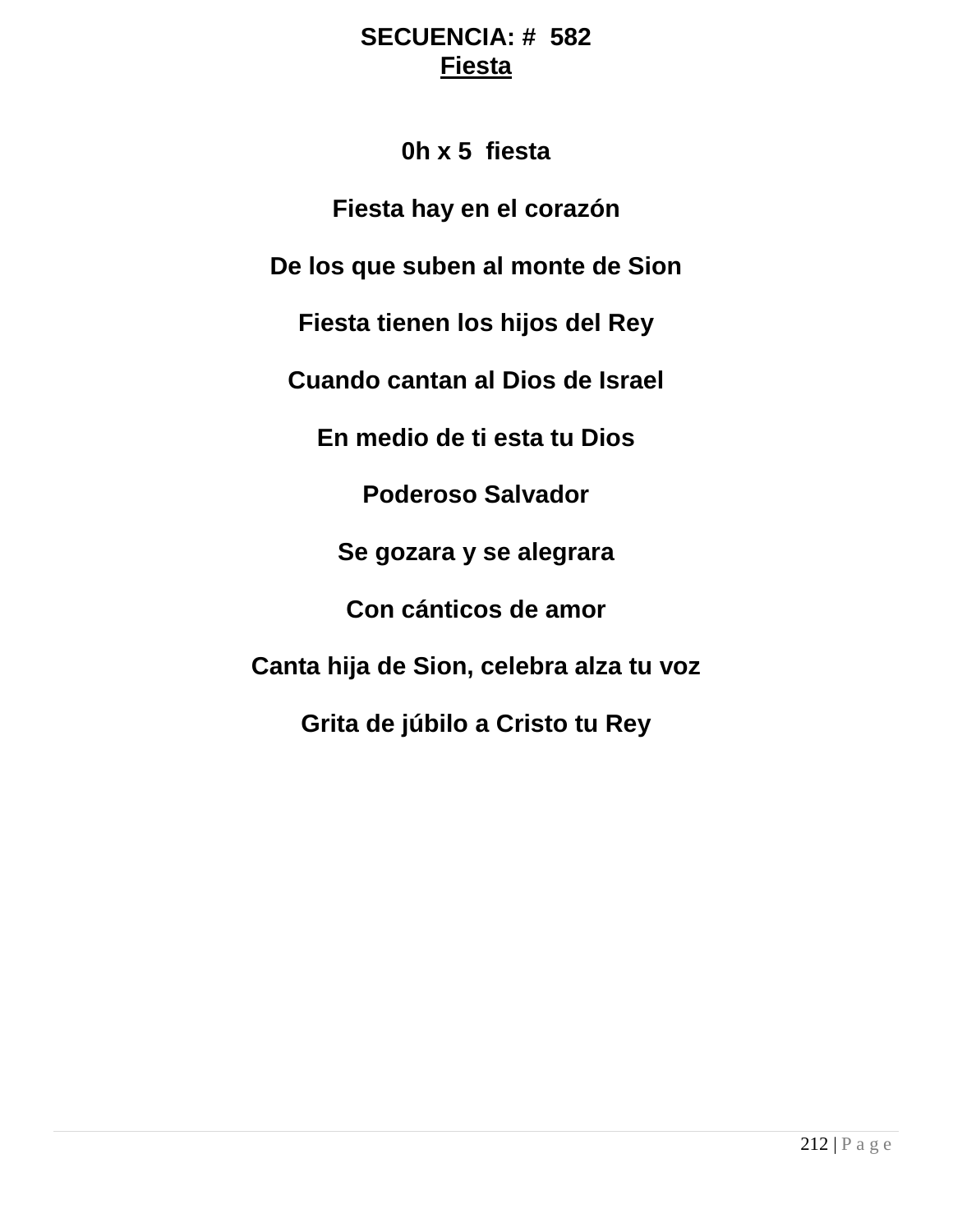**SECUENCIA: # 582**
**Fiesta**

**0h x 5 fiesta**

**Fiesta hay en el corazón**

**De los que suben al monte de Sion**

**Fiesta tienen los hijos del Rey**

**Cuando cantan al Dios de Israel**

**En medio de ti esta tu Dios**

**Poderoso Salvador**

**Se gozara y se alegrara**

**Con cánticos de amor**

**Canta hija de Sion, celebra alza tu voz**

**Grita de júbilo a Cristo tu Rey**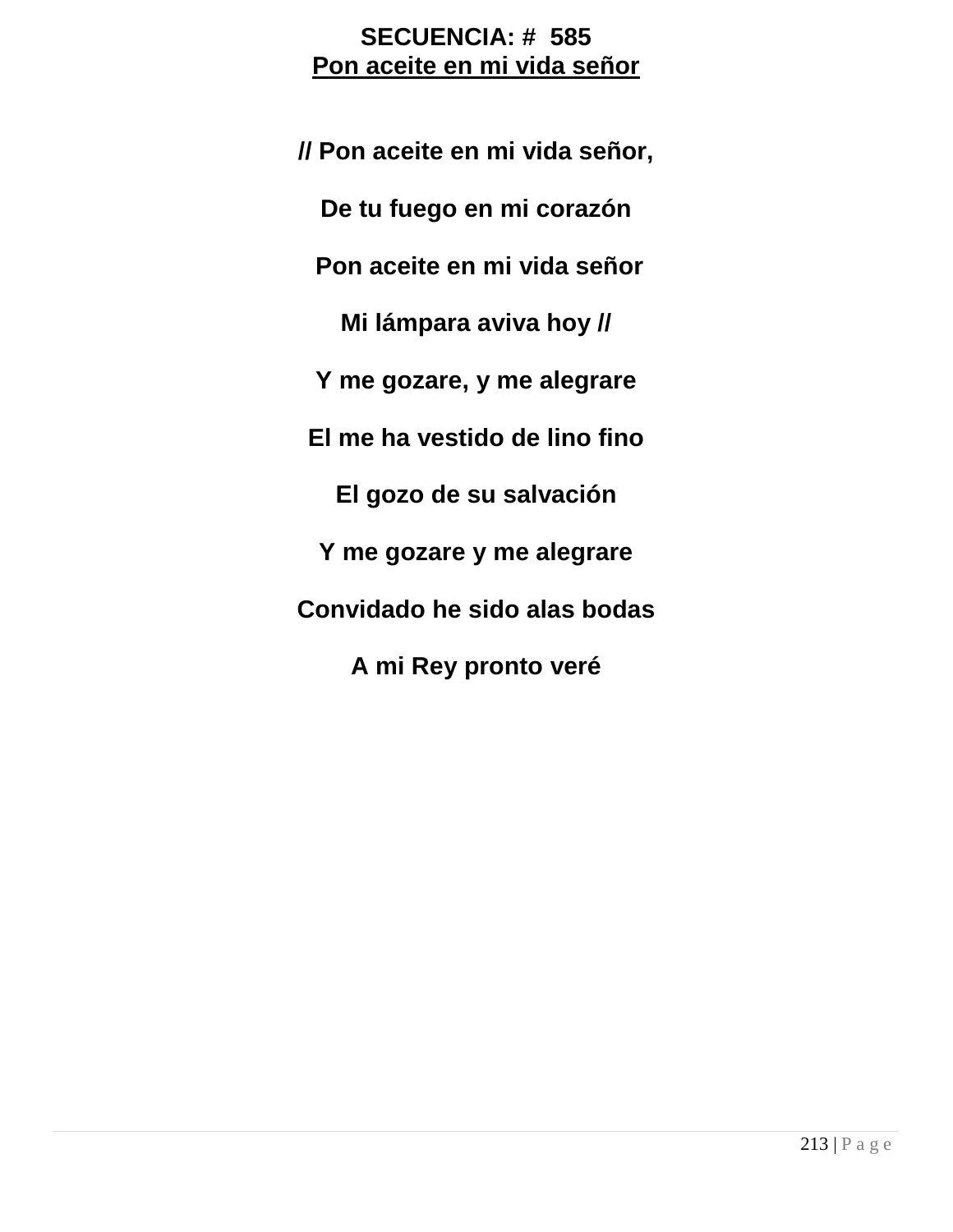**SECUENCIA: # 585**

**Pon aceite en mi vida señor**

**// Pon aceite en mi vida señor,**

**De tu fuego en mi corazón**

**Pon aceite en mi vida señor**

**Mi lámpara aviva hoy //**

**Y me gozare, y me alegrare**

**El me ha vestido de lino fino**

**El gozo de su salvación**

**Y me gozare y me alegrare**

**Convidado he sido alas bodas**

**A mi Rey pronto veré**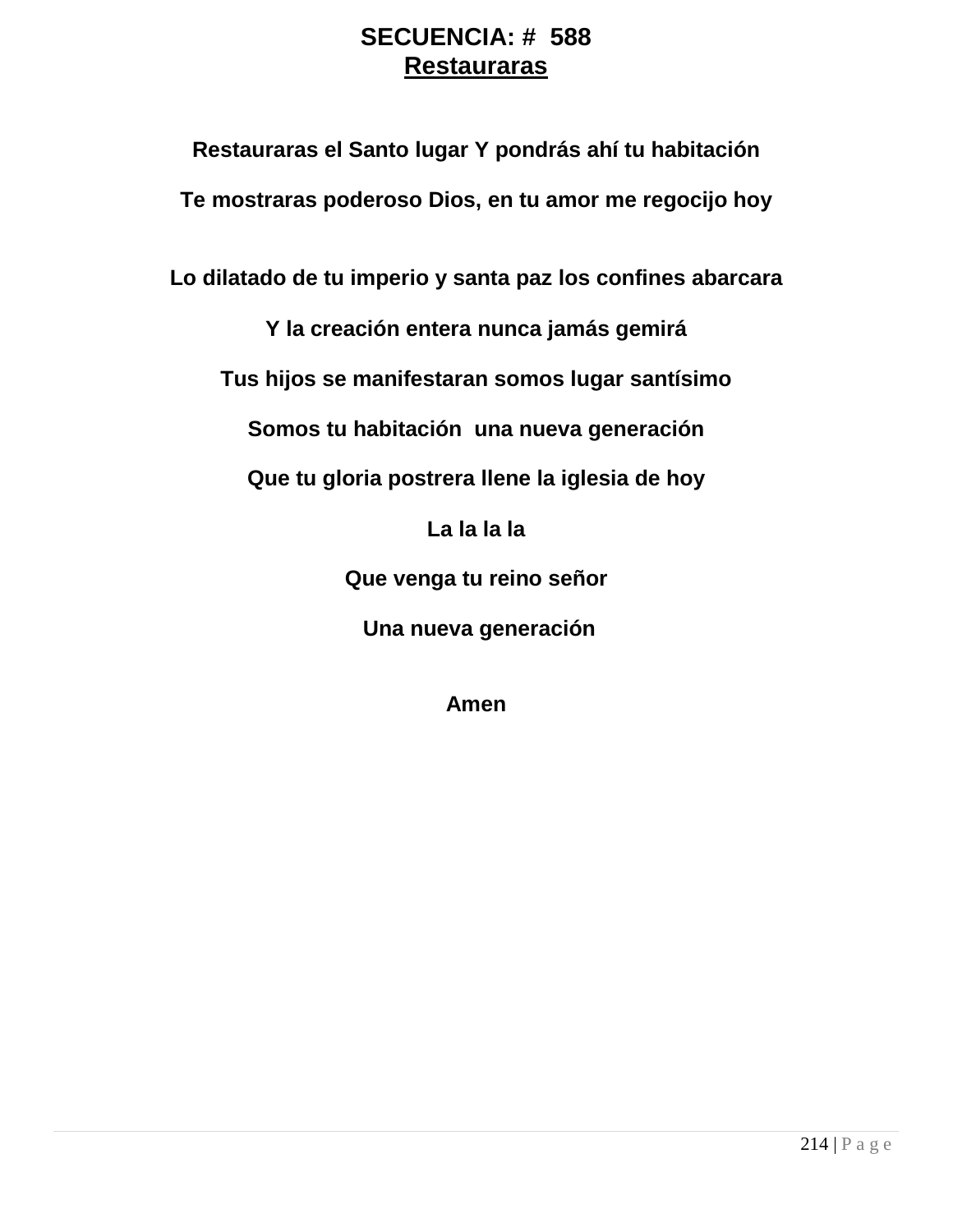**SECUENCIA: # 588**

**Restauraras**

**Restauraras el Santo lugar Y pondrás ahí tu habitación**

**Te mostraras poderoso Dios, en tu amor me regocijo hoy**

**Lo dilatado de tu imperio y santa paz los confines abarcara**

**Y la creación entera nunca jamás gemirá**

**Tus hijos se manifestaran somos lugar santísimo**

**Somos tu habitación una nueva generación**

**Que tu gloria postrera llene la iglesia de hoy**

**La la la la**

**Que venga tu reino señor**

**Una nueva generación**

**Amen**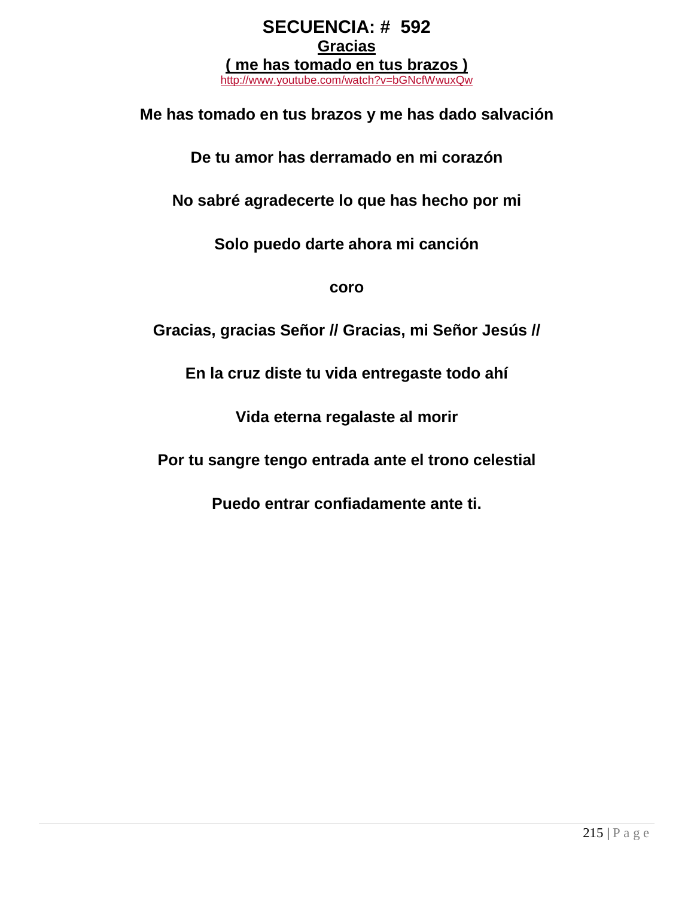# SECUENCIA: # 592

## Gracias

## ( me has tomado en tus brazos )

http://www.youtube.com/watch?v=bGNcfWwuxQw

**Me has tomado en tus brazos y me has dado salvación**

**De tu amor has derramado en mi corazón**

**No sabré agradecerte lo que has hecho por mi**

**Solo puedo darte ahora mi canción**

**coro**

**Gracias, gracias Señor // Gracias, mi Señor Jesús //**

**En la cruz diste tu vida entregaste todo ahí**

**Vida eterna regalaste al morir**

**Por tu sangre tengo entrada ante el trono celestial**

**Puedo entrar confiadamente ante ti.**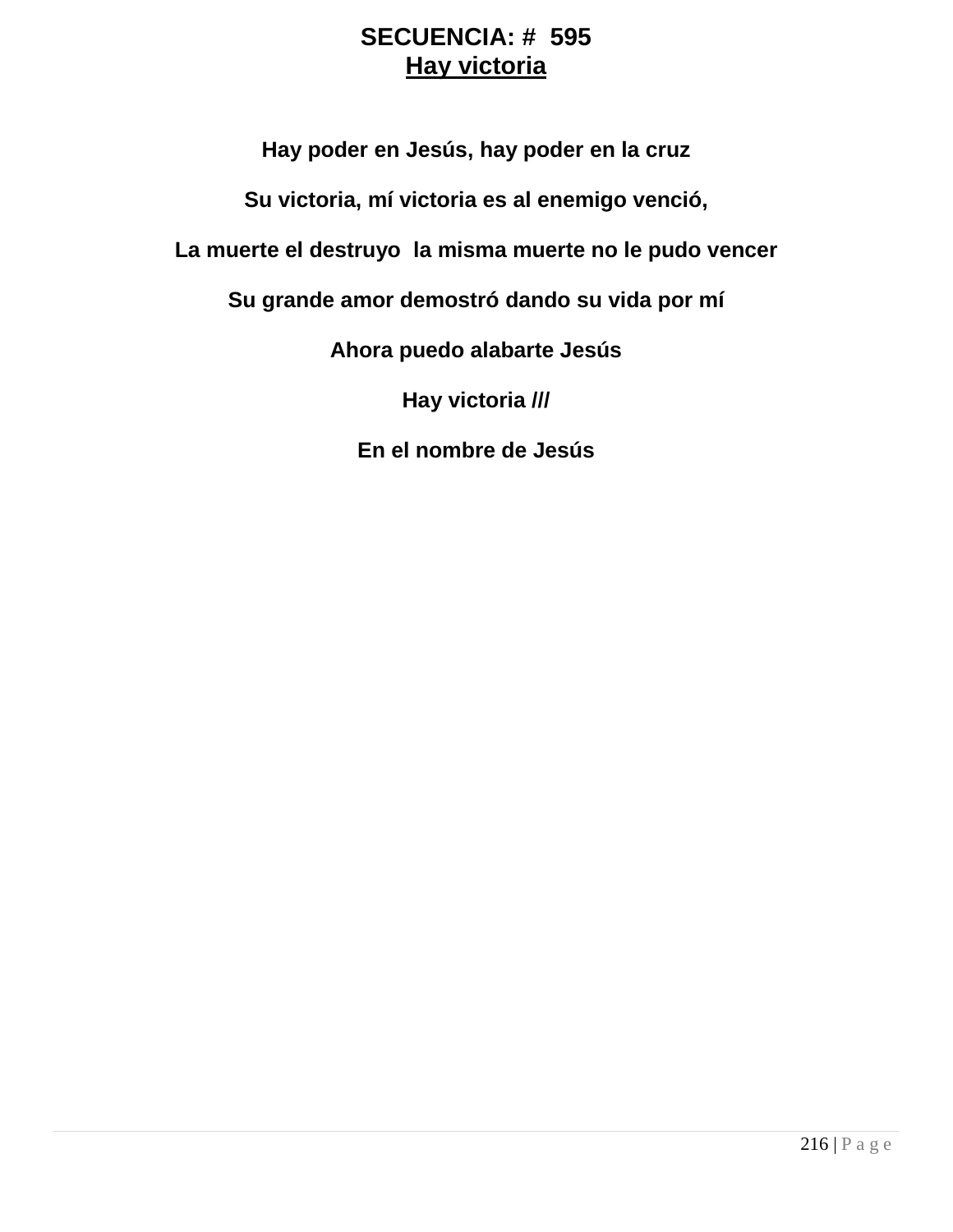**SECUENCIA: # 595**

**Hay victoria**

**Hay poder en Jesús, hay poder en la cruz**

**Su victoria, mí victoria es al enemigo venció,**

**La muerte el destruyo la misma muerte no le pudo vencer**

**Su grande amor demostró dando su vida por mí**

**Ahora puedo alabarte Jesús**

**Hay victoria ///**

**En el nombre de Jesús**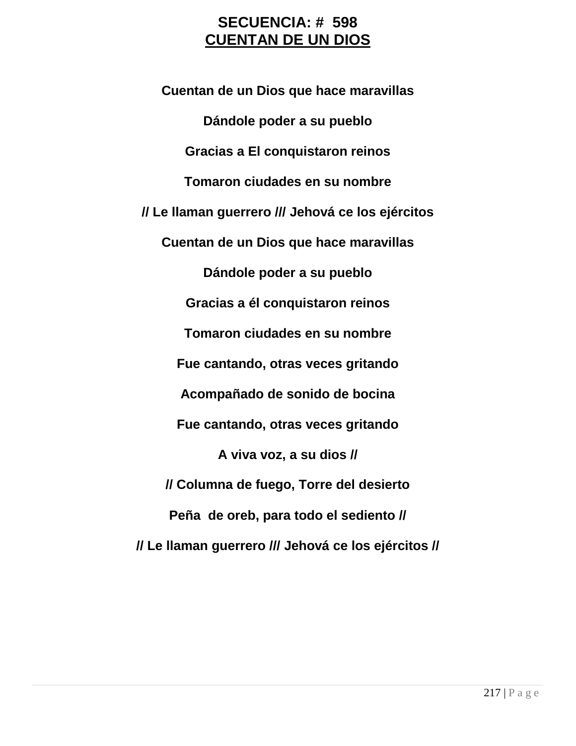# SECUENCIA: # 598
## CUENTAN DE UN DIOS

**Cuentan de un Dios que hace maravillas**

**Dándole poder a su pueblo**

**Gracias a El conquistaron reinos**

**Tomaron ciudades en su nombre**

**// Le llaman guerrero /// Jehová ce los ejércitos**

**Cuentan de un Dios que hace maravillas**

**Dándole poder a su pueblo**

**Gracias a él conquistaron reinos**

**Tomaron ciudades en su nombre**

**Fue cantando, otras veces gritando**

**Acompañado de sonido de bocina**

**Fue cantando, otras veces gritando**

**A viva voz, a su dios //**

**// Columna de fuego, Torre del desierto**

**Peña de oreb, para todo el sediento //**

**// Le llaman guerrero /// Jehová ce los ejércitos //**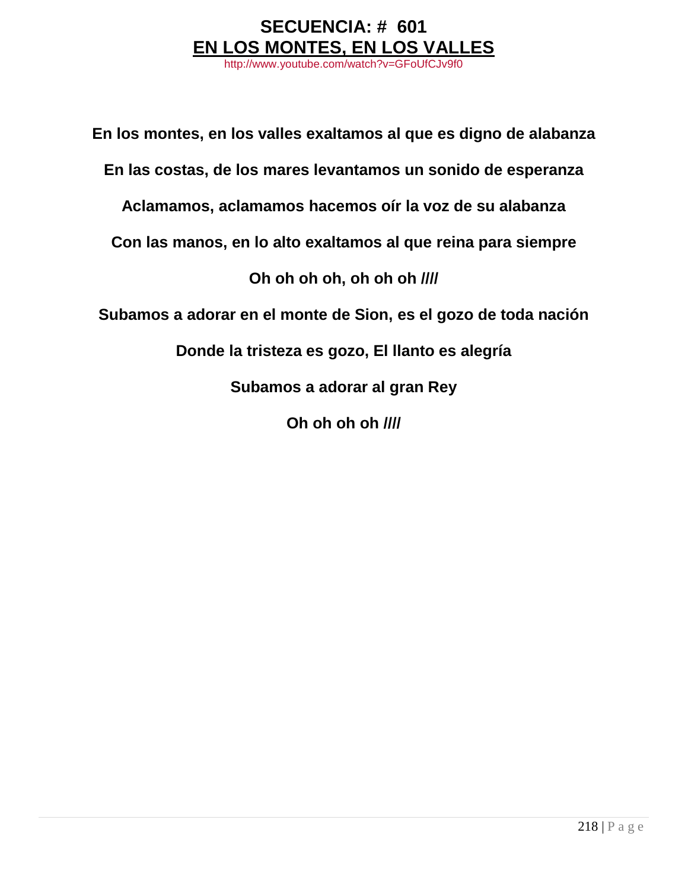# SECUENCIA: # 601

## EN LOS MONTES, EN LOS VALLES

http://www.youtube.com/watch?v=GFoUfCJv9f0

**En los montes, en los valles exaltamos al que es digno de alabanza**

**En las costas, de los mares levantamos un sonido de esperanza**

**Aclamamos, aclamamos hacemos oír la voz de su alabanza**

**Con las manos, en lo alto exaltamos al que reina para siempre**

**Oh oh oh oh, oh oh oh ////**

**Subamos a adorar en el monte de Sion, es el gozo de toda nación**

**Donde la tristeza es gozo, El llanto es alegría**

**Subamos a adorar al gran Rey**

**Oh oh oh oh ////**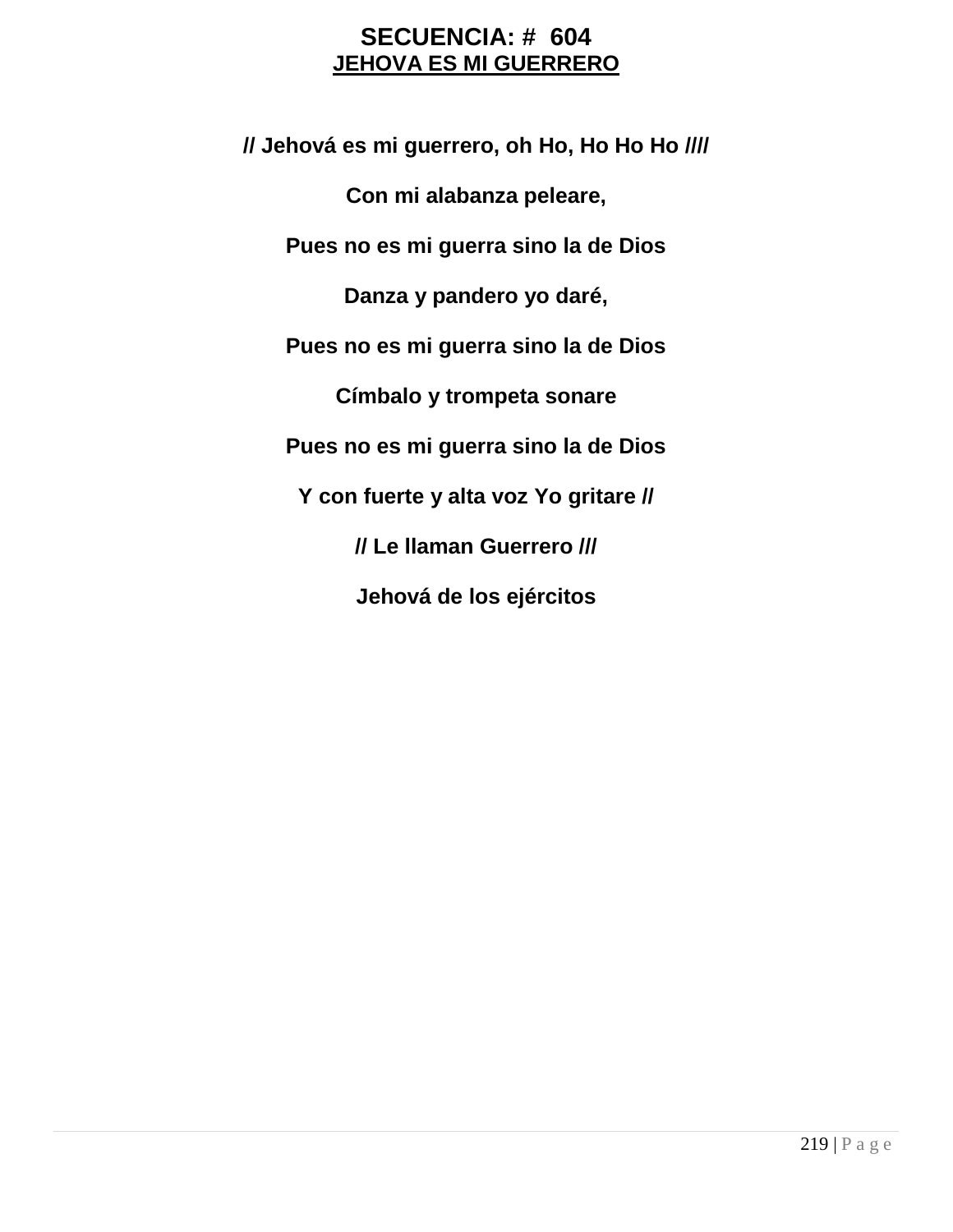# SECUENCIA: # 604

## JEHOVA ES MI GUERRERO

**// Jehová es mi guerrero, oh Ho, Ho Ho Ho ////**

**Con mi alabanza peleare,**

**Pues no es mi guerra sino la de Dios**

**Danza y pandero yo daré,**

**Pues no es mi guerra sino la de Dios**

**Címbalo y trompeta sonare**

**Pues no es mi guerra sino la de Dios**

**Y con fuerte y alta voz Yo gritare //**

**// Le llaman Guerrero ///**

**Jehová de los ejércitos**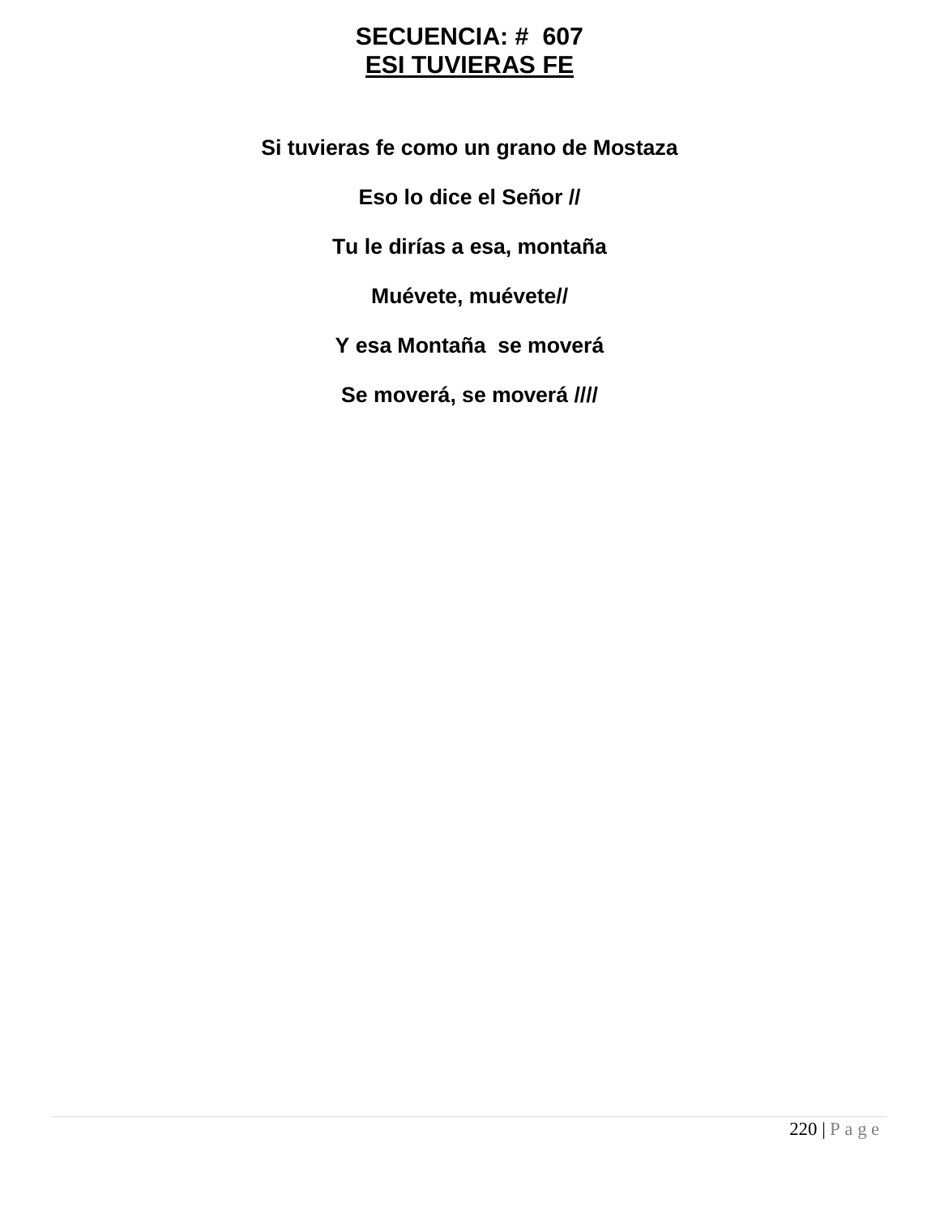# SECUENCIA: # 607

## ESI TUVIERAS FE

**Si tuvieras fe como un grano de Mostaza**

**Eso lo dice el Señor //**

**Tu le dirías a esa, montaña**

**Muévete, muévete//**

**Y esa Montaña se moverá**

**Se moverá, se moverá ////**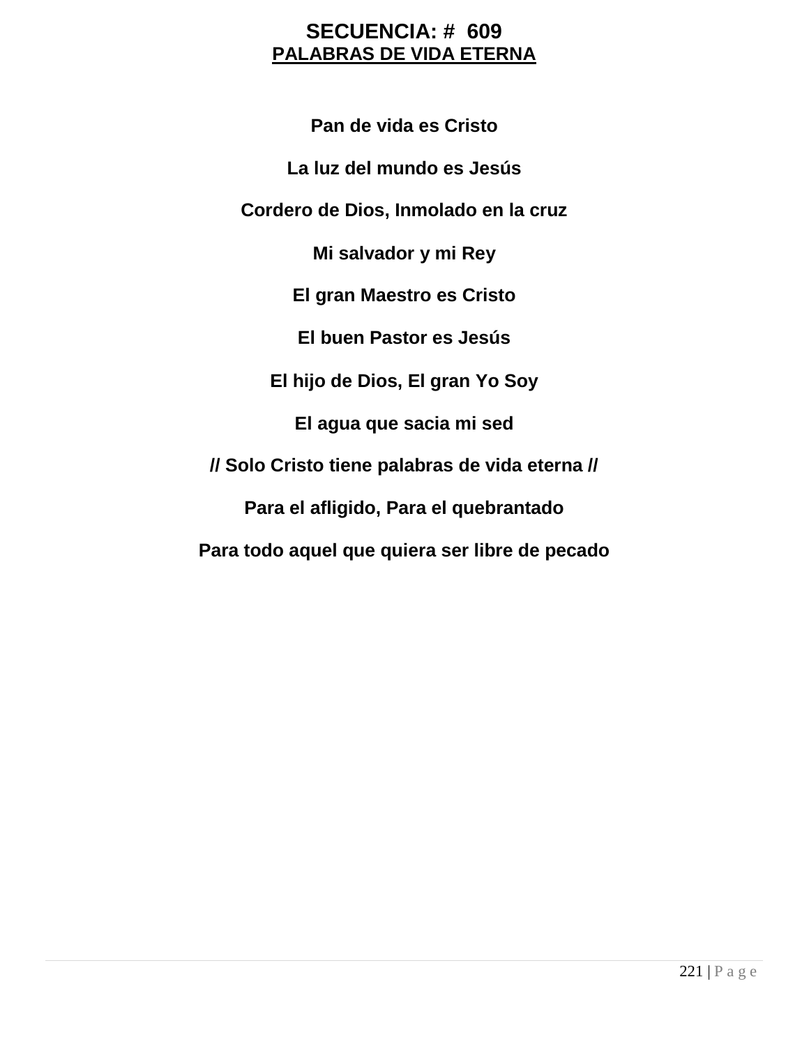# SECUENCIA: # 609

## PALABRAS DE VIDA ETERNA

**Pan de vida es Cristo**

**La luz del mundo es Jesús**

**Cordero de Dios, Inmolado en la cruz**

**Mi salvador y mi Rey**

**El gran Maestro es Cristo**

**El buen Pastor es Jesús**

**El hijo de Dios, El gran Yo Soy**

**El agua que sacia mi sed**

**// Solo Cristo tiene palabras de vida eterna //**

**Para el afligido, Para el quebrantado**

**Para todo aquel que quiera ser libre de pecado**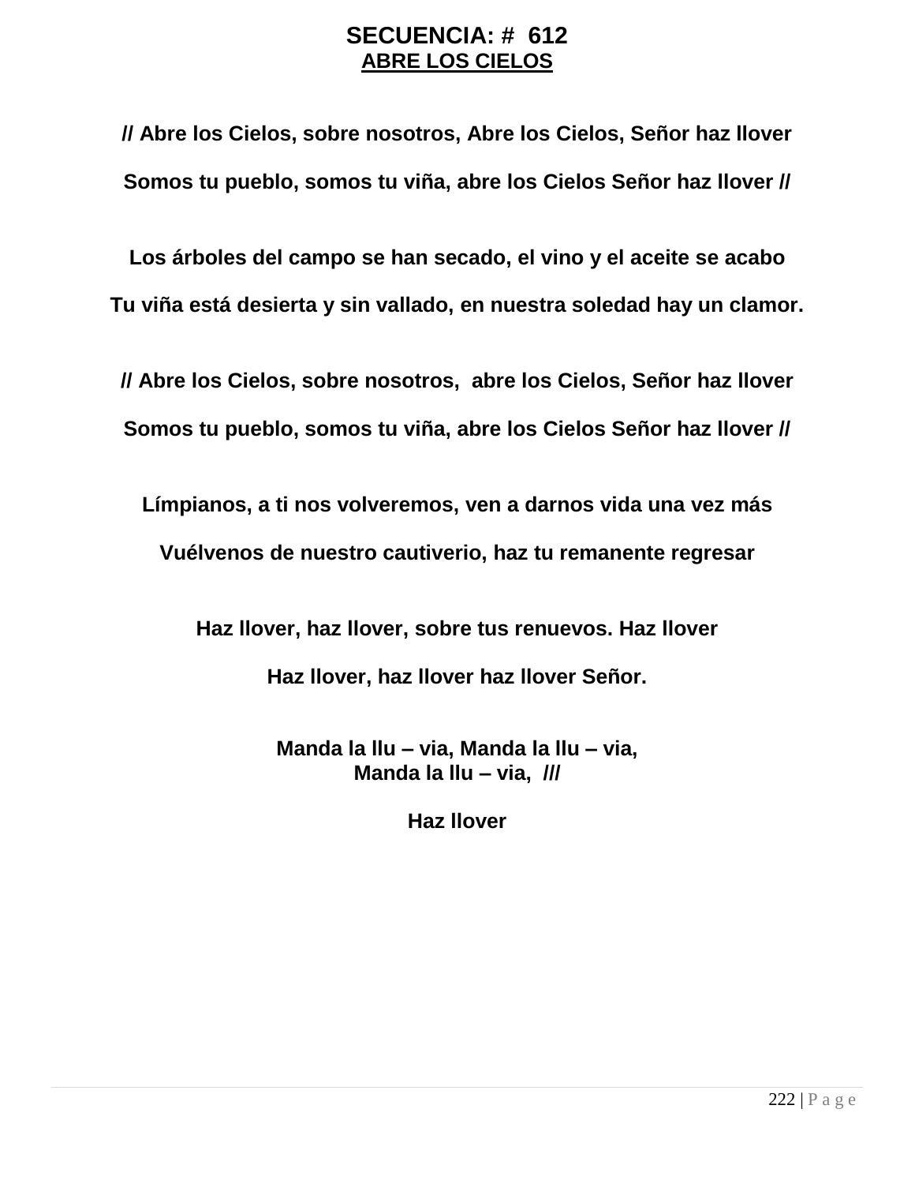## SECUENCIA: # 612

### ABRE LOS CIELOS

**// Abre los Cielos, sobre nosotros, Abre los Cielos, Señor haz llover**

**Somos tu pueblo, somos tu viña, abre los Cielos Señor haz llover //**

**Los árboles del campo se han secado, el vino y el aceite se acabo**

**Tu viña está desierta y sin vallado, en nuestra soledad hay un clamor.**

**// Abre los Cielos, sobre nosotros, abre los Cielos, Señor haz llover**

**Somos tu pueblo, somos tu viña, abre los Cielos Señor haz llover //**

**Límpianos, a ti nos volveremos, ven a darnos vida una vez más**

**Vuélvenos de nuestro cautiverio, haz tu remanente regresar**

**Haz llover, haz llover, sobre tus renuevos. Haz llover**

**Haz llover, haz llover haz llover Señor.**

**Manda la llu – via, Manda la llu – via,**
**Manda la llu – via, ///**

**Haz llover**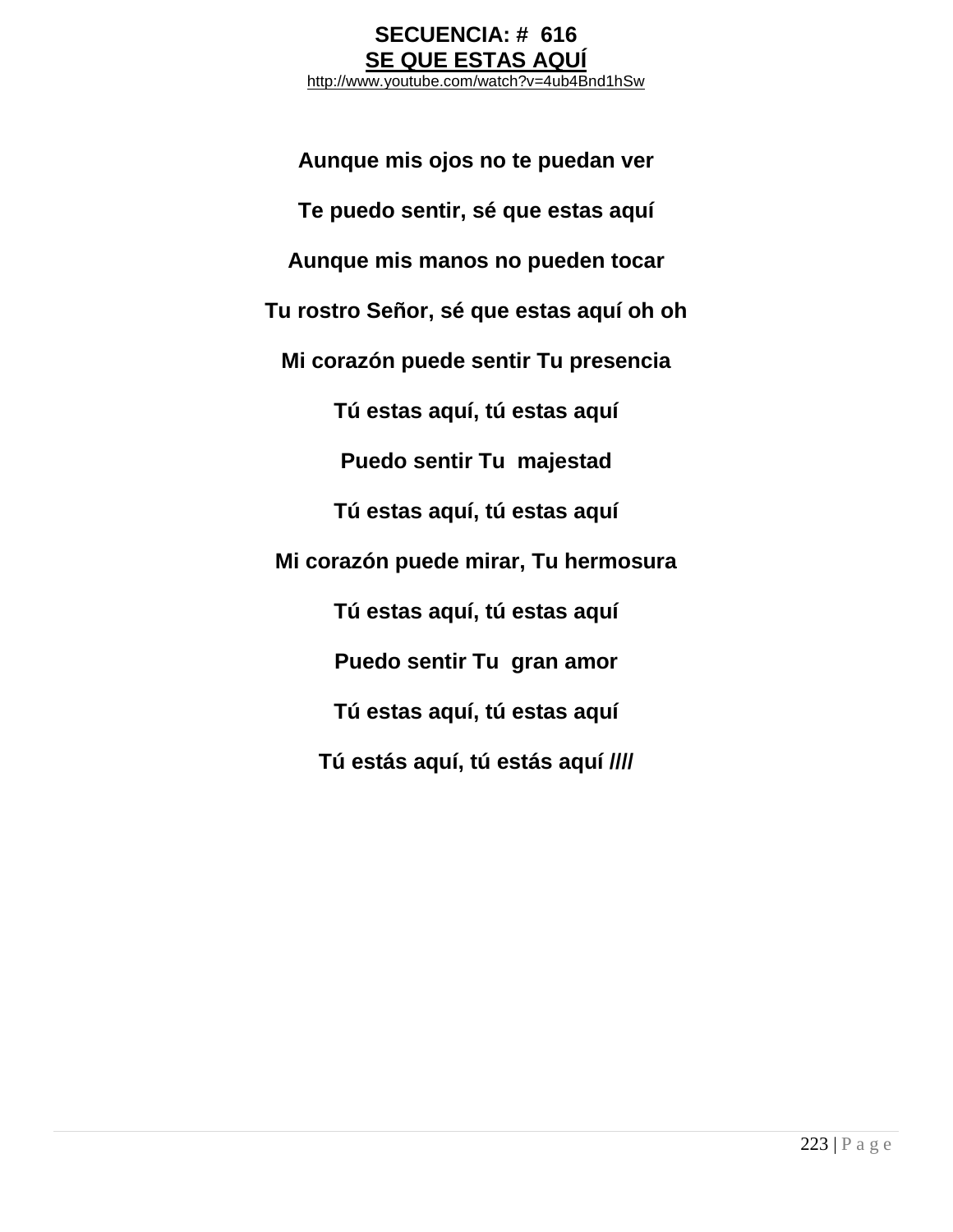**SECUENCIA: # 616**

**SE QUE ESTAS AQUÍ**

http://www.youtube.com/watch?v=4ub4Bnd1hSw

**Aunque mis ojos no te puedan ver**

**Te puedo sentir, sé que estas aquí**

**Aunque mis manos no pueden tocar**

**Tu rostro Señor, sé que estas aquí oh oh**

**Mi corazón puede sentir Tu presencia**

**Tú estas aquí, tú estas aquí**

**Puedo sentir Tu majestad**

**Tú estas aquí, tú estas aquí**

**Mi corazón puede mirar, Tu hermosura**

**Tú estas aquí, tú estas aquí**

**Puedo sentir Tu gran amor**

**Tú estas aquí, tú estas aquí**

**Tú estás aquí, tú estás aquí ////**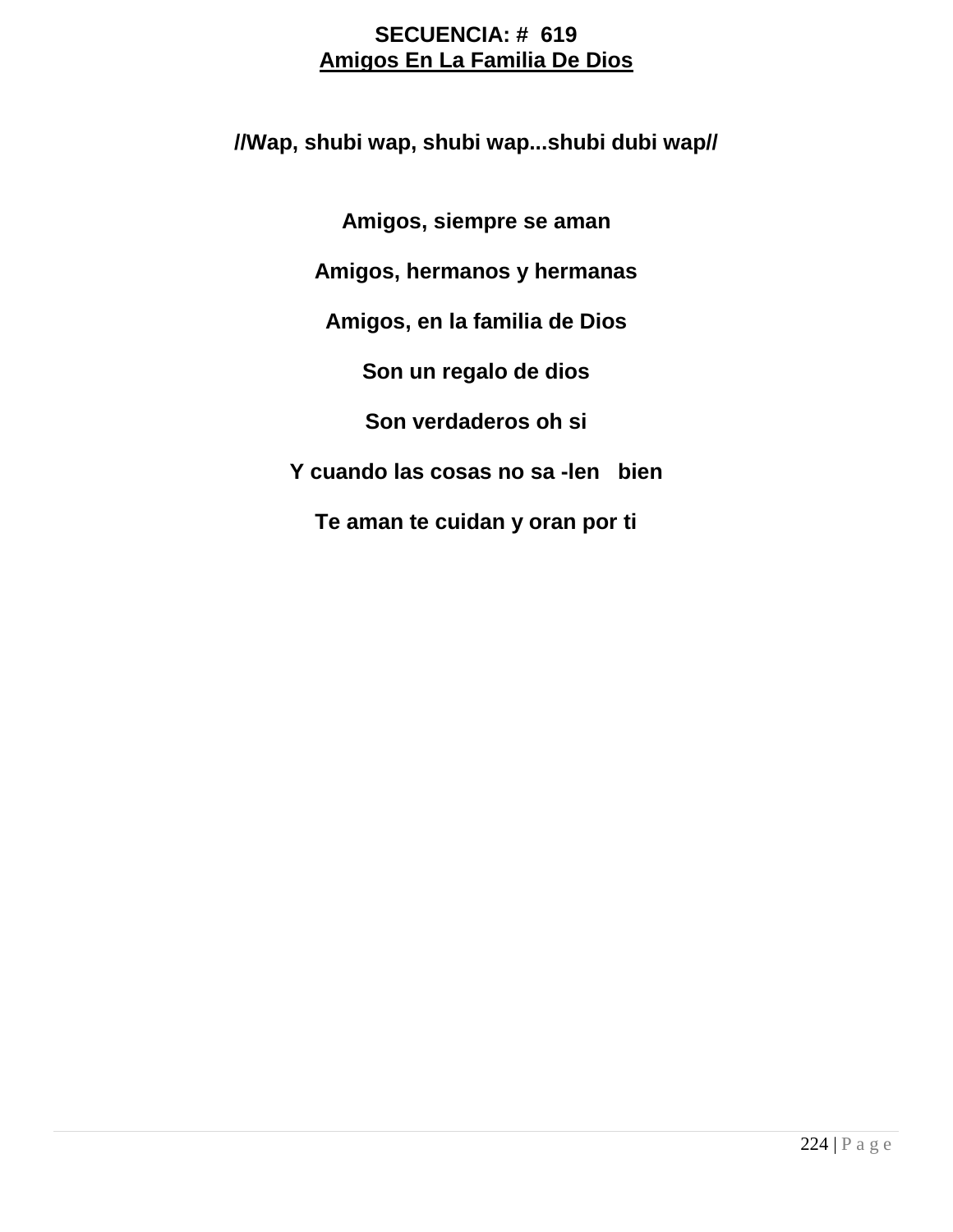**SECUENCIA: # 619**
**Amigos En La Familia De Dios**

**//Wap, shubi wap, shubi wap...shubi dubi wap//**

**Amigos, siempre se aman**

**Amigos, hermanos y hermanas**

**Amigos, en la familia de Dios**

**Son un regalo de dios**

**Son verdaderos oh si**

**Y cuando las cosas no sa -len bien**

**Te aman te cuidan y oran por ti**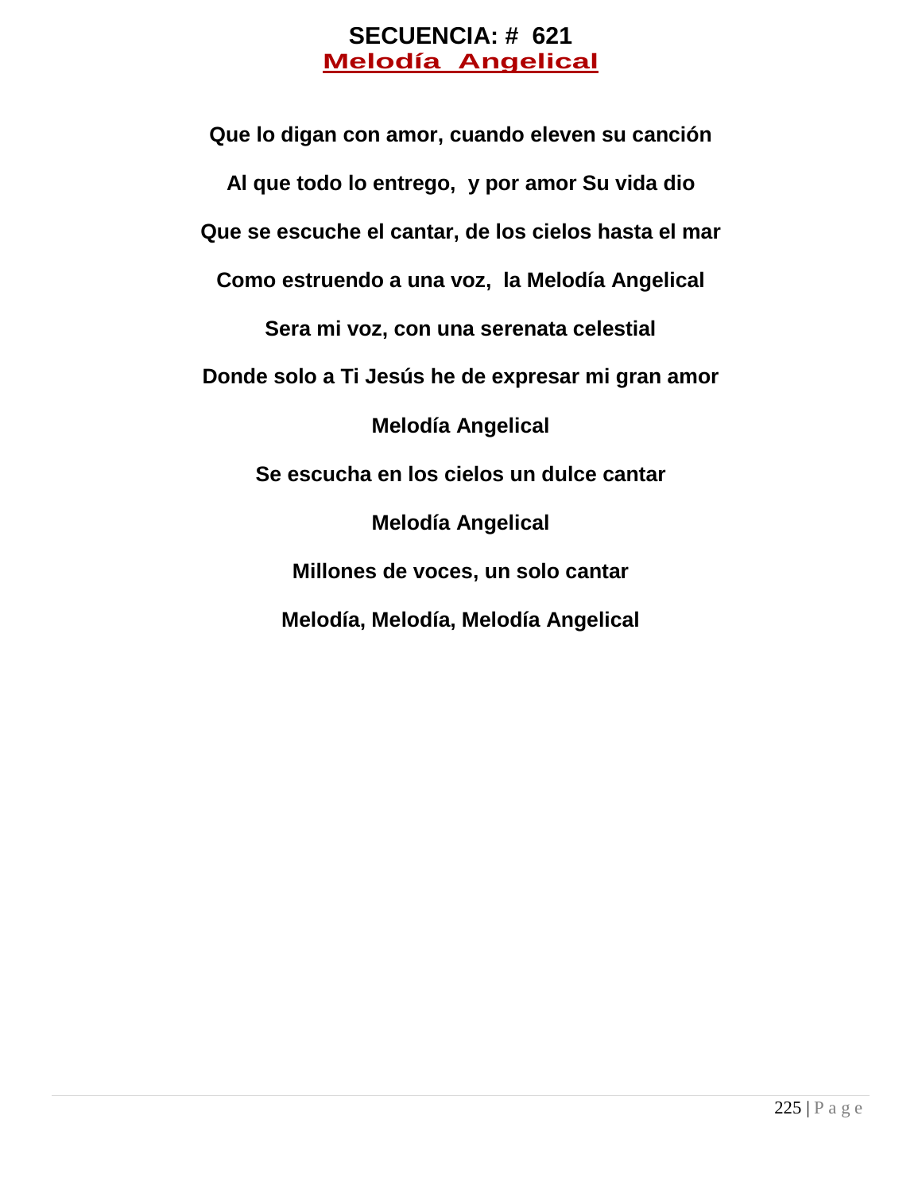# SECUENCIA: # 621

## Melodía Angelical

**Que lo digan con amor, cuando eleven su canción**

**Al que todo lo entrego, y por amor Su vida dio**

**Que se escuche el cantar, de los cielos hasta el mar**

**Como estruendo a una voz, la Melodía Angelical**

**Sera mi voz, con una serenata celestial**

**Donde solo a Ti Jesús he de expresar mi gran amor**

**Melodía Angelical**

**Se escucha en los cielos un dulce cantar**

**Melodía Angelical**

**Millones de voces, un solo cantar**

**Melodía, Melodía, Melodía Angelical**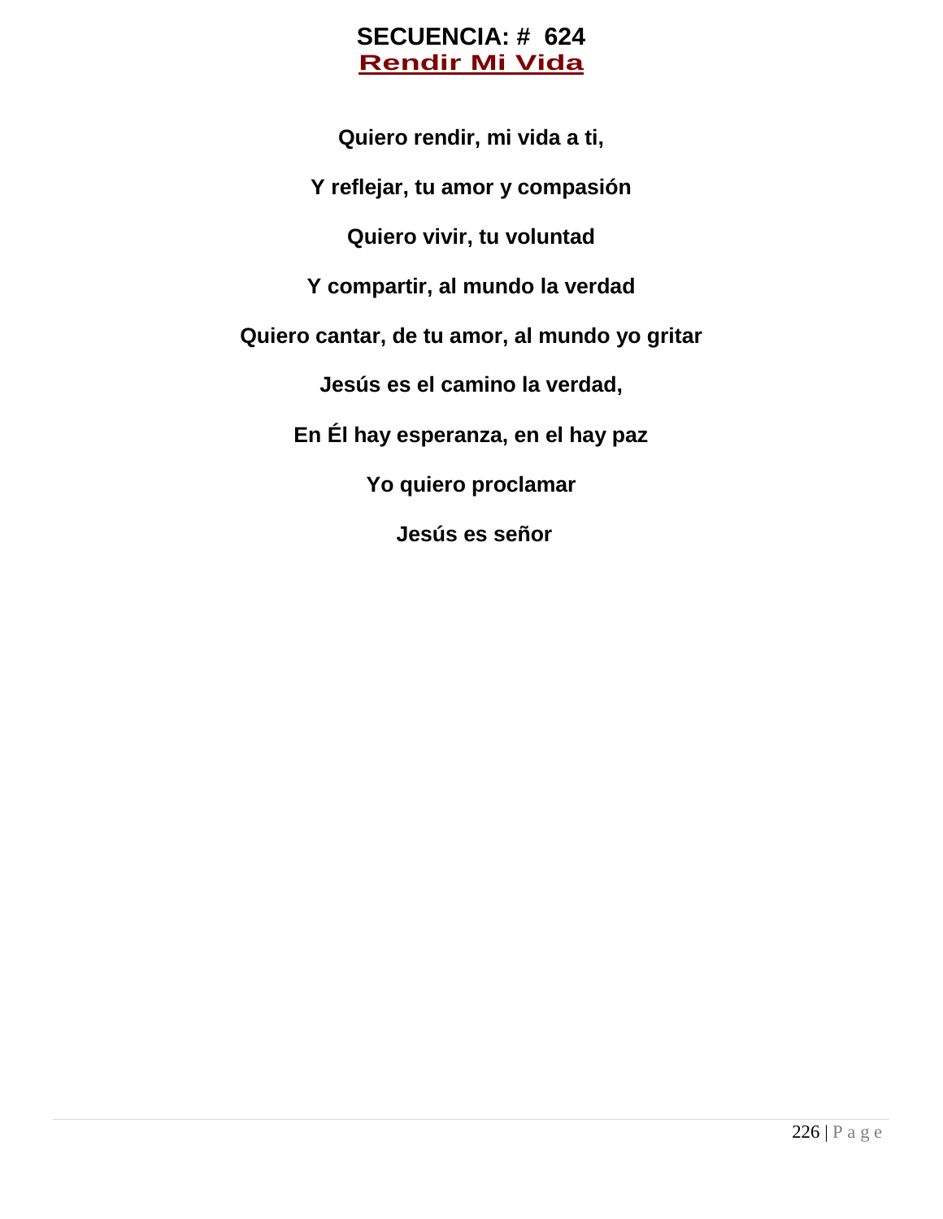# SECUENCIA: # 624

## Rendir Mi Vida

**Quiero rendir, mi vida a ti,**

**Y reflejar, tu amor y compasión**

**Quiero vivir, tu voluntad**

**Y compartir, al mundo la verdad**

**Quiero cantar, de tu amor, al mundo yo gritar**

**Jesús es el camino la verdad,**

**En Él hay esperanza, en el hay paz**

**Yo quiero proclamar**

**Jesús es señor**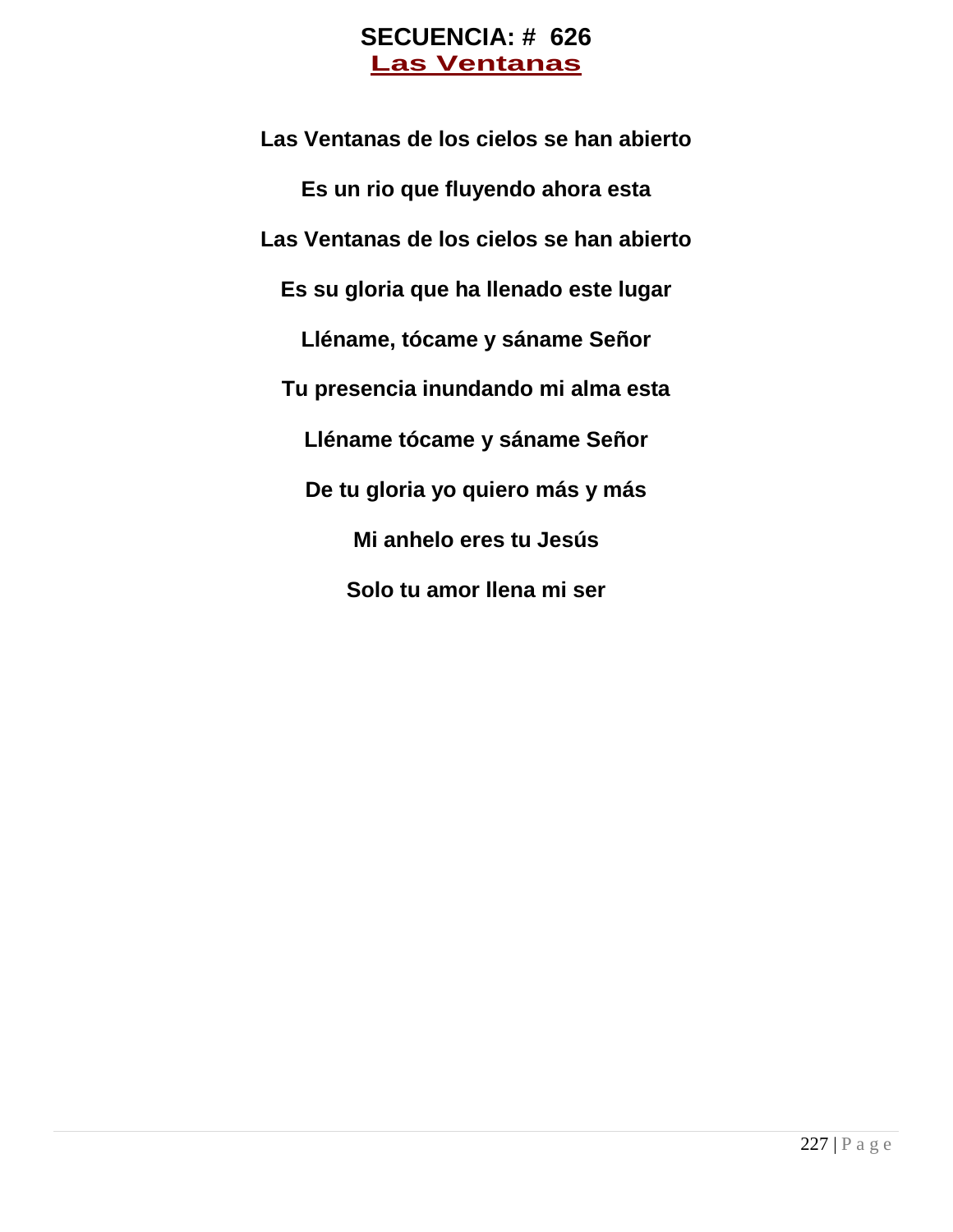# SECUENCIA: # 626

## Las Ventanas

**Las Ventanas de los cielos se han abierto**

**Es un rio que fluyendo ahora esta**

**Las Ventanas de los cielos se han abierto**

**Es su gloria que ha llenado este lugar**

**Lléname, tócame y sáname Señor**

**Tu presencia inundando mi alma esta**

**Lléname tócame y sáname Señor**

**De tu gloria yo quiero más y más**

**Mi anhelo eres tu Jesús**

**Solo tu amor llena mi ser**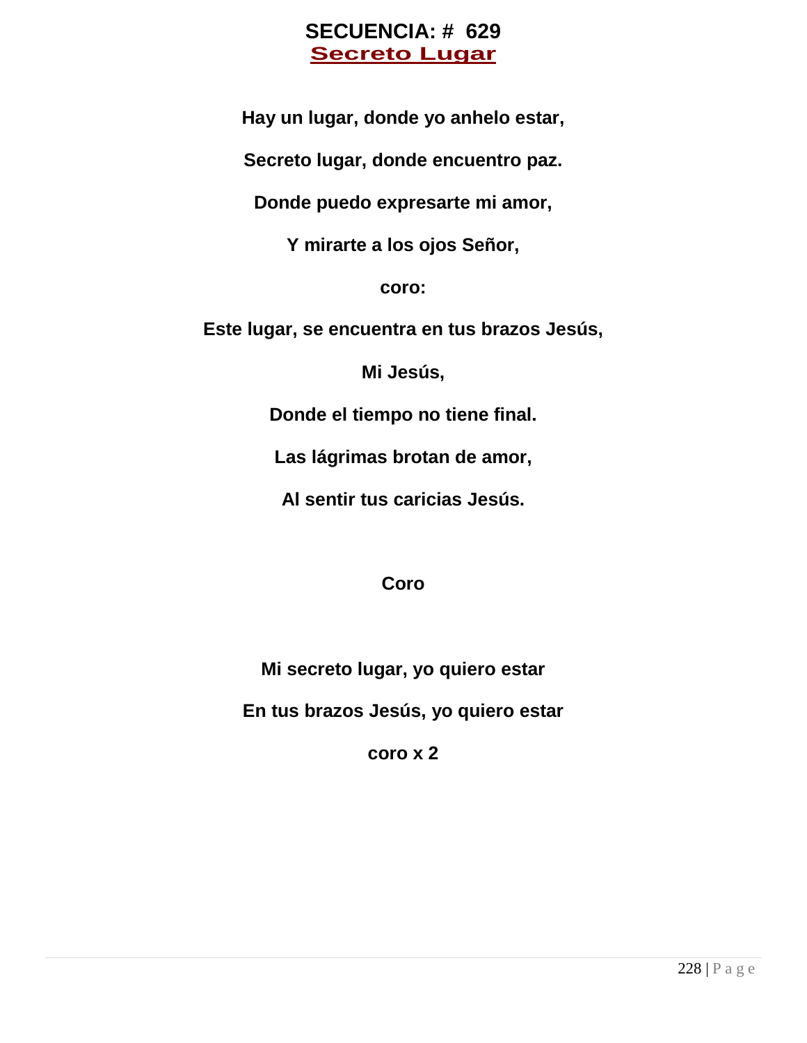# SECUENCIA: # 629

## Secreto Lugar

**Hay un lugar, donde yo anhelo estar,**

**Secreto lugar, donde encuentro paz.**

**Donde puedo expresarte mi amor,**

**Y mirarte a los ojos Señor,**

**coro:**

**Este lugar, se encuentra en tus brazos Jesús,**

**Mi Jesús,**

**Donde el tiempo no tiene final.**

**Las lágrimas brotan de amor,**

**Al sentir tus caricias Jesús.**

**Coro**

**Mi secreto lugar, yo quiero estar**

**En tus brazos Jesús, yo quiero estar**

**coro x 2**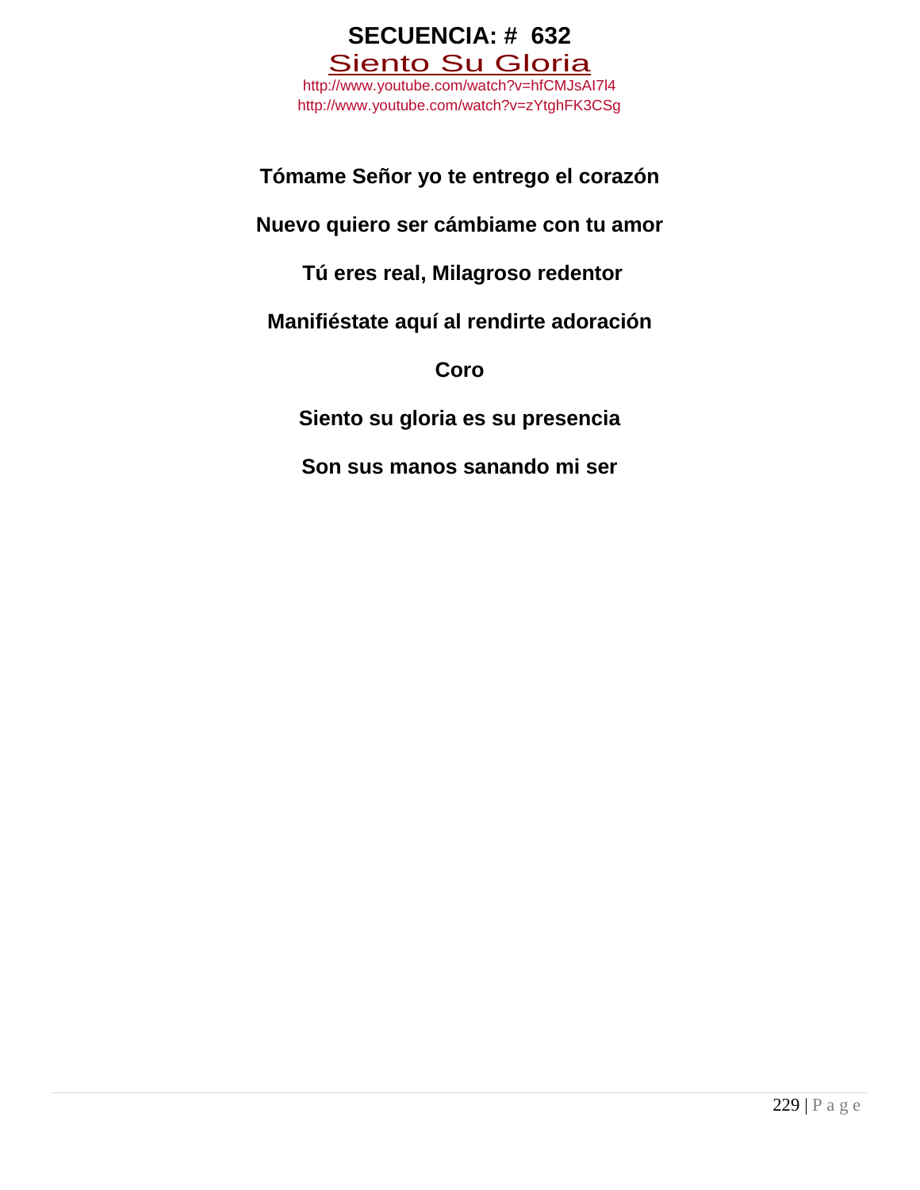# SECUENCIA: # 632

## Siento Su Gloria

http://www.youtube.com/watch?v=hfCMJsAI7l4
http://www.youtube.com/watch?v=zYtghFK3CSg

**Tómame Señor yo te entrego el corazón**

**Nuevo quiero ser cámbiame con tu amor**

**Tú eres real, Milagroso redentor**

**Manifiéstate aquí al rendirte adoración**

**Coro**

**Siento su gloria es su presencia**

**Son sus manos sanando mi ser**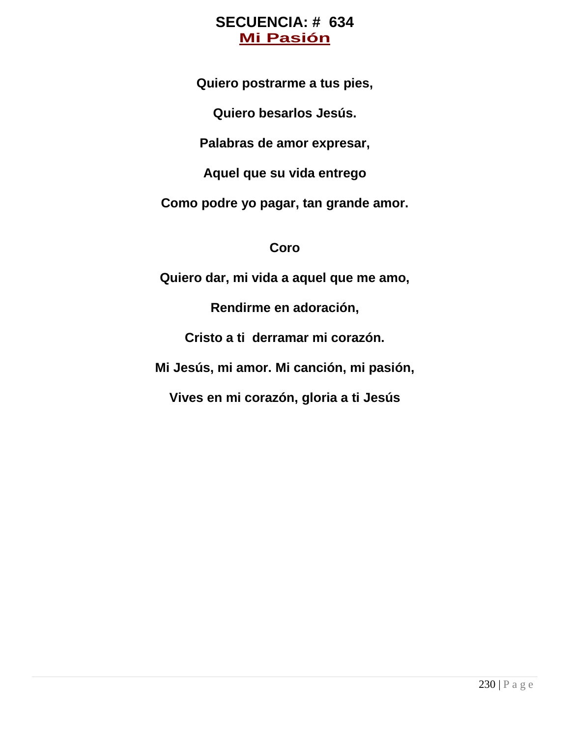# SECUENCIA: # 634

## Mi Pasión

**Quiero postrarme a tus pies,**

**Quiero besarlos Jesús.**

**Palabras de amor expresar,**

**Aquel que su vida entrego**

**Como podre yo pagar, tan grande amor.**

**Coro**

**Quiero dar, mi vida a aquel que me amo,**

**Rendirme en adoración,**

**Cristo a ti  derramar mi corazón.**

**Mi Jesús, mi amor. Mi canción, mi pasión,**

**Vives en mi corazón, gloria a ti Jesús**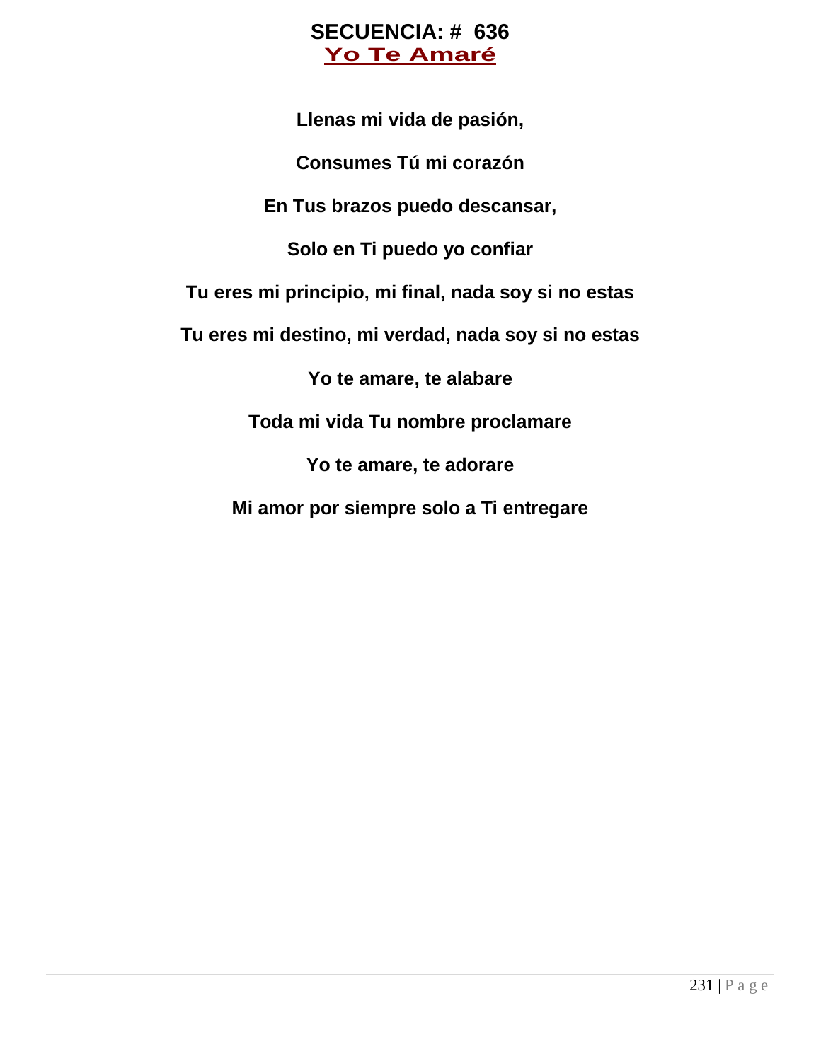# SECUENCIA: # 636

## Yo Te Amaré

**Llenas mi vida de pasión,**

**Consumes Tú mi corazón**

**En Tus brazos puedo descansar,**

**Solo en Ti puedo yo confiar**

**Tu eres mi principio, mi final, nada soy si no estas**

**Tu eres mi destino, mi verdad, nada soy si no estas**

**Yo te amare, te alabare**

**Toda mi vida Tu nombre proclamare**

**Yo te amare, te adorare**

**Mi amor por siempre solo a Ti entregare**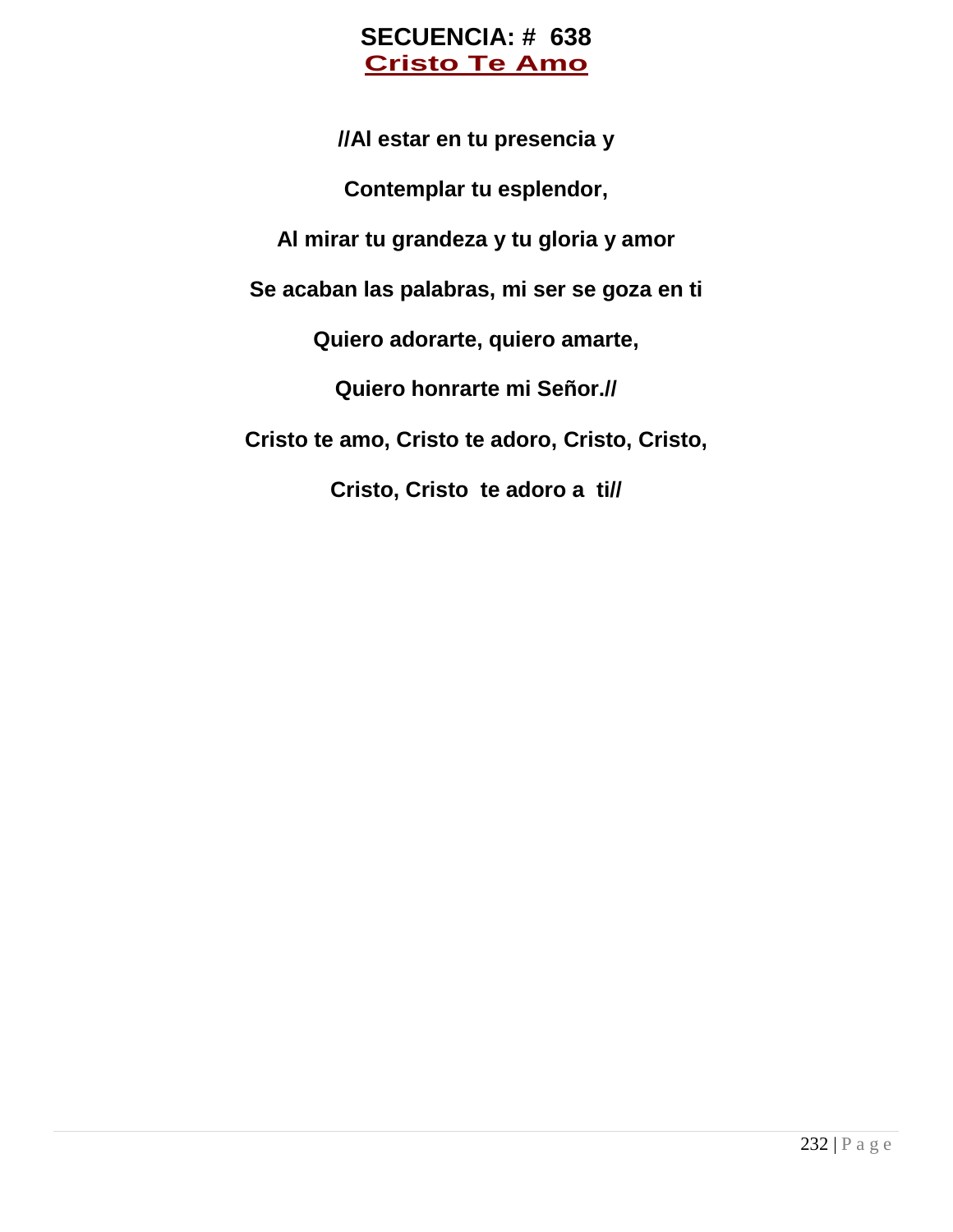# SECUENCIA: # 638

## Cristo Te Amo

**//Al estar en tu presencia y**

**Contemplar tu esplendor,**

**Al mirar tu grandeza y tu gloria y amor**

**Se acaban las palabras, mi ser se goza en ti**

**Quiero adorarte, quiero amarte,**

**Quiero honrarte mi Señor.//**

**Cristo te amo, Cristo te adoro, Cristo, Cristo,**

**Cristo, Cristo te adoro a ti//**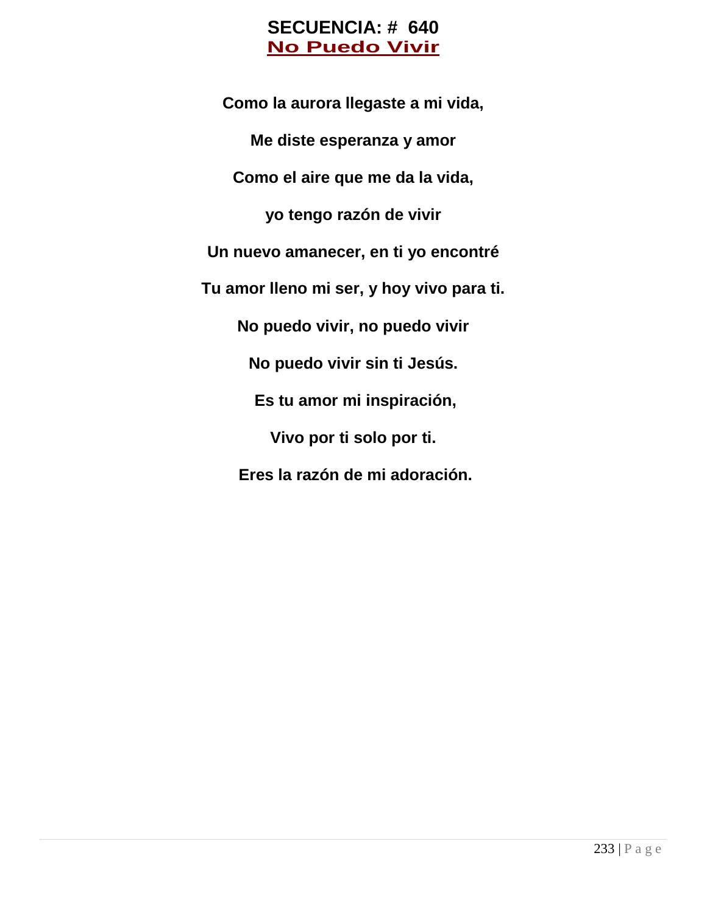# SECUENCIA: # 640

## No Puedo Vivir

**Como la aurora llegaste a mi vida,**

**Me diste esperanza y amor**

**Como el aire que me da la vida,**

**yo tengo razón de vivir**

**Un nuevo amanecer, en ti yo encontré**

**Tu amor lleno mi ser, y hoy vivo para ti.**

**No puedo vivir, no puedo vivir**

**No puedo vivir sin ti Jesús.**

**Es tu amor mi inspiración,**

**Vivo por ti solo por ti.**

**Eres la razón de mi adoración.**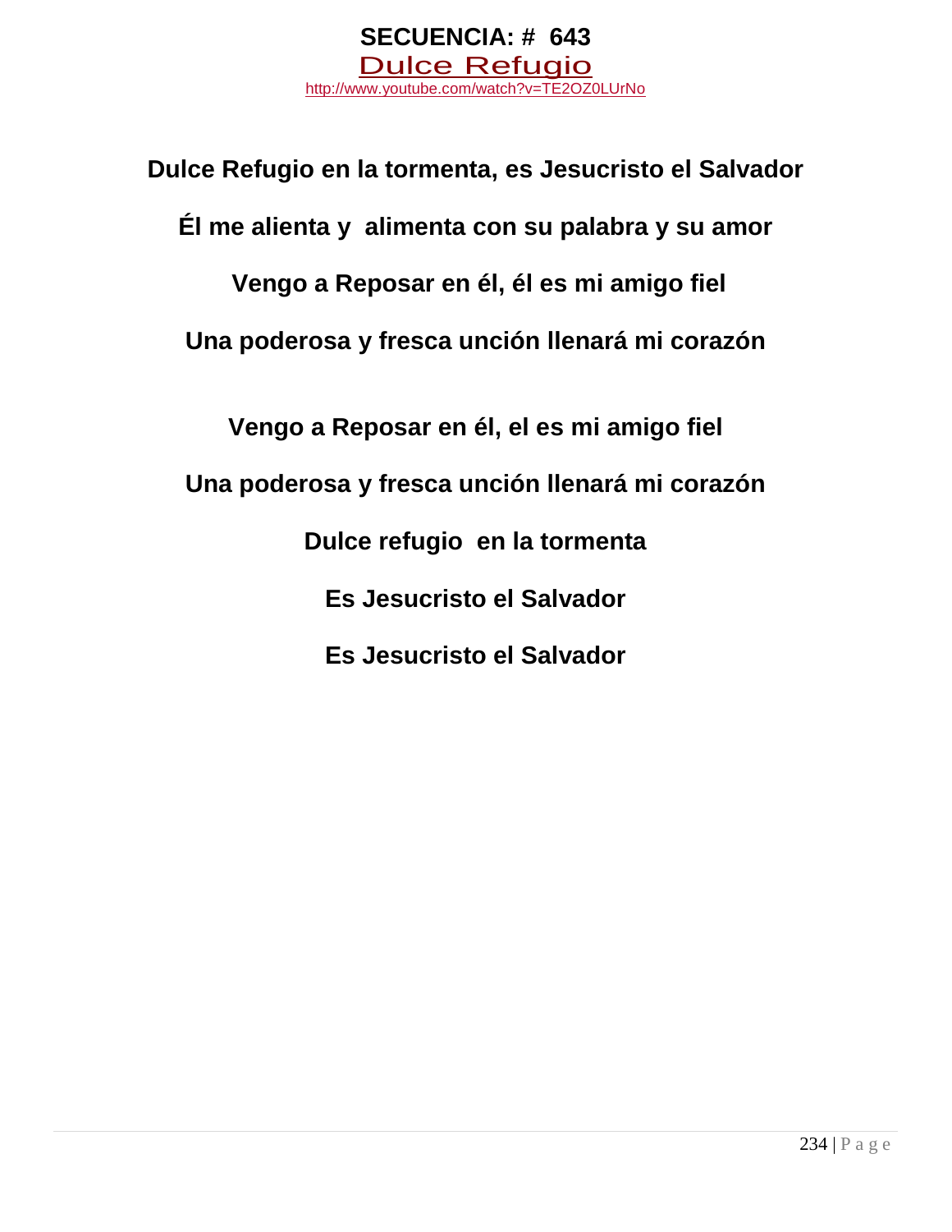# SECUENCIA: # 643

## Dulce Refugio

http://www.youtube.com/watch?v=TE2OZ0LUrNo

**Dulce Refugio en la tormenta, es Jesucristo el Salvador**

**Él me alienta y alimenta con su palabra y su amor**

**Vengo a Reposar en él, él es mi amigo fiel**

**Una poderosa y fresca unción llenará mi corazón**

**Vengo a Reposar en él, el es mi amigo fiel**

**Una poderosa y fresca unción llenará mi corazón**

**Dulce refugio en la tormenta**

**Es Jesucristo el Salvador**

**Es Jesucristo el Salvador**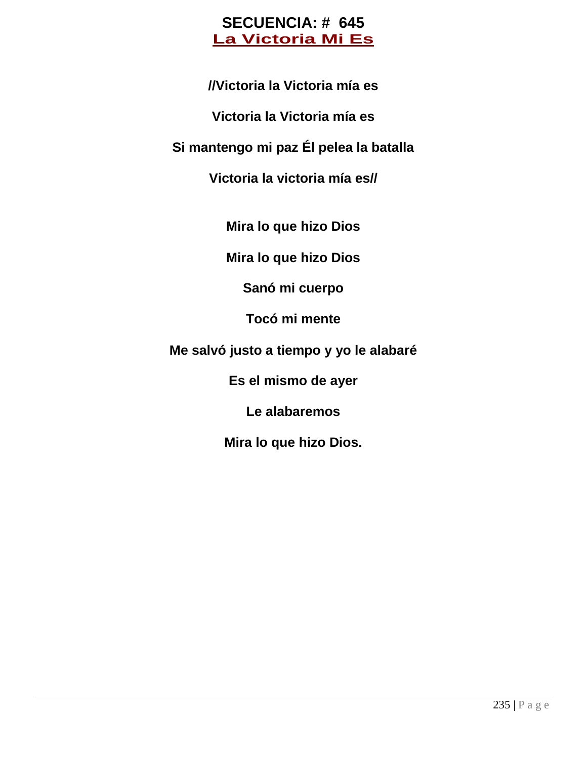# SECUENCIA: # 645

## La Victoria Mi Es

**//Victoria la Victoria mía es**

**Victoria la Victoria mía es**

**Si mantengo mi paz Él pelea la batalla**

**Victoria la victoria mía es//**

**Mira lo que hizo Dios**

**Mira lo que hizo Dios**

**Sanó mi cuerpo**

**Tocó mi mente**

**Me salvó justo a tiempo y yo le alabaré**

**Es el mismo de ayer**

**Le alabaremos**

**Mira lo que hizo Dios.**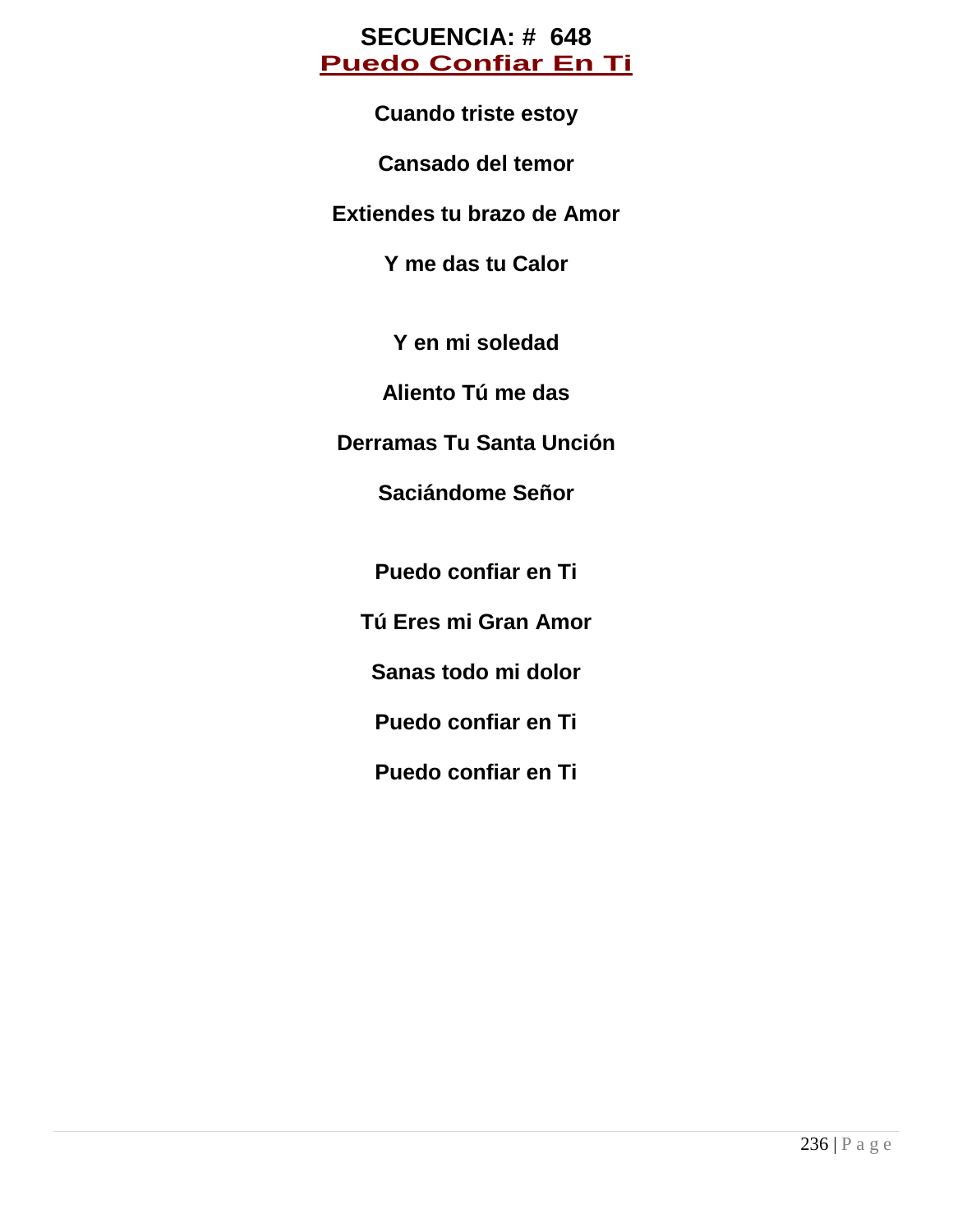**SECUENCIA: # 648**

## Puedo Confiar En Ti

**Cuando triste estoy**

**Cansado del temor**

**Extiendes tu brazo de Amor**

**Y me das tu Calor**

**Y en mi soledad**

**Aliento Tú me das**

**Derramas Tu Santa Unción**

**Saciándome Señor**

**Puedo confiar en Ti**

**Tú Eres mi Gran Amor**

**Sanas todo mi dolor**

**Puedo confiar en Ti**

**Puedo confiar en Ti**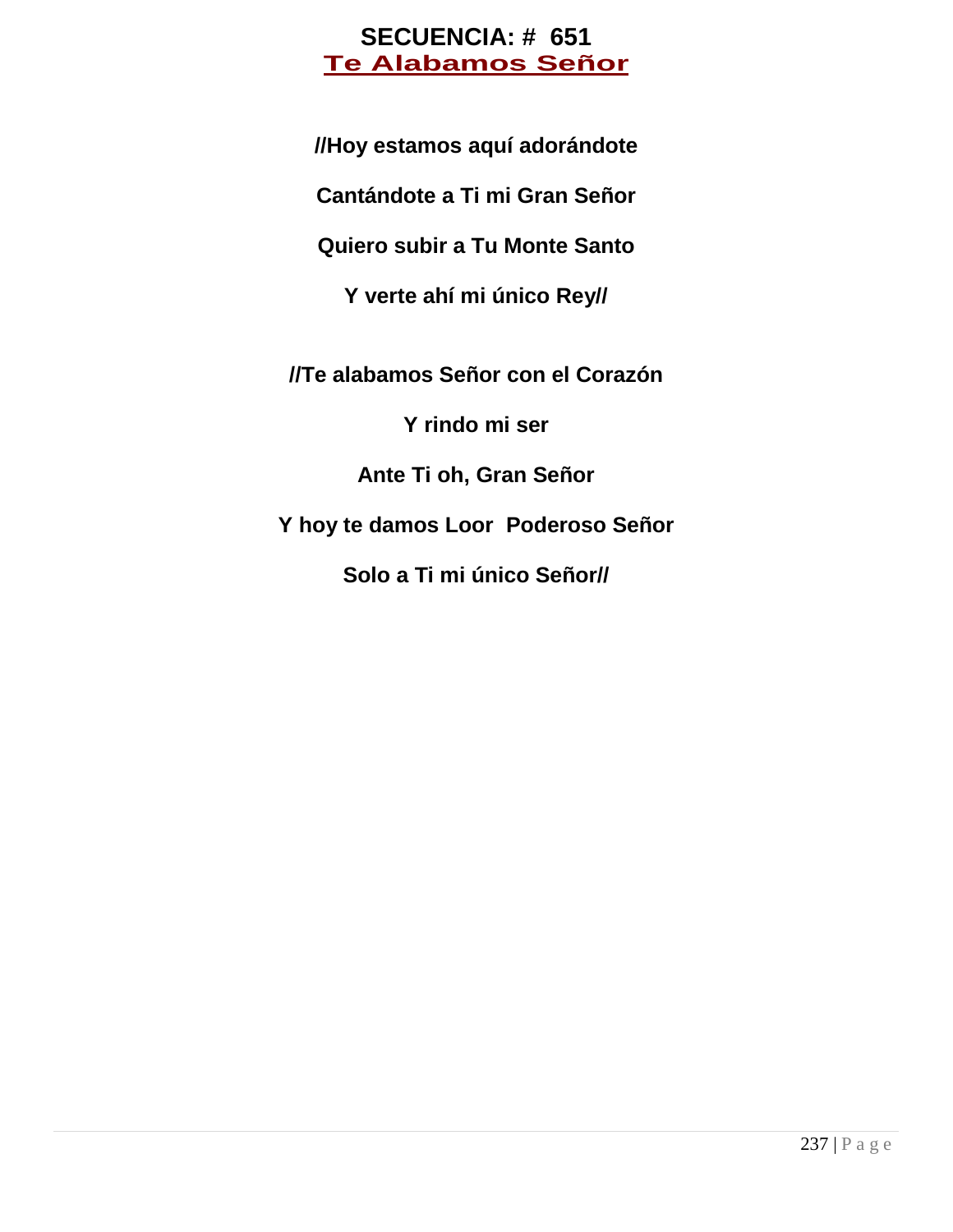**SECUENCIA: # 651**

## Te Alabamos Señor

**//Hoy estamos aquí adorándote**

**Cantándote a Ti mi Gran Señor**

**Quiero subir a Tu Monte Santo**

**Y verte ahí mi único Rey//**

**//Te alabamos Señor con el Corazón**

**Y rindo mi ser**

**Ante Ti oh, Gran Señor**

**Y hoy te damos Loor Poderoso Señor**

**Solo a Ti mi único Señor//**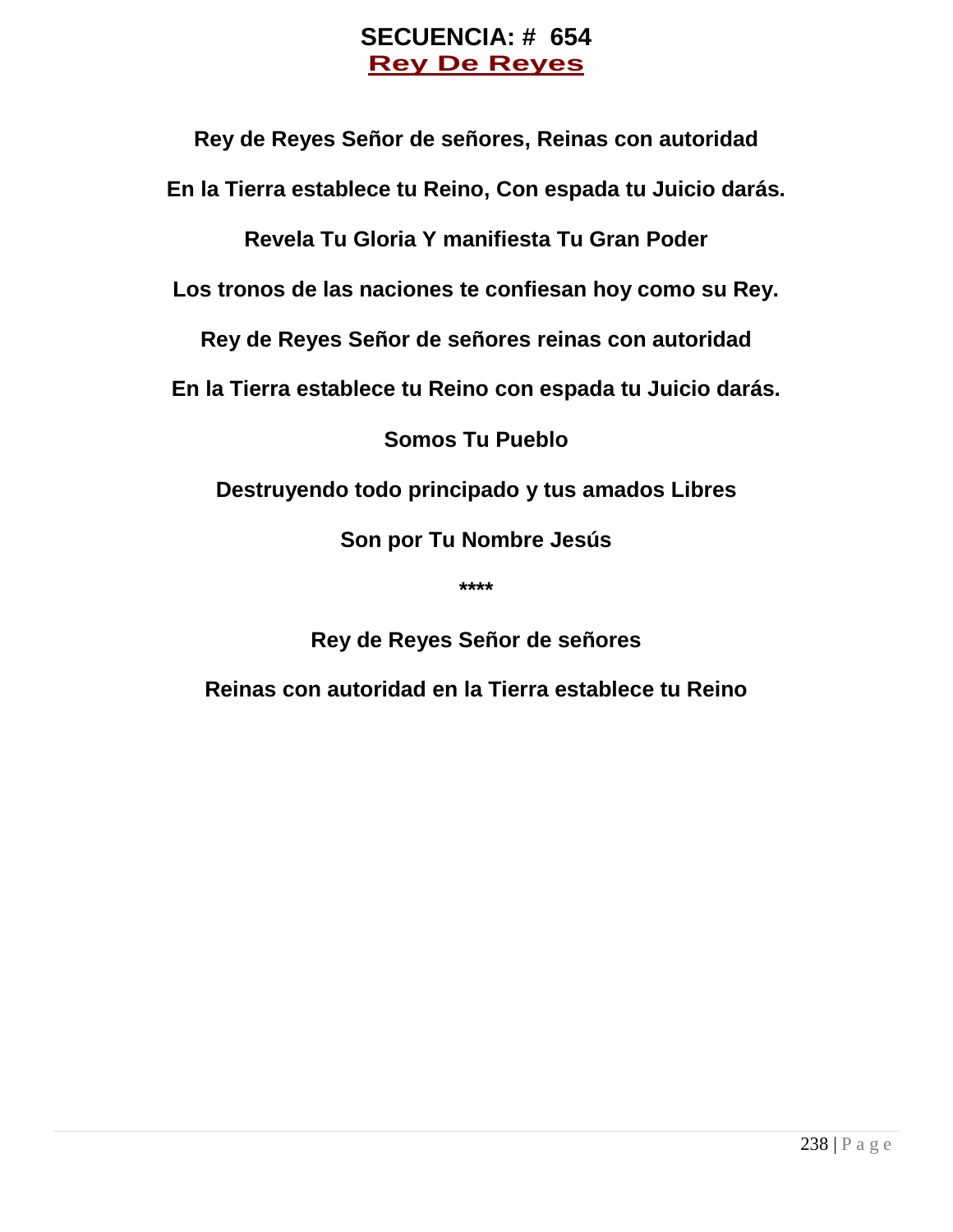# SECUENCIA: # 654

## Rey De Reyes

**Rey de Reyes Señor de señores, Reinas con autoridad**

**En la Tierra establece tu Reino, Con espada tu Juicio darás.**

**Revela Tu Gloria Y manifiesta Tu Gran Poder**

**Los tronos de las naciones te confiesan hoy como su Rey.**

**Rey de Reyes Señor de señores reinas con autoridad**

**En la Tierra establece tu Reino con espada tu Juicio darás.**

**Somos Tu Pueblo**

**Destruyendo todo principado y tus amados Libres**

**Son por Tu Nombre Jesús**

**\*\*\*\***

**Rey de Reyes Señor de señores**

**Reinas con autoridad en la Tierra establece tu Reino**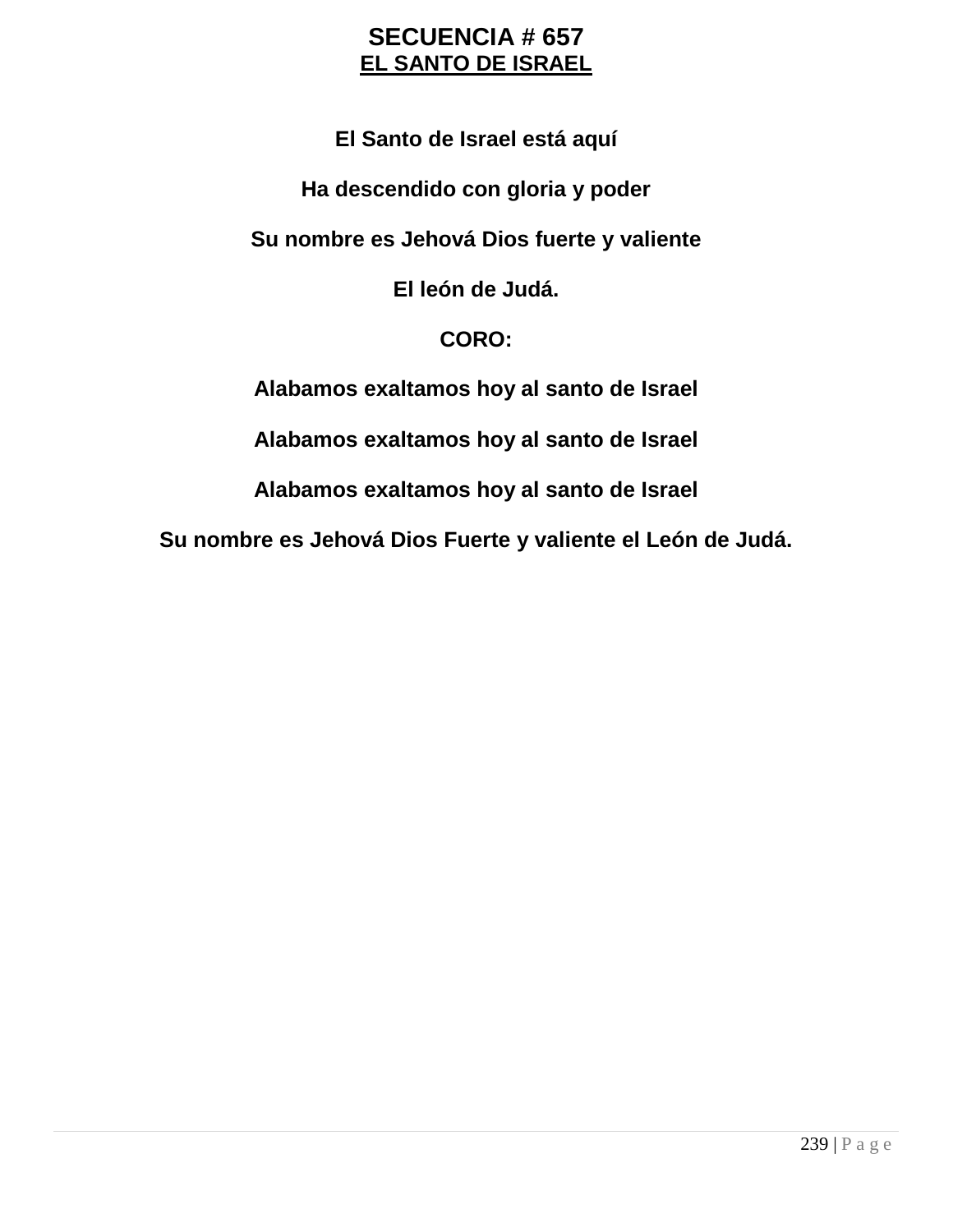# SECUENCIA # 657

## EL SANTO DE ISRAEL

**El Santo de Israel está aquí**

**Ha descendido con gloria y poder**

**Su nombre es Jehová Dios fuerte y valiente**

**El león de Judá.**

**CORO:**

**Alabamos exaltamos hoy al santo de Israel**

**Alabamos exaltamos hoy al santo de Israel**

**Alabamos exaltamos hoy al santo de Israel**

**Su nombre es Jehová Dios Fuerte y valiente el León de Judá.**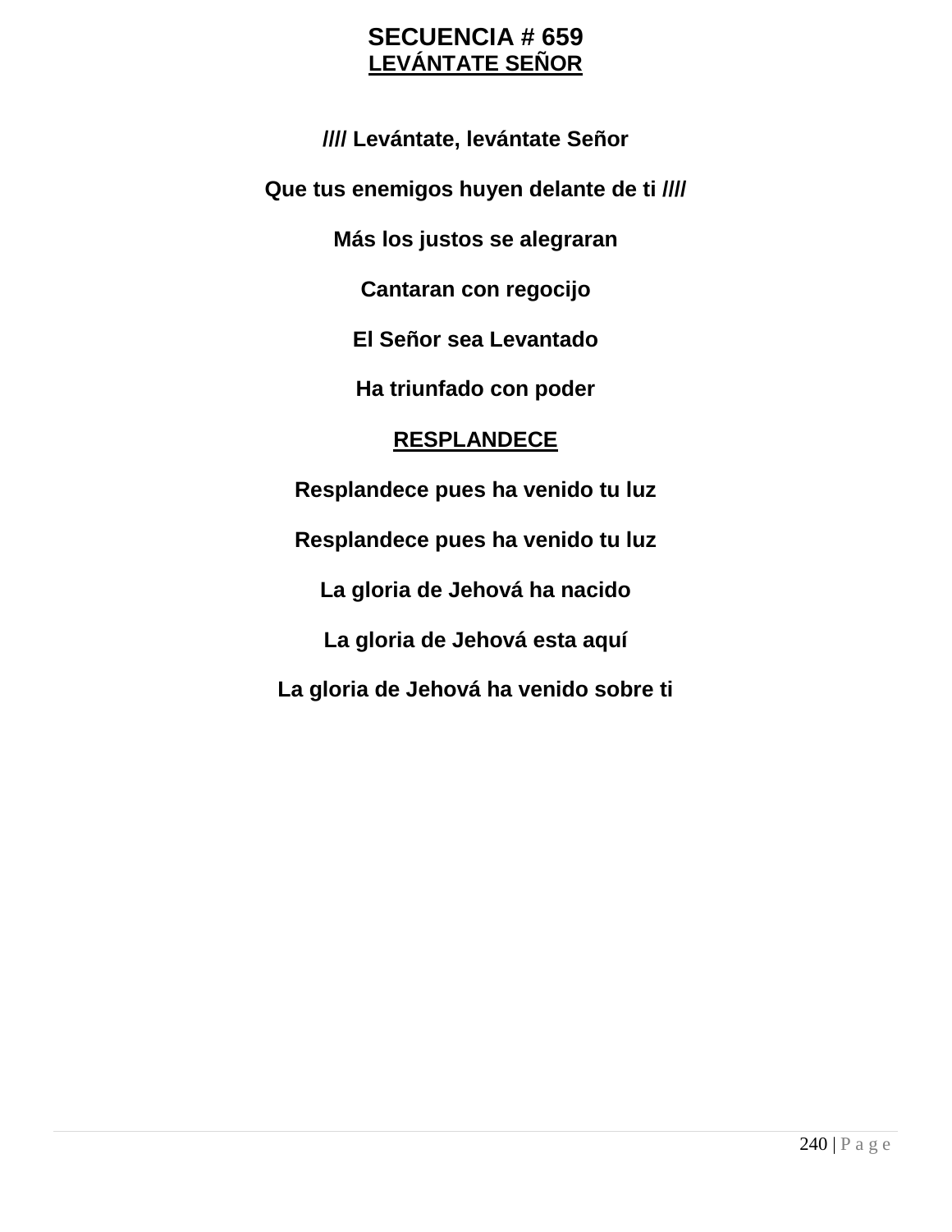# SECUENCIA # 659

## LEVÁNTATE SEÑOR

**//// Levántate, levántate Señor**

**Que tus enemigos huyen delante de ti ////**

**Más los justos se alegraran**

**Cantaran con regocijo**

**El Señor sea Levantado**

**Ha triunfado con poder**

## RESPLANDECE

**Resplandece pues ha venido tu luz**

**Resplandece pues ha venido tu luz**

**La gloria de Jehová ha nacido**

**La gloria de Jehová esta aquí**

**La gloria de Jehová ha venido sobre ti**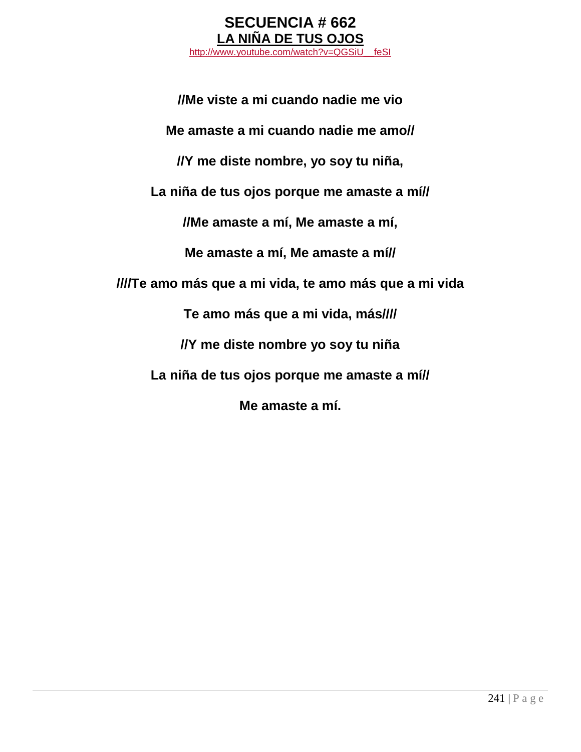# SECUENCIA # 662

## LA NIÑA DE TUS OJOS

http://www.youtube.com/watch?v=QGSiU__feSI

**//Me viste a mi cuando nadie me vio**

**Me amaste a mi cuando nadie me amo//**

**//Y me diste nombre, yo soy tu niña,**

**La niña de tus ojos porque me amaste a mí//**

**//Me amaste a mí, Me amaste a mí,**

**Me amaste a mí, Me amaste a mí//**

**////Te amo más que a mi vida, te amo más que a mi vida**

**Te amo más que a mi vida, más////**

**//Y me diste nombre yo soy tu niña**

**La niña de tus ojos porque me amaste a mí//**

**Me amaste a mí.**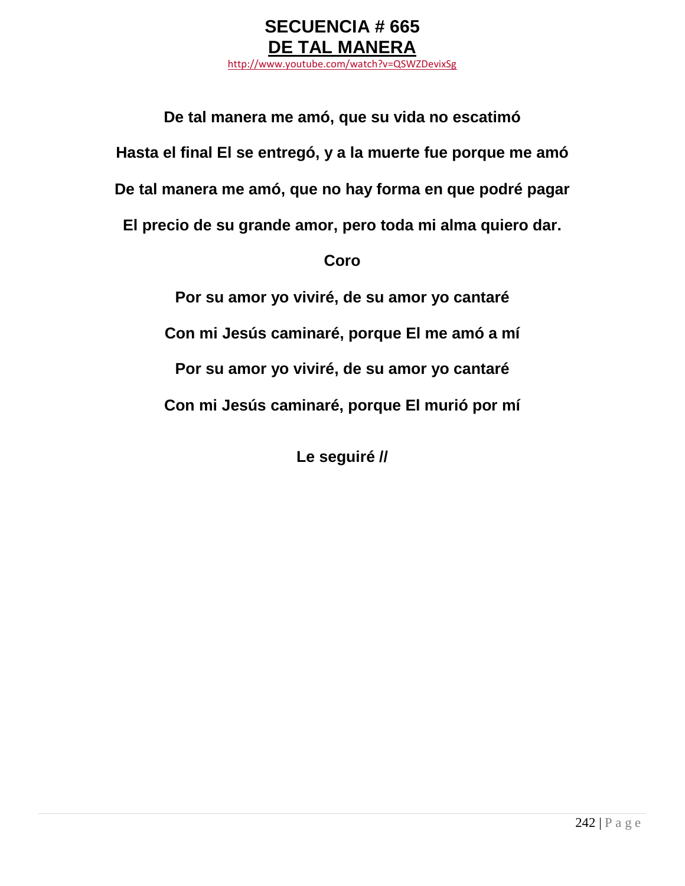# SECUENCIA # 665

## DE TAL MANERA

http://www.youtube.com/watch?v=QSWZDevixSg

**De tal manera me amó, que su vida no escatimó**

**Hasta el final El se entregó, y a la muerte fue porque me amó**

**De tal manera me amó, que no hay forma en que podré pagar**

**El precio de su grande amor, pero toda mi alma quiero dar.**

**Coro**

**Por su amor yo viviré, de su amor yo cantaré**

**Con mi Jesús caminaré, porque El me amó a mí**

**Por su amor yo viviré, de su amor yo cantaré**

**Con mi Jesús caminaré, porque El murió por mí**

**Le seguiré //**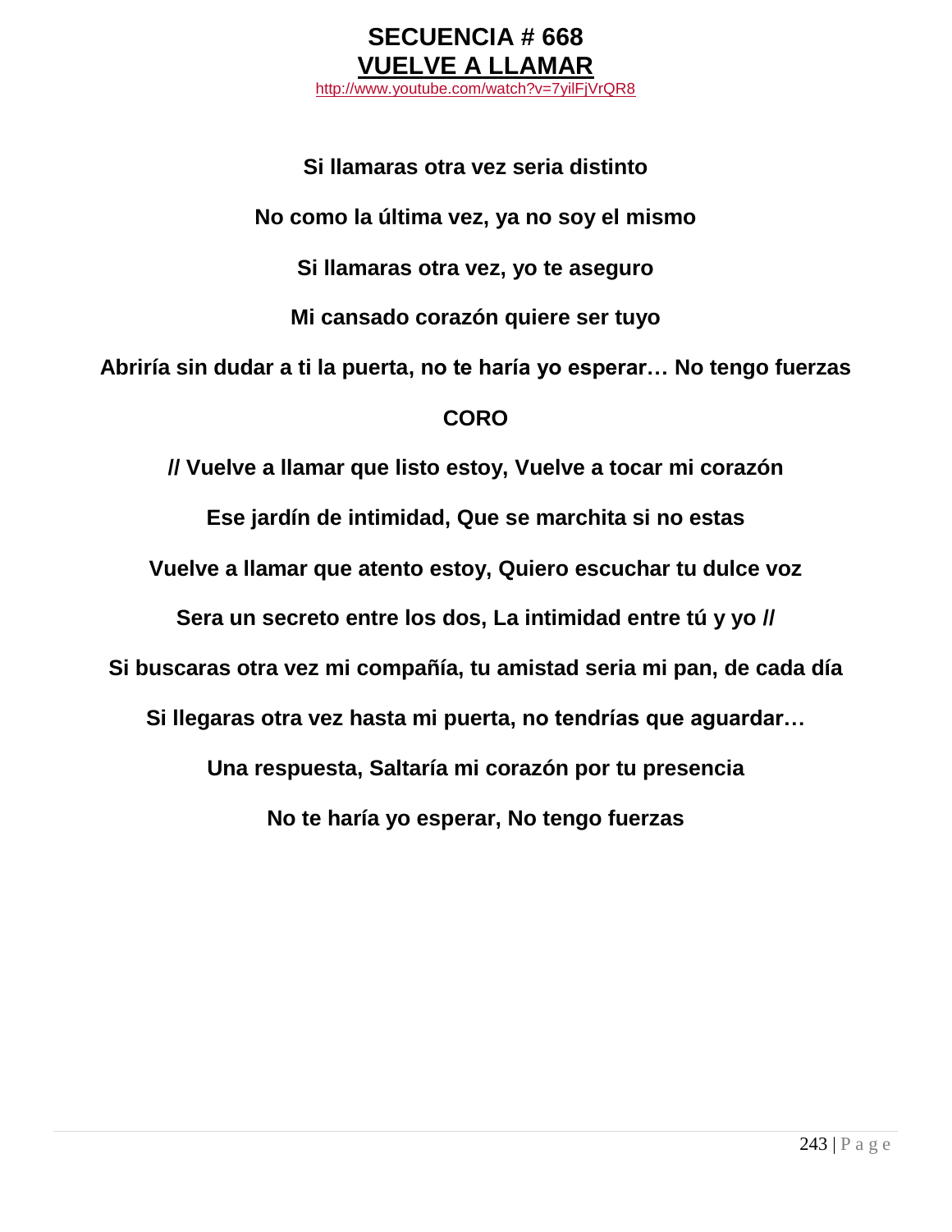# SECUENCIA # 668

## VUELVE A LLAMAR

http://www.youtube.com/watch?v=7yilFjVrQR8

**Si llamaras otra vez seria distinto**

**No como la última vez, ya no soy el mismo**

**Si llamaras otra vez, yo te aseguro**

**Mi cansado corazón quiere ser tuyo**

**Abriría sin dudar a ti la puerta, no te haría yo esperar… No tengo fuerzas**

**CORO**

**// Vuelve a llamar que listo estoy, Vuelve a tocar mi corazón**

**Ese jardín de intimidad, Que se marchita si no estas**

**Vuelve a llamar que atento estoy, Quiero escuchar tu dulce voz**

**Sera un secreto entre los dos, La intimidad entre tú y yo //**

**Si buscaras otra vez mi compañía, tu amistad seria mi pan, de cada día**

**Si llegaras otra vez hasta mi puerta, no tendrías que aguardar…**

**Una respuesta, Saltaría mi corazón por tu presencia**

**No te haría yo esperar, No tengo fuerzas**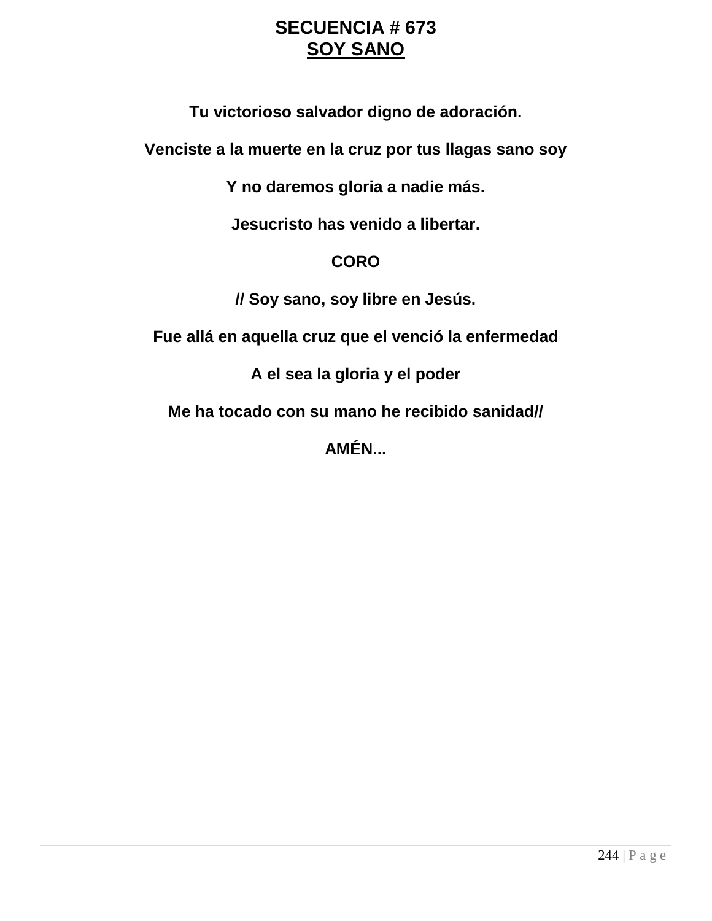# SECUENCIA # 673
## SOY SANO

**Tu victorioso salvador digno de adoración.**

**Venciste a la muerte en la cruz por tus llagas sano soy**

**Y no daremos gloria a nadie más.**

**Jesucristo has venido a libertar.**

**CORO**

**// Soy sano, soy libre en Jesús.**

**Fue allá en aquella cruz que el venció la enfermedad**

**A el sea la gloria y el poder**

**Me ha tocado con su mano he recibido sanidad//**

**AMÉN...**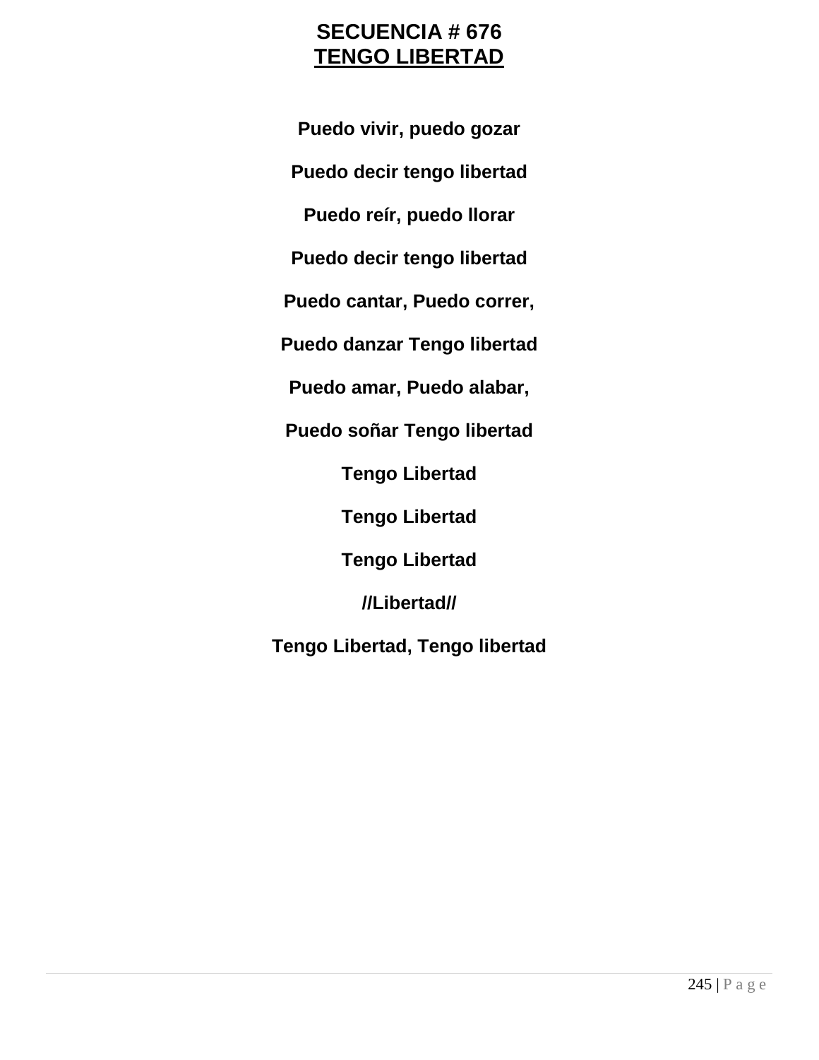**SECUENCIA # 676**
**TENGO LIBERTAD**

**Puedo vivir, puedo gozar**

**Puedo decir tengo libertad**

**Puedo reír, puedo llorar**

**Puedo decir tengo libertad**

**Puedo cantar, Puedo correr,**

**Puedo danzar Tengo libertad**

**Puedo amar, Puedo alabar,**

**Puedo soñar Tengo libertad**

**Tengo Libertad**

**Tengo Libertad**

**Tengo Libertad**

**//Libertad//**

**Tengo Libertad, Tengo libertad**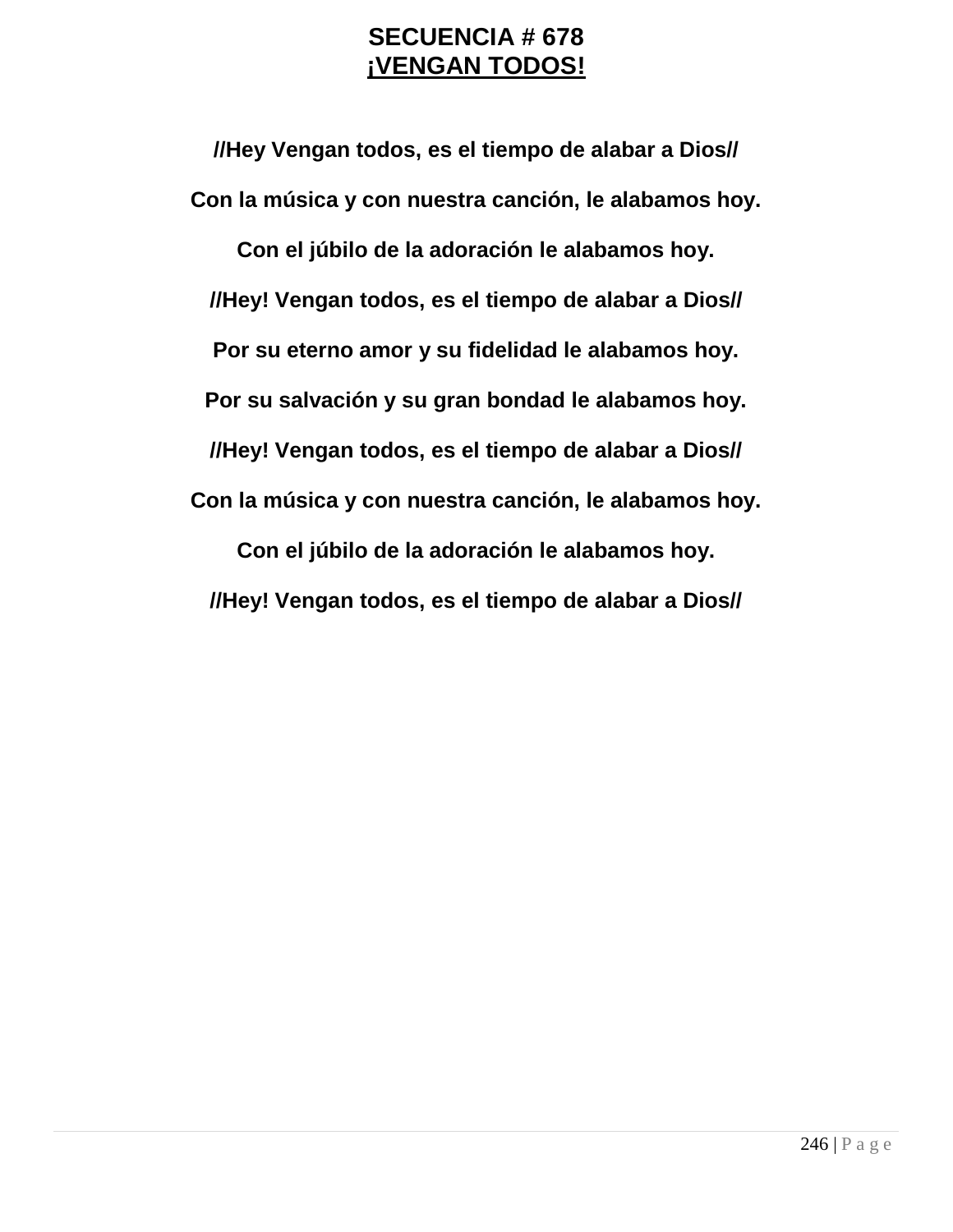# SECUENCIA # 678
## ¡VENGAN TODOS!

**//Hey Vengan todos, es el tiempo de alabar a Dios//**

**Con la música y con nuestra canción, le alabamos hoy.**

**Con el júbilo de la adoración le alabamos hoy.**

**//Hey! Vengan todos, es el tiempo de alabar a Dios//**

**Por su eterno amor y su fidelidad le alabamos hoy.**

**Por su salvación y su gran bondad le alabamos hoy.**

**//Hey! Vengan todos, es el tiempo de alabar a Dios//**

**Con la música y con nuestra canción, le alabamos hoy.**

**Con el júbilo de la adoración le alabamos hoy.**

**//Hey! Vengan todos, es el tiempo de alabar a Dios//**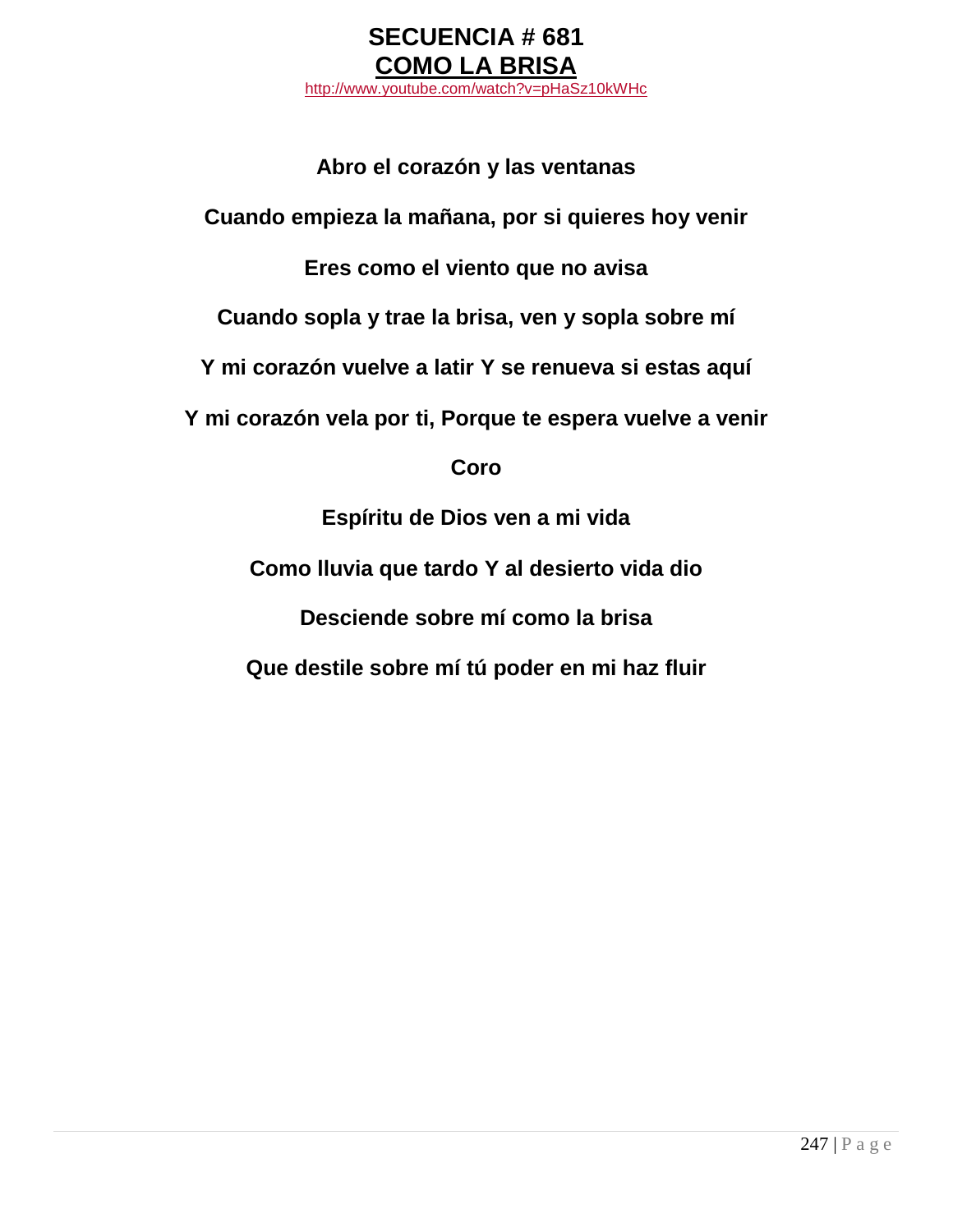# SECUENCIA # 681

## COMO LA BRISA

http://www.youtube.com/watch?v=pHaSz10kWHc

**Abro el corazón y las ventanas**

**Cuando empieza la mañana, por si quieres hoy venir**

**Eres como el viento que no avisa**

**Cuando sopla y trae la brisa, ven y sopla sobre mí**

**Y mi corazón vuelve a latir Y se renueva si estas aquí**

**Y mi corazón vela por ti, Porque te espera vuelve a venir**

**Coro**

**Espíritu de Dios ven a mi vida**

**Como lluvia que tardo Y al desierto vida dio**

**Desciende sobre mí como la brisa**

**Que destile sobre mí tú poder en mi haz fluir**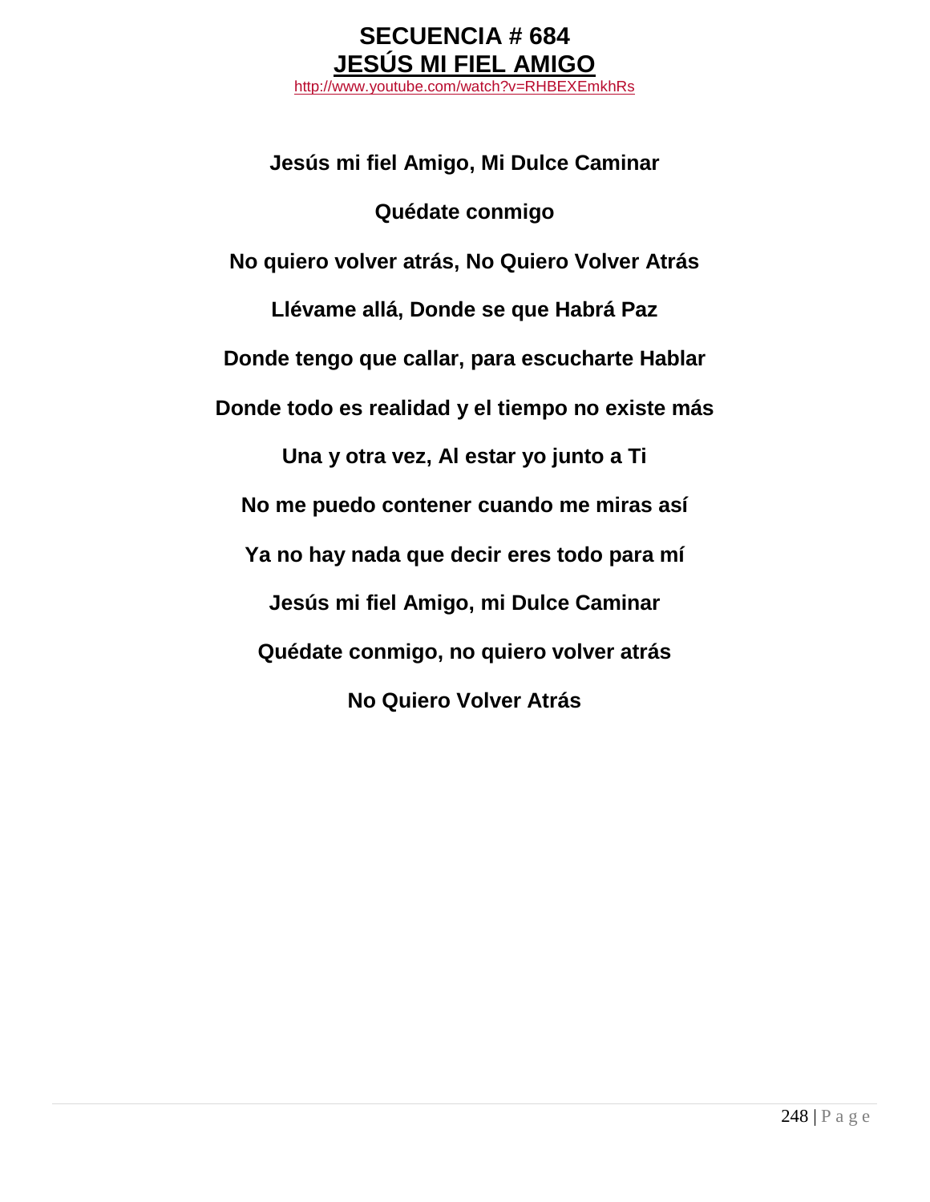# SECUENCIA # 684

## JESÚS MI FIEL AMIGO

http://www.youtube.com/watch?v=RHBEXEmkhRs

**Jesús mi fiel Amigo, Mi Dulce Caminar**

**Quédate conmigo**

**No quiero volver atrás, No Quiero Volver Atrás**

**Llévame allá, Donde se que Habrá Paz**

**Donde tengo que callar, para escucharte Hablar**

**Donde todo es realidad y el tiempo no existe más**

**Una y otra vez, Al estar yo junto a Ti**

**No me puedo contener cuando me miras así**

**Ya no hay nada que decir eres todo para mí**

**Jesús mi fiel Amigo, mi Dulce Caminar**

**Quédate conmigo, no quiero volver atrás**

**No Quiero Volver Atrás**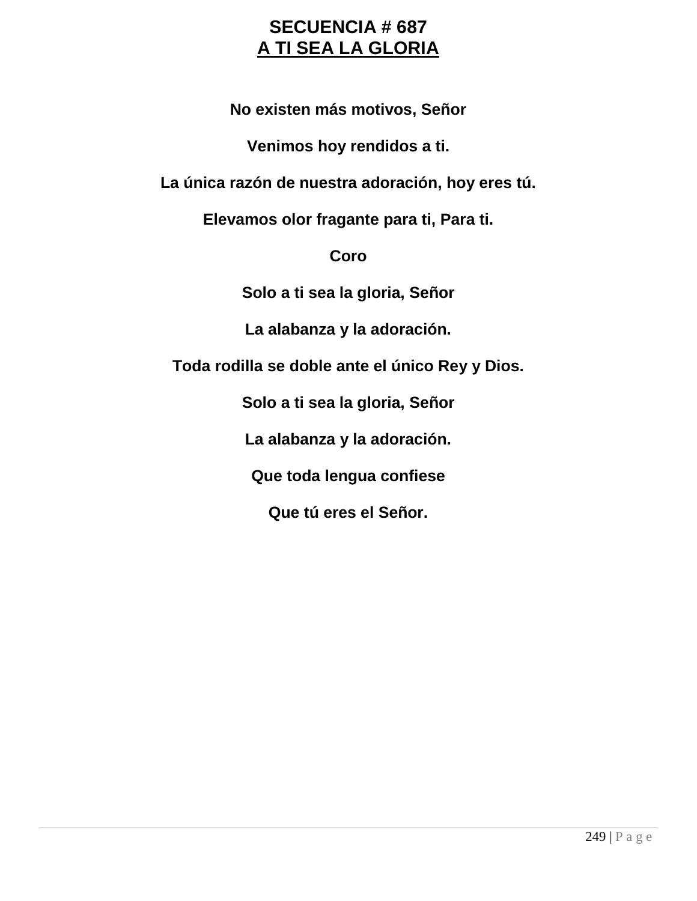# SECUENCIA # 687
## A TI SEA LA GLORIA

**No existen más motivos, Señor**

**Venimos hoy rendidos a ti.**

**La única razón de nuestra adoración, hoy eres tú.**

**Elevamos olor fragante para ti, Para ti.**

**Coro**

**Solo a ti sea la gloria, Señor**

**La alabanza y la adoración.**

**Toda rodilla se doble ante el único Rey y Dios.**

**Solo a ti sea la gloria, Señor**

**La alabanza y la adoración.**

**Que toda lengua confiese**

**Que tú eres el Señor.**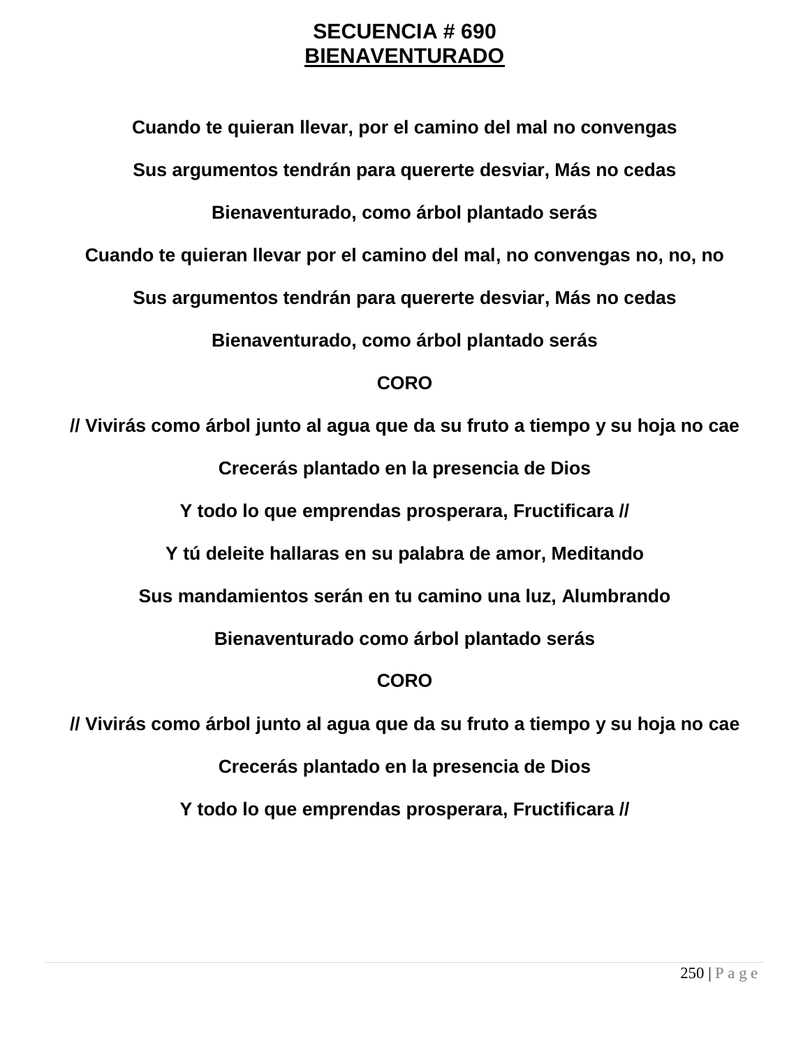# SECUENCIA # 690
## BIENAVENTURADO

**Cuando te quieran llevar, por el camino del mal no convengas**

**Sus argumentos tendrán para quererte desviar, Más no cedas**

**Bienaventurado, como árbol plantado serás**

**Cuando te quieran llevar por el camino del mal, no convengas no, no, no**

**Sus argumentos tendrán para quererte desviar, Más no cedas**

**Bienaventurado, como árbol plantado serás**

**CORO**

**// Vivirás como árbol junto al agua que da su fruto a tiempo y su hoja no cae**

**Crecerás plantado en la presencia de Dios**

**Y todo lo que emprendas prosperara, Fructificara //**

**Y tú deleite hallaras en su palabra de amor, Meditando**

**Sus mandamientos serán en tu camino una luz, Alumbrando**

**Bienaventurado como árbol plantado serás**

**CORO**

**// Vivirás como árbol junto al agua que da su fruto a tiempo y su hoja no cae**

**Crecerás plantado en la presencia de Dios**

**Y todo lo que emprendas prosperara, Fructificara //**